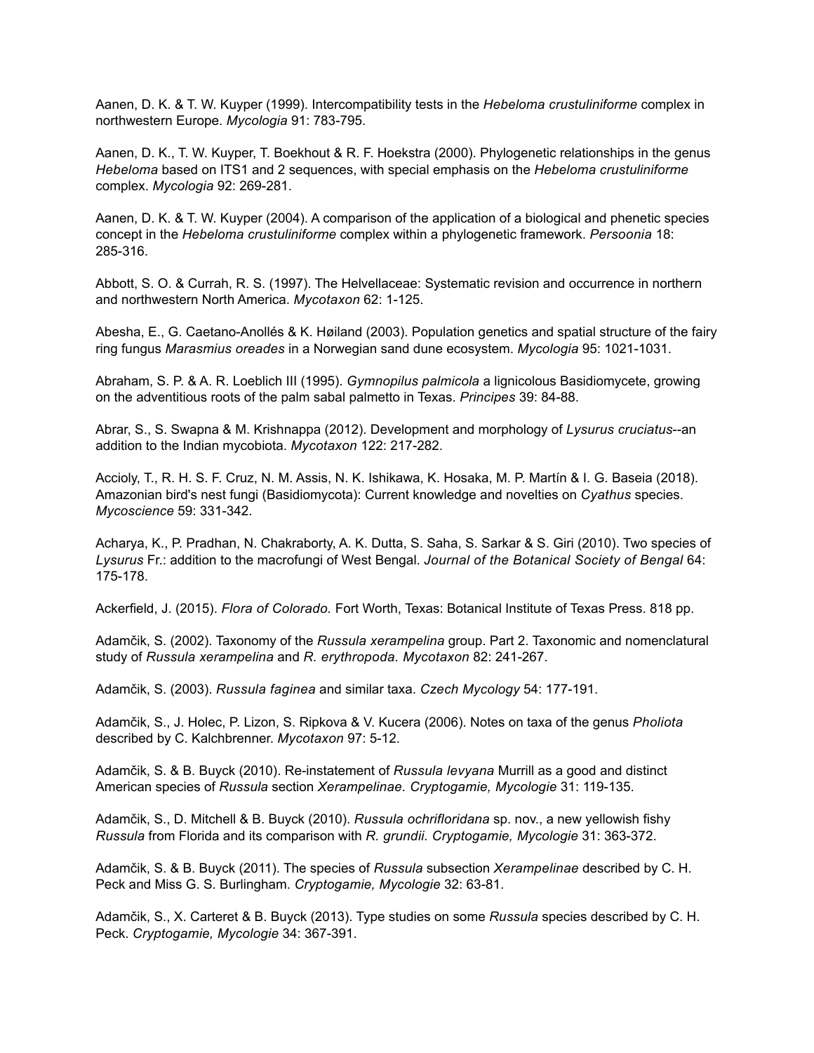Aanen, D. K. & T. W. Kuyper (1999). Intercompatibility tests in the *Hebeloma crustuliniforme* complex in northwestern Europe. *Mycologia* 91: 783-795.

Aanen, D. K., T. W. Kuyper, T. Boekhout & R. F. Hoekstra (2000). Phylogenetic relationships in the genus *Hebeloma* based on ITS1 and 2 sequences, with special emphasis on the *Hebeloma crustuliniforme* complex. *Mycologia* 92: 269-281.

Aanen, D. K. & T. W. Kuyper (2004). A comparison of the application of a biological and phenetic species concept in the *Hebeloma crustuliniforme* complex within a phylogenetic framework. *Persoonia* 18: 285-316.

Abbott, S. O. & Currah, R. S. (1997). The Helvellaceae: Systematic revision and occurrence in northern and northwestern North America. *Mycotaxon* 62: 1-125.

Abesha, E., G. Caetano-Anollés & K. Høiland (2003). Population genetics and spatial structure of the fairy ring fungus *Marasmius oreades* in a Norwegian sand dune ecosystem. *Mycologia* 95: 1021-1031.

Abraham, S. P. & A. R. Loeblich III (1995). *Gymnopilus palmicola* a lignicolous Basidiomycete, growing on the adventitious roots of the palm sabal palmetto in Texas. *Principes* 39: 84-88.

Abrar, S., S. Swapna & M. Krishnappa (2012). Development and morphology of *Lysurus cruciatus*--an addition to the Indian mycobiota. *Mycotaxon* 122: 217-282.

Accioly, T., R. H. S. F. Cruz, N. M. Assis, N. K. Ishikawa, K. Hosaka, M. P. Martín & I. G. Baseia (2018). Amazonian bird's nest fungi (Basidiomycota): Current knowledge and novelties on *Cyathus* species. *Mycoscience* 59: 331-342.

Acharya, K., P. Pradhan, N. Chakraborty, A. K. Dutta, S. Saha, S. Sarkar & S. Giri (2010). Two species of *Lysurus* Fr.: addition to the macrofungi of West Bengal. *Journal of the Botanical Society of Bengal* 64: 175-178.

Ackerfield, J. (2015). *Flora of Colorado.* Fort Worth, Texas: Botanical Institute of Texas Press. 818 pp.

Adamčik, S. (2002). Taxonomy of the *Russula xerampelina* group. Part 2. Taxonomic and nomenclatural study of *Russula xerampelina* and *R. erythropoda. Mycotaxon* 82: 241-267.

Adamčik, S. (2003). *Russula faginea* and similar taxa. *Czech Mycology* 54: 177-191.

Adamčik, S., J. Holec, P. Lizon, S. Ripkova & V. Kucera (2006). Notes on taxa of the genus *Pholiota* described by C. Kalchbrenner. *Mycotaxon* 97: 5-12.

Adamčik, S. & B. Buyck (2010). Re-instatement of *Russula levyana* Murrill as a good and distinct American species of *Russula* section *Xerampelinae. Cryptogamie, Mycologie* 31: 119-135.

Adamčik, S., D. Mitchell & B. Buyck (2010). *Russula ochrifloridana* sp. nov., a new yellowish fishy *Russula* from Florida and its comparison with *R. grundii. Cryptogamie, Mycologie* 31: 363-372.

Adamčik, S. & B. Buyck (2011). The species of *Russula* subsection *Xerampelinae* described by C. H. Peck and Miss G. S. Burlingham. *Cryptogamie, Mycologie* 32: 63-81.

Adamčik, S., X. Carteret & B. Buyck (2013). Type studies on some *Russula* species described by C. H. Peck. *Cryptogamie, Mycologie* 34: 367-391.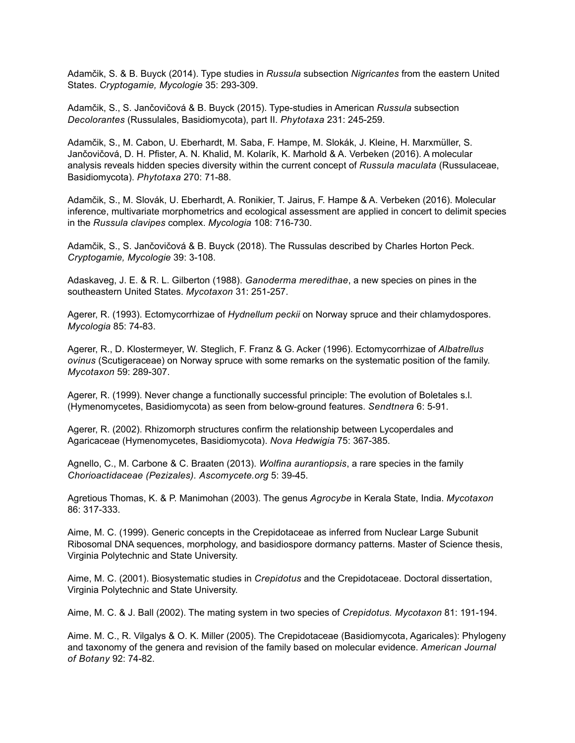Adamčik, S. & B. Buyck (2014). Type studies in *Russula* subsection *Nigricantes* from the eastern United States. *Cryptogamie, Mycologie* 35: 293-309.

Adamčik, S., S. Jančovičová & B. Buyck (2015). Type-studies in American *Russula* subsection *Decolorantes* (Russulales, Basidiomycota), part II. *Phytotaxa* 231: 245-259.

Adamčik, S., M. Cabon, U. Eberhardt, M. Saba, F. Hampe, M. Slokák, J. Kleine, H. Marxmüller, S. Jančovičová, D. H. Pfister, A. N. Khalid, M. Kolarík, K. Marhold & A. Verbeken (2016). A molecular analysis reveals hidden species diversity within the current concept of *Russula maculata* (Russulaceae, Basidiomycota). *Phytotaxa* 270: 71-88.

Adamčik, S., M. Slovák, U. Eberhardt, A. Ronikier, T. Jairus, F. Hampe & A. Verbeken (2016). Molecular inference, multivariate morphometrics and ecological assessment are applied in concert to delimit species in the *Russula clavipes* complex. *Mycologia* 108: 716-730.

Adamčik, S., S. Jančovičová & B. Buyck (2018). The Russulas described by Charles Horton Peck. *Cryptogamie, Mycologie* 39: 3-108.

Adaskaveg, J. E. & R. L. Gilberton (1988). *Ganoderma meredithae*, a new species on pines in the southeastern United States. *Mycotaxon* 31: 251-257.

Agerer, R. (1993). Ectomycorrhizae of *Hydnellum peckii* on Norway spruce and their chlamydospores. *Mycologia* 85: 74-83.

Agerer, R., D. Klostermeyer, W. Steglich, F. Franz & G. Acker (1996). Ectomycorrhizae of *Albatrellus ovinus* (Scutigeraceae) on Norway spruce with some remarks on the systematic position of the family. *Mycotaxon* 59: 289-307.

Agerer, R. (1999). Never change a functionally successful principle: The evolution of Boletales s.l. (Hymenomycetes, Basidiomycota) as seen from below-ground features. *Sendtnera* 6: 5-91.

Agerer, R. (2002). Rhizomorph structures confirm the relationship between Lycoperdales and Agaricaceae (Hymenomycetes, Basidiomycota). *Nova Hedwigia* 75: 367-385.

Agnello, C., M. Carbone & C. Braaten (2013). *Wolfina aurantiopsis*, a rare species in the family *Chorioactidaceae (Pezizales). Ascomycete.org* 5: 39-45.

Agretious Thomas, K. & P. Manimohan (2003). The genus *Agrocybe* in Kerala State, India. *Mycotaxon* 86: 317-333.

Aime, M. C. (1999). Generic concepts in the Crepidotaceae as inferred from Nuclear Large Subunit Ribosomal DNA sequences, morphology, and basidiospore dormancy patterns. Master of Science thesis, Virginia Polytechnic and State University.

Aime, M. C. (2001). Biosystematic studies in *Crepidotus* and the Crepidotaceae. Doctoral dissertation, Virginia Polytechnic and State University.

Aime, M. C. & J. Ball (2002). The mating system in two species of *Crepidotus. Mycotaxon* 81: 191-194.

Aime. M. C., R. Vilgalys & O. K. Miller (2005). The Crepidotaceae (Basidiomycota, Agaricales): Phylogeny and taxonomy of the genera and revision of the family based on molecular evidence. *American Journal of Botany* 92: 74-82.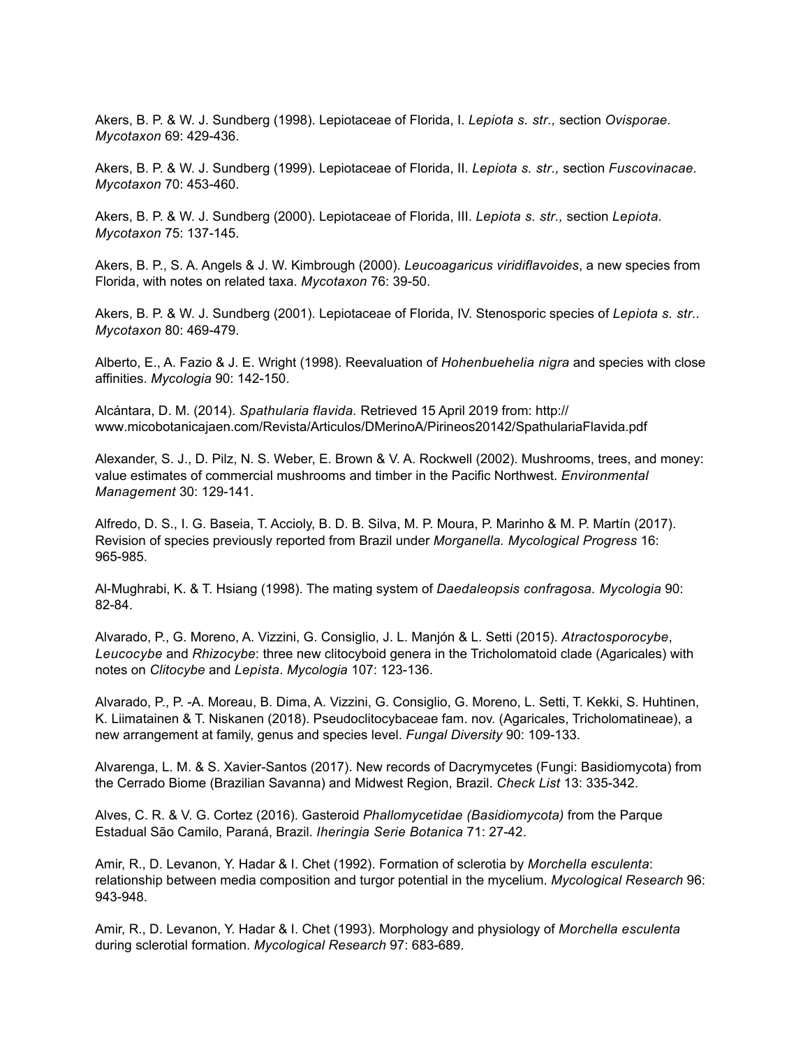Akers, B. P. & W. J. Sundberg (1998). Lepiotaceae of Florida, I. *Lepiota s. str.,* section *Ovisporae. Mycotaxon* 69: 429-436.

Akers, B. P. & W. J. Sundberg (1999). Lepiotaceae of Florida, II. *Lepiota s. str.,* section *Fuscovinacae. Mycotaxon* 70: 453-460.

Akers, B. P. & W. J. Sundberg (2000). Lepiotaceae of Florida, III. *Lepiota s. str.,* section *Lepiota*. *Mycotaxon* 75: 137-145.

Akers, B. P., S. A. Angels & J. W. Kimbrough (2000). *Leucoagaricus viridiflavoides*, a new species from Florida, with notes on related taxa. *Mycotaxon* 76: 39-50.

Akers, B. P. & W. J. Sundberg (2001). Lepiotaceae of Florida, IV. Stenosporic species of *Lepiota s. str.. Mycotaxon* 80: 469-479.

Alberto, E., A. Fazio & J. E. Wright (1998). Reevaluation of *Hohenbuehelia nigra* and species with close affinities. *Mycologia* 90: 142-150.

Alcántara, D. M. (2014). *Spathularia flavida.* Retrieved 15 April 2019 from: http://www.micobotanicajaen.com/Revista/Articulos/DMerinoA/Pirineos20142/SpathulariaFlavida.pdf

Alexander, S. J., D. Pilz, N. S. Weber, E. Brown & V. A. Rockwell (2002). Mushrooms, trees, and money: value estimates of commercial mushrooms and timber in the Pacific Northwest. *Environmental Management* 30: 129-141.

Alfredo, D. S., I. G. Baseia, T. Accioly, B. D. B. Silva, M. P. Moura, P. Marinho & M. P. Martín (2017). Revision of species previously reported from Brazil under *Morganella. Mycological Progress* 16: 965-985.

Al-Mughrabi, K. & T. Hsiang (1998). The mating system of *Daedaleopsis confragosa. Mycologia* 90: 82-84.

Alvarado, P., G. Moreno, A. Vizzini, G. Consiglio, J. L. Manjón & L. Setti (2015). *Atractosporocybe*, *Leucocybe* and *Rhizocybe*: three new clitocyboid genera in the Tricholomatoid clade (Agaricales) with notes on *Clitocybe* and *Lepista*. *Mycologia* 107: 123-136.

Alvarado, P., P. -A. Moreau, B. Dima, A. Vizzini, G. Consiglio, G. Moreno, L. Setti, T. Kekki, S. Huhtinen, K. Liimatainen & T. Niskanen (2018). Pseudoclitocybaceae fam. nov. (Agaricales, Tricholomatineae), a new arrangement at family, genus and species level. *Fungal Diversity* 90: 109-133.

Alvarenga, L. M. & S. Xavier-Santos (2017). New records of Dacrymycetes (Fungi: Basidiomycota) from the Cerrado Biome (Brazilian Savanna) and Midwest Region, Brazil. *Check List* 13: 335-342.

Alves, C. R. & V. G. Cortez (2016). Gasteroid *Phallomycetidae (Basidiomycota)* from the Parque Estadual São Camilo, Paraná, Brazil. *Iheringia Serie Botanica* 71: 27-42.

Amir, R., D. Levanon, Y. Hadar & I. Chet (1992). Formation of sclerotia by *Morchella esculenta*: relationship between media composition and turgor potential in the mycelium. *Mycological Research* 96: 943-948.

Amir, R., D. Levanon, Y. Hadar & I. Chet (1993). Morphology and physiology of *Morchella esculenta* during sclerotial formation. *Mycological Research* 97: 683-689.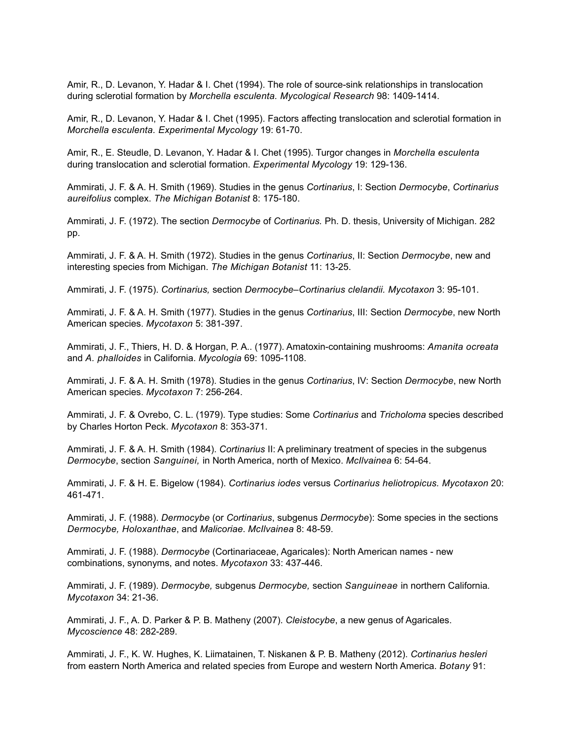Amir, R., D. Levanon, Y. Hadar & I. Chet (1994). The role of source-sink relationships in translocation during sclerotial formation by *Morchella esculenta. Mycological Research* 98: 1409-1414.

Amir, R., D. Levanon, Y. Hadar & I. Chet (1995). Factors affecting translocation and sclerotial formation in *Morchella esculenta. Experimental Mycology* 19: 61-70.

Amir, R., E. Steudle, D. Levanon, Y. Hadar & I. Chet (1995). Turgor changes in *Morchella esculenta* during translocation and sclerotial formation. *Experimental Mycology* 19: 129-136.

Ammirati, J. F. & A. H. Smith (1969). Studies in the genus *Cortinarius*, I: Section *Dermocybe*, *Cortinarius aureifolius* complex. *The Michigan Botanist* 8: 175-180.

Ammirati, J. F. (1972). The section *Dermocybe* of *Cortinarius.* Ph. D. thesis, University of Michigan. 282 pp.

Ammirati, J. F. & A. H. Smith (1972). Studies in the genus *Cortinarius*, II: Section *Dermocybe*, new and interesting species from Michigan. *The Michigan Botanist* 11: 13-25.

Ammirati, J. F. (1975). *Cortinarius,* section *Dermocybe–Cortinarius clelandii. Mycotaxon* 3: 95-101.

Ammirati, J. F. & A. H. Smith (1977). Studies in the genus *Cortinarius*, III: Section *Dermocybe*, new North American species. *Mycotaxon* 5: 381-397.

Ammirati, J. F., Thiers, H. D. & Horgan, P. A.. (1977). Amatoxin-containing mushrooms: *Amanita ocreata* and *A. phalloides* in California. *Mycologia* 69: 1095-1108.

Ammirati, J. F. & A. H. Smith (1978). Studies in the genus *Cortinarius*, IV: Section *Dermocybe*, new North American species. *Mycotaxon* 7: 256-264.

Ammirati, J. F. & Ovrebo, C. L. (1979). Type studies: Some *Cortinarius* and *Tricholoma* species described by Charles Horton Peck. *Mycotaxon* 8: 353-371.

Ammirati, J. F. & A. H. Smith (1984). *Cortinarius* II: A preliminary treatment of species in the subgenus *Dermocybe*, section *Sanguinei,* in North America, north of Mexico. *McIlvainea* 6: 54-64.

Ammirati, J. F. & H. E. Bigelow (1984). *Cortinarius iodes* versus *Cortinarius heliotropicus. Mycotaxon* 20: 461-471.

Ammirati, J. F. (1988). *Dermocybe* (or *Cortinarius*, subgenus *Dermocybe*): Some species in the sections *Dermocybe, Holoxanthae*, and *Malicoriae*. *McIlvainea* 8: 48-59.

Ammirati, J. F. (1988). *Dermocybe* (Cortinariaceae, Agaricales): North American names - new combinations, synonyms, and notes. *Mycotaxon* 33: 437-446.

Ammirati, J. F. (1989). *Dermocybe,* subgenus *Dermocybe,* section *Sanguineae* in northern California*. Mycotaxon* 34: 21-36.

Ammirati, J. F., A. D. Parker & P. B. Matheny (2007). *Cleistocybe*, a new genus of Agaricales. *Mycoscience* 48: 282-289.

Ammirati, J. F., K. W. Hughes, K. Liimatainen, T. Niskanen & P. B. Matheny (2012). *Cortinarius hesleri* from eastern North America and related species from Europe and western North America. *Botany* 91: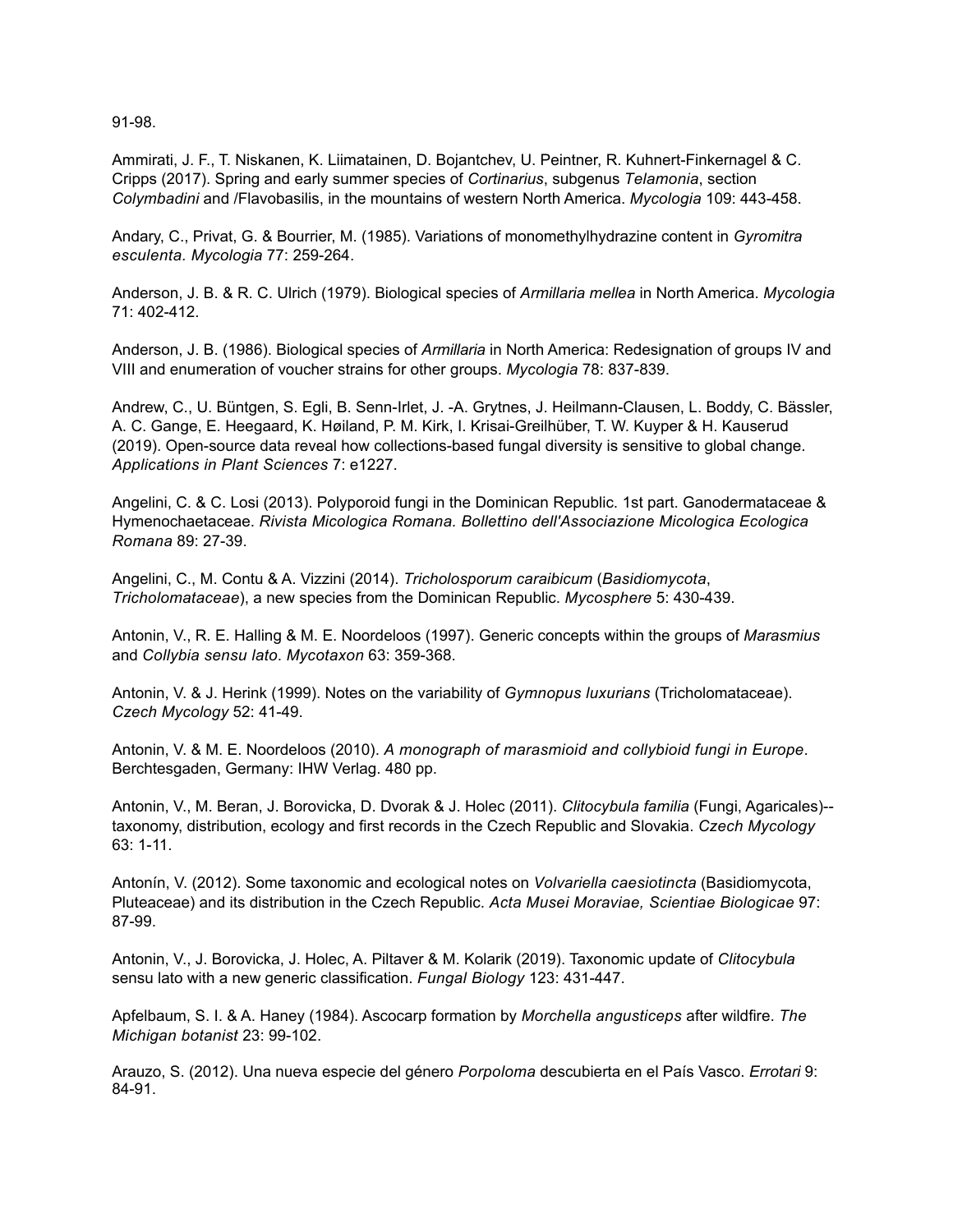91-98.

Ammirati, J. F., T. Niskanen, K. Liimatainen, D. Bojantchev, U. Peintner, R. Kuhnert-Finkernagel & C. Cripps (2017). Spring and early summer species of *Cortinarius*, subgenus *Telamonia*, section *Colymbadini* and /Flavobasilis, in the mountains of western North America. *Mycologia* 109: 443-458.

Andary, C., Privat, G. & Bourrier, M. (1985). Variations of monomethylhydrazine content in *Gyromitra esculenta. Mycologia* 77: 259-264.

Anderson, J. B. & R. C. Ulrich (1979). Biological species of *Armillaria mellea* in North America. *Mycologia* 71: 402-412.

Anderson, J. B. (1986). Biological species of *Armillaria* in North America: Redesignation of groups IV and VIII and enumeration of voucher strains for other groups. *Mycologia* 78: 837-839.

Andrew, C., U. Büntgen, S. Egli, B. Senn-Irlet, J. -A. Grytnes, J. Heilmann-Clausen, L. Boddy, C. Bässler, A. C. Gange, E. Heegaard, K. Høiland, P. M. Kirk, I. Krisai-Greilhüber, T. W. Kuyper & H. Kauserud (2019). Open-source data reveal how collections-based fungal diversity is sensitive to global change. *Applications in Plant Sciences* 7: e1227.

Angelini, C. & C. Losi (2013). Polyporoid fungi in the Dominican Republic. 1st part. Ganodermataceae & Hymenochaetaceae. *Rivista Micologica Romana. Bollettino dell'Associazione Micologica Ecologica Romana* 89: 27-39.

Angelini, C., M. Contu & A. Vizzini (2014). *Tricholosporum caraibicum* (*Basidiomycota*, *Tricholomataceae*), a new species from the Dominican Republic. *Mycosphere* 5: 430-439.

Antonin, V., R. E. Halling & M. E. Noordeloos (1997). Generic concepts within the groups of *Marasmius* and *Collybia sensu lato*. *Mycotaxon* 63: 359-368.

Antonin, V. & J. Herink (1999). Notes on the variability of *Gymnopus luxurians* (Tricholomataceae). *Czech Mycology* 52: 41-49.

Antonin, V. & M. E. Noordeloos (2010). *A monograph of marasmioid and collybioid fungi in Europe*. Berchtesgaden, Germany: IHW Verlag. 480 pp.

Antonin, V., M. Beran, J. Borovicka, D. Dvorak & J. Holec (2011). *Clitocybula familia* (Fungi, Agaricales)--taxonomy, distribution, ecology and first records in the Czech Republic and Slovakia. *Czech Mycology* 63: 1-11.

Antonín, V. (2012). Some taxonomic and ecological notes on *Volvariella caesiotincta* (Basidiomycota, Pluteaceae) and its distribution in the Czech Republic. *Acta Musei Moraviae, Scientiae Biologicae* 97: 87-99.

Antonin, V., J. Borovicka, J. Holec, A. Piltaver & M. Kolarik (2019). Taxonomic update of *Clitocybula* sensu lato with a new generic classification. *Fungal Biology* 123: 431-447.

Apfelbaum, S. I. & A. Haney (1984). Ascocarp formation by *Morchella angusticeps* after wildfire. *The Michigan botanist* 23: 99-102.

Arauzo, S. (2012). Una nueva especie del género *Porpoloma* descubierta en el País Vasco. *Errotari* 9: 84-91.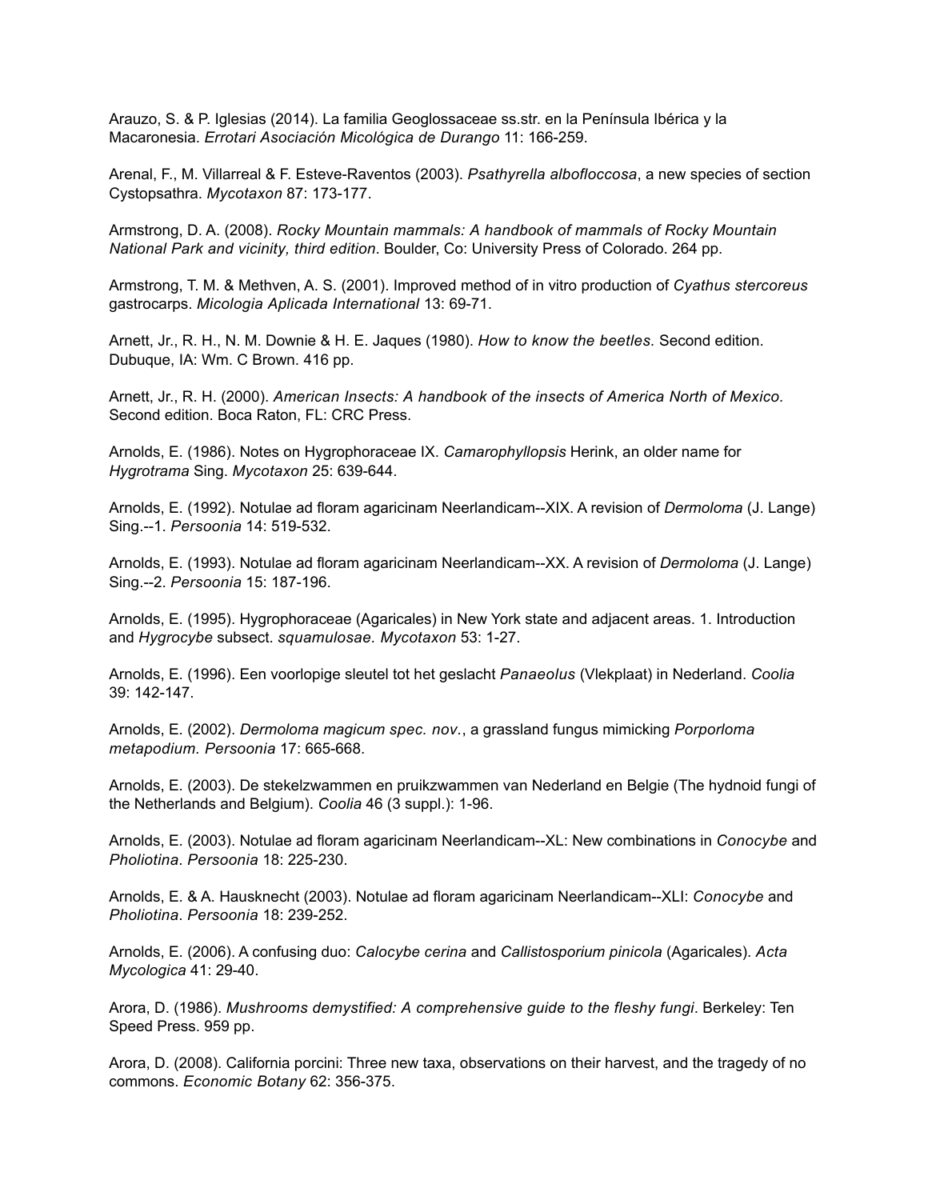Arauzo, S. & P. Iglesias (2014). La familia Geoglossaceae ss.str. en la Península Ibérica y la Macaronesia. *Errotari Asociación Micológica de Durango* 11: 166-259.

Arenal, F., M. Villarreal & F. Esteve-Raventos (2003). *Psathyrella albofloccosa*, a new species of section Cystopsathra. *Mycotaxon* 87: 173-177.

Armstrong, D. A. (2008). *Rocky Mountain mammals: A handbook of mammals of Rocky Mountain National Park and vicinity, third edition*. Boulder, Co: University Press of Colorado. 264 pp.

Armstrong, T. M. & Methven, A. S. (2001). Improved method of in vitro production of *Cyathus stercoreus* gastrocarps. *Micologia Aplicada International* 13: 69-71.

Arnett, Jr., R. H., N. M. Downie & H. E. Jaques (1980). *How to know the beetles.* Second edition. Dubuque, IA: Wm. C Brown. 416 pp.

Arnett, Jr., R. H. (2000). *American Insects: A handbook of the insects of America North of Mexico.* Second edition. Boca Raton, FL: CRC Press.

Arnolds, E. (1986). Notes on Hygrophoraceae IX. *Camarophyllopsis* Herink, an older name for *Hygrotrama* Sing. *Mycotaxon* 25: 639-644.

Arnolds, E. (1992). Notulae ad floram agaricinam Neerlandicam--XIX. A revision of *Dermoloma* (J. Lange) Sing.--1. *Persoonia* 14: 519-532.

Arnolds, E. (1993). Notulae ad floram agaricinam Neerlandicam--XX. A revision of *Dermoloma* (J. Lange) Sing.--2. *Persoonia* 15: 187-196.

Arnolds, E. (1995). Hygrophoraceae (Agaricales) in New York state and adjacent areas. 1. Introduction and *Hygrocybe* subsect. *squamulosae. Mycotaxon* 53: 1-27.

Arnolds, E. (1996). Een voorlopige sleutel tot het geslacht *Panaeolus* (Vlekplaat) in Nederland. *Coolia* 39: 142-147.

Arnolds, E. (2002). *Dermoloma magicum spec. nov.*, a grassland fungus mimicking *Porporloma metapodium. Persoonia* 17: 665-668.

Arnolds, E. (2003). De stekelzwammen en pruikzwammen van Nederland en Belgie (The hydnoid fungi of the Netherlands and Belgium). *Coolia* 46 (3 suppl.): 1-96.

Arnolds, E. (2003). Notulae ad floram agaricinam Neerlandicam--XL: New combinations in *Conocybe* and *Pholiotina*. *Persoonia* 18: 225-230.

Arnolds, E. & A. Hausknecht (2003). Notulae ad floram agaricinam Neerlandicam--XLI: *Conocybe* and *Pholiotina*. *Persoonia* 18: 239-252.

Arnolds, E. (2006). A confusing duo: *Calocybe cerina* and *Callistosporium pinicola* (Agaricales). *Acta Mycologica* 41: 29-40.

Arora, D. (1986). *Mushrooms demystified: A comprehensive guide to the fleshy fungi*. Berkeley: Ten Speed Press. 959 pp.

Arora, D. (2008). California porcini: Three new taxa, observations on their harvest, and the tragedy of no commons. *Economic Botany* 62: 356-375.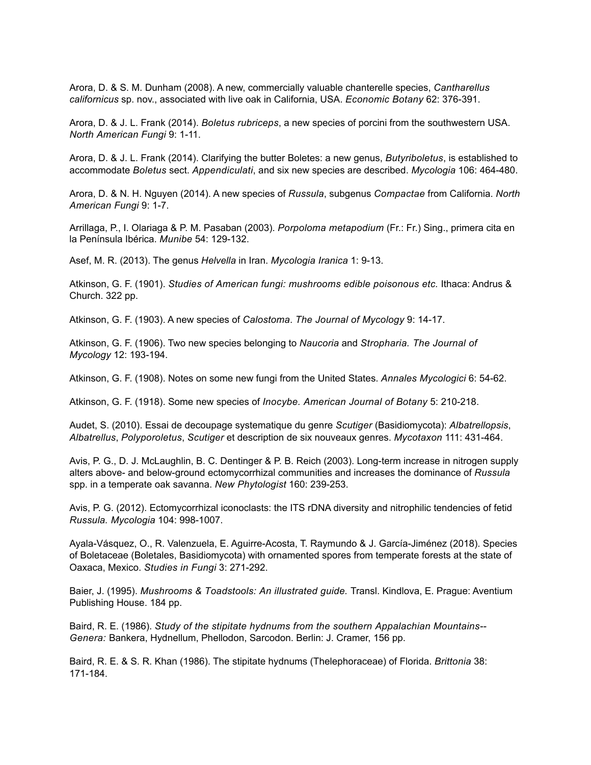Arora, D. & S. M. Dunham (2008). A new, commercially valuable chanterelle species, *Cantharellus californicus* sp. nov., associated with live oak in California, USA. *Economic Botany* 62: 376-391.

Arora, D. & J. L. Frank (2014). *Boletus rubriceps*, a new species of porcini from the southwestern USA. *North American Fungi* 9: 1-11.

Arora, D. & J. L. Frank (2014). Clarifying the butter Boletes: a new genus, *Butyriboletus*, is established to accommodate *Boletus* sect. *Appendiculati*, and six new species are described. *Mycologia* 106: 464-480.

Arora, D. & N. H. Nguyen (2014). A new species of *Russula*, subgenus *Compactae* from California. *North American Fungi* 9: 1-7.

Arrillaga, P., I. Olariaga & P. M. Pasaban (2003). *Porpoloma metapodium* (Fr.: Fr.) Sing., primera cita en la Península Ibérica. *Munibe* 54: 129-132.

Asef, M. R. (2013). The genus *Helvella* in Iran. *Mycologia Iranica* 1: 9-13.

Atkinson, G. F. (1901). *Studies of American fungi: mushrooms edible poisonous etc.* Ithaca: Andrus & Church. 322 pp.

Atkinson, G. F. (1903). A new species of *Calostoma*. *The Journal of Mycology* 9: 14-17.

Atkinson, G. F. (1906). Two new species belonging to *Naucoria* and *Stropharia. The Journal of Mycology* 12: 193-194.

Atkinson, G. F. (1908). Notes on some new fungi from the United States. *Annales Mycologici* 6: 54-62.

Atkinson, G. F. (1918). Some new species of *Inocybe. American Journal of Botany* 5: 210-218.

Audet, S. (2010). Essai de decoupage systematique du genre *Scutiger* (Basidiomycota): *Albatrellopsis*, *Albatrellus*, *Polyporoletus*, *Scutiger* et description de six nouveaux genres. *Mycotaxon* 111: 431-464.

Avis, P. G., D. J. McLaughlin, B. C. Dentinger & P. B. Reich (2003). Long-term increase in nitrogen supply alters above- and below-ground ectomycorrhizal communities and increases the dominance of *Russula* spp. in a temperate oak savanna. *New Phytologist* 160: 239-253.

Avis, P. G. (2012). Ectomycorrhizal iconoclasts: the ITS rDNA diversity and nitrophilic tendencies of fetid *Russula. Mycologia* 104: 998-1007.

Ayala-Vásquez, O., R. Valenzuela, E. Aguirre-Acosta, T. Raymundo & J. García-Jiménez (2018). Species of Boletaceae (Boletales, Basidiomycota) with ornamented spores from temperate forests at the state of Oaxaca, Mexico. *Studies in Fungi* 3: 271-292.

Baier, J. (1995). *Mushrooms & Toadstools: An illustrated guide.* Transl. Kindlova, E. Prague: Aventium Publishing House. 184 pp.

Baird, R. E. (1986). *Study of the stipitate hydnums from the southern Appalachian Mountains-- Genera:* Bankera, Hydnellum, Phellodon, Sarcodon. Berlin: J. Cramer, 156 pp.

Baird, R. E. & S. R. Khan (1986). The stipitate hydnums (Thelephoraceae) of Florida. *Brittonia* 38: 171-184.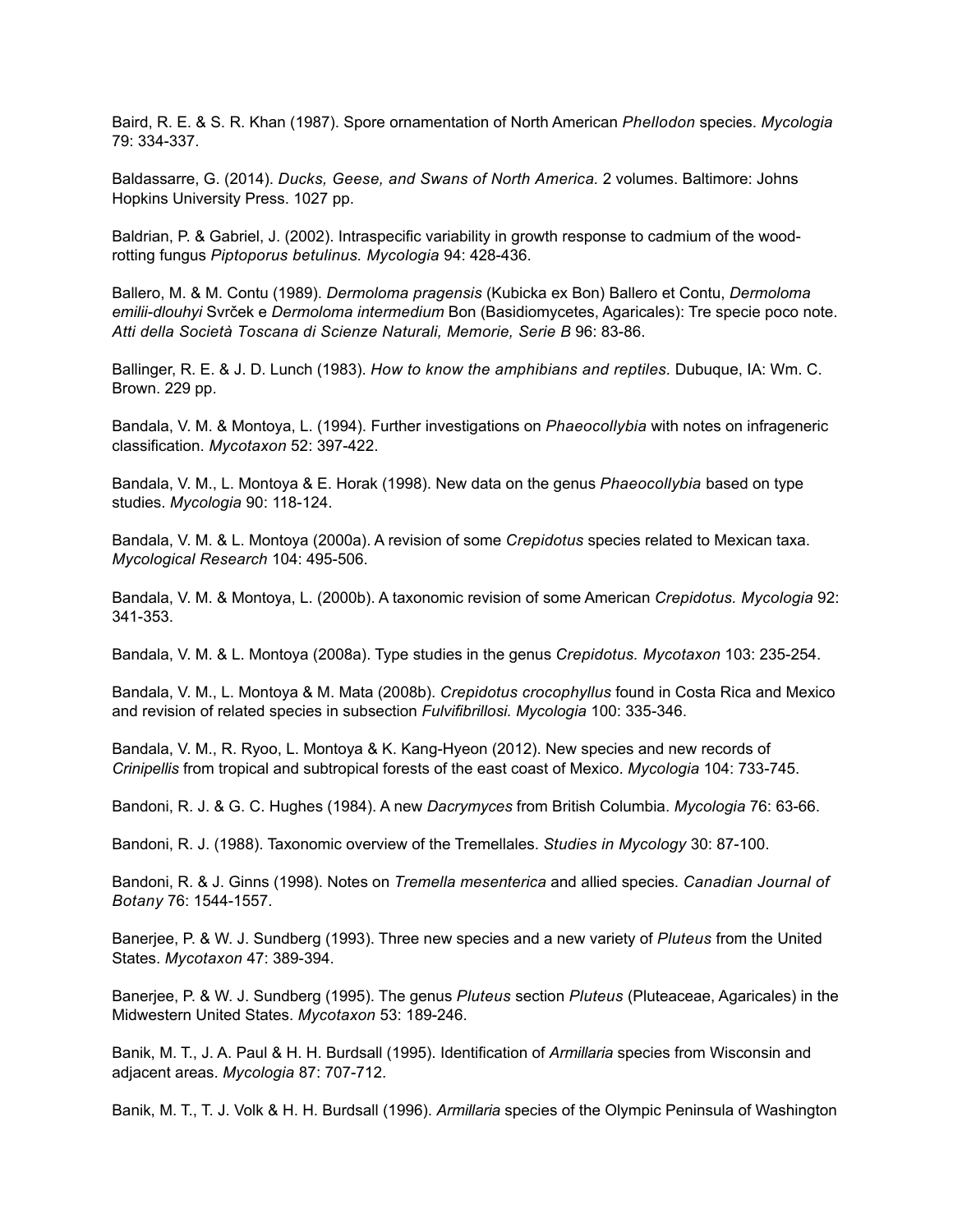Baird, R. E. & S. R. Khan (1987). Spore ornamentation of North American *Phellodon* species. *Mycologia* 79: 334-337.

Baldassarre, G. (2014). *Ducks, Geese, and Swans of North America.* 2 volumes. Baltimore: Johns Hopkins University Press. 1027 pp.

Baldrian, P. & Gabriel, J. (2002). Intraspecific variability in growth response to cadmium of the wood-rotting fungus *Piptoporus betulinus. Mycologia* 94: 428-436.

Ballero, M. & M. Contu (1989). *Dermoloma pragensis* (Kubicka ex Bon) Ballero et Contu, *Dermoloma emilii-dlouhyi* Svrček e *Dermoloma intermedium* Bon (Basidiomycetes, Agaricales): Tre specie poco note. *Atti della Società Toscana di Scienze Naturali, Memorie, Serie B* 96: 83-86.

Ballinger, R. E. & J. D. Lunch (1983). *How to know the amphibians and reptiles.* Dubuque, IA: Wm. C. Brown. 229 pp.

Bandala, V. M. & Montoya, L. (1994). Further investigations on *Phaeocollybia* with notes on infrageneric classification. *Mycotaxon* 52: 397-422.

Bandala, V. M., L. Montoya & E. Horak (1998). New data on the genus *Phaeocollybia* based on type studies. *Mycologia* 90: 118-124.

Bandala, V. M. & L. Montoya (2000a). A revision of some *Crepidotus* species related to Mexican taxa. *Mycological Research* 104: 495-506.

Bandala, V. M. & Montoya, L. (2000b). A taxonomic revision of some American *Crepidotus. Mycologia* 92: 341-353.

Bandala, V. M. & L. Montoya (2008a). Type studies in the genus *Crepidotus. Mycotaxon* 103: 235-254.

Bandala, V. M., L. Montoya & M. Mata (2008b). *Crepidotus crocophyllus* found in Costa Rica and Mexico and revision of related species in subsection *Fulvifibrillosi. Mycologia* 100: 335-346.

Bandala, V. M., R. Ryoo, L. Montoya & K. Kang-Hyeon (2012). New species and new records of *Crinipellis* from tropical and subtropical forests of the east coast of Mexico. *Mycologia* 104: 733-745.

Bandoni, R. J. & G. C. Hughes (1984). A new *Dacrymyces* from British Columbia. *Mycologia* 76: 63-66.

Bandoni, R. J. (1988). Taxonomic overview of the Tremellales. *Studies in Mycology* 30: 87-100.

Bandoni, R. & J. Ginns (1998). Notes on *Tremella mesenterica* and allied species. *Canadian Journal of Botany* 76: 1544-1557.

Banerjee, P. & W. J. Sundberg (1993). Three new species and a new variety of *Pluteus* from the United States. *Mycotaxon* 47: 389-394.

Banerjee, P. & W. J. Sundberg (1995). The genus *Pluteus* section *Pluteus* (Pluteaceae, Agaricales) in the Midwestern United States. *Mycotaxon* 53: 189-246.

Banik, M. T., J. A. Paul & H. H. Burdsall (1995). Identification of *Armillaria* species from Wisconsin and adjacent areas. *Mycologia* 87: 707-712.

Banik, M. T., T. J. Volk & H. H. Burdsall (1996). *Armillaria* species of the Olympic Peninsula of Washington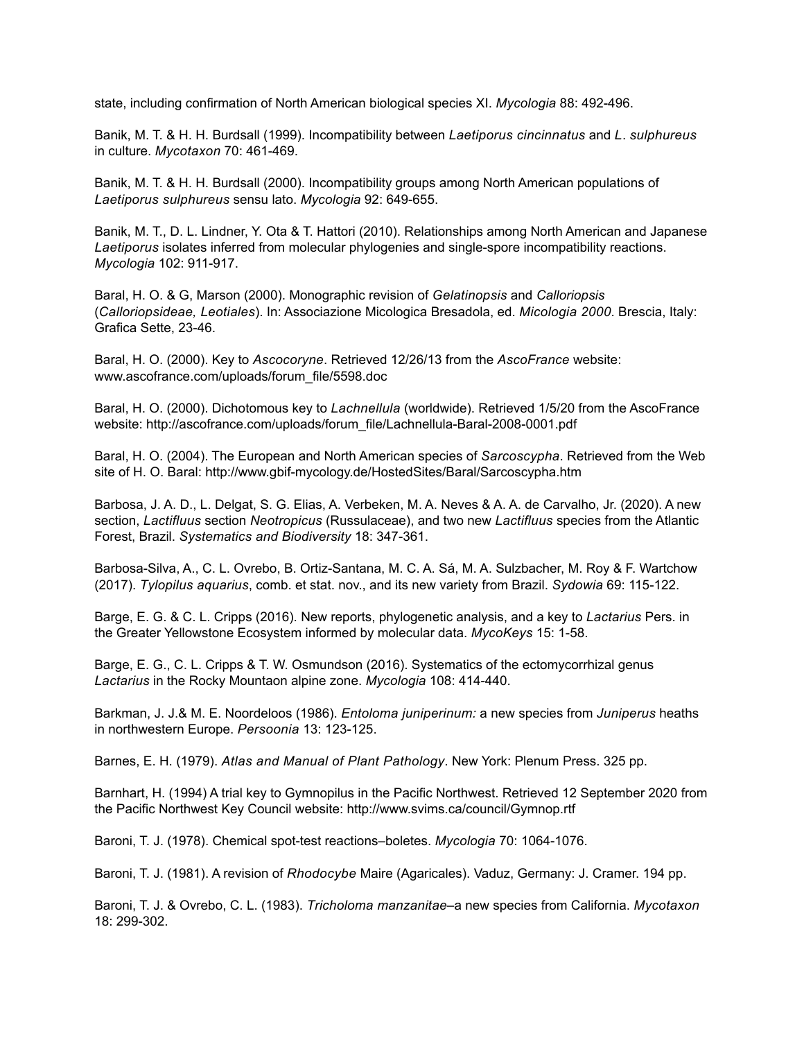state, including confirmation of North American biological species XI. *Mycologia* 88: 492-496.

Banik, M. T. & H. H. Burdsall (1999). Incompatibility between *Laetiporus cincinnatus* and *L. sulphureus* in culture. *Mycotaxon* 70: 461-469.

Banik, M. T. & H. H. Burdsall (2000). Incompatibility groups among North American populations of *Laetiporus sulphureus* sensu lato. *Mycologia* 92: 649-655.

Banik, M. T., D. L. Lindner, Y. Ota & T. Hattori (2010). Relationships among North American and Japanese *Laetiporus* isolates inferred from molecular phylogenies and single-spore incompatibility reactions. *Mycologia* 102: 911-917.

Baral, H. O. & G, Marson (2000). Monographic revision of *Gelatinopsis* and *Calloriopsis* (*Calloriopsideae, Leotiales*). In: Associazione Micologica Bresadola, ed. *Micologia 2000*. Brescia, Italy: Grafica Sette, 23-46.

Baral, H. O. (2000). Key to *Ascocoryne*. Retrieved 12/26/13 from the *AscoFrance* website: www.ascofrance.com/uploads/forum_file/5598.doc

Baral, H. O. (2000). Dichotomous key to *Lachnellula* (worldwide). Retrieved 1/5/20 from the AscoFrance website: http://ascofrance.com/uploads/forum_file/Lachnellula-Baral-2008-0001.pdf

Baral, H. O. (2004). The European and North American species of *Sarcoscypha*. Retrieved from the Web site of H. O. Baral: http://www.gbif-mycology.de/HostedSites/Baral/Sarcoscypha.htm

Barbosa, J. A. D., L. Delgat, S. G. Elias, A. Verbeken, M. A. Neves & A. A. de Carvalho, Jr. (2020). A new section, *Lactifluus* section *Neotropicus* (Russulaceae), and two new *Lactifluus* species from the Atlantic Forest, Brazil. *Systematics and Biodiversity* 18: 347-361.

Barbosa-Silva, A., C. L. Ovrebo, B. Ortiz-Santana, M. C. A. Sá, M. A. Sulzbacher, M. Roy & F. Wartchow (2017). *Tylopilus aquarius*, comb. et stat. nov., and its new variety from Brazil. *Sydowia* 69: 115-122.

Barge, E. G. & C. L. Cripps (2016). New reports, phylogenetic analysis, and a key to *Lactarius* Pers. in the Greater Yellowstone Ecosystem informed by molecular data. *MycoKeys* 15: 1-58.

Barge, E. G., C. L. Cripps & T. W. Osmundson (2016). Systematics of the ectomycorrhizal genus *Lactarius* in the Rocky Mountaon alpine zone. *Mycologia* 108: 414-440.

Barkman, J. J.& M. E. Noordeloos (1986). *Entoloma juniperinum:* a new species from *Juniperus* heaths in northwestern Europe. *Persoonia* 13: 123-125.

Barnes, E. H. (1979). *Atlas and Manual of Plant Pathology*. New York: Plenum Press. 325 pp.

Barnhart, H. (1994) A trial key to Gymnopilus in the Pacific Northwest. Retrieved 12 September 2020 from the Pacific Northwest Key Council website: http://www.svims.ca/council/Gymnop.rtf

Baroni, T. J. (1978). Chemical spot-test reactions–boletes. *Mycologia* 70: 1064-1076.

Baroni, T. J. (1981). A revision of *Rhodocybe* Maire (Agaricales). Vaduz, Germany: J. Cramer. 194 pp.

Baroni, T. J. & Ovrebo, C. L. (1983). *Tricholoma manzanitae*–a new species from California. *Mycotaxon* 18: 299-302.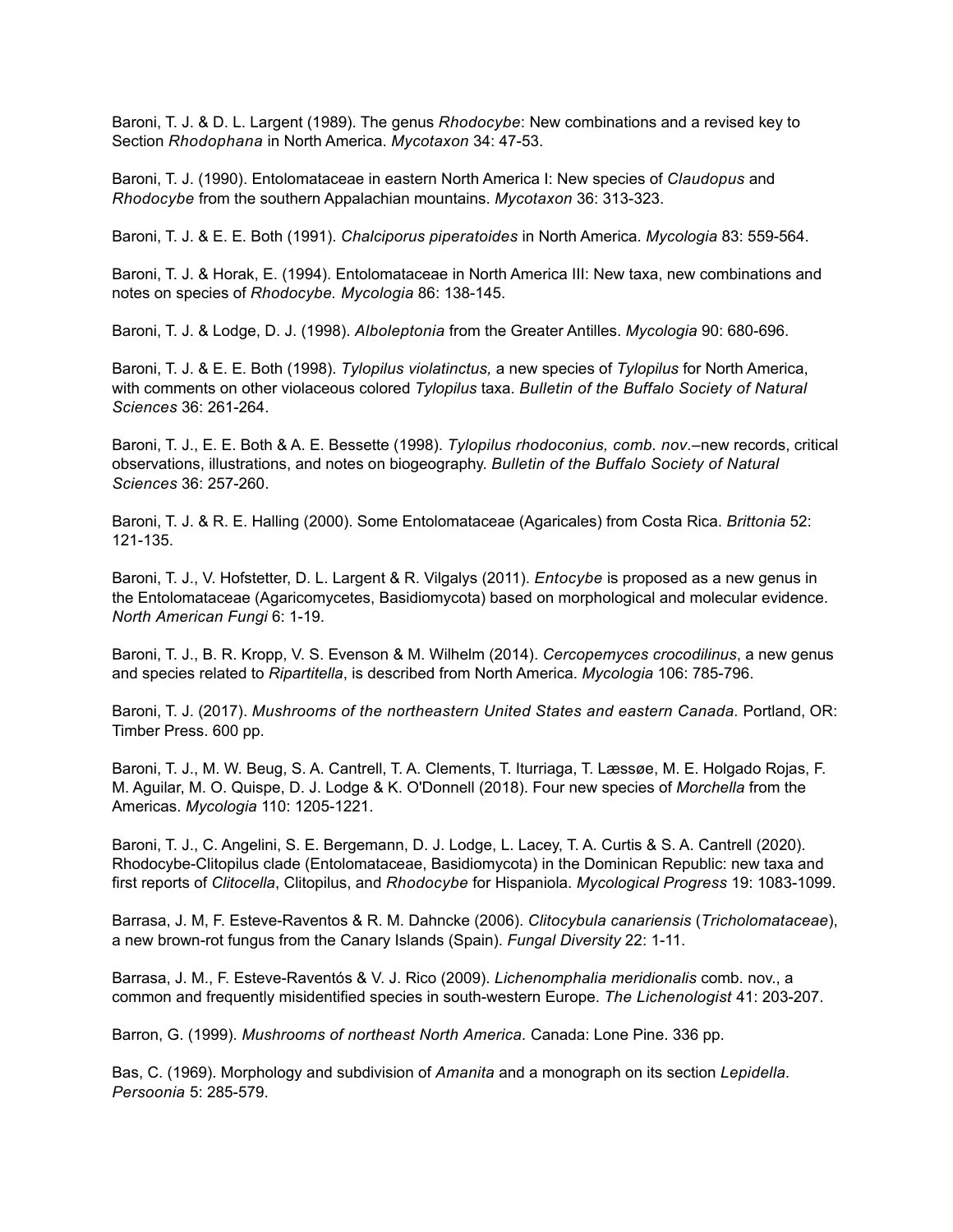Baroni, T. J. & D. L. Largent (1989). The genus *Rhodocybe*: New combinations and a revised key to Section *Rhodophana* in North America. *Mycotaxon* 34: 47-53.

Baroni, T. J. (1990). Entolomataceae in eastern North America I: New species of *Claudopus* and *Rhodocybe* from the southern Appalachian mountains. *Mycotaxon* 36: 313-323.

Baroni, T. J. & E. E. Both (1991). *Chalciporus piperatoides* in North America. *Mycologia* 83: 559-564.

Baroni, T. J. & Horak, E. (1994). Entolomataceae in North America III: New taxa, new combinations and notes on species of *Rhodocybe. Mycologia* 86: 138-145.

Baroni, T. J. & Lodge, D. J. (1998). *Alboleptonia* from the Greater Antilles. *Mycologia* 90: 680-696.

Baroni, T. J. & E. E. Both (1998). *Tylopilus violatinctus,* a new species of *Tylopilus* for North America, with comments on other violaceous colored *Tylopilus* taxa. *Bulletin of the Buffalo Society of Natural Sciences* 36: 261-264.

Baroni, T. J., E. E. Both & A. E. Bessette (1998). *Tylopilus rhodoconius, comb. nov*.–new records, critical observations, illustrations, and notes on biogeography. *Bulletin of the Buffalo Society of Natural Sciences* 36: 257-260.

Baroni, T. J. & R. E. Halling (2000). Some Entolomataceae (Agaricales) from Costa Rica. *Brittonia* 52: 121-135.

Baroni, T. J., V. Hofstetter, D. L. Largent & R. Vilgalys (2011). *Entocybe* is proposed as a new genus in the Entolomataceae (Agaricomycetes, Basidiomycota) based on morphological and molecular evidence. *North American Fungi* 6: 1-19.

Baroni, T. J., B. R. Kropp, V. S. Evenson & M. Wilhelm (2014). *Cercopemyces crocodilinus*, a new genus and species related to *Ripartitella*, is described from North America. *Mycologia* 106: 785-796.

Baroni, T. J. (2017). *Mushrooms of the northeastern United States and eastern Canada.* Portland, OR: Timber Press. 600 pp.

Baroni, T. J., M. W. Beug, S. A. Cantrell, T. A. Clements, T. Iturriaga, T. Læssøe, M. E. Holgado Rojas, F. M. Aguilar, M. O. Quispe, D. J. Lodge & K. O'Donnell (2018). Four new species of *Morchella* from the Americas. *Mycologia* 110: 1205-1221.

Baroni, T. J., C. Angelini, S. E. Bergemann, D. J. Lodge, L. Lacey, T. A. Curtis & S. A. Cantrell (2020). Rhodocybe-Clitopilus clade (Entolomataceae, Basidiomycota) in the Dominican Republic: new taxa and first reports of *Clitocella*, Clitopilus, and *Rhodocybe* for Hispaniola. *Mycological Progress* 19: 1083-1099.

Barrasa, J. M, F. Esteve-Raventos & R. M. Dahncke (2006). *Clitocybula canariensis* (*Tricholomataceae*), a new brown-rot fungus from the Canary Islands (Spain). *Fungal Diversity* 22: 1-11.

Barrasa, J. M., F. Esteve-Raventós & V. J. Rico (2009). *Lichenomphalia meridionalis* comb. nov., a common and frequently misidentified species in south-western Europe. *The Lichenologist* 41: 203-207.

Barron, G. (1999). *Mushrooms of northeast North America.* Canada: Lone Pine. 336 pp.

Bas, C. (1969). Morphology and subdivision of *Amanita* and a monograph on its section *Lepidella. Persoonia* 5: 285-579.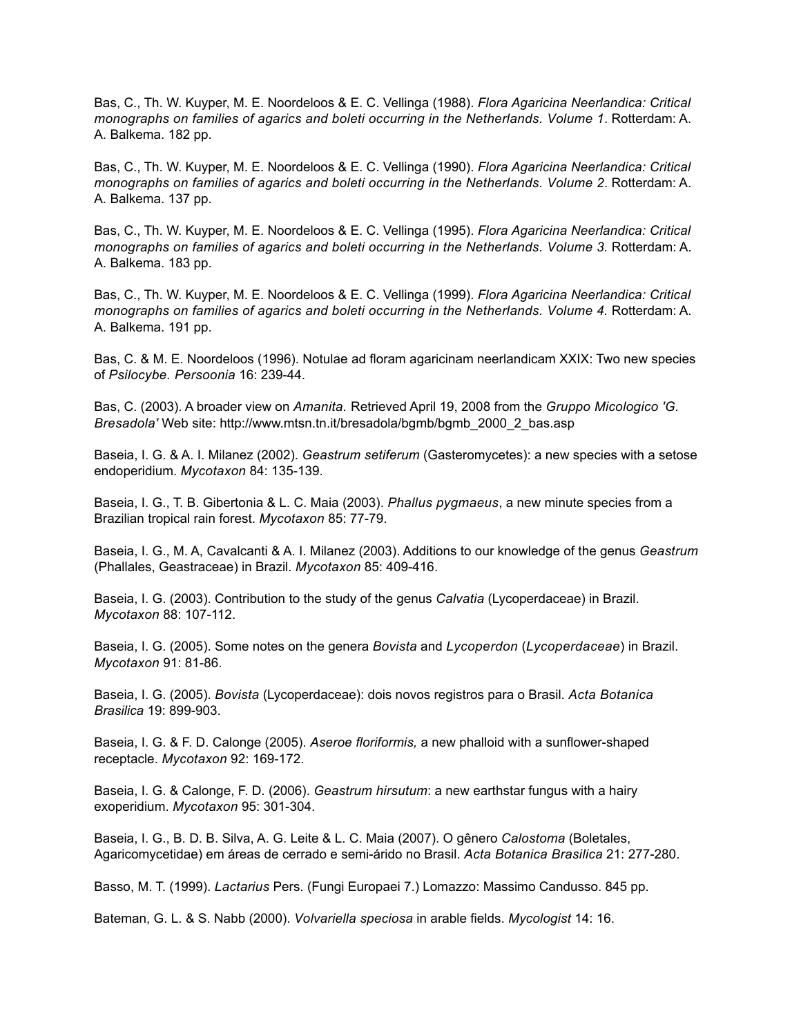Bas, C., Th. W. Kuyper, M. E. Noordeloos & E. C. Vellinga (1988). *Flora Agaricina Neerlandica: Critical monographs on families of agarics and boleti occurring in the Netherlands. Volume 1*. Rotterdam: A. A. Balkema. 182 pp.

Bas, C., Th. W. Kuyper, M. E. Noordeloos & E. C. Vellinga (1990). *Flora Agaricina Neerlandica: Critical monographs on families of agarics and boleti occurring in the Netherlands. Volume 2*. Rotterdam: A. A. Balkema. 137 pp.

Bas, C., Th. W. Kuyper, M. E. Noordeloos & E. C. Vellinga (1995). *Flora Agaricina Neerlandica: Critical monographs on families of agarics and boleti occurring in the Netherlands. Volume 3.* Rotterdam: A. A. Balkema. 183 pp.

Bas, C., Th. W. Kuyper, M. E. Noordeloos & E. C. Vellinga (1999). *Flora Agaricina Neerlandica: Critical monographs on families of agarics and boleti occurring in the Netherlands. Volume 4.* Rotterdam: A. A. Balkema. 191 pp.

Bas, C. & M. E. Noordeloos (1996). Notulae ad floram agaricinam neerlandicam XXIX: Two new species of *Psilocybe*. *Persoonia* 16: 239-44.

Bas, C. (2003). A broader view on *Amanita.* Retrieved April 19, 2008 from the *Gruppo Micologico 'G. Bresadola'* Web site: http://www.mtsn.tn.it/bresadola/bgmb/bgmb_2000_2_bas.asp

Baseia, I. G. & A. I. Milanez (2002). *Geastrum setiferum* (Gasteromycetes): a new species with a setose endoperidium. *Mycotaxon* 84: 135-139.

Baseia, I. G., T. B. Gibertonia & L. C. Maia (2003). *Phallus pygmaeus*, a new minute species from a Brazilian tropical rain forest. *Mycotaxon* 85: 77-79.

Baseia, I. G., M. A, Cavalcanti & A. I. Milanez (2003). Additions to our knowledge of the genus *Geastrum* (Phallales, Geastraceae) in Brazil. *Mycotaxon* 85: 409-416.

Baseia, I. G. (2003). Contribution to the study of the genus *Calvatia* (Lycoperdaceae) in Brazil. *Mycotaxon* 88: 107-112.

Baseia, I. G. (2005). Some notes on the genera *Bovista* and *Lycoperdon* (*Lycoperdaceae*) in Brazil. *Mycotaxon* 91: 81-86.

Baseia, I. G. (2005). *Bovista* (Lycoperdaceae): dois novos registros para o Brasil. *Acta Botanica Brasilica* 19: 899-903.

Baseia, I. G. & F. D. Calonge (2005). *Aseroe floriformis,* a new phalloid with a sunflower-shaped receptacle. *Mycotaxon* 92: 169-172.

Baseia, I. G. & Calonge, F. D. (2006). *Geastrum hirsutum*: a new earthstar fungus with a hairy exoperidium. *Mycotaxon* 95: 301-304.

Baseia, I. G., B. D. B. Silva, A. G. Leite & L. C. Maia (2007). O gênero *Calostoma* (Boletales, Agaricomycetidae) em áreas de cerrado e semi-árido no Brasil. *Acta Botanica Brasilica* 21: 277-280.

Basso, M. T. (1999). *Lactarius* Pers. (Fungi Europaei 7.) Lomazzo: Massimo Candusso. 845 pp.

Bateman, G. L. & S. Nabb (2000). *Volvariella speciosa* in arable fields. *Mycologist* 14: 16.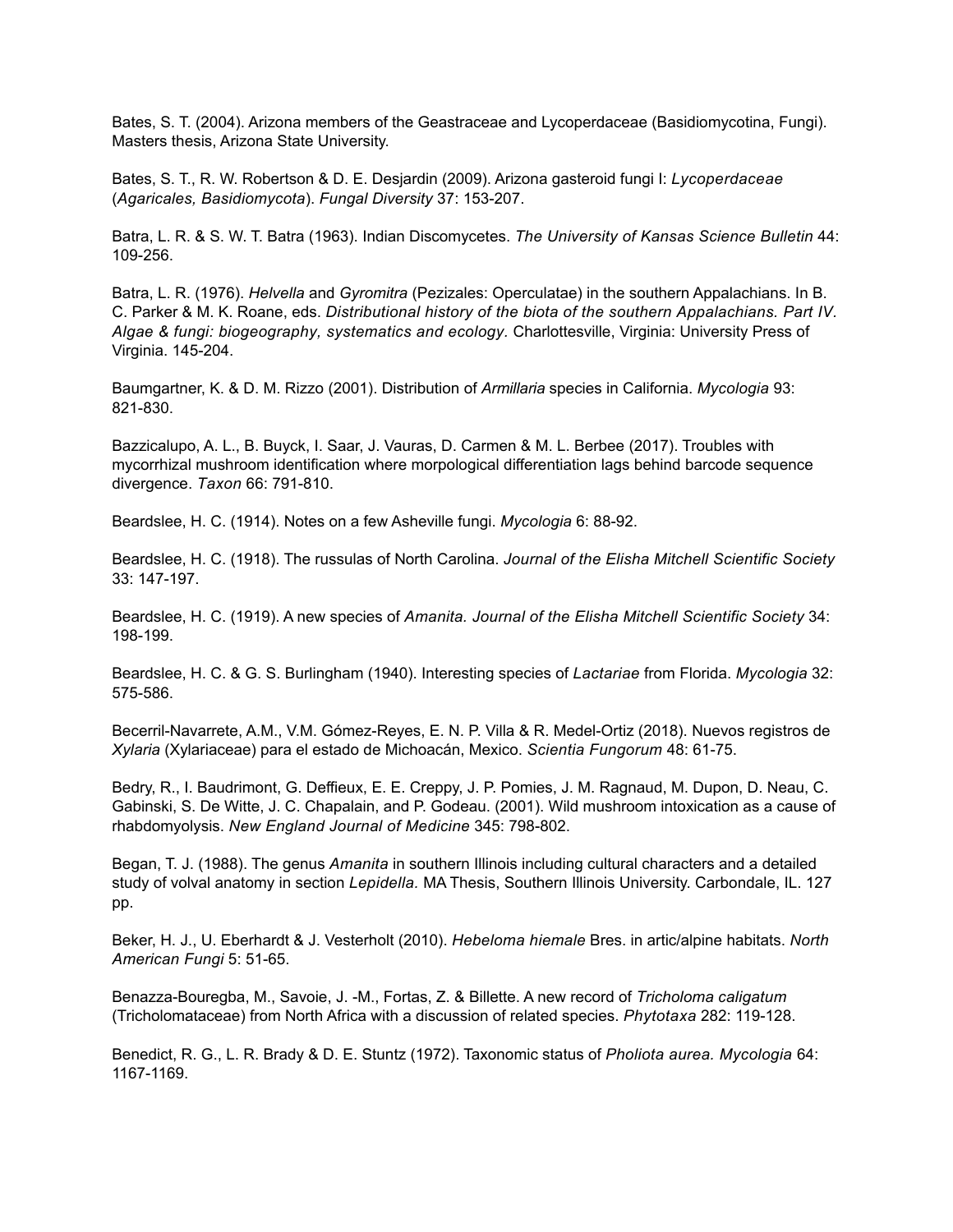Bates, S. T. (2004). Arizona members of the Geastraceae and Lycoperdaceae (Basidiomycotina, Fungi). Masters thesis, Arizona State University.

Bates, S. T., R. W. Robertson & D. E. Desjardin (2009). Arizona gasteroid fungi I: *Lycoperdaceae* (*Agaricales, Basidiomycota*). *Fungal Diversity* 37: 153-207.

Batra, L. R. & S. W. T. Batra (1963). Indian Discomycetes. *The University of Kansas Science Bulletin* 44: 109-256.

Batra, L. R. (1976). *Helvella* and *Gyromitra* (Pezizales: Operculatae) in the southern Appalachians. In B. C. Parker & M. K. Roane, eds. *Distributional history of the biota of the southern Appalachians. Part IV. Algae & fungi: biogeography, systematics and ecology*. Charlottesville, Virginia: University Press of Virginia. 145-204.

Baumgartner, K. & D. M. Rizzo (2001). Distribution of *Armillaria* species in California. *Mycologia* 93: 821-830.

Bazzicalupo, A. L., B. Buyck, I. Saar, J. Vauras, D. Carmen & M. L. Berbee (2017). Troubles with mycorrhizal mushroom identification where morpological differentiation lags behind barcode sequence divergence. *Taxon* 66: 791-810.

Beardslee, H. C. (1914). Notes on a few Asheville fungi. *Mycologia* 6: 88-92.

Beardslee, H. C. (1918). The russulas of North Carolina. *Journal of the Elisha Mitchell Scientific Society* 33: 147-197.

Beardslee, H. C. (1919). A new species of *Amanita. Journal of the Elisha Mitchell Scientific Society* 34: 198-199.

Beardslee, H. C. & G. S. Burlingham (1940). Interesting species of *Lactariae* from Florida. *Mycologia* 32: 575-586.

Becerril-Navarrete, A.M., V.M. Gómez-Reyes, E. N. P. Villa & R. Medel-Ortiz (2018). Nuevos registros de *Xylaria* (Xylariaceae) para el estado de Michoacán, Mexico. *Scientia Fungorum* 48: 61-75.

Bedry, R., I. Baudrimont, G. Deffieux, E. E. Creppy, J. P. Pomies, J. M. Ragnaud, M. Dupon, D. Neau, C. Gabinski, S. De Witte, J. C. Chapalain, and P. Godeau. (2001). Wild mushroom intoxication as a cause of rhabdomyolysis. *New England Journal of Medicine* 345: 798-802.

Began, T. J. (1988). The genus *Amanita* in southern Illinois including cultural characters and a detailed study of volval anatomy in section *Lepidella.* MA Thesis, Southern Illinois University. Carbondale, IL. 127 pp.

Beker, H. J., U. Eberhardt & J. Vesterholt (2010). *Hebeloma hiemale* Bres. in artic/alpine habitats. *North American Fungi* 5: 51-65.

Benazza-Bouregba, M., Savoie, J. -M., Fortas, Z. & Billette. A new record of *Tricholoma caligatum* (Tricholomataceae) from North Africa with a discussion of related species. *Phytotaxa* 282: 119-128.

Benedict, R. G., L. R. Brady & D. E. Stuntz (1972). Taxonomic status of *Pholiota aurea. Mycologia* 64: 1167-1169.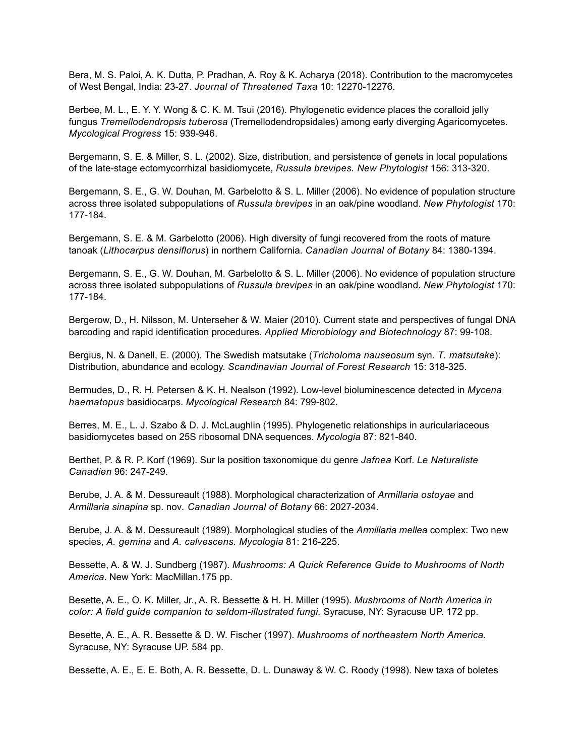Bera, M. S. Paloi, A. K. Dutta, P. Pradhan, A. Roy & K. Acharya (2018). Contribution to the macromycetes of West Bengal, India: 23-27. *Journal of Threatened Taxa* 10: 12270-12276.

Berbee, M. L., E. Y. Y. Wong & C. K. M. Tsui (2016). Phylogenetic evidence places the coralloid jelly fungus *Tremellodendropsis tuberosa* (Tremellodendropsidales) among early diverging Agaricomycetes. *Mycological Progress* 15: 939-946.

Bergemann, S. E. & Miller, S. L. (2002). Size, distribution, and persistence of genets in local populations of the late-stage ectomycorrhizal basidiomycete, *Russula brevipes. New Phytologist* 156: 313-320.

Bergemann, S. E., G. W. Douhan, M. Garbelotto & S. L. Miller (2006). No evidence of population structure across three isolated subpopulations of *Russula brevipes* in an oak/pine woodland. *New Phytologist* 170: 177-184.

Bergemann, S. E. & M. Garbelotto (2006). High diversity of fungi recovered from the roots of mature tanoak (*Lithocarpus densiflorus*) in northern California. *Canadian Journal of Botany* 84: 1380-1394.

Bergemann, S. E., G. W. Douhan, M. Garbelotto & S. L. Miller (2006). No evidence of population structure across three isolated subpopulations of *Russula brevipes* in an oak/pine woodland. *New Phytologist* 170: 177-184.

Bergerow, D., H. Nilsson, M. Unterseher & W. Maier (2010). Current state and perspectives of fungal DNA barcoding and rapid identification procedures. *Applied Microbiology and Biotechnology* 87: 99-108.

Bergius, N. & Danell, E. (2000). The Swedish matsutake (*Tricholoma nauseosum* syn. *T. matsutake*): Distribution, abundance and ecology. *Scandinavian Journal of Forest Research* 15: 318-325.

Bermudes, D., R. H. Petersen & K. H. Nealson (1992). Low-level bioluminescence detected in *Mycena haematopus* basidiocarps. *Mycological Research* 84: 799-802.

Berres, M. E., L. J. Szabo & D. J. McLaughlin (1995). Phylogenetic relationships in auriculariaceous basidiomycetes based on 25S ribosomal DNA sequences. *Mycologia* 87: 821-840.

Berthet, P. & R. P. Korf (1969). Sur la position taxonomique du genre *Jafnea* Korf. *Le Naturaliste Canadien* 96: 247-249.

Berube, J. A. & M. Dessureault (1988). Morphological characterization of *Armillaria ostoyae* and *Armillaria sinapina* sp. nov. *Canadian Journal of Botany* 66: 2027-2034.

Berube, J. A. & M. Dessureault (1989). Morphological studies of the *Armillaria mellea* complex: Two new species, *A. gemina* and *A. calvescens. Mycologia* 81: 216-225.

Bessette, A. & W. J. Sundberg (1987). *Mushrooms: A Quick Reference Guide to Mushrooms of North America*. New York: MacMillan.175 pp.

Besette, A. E., O. K. Miller, Jr., A. R. Bessette & H. H. Miller (1995). *Mushrooms of North America in color: A field guide companion to seldom-illustrated fungi.* Syracuse, NY: Syracuse UP. 172 pp.

Besette, A. E., A. R. Bessette & D. W. Fischer (1997). *Mushrooms of northeastern North America.* Syracuse, NY: Syracuse UP. 584 pp.

Bessette, A. E., E. E. Both, A. R. Bessette, D. L. Dunaway & W. C. Roody (1998). New taxa of boletes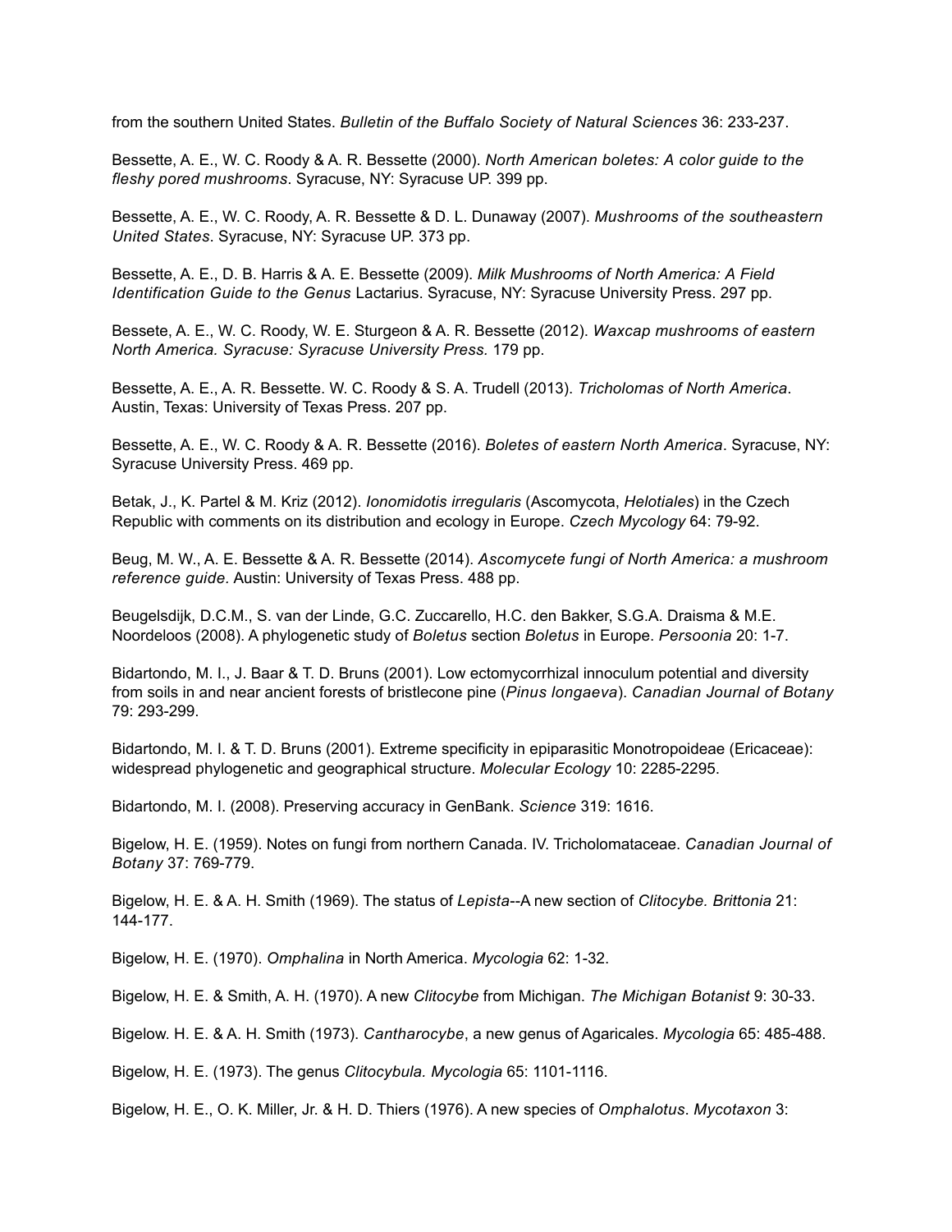from the southern United States. *Bulletin of the Buffalo Society of Natural Sciences* 36: 233-237.

Bessette, A. E., W. C. Roody & A. R. Bessette (2000). *North American boletes: A color guide to the fleshy pored mushrooms*. Syracuse, NY: Syracuse UP. 399 pp.

Bessette, A. E., W. C. Roody, A. R. Bessette & D. L. Dunaway (2007). *Mushrooms of the southeastern United States*. Syracuse, NY: Syracuse UP. 373 pp.

Bessette, A. E., D. B. Harris & A. E. Bessette (2009). *Milk Mushrooms of North America: A Field Identification Guide to the Genus* Lactarius. Syracuse, NY: Syracuse University Press. 297 pp.

Bessete, A. E., W. C. Roody, W. E. Sturgeon & A. R. Bessette (2012). *Waxcap mushrooms of eastern North America. Syracuse: Syracuse University Press.* 179 pp.

Bessette, A. E., A. R. Bessette. W. C. Roody & S. A. Trudell (2013). *Tricholomas of North America*. Austin, Texas: University of Texas Press. 207 pp.

Bessette, A. E., W. C. Roody & A. R. Bessette (2016). *Boletes of eastern North America*. Syracuse, NY: Syracuse University Press. 469 pp.

Betak, J., K. Partel & M. Kriz (2012). *Ionomidotis irregularis* (Ascomycota, *Helotiales*) in the Czech Republic with comments on its distribution and ecology in Europe. *Czech Mycology* 64: 79-92.

Beug, M. W., A. E. Bessette & A. R. Bessette (2014). *Ascomycete fungi of North America: a mushroom reference guide.* Austin: University of Texas Press. 488 pp.

Beugelsdijk, D.C.M., S. van der Linde, G.C. Zuccarello, H.C. den Bakker, S.G.A. Draisma & M.E. Noordeloos (2008). A phylogenetic study of *Boletus* section *Boletus* in Europe. *Persoonia* 20: 1-7.

Bidartondo, M. I., J. Baar & T. D. Bruns (2001). Low ectomycorrhizal innoculum potential and diversity from soils in and near ancient forests of bristlecone pine (*Pinus longaeva*). *Canadian Journal of Botany* 79: 293-299.

Bidartondo, M. I. & T. D. Bruns (2001). Extreme specificity in epiparasitic Monotropoideae (Ericaceae): widespread phylogenetic and geographical structure. *Molecular Ecology* 10: 2285-2295.

Bidartondo, M. I. (2008). Preserving accuracy in GenBank. *Science* 319: 1616.

Bigelow, H. E. (1959). Notes on fungi from northern Canada. IV. Tricholomataceae. *Canadian Journal of Botany* 37: 769-779.

Bigelow, H. E. & A. H. Smith (1969). The status of *Lepista*--A new section of *Clitocybe. Brittonia* 21: 144-177.

Bigelow, H. E. (1970). *Omphalina* in North America. *Mycologia* 62: 1-32.

Bigelow, H. E. & Smith, A. H. (1970). A new *Clitocybe* from Michigan. *The Michigan Botanist* 9: 30-33.

Bigelow. H. E. & A. H. Smith (1973). *Cantharocybe*, a new genus of Agaricales. *Mycologia* 65: 485-488.

Bigelow, H. E. (1973). The genus *Clitocybula. Mycologia* 65: 1101-1116.

Bigelow, H. E., O. K. Miller, Jr. & H. D. Thiers (1976). A new species of *Omphalotus*. *Mycotaxon* 3: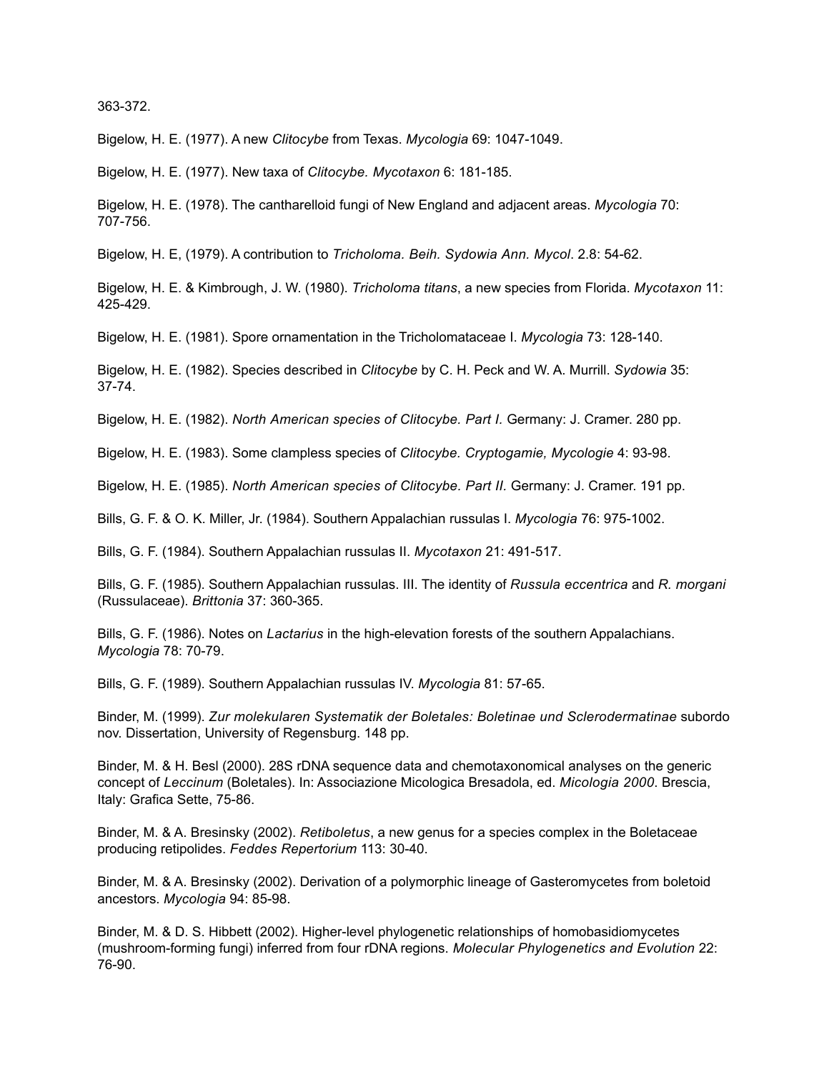363-372.

Bigelow, H. E. (1977). A new *Clitocybe* from Texas. *Mycologia* 69: 1047-1049.

Bigelow, H. E. (1977). New taxa of *Clitocybe. Mycotaxon* 6: 181-185.

Bigelow, H. E. (1978). The cantharelloid fungi of New England and adjacent areas. *Mycologia* 70: 707-756.

Bigelow, H. E, (1979). A contribution to *Tricholoma. Beih. Sydowia Ann. Mycol*. 2.8: 54-62.

Bigelow, H. E. & Kimbrough, J. W. (1980). *Tricholoma titans*, a new species from Florida. *Mycotaxon* 11: 425-429.

Bigelow, H. E. (1981). Spore ornamentation in the Tricholomataceae I. *Mycologia* 73: 128-140.

Bigelow, H. E. (1982). Species described in *Clitocybe* by C. H. Peck and W. A. Murrill. *Sydowia* 35: 37-74.

Bigelow, H. E. (1982). *North American species of Clitocybe. Part I.* Germany: J. Cramer. 280 pp.

Bigelow, H. E. (1983). Some clampless species of *Clitocybe. Cryptogamie, Mycologie* 4: 93-98.

Bigelow, H. E. (1985). *North American species of Clitocybe. Part II.* Germany: J. Cramer. 191 pp.

Bills, G. F. & O. K. Miller, Jr. (1984). Southern Appalachian russulas I. *Mycologia* 76: 975-1002.

Bills, G. F. (1984). Southern Appalachian russulas II. *Mycotaxon* 21: 491-517.

Bills, G. F. (1985). Southern Appalachian russulas. III. The identity of *Russula eccentrica* and *R. morgani* (Russulaceae). *Brittonia* 37: 360-365.

Bills, G. F. (1986). Notes on *Lactarius* in the high-elevation forests of the southern Appalachians. *Mycologia* 78: 70-79.

Bills, G. F. (1989). Southern Appalachian russulas IV. *Mycologia* 81: 57-65.

Binder, M. (1999). *Zur molekularen Systematik der Boletales: Boletinae und Sclerodermatinae* subordo nov. Dissertation, University of Regensburg. 148 pp.

Binder, M. & H. Besl (2000). 28S rDNA sequence data and chemotaxonomical analyses on the generic concept of *Leccinum* (Boletales). In: Associazione Micologica Bresadola, ed. *Micologia 2000*. Brescia, Italy: Grafica Sette, 75-86.

Binder, M. & A. Bresinsky (2002). *Retiboletus*, a new genus for a species complex in the Boletaceae producing retipolides. *Feddes Repertorium* 113: 30-40.

Binder, M. & A. Bresinsky (2002). Derivation of a polymorphic lineage of Gasteromycetes from boletoid ancestors. *Mycologia* 94: 85-98.

Binder, M. & D. S. Hibbett (2002). Higher-level phylogenetic relationships of homobasidiomycetes (mushroom-forming fungi) inferred from four rDNA regions. *Molecular Phylogenetics and Evolution* 22: 76-90.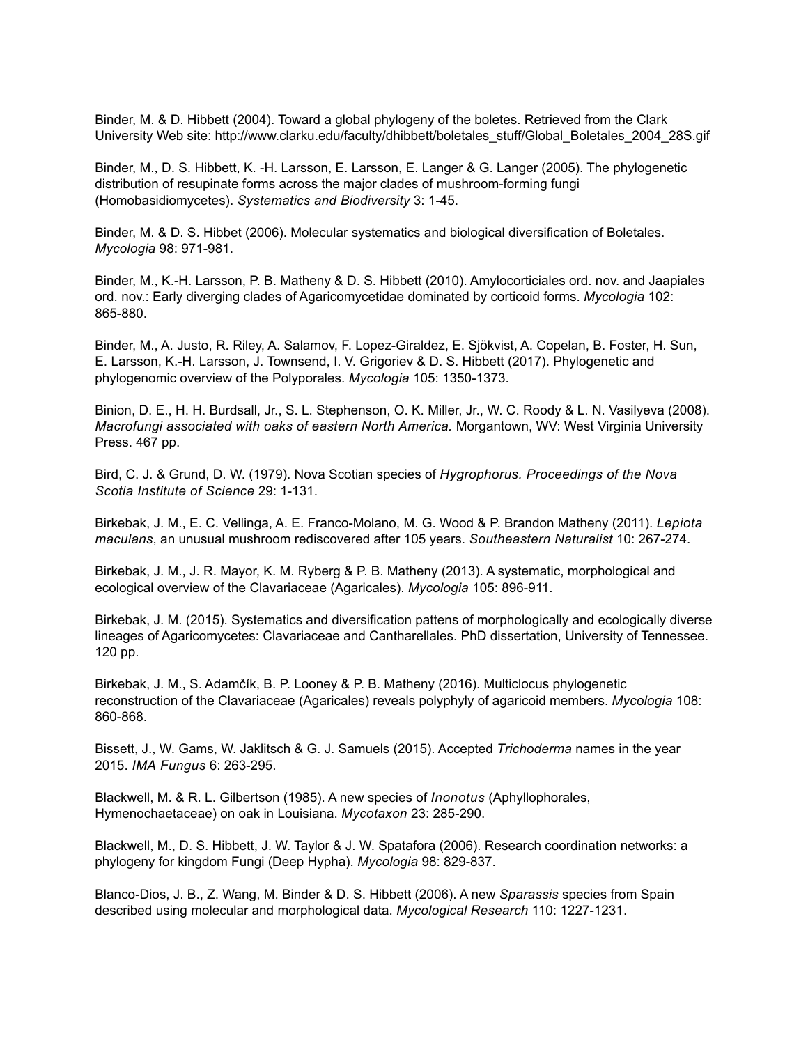Binder, M. & D. Hibbett (2004). Toward a global phylogeny of the boletes. Retrieved from the Clark University Web site: http://www.clarku.edu/faculty/dhibbett/boletales_stuff/Global_Boletales_2004_28S.gif

Binder, M., D. S. Hibbett, K. -H. Larsson, E. Larsson, E. Langer & G. Langer (2005). The phylogenetic distribution of resupinate forms across the major clades of mushroom-forming fungi (Homobasidiomycetes). *Systematics and Biodiversity* 3: 1-45.

Binder, M. & D. S. Hibbet (2006). Molecular systematics and biological diversification of Boletales. *Mycologia* 98: 971-981.

Binder, M., K.-H. Larsson, P. B. Matheny & D. S. Hibbett (2010). Amylocorticiales ord. nov. and Jaapiales ord. nov.: Early diverging clades of Agaricomycetidae dominated by corticoid forms. *Mycologia* 102: 865-880.

Binder, M., A. Justo, R. Riley, A. Salamov, F. Lopez-Giraldez, E. Sjökvist, A. Copelan, B. Foster, H. Sun, E. Larsson, K.-H. Larsson, J. Townsend, I. V. Grigoriev & D. S. Hibbett (2017). Phylogenetic and phylogenomic overview of the Polyporales. *Mycologia* 105: 1350-1373.

Binion, D. E., H. H. Burdsall, Jr., S. L. Stephenson, O. K. Miller, Jr., W. C. Roody & L. N. Vasilyeva (2008). *Macrofungi associated with oaks of eastern North America.* Morgantown, WV: West Virginia University Press. 467 pp.

Bird, C. J. & Grund, D. W. (1979). Nova Scotian species of *Hygrophorus. Proceedings of the Nova Scotia Institute of Science* 29: 1-131.

Birkebak, J. M., E. C. Vellinga, A. E. Franco-Molano, M. G. Wood & P. Brandon Matheny (2011). *Lepiota maculans*, an unusual mushroom rediscovered after 105 years. *Southeastern Naturalist* 10: 267-274.

Birkebak, J. M., J. R. Mayor, K. M. Ryberg & P. B. Matheny (2013). A systematic, morphological and ecological overview of the Clavariaceae (Agaricales). *Mycologia* 105: 896-911.

Birkebak, J. M. (2015). Systematics and diversification pattens of morphologically and ecologically diverse lineages of Agaricomycetes: Clavariaceae and Cantharellales. PhD dissertation, University of Tennessee. 120 pp.

Birkebak, J. M., S. Adamčík, B. P. Looney & P. B. Matheny (2016). Multiclocus phylogenetic reconstruction of the Clavariaceae (Agaricales) reveals polyphyly of agaricoid members. *Mycologia* 108: 860-868.

Bissett, J., W. Gams, W. Jaklitsch & G. J. Samuels (2015). Accepted *Trichoderma* names in the year 2015. *IMA Fungus* 6: 263-295.

Blackwell, M. & R. L. Gilbertson (1985). A new species of *Inonotus* (Aphyllophorales, Hymenochaetaceae) on oak in Louisiana. *Mycotaxon* 23: 285-290.

Blackwell, M., D. S. Hibbett, J. W. Taylor & J. W. Spatafora (2006). Research coordination networks: a phylogeny for kingdom Fungi (Deep Hypha). *Mycologia* 98: 829-837.

Blanco-Dios, J. B., Z. Wang, M. Binder & D. S. Hibbett (2006). A new *Sparassis* species from Spain described using molecular and morphological data. *Mycological Research* 110: 1227-1231.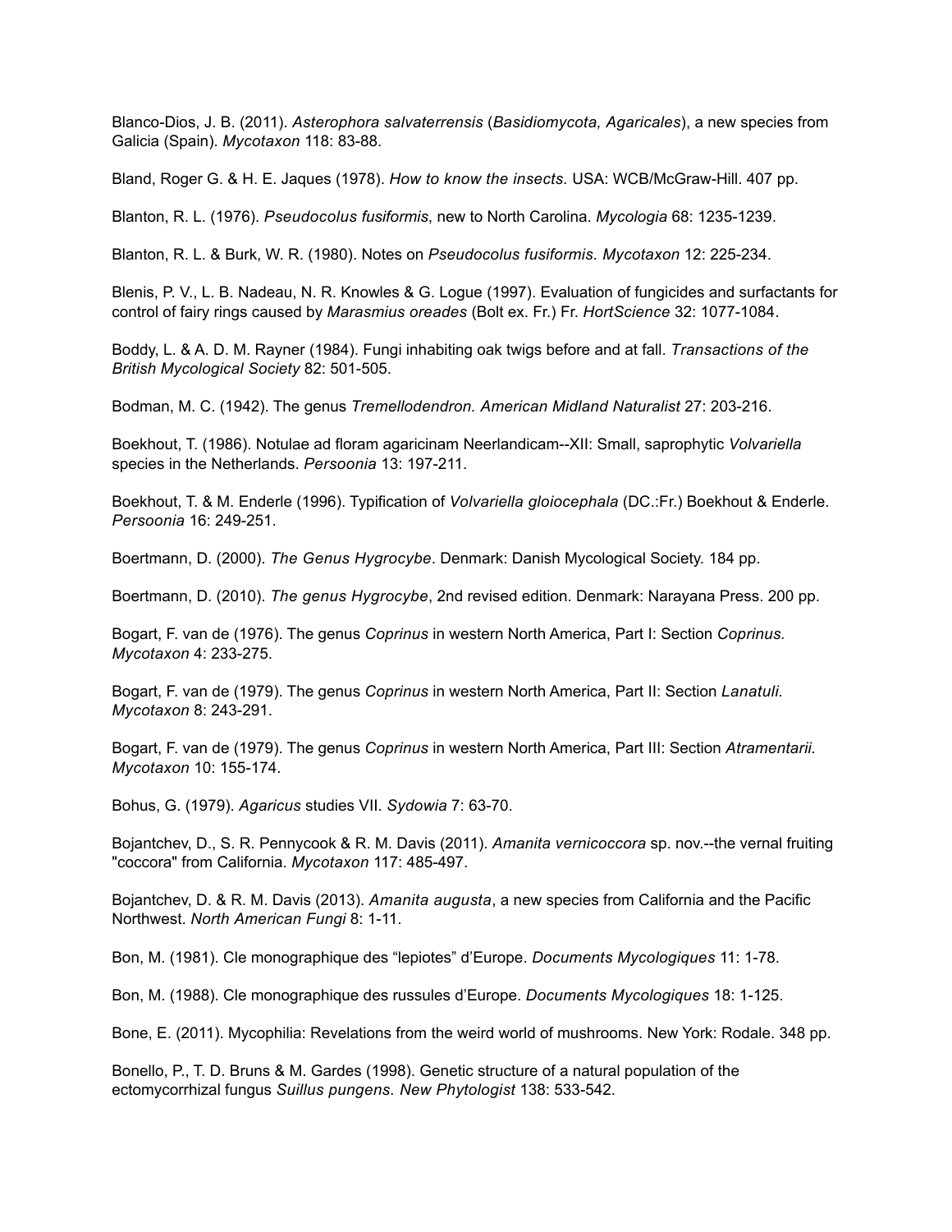Blanco-Dios, J. B. (2011). *Asterophora salvaterrensis* (*Basidiomycota, Agaricales*), a new species from Galicia (Spain). *Mycotaxon* 118: 83-88.

Bland, Roger G. & H. E. Jaques (1978). *How to know the insects.* USA: WCB/McGraw-Hill. 407 pp.

Blanton, R. L. (1976). *Pseudocolus fusiformis*, new to North Carolina. *Mycologia* 68: 1235-1239.

Blanton, R. L. & Burk, W. R. (1980). Notes on *Pseudocolus fusiformis. Mycotaxon* 12: 225-234.

Blenis, P. V., L. B. Nadeau, N. R. Knowles & G. Logue (1997). Evaluation of fungicides and surfactants for control of fairy rings caused by *Marasmius oreades* (Bolt ex. Fr.) Fr. *HortScience* 32: 1077-1084.

Boddy, L. & A. D. M. Rayner (1984). Fungi inhabiting oak twigs before and at fall. *Transactions of the British Mycological Society* 82: 501-505.

Bodman, M. C. (1942). The genus *Tremellodendron. American Midland Naturalist* 27: 203-216.

Boekhout, T. (1986). Notulae ad floram agaricinam Neerlandicam--XII: Small, saprophytic *Volvariella* species in the Netherlands. *Persoonia* 13: 197-211.

Boekhout, T. & M. Enderle (1996). Typification of *Volvariella gloiocephala* (DC.:Fr.) Boekhout & Enderle. *Persoonia* 16: 249-251.

Boertmann, D. (2000). *The Genus Hygrocybe*. Denmark: Danish Mycological Society. 184 pp.

Boertmann, D. (2010). *The genus Hygrocybe*, 2nd revised edition. Denmark: Narayana Press. 200 pp.

Bogart, F. van de (1976). The genus *Coprinus* in western North America, Part I: Section *Coprinus. Mycotaxon* 4: 233-275.

Bogart, F. van de (1979). The genus *Coprinus* in western North America, Part II: Section *Lanatuli. Mycotaxon* 8: 243-291.

Bogart, F. van de (1979). The genus *Coprinus* in western North America, Part III: Section *Atramentarii. Mycotaxon* 10: 155-174.

Bohus, G. (1979). *Agaricus* studies VII. *Sydowia* 7: 63-70.

Bojantchev, D., S. R. Pennycook & R. M. Davis (2011). *Amanita vernicoccora* sp. nov.--the vernal fruiting "coccora" from California. *Mycotaxon* 117: 485-497.

Bojantchev, D. & R. M. Davis (2013). *Amanita augusta*, a new species from California and the Pacific Northwest. *North American Fungi* 8: 1-11.

Bon, M. (1981). Cle monographique des "lepiotes" d'Europe. *Documents Mycologiques* 11: 1-78.

Bon, M. (1988). Cle monographique des russules d'Europe. *Documents Mycologiques* 18: 1-125.

Bone, E. (2011). Mycophilia: Revelations from the weird world of mushrooms. New York: Rodale. 348 pp.

Bonello, P., T. D. Bruns & M. Gardes (1998). Genetic structure of a natural population of the ectomycorrhizal fungus *Suillus pungens. New Phytologist* 138: 533-542.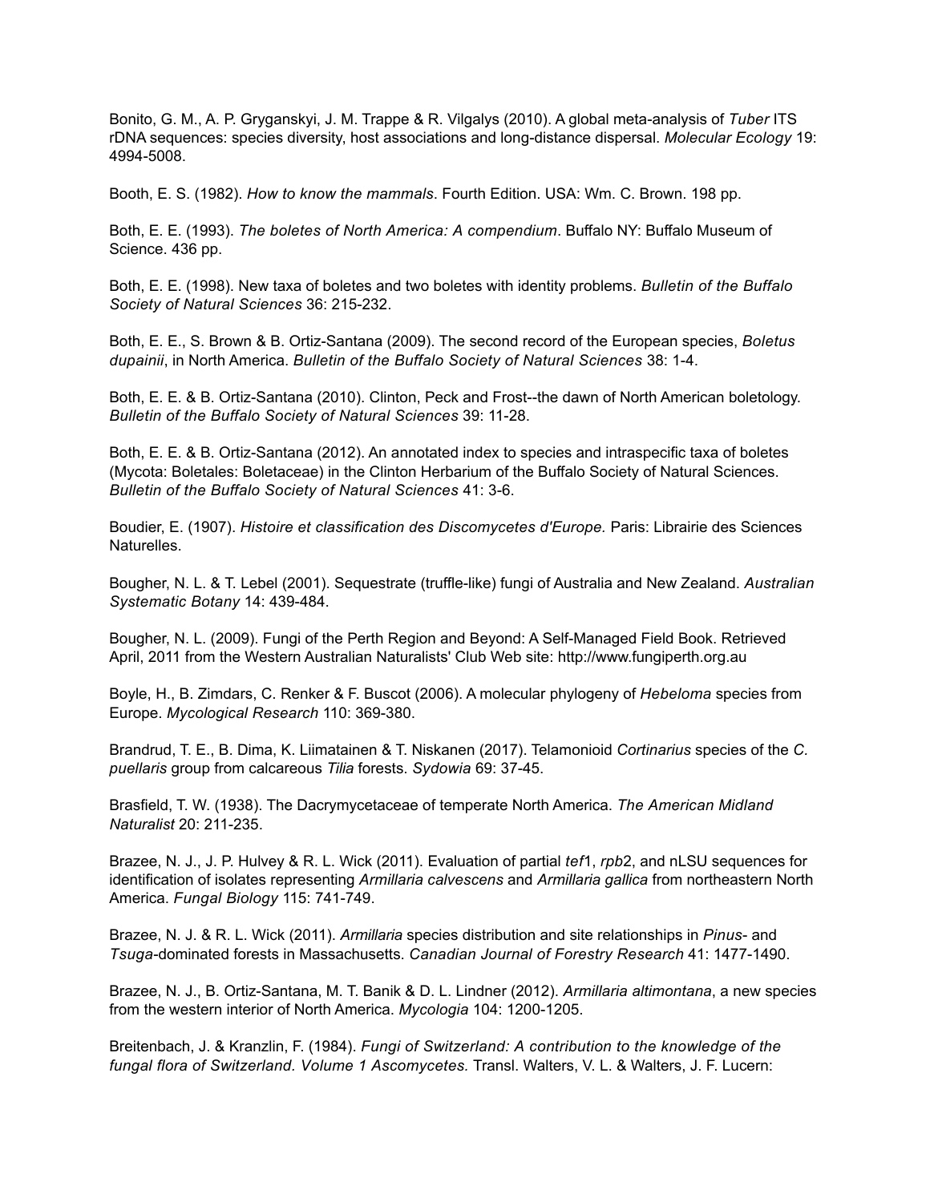Bonito, G. M., A. P. Gryganskyi, J. M. Trappe & R. Vilgalys (2010). A global meta-analysis of *Tuber* ITS rDNA sequences: species diversity, host associations and long-distance dispersal. *Molecular Ecology* 19: 4994-5008.

Booth, E. S. (1982). *How to know the mammals*. Fourth Edition. USA: Wm. C. Brown. 198 pp.

Both, E. E. (1993). *The boletes of North America: A compendium*. Buffalo NY: Buffalo Museum of Science. 436 pp.

Both, E. E. (1998). New taxa of boletes and two boletes with identity problems. *Bulletin of the Buffalo Society of Natural Sciences* 36: 215-232.

Both, E. E., S. Brown & B. Ortiz-Santana (2009). The second record of the European species, *Boletus dupainii*, in North America. *Bulletin of the Buffalo Society of Natural Sciences* 38: 1-4.

Both, E. E. & B. Ortiz-Santana (2010). Clinton, Peck and Frost--the dawn of North American boletology. *Bulletin of the Buffalo Society of Natural Sciences* 39: 11-28.

Both, E. E. & B. Ortiz-Santana (2012). An annotated index to species and intraspecific taxa of boletes (Mycota: Boletales: Boletaceae) in the Clinton Herbarium of the Buffalo Society of Natural Sciences. *Bulletin of the Buffalo Society of Natural Sciences* 41: 3-6.

Boudier, E. (1907). *Histoire et classification des Discomycetes d'Europe.* Paris: Librairie des Sciences Naturelles.

Bougher, N. L. & T. Lebel (2001). Sequestrate (truffle-like) fungi of Australia and New Zealand. *Australian Systematic Botany* 14: 439-484.

Bougher, N. L. (2009). Fungi of the Perth Region and Beyond: A Self-Managed Field Book. Retrieved April, 2011 from the Western Australian Naturalists' Club Web site: http://www.fungiperth.org.au

Boyle, H., B. Zimdars, C. Renker & F. Buscot (2006). A molecular phylogeny of *Hebeloma* species from Europe. *Mycological Research* 110: 369-380.

Brandrud, T. E., B. Dima, K. Liimatainen & T. Niskanen (2017). Telamonioid *Cortinarius* species of the *C. puellaris* group from calcareous *Tilia* forests. *Sydowia* 69: 37-45.

Brasfield, T. W. (1938). The Dacrymycetaceae of temperate North America. *The American Midland Naturalist* 20: 211-235.

Brazee, N. J., J. P. Hulvey & R. L. Wick (2011). Evaluation of partial *tef*1, *rpb*2, and nLSU sequences for identification of isolates representing *Armillaria calvescens* and *Armillaria gallica* from northeastern North America. *Fungal Biology* 115: 741-749.

Brazee, N. J. & R. L. Wick (2011). *Armillaria* species distribution and site relationships in *Pinus*- and *Tsuga*-dominated forests in Massachusetts. *Canadian Journal of Forestry Research* 41: 1477-1490.

Brazee, N. J., B. Ortiz-Santana, M. T. Banik & D. L. Lindner (2012). *Armillaria altimontana*, a new species from the western interior of North America. *Mycologia* 104: 1200-1205.

Breitenbach, J. & Kranzlin, F. (1984). *Fungi of Switzerland: A contribution to the knowledge of the fungal flora of Switzerland. Volume 1 Ascomycetes.* Transl. Walters, V. L. & Walters, J. F. Lucern: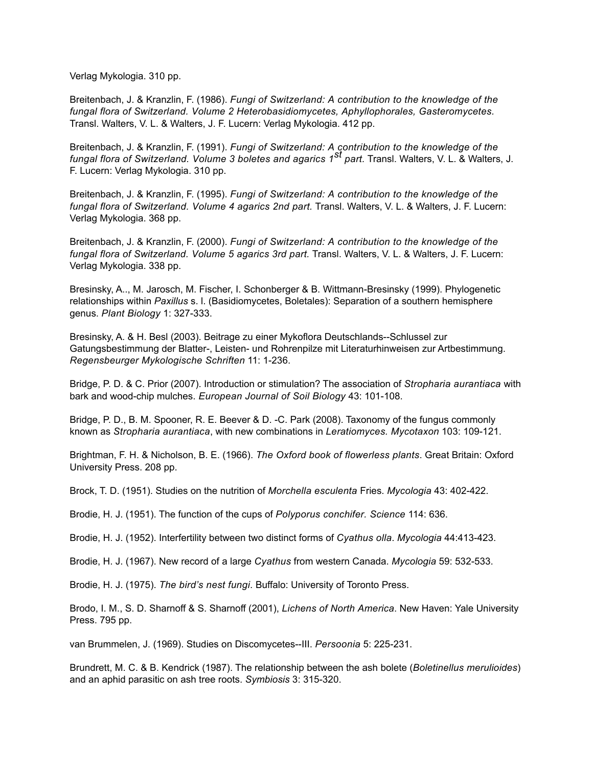Verlag Mykologia. 310 pp.

Breitenbach, J. & Kranzlin, F. (1986). *Fungi of Switzerland: A contribution to the knowledge of the fungal flora of Switzerland. Volume 2 Heterobasidiomycetes, Aphyllophorales, Gasteromycetes.* Transl. Walters, V. L. & Walters, J. F. Lucern: Verlag Mykologia. 412 pp.

Breitenbach, J. & Kranzlin, F. (1991). *Fungi of Switzerland: A contribution to the knowledge of the fungal flora of Switzerland. Volume 3 boletes and agarics 1st part.* Transl. Walters, V. L. & Walters, J. F. Lucern: Verlag Mykologia. 310 pp.

Breitenbach, J. & Kranzlin, F. (1995). *Fungi of Switzerland: A contribution to the knowledge of the fungal flora of Switzerland. Volume 4 agarics 2nd part.* Transl. Walters, V. L. & Walters, J. F. Lucern: Verlag Mykologia. 368 pp.

Breitenbach, J. & Kranzlin, F. (2000). *Fungi of Switzerland: A contribution to the knowledge of the fungal flora of Switzerland. Volume 5 agarics 3rd part.* Transl. Walters, V. L. & Walters, J. F. Lucern: Verlag Mykologia. 338 pp.

Bresinsky, A.., M. Jarosch, M. Fischer, I. Schonberger & B. Wittmann-Bresinsky (1999). Phylogenetic relationships within *Paxillus* s. l. (Basidiomycetes, Boletales): Separation of a southern hemisphere genus. *Plant Biology* 1: 327-333.

Bresinsky, A. & H. Besl (2003). Beitrage zu einer Mykoflora Deutschlands--Schlussel zur Gatungsbestimmung der Blatter-, Leisten- und Rohrenpilze mit Literaturhinweisen zur Artbestimmung. *Regensbeurger Mykologische Schriften* 11: 1-236.

Bridge, P. D. & C. Prior (2007). Introduction or stimulation? The association of *Stropharia aurantiaca* with bark and wood-chip mulches. *European Journal of Soil Biology* 43: 101-108.

Bridge, P. D., B. M. Spooner, R. E. Beever & D. -C. Park (2008). Taxonomy of the fungus commonly known as *Stropharia aurantiaca*, with new combinations in *Leratiomyces. Mycotaxon* 103: 109-121.

Brightman, F. H. & Nicholson, B. E. (1966). *The Oxford book of flowerless plants*. Great Britain: Oxford University Press. 208 pp.

Brock, T. D. (1951). Studies on the nutrition of *Morchella esculenta* Fries. *Mycologia* 43: 402-422.

Brodie, H. J. (1951). The function of the cups of *Polyporus conchifer. Science* 114: 636.

Brodie, H. J. (1952). Interfertility between two distinct forms of *Cyathus olla*. *Mycologia* 44:413-423.

Brodie, H. J. (1967). New record of a large *Cyathus* from western Canada. *Mycologia* 59: 532-533.

Brodie, H. J. (1975). *The bird's nest fungi*. Buffalo: University of Toronto Press.

Brodo, I. M., S. D. Sharnoff & S. Sharnoff (2001), *Lichens of North America*. New Haven: Yale University Press. 795 pp.

van Brummelen, J. (1969). Studies on Discomycetes--III. *Persoonia* 5: 225-231.

Brundrett, M. C. & B. Kendrick (1987). The relationship between the ash bolete (*Boletinellus merulioides*) and an aphid parasitic on ash tree roots. *Symbiosis* 3: 315-320.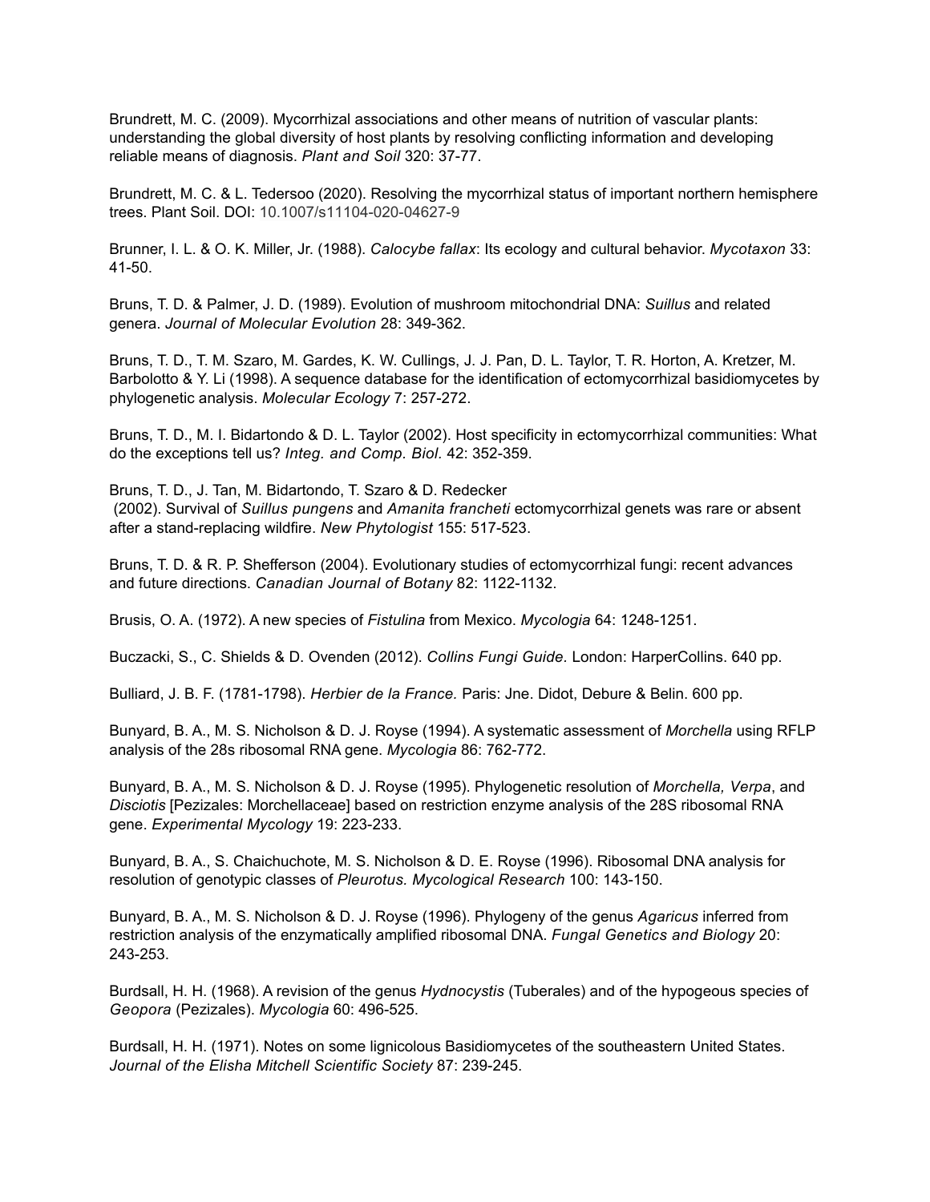Brundrett, M. C. (2009). Mycorrhizal associations and other means of nutrition of vascular plants: understanding the global diversity of host plants by resolving conflicting information and developing reliable means of diagnosis. *Plant and Soil* 320: 37-77.

Brundrett, M. C. & L. Tedersoo (2020). Resolving the mycorrhizal status of important northern hemisphere trees. Plant Soil. DOI: 10.1007/s11104-020-04627-9

Brunner, I. L. & O. K. Miller, Jr. (1988). *Calocybe fallax*: Its ecology and cultural behavior. *Mycotaxon* 33: 41-50.

Bruns, T. D. & Palmer, J. D. (1989). Evolution of mushroom mitochondrial DNA: *Suillus* and related genera. *Journal of Molecular Evolution* 28: 349-362.

Bruns, T. D., T. M. Szaro, M. Gardes, K. W. Cullings, J. J. Pan, D. L. Taylor, T. R. Horton, A. Kretzer, M. Barbolotto & Y. Li (1998). A sequence database for the identification of ectomycorrhizal basidiomycetes by phylogenetic analysis. *Molecular Ecology* 7: 257-272.

Bruns, T. D., M. I. Bidartondo & D. L. Taylor (2002). Host specificity in ectomycorrhizal communities: What do the exceptions tell us? *Integ. and Comp. Biol.* 42: 352-359.

Bruns, T. D., J. Tan, M. Bidartondo, T. Szaro & D. Redecker (2002). Survival of *Suillus pungens* and *Amanita francheti* ectomycorrhizal genets was rare or absent after a stand-replacing wildfire. *New Phytologist* 155: 517-523.

Bruns, T. D. & R. P. Shefferson (2004). Evolutionary studies of ectomycorrhizal fungi: recent advances and future directions. *Canadian Journal of Botany* 82: 1122-1132.

Brusis, O. A. (1972). A new species of *Fistulina* from Mexico. *Mycologia* 64: 1248-1251.

Buczacki, S., C. Shields & D. Ovenden (2012). *Collins Fungi Guide.* London: HarperCollins. 640 pp.

Bulliard, J. B. F. (1781-1798). *Herbier de la France.* Paris: Jne. Didot, Debure & Belin. 600 pp.

Bunyard, B. A., M. S. Nicholson & D. J. Royse (1994). A systematic assessment of *Morchella* using RFLP analysis of the 28s ribosomal RNA gene. *Mycologia* 86: 762-772.

Bunyard, B. A., M. S. Nicholson & D. J. Royse (1995). Phylogenetic resolution of *Morchella, Verpa*, and *Disciotis* [Pezizales: Morchellaceae] based on restriction enzyme analysis of the 28S ribosomal RNA gene. *Experimental Mycology* 19: 223-233.

Bunyard, B. A., S. Chaichuchote, M. S. Nicholson & D. E. Royse (1996). Ribosomal DNA analysis for resolution of genotypic classes of *Pleurotus. Mycological Research* 100: 143-150.

Bunyard, B. A., M. S. Nicholson & D. J. Royse (1996). Phylogeny of the genus *Agaricus* inferred from restriction analysis of the enzymatically amplified ribosomal DNA. *Fungal Genetics and Biology* 20: 243-253.

Burdsall, H. H. (1968). A revision of the genus *Hydnocystis* (Tuberales) and of the hypogeous species of *Geopora* (Pezizales). *Mycologia* 60: 496-525.

Burdsall, H. H. (1971). Notes on some lignicolous Basidiomycetes of the southeastern United States. *Journal of the Elisha Mitchell Scientific Society* 87: 239-245.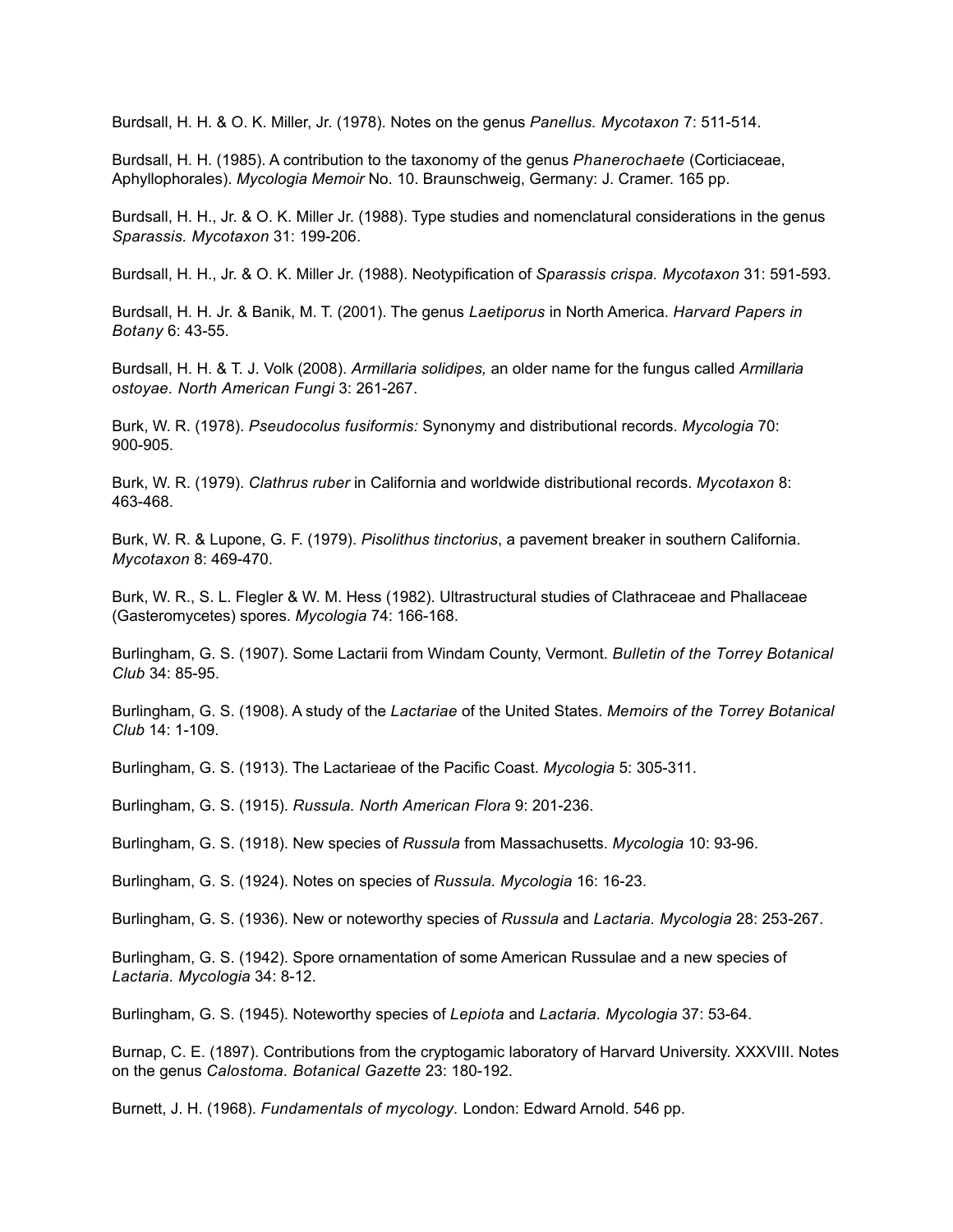Burdsall, H. H. & O. K. Miller, Jr. (1978). Notes on the genus *Panellus. Mycotaxon* 7: 511-514.

Burdsall, H. H. (1985). A contribution to the taxonomy of the genus *Phanerochaete* (Corticiaceae, Aphyllophorales). *Mycologia Memoir* No. 10. Braunschweig, Germany: J. Cramer. 165 pp.

Burdsall, H. H., Jr. & O. K. Miller Jr. (1988). Type studies and nomenclatural considerations in the genus *Sparassis. Mycotaxon* 31: 199-206.

Burdsall, H. H., Jr. & O. K. Miller Jr. (1988). Neotypification of *Sparassis crispa. Mycotaxon* 31: 591-593.

Burdsall, H. H. Jr. & Banik, M. T. (2001). The genus *Laetiporus* in North America. *Harvard Papers in Botany* 6: 43-55.

Burdsall, H. H. & T. J. Volk (2008). *Armillaria solidipes,* an older name for the fungus called *Armillaria ostoyae. North American Fungi* 3: 261-267.

Burk, W. R. (1978). *Pseudocolus fusiformis:* Synonymy and distributional records. *Mycologia* 70: 900-905.

Burk, W. R. (1979). *Clathrus ruber* in California and worldwide distributional records. *Mycotaxon* 8: 463-468.

Burk, W. R. & Lupone, G. F. (1979). *Pisolithus tinctorius*, a pavement breaker in southern California. *Mycotaxon* 8: 469-470.

Burk, W. R., S. L. Flegler & W. M. Hess (1982). Ultrastructural studies of Clathraceae and Phallaceae (Gasteromycetes) spores. *Mycologia* 74: 166-168.

Burlingham, G. S. (1907). Some Lactarii from Windam County, Vermont. *Bulletin of the Torrey Botanical Club* 34: 85-95.

Burlingham, G. S. (1908). A study of the *Lactariae* of the United States. *Memoirs of the Torrey Botanical Club* 14: 1-109.

Burlingham, G. S. (1913). The Lactarieae of the Pacific Coast. *Mycologia* 5: 305-311.

Burlingham, G. S. (1915). *Russula. North American Flora* 9: 201-236.

Burlingham, G. S. (1918). New species of *Russula* from Massachusetts. *Mycologia* 10: 93-96.

Burlingham, G. S. (1924). Notes on species of *Russula. Mycologia* 16: 16-23.

Burlingham, G. S. (1936). New or noteworthy species of *Russula* and *Lactaria. Mycologia* 28: 253-267.

Burlingham, G. S. (1942). Spore ornamentation of some American Russulae and a new species of *Lactaria. Mycologia* 34: 8-12.

Burlingham, G. S. (1945). Noteworthy species of *Lepiota* and *Lactaria. Mycologia* 37: 53-64.

Burnap, C. E. (1897). Contributions from the cryptogamic laboratory of Harvard University. XXXVIII. Notes on the genus *Calostoma. Botanical Gazette* 23: 180-192.

Burnett, J. H. (1968). *Fundamentals of mycology*. London: Edward Arnold. 546 pp.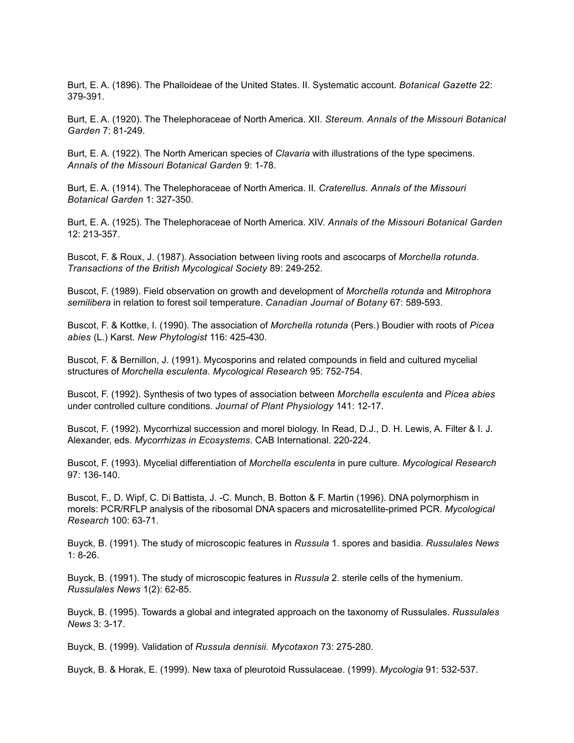Burt, E. A. (1896). The Phalloideae of the United States. II. Systematic account. *Botanical Gazette* 22: 379-391.

Burt, E. A. (1920). The Thelephoraceae of North America. XII. *Stereum. Annals of the Missouri Botanical Garden* 7: 81-249.

Burt, E. A. (1922). The North American species of *Clavaria* with illustrations of the type specimens. *Annals of the Missouri Botanical Garden* 9: 1-78.

Burt, E. A. (1914). The Thelephoraceae of North America. II. *Craterellus. Annals of the Missouri Botanical Garden* 1: 327-350.

Burt, E. A. (1925). The Thelephoraceae of North America. XIV. *Annals of the Missouri Botanical Garden* 12: 213-357.

Buscot, F. & Roux, J. (1987). Association between living roots and ascocarps of *Morchella rotunda. Transactions of the British Mycological Society* 89: 249-252.

Buscot, F. (1989). Field observation on growth and development of *Morchella rotunda* and *Mitrophora semilibera* in relation to forest soil temperature. *Canadian Journal of Botany* 67: 589-593.

Buscot, F. & Kottke, I. (1990). The association of *Morchella rotunda* (Pers.) Boudier with roots of *Picea abies* (L.) Karst. *New Phytologist* 116: 425-430.

Buscot, F. & Bernillon, J. (1991). Mycosporins and related compounds in field and cultured mycelial structures of *Morchella esculenta. Mycological Research* 95: 752-754.

Buscot, F. (1992). Synthesis of two types of association between *Morchella esculenta* and *Picea abies* under controlled culture conditions. *Journal of Plant Physiology* 141: 12-17.

Buscot, F. (1992). Mycorrhizal succession and morel biology. In Read, D.J., D. H. Lewis, A. Filter & I. J. Alexander, eds. *Mycorrhizas in Ecosystems*. CAB International. 220-224.

Buscot, F. (1993). Mycelial differentiation of *Morchella esculenta* in pure culture. *Mycological Research* 97: 136-140.

Buscot, F., D. Wipf, C. Di Battista, J. -C. Munch, B. Botton & F. Martin (1996). DNA polymorphism in morels: PCR/RFLP analysis of the ribosomal DNA spacers and microsatellite-primed PCR. *Mycological Research* 100: 63-71.

Buyck, B. (1991). The study of microscopic features in *Russula* 1. spores and basidia. *Russulales News* 1: 8-26.

Buyck, B. (1991). The study of microscopic features in *Russula* 2. sterile cells of the hymenium. *Russulales News* 1(2): 62-85.

Buyck, B. (1995). Towards a global and integrated approach on the taxonomy of Russulales. *Russulales News* 3: 3-17.

Buyck, B. (1999). Validation of *Russula dennisii. Mycotaxon* 73: 275-280.

Buyck, B. & Horak, E. (1999). New taxa of pleurotoid Russulaceae. (1999). *Mycologia* 91: 532-537.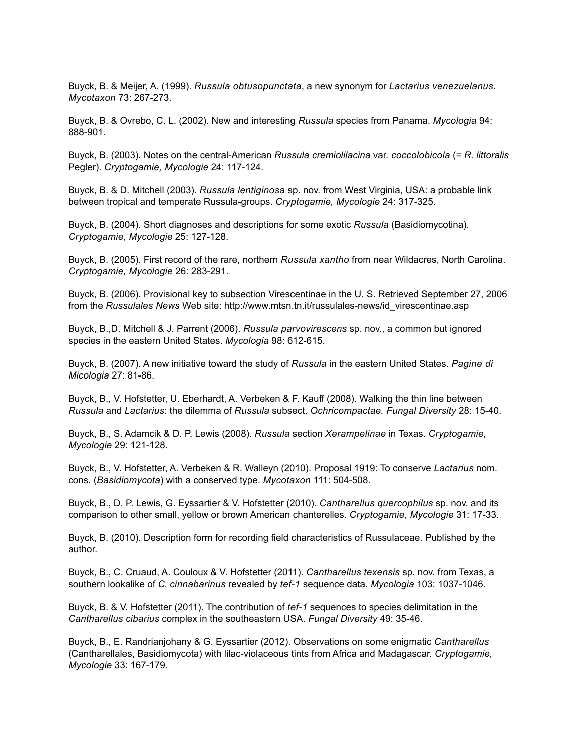Buyck, B. & Meijer, A. (1999). *Russula obtusopunctata*, a new synonym for *Lactarius venezuelanus*. *Mycotaxon* 73: 267-273.

Buyck, B. & Ovrebo, C. L. (2002). New and interesting *Russula* species from Panama. *Mycologia* 94: 888-901.

Buyck, B. (2003). Notes on the central-American *Russula cremiolilacina* var. *coccolobicola* (= *R. littoralis* Pegler). *Cryptogamie, Mycologie* 24: 117-124.

Buyck, B. & D. Mitchell (2003). *Russula lentiginosa* sp. nov. from West Virginia, USA: a probable link between tropical and temperate Russula-groups. *Cryptogamie, Mycologie* 24: 317-325.

Buyck, B. (2004). Short diagnoses and descriptions for some exotic *Russula* (Basidiomycotina). *Cryptogamie, Mycologie* 25: 127-128.

Buyck, B. (2005). First record of the rare, northern *Russula xantho* from near Wildacres, North Carolina. *Cryptogamie, Mycologie* 26: 283-291.

Buyck, B. (2006). Provisional key to subsection Virescentinae in the U. S. Retrieved September 27, 2006 from the *Russulales News* Web site: http://www.mtsn.tn.it/russulales-news/id_virescentinae.asp

Buyck, B.,D. Mitchell & J. Parrent (2006). *Russula parvovirescens* sp. nov., a common but ignored species in the eastern United States. *Mycologia* 98: 612-615.

Buyck, B. (2007). A new initiative toward the study of *Russula* in the eastern United States. *Pagine di Micologia* 27: 81-86.

Buyck, B., V. Hofstetter, U. Eberhardt, A. Verbeken & F. Kauff (2008). Walking the thin line between *Russula* and *Lactarius*: the dilemma of *Russula* subsect. *Ochricompactae. Fungal Diversity* 28: 15-40.

Buyck, B., S. Adamcik & D. P. Lewis (2008). *Russula* section *Xerampelinae* in Texas. *Cryptogamie, Mycologie* 29: 121-128.

Buyck, B., V. Hofstetter, A. Verbeken & R. Walleyn (2010). Proposal 1919: To conserve *Lactarius* nom. cons. (*Basidiomycota*) with a conserved type. *Mycotaxon* 111: 504-508.

Buyck, B., D. P. Lewis, G. Eyssartier & V. Hofstetter (2010). *Cantharellus quercophilus* sp. nov. and its comparison to other small, yellow or brown American chanterelles. *Cryptogamie, Mycologie* 31: 17-33.

Buyck, B. (2010). Description form for recording field characteristics of Russulaceae. Published by the author.

Buyck, B., C. Cruaud, A. Couloux & V. Hofstetter (2011). *Cantharellus texensis* sp. nov. from Texas, a southern lookalike of *C. cinnabarinus* revealed by *tef-1* sequence data. *Mycologia* 103: 1037-1046.

Buyck, B. & V. Hofstetter (2011). The contribution of *tef-1* sequences to species delimitation in the *Cantharellus cibarius* complex in the southeastern USA. *Fungal Diversity* 49: 35-46.

Buyck, B., E. Randrianjohany & G. Eyssartier (2012). Observations on some enigmatic *Cantharellus* (Cantharellales, Basidiomycota) with lilac-violaceous tints from Africa and Madagascar. *Cryptogamie, Mycologie* 33: 167-179.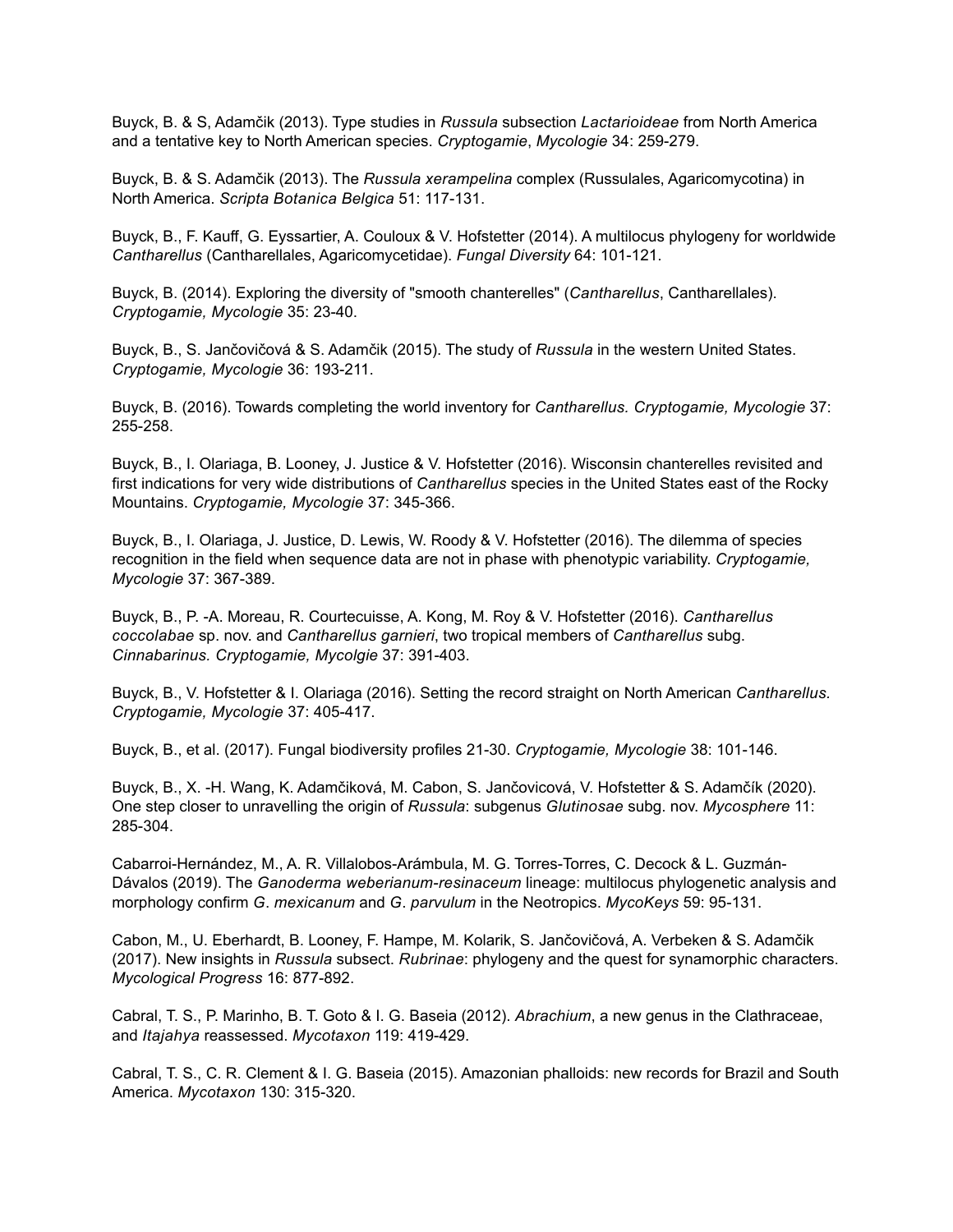Buyck, B. & S, Adamčik (2013). Type studies in *Russula* subsection *Lactarioideae* from North America and a tentative key to North American species. *Cryptogamie*, *Mycologie* 34: 259-279.

Buyck, B. & S. Adamčik (2013). The *Russula xerampelina* complex (Russulales, Agaricomycotina) in North America. *Scripta Botanica Belgica* 51: 117-131.

Buyck, B., F. Kauff, G. Eyssartier, A. Couloux & V. Hofstetter (2014). A multilocus phylogeny for worldwide *Cantharellus* (Cantharellales, Agaricomycetidae). *Fungal Diversity* 64: 101-121.

Buyck, B. (2014). Exploring the diversity of "smooth chanterelles" (*Cantharellus*, Cantharellales). *Cryptogamie, Mycologie* 35: 23-40.

Buyck, B., S. Jančovičová & S. Adamčik (2015). The study of *Russula* in the western United States. *Cryptogamie, Mycologie* 36: 193-211.

Buyck, B. (2016). Towards completing the world inventory for *Cantharellus. Cryptogamie, Mycologie* 37: 255-258.

Buyck, B., I. Olariaga, B. Looney, J. Justice & V. Hofstetter (2016). Wisconsin chanterelles revisited and first indications for very wide distributions of *Cantharellus* species in the United States east of the Rocky Mountains. *Cryptogamie, Mycologie* 37: 345-366.

Buyck, B., I. Olariaga, J. Justice, D. Lewis, W. Roody & V. Hofstetter (2016). The dilemma of species recognition in the field when sequence data are not in phase with phenotypic variability. *Cryptogamie, Mycologie* 37: 367-389.

Buyck, B., P. -A. Moreau, R. Courtecuisse, A. Kong, M. Roy & V. Hofstetter (2016). *Cantharellus coccolabae* sp. nov. and *Cantharellus garnieri*, two tropical members of *Cantharellus* subg. *Cinnabarinus. Cryptogamie, Mycolgie* 37: 391-403.

Buyck, B., V. Hofstetter & I. Olariaga (2016). Setting the record straight on North American *Cantharellus*. *Cryptogamie, Mycologie* 37: 405-417.

Buyck, B., et al. (2017). Fungal biodiversity profiles 21-30. *Cryptogamie, Mycologie* 38: 101-146.

Buyck, B., X. -H. Wang, K. Adamčiková, M. Cabon, S. Jančovicová, V. Hofstetter & S. Adamčík (2020). One step closer to unravelling the origin of *Russula*: subgenus *Glutinosae* subg. nov. *Mycosphere* 11: 285-304.

Cabarroi-Hernández, M., A. R. Villalobos-Arámbula, M. G. Torres-Torres, C. Decock & L. Guzmán-Dávalos (2019). The *Ganoderma weberianum-resinaceum* lineage: multilocus phylogenetic analysis and morphology confirm *G*. *mexicanum* and *G*. *parvulum* in the Neotropics. *MycoKeys* 59: 95-131.

Cabon, M., U. Eberhardt, B. Looney, F. Hampe, M. Kolarik, S. Jančovičová, A. Verbeken & S. Adamčik (2017). New insights in *Russula* subsect. *Rubrinae*: phylogeny and the quest for synamorphic characters. *Mycological Progress* 16: 877-892.

Cabral, T. S., P. Marinho, B. T. Goto & I. G. Baseia (2012). *Abrachium*, a new genus in the Clathraceae, and *Itajahya* reassessed. *Mycotaxon* 119: 419-429.

Cabral, T. S., C. R. Clement & I. G. Baseia (2015). Amazonian phalloids: new records for Brazil and South America. *Mycotaxon* 130: 315-320.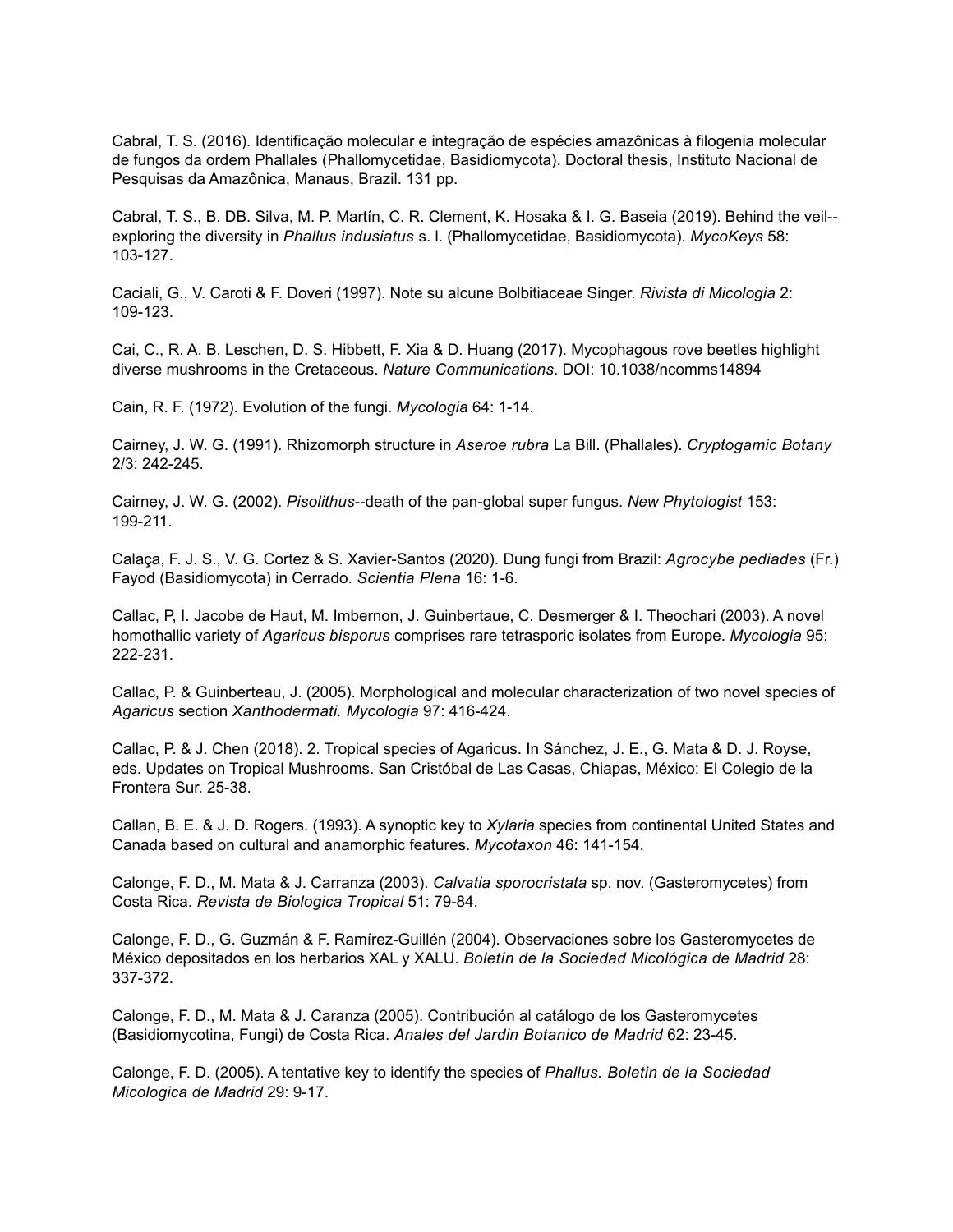Cabral, T. S. (2016). Identificação molecular e integração de espécies amazônicas à filogenia molecular de fungos da ordem Phallales (Phallomycetidae, Basidiomycota). Doctoral thesis, Instituto Nacional de Pesquisas da Amazônica, Manaus, Brazil. 131 pp.

Cabral, T. S., B. DB. Silva, M. P. Martín, C. R. Clement, K. Hosaka & I. G. Baseia (2019). Behind the veil--exploring the diversity in *Phallus indusiatus* s. l. (Phallomycetidae, Basidiomycota). *MycoKeys* 58: 103-127.

Caciali, G., V. Caroti & F. Doveri (1997). Note su alcune Bolbitiaceae Singer. *Rivista di Micologia* 2: 109-123.

Cai, C., R. A. B. Leschen, D. S. Hibbett, F. Xia & D. Huang (2017). Mycophagous rove beetles highlight diverse mushrooms in the Cretaceous. *Nature Communications*. DOI: 10.1038/ncomms14894

Cain, R. F. (1972). Evolution of the fungi. *Mycologia* 64: 1-14.

Cairney, J. W. G. (1991). Rhizomorph structure in *Aseroe rubra* La Bill. (Phallales). *Cryptogamic Botany* 2/3: 242-245.

Cairney, J. W. G. (2002). *Pisolithus*--death of the pan-global super fungus. *New Phytologist* 153: 199-211.

Calaça, F. J. S., V. G. Cortez & S. Xavier-Santos (2020). Dung fungi from Brazil: *Agrocybe pediades* (Fr.) Fayod (Basidiomycota) in Cerrado. *Scientia Plena* 16: 1-6.

Callac, P, I. Jacobe de Haut, M. Imbernon, J. Guinbertaue, C. Desmerger & I. Theochari (2003). A novel homothallic variety of *Agaricus bisporus* comprises rare tetrasporic isolates from Europe. *Mycologia* 95: 222-231.

Callac, P. & Guinberteau, J. (2005). Morphological and molecular characterization of two novel species of *Agaricus* section *Xanthodermati. Mycologia* 97: 416-424.

Callac, P. & J. Chen (2018). 2. Tropical species of Agaricus. In Sánchez, J. E., G. Mata & D. J. Royse, eds. Updates on Tropical Mushrooms. San Cristóbal de Las Casas, Chiapas, México: El Colegio de la Frontera Sur. 25-38.

Callan, B. E. & J. D. Rogers. (1993). A synoptic key to *Xylaria* species from continental United States and Canada based on cultural and anamorphic features. *Mycotaxon* 46: 141-154.

Calonge, F. D., M. Mata & J. Carranza (2003). *Calvatia sporocristata* sp. nov. (Gasteromycetes) from Costa Rica. *Revista de Biologica Tropical* 51: 79-84.

Calonge, F. D., G. Guzmán & F. Ramírez-Guillén (2004). Observaciones sobre los Gasteromycetes de México depositados en los herbarios XAL y XALU. *Boletín de la Sociedad Micológica de Madrid* 28: 337-372.

Calonge, F. D., M. Mata & J. Caranza (2005). Contribución al catálogo de los Gasteromycetes (Basidiomycotina, Fungi) de Costa Rica. *Anales del Jardin Botanico de Madrid* 62: 23-45.

Calonge, F. D. (2005). A tentative key to identify the species of *Phallus. Boletin de la Sociedad Micologica de Madrid* 29: 9-17.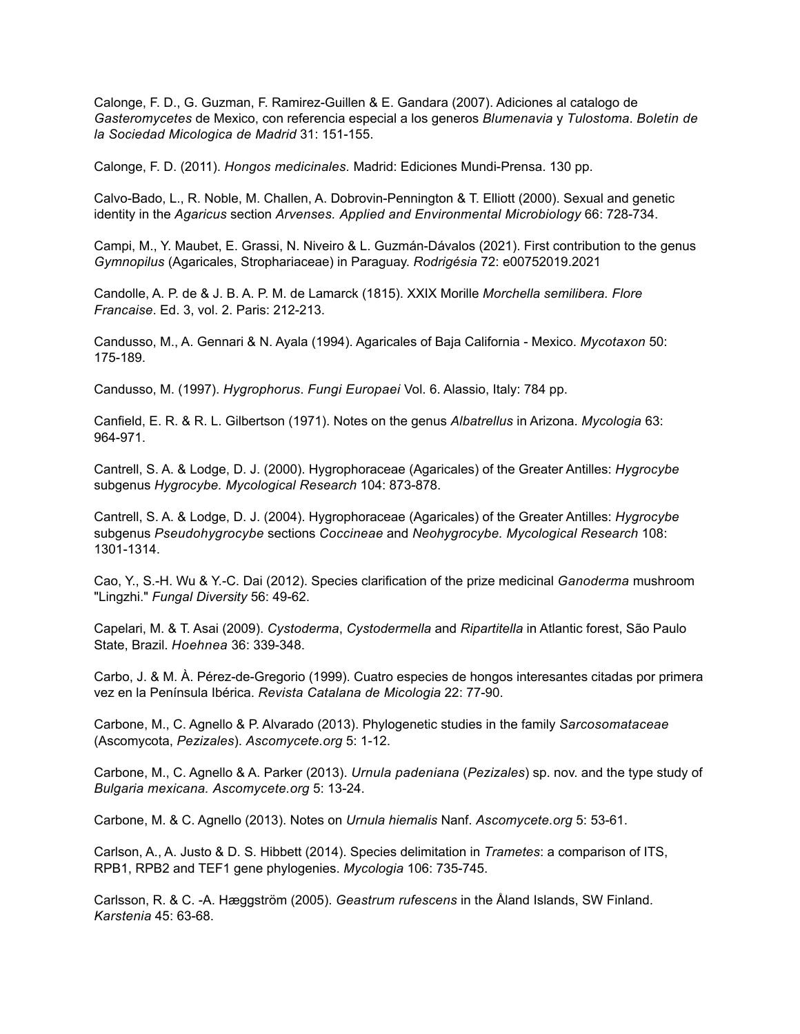Calonge, F. D., G. Guzman, F. Ramirez-Guillen & E. Gandara (2007). Adiciones al catalogo de *Gasteromycetes* de Mexico, con referencia especial a los generos *Blumenavia* y *Tulostoma*. *Boletin de la Sociedad Micologica de Madrid* 31: 151-155.

Calonge, F. D. (2011). *Hongos medicinales.* Madrid: Ediciones Mundi-Prensa. 130 pp.

Calvo-Bado, L., R. Noble, M. Challen, A. Dobrovin-Pennington & T. Elliott (2000). Sexual and genetic identity in the *Agaricus* section *Arvenses. Applied and Environmental Microbiology* 66: 728-734.

Campi, M., Y. Maubet, E. Grassi, N. Niveiro & L. Guzmán-Dávalos (2021). First contribution to the genus *Gymnopilus* (Agaricales, Strophariaceae) in Paraguay. *Rodrigésia* 72: e00752019.2021

Candolle, A. P. de & J. B. A. P. M. de Lamarck (1815). XXIX Morille *Morchella semilibera. Flore Francaise.* Ed. 3, vol. 2. Paris: 212-213.

Candusso, M., A. Gennari & N. Ayala (1994). Agaricales of Baja California - Mexico. *Mycotaxon* 50: 175-189.

Candusso, M. (1997). *Hygrophorus*. *Fungi Europaei* Vol. 6. Alassio, Italy: 784 pp.

Canfield, E. R. & R. L. Gilbertson (1971). Notes on the genus *Albatrellus* in Arizona. *Mycologia* 63: 964-971.

Cantrell, S. A. & Lodge, D. J. (2000). Hygrophoraceae (Agaricales) of the Greater Antilles: *Hygrocybe* subgenus *Hygrocybe. Mycological Research* 104: 873-878.

Cantrell, S. A. & Lodge, D. J. (2004). Hygrophoraceae (Agaricales) of the Greater Antilles: *Hygrocybe* subgenus *Pseudohygrocybe* sections *Coccineae* and *Neohygrocybe. Mycological Research* 108: 1301-1314.

Cao, Y., S.-H. Wu & Y.-C. Dai (2012). Species clarification of the prize medicinal *Ganoderma* mushroom "Lingzhi." *Fungal Diversity* 56: 49-62.

Capelari, M. & T. Asai (2009). *Cystoderma*, *Cystodermella* and *Ripartitella* in Atlantic forest, São Paulo State, Brazil. *Hoehnea* 36: 339-348.

Carbo, J. & M. À. Pérez-de-Gregorio (1999). Cuatro especies de hongos interesantes citadas por primera vez en la Península Ibérica. *Revista Catalana de Micologia* 22: 77-90.

Carbone, M., C. Agnello & P. Alvarado (2013). Phylogenetic studies in the family *Sarcosomataceae* (Ascomycota, *Pezizales*). *Ascomycete.org* 5: 1-12.

Carbone, M., C. Agnello & A. Parker (2013). *Urnula padeniana* (*Pezizales*) sp. nov. and the type study of *Bulgaria mexicana. Ascomycete.org* 5: 13-24.

Carbone, M. & C. Agnello (2013). Notes on *Urnula hiemalis* Nanf. *Ascomycete.org* 5: 53-61.

Carlson, A., A. Justo & D. S. Hibbett (2014). Species delimitation in *Trametes*: a comparison of ITS, RPB1, RPB2 and TEF1 gene phylogenies. *Mycologia* 106: 735-745.

Carlsson, R. & C. -A. Hæggström (2005). *Geastrum rufescens* in the Åland Islands, SW Finland. *Karstenia* 45: 63-68.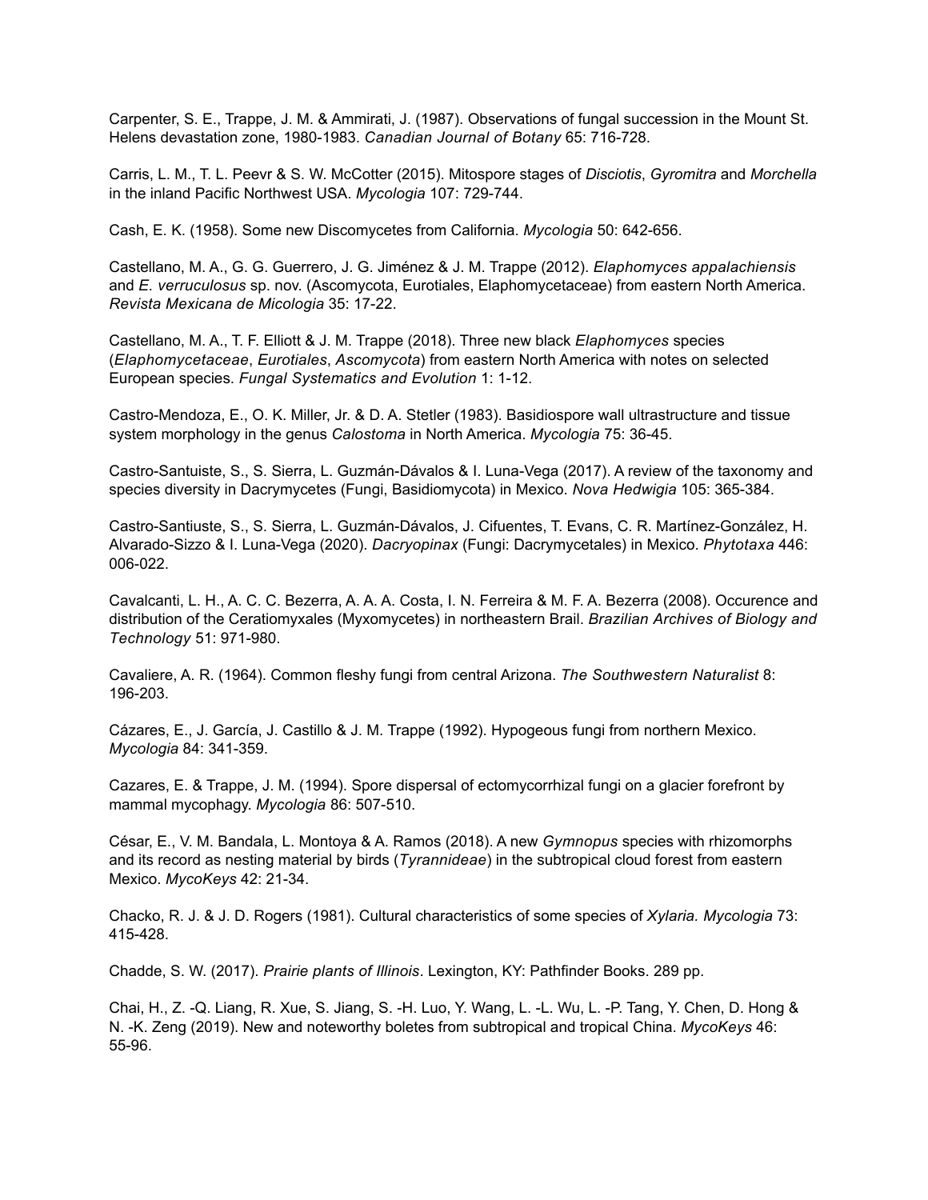Carpenter, S. E., Trappe, J. M. & Ammirati, J. (1987). Observations of fungal succession in the Mount St. Helens devastation zone, 1980-1983. *Canadian Journal of Botany* 65: 716-728.

Carris, L. M., T. L. Peevr & S. W. McCotter (2015). Mitospore stages of *Disciotis*, *Gyromitra* and *Morchella* in the inland Pacific Northwest USA. *Mycologia* 107: 729-744.

Cash, E. K. (1958). Some new Discomycetes from California. *Mycologia* 50: 642-656.

Castellano, M. A., G. G. Guerrero, J. G. Jiménez & J. M. Trappe (2012). *Elaphomyces appalachiensis* and *E. verruculosus* sp. nov. (Ascomycota, Eurotiales, Elaphomycetaceae) from eastern North America. *Revista Mexicana de Micologia* 35: 17-22.

Castellano, M. A., T. F. Elliott & J. M. Trappe (2018). Three new black *Elaphomyces* species (*Elaphomycetaceae*, *Eurotiales*, *Ascomycota*) from eastern North America with notes on selected European species. *Fungal Systematics and Evolution* 1: 1-12.

Castro-Mendoza, E., O. K. Miller, Jr. & D. A. Stetler (1983). Basidiospore wall ultrastructure and tissue system morphology in the genus *Calostoma* in North America. *Mycologia* 75: 36-45.

Castro-Santuiste, S., S. Sierra, L. Guzmán-Dávalos & I. Luna-Vega (2017). A review of the taxonomy and species diversity in Dacrymycetes (Fungi, Basidiomycota) in Mexico. *Nova Hedwigia* 105: 365-384.

Castro-Santiuste, S., S. Sierra, L. Guzmán-Dávalos, J. Cifuentes, T. Evans, C. R. Martínez-González, H. Alvarado-Sizzo & I. Luna-Vega (2020). *Dacryopinax* (Fungi: Dacrymycetales) in Mexico. *Phytotaxa* 446: 006-022.

Cavalcanti, L. H., A. C. C. Bezerra, A. A. A. Costa, I. N. Ferreira & M. F. A. Bezerra (2008). Occurence and distribution of the Ceratiomyxales (Myxomycetes) in northeastern Brail. *Brazilian Archives of Biology and Technology* 51: 971-980.

Cavaliere, A. R. (1964). Common fleshy fungi from central Arizona. *The Southwestern Naturalist* 8: 196-203.

Cázares, E., J. García, J. Castillo & J. M. Trappe (1992). Hypogeous fungi from northern Mexico. *Mycologia* 84: 341-359.

Cazares, E. & Trappe, J. M. (1994). Spore dispersal of ectomycorrhizal fungi on a glacier forefront by mammal mycophagy. *Mycologia* 86: 507-510.

César, E., V. M. Bandala, L. Montoya & A. Ramos (2018). A new *Gymnopus* species with rhizomorphs and its record as nesting material by birds (*Tyrannideae*) in the subtropical cloud forest from eastern Mexico. *MycoKeys* 42: 21-34.

Chacko, R. J. & J. D. Rogers (1981). Cultural characteristics of some species of *Xylaria. Mycologia* 73: 415-428.

Chadde, S. W. (2017). *Prairie plants of Illinois*. Lexington, KY: Pathfinder Books. 289 pp.

Chai, H., Z. -Q. Liang, R. Xue, S. Jiang, S. -H. Luo, Y. Wang, L. -L. Wu, L. -P. Tang, Y. Chen, D. Hong & N. -K. Zeng (2019). New and noteworthy boletes from subtropical and tropical China. *MycoKeys* 46: 55-96.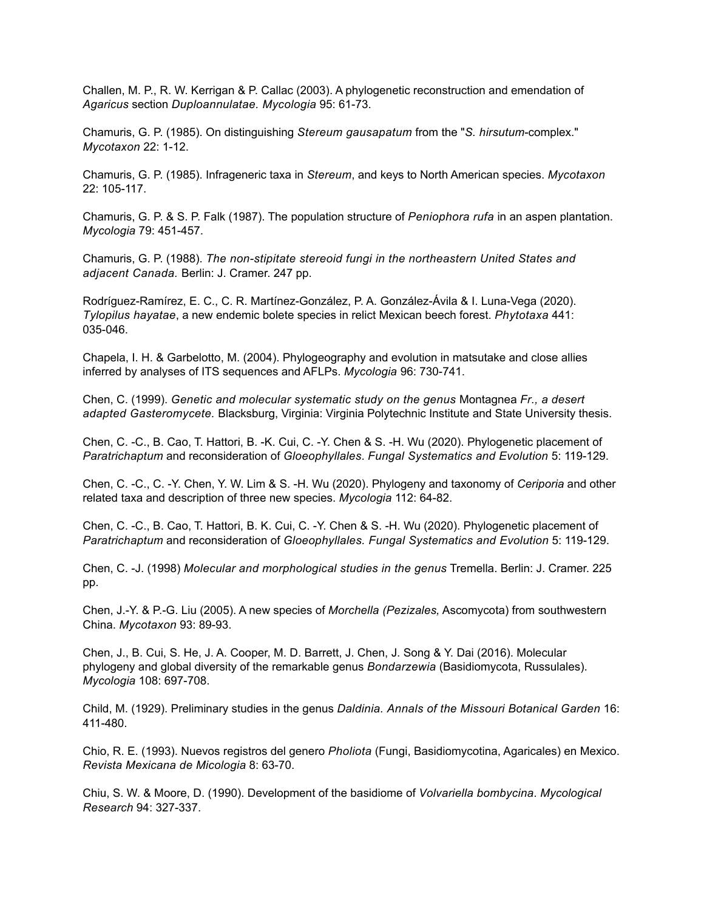Challen, M. P., R. W. Kerrigan & P. Callac (2003). A phylogenetic reconstruction and emendation of *Agaricus* section *Duploannulatae. Mycologia* 95: 61-73.

Chamuris, G. P. (1985). On distinguishing *Stereum gausapatum* from the "*S. hirsutum*-complex." *Mycotaxon* 22: 1-12.

Chamuris, G. P. (1985). Infrageneric taxa in *Stereum*, and keys to North American species. *Mycotaxon* 22: 105-117.

Chamuris, G. P. & S. P. Falk (1987). The population structure of *Peniophora rufa* in an aspen plantation. *Mycologia* 79: 451-457.

Chamuris, G. P. (1988). *The non-stipitate stereoid fungi in the northeastern United States and adjacent Canada.* Berlin: J. Cramer. 247 pp.

Rodríguez-Ramírez, E. C., C. R. Martínez-González, P. A. González-Ávila & I. Luna-Vega (2020). *Tylopilus hayatae*, a new endemic bolete species in relict Mexican beech forest. *Phytotaxa* 441: 035-046.

Chapela, I. H. & Garbelotto, M. (2004). Phylogeography and evolution in matsutake and close allies inferred by analyses of ITS sequences and AFLPs. *Mycologia* 96: 730-741.

Chen, C. (1999). *Genetic and molecular systematic study on the genus* Montagnea *Fr., a desert adapted Gasteromycete.* Blacksburg, Virginia: Virginia Polytechnic Institute and State University thesis.

Chen, C. -C., B. Cao, T. Hattori, B. -K. Cui, C. -Y. Chen & S. -H. Wu (2020). Phylogenetic placement of *Paratrichaptum* and reconsideration of *Gloeophyllales*. *Fungal Systematics and Evolution* 5: 119-129.

Chen, C. -C., C. -Y. Chen, Y. W. Lim & S. -H. Wu (2020). Phylogeny and taxonomy of *Ceriporia* and other related taxa and description of three new species. *Mycologia* 112: 64-82.

Chen, C. -C., B. Cao, T. Hattori, B. K. Cui, C. -Y. Chen & S. -H. Wu (2020). Phylogenetic placement of *Paratrichaptum* and reconsideration of *Gloeophyllales. Fungal Systematics and Evolution* 5: 119-129.

Chen, C. -J. (1998) *Molecular and morphological studies in the genus* Tremella. Berlin: J. Cramer. 225 pp.

Chen, J.-Y. & P.-G. Liu (2005). A new species of *Morchella (Pezizales,* Ascomycota) from southwestern China. *Mycotaxon* 93: 89-93.

Chen, J., B. Cui, S. He, J. A. Cooper, M. D. Barrett, J. Chen, J. Song & Y. Dai (2016). Molecular phylogeny and global diversity of the remarkable genus *Bondarzewia* (Basidiomycota, Russulales). *Mycologia* 108: 697-708.

Child, M. (1929). Preliminary studies in the genus *Daldinia. Annals of the Missouri Botanical Garden* 16: 411-480.

Chio, R. E. (1993). Nuevos registros del genero *Pholiota* (Fungi, Basidiomycotina, Agaricales) en Mexico. *Revista Mexicana de Micologia* 8: 63-70.

Chiu, S. W. & Moore, D. (1990). Development of the basidiome of *Volvariella bombycina*. *Mycological Research* 94: 327-337.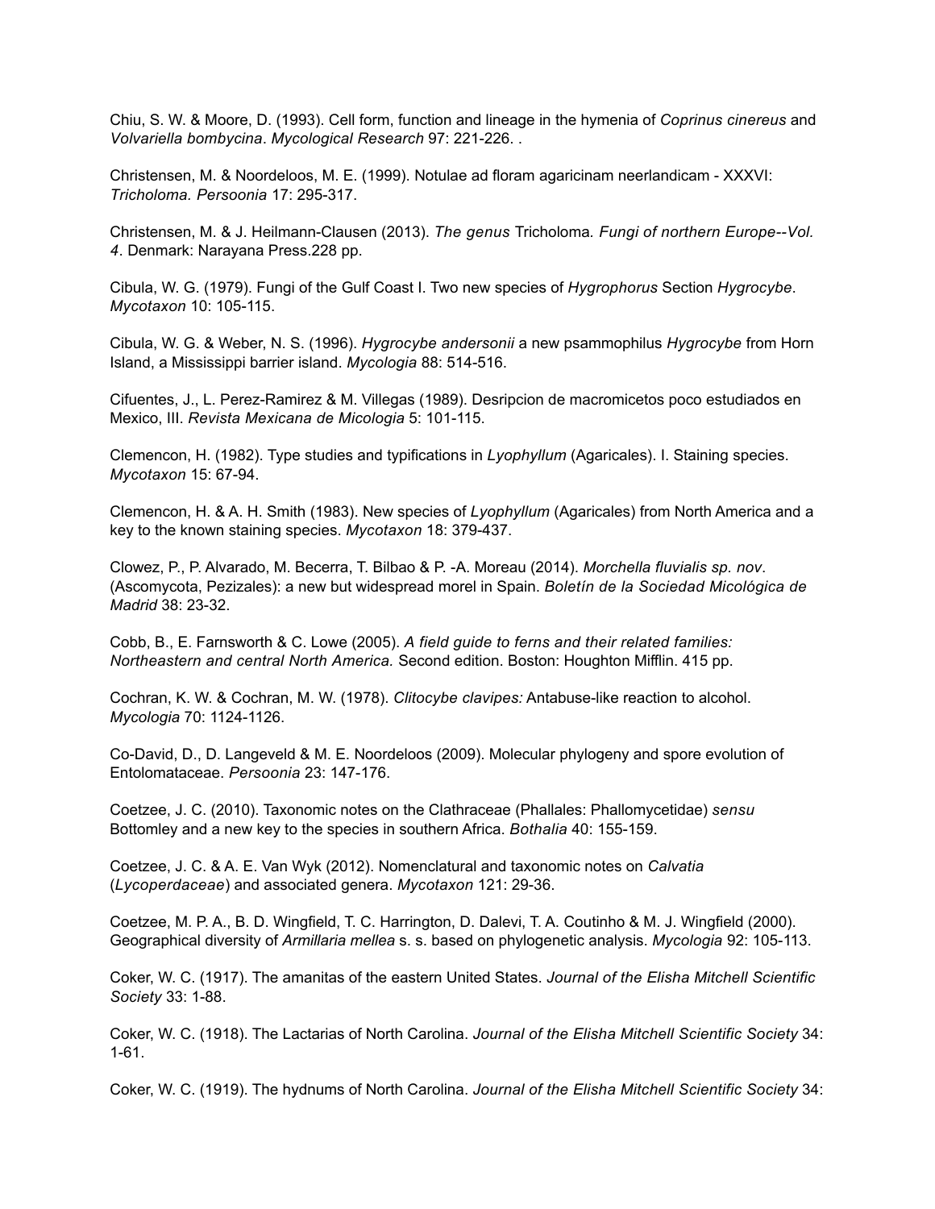Chiu, S. W. & Moore, D. (1993). Cell form, function and lineage in the hymenia of *Coprinus cinereus* and *Volvariella bombycina*. *Mycological Research* 97: 221-226. .

Christensen, M. & Noordeloos, M. E. (1999). Notulae ad floram agaricinam neerlandicam - XXXVI: *Tricholoma. Persoonia* 17: 295-317.

Christensen, M. & J. Heilmann-Clausen (2013). *The genus* Tricholoma*. Fungi of northern Europe--Vol. 4*. Denmark: Narayana Press.228 pp.

Cibula, W. G. (1979). Fungi of the Gulf Coast I. Two new species of *Hygrophorus* Section *Hygrocybe*. *Mycotaxon* 10: 105-115.

Cibula, W. G. & Weber, N. S. (1996). *Hygrocybe andersonii* a new psammophilus *Hygrocybe* from Horn Island, a Mississippi barrier island. *Mycologia* 88: 514-516.

Cifuentes, J., L. Perez-Ramirez & M. Villegas (1989). Desripcion de macromicetos poco estudiados en Mexico, III. *Revista Mexicana de Micologia* 5: 101-115.

Clemencon, H. (1982). Type studies and typifications in *Lyophyllum* (Agaricales). I. Staining species. *Mycotaxon* 15: 67-94.

Clemencon, H. & A. H. Smith (1983). New species of *Lyophyllum* (Agaricales) from North America and a key to the known staining species. *Mycotaxon* 18: 379-437.

Clowez, P., P. Alvarado, M. Becerra, T. Bilbao & P. -A. Moreau (2014). *Morchella fluvialis sp. nov*. (Ascomycota, Pezizales): a new but widespread morel in Spain. *Boletín de la Sociedad Micológica de Madrid* 38: 23-32.

Cobb, B., E. Farnsworth & C. Lowe (2005). *A field guide to ferns and their related families: Northeastern and central North America.* Second edition. Boston: Houghton Mifflin. 415 pp.

Cochran, K. W. & Cochran, M. W. (1978). *Clitocybe clavipes:* Antabuse-like reaction to alcohol. *Mycologia* 70: 1124-1126.

Co-David, D., D. Langeveld & M. E. Noordeloos (2009). Molecular phylogeny and spore evolution of Entolomataceae. *Persoonia* 23: 147-176.

Coetzee, J. C. (2010). Taxonomic notes on the Clathraceae (Phallales: Phallomycetidae) *sensu* Bottomley and a new key to the species in southern Africa. *Bothalia* 40: 155-159.

Coetzee, J. C. & A. E. Van Wyk (2012). Nomenclatural and taxonomic notes on *Calvatia* (*Lycoperdaceae*) and associated genera. *Mycotaxon* 121: 29-36.

Coetzee, M. P. A., B. D. Wingfield, T. C. Harrington, D. Dalevi, T. A. Coutinho & M. J. Wingfield (2000). Geographical diversity of *Armillaria mellea* s. s. based on phylogenetic analysis. *Mycologia* 92: 105-113.

Coker, W. C. (1917). The amanitas of the eastern United States. *Journal of the Elisha Mitchell Scientific Society* 33: 1-88.

Coker, W. C. (1918). The Lactarias of North Carolina. *Journal of the Elisha Mitchell Scientific Society* 34: 1-61.

Coker, W. C. (1919). The hydnums of North Carolina. *Journal of the Elisha Mitchell Scientific Society* 34: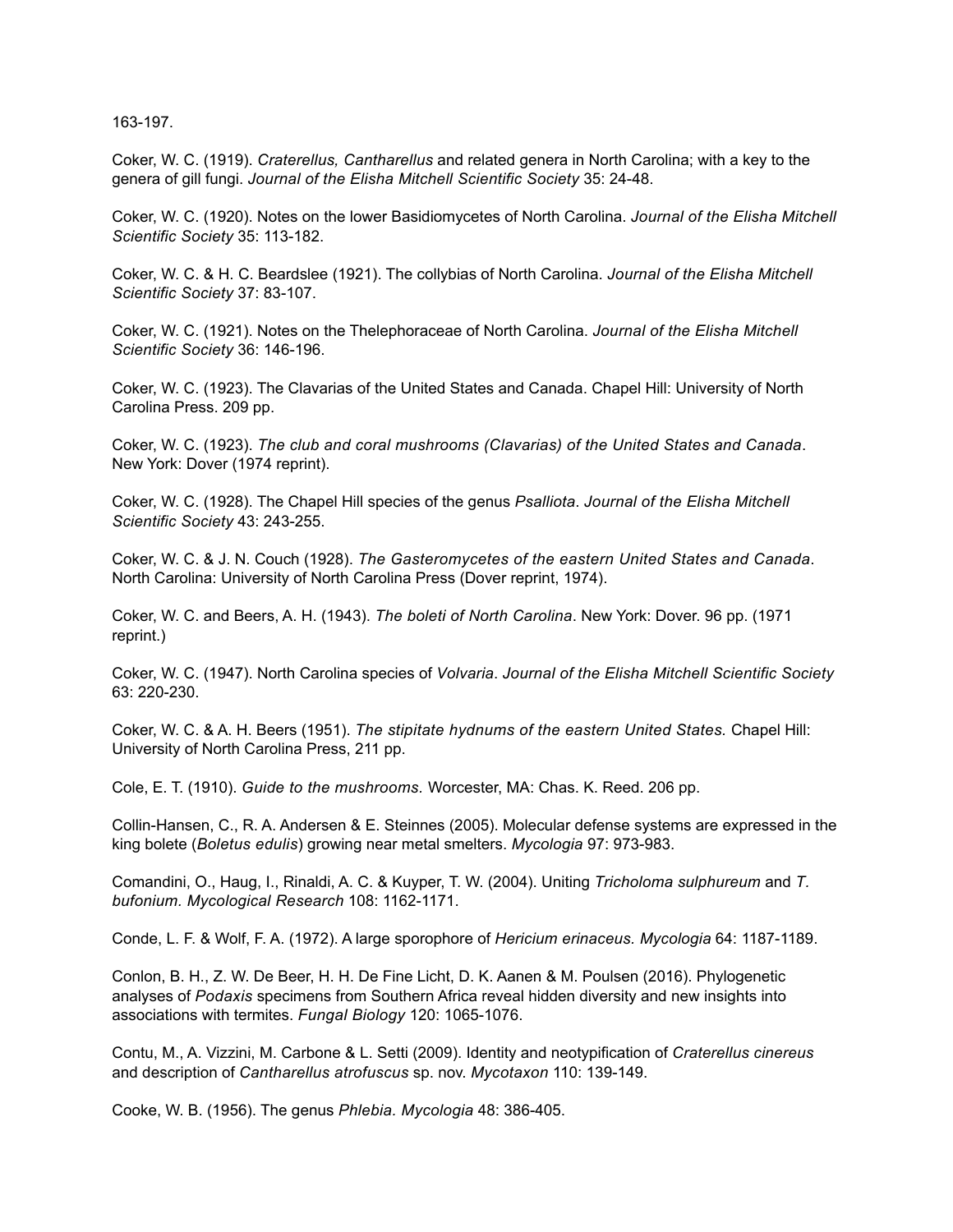163-197.

Coker, W. C. (1919). *Craterellus, Cantharellus* and related genera in North Carolina; with a key to the genera of gill fungi. *Journal of the Elisha Mitchell Scientific Society* 35: 24-48.

Coker, W. C. (1920). Notes on the lower Basidiomycetes of North Carolina. *Journal of the Elisha Mitchell Scientific Society* 35: 113-182.

Coker, W. C. & H. C. Beardslee (1921). The collybias of North Carolina. *Journal of the Elisha Mitchell Scientific Society* 37: 83-107.

Coker, W. C. (1921). Notes on the Thelephoraceae of North Carolina. *Journal of the Elisha Mitchell Scientific Society* 36: 146-196.

Coker, W. C. (1923). The Clavarias of the United States and Canada. Chapel Hill: University of North Carolina Press. 209 pp.

Coker, W. C. (1923). *The club and coral mushrooms (Clavarias) of the United States and Canada*. New York: Dover (1974 reprint).

Coker, W. C. (1928). The Chapel Hill species of the genus *Psalliota*. *Journal of the Elisha Mitchell Scientific Society* 43: 243-255.

Coker, W. C. & J. N. Couch (1928). *The Gasteromycetes of the eastern United States and Canada*. North Carolina: University of North Carolina Press (Dover reprint, 1974).

Coker, W. C. and Beers, A. H. (1943). *The boleti of North Carolina*. New York: Dover. 96 pp. (1971 reprint.)

Coker, W. C. (1947). North Carolina species of *Volvaria*. *Journal of the Elisha Mitchell Scientific Society* 63: 220-230.

Coker, W. C. & A. H. Beers (1951). *The stipitate hydnums of the eastern United States.* Chapel Hill: University of North Carolina Press, 211 pp.

Cole, E. T. (1910). *Guide to the mushrooms.* Worcester, MA: Chas. K. Reed. 206 pp.

Collin-Hansen, C., R. A. Andersen & E. Steinnes (2005). Molecular defense systems are expressed in the king bolete (*Boletus edulis*) growing near metal smelters. *Mycologia* 97: 973-983.

Comandini, O., Haug, I., Rinaldi, A. C. & Kuyper, T. W. (2004). Uniting *Tricholoma sulphureum* and *T. bufonium*. *Mycological Research* 108: 1162-1171.

Conde, L. F. & Wolf, F. A. (1972). A large sporophore of *Hericium erinaceus. Mycologia* 64: 1187-1189.

Conlon, B. H., Z. W. De Beer, H. H. De Fine Licht, D. K. Aanen & M. Poulsen (2016). Phylogenetic analyses of *Podaxis* specimens from Southern Africa reveal hidden diversity and new insights into associations with termites. *Fungal Biology* 120: 1065-1076.

Contu, M., A. Vizzini, M. Carbone & L. Setti (2009). Identity and neotypification of *Craterellus cinereus* and description of *Cantharellus atrofuscus* sp. nov. *Mycotaxon* 110: 139-149.

Cooke, W. B. (1956). The genus *Phlebia. Mycologia* 48: 386-405.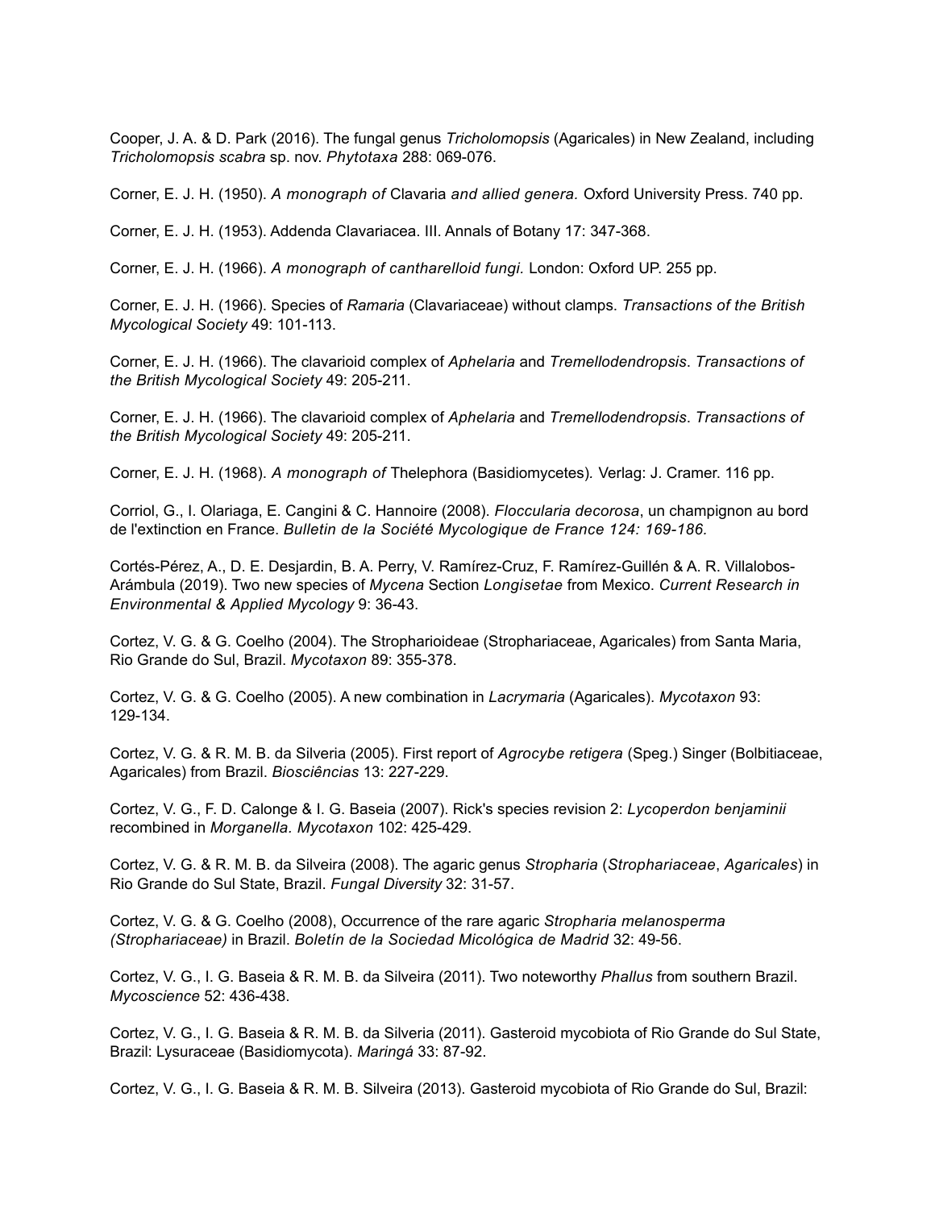Cooper, J. A. & D. Park (2016). The fungal genus *Tricholomopsis* (Agaricales) in New Zealand, including *Tricholomopsis scabra* sp. nov. *Phytotaxa* 288: 069-076.

Corner, E. J. H. (1950). *A monograph of* Clavaria *and allied genera.* Oxford University Press. 740 pp.

Corner, E. J. H. (1953). Addenda Clavariacea. III. Annals of Botany 17: 347-368.

Corner, E. J. H. (1966). *A monograph of cantharelloid fungi.* London: Oxford UP. 255 pp.

Corner, E. J. H. (1966). Species of *Ramaria* (Clavariaceae) without clamps. *Transactions of the British Mycological Society* 49: 101-113.

Corner, E. J. H. (1966). The clavarioid complex of *Aphelaria* and *Tremellodendropsis*. *Transactions of the British Mycological Society* 49: 205-211.

Corner, E. J. H. (1966). The clavarioid complex of *Aphelaria* and *Tremellodendropsis*. *Transactions of the British Mycological Society* 49: 205-211.

Corner, E. J. H. (1968). *A monograph of* Thelephora (Basidiomycetes)*.* Verlag: J. Cramer. 116 pp.

Corriol, G., I. Olariaga, E. Cangini & C. Hannoire (2008). *Floccularia decorosa*, un champignon au bord de l'extinction en France. *Bulletin de la Société Mycologique de France 124: 169-186*.

Cortés-Pérez, A., D. E. Desjardin, B. A. Perry, V. Ramírez-Cruz, F. Ramírez-Guillén & A. R. Villalobos-Arámbula (2019). Two new species of *Mycena* Section *Longisetae* from Mexico. *Current Research in Environmental & Applied Mycology* 9: 36-43.

Cortez, V. G. & G. Coelho (2004). The Stropharioideae (Strophariaceae, Agaricales) from Santa Maria, Rio Grande do Sul, Brazil. *Mycotaxon* 89: 355-378.

Cortez, V. G. & G. Coelho (2005). A new combination in *Lacrymaria* (Agaricales). *Mycotaxon* 93: 129-134.

Cortez, V. G. & R. M. B. da Silveria (2005). First report of *Agrocybe retigera* (Speg.) Singer (Bolbitiaceae, Agaricales) from Brazil. *Biosciências* 13: 227-229.

Cortez, V. G., F. D. Calonge & I. G. Baseia (2007). Rick's species revision 2: *Lycoperdon benjaminii* recombined in *Morganella. Mycotaxon* 102: 425-429.

Cortez, V. G. & R. M. B. da Silveira (2008). The agaric genus *Stropharia* (*Strophariaceae*, *Agaricales*) in Rio Grande do Sul State, Brazil. *Fungal Diversity* 32: 31-57.

Cortez, V. G. & G. Coelho (2008), Occurrence of the rare agaric *Stropharia melanosperma (Strophariaceae)* in Brazil. *Boletín de la Sociedad Micológica de Madrid* 32: 49-56.

Cortez, V. G., I. G. Baseia & R. M. B. da Silveria (2011). Two noteworthy *Phallus* from southern Brazil. *Mycoscience* 52: 436-438.

Cortez, V. G., I. G. Baseia & R. M. B. da Silveria (2011). Gasteroid mycobiota of Rio Grande do Sul State, Brazil: Lysuraceae (Basidiomycota). *Maringá* 33: 87-92.

Cortez, V. G., I. G. Baseia & R. M. B. Silveira (2013). Gasteroid mycobiota of Rio Grande do Sul, Brazil: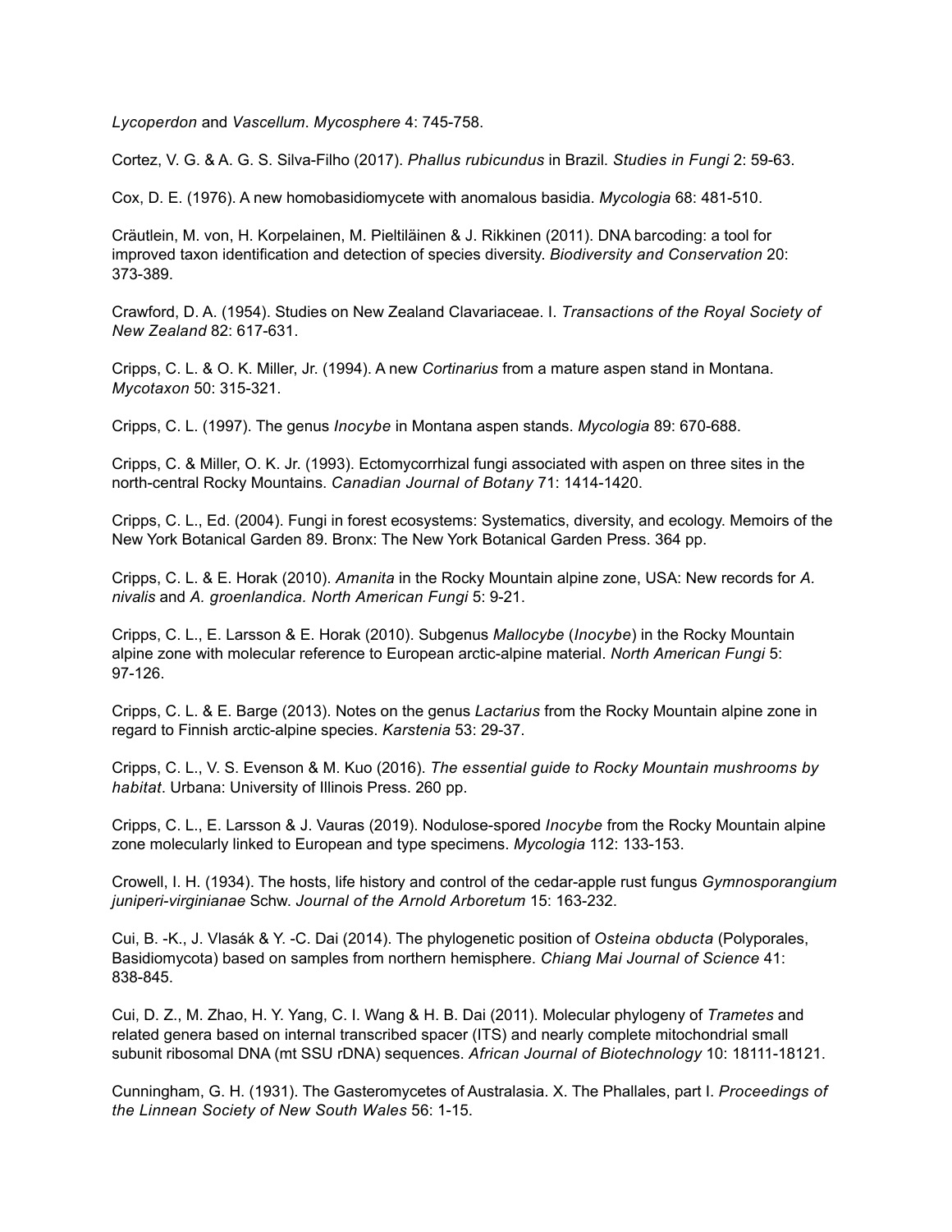*Lycoperdon* and *Vascellum*. *Mycosphere* 4: 745-758.

Cortez, V. G. & A. G. S. Silva-Filho (2017). *Phallus rubicundus* in Brazil. *Studies in Fungi* 2: 59-63.

Cox, D. E. (1976). A new homobasidiomycete with anomalous basidia. *Mycologia* 68: 481-510.

Cräutlein, M. von, H. Korpelainen, M. Pieltiläinen & J. Rikkinen (2011). DNA barcoding: a tool for improved taxon identification and detection of species diversity. *Biodiversity and Conservation* 20: 373-389.

Crawford, D. A. (1954). Studies on New Zealand Clavariaceae. I. *Transactions of the Royal Society of New Zealand* 82: 617-631.

Cripps, C. L. & O. K. Miller, Jr. (1994). A new *Cortinarius* from a mature aspen stand in Montana. *Mycotaxon* 50: 315-321.

Cripps, C. L. (1997). The genus *Inocybe* in Montana aspen stands. *Mycologia* 89: 670-688.

Cripps, C. & Miller, O. K. Jr. (1993). Ectomycorrhizal fungi associated with aspen on three sites in the north-central Rocky Mountains. *Canadian Journal of Botany* 71: 1414-1420.

Cripps, C. L., Ed. (2004). Fungi in forest ecosystems: Systematics, diversity, and ecology. Memoirs of the New York Botanical Garden 89. Bronx: The New York Botanical Garden Press. 364 pp.

Cripps, C. L. & E. Horak (2010). *Amanita* in the Rocky Mountain alpine zone, USA: New records for *A. nivalis* and *A. groenlandica*. *North American Fungi* 5: 9-21.

Cripps, C. L., E. Larsson & E. Horak (2010). Subgenus *Mallocybe* (*Inocybe*) in the Rocky Mountain alpine zone with molecular reference to European arctic-alpine material. *North American Fungi* 5: 97-126.

Cripps, C. L. & E. Barge (2013). Notes on the genus *Lactarius* from the Rocky Mountain alpine zone in regard to Finnish arctic-alpine species. *Karstenia* 53: 29-37.

Cripps, C. L., V. S. Evenson & M. Kuo (2016). *The essential guide to Rocky Mountain mushrooms by habitat*. Urbana: University of Illinois Press. 260 pp.

Cripps, C. L., E. Larsson & J. Vauras (2019). Nodulose-spored *Inocybe* from the Rocky Mountain alpine zone molecularly linked to European and type specimens. *Mycologia* 112: 133-153.

Crowell, I. H. (1934). The hosts, life history and control of the cedar-apple rust fungus *Gymnosporangium juniperi-virginianae* Schw. *Journal of the Arnold Arboretum* 15: 163-232.

Cui, B. -K., J. Vlasák & Y. -C. Dai (2014). The phylogenetic position of *Osteina obducta* (Polyporales, Basidiomycota) based on samples from northern hemisphere. *Chiang Mai Journal of Science* 41: 838-845.

Cui, D. Z., M. Zhao, H. Y. Yang, C. I. Wang & H. B. Dai (2011). Molecular phylogeny of *Trametes* and related genera based on internal transcribed spacer (ITS) and nearly complete mitochondrial small subunit ribosomal DNA (mt SSU rDNA) sequences. *African Journal of Biotechnology* 10: 18111-18121.

Cunningham, G. H. (1931). The Gasteromycetes of Australasia. X. The Phallales, part I. *Proceedings of the Linnean Society of New South Wales* 56: 1-15.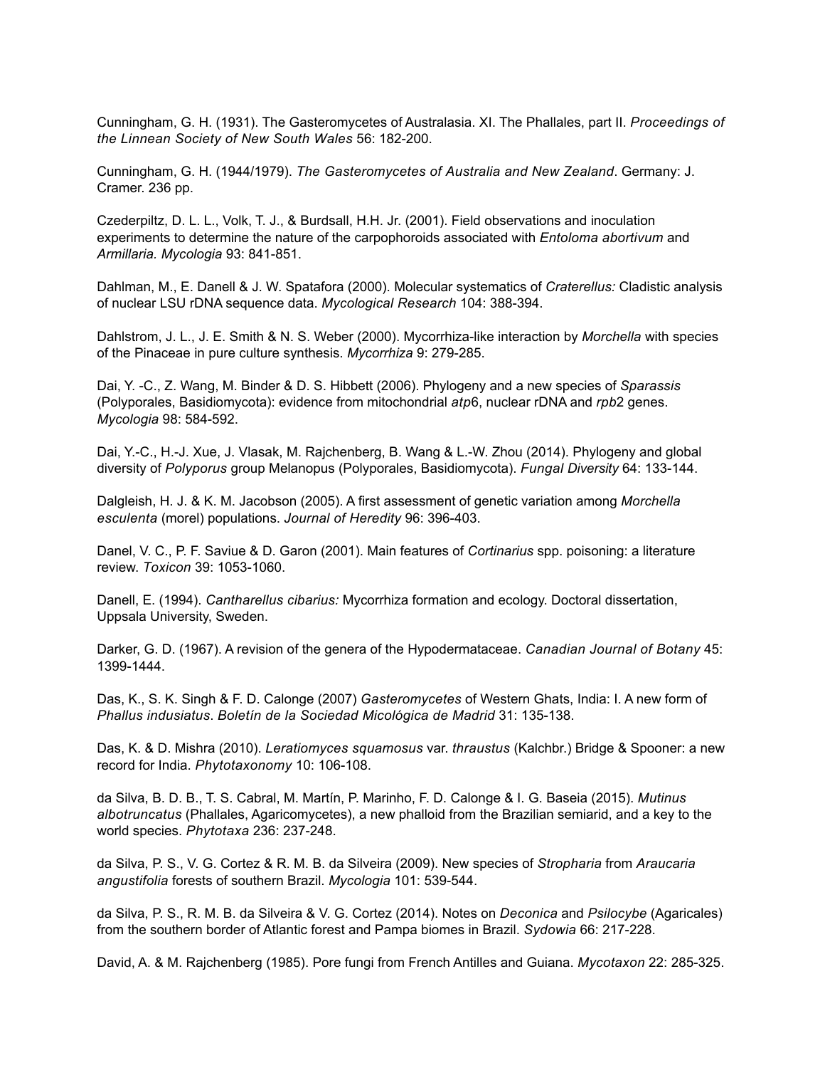Cunningham, G. H. (1931). The Gasteromycetes of Australasia. XI. The Phallales, part II. *Proceedings of the Linnean Society of New South Wales* 56: 182-200.

Cunningham, G. H. (1944/1979). *The Gasteromycetes of Australia and New Zealand*. Germany: J. Cramer. 236 pp.

Czederpiltz, D. L. L., Volk, T. J., & Burdsall, H.H. Jr. (2001). Field observations and inoculation experiments to determine the nature of the carpophoroids associated with *Entoloma abortivum* and *Armillaria. Mycologia* 93: 841-851.

Dahlman, M., E. Danell & J. W. Spatafora (2000). Molecular systematics of *Craterellus:* Cladistic analysis of nuclear LSU rDNA sequence data. *Mycological Research* 104: 388-394.

Dahlstrom, J. L., J. E. Smith & N. S. Weber (2000). Mycorrhiza-like interaction by *Morchella* with species of the Pinaceae in pure culture synthesis. *Mycorrhiza* 9: 279-285.

Dai, Y. -C., Z. Wang, M. Binder & D. S. Hibbett (2006). Phylogeny and a new species of *Sparassis* (Polyporales, Basidiomycota): evidence from mitochondrial *atp*6, nuclear rDNA and *rpb*2 genes. *Mycologia* 98: 584-592.

Dai, Y.-C., H.-J. Xue, J. Vlasak, M. Rajchenberg, B. Wang & L.-W. Zhou (2014). Phylogeny and global diversity of *Polyporus* group Melanopus (Polyporales, Basidiomycota). *Fungal Diversity* 64: 133-144.

Dalgleish, H. J. & K. M. Jacobson (2005). A first assessment of genetic variation among *Morchella esculenta* (morel) populations. *Journal of Heredity* 96: 396-403.

Danel, V. C., P. F. Saviue & D. Garon (2001). Main features of *Cortinarius* spp. poisoning: a literature review. *Toxicon* 39: 1053-1060.

Danell, E. (1994). *Cantharellus cibarius:* Mycorrhiza formation and ecology. Doctoral dissertation, Uppsala University, Sweden.

Darker, G. D. (1967). A revision of the genera of the Hypodermataceae. *Canadian Journal of Botany* 45: 1399-1444.

Das, K., S. K. Singh & F. D. Calonge (2007) *Gasteromycetes* of Western Ghats, India: I. A new form of *Phallus indusiatus*. *Boletín de la Sociedad Micológica de Madrid* 31: 135-138.

Das, K. & D. Mishra (2010). *Leratiomyces squamosus* var. *thraustus* (Kalchbr.) Bridge & Spooner: a new record for India. *Phytotaxonomy* 10: 106-108.

da Silva, B. D. B., T. S. Cabral, M. Martín, P. Marinho, F. D. Calonge & I. G. Baseia (2015). *Mutinus albotruncatus* (Phallales, Agaricomycetes), a new phalloid from the Brazilian semiarid, and a key to the world species. *Phytotaxa* 236: 237-248.

da Silva, P. S., V. G. Cortez & R. M. B. da Silveira (2009). New species of *Stropharia* from *Araucaria angustifolia* forests of southern Brazil. *Mycologia* 101: 539-544.

da Silva, P. S., R. M. B. da Silveira & V. G. Cortez (2014). Notes on *Deconica* and *Psilocybe* (Agaricales) from the southern border of Atlantic forest and Pampa biomes in Brazil. *Sydowia* 66: 217-228.

David, A. & M. Rajchenberg (1985). Pore fungi from French Antilles and Guiana. *Mycotaxon* 22: 285-325.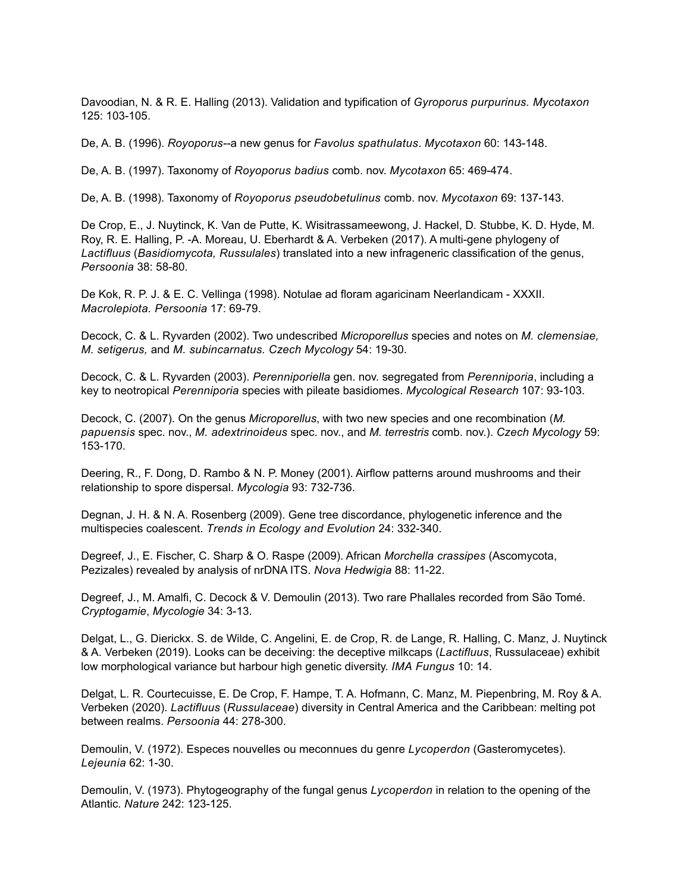Davoodian, N. & R. E. Halling (2013). Validation and typification of *Gyroporus purpurinus. Mycotaxon* 125: 103-105.

De, A. B. (1996). *Royoporus*--a new genus for *Favolus spathulatus*. *Mycotaxon* 60: 143-148.

De, A. B. (1997). Taxonomy of *Royoporus badius* comb. nov. *Mycotaxon* 65: 469-474.

De, A. B. (1998). Taxonomy of *Royoporus pseudobetulinus* comb. nov. *Mycotaxon* 69: 137-143.

De Crop, E., J. Nuytinck, K. Van de Putte, K. Wisitrassameewong, J. Hackel, D. Stubbe, K. D. Hyde, M. Roy, R. E. Halling, P. -A. Moreau, U. Eberhardt & A. Verbeken (2017). A multi-gene phylogeny of *Lactifluus* (*Basidiomycota, Russulales*) translated into a new infrageneric classification of the genus, *Persoonia* 38: 58-80.

De Kok, R. P. J. & E. C. Vellinga (1998). Notulae ad floram agaricinam Neerlandicam - XXXII. *Macrolepiota. Persoonia* 17: 69-79.

Decock, C. & L. Ryvarden (2002). Two undescribed *Microporellus* species and notes on *M. clemensiae, M. setigerus,* and *M. subincarnatus. Czech Mycology* 54: 19-30.

Decock, C. & L. Ryvarden (2003). *Perenniporiella* gen. nov. segregated from *Perenniporia*, including a key to neotropical *Perenniporia* species with pileate basidiomes. *Mycological Research* 107: 93-103.

Decock, C. (2007). On the genus *Microporellus*, with two new species and one recombination (*M. papuensis* spec. nov., *M. adextrinoideus* spec. nov., and *M. terrestris* comb. nov.). *Czech Mycology* 59: 153-170.

Deering, R., F. Dong, D. Rambo & N. P. Money (2001). Airflow patterns around mushrooms and their relationship to spore dispersal. *Mycologia* 93: 732-736.

Degnan, J. H. & N. A. Rosenberg (2009). Gene tree discordance, phylogenetic inference and the multispecies coalescent. *Trends in Ecology and Evolution* 24: 332-340.

Degreef, J., E. Fischer, C. Sharp & O. Raspe (2009). African *Morchella crassipes* (Ascomycota, Pezizales) revealed by analysis of nrDNA ITS. *Nova Hedwigia* 88: 11-22.

Degreef, J., M. Amalfi, C. Decock & V. Demoulin (2013). Two rare Phallales recorded from São Tomé. *Cryptogamie*, *Mycologie* 34: 3-13.

Delgat, L., G. Dierickx. S. de Wilde, C. Angelini, E. de Crop, R. de Lange, R. Halling, C. Manz, J. Nuytinck & A. Verbeken (2019). Looks can be deceiving: the deceptive milkcaps (*Lactifluus*, Russulaceae) exhibit low morphological variance but harbour high genetic diversity. *IMA Fungus* 10: 14.

Delgat, L. R. Courtecuisse, E. De Crop, F. Hampe, T. A. Hofmann, C. Manz, M. Piepenbring, M. Roy & A. Verbeken (2020). *Lactifluus* (*Russulaceae*) diversity in Central America and the Caribbean: melting pot between realms. *Persoonia* 44: 278-300.

Demoulin, V. (1972). Especes nouvelles ou meconnues du genre *Lycoperdon* (Gasteromycetes). *Lejeunia* 62: 1-30.

Demoulin, V. (1973). Phytogeography of the fungal genus *Lycoperdon* in relation to the opening of the Atlantic. *Nature* 242: 123-125.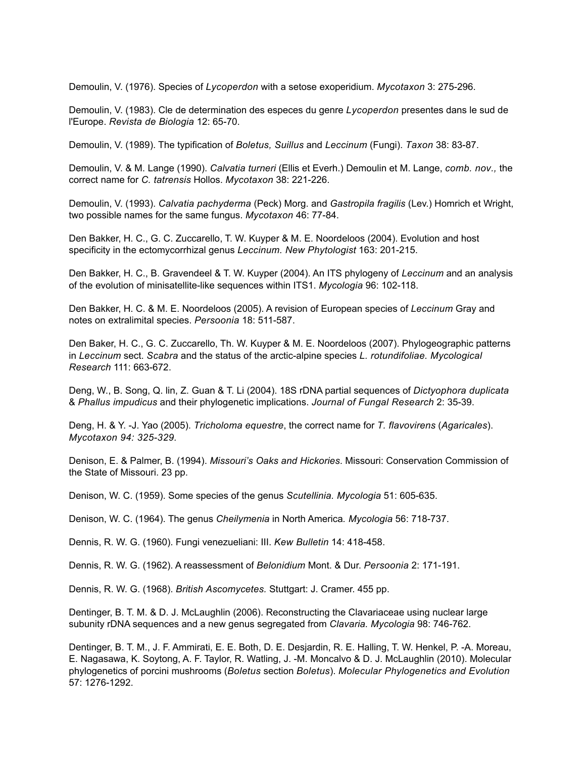Demoulin, V. (1976). Species of *Lycoperdon* with a setose exoperidium. *Mycotaxon* 3: 275-296.

Demoulin, V. (1983). Cle de determination des especes du genre *Lycoperdon* presentes dans le sud de l'Europe. *Revista de Biologia* 12: 65-70.

Demoulin, V. (1989). The typification of *Boletus, Suillus* and *Leccinum* (Fungi). *Taxon* 38: 83-87.

Demoulin, V. & M. Lange (1990). *Calvatia turneri* (Ellis et Everh.) Demoulin et M. Lange, *comb. nov.,* the correct name for *C. tatrensis* Hollos. *Mycotaxon* 38: 221-226.

Demoulin, V. (1993). *Calvatia pachyderma* (Peck) Morg. and *Gastropila fragilis* (Lev.) Homrich et Wright, two possible names for the same fungus. *Mycotaxon* 46: 77-84.

Den Bakker, H. C., G. C. Zuccarello, T. W. Kuyper & M. E. Noordeloos (2004). Evolution and host specificity in the ectomycorrhizal genus *Leccinum. New Phytologist* 163: 201-215.

Den Bakker, H. C., B. Gravendeel & T. W. Kuyper (2004). An ITS phylogeny of *Leccinum* and an analysis of the evolution of minisatellite-like sequences within ITS1. *Mycologia* 96: 102-118.

Den Bakker, H. C. & M. E. Noordeloos (2005). A revision of European species of *Leccinum* Gray and notes on extralimital species. *Persoonia* 18: 511-587.

Den Baker, H. C., G. C. Zuccarello, Th. W. Kuyper & M. E. Noordeloos (2007). Phylogeographic patterns in *Leccinum* sect. *Scabra* and the status of the arctic-alpine species *L. rotundifoliae. Mycological Research* 111: 663-672.

Deng, W., B. Song, Q. lin, Z. Guan & T. Li (2004). 18S rDNA partial sequences of *Dictyophora duplicata* & *Phallus impudicus* and their phylogenetic implications. *Journal of Fungal Research* 2: 35-39.

Deng, H. & Y. -J. Yao (2005). *Tricholoma equestre*, the correct name for *T. flavovirens* (*Agaricales*). *Mycotaxon 94: 325-329.*

Denison, E. & Palmer, B. (1994). *Missouri's Oaks and Hickories*. Missouri: Conservation Commission of the State of Missouri. 23 pp.

Denison, W. C. (1959). Some species of the genus *Scutellinia. Mycologia* 51: 605-635.

Denison, W. C. (1964). The genus *Cheilymenia* in North America. *Mycologia* 56: 718-737.

Dennis, R. W. G. (1960). Fungi venezueliani: III. *Kew Bulletin* 14: 418-458.

Dennis, R. W. G. (1962). A reassessment of *Belonidium* Mont. & Dur. *Persoonia* 2: 171-191.

Dennis, R. W. G. (1968). *British Ascomycetes.* Stuttgart: J. Cramer. 455 pp.

Dentinger, B. T. M. & D. J. McLaughlin (2006). Reconstructing the Clavariaceae using nuclear large subunity rDNA sequences and a new genus segregated from *Clavaria. Mycologia* 98: 746-762.

Dentinger, B. T. M., J. F. Ammirati, E. E. Both, D. E. Desjardin, R. E. Halling, T. W. Henkel, P. -A. Moreau, E. Nagasawa, K. Soytong, A. F. Taylor, R. Watling, J. -M. Moncalvo & D. J. McLaughlin (2010). Molecular phylogenetics of porcini mushrooms (*Boletus* section *Boletus*). *Molecular Phylogenetics and Evolution* 57: 1276-1292.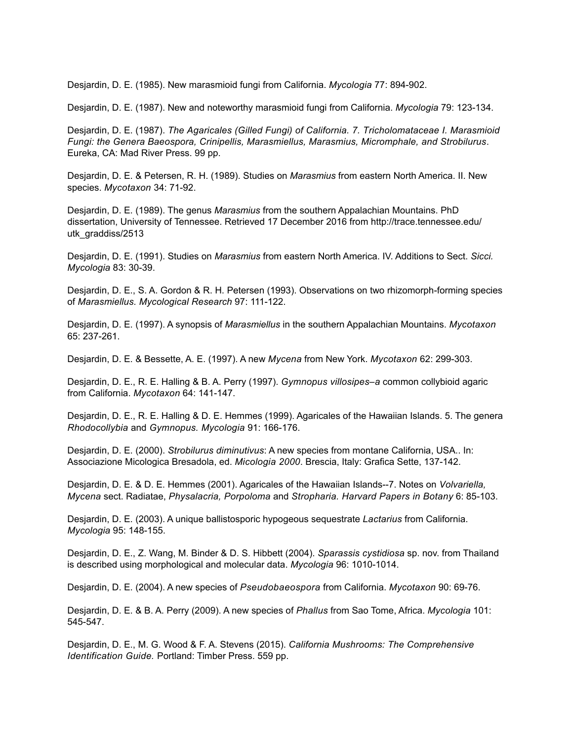Desjardin, D. E. (1985). New marasmioid fungi from California. *Mycologia* 77: 894-902.

Desjardin, D. E. (1987). New and noteworthy marasmioid fungi from California. *Mycologia* 79: 123-134.

Desjardin, D. E. (1987). *The Agaricales (Gilled Fungi) of California. 7. Tricholomataceae I. Marasmioid Fungi: the Genera Baeospora, Crinipellis, Marasmiellus, Marasmius, Micromphale, and Strobilurus*. Eureka, CA: Mad River Press. 99 pp.

Desjardin, D. E. & Petersen, R. H. (1989). Studies on *Marasmius* from eastern North America. II. New species. *Mycotaxon* 34: 71-92.

Desjardin, D. E. (1989). The genus *Marasmius* from the southern Appalachian Mountains. PhD dissertation, University of Tennessee. Retrieved 17 December 2016 from http://trace.tennessee.edu/utk_graddiss/2513

Desjardin, D. E. (1991). Studies on *Marasmius* from eastern North America. IV. Additions to Sect. *Sicci. Mycologia* 83: 30-39.

Desjardin, D. E., S. A. Gordon & R. H. Petersen (1993). Observations on two rhizomorph-forming species of *Marasmiellus. Mycological Research* 97: 111-122.

Desjardin, D. E. (1997). A synopsis of *Marasmiellus* in the southern Appalachian Mountains. *Mycotaxon* 65: 237-261.

Desjardin, D. E. & Bessette, A. E. (1997). A new *Mycena* from New York. *Mycotaxon* 62: 299-303.

Desjardin, D. E., R. E. Halling & B. A. Perry (1997). *Gymnopus villosipes–a* common collybioid agaric from California. *Mycotaxon* 64: 141-147.

Desjardin, D. E., R. E. Halling & D. E. Hemmes (1999). Agaricales of the Hawaiian Islands. 5. The genera *Rhodocollybia* and *Gymnopus. Mycologia* 91: 166-176.

Desjardin, D. E. (2000). *Strobilurus diminutivus*: A new species from montane California, USA.. In: Associazione Micologica Bresadola, ed. *Micologia 2000*. Brescia, Italy: Grafica Sette, 137-142.

Desjardin, D. E. & D. E. Hemmes (2001). Agaricales of the Hawaiian Islands--7. Notes on *Volvariella, Mycena* sect. Radiatae, *Physalacria, Porpoloma* and *Stropharia. Harvard Papers in Botany* 6: 85-103.

Desjardin, D. E. (2003). A unique ballistosporic hypogeous sequestrate *Lactarius* from California. *Mycologia* 95: 148-155.

Desjardin, D. E., Z. Wang, M. Binder & D. S. Hibbett (2004). *Sparassis cystidiosa* sp. nov. from Thailand is described using morphological and molecular data. *Mycologia* 96: 1010-1014.

Desjardin, D. E. (2004). A new species of *Pseudobaeospora* from California. *Mycotaxon* 90: 69-76.

Desjardin, D. E. & B. A. Perry (2009). A new species of *Phallus* from Sao Tome, Africa. *Mycologia* 101: 545-547.

Desjardin, D. E., M. G. Wood & F. A. Stevens (2015). *California Mushrooms: The Comprehensive Identification Guide.* Portland: Timber Press. 559 pp.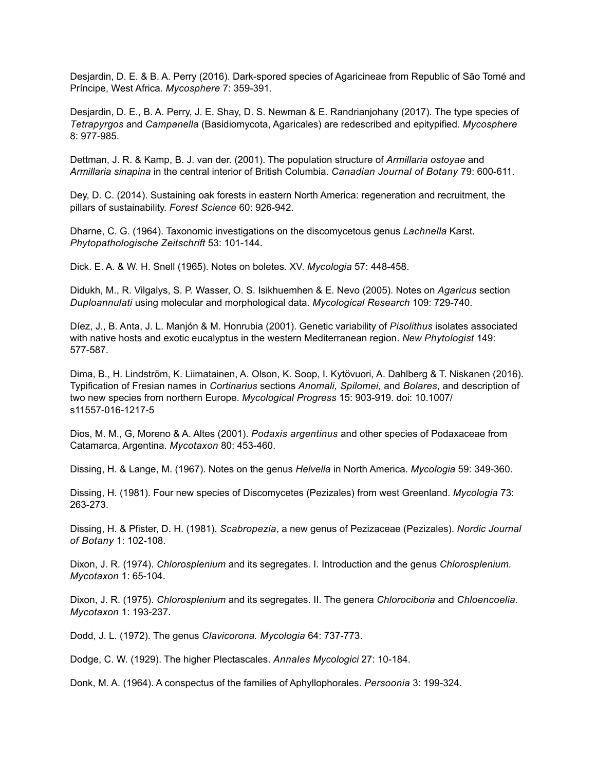Desjardin, D. E. & B. A. Perry (2016). Dark-spored species of Agaricineae from Republic of São Tomé and Príncipe, West Africa. *Mycosphere* 7: 359-391.

Desjardin, D. E., B. A. Perry, J. E. Shay, D. S. Newman & E. Randrianjohany (2017). The type species of *Tetrapyrgos* and *Campanella* (Basidiomycota, Agaricales) are redescribed and epitypified. *Mycosphere* 8: 977-985.

Dettman, J. R. & Kamp, B. J. van der. (2001). The population structure of *Armillaria ostoyae* and *Armillaria sinapina* in the central interior of British Columbia. *Canadian Journal of Botany* 79: 600-611.

Dey, D. C. (2014). Sustaining oak forests in eastern North America: regeneration and recruitment, the pillars of sustainability. *Forest Science* 60: 926-942.

Dharne, C. G. (1964). Taxonomic investigations on the discomycetous genus *Lachnella* Karst. *Phytopathologische Zeitschrift* 53: 101-144.

Dick. E. A. & W. H. Snell (1965). Notes on boletes. XV. *Mycologia* 57: 448-458.

Didukh, M., R. Vilgalys, S. P. Wasser, O. S. Isikhuemhen & E. Nevo (2005). Notes on *Agaricus* section *Duploannulati* using molecular and morphological data. *Mycological Research* 109: 729-740.

Díez, J., B. Anta, J. L. Manjón & M. Honrubia (2001). Genetic variability of *Pisolithus* isolates associated with native hosts and exotic eucalyptus in the western Mediterranean region. *New Phytologist* 149: 577-587.

Dima, B., H. Lindström, K. Liimatainen, A. Olson, K. Soop, I. Kytövuori, A. Dahlberg & T. Niskanen (2016). Typification of Fresian names in *Cortinarius* sections *Anomali, Spilomei,* and *Bolares*, and description of two new species from northern Europe. *Mycological Progress* 15: 903-919. doi: 10.1007/s11557-016-1217-5

Dios, M. M., G, Moreno & A. Altes (2001). *Podaxis argentinus* and other species of Podaxaceae from Catamarca, Argentina. *Mycotaxon* 80: 453-460.

Dissing, H. & Lange, M. (1967). Notes on the genus *Helvella* in North America. *Mycologia* 59: 349-360.

Dissing, H. (1981). Four new species of Discomycetes (Pezizales) from west Greenland. *Mycologia* 73: 263-273.

Dissing, H. & Pfister, D. H. (1981). *Scabropezia*, a new genus of Pezizaceae (Pezizales). *Nordic Journal of Botany* 1: 102-108.

Dixon, J. R. (1974). *Chlorosplenium* and its segregates. I. Introduction and the genus *Chlorosplenium. Mycotaxon* 1: 65-104.

Dixon, J. R. (1975). *Chlorosplenium* and its segregates. II. The genera *Chlorociboria* and *Chloencoelia. Mycotaxon* 1: 193-237.

Dodd, J. L. (1972). The genus *Clavicorona. Mycologia* 64: 737-773.

Dodge, C. W. (1929). The higher Plectascales. *Annales Mycologici* 27: 10-184.

Donk, M. A. (1964). A conspectus of the families of Aphyllophorales. *Persoonia* 3: 199-324.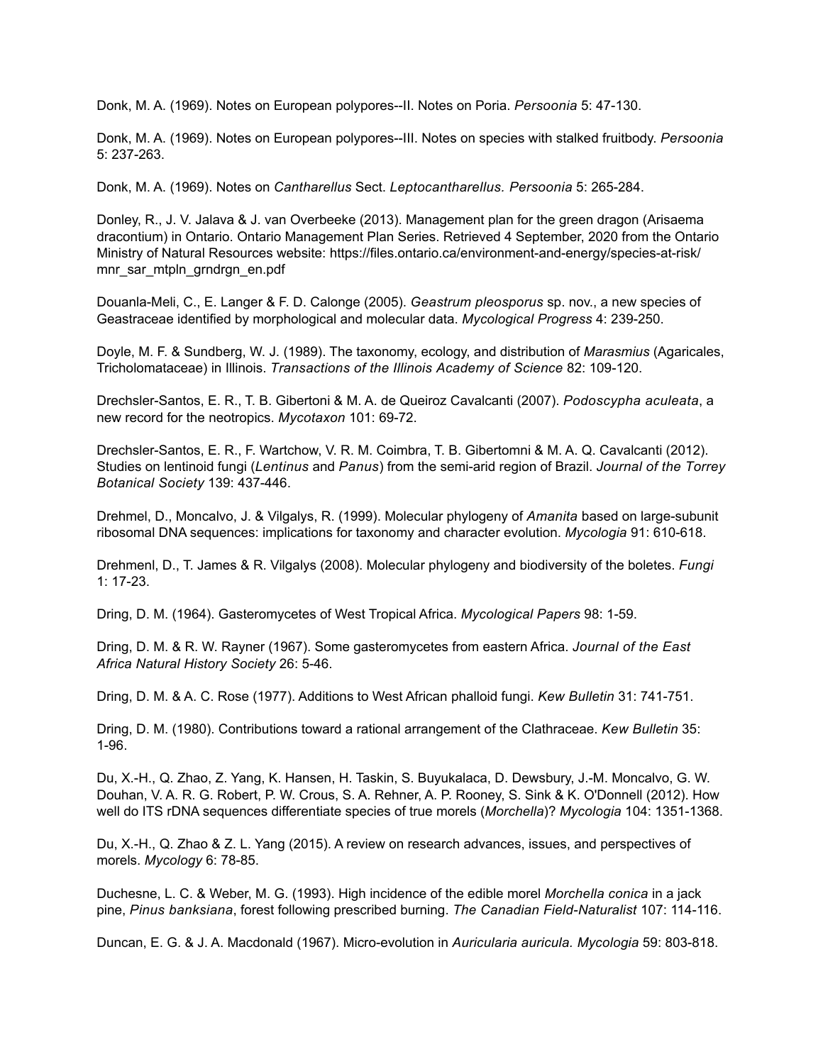Donk, M. A. (1969). Notes on European polypores--II. Notes on Poria. *Persoonia* 5: 47-130.

Donk, M. A. (1969). Notes on European polypores--III. Notes on species with stalked fruitbody. *Persoonia* 5: 237-263.

Donk, M. A. (1969). Notes on *Cantharellus* Sect. *Leptocantharellus. Persoonia* 5: 265-284.

Donley, R., J. V. Jalava & J. van Overbeeke (2013). Management plan for the green dragon (Arisaema dracontium) in Ontario. Ontario Management Plan Series. Retrieved 4 September, 2020 from the Ontario Ministry of Natural Resources website: https://files.ontario.ca/environment-and-energy/species-at-risk/mnr_sar_mtpln_grndrgn_en.pdf

Douanla-Meli, C., E. Langer & F. D. Calonge (2005). *Geastrum pleosporus* sp. nov., a new species of Geastraceae identified by morphological and molecular data. *Mycological Progress* 4: 239-250.

Doyle, M. F. & Sundberg, W. J. (1989). The taxonomy, ecology, and distribution of *Marasmius* (Agaricales, Tricholomataceae) in Illinois. *Transactions of the Illinois Academy of Science* 82: 109-120.

Drechsler-Santos, E. R., T. B. Gibertoni & M. A. de Queiroz Cavalcanti (2007). *Podoscypha aculeata*, a new record for the neotropics. *Mycotaxon* 101: 69-72.

Drechsler-Santos, E. R., F. Wartchow, V. R. M. Coimbra, T. B. Gibertomni & M. A. Q. Cavalcanti (2012). Studies on lentinoid fungi (*Lentinus* and *Panus*) from the semi-arid region of Brazil. *Journal of the Torrey Botanical Society* 139: 437-446.

Drehmel, D., Moncalvo, J. & Vilgalys, R. (1999). Molecular phylogeny of *Amanita* based on large-subunit ribosomal DNA sequences: implications for taxonomy and character evolution. *Mycologia* 91: 610-618.

Drehmenl, D., T. James & R. Vilgalys (2008). Molecular phylogeny and biodiversity of the boletes. *Fungi* 1: 17-23.

Dring, D. M. (1964). Gasteromycetes of West Tropical Africa. *Mycological Papers* 98: 1-59.

Dring, D. M. & R. W. Rayner (1967). Some gasteromycetes from eastern Africa. *Journal of the East Africa Natural History Society* 26: 5-46.

Dring, D. M. & A. C. Rose (1977). Additions to West African phalloid fungi. *Kew Bulletin* 31: 741-751.

Dring, D. M. (1980). Contributions toward a rational arrangement of the Clathraceae. *Kew Bulletin* 35: 1-96.

Du, X.-H., Q. Zhao, Z. Yang, K. Hansen, H. Taskin, S. Buyukalaca, D. Dewsbury, J.-M. Moncalvo, G. W. Douhan, V. A. R. G. Robert, P. W. Crous, S. A. Rehner, A. P. Rooney, S. Sink & K. O'Donnell (2012). How well do ITS rDNA sequences differentiate species of true morels (*Morchella*)? *Mycologia* 104: 1351-1368.

Du, X.-H., Q. Zhao & Z. L. Yang (2015). A review on research advances, issues, and perspectives of morels. *Mycology* 6: 78-85.

Duchesne, L. C. & Weber, M. G. (1993). High incidence of the edible morel *Morchella conica* in a jack pine, *Pinus banksiana*, forest following prescribed burning. *The Canadian Field-Naturalist* 107: 114-116.

Duncan, E. G. & J. A. Macdonald (1967). Micro-evolution in *Auricularia auricula. Mycologia* 59: 803-818.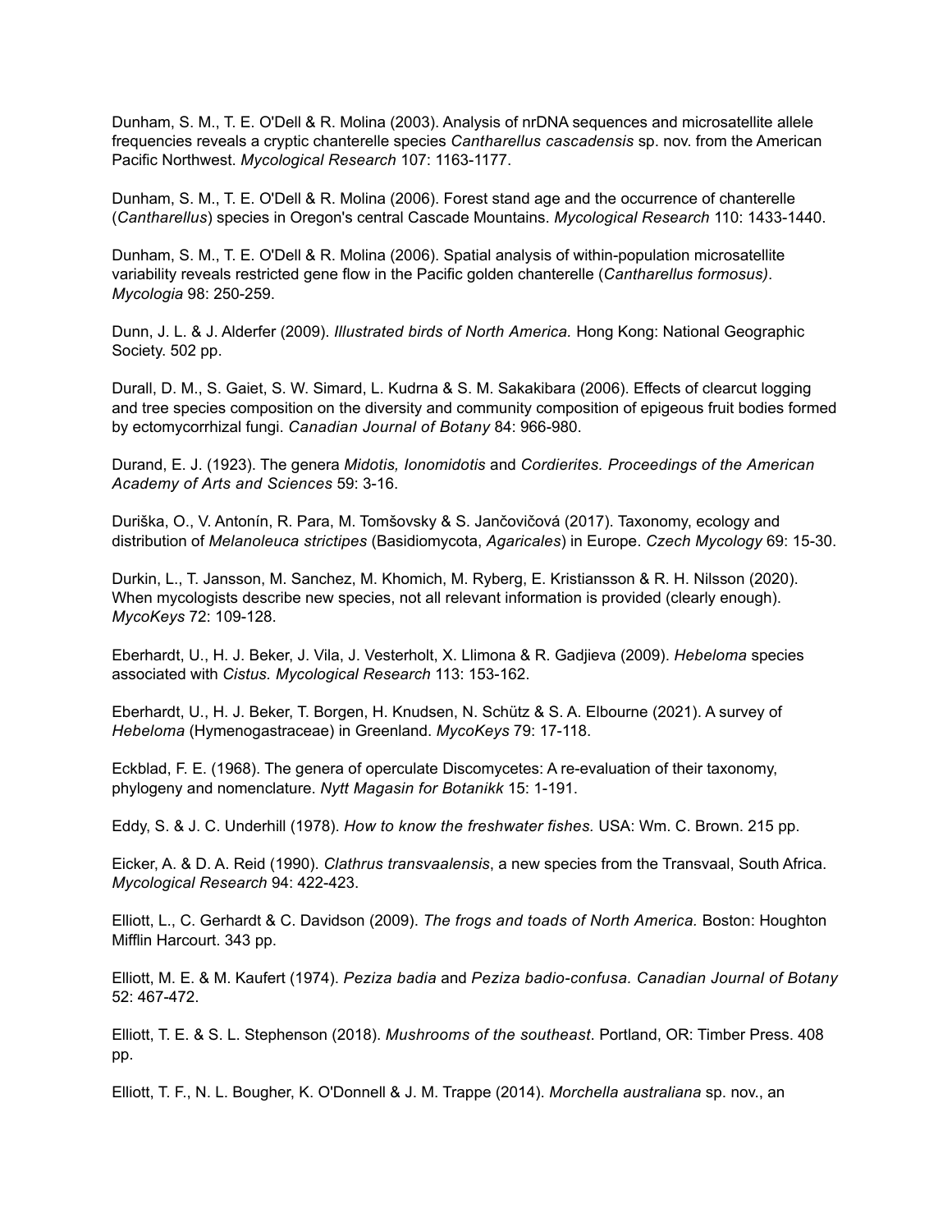Dunham, S. M., T. E. O'Dell & R. Molina (2003). Analysis of nrDNA sequences and microsatellite allele frequencies reveals a cryptic chanterelle species *Cantharellus cascadensis* sp. nov. from the American Pacific Northwest. *Mycological Research* 107: 1163-1177.

Dunham, S. M., T. E. O'Dell & R. Molina (2006). Forest stand age and the occurrence of chanterelle (*Cantharellus*) species in Oregon's central Cascade Mountains. *Mycological Research* 110: 1433-1440.

Dunham, S. M., T. E. O'Dell & R. Molina (2006). Spatial analysis of within-population microsatellite variability reveals restricted gene flow in the Pacific golden chanterelle (*Cantharellus formosus)*. *Mycologia* 98: 250-259.

Dunn, J. L. & J. Alderfer (2009). *Illustrated birds of North America.* Hong Kong: National Geographic Society. 502 pp.

Durall, D. M., S. Gaiet, S. W. Simard, L. Kudrna & S. M. Sakakibara (2006). Effects of clearcut logging and tree species composition on the diversity and community composition of epigeous fruit bodies formed by ectomycorrhizal fungi. *Canadian Journal of Botany* 84: 966-980.

Durand, E. J. (1923). The genera *Midotis, Ionomidotis* and *Cordierites. Proceedings of the American Academy of Arts and Sciences* 59: 3-16.

Duriška, O., V. Antonín, R. Para, M. Tomšovsky & S. Jančovičová (2017). Taxonomy, ecology and distribution of *Melanoleuca strictipes* (Basidiomycota, *Agaricales*) in Europe. *Czech Mycology* 69: 15-30.

Durkin, L., T. Jansson, M. Sanchez, M. Khomich, M. Ryberg, E. Kristiansson & R. H. Nilsson (2020). When mycologists describe new species, not all relevant information is provided (clearly enough). *MycoKeys* 72: 109-128.

Eberhardt, U., H. J. Beker, J. Vila, J. Vesterholt, X. Llimona & R. Gadjieva (2009). *Hebeloma* species associated with *Cistus. Mycological Research* 113: 153-162.

Eberhardt, U., H. J. Beker, T. Borgen, H. Knudsen, N. Schütz & S. A. Elbourne (2021). A survey of *Hebeloma* (Hymenogastraceae) in Greenland. *MycoKeys* 79: 17-118.

Eckblad, F. E. (1968). The genera of operculate Discomycetes: A re-evaluation of their taxonomy, phylogeny and nomenclature. *Nytt Magasin for Botanikk* 15: 1-191.

Eddy, S. & J. C. Underhill (1978). *How to know the freshwater fishes.* USA: Wm. C. Brown. 215 pp.

Eicker, A. & D. A. Reid (1990). *Clathrus transvaalensis*, a new species from the Transvaal, South Africa. *Mycological Research* 94: 422-423.

Elliott, L., C. Gerhardt & C. Davidson (2009). *The frogs and toads of North America.* Boston: Houghton Mifflin Harcourt. 343 pp.

Elliott, M. E. & M. Kaufert (1974). *Peziza badia* and *Peziza badio-confusa. Canadian Journal of Botany* 52: 467-472.

Elliott, T. E. & S. L. Stephenson (2018). *Mushrooms of the southeast*. Portland, OR: Timber Press. 408 pp.

Elliott, T. F., N. L. Bougher, K. O'Donnell & J. M. Trappe (2014). *Morchella australiana* sp. nov., an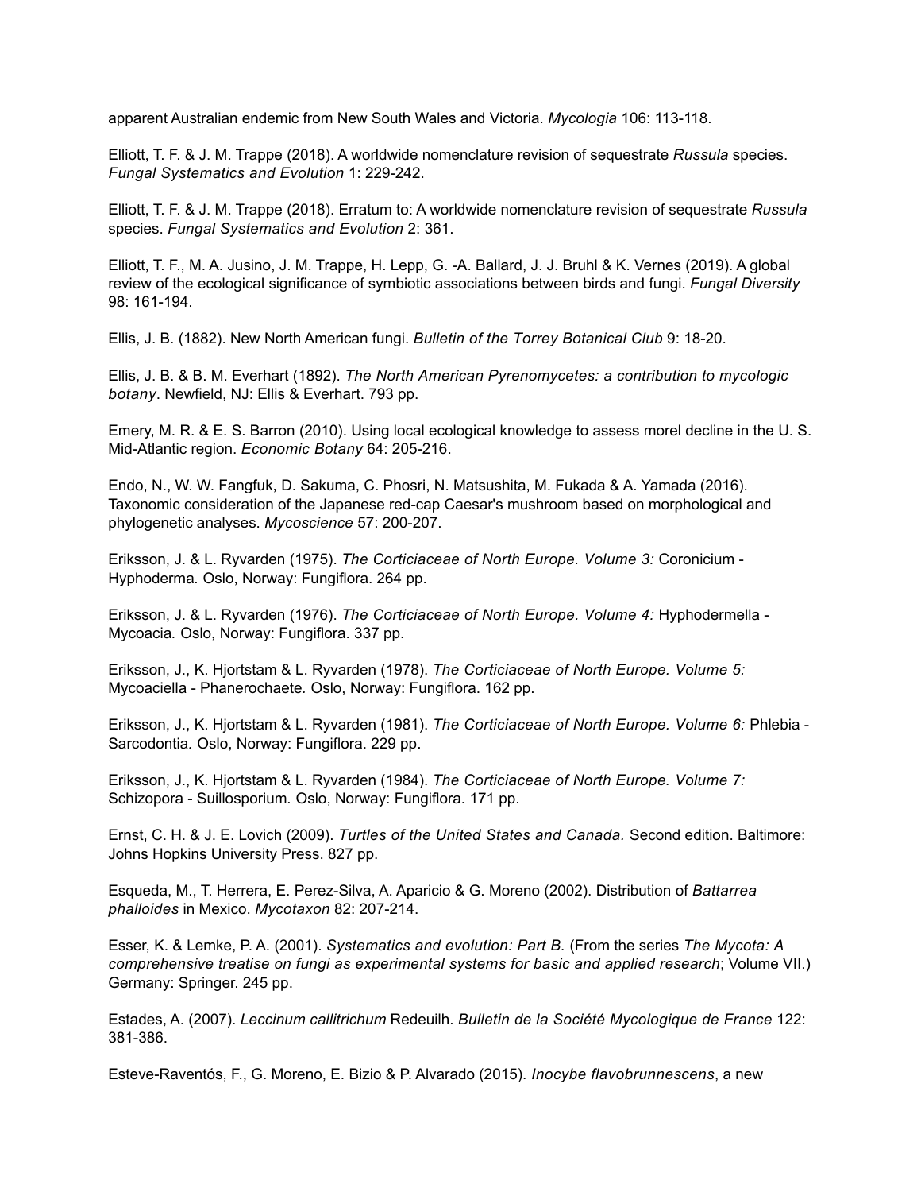apparent Australian endemic from New South Wales and Victoria. *Mycologia* 106: 113-118.

Elliott, T. F. & J. M. Trappe (2018). A worldwide nomenclature revision of sequestrate *Russula* species. *Fungal Systematics and Evolution* 1: 229-242.

Elliott, T. F. & J. M. Trappe (2018). Erratum to: A worldwide nomenclature revision of sequestrate *Russula* species. *Fungal Systematics and Evolution* 2: 361.

Elliott, T. F., M. A. Jusino, J. M. Trappe, H. Lepp, G. -A. Ballard, J. J. Bruhl & K. Vernes (2019). A global review of the ecological significance of symbiotic associations between birds and fungi. *Fungal Diversity* 98: 161-194.

Ellis, J. B. (1882). New North American fungi. *Bulletin of the Torrey Botanical Club* 9: 18-20.

Ellis, J. B. & B. M. Everhart (1892). *The North American Pyrenomycetes: a contribution to mycologic botany*. Newfield, NJ: Ellis & Everhart. 793 pp.

Emery, M. R. & E. S. Barron (2010). Using local ecological knowledge to assess morel decline in the U. S. Mid-Atlantic region. *Economic Botany* 64: 205-216.

Endo, N., W. W. Fangfuk, D. Sakuma, C. Phosri, N. Matsushita, M. Fukada & A. Yamada (2016). Taxonomic consideration of the Japanese red-cap Caesar's mushroom based on morphological and phylogenetic analyses. *Mycoscience* 57: 200-207.

Eriksson, J. & L. Ryvarden (1975). *The Corticiaceae of North Europe. Volume 3:* Coronicium - Hyphoderma*.* Oslo, Norway: Fungiflora. 264 pp.

Eriksson, J. & L. Ryvarden (1976). *The Corticiaceae of North Europe. Volume 4:* Hyphodermella - Mycoacia*.* Oslo, Norway: Fungiflora. 337 pp.

Eriksson, J., K. Hjortstam & L. Ryvarden (1978). *The Corticiaceae of North Europe. Volume 5:* Mycoaciella - Phanerochaete*.* Oslo, Norway: Fungiflora. 162 pp.

Eriksson, J., K. Hjortstam & L. Ryvarden (1981). *The Corticiaceae of North Europe. Volume 6:* Phlebia - Sarcodontia*.* Oslo, Norway: Fungiflora. 229 pp.

Eriksson, J., K. Hjortstam & L. Ryvarden (1984). *The Corticiaceae of North Europe. Volume 7:* Schizopora - Suillosporium*.* Oslo, Norway: Fungiflora. 171 pp.

Ernst, C. H. & J. E. Lovich (2009). *Turtles of the United States and Canada.* Second edition. Baltimore: Johns Hopkins University Press. 827 pp.

Esqueda, M., T. Herrera, E. Perez-Silva, A. Aparicio & G. Moreno (2002). Distribution of *Battarrea phalloides* in Mexico. *Mycotaxon* 82: 207-214.

Esser, K. & Lemke, P. A. (2001). *Systematics and evolution: Part B.* (From the series *The Mycota: A comprehensive treatise on fungi as experimental systems for basic and applied research*; Volume VII.) Germany: Springer. 245 pp.

Estades, A. (2007). *Leccinum callitrichum* Redeuilh. *Bulletin de la Société Mycologique de France* 122: 381-386.

Esteve-Raventós, F., G. Moreno, E. Bizio & P. Alvarado (2015). *Inocybe flavobrunnescens*, a new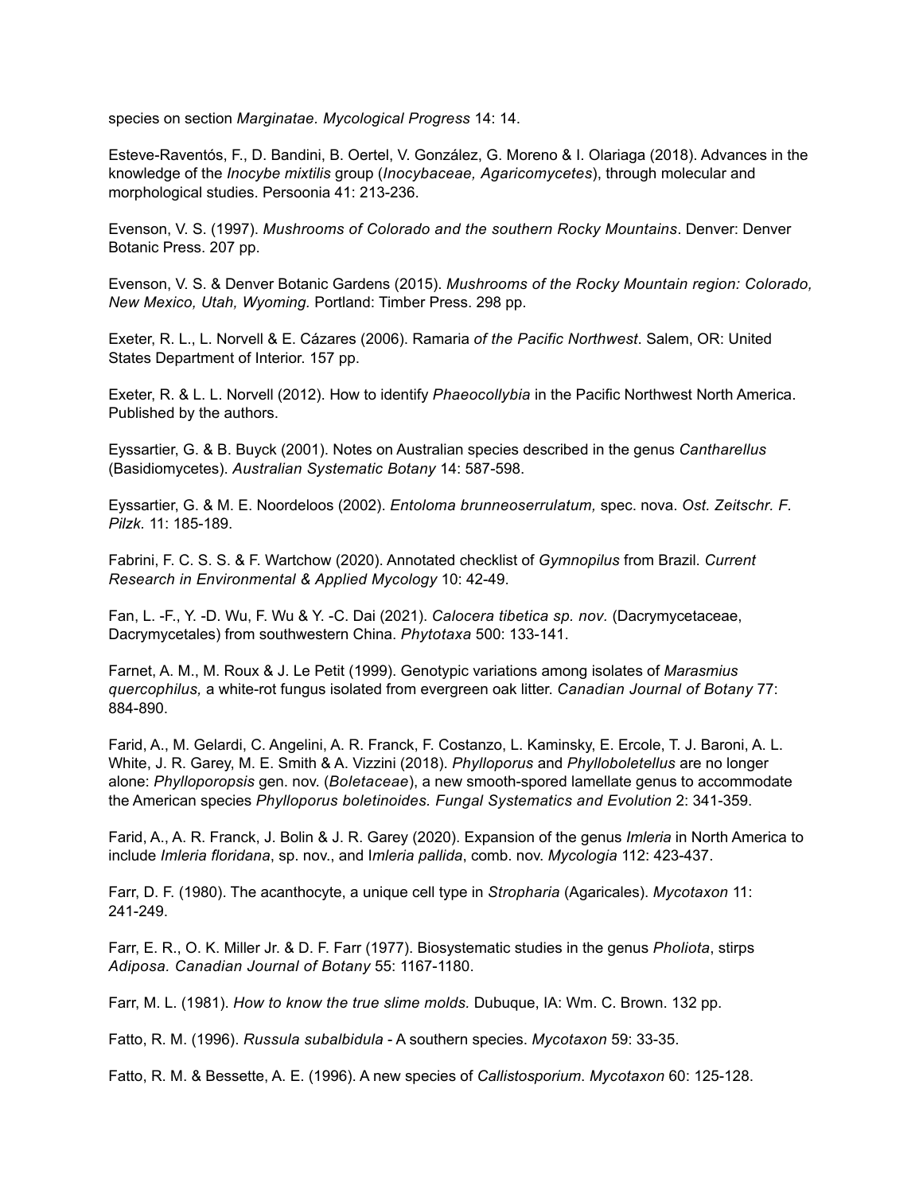species on section *Marginatae*. *Mycological Progress* 14: 14.

Esteve-Raventós, F., D. Bandini, B. Oertel, V. González, G. Moreno & I. Olariaga (2018). Advances in the knowledge of the *Inocybe mixtilis* group (*Inocybaceae, Agaricomycetes*), through molecular and morphological studies. Persoonia 41: 213-236.

Evenson, V. S. (1997). *Mushrooms of Colorado and the southern Rocky Mountains*. Denver: Denver Botanic Press. 207 pp.

Evenson, V. S. & Denver Botanic Gardens (2015). *Mushrooms of the Rocky Mountain region: Colorado, New Mexico, Utah, Wyoming.* Portland: Timber Press. 298 pp.

Exeter, R. L., L. Norvell & E. Cázares (2006). Ramaria *of the Pacific Northwest*. Salem, OR: United States Department of Interior. 157 pp.

Exeter, R. & L. L. Norvell (2012). How to identify *Phaeocollybia* in the Pacific Northwest North America. Published by the authors.

Eyssartier, G. & B. Buyck (2001). Notes on Australian species described in the genus *Cantharellus* (Basidiomycetes). *Australian Systematic Botany* 14: 587-598.

Eyssartier, G. & M. E. Noordeloos (2002). *Entoloma brunneoserrulatum,* spec. nova. *Ost. Zeitschr. F. Pilzk.* 11: 185-189.

Fabrini, F. C. S. S. & F. Wartchow (2020). Annotated checklist of *Gymnopilus* from Brazil. *Current Research in Environmental & Applied Mycology* 10: 42-49.

Fan, L. -F., Y. -D. Wu, F. Wu & Y. -C. Dai (2021). *Calocera tibetica sp. nov.* (Dacrymycetaceae, Dacrymycetales) from southwestern China. *Phytotaxa* 500: 133-141.

Farnet, A. M., M. Roux & J. Le Petit (1999). Genotypic variations among isolates of *Marasmius quercophilus,* a white-rot fungus isolated from evergreen oak litter. *Canadian Journal of Botany* 77: 884-890.

Farid, A., M. Gelardi, C. Angelini, A. R. Franck, F. Costanzo, L. Kaminsky, E. Ercole, T. J. Baroni, A. L. White, J. R. Garey, M. E. Smith & A. Vizzini (2018). *Phylloporus* and *Phylloboletellus* are no longer alone: *Phylloporopsis* gen. nov. (*Boletaceae*), a new smooth-spored lamellate genus to accommodate the American species *Phylloporus boletinoides. Fungal Systematics and Evolution* 2: 341-359.

Farid, A., A. R. Franck, J. Bolin & J. R. Garey (2020). Expansion of the genus *Imleria* in North America to include *Imleria floridana*, sp. nov., and I*mleria pallida*, comb. nov. *Mycologia* 112: 423-437.

Farr, D. F. (1980). The acanthocyte, a unique cell type in *Stropharia* (Agaricales). *Mycotaxon* 11: 241-249.

Farr, E. R., O. K. Miller Jr. & D. F. Farr (1977). Biosystematic studies in the genus *Pholiota*, stirps *Adiposa. Canadian Journal of Botany* 55: 1167-1180.

Farr, M. L. (1981). *How to know the true slime molds.* Dubuque, IA: Wm. C. Brown. 132 pp.

Fatto, R. M. (1996). *Russula subalbidula* - A southern species. *Mycotaxon* 59: 33-35.

Fatto, R. M. & Bessette, A. E. (1996). A new species of *Callistosporium*. *Mycotaxon* 60: 125-128.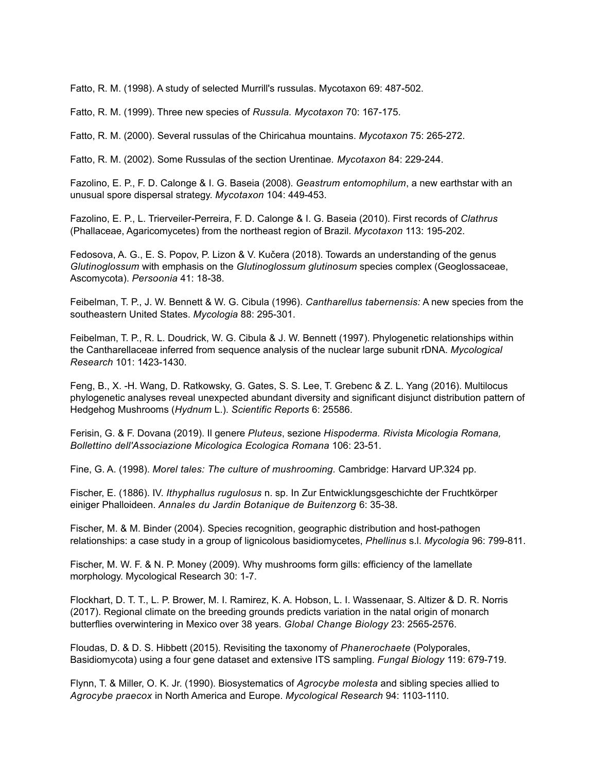Fatto, R. M. (1998). A study of selected Murrill's russulas. Mycotaxon 69: 487-502.

Fatto, R. M. (1999). Three new species of *Russula. Mycotaxon* 70: 167-175.

Fatto, R. M. (2000). Several russulas of the Chiricahua mountains. *Mycotaxon* 75: 265-272.

Fatto, R. M. (2002). Some Russulas of the section Urentinae. *Mycotaxon* 84: 229-244.

Fazolino, E. P., F. D. Calonge & I. G. Baseia (2008). *Geastrum entomophilum*, a new earthstar with an unusual spore dispersal strategy. *Mycotaxon* 104: 449-453.

Fazolino, E. P., L. Trierveiler-Perreira, F. D. Calonge & I. G. Baseia (2010). First records of *Clathrus* (Phallaceae, Agaricomycetes) from the northeast region of Brazil. *Mycotaxon* 113: 195-202.

Fedosova, A. G., E. S. Popov, P. Lizon & V. Kučera (2018). Towards an understanding of the genus *Glutinoglossum* with emphasis on the *Glutinoglossum glutinosum* species complex (Geoglossaceae, Ascomycota). *Persoonia* 41: 18-38.

Feibelman, T. P., J. W. Bennett & W. G. Cibula (1996). *Cantharellus tabernensis:* A new species from the southeastern United States. *Mycologia* 88: 295-301.

Feibelman, T. P., R. L. Doudrick, W. G. Cibula & J. W. Bennett (1997). Phylogenetic relationships within the Cantharellaceae inferred from sequence analysis of the nuclear large subunit rDNA. *Mycological Research* 101: 1423-1430.

Feng, B., X. -H. Wang, D. Ratkowsky, G. Gates, S. S. Lee, T. Grebenc & Z. L. Yang (2016). Multilocus phylogenetic analyses reveal unexpected abundant diversity and significant disjunct distribution pattern of Hedgehog Mushrooms (*Hydnum* L.). *Scientific Reports* 6: 25586.

Ferisin, G. & F. Dovana (2019). Il genere *Pluteus*, sezione *Hispoderma. Rivista Micologia Romana, Bollettino dell'Associazione Micologica Ecologica Romana* 106: 23-51.

Fine, G. A. (1998). *Morel tales: The culture of mushrooming.* Cambridge: Harvard UP.324 pp.

Fischer, E. (1886). IV. *Ithyphallus rugulosus* n. sp. In Zur Entwicklungsgeschichte der Fruchtkörper einiger Phalloideen. *Annales du Jardin Botanique de Buitenzorg* 6: 35-38.

Fischer, M. & M. Binder (2004). Species recognition, geographic distribution and host-pathogen relationships: a case study in a group of lignicolous basidiomycetes, *Phellinus* s.l. *Mycologia* 96: 799-811.

Fischer, M. W. F. & N. P. Money (2009). Why mushrooms form gills: efficiency of the lamellate morphology. Mycological Research 30: 1-7.

Flockhart, D. T. T., L. P. Brower, M. I. Ramirez, K. A. Hobson, L. I. Wassenaar, S. Altizer & D. R. Norris (2017). Regional climate on the breeding grounds predicts variation in the natal origin of monarch butterflies overwintering in Mexico over 38 years. *Global Change Biology* 23: 2565-2576.

Floudas, D. & D. S. Hibbett (2015). Revisiting the taxonomy of *Phanerochaete* (Polyporales, Basidiomycota) using a four gene dataset and extensive ITS sampling. *Fungal Biology* 119: 679-719.

Flynn, T. & Miller, O. K. Jr. (1990). Biosystematics of *Agrocybe molesta* and sibling species allied to *Agrocybe praecox* in North America and Europe. *Mycological Research* 94: 1103-1110.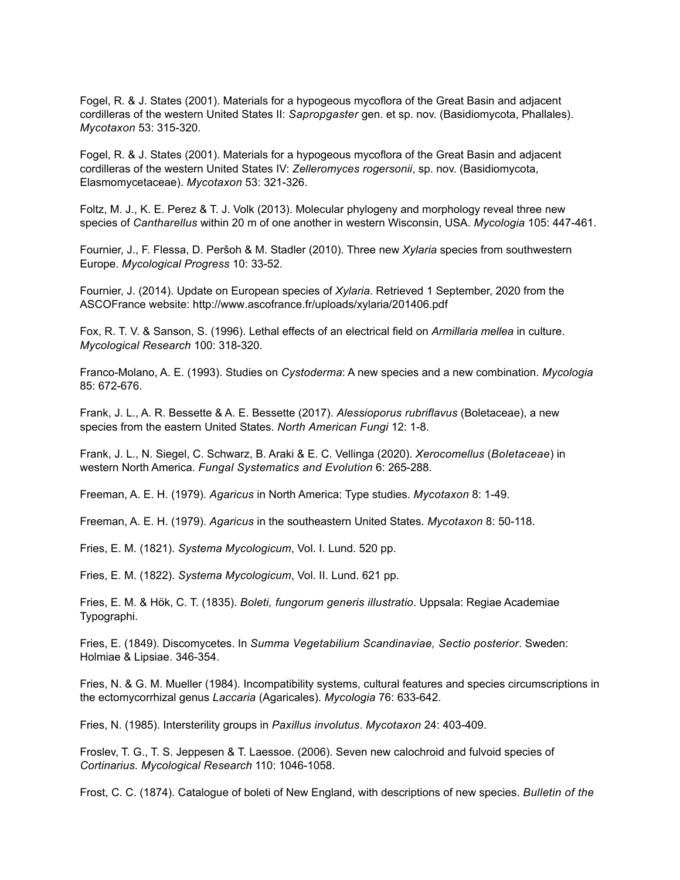Fogel, R. & J. States (2001). Materials for a hypogeous mycoflora of the Great Basin and adjacent cordilleras of the western United States II: *Sapropgaster* gen. et sp. nov. (Basidiomycota, Phallales). *Mycotaxon* 53: 315-320.

Fogel, R. & J. States (2001). Materials for a hypogeous mycoflora of the Great Basin and adjacent cordilleras of the western United States IV: *Zelleromyces rogersonii*, sp. nov. (Basidiomycota, Elasmomycetaceae). *Mycotaxon* 53: 321-326.

Foltz, M. J., K. E. Perez & T. J. Volk (2013). Molecular phylogeny and morphology reveal three new species of *Cantharellus* within 20 m of one another in western Wisconsin, USA. *Mycologia* 105: 447-461.

Fournier, J., F. Flessa, D. Peršoh & M. Stadler (2010). Three new *Xylaria* species from southwestern Europe. *Mycological Progress* 10: 33-52.

Fournier, J. (2014). Update on European species of *Xylaria*. Retrieved 1 September, 2020 from the ASCOFrance website: http://www.ascofrance.fr/uploads/xylaria/201406.pdf

Fox, R. T. V. & Sanson, S. (1996). Lethal effects of an electrical field on *Armillaria mellea* in culture. *Mycological Research* 100: 318-320.

Franco-Molano, A. E. (1993). Studies on *Cystoderma*: A new species and a new combination. *Mycologia* 85: 672-676.

Frank, J. L., A. R. Bessette & A. E. Bessette (2017). *Alessioporus rubriflavus* (Boletaceae), a new species from the eastern United States. *North American Fungi* 12: 1-8.

Frank, J. L., N. Siegel, C. Schwarz, B. Araki & E. C. Vellinga (2020). *Xerocomellus* (*Boletaceae*) in western North America. *Fungal Systematics and Evolution* 6: 265-288.

Freeman, A. E. H. (1979). *Agaricus* in North America: Type studies. *Mycotaxon* 8: 1-49.

Freeman, A. E. H. (1979). *Agaricus* in the southeastern United States. *Mycotaxon* 8: 50-118.

Fries, E. M. (1821). *Systema Mycologicum*, Vol. I. Lund. 520 pp.

Fries, E. M. (1822). *Systema Mycologicum*, Vol. II. Lund. 621 pp.

Fries, E. M. & Hök, C. T. (1835). *Boleti, fungorum generis illustratio*. Uppsala: Regiae Academiae Typographi.

Fries, E. (1849). Discomycetes. In *Summa Vegetabilium Scandinaviae, Sectio posterior*. Sweden: Holmiae & Lipsiae. 346-354.

Fries, N. & G. M. Mueller (1984). Incompatibility systems, cultural features and species circumscriptions in the ectomycorrhizal genus *Laccaria* (Agaricales). *Mycologia* 76: 633-642.

Fries, N. (1985). Intersterility groups in *Paxillus involutus*. *Mycotaxon* 24: 403-409.

Froslev, T. G., T. S. Jeppesen & T. Laessoe. (2006). Seven new calochroid and fulvoid species of *Cortinarius. Mycological Research* 110: 1046-1058.

Frost, C. C. (1874). Catalogue of boleti of New England, with descriptions of new species. *Bulletin of the*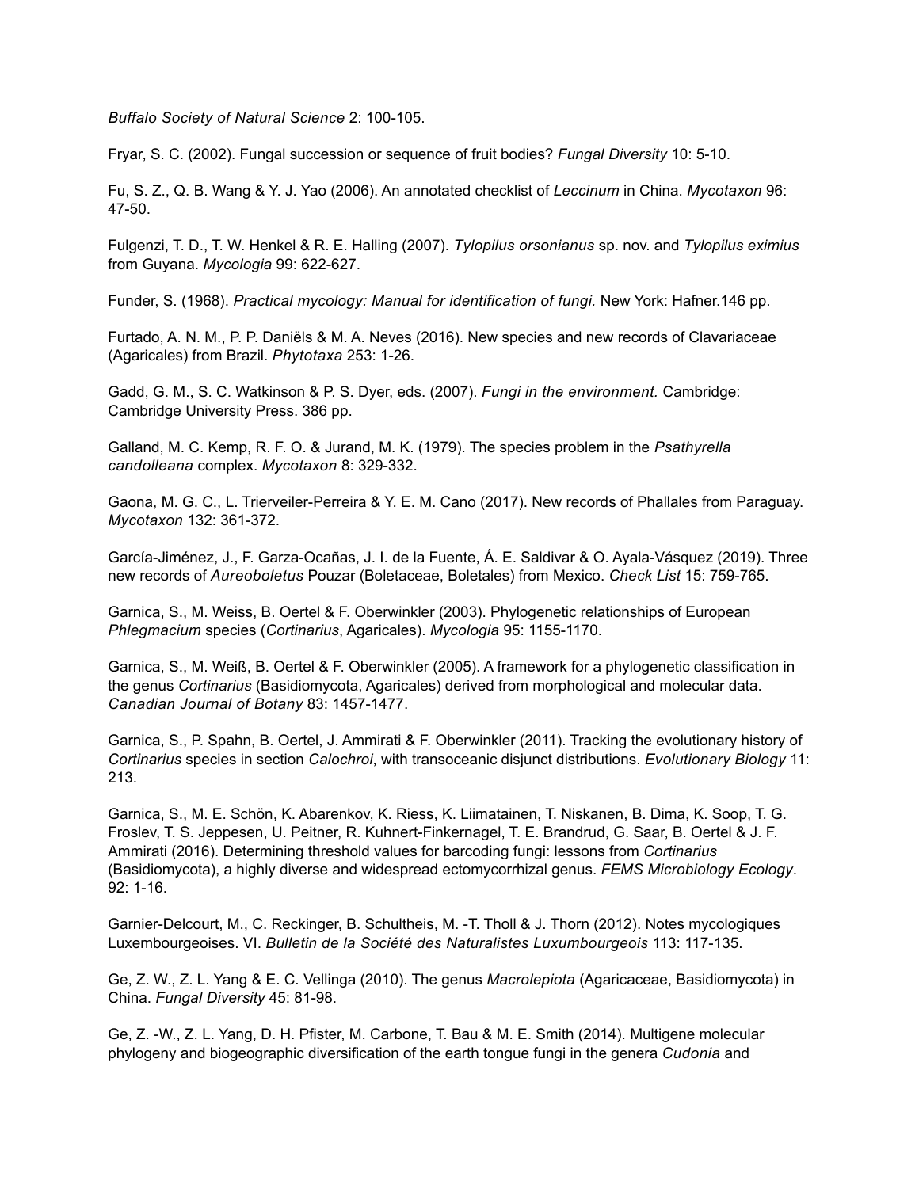*Buffalo Society of Natural Science* 2: 100-105.

Fryar, S. C. (2002). Fungal succession or sequence of fruit bodies? *Fungal Diversity* 10: 5-10.

Fu, S. Z., Q. B. Wang & Y. J. Yao (2006). An annotated checklist of *Leccinum* in China. *Mycotaxon* 96: 47-50.

Fulgenzi, T. D., T. W. Henkel & R. E. Halling (2007). *Tylopilus orsonianus* sp. nov. and *Tylopilus eximius* from Guyana. *Mycologia* 99: 622-627.

Funder, S. (1968). *Practical mycology: Manual for identification of fungi.* New York: Hafner.146 pp.

Furtado, A. N. M., P. P. Daniëls & M. A. Neves (2016). New species and new records of Clavariaceae (Agaricales) from Brazil. *Phytotaxa* 253: 1-26.

Gadd, G. M., S. C. Watkinson & P. S. Dyer, eds. (2007). *Fungi in the environment.* Cambridge: Cambridge University Press. 386 pp.

Galland, M. C. Kemp, R. F. O. & Jurand, M. K. (1979). The species problem in the *Psathyrella candolleana* complex. *Mycotaxon* 8: 329-332.

Gaona, M. G. C., L. Trierveiler-Perreira & Y. E. M. Cano (2017). New records of Phallales from Paraguay. *Mycotaxon* 132: 361-372.

García-Jiménez, J., F. Garza-Ocañas, J. I. de la Fuente, Á. E. Saldivar & O. Ayala-Vásquez (2019). Three new records of *Aureoboletus* Pouzar (Boletaceae, Boletales) from Mexico. *Check List* 15: 759-765.

Garnica, S., M. Weiss, B. Oertel & F. Oberwinkler (2003). Phylogenetic relationships of European *Phlegmacium* species (*Cortinarius*, Agaricales). *Mycologia* 95: 1155-1170.

Garnica, S., M. Weiß, B. Oertel & F. Oberwinkler (2005). A framework for a phylogenetic classification in the genus *Cortinarius* (Basidiomycota, Agaricales) derived from morphological and molecular data. *Canadian Journal of Botany* 83: 1457-1477.

Garnica, S., P. Spahn, B. Oertel, J. Ammirati & F. Oberwinkler (2011). Tracking the evolutionary history of *Cortinarius* species in section *Calochroi*, with transoceanic disjunct distributions. *Evolutionary Biology* 11: 213.

Garnica, S., M. E. Schön, K. Abarenkov, K. Riess, K. Liimatainen, T. Niskanen, B. Dima, K. Soop, T. G. Froslev, T. S. Jeppesen, U. Peitner, R. Kuhnert-Finkernagel, T. E. Brandrud, G. Saar, B. Oertel & J. F. Ammirati (2016). Determining threshold values for barcoding fungi: lessons from *Cortinarius* (Basidiomycota), a highly diverse and widespread ectomycorrhizal genus. *FEMS Microbiology Ecology*. 92: 1-16.

Garnier-Delcourt, M., C. Reckinger, B. Schultheis, M. -T. Tholl & J. Thorn (2012). Notes mycologiques Luxembourgeoises. VI. *Bulletin de la Société des Naturalistes Luxumbourgeois* 113: 117-135.

Ge, Z. W., Z. L. Yang & E. C. Vellinga (2010). The genus *Macrolepiota* (Agaricaceae, Basidiomycota) in China. *Fungal Diversity* 45: 81-98.

Ge, Z. -W., Z. L. Yang, D. H. Pfister, M. Carbone, T. Bau & M. E. Smith (2014). Multigene molecular phylogeny and biogeographic diversification of the earth tongue fungi in the genera *Cudonia* and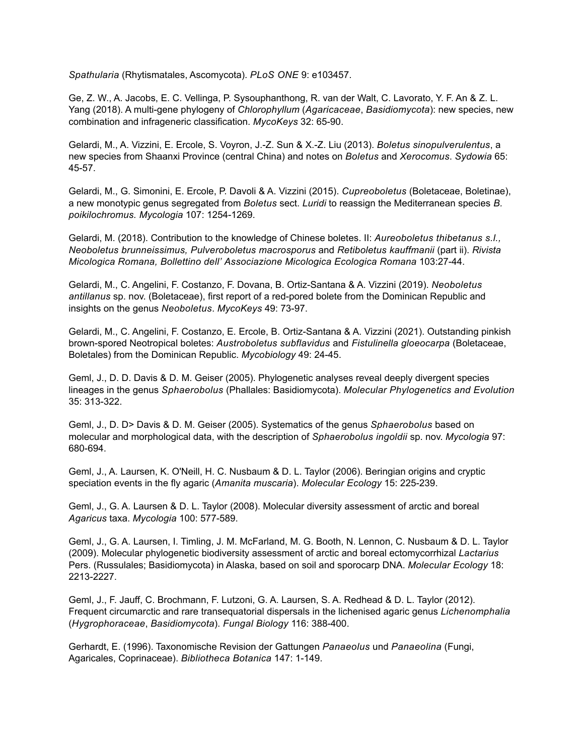*Spathularia* (Rhytismatales, Ascomycota). *PLoS ONE* 9: e103457.

Ge, Z. W., A. Jacobs, E. C. Vellinga, P. Sysouphanthong, R. van der Walt, C. Lavorato, Y. F. An & Z. L. Yang (2018). A multi-gene phylogeny of *Chlorophyllum* (*Agaricaceae*, *Basidiomycota*): new species, new combination and infrageneric classification. *MycoKeys* 32: 65-90.

Gelardi, M., A. Vizzini, E. Ercole, S. Voyron, J.-Z. Sun & X.-Z. Liu (2013). *Boletus sinopulverulentus*, a new species from Shaanxi Province (central China) and notes on *Boletus* and *Xerocomus*. *Sydowia* 65: 45-57.

Gelardi, M., G. Simonini, E. Ercole, P. Davoli & A. Vizzini (2015). *Cupreoboletus* (Boletaceae, Boletinae), a new monotypic genus segregated from *Boletus* sect. *Luridi* to reassign the Mediterranean species *B. poikilochromus. Mycologia* 107: 1254-1269.

Gelardi, M. (2018). Contribution to the knowledge of Chinese boletes. II: *Aureoboletus thibetanus s.l., Neoboletus brunneissimus, Pulveroboletus macrosporus* and *Retiboletus kauffmanii* (part ii). *Rivista Micologica Romana, Bollettino dell' Associazione Micologica Ecologica Romana* 103:27-44.

Gelardi, M., C. Angelini, F. Costanzo, F. Dovana, B. Ortiz-Santana & A. Vizzini (2019). *Neoboletus antillanus* sp. nov. (Boletaceae), first report of a red-pored bolete from the Dominican Republic and insights on the genus *Neoboletus*. *MycoKeys* 49: 73-97.

Gelardi, M., C. Angelini, F. Costanzo, E. Ercole, B. Ortiz-Santana & A. Vizzini (2021). Outstanding pinkish brown-spored Neotropical boletes: *Austroboletus subflavidus* and *Fistulinella gloeocarpa* (Boletaceae, Boletales) from the Dominican Republic. *Mycobiology* 49: 24-45.

Geml, J., D. D. Davis & D. M. Geiser (2005). Phylogenetic analyses reveal deeply divergent species lineages in the genus *Sphaerobolus* (Phallales: Basidiomycota). *Molecular Phylogenetics and Evolution* 35: 313-322.

Geml, J., D. D> Davis & D. M. Geiser (2005). Systematics of the genus *Sphaerobolus* based on molecular and morphological data, with the description of *Sphaerobolus ingoldii* sp. nov. *Mycologia* 97: 680-694.

Geml, J., A. Laursen, K. O'Neill, H. C. Nusbaum & D. L. Taylor (2006). Beringian origins and cryptic speciation events in the fly agaric (*Amanita muscaria*). *Molecular Ecology* 15: 225-239.

Geml, J., G. A. Laursen & D. L. Taylor (2008). Molecular diversity assessment of arctic and boreal *Agaricus* taxa. *Mycologia* 100: 577-589.

Geml, J., G. A. Laursen, I. Timling, J. M. McFarland, M. G. Booth, N. Lennon, C. Nusbaum & D. L. Taylor (2009). Molecular phylogenetic biodiversity assessment of arctic and boreal ectomycorrhizal *Lactarius* Pers. (Russulales; Basidiomycota) in Alaska, based on soil and sporocarp DNA. *Molecular Ecology* 18: 2213-2227.

Geml, J., F. Jauff, C. Brochmann, F. Lutzoni, G. A. Laursen, S. A. Redhead & D. L. Taylor (2012). Frequent circumarctic and rare transequatorial dispersals in the lichenised agaric genus *Lichenomphalia* (*Hygrophoraceae*, *Basidiomycota*). *Fungal Biology* 116: 388-400.

Gerhardt, E. (1996). Taxonomische Revision der Gattungen *Panaeolus* und *Panaeolina* (Fungi, Agaricales, Coprinaceae). *Bibliotheca Botanica* 147: 1-149.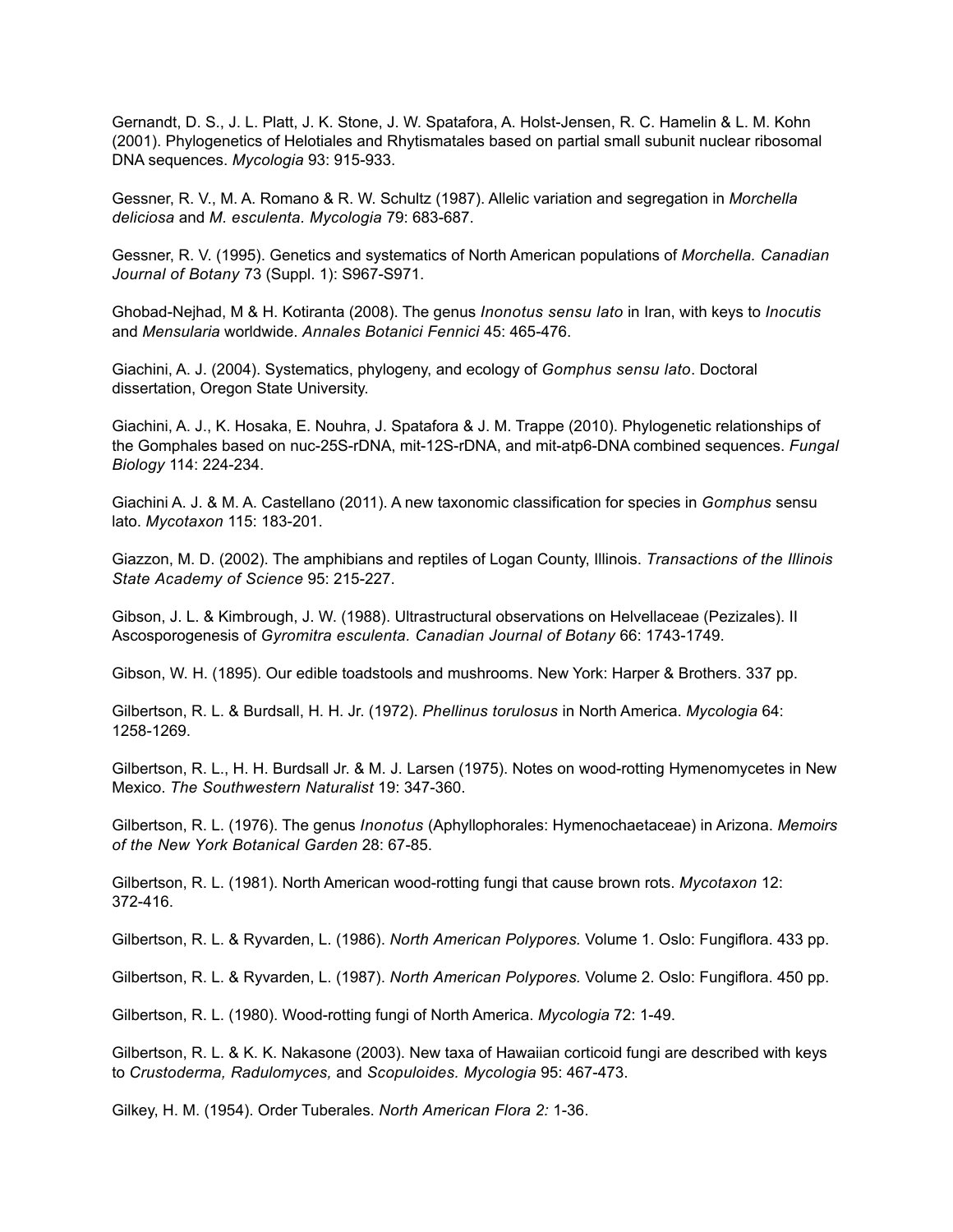Gernandt, D. S., J. L. Platt, J. K. Stone, J. W. Spatafora, A. Holst-Jensen, R. C. Hamelin & L. M. Kohn (2001). Phylogenetics of Helotiales and Rhytismatales based on partial small subunit nuclear ribosomal DNA sequences. *Mycologia* 93: 915-933.

Gessner, R. V., M. A. Romano & R. W. Schultz (1987). Allelic variation and segregation in *Morchella deliciosa* and *M. esculenta. Mycologia* 79: 683-687.

Gessner, R. V. (1995). Genetics and systematics of North American populations of *Morchella. Canadian Journal of Botany* 73 (Suppl. 1): S967-S971.

Ghobad-Nejhad, M & H. Kotiranta (2008). The genus *Inonotus sensu lato* in Iran, with keys to *Inocutis* and *Mensularia* worldwide. *Annales Botanici Fennici* 45: 465-476.

Giachini, A. J. (2004). Systematics, phylogeny, and ecology of *Gomphus sensu lato*. Doctoral dissertation, Oregon State University.

Giachini, A. J., K. Hosaka, E. Nouhra, J. Spatafora & J. M. Trappe (2010). Phylogenetic relationships of the Gomphales based on nuc-25S-rDNA, mit-12S-rDNA, and mit-atp6-DNA combined sequences. *Fungal Biology* 114: 224-234.

Giachini A. J. & M. A. Castellano (2011). A new taxonomic classification for species in *Gomphus* sensu lato. *Mycotaxon* 115: 183-201.

Giazzon, M. D. (2002). The amphibians and reptiles of Logan County, Illinois. *Transactions of the Illinois State Academy of Science* 95: 215-227.

Gibson, J. L. & Kimbrough, J. W. (1988). Ultrastructural observations on Helvellaceae (Pezizales). II Ascosporogenesis of *Gyromitra esculenta. Canadian Journal of Botany* 66: 1743-1749.

Gibson, W. H. (1895). Our edible toadstools and mushrooms. New York: Harper & Brothers. 337 pp.

Gilbertson, R. L. & Burdsall, H. H. Jr. (1972). *Phellinus torulosus* in North America. *Mycologia* 64: 1258-1269.

Gilbertson, R. L., H. H. Burdsall Jr. & M. J. Larsen (1975). Notes on wood-rotting Hymenomycetes in New Mexico. *The Southwestern Naturalist* 19: 347-360.

Gilbertson, R. L. (1976). The genus *Inonotus* (Aphyllophorales: Hymenochaetaceae) in Arizona. *Memoirs of the New York Botanical Garden* 28: 67-85.

Gilbertson, R. L. (1981). North American wood-rotting fungi that cause brown rots. *Mycotaxon* 12: 372-416.

Gilbertson, R. L. & Ryvarden, L. (1986). *North American Polypores.* Volume 1. Oslo: Fungiflora. 433 pp.

Gilbertson, R. L. & Ryvarden, L. (1987). *North American Polypores.* Volume 2. Oslo: Fungiflora. 450 pp.

Gilbertson, R. L. (1980). Wood-rotting fungi of North America. *Mycologia* 72: 1-49.

Gilbertson, R. L. & K. K. Nakasone (2003). New taxa of Hawaiian corticoid fungi are described with keys to *Crustoderma, Radulomyces,* and *Scopuloides. Mycologia* 95: 467-473.

Gilkey, H. M. (1954). Order Tuberales. *North American Flora 2:* 1-36.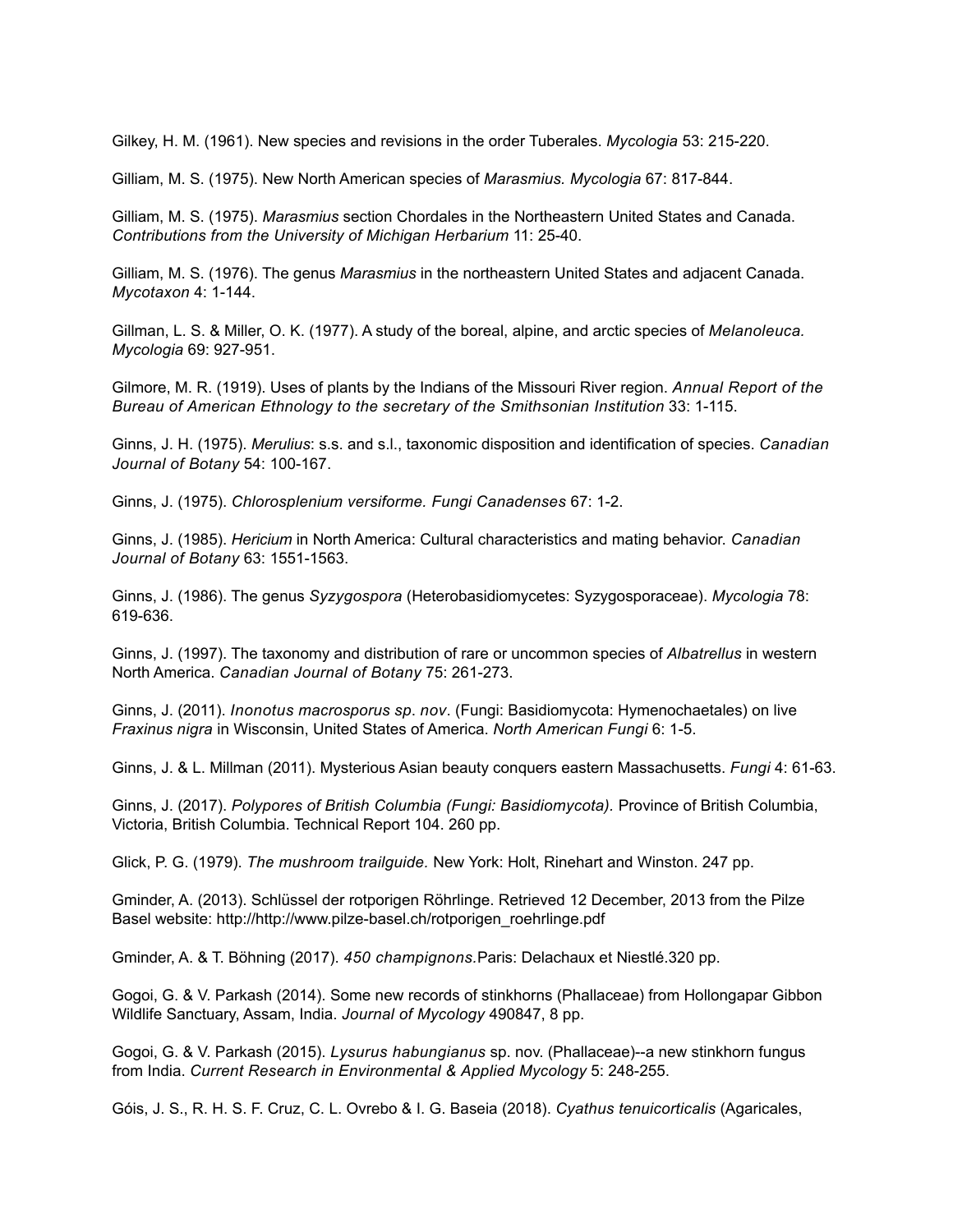Gilkey, H. M. (1961). New species and revisions in the order Tuberales. *Mycologia* 53: 215-220.

Gilliam, M. S. (1975). New North American species of *Marasmius. Mycologia* 67: 817-844.

Gilliam, M. S. (1975). *Marasmius* section Chordales in the Northeastern United States and Canada. *Contributions from the University of Michigan Herbarium* 11: 25-40.

Gilliam, M. S. (1976). The genus *Marasmius* in the northeastern United States and adjacent Canada. *Mycotaxon* 4: 1-144.

Gillman, L. S. & Miller, O. K. (1977). A study of the boreal, alpine, and arctic species of *Melanoleuca. Mycologia* 69: 927-951.

Gilmore, M. R. (1919). Uses of plants by the Indians of the Missouri River region. *Annual Report of the Bureau of American Ethnology to the secretary of the Smithsonian Institution* 33: 1-115.

Ginns, J. H. (1975). *Merulius*: s.s. and s.l., taxonomic disposition and identification of species. *Canadian Journal of Botany* 54: 100-167.

Ginns, J. (1975). *Chlorosplenium versiforme. Fungi Canadenses* 67: 1-2.

Ginns, J. (1985). *Hericium* in North America: Cultural characteristics and mating behavior. *Canadian Journal of Botany* 63: 1551-1563.

Ginns, J. (1986). The genus *Syzygospora* (Heterobasidiomycetes: Syzygosporaceae). *Mycologia* 78: 619-636.

Ginns, J. (1997). The taxonomy and distribution of rare or uncommon species of *Albatrellus* in western North America. *Canadian Journal of Botany* 75: 261-273.

Ginns, J. (2011). *Inonotus macrosporus sp*. *nov*. (Fungi: Basidiomycota: Hymenochaetales) on live *Fraxinus nigra* in Wisconsin, United States of America. *North American Fungi* 6: 1-5.

Ginns, J. & L. Millman (2011). Mysterious Asian beauty conquers eastern Massachusetts. *Fungi* 4: 61-63.

Ginns, J. (2017). *Polypores of British Columbia (Fungi: Basidiomycota).* Province of British Columbia, Victoria, British Columbia. Technical Report 104. 260 pp.

Glick, P. G. (1979). *The mushroom trailguide.* New York: Holt, Rinehart and Winston. 247 pp.

Gminder, A. (2013). Schlüssel der rotporigen Röhrlinge. Retrieved 12 December, 2013 from the Pilze Basel website: http://http://www.pilze-basel.ch/rotporigen_roehrlinge.pdf

Gminder, A. & T. Böhning (2017). *450 champignons.*Paris: Delachaux et Niestlé.320 pp.

Gogoi, G. & V. Parkash (2014). Some new records of stinkhorns (Phallaceae) from Hollongapar Gibbon Wildlife Sanctuary, Assam, India. *Journal of Mycology* 490847, 8 pp.

Gogoi, G. & V. Parkash (2015). *Lysurus habungianus* sp. nov. (Phallaceae)--a new stinkhorn fungus from India. *Current Research in Environmental & Applied Mycology* 5: 248-255.

Góis, J. S., R. H. S. F. Cruz, C. L. Ovrebo & I. G. Baseia (2018). *Cyathus tenuicorticalis* (Agaricales,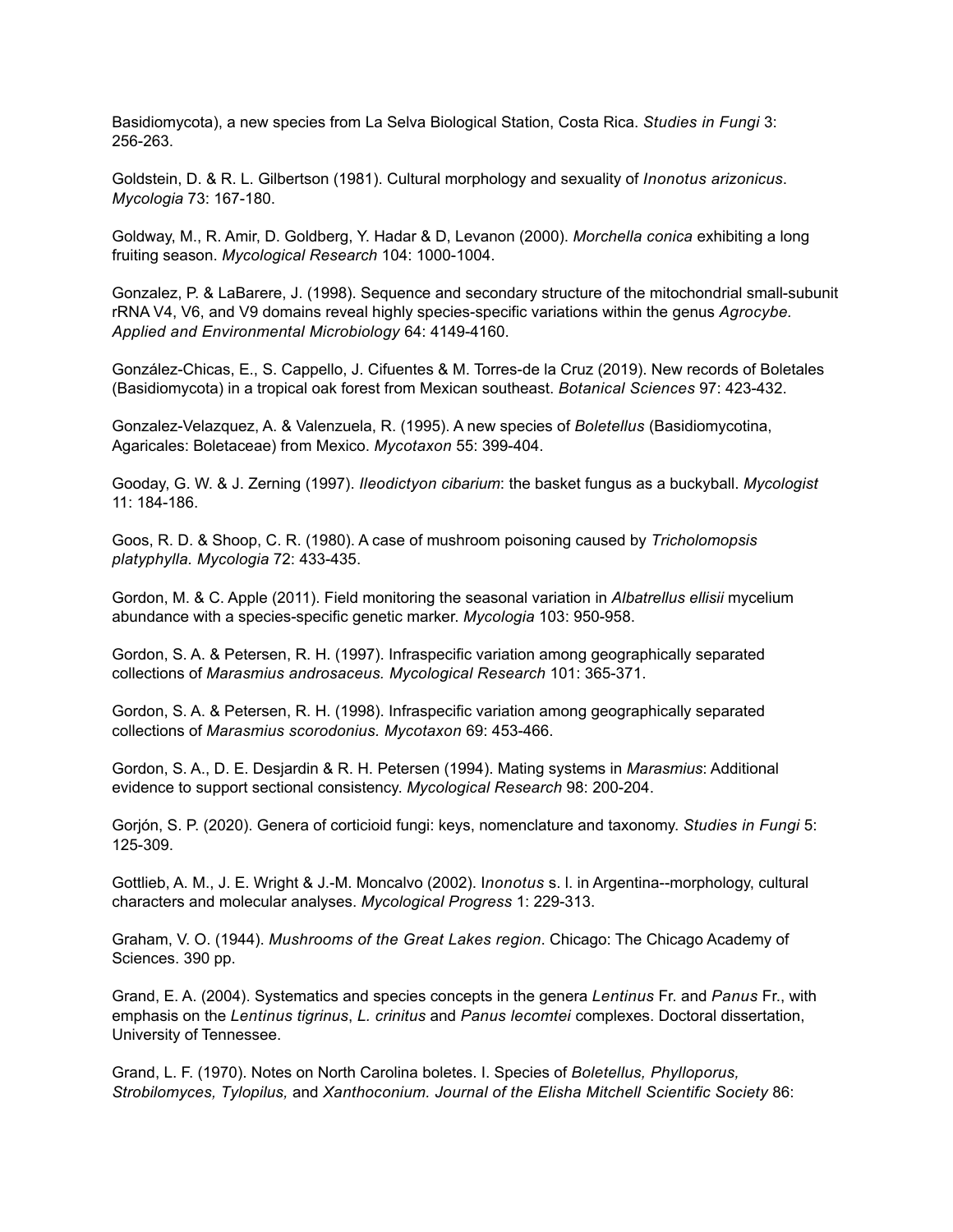Basidiomycota), a new species from La Selva Biological Station, Costa Rica. *Studies in Fungi* 3: 256-263.

Goldstein, D. & R. L. Gilbertson (1981). Cultural morphology and sexuality of *Inonotus arizonicus*. *Mycologia* 73: 167-180.

Goldway, M., R. Amir, D. Goldberg, Y. Hadar & D, Levanon (2000). *Morchella conica* exhibiting a long fruiting season. *Mycological Research* 104: 1000-1004.

Gonzalez, P. & LaBarere, J. (1998). Sequence and secondary structure of the mitochondrial small-subunit rRNA V4, V6, and V9 domains reveal highly species-specific variations within the genus *Agrocybe. Applied and Environmental Microbiology* 64: 4149-4160.

González-Chicas, E., S. Cappello, J. Cifuentes & M. Torres-de la Cruz (2019). New records of Boletales (Basidiomycota) in a tropical oak forest from Mexican southeast. *Botanical Sciences* 97: 423-432.

Gonzalez-Velazquez, A. & Valenzuela, R. (1995). A new species of *Boletellus* (Basidiomycotina, Agaricales: Boletaceae) from Mexico. *Mycotaxon* 55: 399-404.

Gooday, G. W. & J. Zerning (1997). *Ileodictyon cibarium*: the basket fungus as a buckyball. *Mycologist* 11: 184-186.

Goos, R. D. & Shoop, C. R. (1980). A case of mushroom poisoning caused by *Tricholomopsis platyphylla. Mycologia* 72: 433-435.

Gordon, M. & C. Apple (2011). Field monitoring the seasonal variation in *Albatrellus ellisii* mycelium abundance with a species-specific genetic marker. *Mycologia* 103: 950-958.

Gordon, S. A. & Petersen, R. H. (1997). Infraspecific variation among geographically separated collections of *Marasmius androsaceus. Mycological Research* 101: 365-371.

Gordon, S. A. & Petersen, R. H. (1998). Infraspecific variation among geographically separated collections of *Marasmius scorodonius. Mycotaxon* 69: 453-466.

Gordon, S. A., D. E. Desjardin & R. H. Petersen (1994). Mating systems in *Marasmius*: Additional evidence to support sectional consistency. *Mycological Research* 98: 200-204.

Gorjón, S. P. (2020). Genera of corticioid fungi: keys, nomenclature and taxonomy. *Studies in Fungi* 5: 125-309.

Gottlieb, A. M., J. E. Wright & J.-M. Moncalvo (2002). I*nonotus* s. l. in Argentina--morphology, cultural characters and molecular analyses. *Mycological Progress* 1: 229-313.

Graham, V. O. (1944). *Mushrooms of the Great Lakes region*. Chicago: The Chicago Academy of Sciences. 390 pp.

Grand, E. A. (2004). Systematics and species concepts in the genera *Lentinus* Fr. and *Panus* Fr., with emphasis on the *Lentinus tigrinus*, *L. crinitus* and *Panus lecomtei* complexes. Doctoral dissertation, University of Tennessee.

Grand, L. F. (1970). Notes on North Carolina boletes. I. Species of *Boletellus, Phylloporus, Strobilomyces, Tylopilus,* and *Xanthoconium. Journal of the Elisha Mitchell Scientific Society* 86: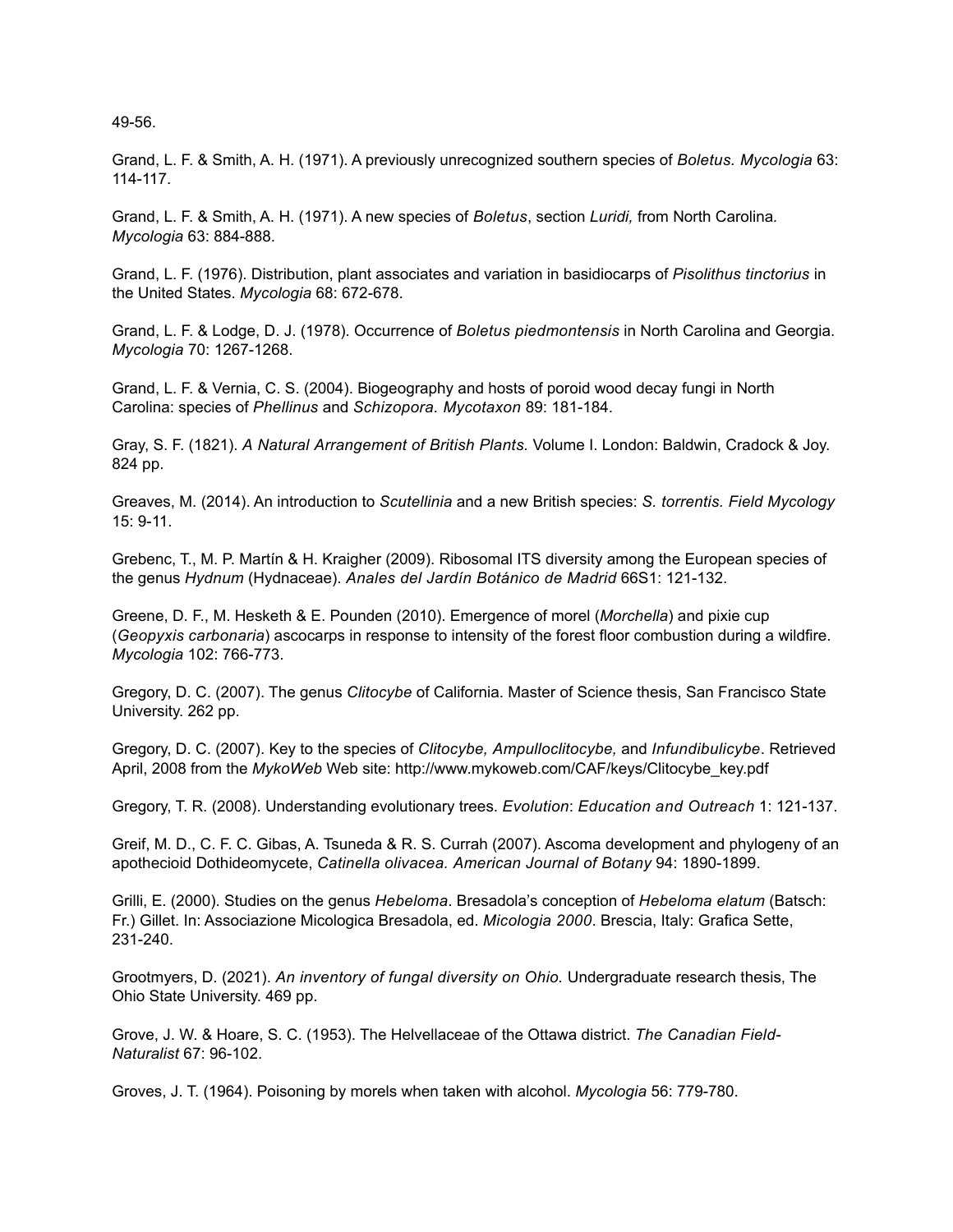49-56.

Grand, L. F. & Smith, A. H. (1971). A previously unrecognized southern species of *Boletus*. *Mycologia* 63: 114-117.

Grand, L. F. & Smith, A. H. (1971). A new species of *Boletus*, section *Luridi,* from North Carolina*. Mycologia* 63: 884-888.

Grand, L. F. (1976). Distribution, plant associates and variation in basidiocarps of *Pisolithus tinctorius* in the United States. *Mycologia* 68: 672-678.

Grand, L. F. & Lodge, D. J. (1978). Occurrence of *Boletus piedmontensis* in North Carolina and Georgia. *Mycologia* 70: 1267-1268.

Grand, L. F. & Vernia, C. S. (2004). Biogeography and hosts of poroid wood decay fungi in North Carolina: species of *Phellinus* and *Schizopora. Mycotaxon* 89: 181-184.

Gray, S. F. (1821). *A Natural Arrangement of British Plants.* Volume I. London: Baldwin, Cradock & Joy. 824 pp.

Greaves, M. (2014). An introduction to *Scutellinia* and a new British species: *S. torrentis. Field Mycology* 15: 9-11.

Grebenc, T., M. P. Martín & H. Kraigher (2009). Ribosomal ITS diversity among the European species of the genus *Hydnum* (Hydnaceae). *Anales del Jardín Botánico de Madrid* 66S1: 121-132.

Greene, D. F., M. Hesketh & E. Pounden (2010). Emergence of morel (*Morchella*) and pixie cup (*Geopyxis carbonaria*) ascocarps in response to intensity of the forest floor combustion during a wildfire. *Mycologia* 102: 766-773.

Gregory, D. C. (2007). The genus *Clitocybe* of California. Master of Science thesis, San Francisco State University. 262 pp.

Gregory, D. C. (2007). Key to the species of *Clitocybe, Ampulloclitocybe,* and *Infundibulicybe*. Retrieved April, 2008 from the *MykoWeb* Web site: http://www.mykoweb.com/CAF/keys/Clitocybe_key.pdf

Gregory, T. R. (2008). Understanding evolutionary trees. *Evolution*: *Education and Outreach* 1: 121-137.

Greif, M. D., C. F. C. Gibas, A. Tsuneda & R. S. Currah (2007). Ascoma development and phylogeny of an apothecioid Dothideomycete, *Catinella olivacea. American Journal of Botany* 94: 1890-1899.

Grilli, E. (2000). Studies on the genus *Hebeloma*. Bresadola's conception of *Hebeloma elatum* (Batsch: Fr.) Gillet. In: Associazione Micologica Bresadola, ed. *Micologia 2000*. Brescia, Italy: Grafica Sette, 231-240.

Grootmyers, D. (2021). *An inventory of fungal diversity on Ohio.* Undergraduate research thesis, The Ohio State University. 469 pp.

Grove, J. W. & Hoare, S. C. (1953). The Helvellaceae of the Ottawa district. *The Canadian Field-Naturalist* 67: 96-102.

Groves, J. T. (1964). Poisoning by morels when taken with alcohol. *Mycologia* 56: 779-780.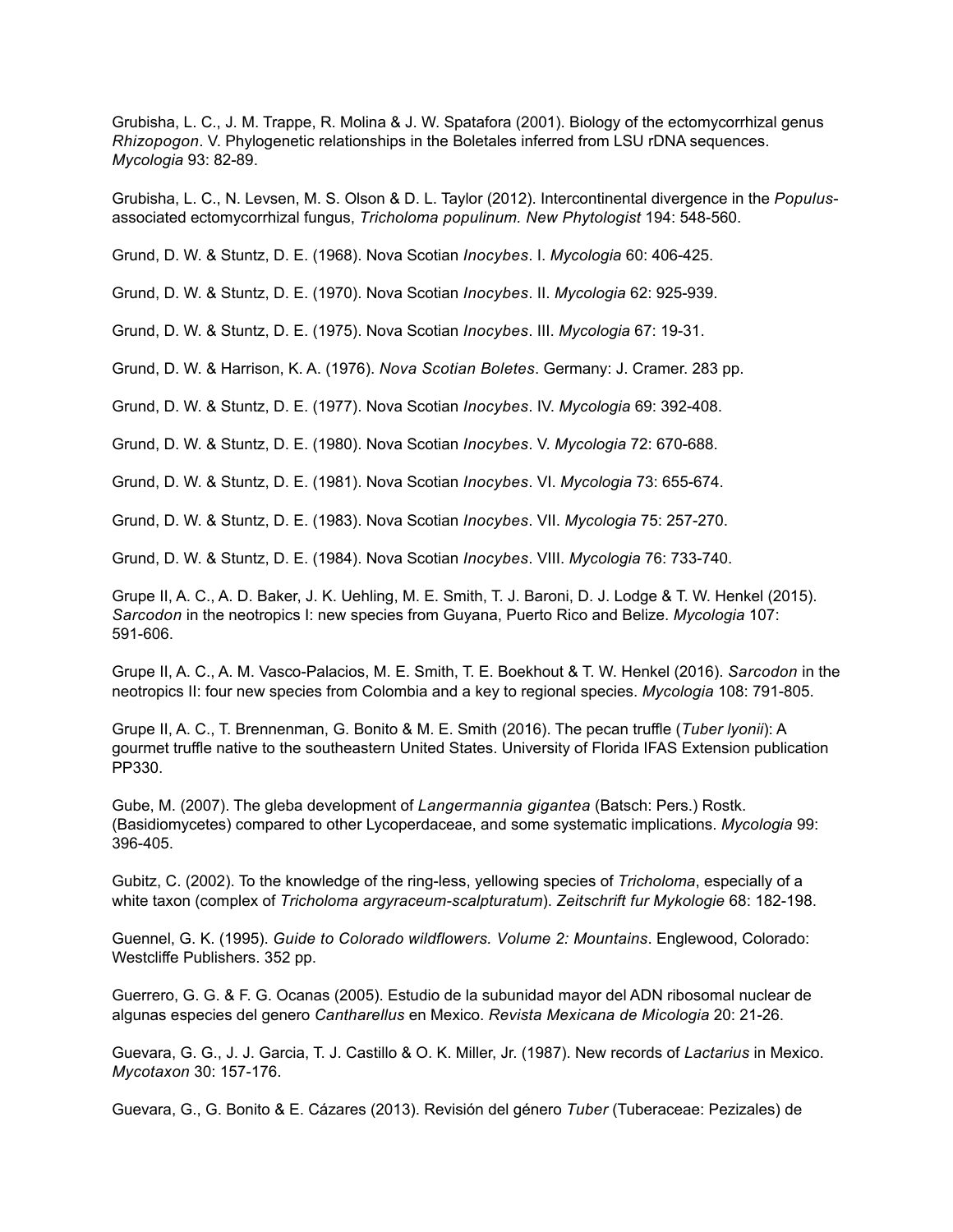Grubisha, L. C., J. M. Trappe, R. Molina & J. W. Spatafora (2001). Biology of the ectomycorrhizal genus *Rhizopogon*. V. Phylogenetic relationships in the Boletales inferred from LSU rDNA sequences. *Mycologia* 93: 82-89.

Grubisha, L. C., N. Levsen, M. S. Olson & D. L. Taylor (2012). Intercontinental divergence in the *Populus*-associated ectomycorrhizal fungus, *Tricholoma populinum. New Phytologist* 194: 548-560.

Grund, D. W. & Stuntz, D. E. (1968). Nova Scotian *Inocybes*. I. *Mycologia* 60: 406-425.

Grund, D. W. & Stuntz, D. E. (1970). Nova Scotian *Inocybes*. II. *Mycologia* 62: 925-939.

Grund, D. W. & Stuntz, D. E. (1975). Nova Scotian *Inocybes*. III. *Mycologia* 67: 19-31.

Grund, D. W. & Harrison, K. A. (1976). *Nova Scotian Boletes*. Germany: J. Cramer. 283 pp.

Grund, D. W. & Stuntz, D. E. (1977). Nova Scotian *Inocybes*. IV. *Mycologia* 69: 392-408.

Grund, D. W. & Stuntz, D. E. (1980). Nova Scotian *Inocybes*. V. *Mycologia* 72: 670-688.

Grund, D. W. & Stuntz, D. E. (1981). Nova Scotian *Inocybes*. VI. *Mycologia* 73: 655-674.

Grund, D. W. & Stuntz, D. E. (1983). Nova Scotian *Inocybes*. VII. *Mycologia* 75: 257-270.

Grund, D. W. & Stuntz, D. E. (1984). Nova Scotian *Inocybes*. VIII. *Mycologia* 76: 733-740.

Grupe II, A. C., A. D. Baker, J. K. Uehling, M. E. Smith, T. J. Baroni, D. J. Lodge & T. W. Henkel (2015). *Sarcodon* in the neotropics I: new species from Guyana, Puerto Rico and Belize. *Mycologia* 107: 591-606.

Grupe II, A. C., A. M. Vasco-Palacios, M. E. Smith, T. E. Boekhout & T. W. Henkel (2016). *Sarcodon* in the neotropics II: four new species from Colombia and a key to regional species. *Mycologia* 108: 791-805.

Grupe II, A. C., T. Brennenman, G. Bonito & M. E. Smith (2016). The pecan truffle (*Tuber lyonii*): A gourmet truffle native to the southeastern United States. University of Florida IFAS Extension publication PP330.

Gube, M. (2007). The gleba development of *Langermannia gigantea* (Batsch: Pers.) Rostk. (Basidiomycetes) compared to other Lycoperdaceae, and some systematic implications. *Mycologia* 99: 396-405.

Gubitz, C. (2002). To the knowledge of the ring-less, yellowing species of *Tricholoma*, especially of a white taxon (complex of *Tricholoma argyraceum-scalpturatum*). *Zeitschrift fur Mykologie* 68: 182-198.

Guennel, G. K. (1995). *Guide to Colorado wildflowers. Volume 2: Mountains*. Englewood, Colorado: Westcliffe Publishers. 352 pp.

Guerrero, G. G. & F. G. Ocanas (2005). Estudio de la subunidad mayor del ADN ribosomal nuclear de algunas especies del genero *Cantharellus* en Mexico. *Revista Mexicana de Micologia* 20: 21-26.

Guevara, G. G., J. J. Garcia, T. J. Castillo & O. K. Miller, Jr. (1987). New records of *Lactarius* in Mexico. *Mycotaxon* 30: 157-176.

Guevara, G., G. Bonito & E. Cázares (2013). Revisión del género *Tuber* (Tuberaceae: Pezizales) de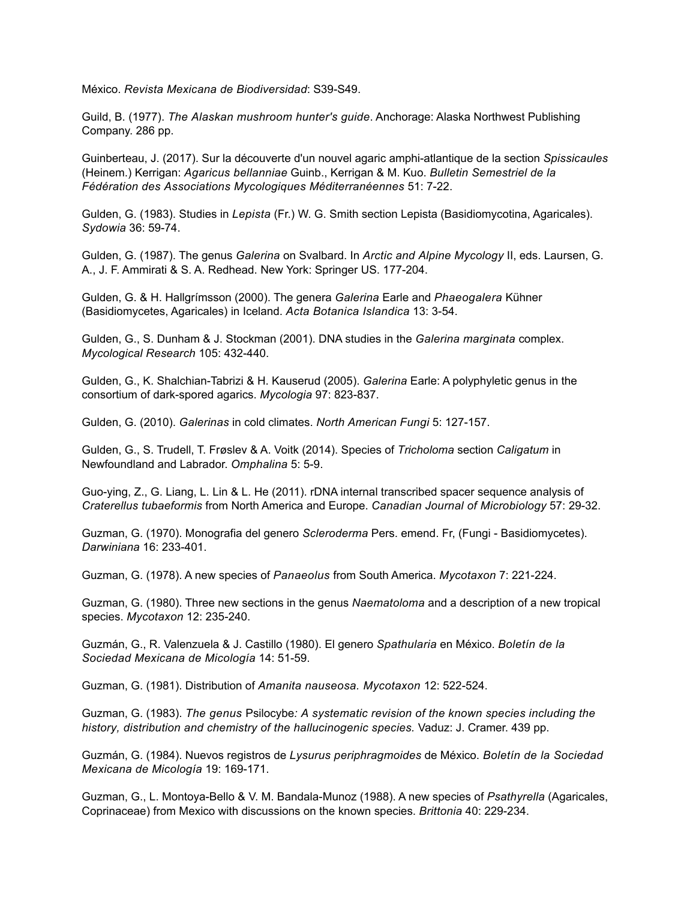México. *Revista Mexicana de Biodiversidad*: S39-S49.

Guild, B. (1977). *The Alaskan mushroom hunter's guide*. Anchorage: Alaska Northwest Publishing Company. 286 pp.

Guinberteau, J. (2017). Sur la découverte d'un nouvel agaric amphi-atlantique de la section *Spissicaules* (Heinem.) Kerrigan: *Agaricus bellanniae* Guinb., Kerrigan & M. Kuo. *Bulletin Semestriel de la Fédération des Associations Mycologiques Méditerranéennes* 51: 7-22.

Gulden, G. (1983). Studies in *Lepista* (Fr.) W. G. Smith section Lepista (Basidiomycotina, Agaricales). *Sydowia* 36: 59-74.

Gulden, G. (1987). The genus *Galerina* on Svalbard. In *Arctic and Alpine Mycology* II, eds. Laursen, G. A., J. F. Ammirati & S. A. Redhead. New York: Springer US. 177-204.

Gulden, G. & H. Hallgrímsson (2000). The genera *Galerina* Earle and *Phaeogalera* Kühner (Basidiomycetes, Agaricales) in Iceland. *Acta Botanica Islandica* 13: 3-54.

Gulden, G., S. Dunham & J. Stockman (2001). DNA studies in the *Galerina marginata* complex. *Mycological Research* 105: 432-440.

Gulden, G., K. Shalchian-Tabrizi & H. Kauserud (2005). *Galerina* Earle: A polyphyletic genus in the consortium of dark-spored agarics. *Mycologia* 97: 823-837.

Gulden, G. (2010). *Galerinas* in cold climates. *North American Fungi* 5: 127-157.

Gulden, G., S. Trudell, T. Frøslev & A. Voitk (2014). Species of *Tricholoma* section *Caligatum* in Newfoundland and Labrador. *Omphalina* 5: 5-9.

Guo-ying, Z., G. Liang, L. Lin & L. He (2011). rDNA internal transcribed spacer sequence analysis of *Craterellus tubaeformis* from North America and Europe. *Canadian Journal of Microbiology* 57: 29-32.

Guzman, G. (1970). Monografia del genero *Scleroderma* Pers. emend. Fr, (Fungi - Basidiomycetes). *Darwiniana* 16: 233-401.

Guzman, G. (1978). A new species of *Panaeolus* from South America. *Mycotaxon* 7: 221-224.

Guzman, G. (1980). Three new sections in the genus *Naematoloma* and a description of a new tropical species. *Mycotaxon* 12: 235-240.

Guzmán, G., R. Valenzuela & J. Castillo (1980). El genero *Spathularia* en México. *Boletín de la Sociedad Mexicana de Micología* 14: 51-59.

Guzman, G. (1981). Distribution of *Amanita nauseosa. Mycotaxon* 12: 522-524.

Guzman, G. (1983). *The genus* Psilocybe*: A systematic revision of the known species including the history, distribution and chemistry of the hallucinogenic species.* Vaduz: J. Cramer. 439 pp.

Guzmán, G. (1984). Nuevos registros de *Lysurus periphragmoides* de México. *Boletín de la Sociedad Mexicana de Micología* 19: 169-171.

Guzman, G., L. Montoya-Bello & V. M. Bandala-Munoz (1988). A new species of *Psathyrella* (Agaricales, Coprinaceae) from Mexico with discussions on the known species. *Brittonia* 40: 229-234.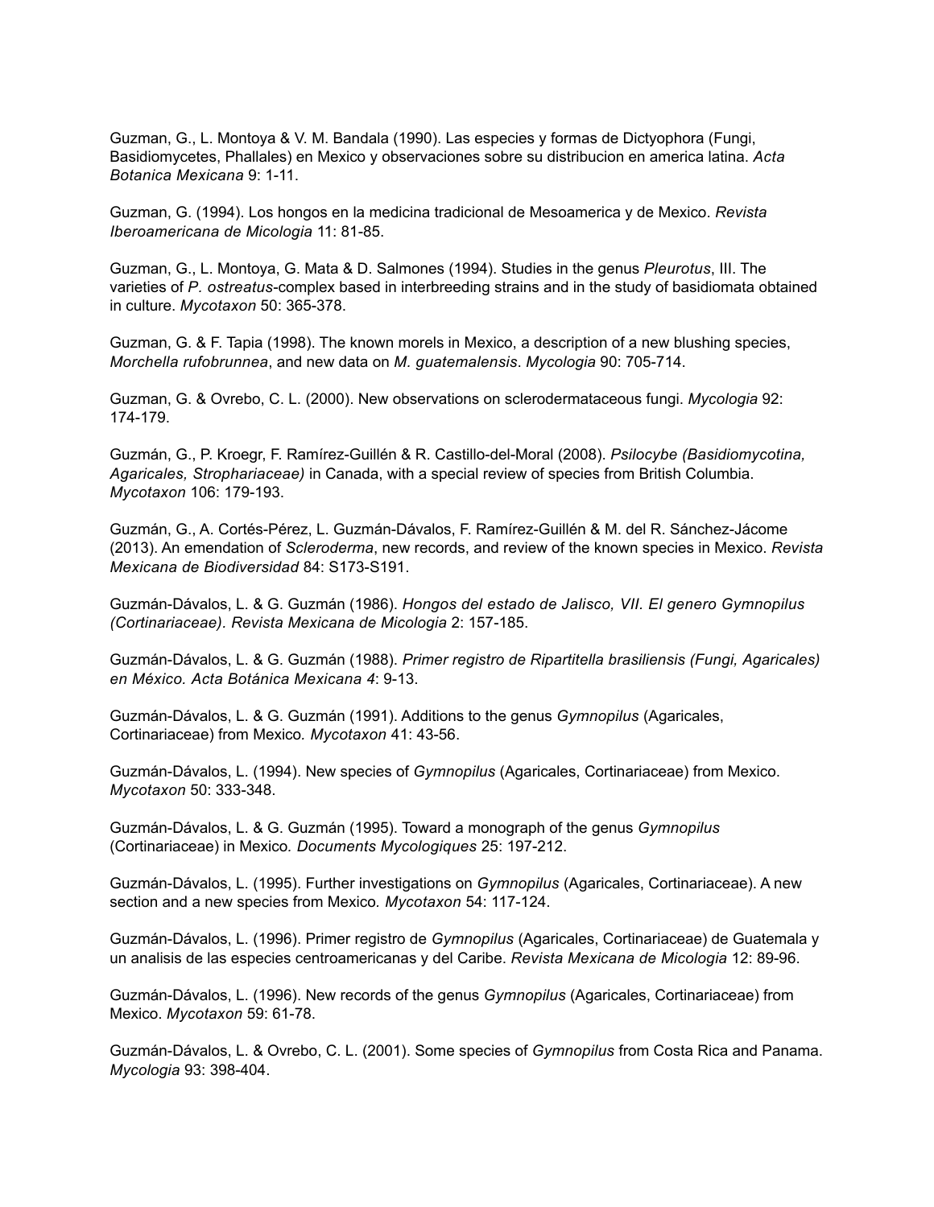Guzman, G., L. Montoya & V. M. Bandala (1990). Las especies y formas de Dictyophora (Fungi, Basidiomycetes, Phallales) en Mexico y observaciones sobre su distribucion en america latina. *Acta Botanica Mexicana* 9: 1-11.

Guzman, G. (1994). Los hongos en la medicina tradicional de Mesoamerica y de Mexico. *Revista Iberoamericana de Micologia* 11: 81-85.

Guzman, G., L. Montoya, G. Mata & D. Salmones (1994). Studies in the genus *Pleurotus*, III. The varieties of *P. ostreatus*-complex based in interbreeding strains and in the study of basidiomata obtained in culture. *Mycotaxon* 50: 365-378.

Guzman, G. & F. Tapia (1998). The known morels in Mexico, a description of a new blushing species, *Morchella rufobrunnea*, and new data on *M. guatemalensis*. *Mycologia* 90: 705-714.

Guzman, G. & Ovrebo, C. L. (2000). New observations on sclerodermataceous fungi. *Mycologia* 92: 174-179.

Guzmán, G., P. Kroegr, F. Ramírez-Guillén & R. Castillo-del-Moral (2008). *Psilocybe (Basidiomycotina, Agaricales, Strophariaceae)* in Canada, with a special review of species from British Columbia. *Mycotaxon* 106: 179-193.

Guzmán, G., A. Cortés-Pérez, L. Guzmán-Dávalos, F. Ramírez-Guillén & M. del R. Sánchez-Jácome (2013). An emendation of *Scleroderma*, new records, and review of the known species in Mexico. *Revista Mexicana de Biodiversidad* 84: S173-S191.

Guzmán-Dávalos, L. & G. Guzmán (1986). *Hongos del estado de Jalisco, VII. El genero Gymnopilus (Cortinariaceae). Revista Mexicana de Micologia* 2: 157-185.

Guzmán-Dávalos, L. & G. Guzmán (1988). *Primer registro de Ripartitella brasiliensis (Fungi, Agaricales) en México. Acta Botánica Mexicana 4*: 9-13.

Guzmán-Dávalos, L. & G. Guzmán (1991). Additions to the genus *Gymnopilus* (Agaricales, Cortinariaceae) from Mexico. *Mycotaxon* 41: 43-56.

Guzmán-Dávalos, L. (1994). New species of *Gymnopilus* (Agaricales, Cortinariaceae) from Mexico. *Mycotaxon* 50: 333-348.

Guzmán-Dávalos, L. & G. Guzmán (1995). Toward a monograph of the genus *Gymnopilus* (Cortinariaceae) in Mexico. *Documents Mycologiques* 25: 197-212.

Guzmán-Dávalos, L. (1995). Further investigations on *Gymnopilus* (Agaricales, Cortinariaceae). A new section and a new species from Mexico. *Mycotaxon* 54: 117-124.

Guzmán-Dávalos, L. (1996). Primer registro de *Gymnopilus* (Agaricales, Cortinariaceae) de Guatemala y un analisis de las especies centroamericanas y del Caribe. *Revista Mexicana de Micologia* 12: 89-96.

Guzmán-Dávalos, L. (1996). New records of the genus *Gymnopilus* (Agaricales, Cortinariaceae) from Mexico. *Mycotaxon* 59: 61-78.

Guzmán-Dávalos, L. & Ovrebo, C. L. (2001). Some species of *Gymnopilus* from Costa Rica and Panama. *Mycologia* 93: 398-404.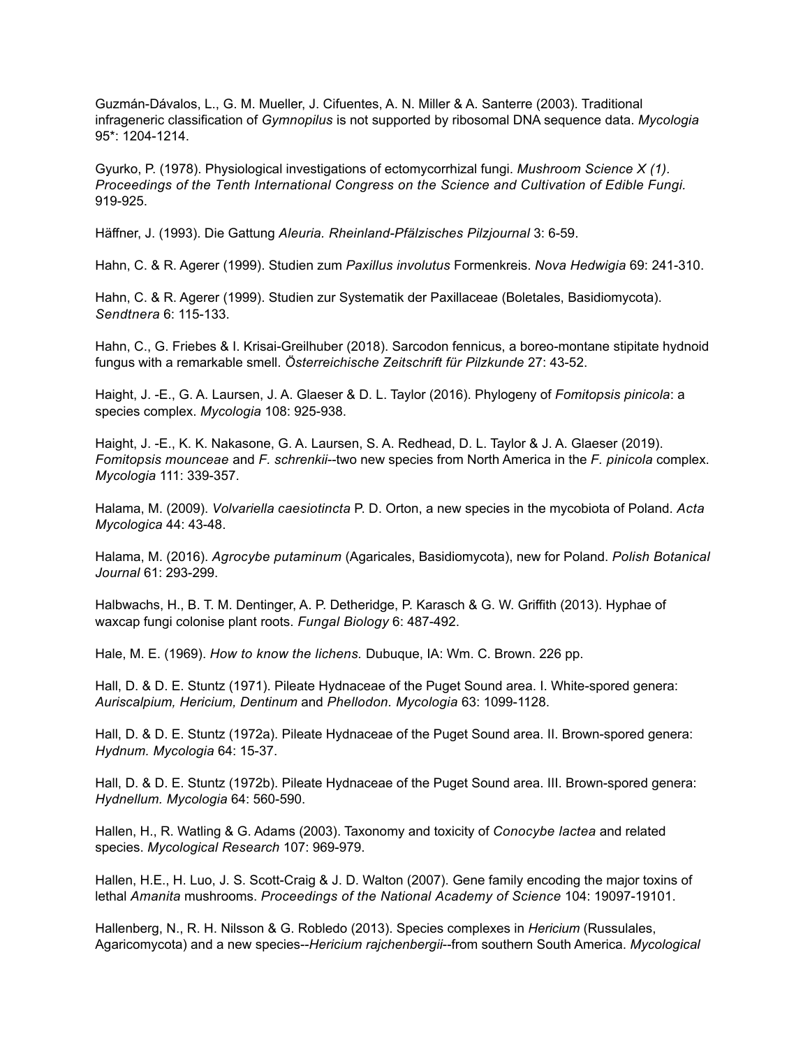Guzmán-Dávalos, L., G. M. Mueller, J. Cifuentes, A. N. Miller & A. Santerre (2003). Traditional infrageneric classification of *Gymnopilus* is not supported by ribosomal DNA sequence data. *Mycologia* 95*: 1204-1214.

Gyurko, P. (1978). Physiological investigations of ectomycorrhizal fungi. *Mushroom Science X (1). Proceedings of the Tenth International Congress on the Science and Cultivation of Edible Fungi.* 919-925.

Häffner, J. (1993). Die Gattung *Aleuria. Rheinland-Pfälzisches Pilzjournal* 3: 6-59.

Hahn, C. & R. Agerer (1999). Studien zum *Paxillus involutus* Formenkreis. *Nova Hedwigia* 69: 241-310.

Hahn, C. & R. Agerer (1999). Studien zur Systematik der Paxillaceae (Boletales, Basidiomycota). *Sendtnera* 6: 115-133.

Hahn, C., G. Friebes & I. Krisai-Greilhuber (2018). Sarcodon fennicus, a boreo-montane stipitate hydnoid fungus with a remarkable smell. *Österreichische Zeitschrift für Pilzkunde* 27: 43-52.

Haight, J. -E., G. A. Laursen, J. A. Glaeser & D. L. Taylor (2016). Phylogeny of *Fomitopsis pinicola*: a species complex. *Mycologia* 108: 925-938.

Haight, J. -E., K. K. Nakasone, G. A. Laursen, S. A. Redhead, D. L. Taylor & J. A. Glaeser (2019). *Fomitopsis mounceae* and *F. schrenkii*--two new species from North America in the *F. pinicola* complex. *Mycologia* 111: 339-357.

Halama, M. (2009). *Volvariella caesiotincta* P. D. Orton, a new species in the mycobiota of Poland. *Acta Mycologica* 44: 43-48.

Halama, M. (2016). *Agrocybe putaminum* (Agaricales, Basidiomycota), new for Poland. *Polish Botanical Journal* 61: 293-299.

Halbwachs, H., B. T. M. Dentinger, A. P. Detheridge, P. Karasch & G. W. Griffith (2013). Hyphae of waxcap fungi colonise plant roots. *Fungal Biology* 6: 487-492.

Hale, M. E. (1969). *How to know the lichens.* Dubuque, IA: Wm. C. Brown. 226 pp.

Hall, D. & D. E. Stuntz (1971). Pileate Hydnaceae of the Puget Sound area. I. White-spored genera: *Auriscalpium, Hericium, Dentinum* and *Phellodon. Mycologia* 63: 1099-1128.

Hall, D. & D. E. Stuntz (1972a). Pileate Hydnaceae of the Puget Sound area. II. Brown-spored genera: *Hydnum. Mycologia* 64: 15-37.

Hall, D. & D. E. Stuntz (1972b). Pileate Hydnaceae of the Puget Sound area. III. Brown-spored genera: *Hydnellum. Mycologia* 64: 560-590.

Hallen, H., R. Watling & G. Adams (2003). Taxonomy and toxicity of *Conocybe lactea* and related species. *Mycological Research* 107: 969-979.

Hallen, H.E., H. Luo, J. S. Scott-Craig & J. D. Walton (2007). Gene family encoding the major toxins of lethal *Amanita* mushrooms. *Proceedings of the National Academy of Science* 104: 19097-19101.

Hallenberg, N., R. H. Nilsson & G. Robledo (2013). Species complexes in *Hericium* (Russulales, Agaricomycota) and a new species--*Hericium rajchenbergii*--from southern South America. *Mycological*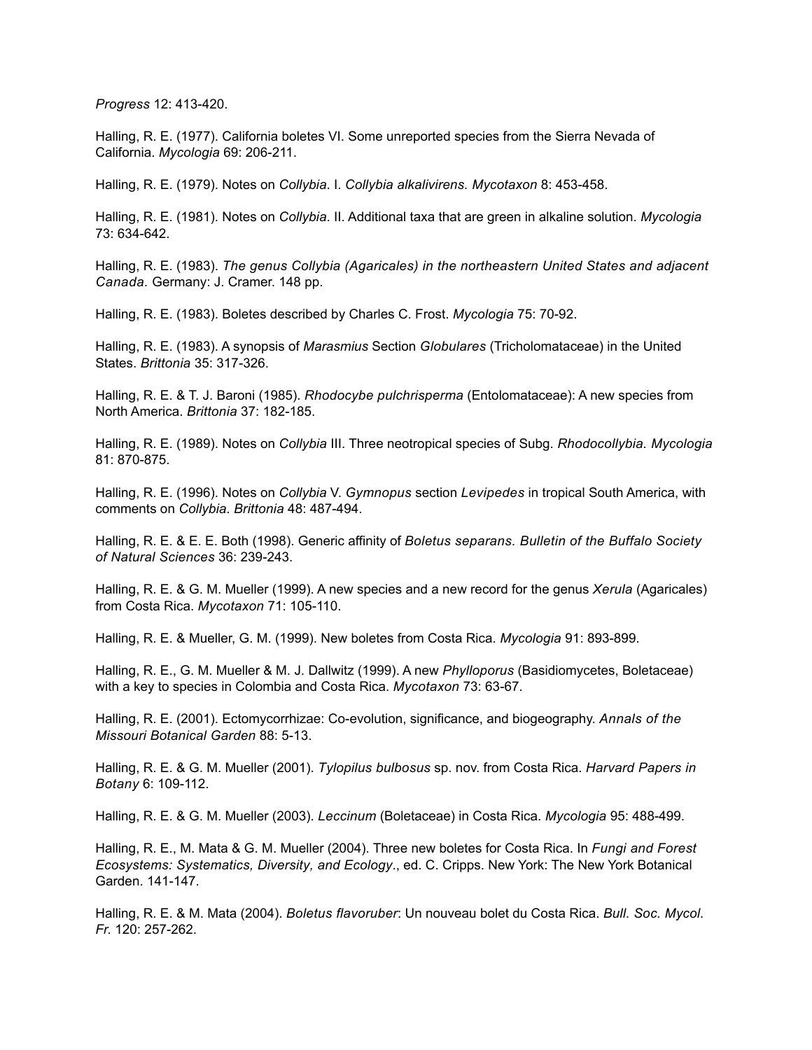*Progress* 12: 413-420.

Halling, R. E. (1977). California boletes VI. Some unreported species from the Sierra Nevada of California. *Mycologia* 69: 206-211.

Halling, R. E. (1979). Notes on *Collybia*. I. *Collybia alkalivirens. Mycotaxon* 8: 453-458.

Halling, R. E. (1981). Notes on *Collybia*. II. Additional taxa that are green in alkaline solution. *Mycologia* 73: 634-642.

Halling, R. E. (1983). *The genus Collybia (Agaricales) in the northeastern United States and adjacent Canada.* Germany: J. Cramer. 148 pp.

Halling, R. E. (1983). Boletes described by Charles C. Frost. *Mycologia* 75: 70-92.

Halling, R. E. (1983). A synopsis of *Marasmius* Section *Globulares* (Tricholomataceae) in the United States. *Brittonia* 35: 317-326.

Halling, R. E. & T. J. Baroni (1985). *Rhodocybe pulchrisperma* (Entolomataceae): A new species from North America. *Brittonia* 37: 182-185.

Halling, R. E. (1989). Notes on *Collybia* III. Three neotropical species of Subg. *Rhodocollybia. Mycologia* 81: 870-875.

Halling, R. E. (1996). Notes on *Collybia* V. *Gymnopus* section *Levipedes* in tropical South America, with comments on *Collybia*. *Brittonia* 48: 487-494.

Halling, R. E. & E. E. Both (1998). Generic affinity of *Boletus separans. Bulletin of the Buffalo Society of Natural Sciences* 36: 239-243.

Halling, R. E. & G. M. Mueller (1999). A new species and a new record for the genus *Xerula* (Agaricales) from Costa Rica. *Mycotaxon* 71: 105-110.

Halling, R. E. & Mueller, G. M. (1999). New boletes from Costa Rica. *Mycologia* 91: 893-899.

Halling, R. E., G. M. Mueller & M. J. Dallwitz (1999). A new *Phylloporus* (Basidiomycetes, Boletaceae) with a key to species in Colombia and Costa Rica. *Mycotaxon* 73: 63-67.

Halling, R. E. (2001). Ectomycorrhizae: Co-evolution, significance, and biogeography. *Annals of the Missouri Botanical Garden* 88: 5-13.

Halling, R. E. & G. M. Mueller (2001). *Tylopilus bulbosus* sp. nov. from Costa Rica. *Harvard Papers in Botany* 6: 109-112.

Halling, R. E. & G. M. Mueller (2003). *Leccinum* (Boletaceae) in Costa Rica. *Mycologia* 95: 488-499.

Halling, R. E., M. Mata & G. M. Mueller (2004). Three new boletes for Costa Rica. In *Fungi and Forest Ecosystems: Systematics, Diversity, and Ecology*., ed. C. Cripps. New York: The New York Botanical Garden. 141-147.

Halling, R. E. & M. Mata (2004). *Boletus flavoruber*: Un nouveau bolet du Costa Rica. *Bull. Soc. Mycol. Fr.* 120: 257-262.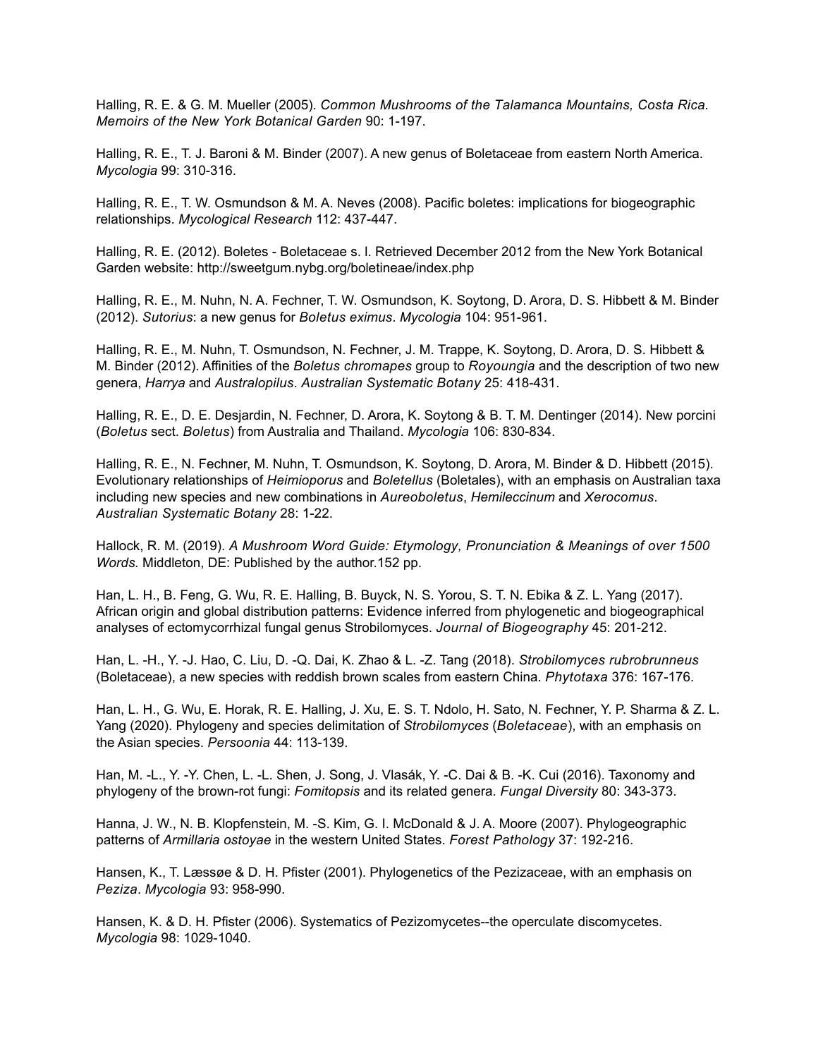Halling, R. E. & G. M. Mueller (2005). *Common Mushrooms of the Talamanca Mountains, Costa Rica. Memoirs of the New York Botanical Garden* 90: 1-197.

Halling, R. E., T. J. Baroni & M. Binder (2007). A new genus of Boletaceae from eastern North America. *Mycologia* 99: 310-316.

Halling, R. E., T. W. Osmundson & M. A. Neves (2008). Pacific boletes: implications for biogeographic relationships. *Mycological Research* 112: 437-447.

Halling, R. E. (2012). Boletes - Boletaceae s. l. Retrieved December 2012 from the New York Botanical Garden website: http://sweetgum.nybg.org/boletineae/index.php

Halling, R. E., M. Nuhn, N. A. Fechner, T. W. Osmundson, K. Soytong, D. Arora, D. S. Hibbett & M. Binder (2012). *Sutorius*: a new genus for *Boletus eximus*. *Mycologia* 104: 951-961.

Halling, R. E., M. Nuhn, T. Osmundson, N. Fechner, J. M. Trappe, K. Soytong, D. Arora, D. S. Hibbett & M. Binder (2012). Affinities of the *Boletus chromapes* group to *Royoungia* and the description of two new genera, *Harrya* and *Australopilus*. *Australian Systematic Botany* 25: 418-431.

Halling, R. E., D. E. Desjardin, N. Fechner, D. Arora, K. Soytong & B. T. M. Dentinger (2014). New porcini (*Boletus* sect. *Boletus*) from Australia and Thailand. *Mycologia* 106: 830-834.

Halling, R. E., N. Fechner, M. Nuhn, T. Osmundson, K. Soytong, D. Arora, M. Binder & D. Hibbett (2015). Evolutionary relationships of *Heimioporus* and *Boletellus* (Boletales), with an emphasis on Australian taxa including new species and new combinations in *Aureoboletus*, *Hemileccinum* and *Xerocomus*. *Australian Systematic Botany* 28: 1-22.

Hallock, R. M. (2019). *A Mushroom Word Guide: Etymology, Pronunciation & Meanings of over 1500 Words.* Middleton, DE: Published by the author.152 pp.

Han, L. H., B. Feng, G. Wu, R. E. Halling, B. Buyck, N. S. Yorou, S. T. N. Ebika & Z. L. Yang (2017). African origin and global distribution patterns: Evidence inferred from phylogenetic and biogeographical analyses of ectomycorrhizal fungal genus Strobilomyces. *Journal of Biogeography* 45: 201-212.

Han, L. -H., Y. -J. Hao, C. Liu, D. -Q. Dai, K. Zhao & L. -Z. Tang (2018). *Strobilomyces rubrobrunneus* (Boletaceae), a new species with reddish brown scales from eastern China. *Phytotaxa* 376: 167-176.

Han, L. H., G. Wu, E. Horak, R. E. Halling, J. Xu, E. S. T. Ndolo, H. Sato, N. Fechner, Y. P. Sharma & Z. L. Yang (2020). Phylogeny and species delimitation of *Strobilomyces* (*Boletaceae*), with an emphasis on the Asian species. *Persoonia* 44: 113-139.

Han, M. -L., Y. -Y. Chen, L. -L. Shen, J. Song, J. Vlasák, Y. -C. Dai & B. -K. Cui (2016). Taxonomy and phylogeny of the brown-rot fungi: *Fomitopsis* and its related genera. *Fungal Diversity* 80: 343-373.

Hanna, J. W., N. B. Klopfenstein, M. -S. Kim, G. I. McDonald & J. A. Moore (2007). Phylogeographic patterns of *Armillaria ostoyae* in the western United States. *Forest Pathology* 37: 192-216.

Hansen, K., T. Læssøe & D. H. Pfister (2001). Phylogenetics of the Pezizaceae, with an emphasis on *Peziza*. *Mycologia* 93: 958-990.

Hansen, K. & D. H. Pfister (2006). Systematics of Pezizomycetes--the operculate discomycetes. *Mycologia* 98: 1029-1040.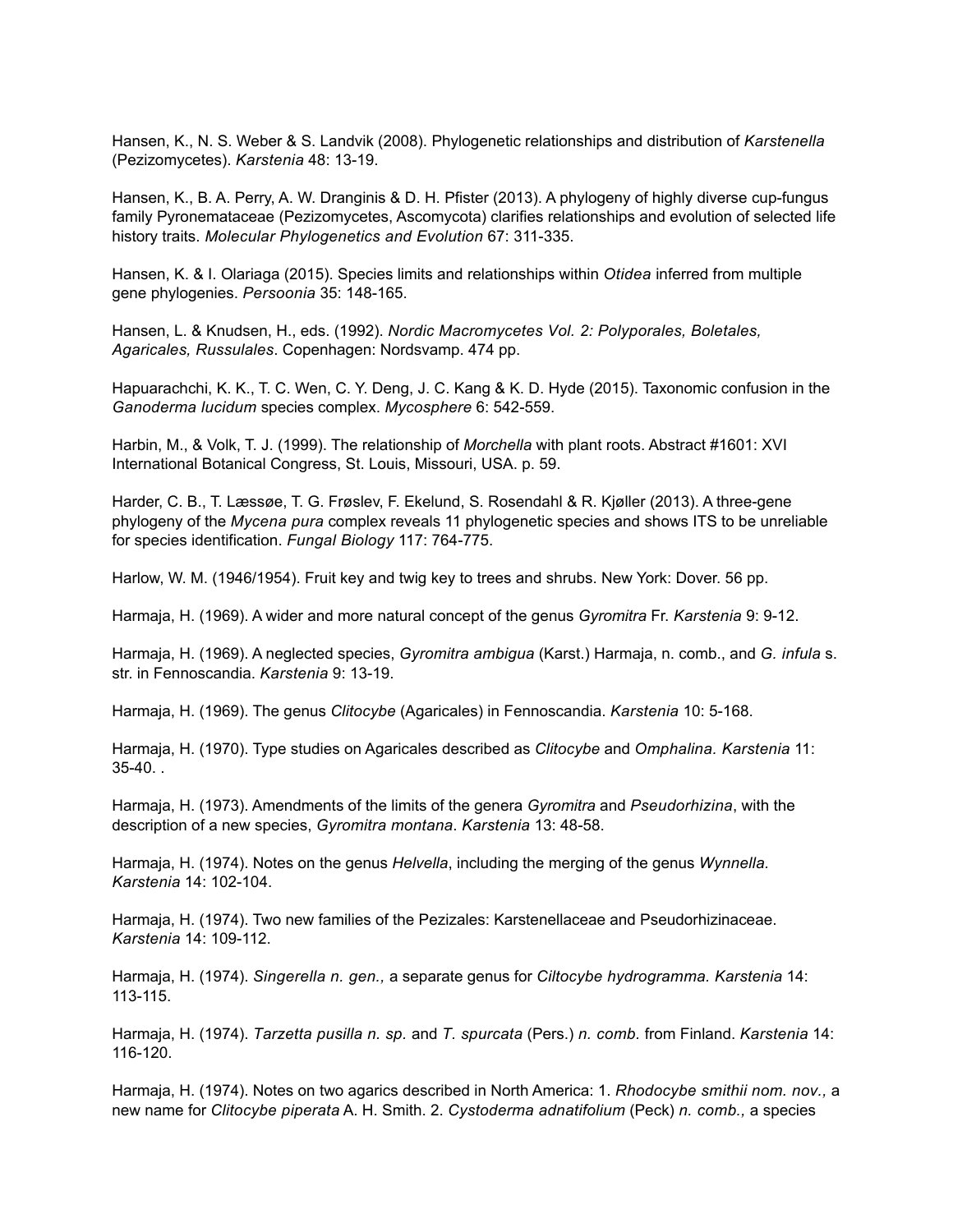Hansen, K., N. S. Weber & S. Landvik (2008). Phylogenetic relationships and distribution of *Karstenella* (Pezizomycetes). *Karstenia* 48: 13-19.

Hansen, K., B. A. Perry, A. W. Dranginis & D. H. Pfister (2013). A phylogeny of highly diverse cup-fungus family Pyronemataceae (Pezizomycetes, Ascomycota) clarifies relationships and evolution of selected life history traits. *Molecular Phylogenetics and Evolution* 67: 311-335.

Hansen, K. & I. Olariaga (2015). Species limits and relationships within *Otidea* inferred from multiple gene phylogenies. *Persoonia* 35: 148-165.

Hansen, L. & Knudsen, H., eds. (1992). *Nordic Macromycetes Vol. 2: Polyporales, Boletales, Agaricales, Russulales*. Copenhagen: Nordsvamp. 474 pp.

Hapuarachchi, K. K., T. C. Wen, C. Y. Deng, J. C. Kang & K. D. Hyde (2015). Taxonomic confusion in the *Ganoderma lucidum* species complex. *Mycosphere* 6: 542-559.

Harbin, M., & Volk, T. J. (1999). The relationship of *Morchella* with plant roots. Abstract #1601: XVI International Botanical Congress, St. Louis, Missouri, USA. p. 59.

Harder, C. B., T. Læssøe, T. G. Frøslev, F. Ekelund, S. Rosendahl & R. Kjøller (2013). A three-gene phylogeny of the *Mycena pura* complex reveals 11 phylogenetic species and shows ITS to be unreliable for species identification. *Fungal Biology* 117: 764-775.

Harlow, W. M. (1946/1954). Fruit key and twig key to trees and shrubs. New York: Dover. 56 pp.

Harmaja, H. (1969). A wider and more natural concept of the genus *Gyromitra* Fr. *Karstenia* 9: 9-12.

Harmaja, H. (1969). A neglected species, *Gyromitra ambigua* (Karst.) Harmaja, n. comb., and *G. infula* s. str. in Fennoscandia. *Karstenia* 9: 13-19.

Harmaja, H. (1969). The genus *Clitocybe* (Agaricales) in Fennoscandia. *Karstenia* 10: 5-168.

Harmaja, H. (1970). Type studies on Agaricales described as *Clitocybe* and *Omphalina. Karstenia* 11: 35-40. .

Harmaja, H. (1973). Amendments of the limits of the genera *Gyromitra* and *Pseudorhizina*, with the description of a new species, *Gyromitra montana*. *Karstenia* 13: 48-58.

Harmaja, H. (1974). Notes on the genus *Helvella*, including the merging of the genus *Wynnella. Karstenia* 14: 102-104.

Harmaja, H. (1974). Two new families of the Pezizales: Karstenellaceae and Pseudorhizinaceae. *Karstenia* 14: 109-112.

Harmaja, H. (1974). *Singerella n. gen.,* a separate genus for *Ciltocybe hydrogramma. Karstenia* 14: 113-115.

Harmaja, H. (1974). *Tarzetta pusilla n. sp.* and *T. spurcata* (Pers.) *n. comb.* from Finland. *Karstenia* 14: 116-120.

Harmaja, H. (1974). Notes on two agarics described in North America: 1. *Rhodocybe smithii nom. nov.,* a new name for *Clitocybe piperata* A. H. Smith. 2. *Cystoderma adnatifolium* (Peck) *n. comb.,* a species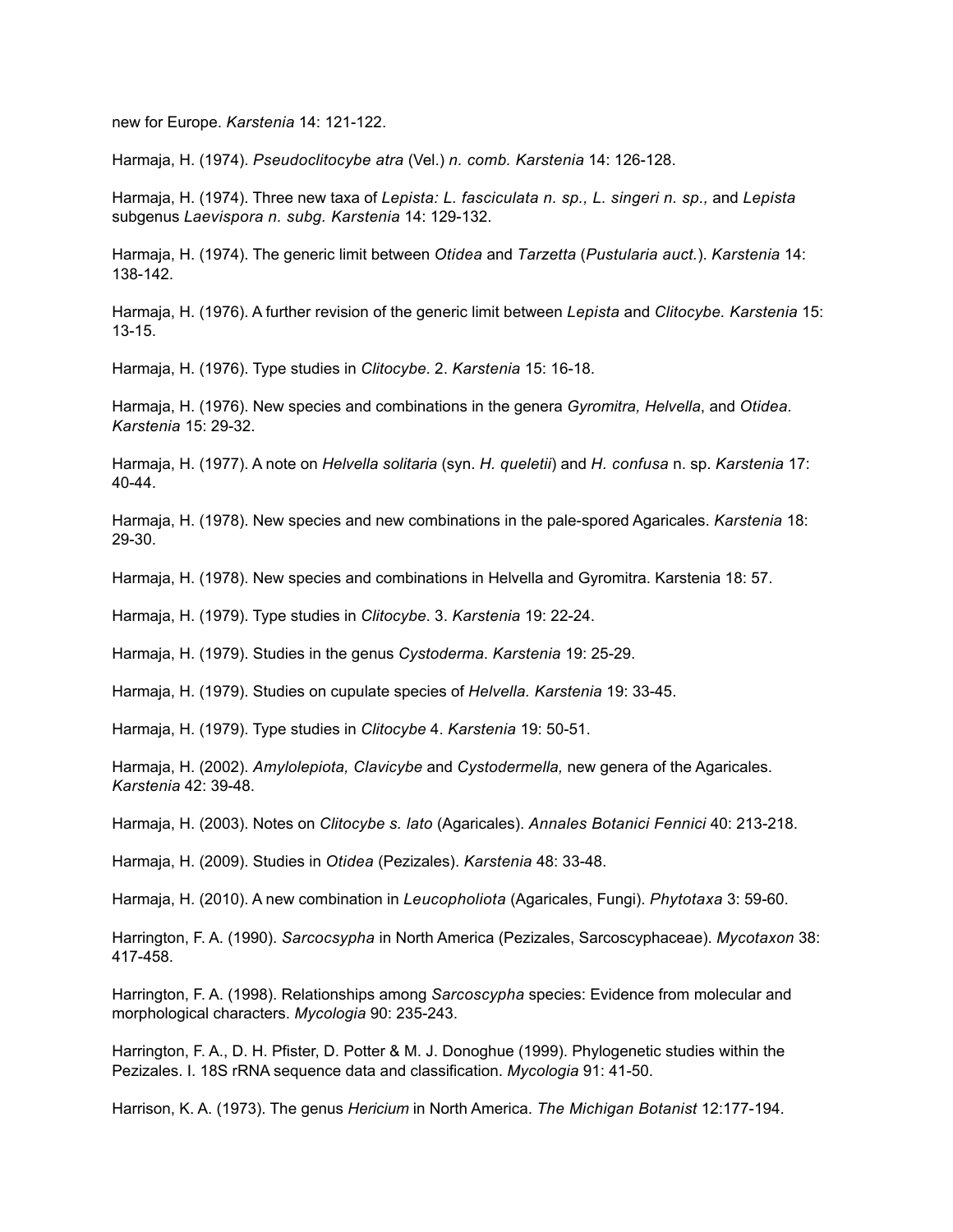new for Europe. *Karstenia* 14: 121-122.

Harmaja, H. (1974). *Pseudoclitocybe atra* (Vel.) *n. comb. Karstenia* 14: 126-128.

Harmaja, H. (1974). Three new taxa of *Lepista: L. fasciculata n. sp., L. singeri n. sp.,* and *Lepista* subgenus *Laevispora n. subg. Karstenia* 14: 129-132.

Harmaja, H. (1974). The generic limit between *Otidea* and *Tarzetta* (*Pustularia auct.*). *Karstenia* 14: 138-142.

Harmaja, H. (1976). A further revision of the generic limit between *Lepista* and *Clitocybe. Karstenia* 15: 13-15.

Harmaja, H. (1976). Type studies in *Clitocybe*. 2. *Karstenia* 15: 16-18.

Harmaja, H. (1976). New species and combinations in the genera *Gyromitra, Helvella*, and *Otidea*. *Karstenia* 15: 29-32.

Harmaja, H. (1977). A note on *Helvella solitaria* (syn. *H. queletii*) and *H. confusa* n. sp. *Karstenia* 17: 40-44.

Harmaja, H. (1978). New species and new combinations in the pale-spored Agaricales. *Karstenia* 18: 29-30.

Harmaja, H. (1978). New species and combinations in Helvella and Gyromitra. Karstenia 18: 57.

Harmaja, H. (1979). Type studies in *Clitocybe*. 3. *Karstenia* 19: 22-24.

Harmaja, H. (1979). Studies in the genus *Cystoderma*. *Karstenia* 19: 25-29.

Harmaja, H. (1979). Studies on cupulate species of *Helvella. Karstenia* 19: 33-45.

Harmaja, H. (1979). Type studies in *Clitocybe* 4. *Karstenia* 19: 50-51.

Harmaja, H. (2002). *Amylolepiota, Clavicybe* and *Cystodermella,* new genera of the Agaricales. *Karstenia* 42: 39-48.

Harmaja, H. (2003). Notes on *Clitocybe s. lato* (Agaricales). *Annales Botanici Fennici* 40: 213-218.

Harmaja, H. (2009). Studies in *Otidea* (Pezizales). *Karstenia* 48: 33-48.

Harmaja, H. (2010). A new combination in *Leucopholiota* (Agaricales, Fungi). *Phytotaxa* 3: 59-60.

Harrington, F. A. (1990). *Sarcocsypha* in North America (Pezizales, Sarcoscyphaceae). *Mycotaxon* 38: 417-458.

Harrington, F. A. (1998). Relationships among *Sarcoscypha* species: Evidence from molecular and morphological characters. *Mycologia* 90: 235-243.

Harrington, F. A., D. H. Pfister, D. Potter & M. J. Donoghue (1999). Phylogenetic studies within the Pezizales. I. 18S rRNA sequence data and classification. *Mycologia* 91: 41-50.

Harrison, K. A. (1973). The genus *Hericium* in North America. *The Michigan Botanist* 12:177-194.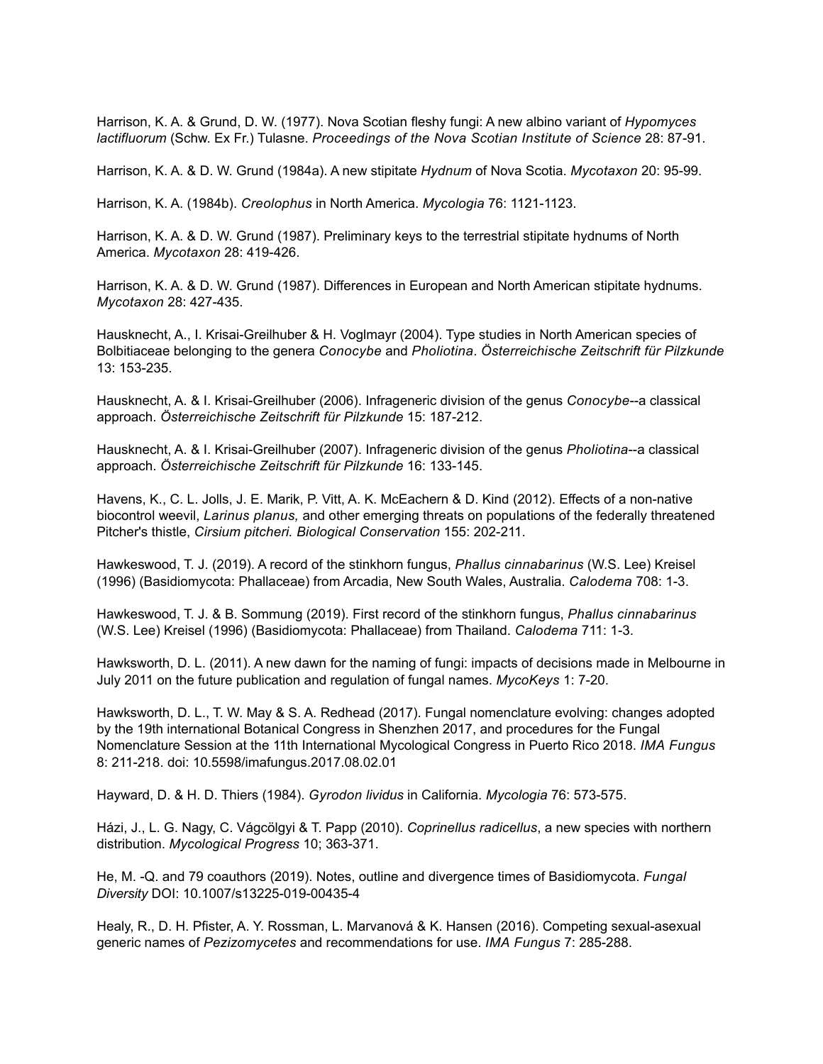Harrison, K. A. & Grund, D. W. (1977). Nova Scotian fleshy fungi: A new albino variant of *Hypomyces lactifluorum* (Schw. Ex Fr.) Tulasne. *Proceedings of the Nova Scotian Institute of Science* 28: 87-91.

Harrison, K. A. & D. W. Grund (1984a). A new stipitate *Hydnum* of Nova Scotia. *Mycotaxon* 20: 95-99.

Harrison, K. A. (1984b). *Creolophus* in North America. *Mycologia* 76: 1121-1123.

Harrison, K. A. & D. W. Grund (1987). Preliminary keys to the terrestrial stipitate hydnums of North America. *Mycotaxon* 28: 419-426.

Harrison, K. A. & D. W. Grund (1987). Differences in European and North American stipitate hydnums. *Mycotaxon* 28: 427-435.

Hausknecht, A., I. Krisai-Greilhuber & H. Voglmayr (2004). Type studies in North American species of Bolbitiaceae belonging to the genera *Conocybe* and *Pholiotina*. *Österreichische Zeitschrift für Pilzkunde* 13: 153-235.

Hausknecht, A. & I. Krisai-Greilhuber (2006). Infrageneric division of the genus *Conocybe*--a classical approach. *Österreichische Zeitschrift für Pilzkunde* 15: 187-212.

Hausknecht, A. & I. Krisai-Greilhuber (2007). Infrageneric division of the genus *Pholiotina*--a classical approach. *Österreichische Zeitschrift für Pilzkunde* 16: 133-145.

Havens, K., C. L. Jolls, J. E. Marik, P. Vitt, A. K. McEachern & D. Kind (2012). Effects of a non-native biocontrol weevil, *Larinus planus,* and other emerging threats on populations of the federally threatened Pitcher's thistle, *Cirsium pitcheri. Biological Conservation* 155: 202-211.

Hawkeswood, T. J. (2019). A record of the stinkhorn fungus, *Phallus cinnabarinus* (W.S. Lee) Kreisel (1996) (Basidiomycota: Phallaceae) from Arcadia, New South Wales, Australia. *Calodema* 708: 1-3.

Hawkeswood, T. J. & B. Sommung (2019). First record of the stinkhorn fungus, *Phallus cinnabarinus* (W.S. Lee) Kreisel (1996) (Basidiomycota: Phallaceae) from Thailand. *Calodema* 711: 1-3.

Hawksworth, D. L. (2011). A new dawn for the naming of fungi: impacts of decisions made in Melbourne in July 2011 on the future publication and regulation of fungal names. *MycoKeys* 1: 7-20.

Hawksworth, D. L., T. W. May & S. A. Redhead (2017). Fungal nomenclature evolving: changes adopted by the 19th international Botanical Congress in Shenzhen 2017, and procedures for the Fungal Nomenclature Session at the 11th International Mycological Congress in Puerto Rico 2018. *IMA Fungus* 8: 211-218. doi: 10.5598/imafungus.2017.08.02.01

Hayward, D. & H. D. Thiers (1984). *Gyrodon lividus* in California. *Mycologia* 76: 573-575.

Házi, J., L. G. Nagy, C. Vágcölgyi & T. Papp (2010). *Coprinellus radicellus*, a new species with northern distribution. *Mycological Progress* 10; 363-371.

He, M. -Q. and 79 coauthors (2019). Notes, outline and divergence times of Basidiomycota. *Fungal Diversity* DOI: 10.1007/s13225-019-00435-4

Healy, R., D. H. Pfister, A. Y. Rossman, L. Marvanová & K. Hansen (2016). Competing sexual-asexual generic names of *Pezizomycetes* and recommendations for use. *IMA Fungus* 7: 285-288.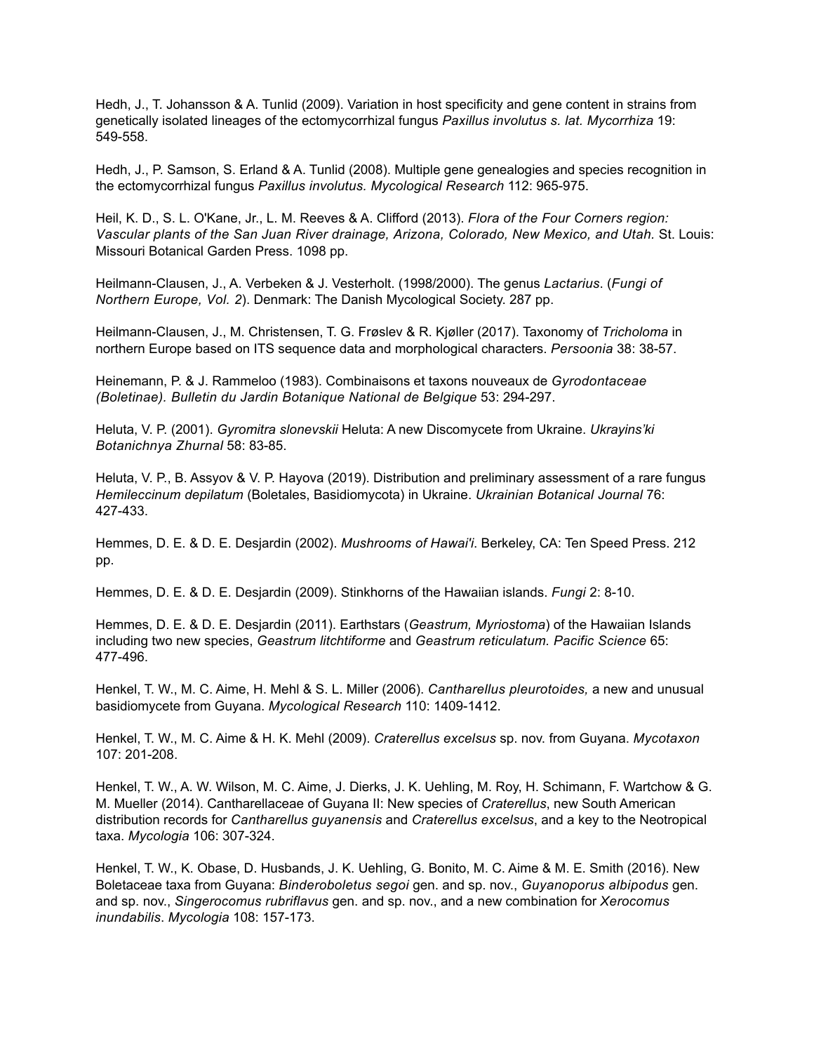Hedh, J., T. Johansson & A. Tunlid (2009). Variation in host specificity and gene content in strains from genetically isolated lineages of the ectomycorrhizal fungus *Paxillus involutus s. lat. Mycorrhiza* 19: 549-558.

Hedh, J., P. Samson, S. Erland & A. Tunlid (2008). Multiple gene genealogies and species recognition in the ectomycorrhizal fungus *Paxillus involutus. Mycological Research* 112: 965-975.

Heil, K. D., S. L. O'Kane, Jr., L. M. Reeves & A. Clifford (2013). *Flora of the Four Corners region: Vascular plants of the San Juan River drainage, Arizona, Colorado, New Mexico, and Utah*. St. Louis: Missouri Botanical Garden Press. 1098 pp.

Heilmann-Clausen, J., A. Verbeken & J. Vesterholt. (1998/2000). The genus *Lactarius*. (*Fungi of Northern Europe, Vol. 2*). Denmark: The Danish Mycological Society. 287 pp.

Heilmann-Clausen, J., M. Christensen, T. G. Frøslev & R. Kjøller (2017). Taxonomy of *Tricholoma* in northern Europe based on ITS sequence data and morphological characters. *Persoonia* 38: 38-57.

Heinemann, P. & J. Rammeloo (1983). Combinaisons et taxons nouveaux de *Gyrodontaceae (Boletinae). Bulletin du Jardin Botanique National de Belgique* 53: 294-297.

Heluta, V. P. (2001). *Gyromitra slonevskii* Heluta: A new Discomycete from Ukraine. *Ukrayins'ki Botanichnya Zhurnal* 58: 83-85.

Heluta, V. P., B. Assyov & V. P. Hayova (2019). Distribution and preliminary assessment of a rare fungus *Hemileccinum depilatum* (Boletales, Basidiomycota) in Ukraine. *Ukrainian Botanical Journal* 76: 427-433.

Hemmes, D. E. & D. E. Desjardin (2002). *Mushrooms of Hawai'i*. Berkeley, CA: Ten Speed Press. 212 pp.

Hemmes, D. E. & D. E. Desjardin (2009). Stinkhorns of the Hawaiian islands. *Fungi* 2: 8-10.

Hemmes, D. E. & D. E. Desjardin (2011). Earthstars (*Geastrum, Myriostoma*) of the Hawaiian Islands including two new species, *Geastrum litchtiforme* and *Geastrum reticulatum*. *Pacific Science* 65: 477-496.

Henkel, T. W., M. C. Aime, H. Mehl & S. L. Miller (2006). *Cantharellus pleurotoides,* a new and unusual basidiomycete from Guyana. *Mycological Research* 110: 1409-1412.

Henkel, T. W., M. C. Aime & H. K. Mehl (2009). *Craterellus excelsus* sp. nov. from Guyana. *Mycotaxon* 107: 201-208.

Henkel, T. W., A. W. Wilson, M. C. Aime, J. Dierks, J. K. Uehling, M. Roy, H. Schimann, F. Wartchow & G. M. Mueller (2014). Cantharellaceae of Guyana II: New species of *Craterellus*, new South American distribution records for *Cantharellus guyanensis* and *Craterellus excelsus*, and a key to the Neotropical taxa. *Mycologia* 106: 307-324.

Henkel, T. W., K. Obase, D. Husbands, J. K. Uehling, G. Bonito, M. C. Aime & M. E. Smith (2016). New Boletaceae taxa from Guyana: *Binderoboletus segoi* gen. and sp. nov., *Guyanoporus albipodus* gen. and sp. nov., *Singerocomus rubriflavus* gen. and sp. nov., and a new combination for *Xerocomus inundabilis*. *Mycologia* 108: 157-173.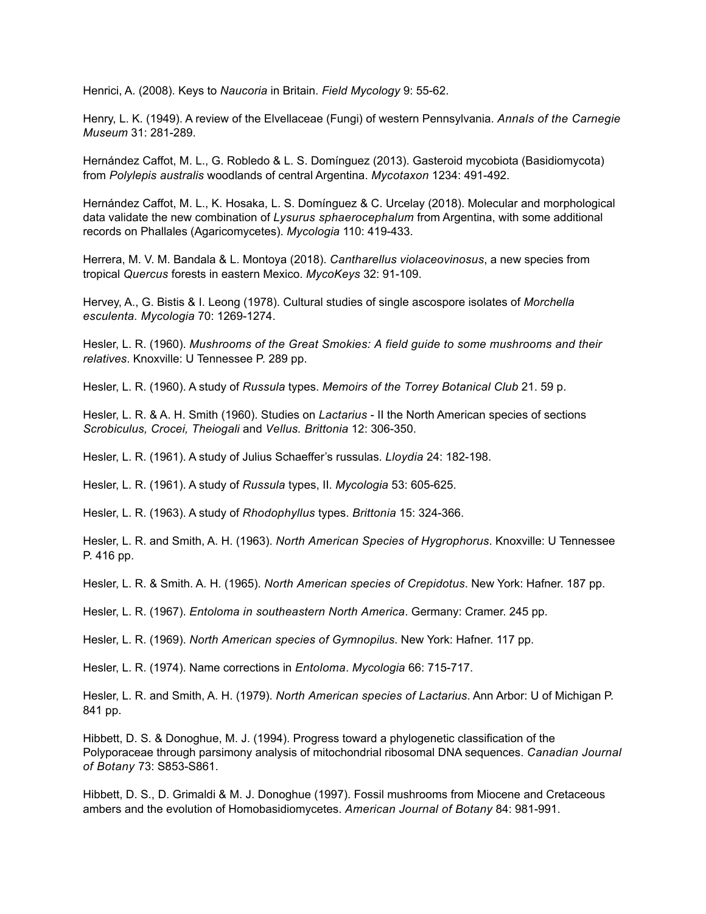Henrici, A. (2008). Keys to *Naucoria* in Britain. *Field Mycology* 9: 55-62.

Henry, L. K. (1949). A review of the Elvellaceae (Fungi) of western Pennsylvania. *Annals of the Carnegie Museum* 31: 281-289.

Hernández Caffot, M. L., G. Robledo & L. S. Domínguez (2013). Gasteroid mycobiota (Basidiomycota) from *Polylepis australis* woodlands of central Argentina. *Mycotaxon* 1234: 491-492.

Hernández Caffot, M. L., K. Hosaka, L. S. Domínguez & C. Urcelay (2018). Molecular and morphological data validate the new combination of *Lysurus sphaerocephalum* from Argentina, with some additional records on Phallales (Agaricomycetes). *Mycologia* 110: 419-433.

Herrera, M. V. M. Bandala & L. Montoya (2018). *Cantharellus violaceovinosus*, a new species from tropical *Quercus* forests in eastern Mexico. *MycoKeys* 32: 91-109.

Hervey, A., G. Bistis & I. Leong (1978). Cultural studies of single ascospore isolates of *Morchella esculenta. Mycologia* 70: 1269-1274.

Hesler, L. R. (1960). *Mushrooms of the Great Smokies: A field guide to some mushrooms and their relatives*. Knoxville: U Tennessee P. 289 pp.

Hesler, L. R. (1960). A study of *Russula* types. *Memoirs of the Torrey Botanical Club* 21. 59 p.

Hesler, L. R. & A. H. Smith (1960). Studies on *Lactarius* - II the North American species of sections *Scrobiculus, Crocei, Theiogali* and *Vellus. Brittonia* 12: 306-350.

Hesler, L. R. (1961). A study of Julius Schaeffer's russulas. *Lloydia* 24: 182-198.

Hesler, L. R. (1961). A study of *Russula* types, II. *Mycologia* 53: 605-625.

Hesler, L. R. (1963). A study of *Rhodophyllus* types. *Brittonia* 15: 324-366.

Hesler, L. R. and Smith, A. H. (1963). *North American Species of Hygrophorus*. Knoxville: U Tennessee P. 416 pp.

Hesler, L. R. & Smith. A. H. (1965). *North American species of Crepidotus*. New York: Hafner. 187 pp.

Hesler, L. R. (1967). *Entoloma in southeastern North America*. Germany: Cramer. 245 pp.

Hesler, L. R. (1969). *North American species of Gymnopilus*. New York: Hafner. 117 pp.

Hesler, L. R. (1974). Name corrections in *Entoloma*. *Mycologia* 66: 715-717.

Hesler, L. R. and Smith, A. H. (1979). *North American species of Lactarius*. Ann Arbor: U of Michigan P. 841 pp.

Hibbett, D. S. & Donoghue, M. J. (1994). Progress toward a phylogenetic classification of the Polyporaceae through parsimony analysis of mitochondrial ribosomal DNA sequences. *Canadian Journal of Botany* 73: S853-S861.

Hibbett, D. S., D. Grimaldi & M. J. Donoghue (1997). Fossil mushrooms from Miocene and Cretaceous ambers and the evolution of Homobasidiomycetes. *American Journal of Botany* 84: 981-991.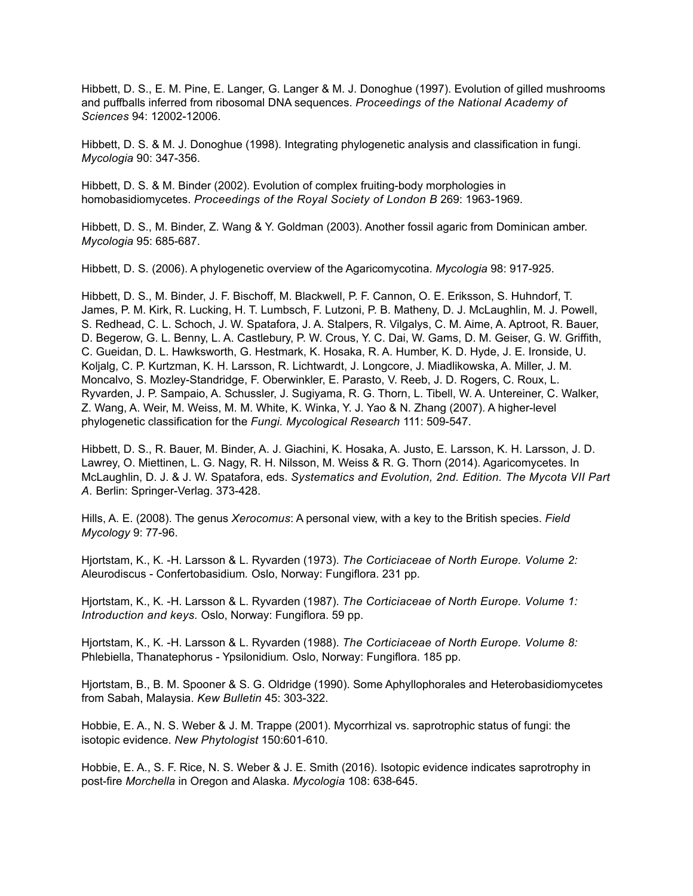Hibbett, D. S., E. M. Pine, E. Langer, G. Langer & M. J. Donoghue (1997). Evolution of gilled mushrooms and puffballs inferred from ribosomal DNA sequences. *Proceedings of the National Academy of Sciences* 94: 12002-12006.

Hibbett, D. S. & M. J. Donoghue (1998). Integrating phylogenetic analysis and classification in fungi. *Mycologia* 90: 347-356.

Hibbett, D. S. & M. Binder (2002). Evolution of complex fruiting-body morphologies in homobasidiomycetes. *Proceedings of the Royal Society of London B* 269: 1963-1969.

Hibbett, D. S., M. Binder, Z. Wang & Y. Goldman (2003). Another fossil agaric from Dominican amber. *Mycologia* 95: 685-687.

Hibbett, D. S. (2006). A phylogenetic overview of the Agaricomycotina. *Mycologia* 98: 917-925.

Hibbett, D. S., M. Binder, J. F. Bischoff, M. Blackwell, P. F. Cannon, O. E. Eriksson, S. Huhndorf, T. James, P. M. Kirk, R. Lucking, H. T. Lumbsch, F. Lutzoni, P. B. Matheny, D. J. McLaughlin, M. J. Powell, S. Redhead, C. L. Schoch, J. W. Spatafora, J. A. Stalpers, R. Vilgalys, C. M. Aime, A. Aptroot, R. Bauer, D. Begerow, G. L. Benny, L. A. Castlebury, P. W. Crous, Y. C. Dai, W. Gams, D. M. Geiser, G. W. Griffith, C. Gueidan, D. L. Hawksworth, G. Hestmark, K. Hosaka, R. A. Humber, K. D. Hyde, J. E. Ironside, U. Koljalg, C. P. Kurtzman, K. H. Larsson, R. Lichtwardt, J. Longcore, J. Miadlikowska, A. Miller, J. M. Moncalvo, S. Mozley-Standridge, F. Oberwinkler, E. Parasto, V. Reeb, J. D. Rogers, C. Roux, L. Ryvarden, J. P. Sampaio, A. Schussler, J. Sugiyama, R. G. Thorn, L. Tibell, W. A. Untereiner, C. Walker, Z. Wang, A. Weir, M. Weiss, M. M. White, K. Winka, Y. J. Yao & N. Zhang (2007). A higher-level phylogenetic classification for the *Fungi. Mycological Research* 111: 509-547.

Hibbett, D. S., R. Bauer, M. Binder, A. J. Giachini, K. Hosaka, A. Justo, E. Larsson, K. H. Larsson, J. D. Lawrey, O. Miettinen, L. G. Nagy, R. H. Nilsson, M. Weiss & R. G. Thorn (2014). Agaricomycetes. In McLaughlin, D. J. & J. W. Spatafora, eds. *Systematics and Evolution, 2nd. Edition. The Mycota VII Part A.* Berlin: Springer-Verlag. 373-428.

Hills, A. E. (2008). The genus *Xerocomus*: A personal view, with a key to the British species. *Field Mycology* 9: 77-96.

Hjortstam, K., K. -H. Larsson & L. Ryvarden (1973). *The Corticiaceae of North Europe. Volume 2:* Aleurodiscus - Confertobasidium*.* Oslo, Norway: Fungiflora. 231 pp.

Hjortstam, K., K. -H. Larsson & L. Ryvarden (1987). *The Corticiaceae of North Europe. Volume 1: Introduction and keys.* Oslo, Norway: Fungiflora. 59 pp.

Hjortstam, K., K. -H. Larsson & L. Ryvarden (1988). *The Corticiaceae of North Europe. Volume 8:* Phlebiella, Thanatephorus - Ypsilonidium*.* Oslo, Norway: Fungiflora. 185 pp.

Hjortstam, B., B. M. Spooner & S. G. Oldridge (1990). Some Aphyllophorales and Heterobasidiomycetes from Sabah, Malaysia. *Kew Bulletin* 45: 303-322.

Hobbie, E. A., N. S. Weber & J. M. Trappe (2001). Mycorrhizal vs. saprotrophic status of fungi: the isotopic evidence. *New Phytologist* 150:601-610.

Hobbie, E. A., S. F. Rice, N. S. Weber & J. E. Smith (2016). Isotopic evidence indicates saprotrophy in post-fire *Morchella* in Oregon and Alaska. *Mycologia* 108: 638-645.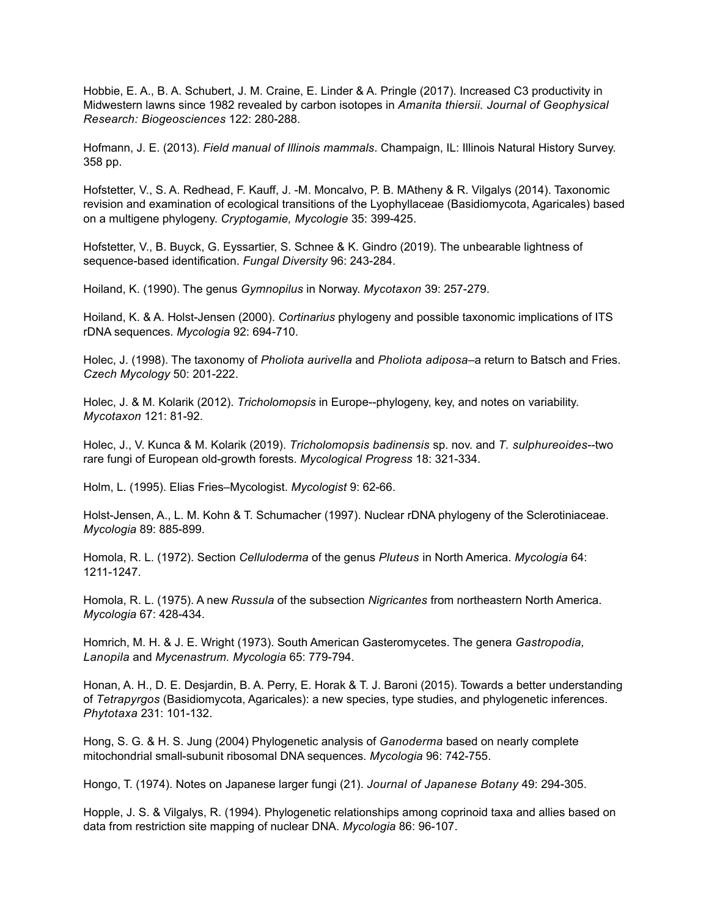Hobbie, E. A., B. A. Schubert, J. M. Craine, E. Linder & A. Pringle (2017). Increased C3 productivity in Midwestern lawns since 1982 revealed by carbon isotopes in *Amanita thiersii. Journal of Geophysical Research: Biogeosciences* 122: 280-288.

Hofmann, J. E. (2013). *Field manual of Illinois mammals*. Champaign, IL: Illinois Natural History Survey. 358 pp.

Hofstetter, V., S. A. Redhead, F. Kauff, J. -M. Moncalvo, P. B. MAtheny & R. Vilgalys (2014). Taxonomic revision and examination of ecological transitions of the Lyophyllaceae (Basidiomycota, Agaricales) based on a multigene phylogeny. *Cryptogamie, Mycologie* 35: 399-425.

Hofstetter, V., B. Buyck, G. Eyssartier, S. Schnee & K. Gindro (2019). The unbearable lightness of sequence-based identification. *Fungal Diversity* 96: 243-284.

Hoiland, K. (1990). The genus *Gymnopilus* in Norway. *Mycotaxon* 39: 257-279.

Hoiland, K. & A. Holst-Jensen (2000). *Cortinarius* phylogeny and possible taxonomic implications of ITS rDNA sequences. *Mycologia* 92: 694-710.

Holec, J. (1998). The taxonomy of *Pholiota aurivella* and *Pholiota adiposa*–a return to Batsch and Fries. *Czech Mycology* 50: 201-222.

Holec, J. & M. Kolarik (2012). *Tricholomopsis* in Europe--phylogeny, key, and notes on variability. *Mycotaxon* 121: 81-92.

Holec, J., V. Kunca & M. Kolarik (2019). *Tricholomopsis badinensis* sp. nov. and *T. sulphureoides*--two rare fungi of European old-growth forests. *Mycological Progress* 18: 321-334.

Holm, L. (1995). Elias Fries–Mycologist. *Mycologist* 9: 62-66.

Holst-Jensen, A., L. M. Kohn & T. Schumacher (1997). Nuclear rDNA phylogeny of the Sclerotiniaceae. *Mycologia* 89: 885-899.

Homola, R. L. (1972). Section *Celluloderma* of the genus *Pluteus* in North America. *Mycologia* 64: 1211-1247.

Homola, R. L. (1975). A new *Russula* of the subsection *Nigricantes* from northeastern North America. *Mycologia* 67: 428-434.

Homrich, M. H. & J. E. Wright (1973). South American Gasteromycetes. The genera *Gastropodia, Lanopila* and *Mycenastrum. Mycologia* 65: 779-794.

Honan, A. H., D. E. Desjardin, B. A. Perry, E. Horak & T. J. Baroni (2015). Towards a better understanding of *Tetrapyrgos* (Basidiomycota, Agaricales): a new species, type studies, and phylogenetic inferences. *Phytotaxa* 231: 101-132.

Hong, S. G. & H. S. Jung (2004) Phylogenetic analysis of *Ganoderma* based on nearly complete mitochondrial small-subunit ribosomal DNA sequences. *Mycologia* 96: 742-755.

Hongo, T. (1974). Notes on Japanese larger fungi (21). *Journal of Japanese Botany* 49: 294-305.

Hopple, J. S. & Vilgalys, R. (1994). Phylogenetic relationships among coprinoid taxa and allies based on data from restriction site mapping of nuclear DNA. *Mycologia* 86: 96-107.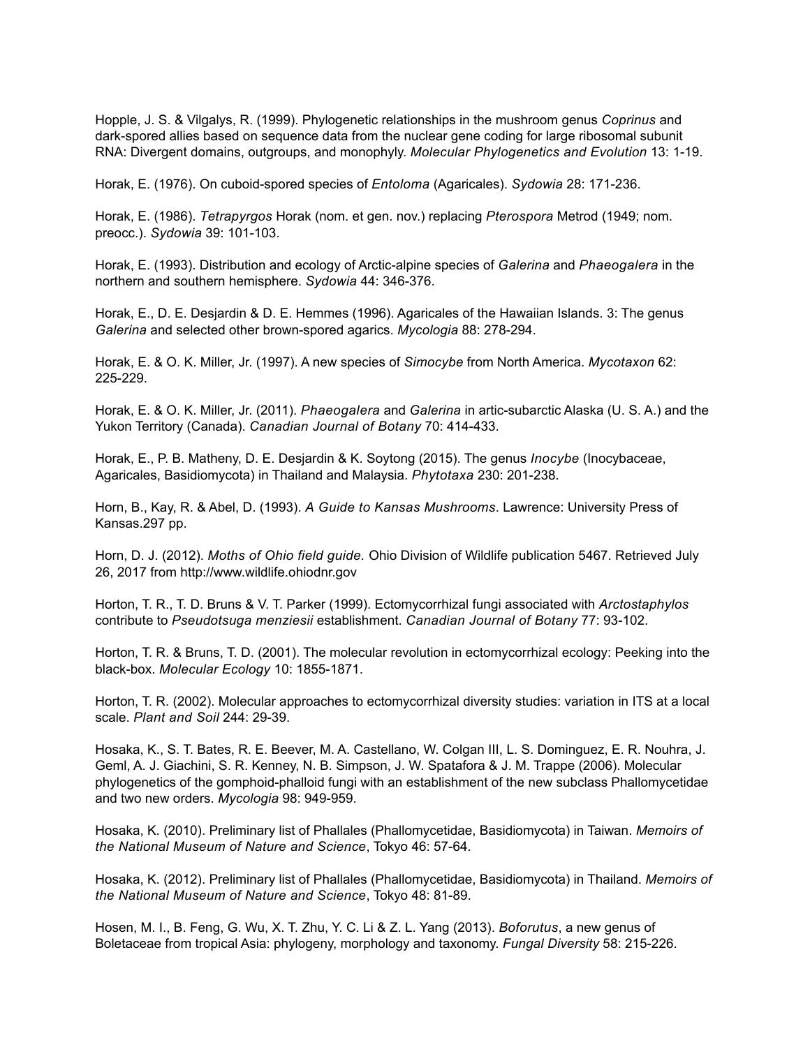Hopple, J. S. & Vilgalys, R. (1999). Phylogenetic relationships in the mushroom genus *Coprinus* and dark-spored allies based on sequence data from the nuclear gene coding for large ribosomal subunit RNA: Divergent domains, outgroups, and monophyly. *Molecular Phylogenetics and Evolution* 13: 1-19.

Horak, E. (1976). On cuboid-spored species of *Entoloma* (Agaricales). *Sydowia* 28: 171-236.

Horak, E. (1986). *Tetrapyrgos* Horak (nom. et gen. nov.) replacing *Pterospora* Metrod (1949; nom. preocc.). *Sydowia* 39: 101-103.

Horak, E. (1993). Distribution and ecology of Arctic-alpine species of *Galerina* and *Phaeogalera* in the northern and southern hemisphere. *Sydowia* 44: 346-376.

Horak, E., D. E. Desjardin & D. E. Hemmes (1996). Agaricales of the Hawaiian Islands. 3: The genus *Galerina* and selected other brown-spored agarics. *Mycologia* 88: 278-294.

Horak, E. & O. K. Miller, Jr. (1997). A new species of *Simocybe* from North America. *Mycotaxon* 62: 225-229.

Horak, E. & O. K. Miller, Jr. (2011). *Phaeogalera* and *Galerina* in artic-subarctic Alaska (U. S. A.) and the Yukon Territory (Canada). *Canadian Journal of Botany* 70: 414-433.

Horak, E., P. B. Matheny, D. E. Desjardin & K. Soytong (2015). The genus *Inocybe* (Inocybaceae, Agaricales, Basidiomycota) in Thailand and Malaysia. *Phytotaxa* 230: 201-238.

Horn, B., Kay, R. & Abel, D. (1993). *A Guide to Kansas Mushrooms*. Lawrence: University Press of Kansas.297 pp.

Horn, D. J. (2012). *Moths of Ohio field guide.* Ohio Division of Wildlife publication 5467. Retrieved July 26, 2017 from http://www.wildlife.ohiodnr.gov

Horton, T. R., T. D. Bruns & V. T. Parker (1999). Ectomycorrhizal fungi associated with *Arctostaphylos* contribute to *Pseudotsuga menziesii* establishment. *Canadian Journal of Botany* 77: 93-102.

Horton, T. R. & Bruns, T. D. (2001). The molecular revolution in ectomycorrhizal ecology: Peeking into the black-box. *Molecular Ecology* 10: 1855-1871.

Horton, T. R. (2002). Molecular approaches to ectomycorrhizal diversity studies: variation in ITS at a local scale. *Plant and Soil* 244: 29-39.

Hosaka, K., S. T. Bates, R. E. Beever, M. A. Castellano, W. Colgan III, L. S. Dominguez, E. R. Nouhra, J. Geml, A. J. Giachini, S. R. Kenney, N. B. Simpson, J. W. Spatafora & J. M. Trappe (2006). Molecular phylogenetics of the gomphoid-phalloid fungi with an establishment of the new subclass Phallomycetidae and two new orders. *Mycologia* 98: 949-959.

Hosaka, K. (2010). Preliminary list of Phallales (Phallomycetidae, Basidiomycota) in Taiwan. *Memoirs of the National Museum of Nature and Science*, Tokyo 46: 57-64.

Hosaka, K. (2012). Preliminary list of Phallales (Phallomycetidae, Basidiomycota) in Thailand. *Memoirs of the National Museum of Nature and Science*, Tokyo 48: 81-89.

Hosen, M. I., B. Feng, G. Wu, X. T. Zhu, Y. C. Li & Z. L. Yang (2013). *Boforutus*, a new genus of Boletaceae from tropical Asia: phylogeny, morphology and taxonomy. *Fungal Diversity* 58: 215-226.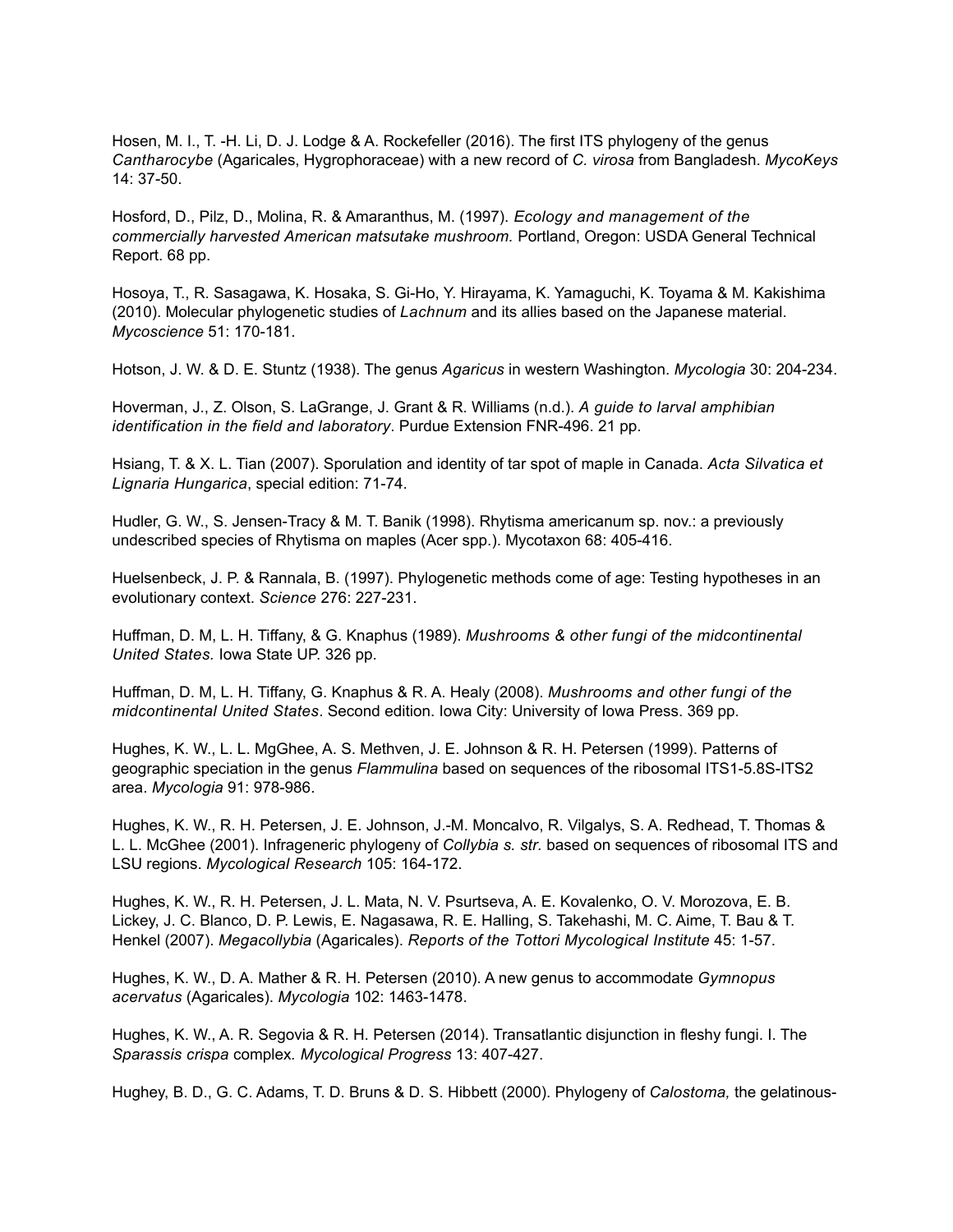Hosen, M. I., T. -H. Li, D. J. Lodge & A. Rockefeller (2016). The first ITS phylogeny of the genus *Cantharocybe* (Agaricales, Hygrophoraceae) with a new record of *C. virosa* from Bangladesh. *MycoKeys* 14: 37-50.

Hosford, D., Pilz, D., Molina, R. & Amaranthus, M. (1997). *Ecology and management of the commercially harvested American matsutake mushroom.* Portland, Oregon: USDA General Technical Report. 68 pp.

Hosoya, T., R. Sasagawa, K. Hosaka, S. Gi-Ho, Y. Hirayama, K. Yamaguchi, K. Toyama & M. Kakishima (2010). Molecular phylogenetic studies of *Lachnum* and its allies based on the Japanese material. *Mycoscience* 51: 170-181.

Hotson, J. W. & D. E. Stuntz (1938). The genus *Agaricus* in western Washington. *Mycologia* 30: 204-234.

Hoverman, J., Z. Olson, S. LaGrange, J. Grant & R. Williams (n.d.). *A guide to larval amphibian identification in the field and laboratory*. Purdue Extension FNR-496. 21 pp.

Hsiang, T. & X. L. Tian (2007). Sporulation and identity of tar spot of maple in Canada. *Acta Silvatica et Lignaria Hungarica*, special edition: 71-74.

Hudler, G. W., S. Jensen-Tracy & M. T. Banik (1998). Rhytisma americanum sp. nov.: a previously undescribed species of Rhytisma on maples (Acer spp.). Mycotaxon 68: 405-416.

Huelsenbeck, J. P. & Rannala, B. (1997). Phylogenetic methods come of age: Testing hypotheses in an evolutionary context. *Science* 276: 227-231.

Huffman, D. M, L. H. Tiffany, & G. Knaphus (1989). *Mushrooms & other fungi of the midcontinental United States.* Iowa State UP. 326 pp.

Huffman, D. M, L. H. Tiffany, G. Knaphus & R. A. Healy (2008). *Mushrooms and other fungi of the midcontinental United States*. Second edition. Iowa City: University of Iowa Press. 369 pp.

Hughes, K. W., L. L. MgGhee, A. S. Methven, J. E. Johnson & R. H. Petersen (1999). Patterns of geographic speciation in the genus *Flammulina* based on sequences of the ribosomal ITS1-5.8S-ITS2 area. *Mycologia* 91: 978-986.

Hughes, K. W., R. H. Petersen, J. E. Johnson, J.-M. Moncalvo, R. Vilgalys, S. A. Redhead, T. Thomas & L. L. McGhee (2001). Infrageneric phylogeny of *Collybia s. str.* based on sequences of ribosomal ITS and LSU regions. *Mycological Research* 105: 164-172.

Hughes, K. W., R. H. Petersen, J. L. Mata, N. V. Psurtseva, A. E. Kovalenko, O. V. Morozova, E. B. Lickey, J. C. Blanco, D. P. Lewis, E. Nagasawa, R. E. Halling, S. Takehashi, M. C. Aime, T. Bau & T. Henkel (2007). *Megacollybia* (Agaricales). *Reports of the Tottori Mycological Institute* 45: 1-57.

Hughes, K. W., D. A. Mather & R. H. Petersen (2010). A new genus to accommodate *Gymnopus acervatus* (Agaricales). *Mycologia* 102: 1463-1478.

Hughes, K. W., A. R. Segovia & R. H. Petersen (2014). Transatlantic disjunction in fleshy fungi. I. The *Sparassis crispa* complex. *Mycological Progress* 13: 407-427.

Hughey, B. D., G. C. Adams, T. D. Bruns & D. S. Hibbett (2000). Phylogeny of *Calostoma,* the gelatinous-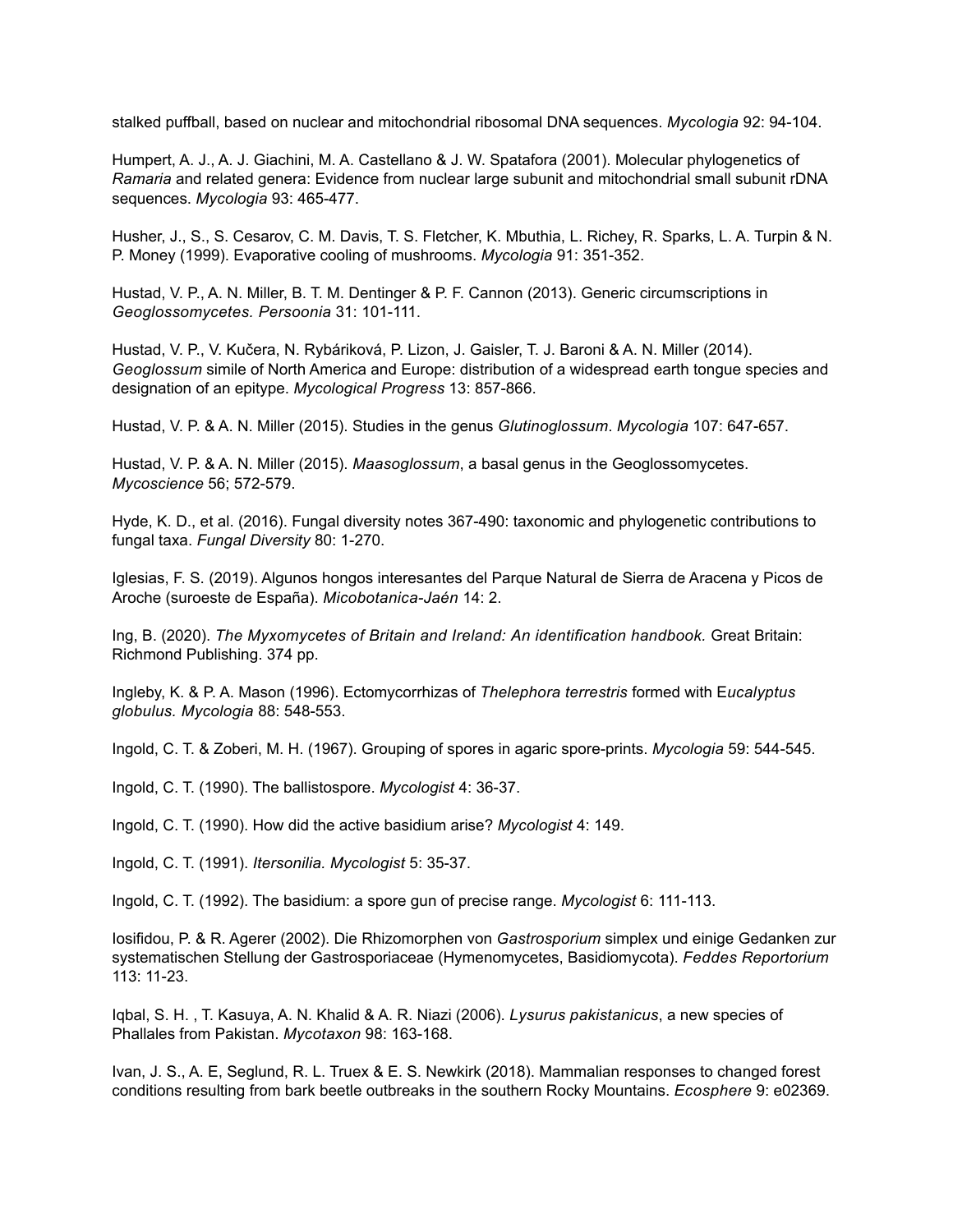stalked puffball, based on nuclear and mitochondrial ribosomal DNA sequences. *Mycologia* 92: 94-104.

Humpert, A. J., A. J. Giachini, M. A. Castellano & J. W. Spatafora (2001). Molecular phylogenetics of *Ramaria* and related genera: Evidence from nuclear large subunit and mitochondrial small subunit rDNA sequences. *Mycologia* 93: 465-477.

Husher, J., S., S. Cesarov, C. M. Davis, T. S. Fletcher, K. Mbuthia, L. Richey, R. Sparks, L. A. Turpin & N. P. Money (1999). Evaporative cooling of mushrooms. *Mycologia* 91: 351-352.

Hustad, V. P., A. N. Miller, B. T. M. Dentinger & P. F. Cannon (2013). Generic circumscriptions in *Geoglossomycetes. Persoonia* 31: 101-111.

Hustad, V. P., V. Kučera, N. Rybáriková, P. Lizon, J. Gaisler, T. J. Baroni & A. N. Miller (2014). *Geoglossum* simile of North America and Europe: distribution of a widespread earth tongue species and designation of an epitype. *Mycological Progress* 13: 857-866.

Hustad, V. P. & A. N. Miller (2015). Studies in the genus *Glutinoglossum*. *Mycologia* 107: 647-657.

Hustad, V. P. & A. N. Miller (2015). *Maasoglossum*, a basal genus in the Geoglossomycetes. *Mycoscience* 56; 572-579.

Hyde, K. D., et al. (2016). Fungal diversity notes 367-490: taxonomic and phylogenetic contributions to fungal taxa. *Fungal Diversity* 80: 1-270.

Iglesias, F. S. (2019). Algunos hongos interesantes del Parque Natural de Sierra de Aracena y Picos de Aroche (suroeste de España). *Micobotanica-Jaén* 14: 2.

Ing, B. (2020). *The Myxomycetes of Britain and Ireland: An identification handbook.* Great Britain: Richmond Publishing. 374 pp.

Ingleby, K. & P. A. Mason (1996). Ectomycorrhizas of *Thelephora terrestris* formed with E*ucalyptus globulus. Mycologia* 88: 548-553.

Ingold, C. T. & Zoberi, M. H. (1967). Grouping of spores in agaric spore-prints. *Mycologia* 59: 544-545.

Ingold, C. T. (1990). The ballistospore. *Mycologist* 4: 36-37.

Ingold, C. T. (1990). How did the active basidium arise? *Mycologist* 4: 149.

Ingold, C. T. (1991). *Itersonilia. Mycologist* 5: 35-37.

Ingold, C. T. (1992). The basidium: a spore gun of precise range. *Mycologist* 6: 111-113.

Iosifidou, P. & R. Agerer (2002). Die Rhizomorphen von *Gastrosporium* simplex und einige Gedanken zur systematischen Stellung der Gastrosporiaceae (Hymenomycetes, Basidiomycota). *Feddes Reportorium* 113: 11-23.

Iqbal, S. H. , T. Kasuya, A. N. Khalid & A. R. Niazi (2006). *Lysurus pakistanicus*, a new species of Phallales from Pakistan. *Mycotaxon* 98: 163-168.

Ivan, J. S., A. E, Seglund, R. L. Truex & E. S. Newkirk (2018). Mammalian responses to changed forest conditions resulting from bark beetle outbreaks in the southern Rocky Mountains. *Ecosphere* 9: e02369.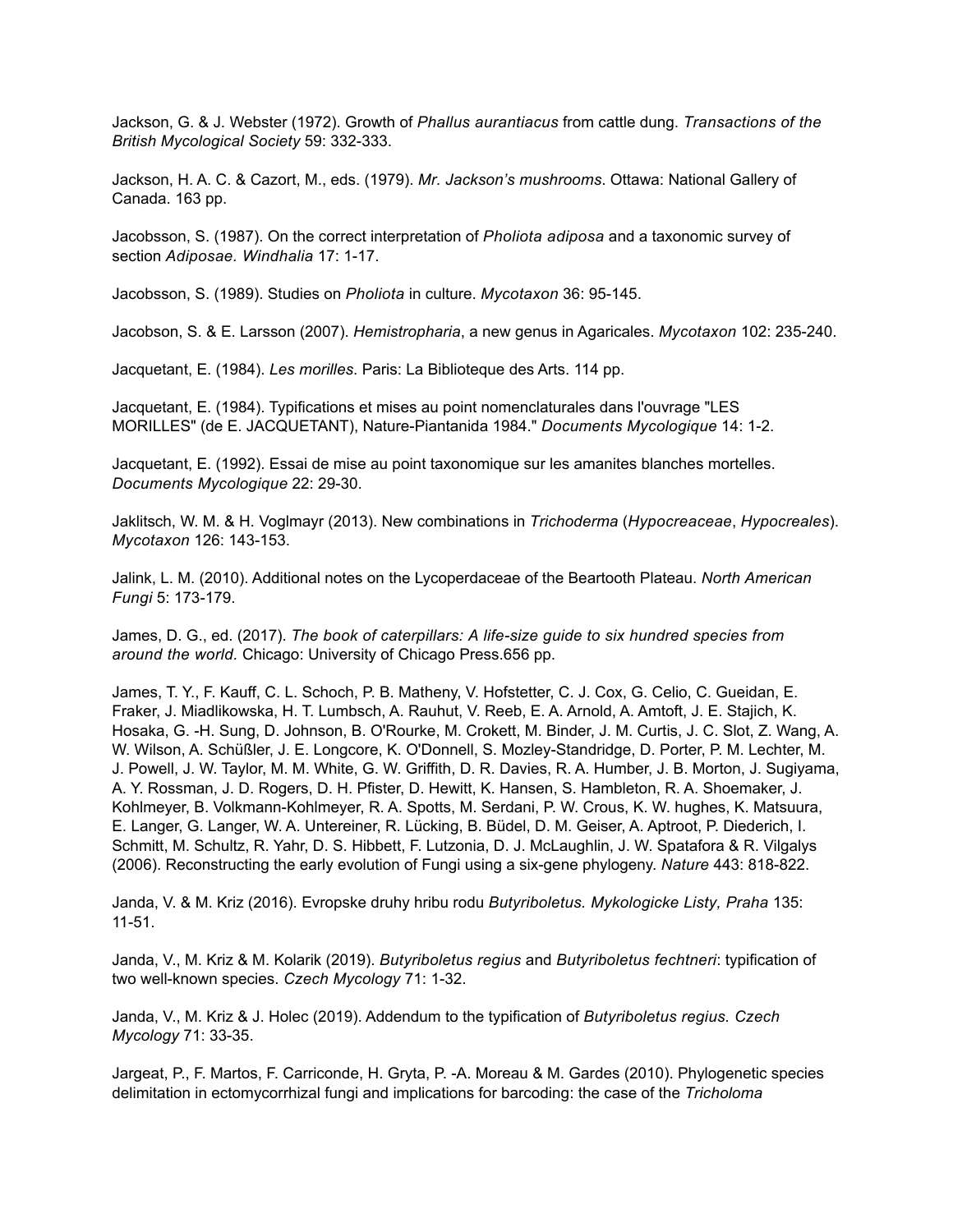Jackson, G. & J. Webster (1972). Growth of *Phallus aurantiacus* from cattle dung. *Transactions of the British Mycological Society* 59: 332-333.

Jackson, H. A. C. & Cazort, M., eds. (1979). *Mr. Jackson's mushrooms*. Ottawa: National Gallery of Canada. 163 pp.

Jacobsson, S. (1987). On the correct interpretation of *Pholiota adiposa* and a taxonomic survey of section *Adiposae*. *Windhalia* 17: 1-17.

Jacobsson, S. (1989). Studies on *Pholiota* in culture. *Mycotaxon* 36: 95-145.

Jacobson, S. & E. Larsson (2007). *Hemistropharia*, a new genus in Agaricales. *Mycotaxon* 102: 235-240.

Jacquetant, E. (1984). *Les morilles*. Paris: La Biblioteque des Arts. 114 pp.

Jacquetant, E. (1984). Typifications et mises au point nomenclaturales dans l'ouvrage "LES MORILLES" (de E. JACQUETANT), Nature-Piantanida 1984." *Documents Mycologique* 14: 1-2.

Jacquetant, E. (1992). Essai de mise au point taxonomique sur les amanites blanches mortelles. *Documents Mycologique* 22: 29-30.

Jaklitsch, W. M. & H. Voglmayr (2013). New combinations in *Trichoderma* (*Hypocreaceae*, *Hypocreales*). *Mycotaxon* 126: 143-153.

Jalink, L. M. (2010). Additional notes on the Lycoperdaceae of the Beartooth Plateau. *North American Fungi* 5: 173-179.

James, D. G., ed. (2017). *The book of caterpillars: A life-size guide to six hundred species from around the world.* Chicago: University of Chicago Press.656 pp.

James, T. Y., F. Kauff, C. L. Schoch, P. B. Matheny, V. Hofstetter, C. J. Cox, G. Celio, C. Gueidan, E. Fraker, J. Miadlikowska, H. T. Lumbsch, A. Rauhut, V. Reeb, E. A. Arnold, A. Amtoft, J. E. Stajich, K. Hosaka, G. -H. Sung, D. Johnson, B. O'Rourke, M. Crokett, M. Binder, J. M. Curtis, J. C. Slot, Z. Wang, A. W. Wilson, A. Schüßler, J. E. Longcore, K. O'Donnell, S. Mozley-Standridge, D. Porter, P. M. Lechter, M. J. Powell, J. W. Taylor, M. M. White, G. W. Griffith, D. R. Davies, R. A. Humber, J. B. Morton, J. Sugiyama, A. Y. Rossman, J. D. Rogers, D. H. Pfister, D. Hewitt, K. Hansen, S. Hambleton, R. A. Shoemaker, J. Kohlmeyer, B. Volkmann-Kohlmeyer, R. A. Spotts, M. Serdani, P. W. Crous, K. W. hughes, K. Matsuura, E. Langer, G. Langer, W. A. Untereiner, R. Lücking, B. Büdel, D. M. Geiser, A. Aptroot, P. Diederich, I. Schmitt, M. Schultz, R. Yahr, D. S. Hibbett, F. Lutzonia, D. J. McLaughlin, J. W. Spatafora & R. Vilgalys (2006). Reconstructing the early evolution of Fungi using a six-gene phylogeny. *Nature* 443: 818-822.

Janda, V. & M. Kriz (2016). Evropske druhy hribu rodu *Butyriboletus. Mykologicke Listy, Praha* 135: 11-51.

Janda, V., M. Kriz & M. Kolarik (2019). *Butyriboletus regius* and *Butyriboletus fechtneri*: typification of two well-known species. *Czech Mycology* 71: 1-32.

Janda, V., M. Kriz & J. Holec (2019). Addendum to the typification of *Butyriboletus regius. Czech Mycology* 71: 33-35.

Jargeat, P., F. Martos, F. Carriconde, H. Gryta, P. -A. Moreau & M. Gardes (2010). Phylogenetic species delimitation in ectomycorrhizal fungi and implications for barcoding: the case of the *Tricholoma*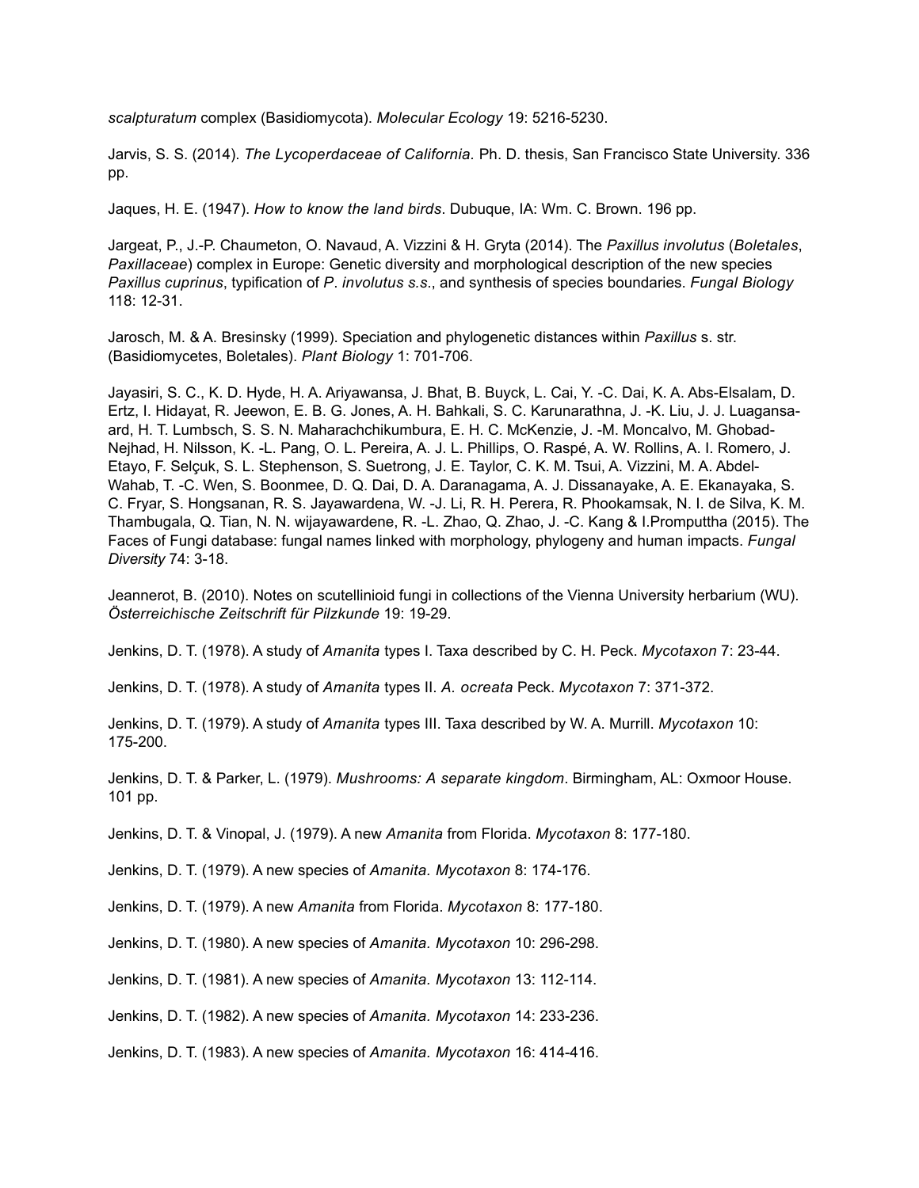*scalpturatum* complex (Basidiomycota). *Molecular Ecology* 19: 5216-5230.

Jarvis, S. S. (2014). *The Lycoperdaceae of California.* Ph. D. thesis, San Francisco State University. 336 pp.

Jaques, H. E. (1947). *How to know the land birds*. Dubuque, IA: Wm. C. Brown. 196 pp.

Jargeat, P., J.-P. Chaumeton, O. Navaud, A. Vizzini & H. Gryta (2014). The *Paxillus involutus* (*Boletales*, *Paxillaceae*) complex in Europe: Genetic diversity and morphological description of the new species *Paxillus cuprinus*, typification of *P*. *involutus s.s.*, and synthesis of species boundaries. *Fungal Biology* 118: 12-31.

Jarosch, M. & A. Bresinsky (1999). Speciation and phylogenetic distances within *Paxillus* s. str. (Basidiomycetes, Boletales). *Plant Biology* 1: 701-706.

Jayasiri, S. C., K. D. Hyde, H. A. Ariyawansa, J. Bhat, B. Buyck, L. Cai, Y. -C. Dai, K. A. Abs-Elsalam, D. Ertz, I. Hidayat, R. Jeewon, E. B. G. Jones, A. H. Bahkali, S. C. Karunarathna, J. -K. Liu, J. J. Luagansaard, H. T. Lumbsch, S. S. N. Maharachchikumbura, E. H. C. McKenzie, J. -M. Moncalvo, M. Ghobad-Nejhad, H. Nilsson, K. -L. Pang, O. L. Pereira, A. J. L. Phillips, O. Raspé, A. W. Rollins, A. I. Romero, J. Etayo, F. Selçuk, S. L. Stephenson, S. Suetrong, J. E. Taylor, C. K. M. Tsui, A. Vizzini, M. A. Abdel-Wahab, T. -C. Wen, S. Boonmee, D. Q. Dai, D. A. Daranagama, A. J. Dissanayake, A. E. Ekanayaka, S. C. Fryar, S. Hongsanan, R. S. Jayawardena, W. -J. Li, R. H. Perera, R. Phookamsak, N. I. de Silva, K. M. Thambugala, Q. Tian, N. N. wijayawardene, R. -L. Zhao, Q. Zhao, J. -C. Kang & I.Promputtha (2015). The Faces of Fungi database: fungal names linked with morphology, phylogeny and human impacts. *Fungal Diversity* 74: 3-18.

Jeannerot, B. (2010). Notes on scutellinioid fungi in collections of the Vienna University herbarium (WU). *Österreichische Zeitschrift für Pilzkunde* 19: 19-29.

Jenkins, D. T. (1978). A study of *Amanita* types I. Taxa described by C. H. Peck. *Mycotaxon* 7: 23-44.

Jenkins, D. T. (1978). A study of *Amanita* types II. *A. ocreata* Peck. *Mycotaxon* 7: 371-372.

Jenkins, D. T. (1979). A study of *Amanita* types III. Taxa described by W. A. Murrill. *Mycotaxon* 10: 175-200.

Jenkins, D. T. & Parker, L. (1979). *Mushrooms: A separate kingdom*. Birmingham, AL: Oxmoor House. 101 pp.

Jenkins, D. T. & Vinopal, J. (1979). A new *Amanita* from Florida. *Mycotaxon* 8: 177-180.

Jenkins, D. T. (1979). A new species of *Amanita. Mycotaxon* 8: 174-176.

Jenkins, D. T. (1979). A new *Amanita* from Florida. *Mycotaxon* 8: 177-180.

Jenkins, D. T. (1980). A new species of *Amanita. Mycotaxon* 10: 296-298.

Jenkins, D. T. (1981). A new species of *Amanita. Mycotaxon* 13: 112-114.

Jenkins, D. T. (1982). A new species of *Amanita. Mycotaxon* 14: 233-236.

Jenkins, D. T. (1983). A new species of *Amanita. Mycotaxon* 16: 414-416.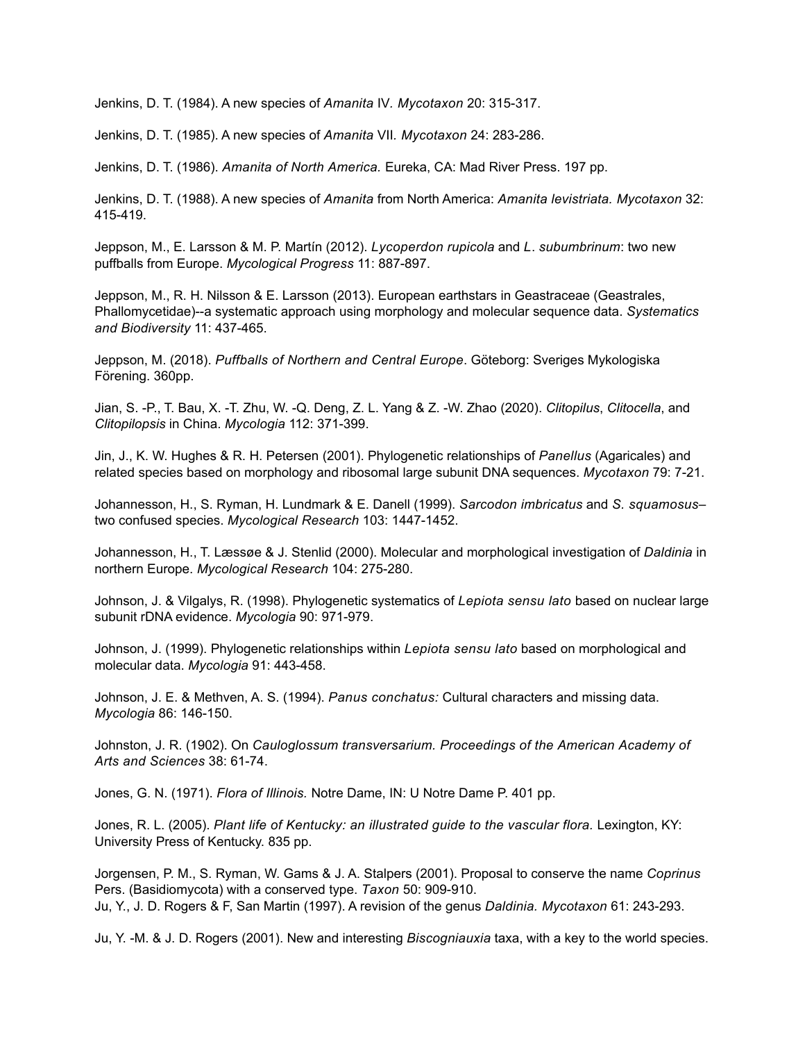Jenkins, D. T. (1984). A new species of *Amanita* IV. *Mycotaxon* 20: 315-317.

Jenkins, D. T. (1985). A new species of *Amanita* VII. *Mycotaxon* 24: 283-286.

Jenkins, D. T. (1986). *Amanita of North America.* Eureka, CA: Mad River Press. 197 pp.

Jenkins, D. T. (1988). A new species of *Amanita* from North America: *Amanita levistriata. Mycotaxon* 32: 415-419.

Jeppson, M., E. Larsson & M. P. Martín (2012). *Lycoperdon rupicola* and *L. subumbrinum*: two new puffballs from Europe. *Mycological Progress* 11: 887-897.

Jeppson, M., R. H. Nilsson & E. Larsson (2013). European earthstars in Geastraceae (Geastrales, Phallomycetidae)--a systematic approach using morphology and molecular sequence data. *Systematics and Biodiversity* 11: 437-465.

Jeppson, M. (2018). *Puffballs of Northern and Central Europe*. Göteborg: Sveriges Mykologiska Förening. 360pp.

Jian, S. -P., T. Bau, X. -T. Zhu, W. -Q. Deng, Z. L. Yang & Z. -W. Zhao (2020). *Clitopilus*, *Clitocella*, and *Clitopilopsis* in China. *Mycologia* 112: 371-399.

Jin, J., K. W. Hughes & R. H. Petersen (2001). Phylogenetic relationships of *Panellus* (Agaricales) and related species based on morphology and ribosomal large subunit DNA sequences. *Mycotaxon* 79: 7-21.

Johannesson, H., S. Ryman, H. Lundmark & E. Danell (1999). *Sarcodon imbricatus* and *S. squamosus*– two confused species. *Mycological Research* 103: 1447-1452.

Johannesson, H., T. Læssøe & J. Stenlid (2000). Molecular and morphological investigation of *Daldinia* in northern Europe. *Mycological Research* 104: 275-280.

Johnson, J. & Vilgalys, R. (1998). Phylogenetic systematics of *Lepiota sensu lato* based on nuclear large subunit rDNA evidence. *Mycologia* 90: 971-979.

Johnson, J. (1999). Phylogenetic relationships within *Lepiota sensu lato* based on morphological and molecular data. *Mycologia* 91: 443-458.

Johnson, J. E. & Methven, A. S. (1994). *Panus conchatus:* Cultural characters and missing data. *Mycologia* 86: 146-150.

Johnston, J. R. (1902). On *Cauloglossum transversarium. Proceedings of the American Academy of Arts and Sciences* 38: 61-74.

Jones, G. N. (1971). *Flora of Illinois.* Notre Dame, IN: U Notre Dame P. 401 pp.

Jones, R. L. (2005). *Plant life of Kentucky: an illustrated guide to the vascular flora.* Lexington, KY: University Press of Kentucky. 835 pp.

Jorgensen, P. M., S. Ryman, W. Gams & J. A. Stalpers (2001). Proposal to conserve the name *Coprinus* Pers. (Basidiomycota) with a conserved type. *Taxon* 50: 909-910.

Ju, Y., J. D. Rogers & F, San Martin (1997). A revision of the genus *Daldinia. Mycotaxon* 61: 243-293.

Ju, Y. -M. & J. D. Rogers (2001). New and interesting *Biscogniauxia* taxa, with a key to the world species.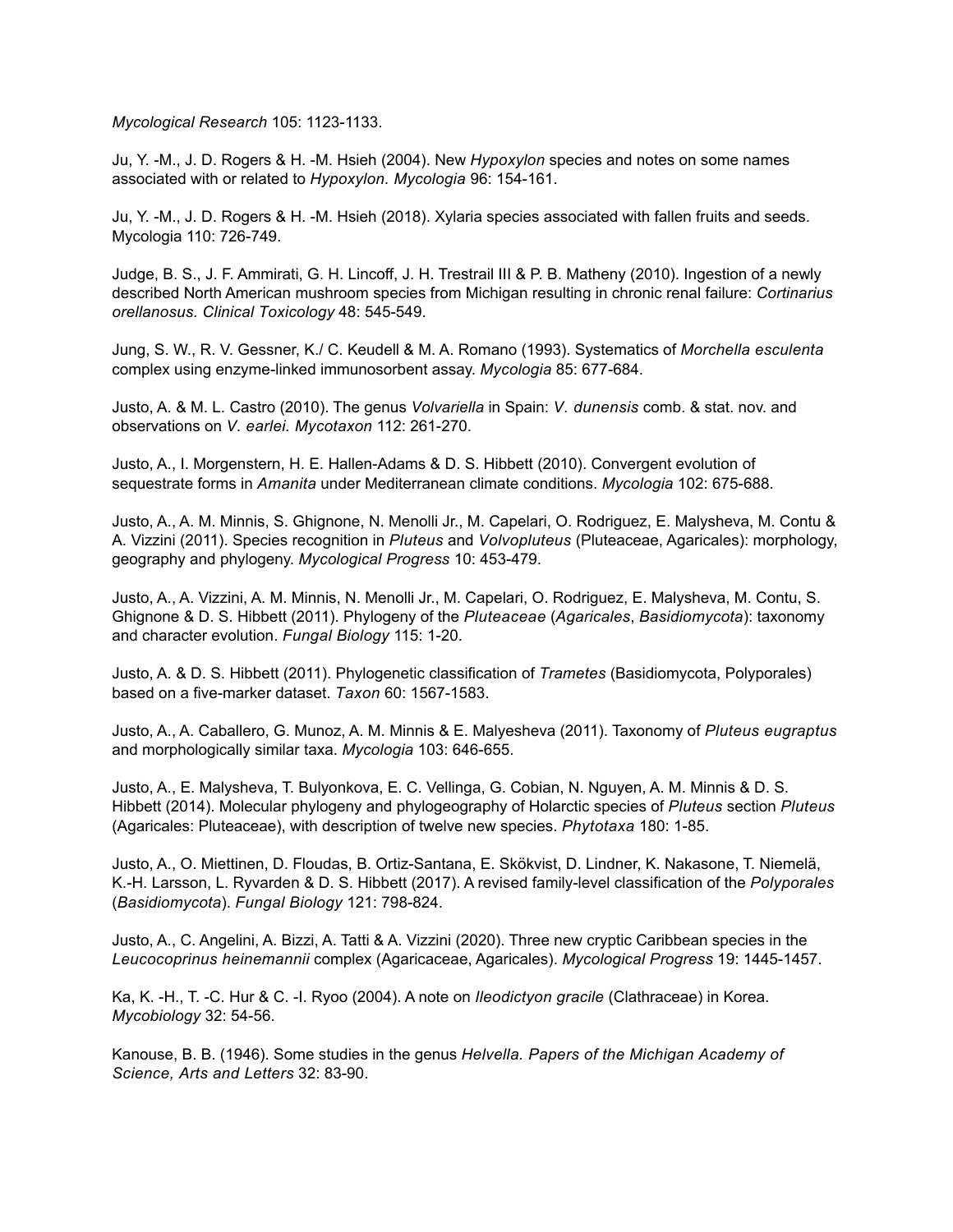*Mycological Research* 105: 1123-1133.

Ju, Y. -M., J. D. Rogers & H. -M. Hsieh (2004). New *Hypoxylon* species and notes on some names associated with or related to *Hypoxylon. Mycologia* 96: 154-161.

Ju, Y. -M., J. D. Rogers & H. -M. Hsieh (2018). Xylaria species associated with fallen fruits and seeds. Mycologia 110: 726-749.

Judge, B. S., J. F. Ammirati, G. H. Lincoff, J. H. Trestrail III & P. B. Matheny (2010). Ingestion of a newly described North American mushroom species from Michigan resulting in chronic renal failure: *Cortinarius orellanosus. Clinical Toxicology* 48: 545-549.

Jung, S. W., R. V. Gessner, K./ C. Keudell & M. A. Romano (1993). Systematics of *Morchella esculenta* complex using enzyme-linked immunosorbent assay. *Mycologia* 85: 677-684.

Justo, A. & M. L. Castro (2010). The genus *Volvariella* in Spain: *V. dunensis* comb. & stat. nov. and observations on *V. earlei. Mycotaxon* 112: 261-270.

Justo, A., I. Morgenstern, H. E. Hallen-Adams & D. S. Hibbett (2010). Convergent evolution of sequestrate forms in *Amanita* under Mediterranean climate conditions. *Mycologia* 102: 675-688.

Justo, A., A. M. Minnis, S. Ghignone, N. Menolli Jr., M. Capelari, O. Rodriguez, E. Malysheva, M. Contu & A. Vizzini (2011). Species recognition in *Pluteus* and *Volvopluteus* (Pluteaceae, Agaricales): morphology, geography and phylogeny. *Mycological Progress* 10: 453-479.

Justo, A., A. Vizzini, A. M. Minnis, N. Menolli Jr., M. Capelari, O. Rodriguez, E. Malysheva, M. Contu, S. Ghignone & D. S. Hibbett (2011). Phylogeny of the *Pluteaceae* (*Agaricales*, *Basidiomycota*): taxonomy and character evolution. *Fungal Biology* 115: 1-20.

Justo, A. & D. S. Hibbett (2011). Phylogenetic classification of *Trametes* (Basidiomycota, Polyporales) based on a five-marker dataset. *Taxon* 60: 1567-1583.

Justo, A., A. Caballero, G. Munoz, A. M. Minnis & E. Malyesheva (2011). Taxonomy of *Pluteus eugraptus* and morphologically similar taxa. *Mycologia* 103: 646-655.

Justo, A., E. Malysheva, T. Bulyonkova, E. C. Vellinga, G. Cobian, N. Nguyen, A. M. Minnis & D. S. Hibbett (2014). Molecular phylogeny and phylogeography of Holarctic species of *Pluteus* section *Pluteus* (Agaricales: Pluteaceae), with description of twelve new species. *Phytotaxa* 180: 1-85.

Justo, A., O. Miettinen, D. Floudas, B. Ortiz-Santana, E. Sökvist, D. Lindner, K. Nakasone, T. Niemelä, K.-H. Larsson, L. Ryvarden & D. S. Hibbett (2017). A revised family-level classification of the *Polyporales* (*Basidiomycota*). *Fungal Biology* 121: 798-824.

Justo, A., C. Angelini, A. Bizzi, A. Tatti & A. Vizzini (2020). Three new cryptic Caribbean species in the *Leucocoprinus heinemannii* complex (Agaricaceae, Agaricales). *Mycological Progress* 19: 1445-1457.

Ka, K. -H., T. -C. Hur & C. -I. Ryoo (2004). A note on *Ileodictyon gracile* (Clathraceae) in Korea. *Mycobiology* 32: 54-56.

Kanouse, B. B. (1946). Some studies in the genus *Helvella. Papers of the Michigan Academy of Science, Arts and Letters* 32: 83-90.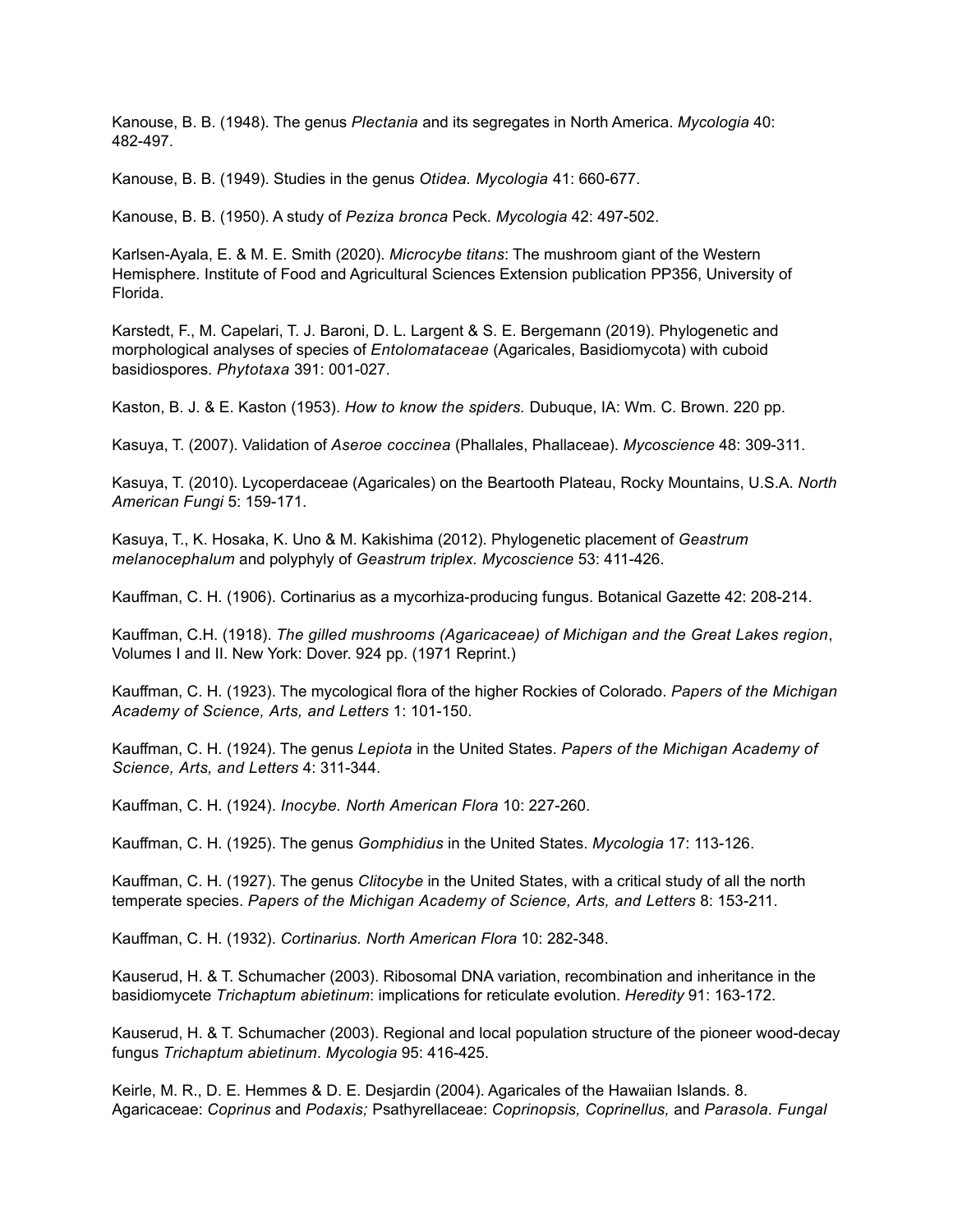Kanouse, B. B. (1948). The genus *Plectania* and its segregates in North America. *Mycologia* 40: 482-497.

Kanouse, B. B. (1949). Studies in the genus *Otidea. Mycologia* 41: 660-677.

Kanouse, B. B. (1950). A study of *Peziza bronca* Peck. *Mycologia* 42: 497-502.

Karlsen-Ayala, E. & M. E. Smith (2020). *Microcybe titans*: The mushroom giant of the Western Hemisphere. Institute of Food and Agricultural Sciences Extension publication PP356, University of Florida.

Karstedt, F., M. Capelari, T. J. Baroni, D. L. Largent & S. E. Bergemann (2019). Phylogenetic and morphological analyses of species of *Entolomataceae* (Agaricales, Basidiomycota) with cuboid basidiospores. *Phytotaxa* 391: 001-027.

Kaston, B. J. & E. Kaston (1953). *How to know the spiders.* Dubuque, IA: Wm. C. Brown. 220 pp.

Kasuya, T. (2007). Validation of *Aseroe coccinea* (Phallales, Phallaceae). *Mycoscience* 48: 309-311.

Kasuya, T. (2010). Lycoperdaceae (Agaricales) on the Beartooth Plateau, Rocky Mountains, U.S.A. *North American Fungi* 5: 159-171.

Kasuya, T., K. Hosaka, K. Uno & M. Kakishima (2012). Phylogenetic placement of *Geastrum melanocephalum* and polyphyly of *Geastrum triplex. Mycoscience* 53: 411-426.

Kauffman, C. H. (1906). Cortinarius as a mycorhiza-producing fungus. Botanical Gazette 42: 208-214.

Kauffman, C.H. (1918). *The gilled mushrooms (Agaricaceae) of Michigan and the Great Lakes region*, Volumes I and II. New York: Dover. 924 pp. (1971 Reprint.)

Kauffman, C. H. (1923). The mycological flora of the higher Rockies of Colorado. *Papers of the Michigan Academy of Science, Arts, and Letters* 1: 101-150.

Kauffman, C. H. (1924). The genus *Lepiota* in the United States. *Papers of the Michigan Academy of Science, Arts, and Letters* 4: 311-344.

Kauffman, C. H. (1924). *Inocybe. North American Flora* 10: 227-260.

Kauffman, C. H. (1925). The genus *Gomphidius* in the United States. *Mycologia* 17: 113-126.

Kauffman, C. H. (1927). The genus *Clitocybe* in the United States, with a critical study of all the north temperate species. *Papers of the Michigan Academy of Science, Arts, and Letters* 8: 153-211.

Kauffman, C. H. (1932). *Cortinarius. North American Flora* 10: 282-348.

Kauserud, H. & T. Schumacher (2003). Ribosomal DNA variation, recombination and inheritance in the basidiomycete *Trichaptum abietinum*: implications for reticulate evolution. *Heredity* 91: 163-172.

Kauserud, H. & T. Schumacher (2003). Regional and local population structure of the pioneer wood-decay fungus *Trichaptum abietinum*. *Mycologia* 95: 416-425.

Keirle, M. R., D. E. Hemmes & D. E. Desjardin (2004). Agaricales of the Hawaiian Islands. 8. Agaricaceae: *Coprinus* and *Podaxis;* Psathyrellaceae: *Coprinopsis, Coprinellus,* and *Parasola. Fungal*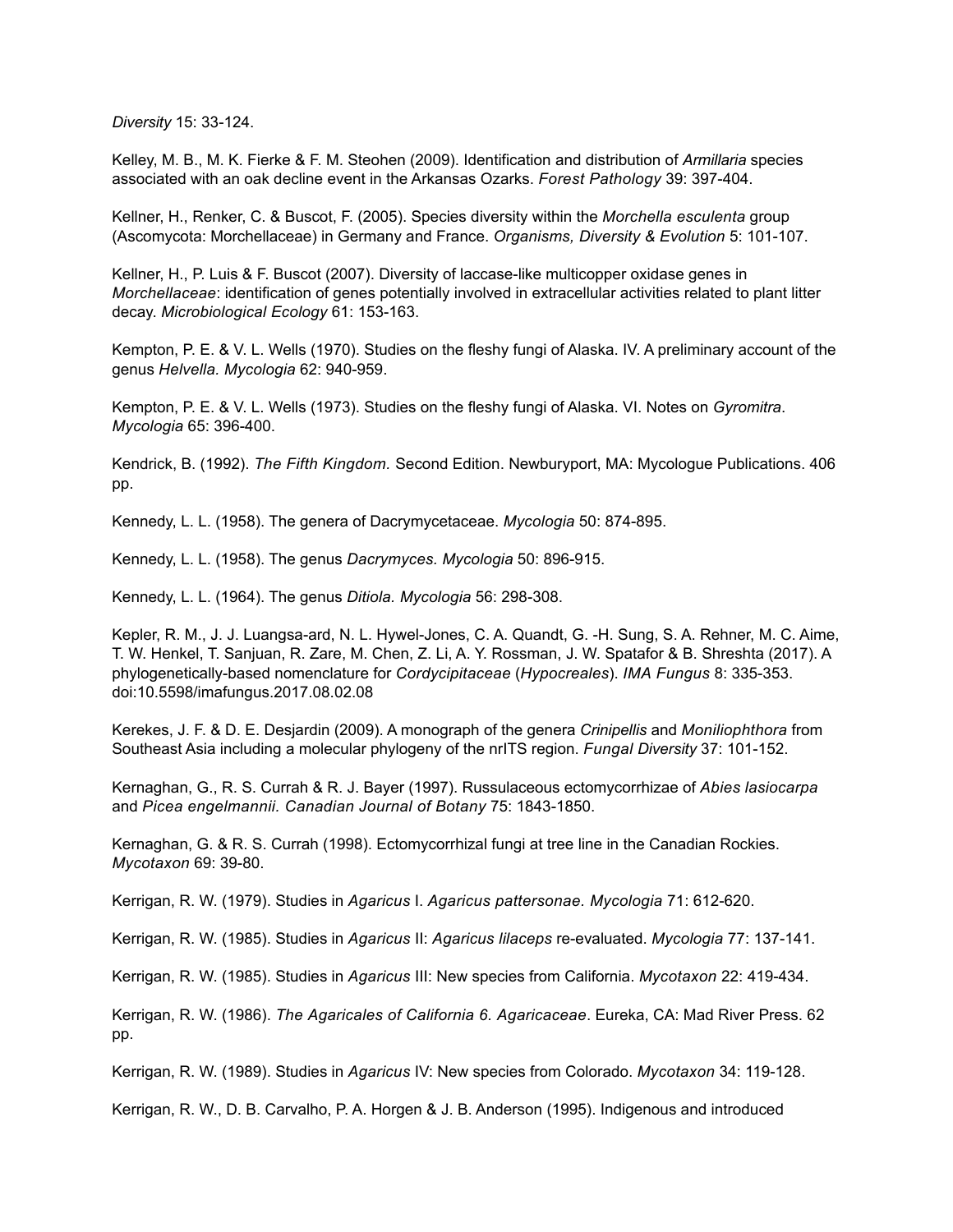*Diversity* 15: 33-124.

Kelley, M. B., M. K. Fierke & F. M. Steohen (2009). Identification and distribution of *Armillaria* species associated with an oak decline event in the Arkansas Ozarks. *Forest Pathology* 39: 397-404.

Kellner, H., Renker, C. & Buscot, F. (2005). Species diversity within the *Morchella esculenta* group (Ascomycota: Morchellaceae) in Germany and France. *Organisms, Diversity & Evolution* 5: 101-107.

Kellner, H., P. Luis & F. Buscot (2007). Diversity of laccase-like multicopper oxidase genes in *Morchellaceae*: identification of genes potentially involved in extracellular activities related to plant litter decay. *Microbiological Ecology* 61: 153-163.

Kempton, P. E. & V. L. Wells (1970). Studies on the fleshy fungi of Alaska. IV. A preliminary account of the genus *Helvella. Mycologia* 62: 940-959.

Kempton, P. E. & V. L. Wells (1973). Studies on the fleshy fungi of Alaska. VI. Notes on *Gyromitra*. *Mycologia* 65: 396-400.

Kendrick, B. (1992). *The Fifth Kingdom.* Second Edition. Newburyport, MA: Mycologue Publications. 406 pp.

Kennedy, L. L. (1958). The genera of Dacrymycetaceae. *Mycologia* 50: 874-895.

Kennedy, L. L. (1958). The genus *Dacrymyces. Mycologia* 50: 896-915.

Kennedy, L. L. (1964). The genus *Ditiola. Mycologia* 56: 298-308.

Kepler, R. M., J. J. Luangsa-ard, N. L. Hywel-Jones, C. A. Quandt, G. -H. Sung, S. A. Rehner, M. C. Aime, T. W. Henkel, T. Sanjuan, R. Zare, M. Chen, Z. Li, A. Y. Rossman, J. W. Spatafor & B. Shreshta (2017). A phylogenetically-based nomenclature for *Cordycipitaceae* (*Hypocreales*). *IMA Fungus* 8: 335-353. doi:10.5598/imafungus.2017.08.02.08

Kerekes, J. F. & D. E. Desjardin (2009). A monograph of the genera *Crinipellis* and *Moniliophthora* from Southeast Asia including a molecular phylogeny of the nrITS region. *Fungal Diversity* 37: 101-152.

Kernaghan, G., R. S. Currah & R. J. Bayer (1997). Russulaceous ectomycorrhizae of *Abies lasiocarpa* and *Picea engelmannii. Canadian Journal of Botany* 75: 1843-1850.

Kernaghan, G. & R. S. Currah (1998). Ectomycorrhizal fungi at tree line in the Canadian Rockies. *Mycotaxon* 69: 39-80.

Kerrigan, R. W. (1979). Studies in *Agaricus* I. *Agaricus pattersonae. Mycologia* 71: 612-620.

Kerrigan, R. W. (1985). Studies in *Agaricus* II: *Agaricus lilaceps* re-evaluated. *Mycologia* 77: 137-141.

Kerrigan, R. W. (1985). Studies in *Agaricus* III: New species from California. *Mycotaxon* 22: 419-434.

Kerrigan, R. W. (1986). *The Agaricales of California 6. Agaricaceae*. Eureka, CA: Mad River Press. 62 pp.

Kerrigan, R. W. (1989). Studies in *Agaricus* IV: New species from Colorado. *Mycotaxon* 34: 119-128.

Kerrigan, R. W., D. B. Carvalho, P. A. Horgen & J. B. Anderson (1995). Indigenous and introduced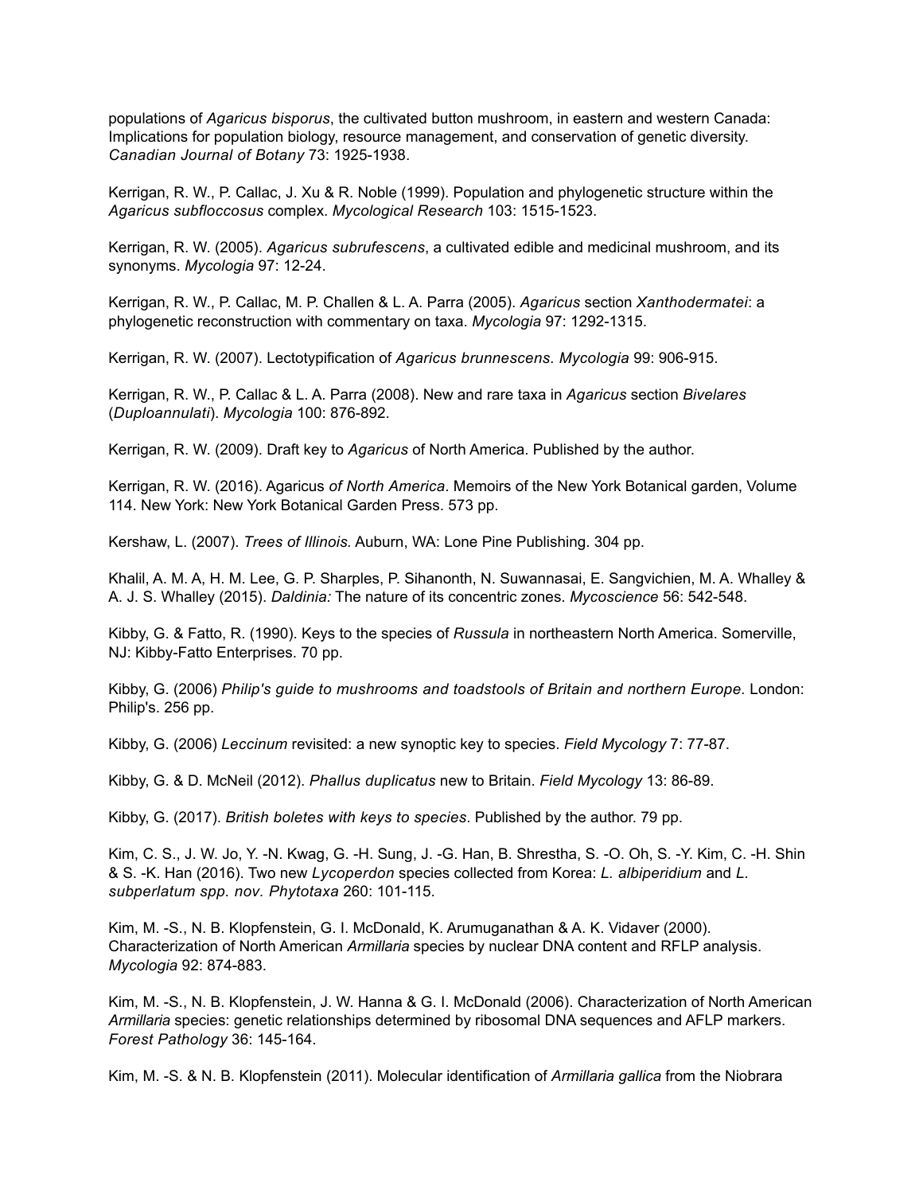populations of *Agaricus bisporus*, the cultivated button mushroom, in eastern and western Canada: Implications for population biology, resource management, and conservation of genetic diversity. *Canadian Journal of Botany* 73: 1925-1938.

Kerrigan, R. W., P. Callac, J. Xu & R. Noble (1999). Population and phylogenetic structure within the *Agaricus subfloccosus* complex. *Mycological Research* 103: 1515-1523.

Kerrigan, R. W. (2005). *Agaricus subrufescens*, a cultivated edible and medicinal mushroom, and its synonyms. *Mycologia* 97: 12-24.

Kerrigan, R. W., P. Callac, M. P. Challen & L. A. Parra (2005). *Agaricus* section *Xanthodermatei*: a phylogenetic reconstruction with commentary on taxa. *Mycologia* 97: 1292-1315.

Kerrigan, R. W. (2007). Lectotypification of *Agaricus brunnescens. Mycologia* 99: 906-915.

Kerrigan, R. W., P. Callac & L. A. Parra (2008). New and rare taxa in *Agaricus* section *Bivelares* (*Duploannulati*). *Mycologia* 100: 876-892.

Kerrigan, R. W. (2009). Draft key to *Agaricus* of North America. Published by the author.

Kerrigan, R. W. (2016). Agaricus *of North America*. Memoirs of the New York Botanical garden, Volume 114. New York: New York Botanical Garden Press. 573 pp.

Kershaw, L. (2007). *Trees of Illinois.* Auburn, WA: Lone Pine Publishing. 304 pp.

Khalil, A. M. A, H. M. Lee, G. P. Sharples, P. Sihanonth, N. Suwannasai, E. Sangvichien, M. A. Whalley & A. J. S. Whalley (2015). *Daldinia:* The nature of its concentric zones. *Mycoscience* 56: 542-548.

Kibby, G. & Fatto, R. (1990). Keys to the species of *Russula* in northeastern North America. Somerville, NJ: Kibby-Fatto Enterprises. 70 pp.

Kibby, G. (2006) *Philip's guide to mushrooms and toadstools of Britain and northern Europe.* London: Philip's. 256 pp.

Kibby, G. (2006) *Leccinum* revisited: a new synoptic key to species. *Field Mycology* 7: 77-87.

Kibby, G. & D. McNeil (2012). *Phallus duplicatus* new to Britain. *Field Mycology* 13: 86-89.

Kibby, G. (2017). *British boletes with keys to species*. Published by the author. 79 pp.

Kim, C. S., J. W. Jo, Y. -N. Kwag, G. -H. Sung, J. -G. Han, B. Shrestha, S. -O. Oh, S. -Y. Kim, C. -H. Shin & S. -K. Han (2016). Two new *Lycoperdon* species collected from Korea: *L. albiperidium* and *L. subperlatum spp. nov. Phytotaxa* 260: 101-115.

Kim, M. -S., N. B. Klopfenstein, G. I. McDonald, K. Arumuganathan & A. K. Vidaver (2000). Characterization of North American *Armillaria* species by nuclear DNA content and RFLP analysis. *Mycologia* 92: 874-883.

Kim, M. -S., N. B. Klopfenstein, J. W. Hanna & G. I. McDonald (2006). Characterization of North American *Armillaria* species: genetic relationships determined by ribosomal DNA sequences and AFLP markers. *Forest Pathology* 36: 145-164.

Kim, M. -S. & N. B. Klopfenstein (2011). Molecular identification of *Armillaria gallica* from the Niobrara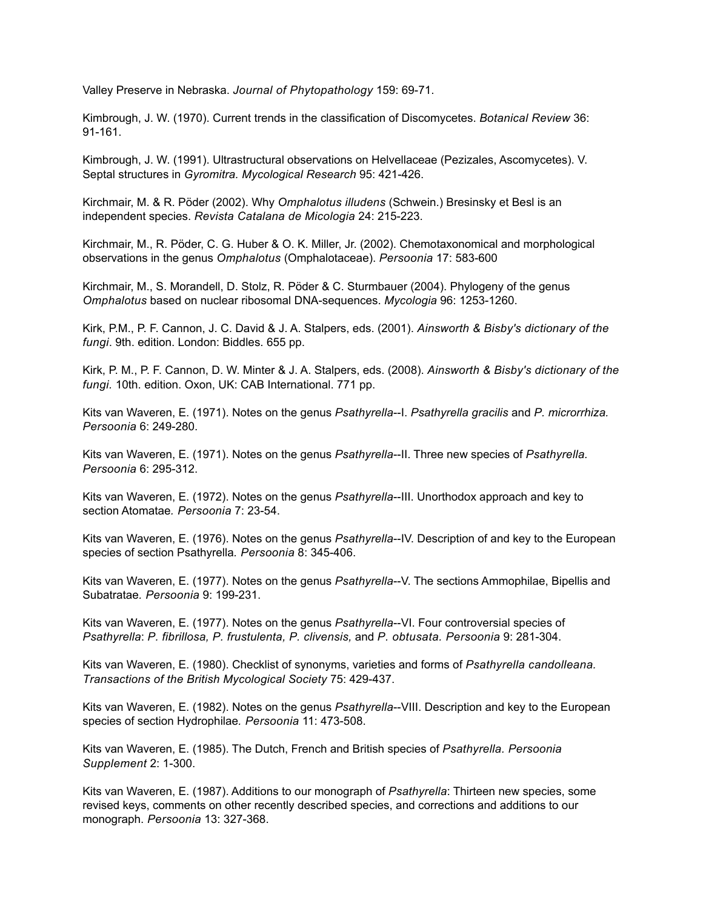Valley Preserve in Nebraska. *Journal of Phytopathology* 159: 69-71.

Kimbrough, J. W. (1970). Current trends in the classification of Discomycetes. *Botanical Review* 36: 91-161.

Kimbrough, J. W. (1991). Ultrastructural observations on Helvellaceae (Pezizales, Ascomycetes). V. Septal structures in *Gyromitra. Mycological Research* 95: 421-426.

Kirchmair, M. & R. Pöder (2002). Why *Omphalotus illudens* (Schwein.) Bresinsky et Besl is an independent species. *Revista Catalana de Micologia* 24: 215-223.

Kirchmair, M., R. Pöder, C. G. Huber & O. K. Miller, Jr. (2002). Chemotaxonomical and morphological observations in the genus *Omphalotus* (Omphalotaceae). *Persoonia* 17: 583-600

Kirchmair, M., S. Morandell, D. Stolz, R. Pöder & C. Sturmbauer (2004). Phylogeny of the genus *Omphalotus* based on nuclear ribosomal DNA-sequences. *Mycologia* 96: 1253-1260.

Kirk, P.M., P. F. Cannon, J. C. David & J. A. Stalpers, eds. (2001). *Ainsworth & Bisby's dictionary of the fungi*. 9th. edition. London: Biddles. 655 pp.

Kirk, P. M., P. F. Cannon, D. W. Minter & J. A. Stalpers, eds. (2008). *Ainsworth & Bisby's dictionary of the fungi.* 10th. edition. Oxon, UK: CAB International. 771 pp.

Kits van Waveren, E. (1971). Notes on the genus *Psathyrella*--I. *Psathyrella gracilis* and *P. microrrhiza. Persoonia* 6: 249-280.

Kits van Waveren, E. (1971). Notes on the genus *Psathyrella*--II. Three new species of *Psathyrella. Persoonia* 6: 295-312.

Kits van Waveren, E. (1972). Notes on the genus *Psathyrella*--III. Unorthodox approach and key to section Atomatae*. Persoonia* 7: 23-54.

Kits van Waveren, E. (1976). Notes on the genus *Psathyrella*--IV. Description of and key to the European species of section Psathyrella*. Persoonia* 8: 345-406.

Kits van Waveren, E. (1977). Notes on the genus *Psathyrella*--V. The sections Ammophilae, Bipellis and Subatratae*. Persoonia* 9: 199-231.

Kits van Waveren, E. (1977). Notes on the genus *Psathyrella*--VI. Four controversial species of *Psathyrella*: *P. fibrillosa, P. frustulenta, P. clivensis,* and *P. obtusata. Persoonia* 9: 281-304.

Kits van Waveren, E. (1980). Checklist of synonyms, varieties and forms of *Psathyrella candolleana. Transactions of the British Mycological Society* 75: 429-437.

Kits van Waveren, E. (1982). Notes on the genus *Psathyrella*--VIII. Description and key to the European species of section Hydrophilae*. Persoonia* 11: 473-508.

Kits van Waveren, E. (1985). The Dutch, French and British species of *Psathyrella. Persoonia Supplement* 2: 1-300.

Kits van Waveren, E. (1987). Additions to our monograph of *Psathyrella*: Thirteen new species, some revised keys, comments on other recently described species, and corrections and additions to our monograph. *Persoonia* 13: 327-368.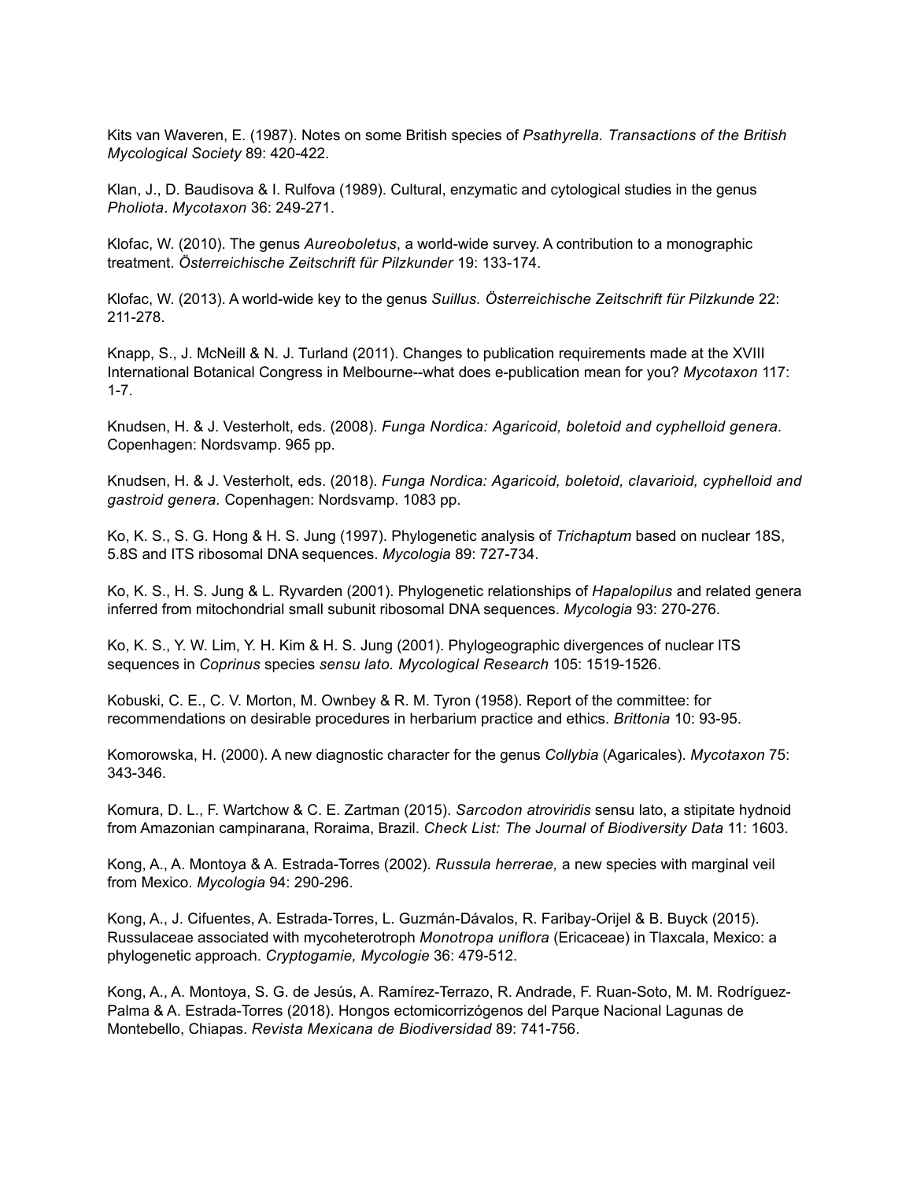Kits van Waveren, E. (1987). Notes on some British species of *Psathyrella. Transactions of the British Mycological Society* 89: 420-422.

Klan, J., D. Baudisova & I. Rulfova (1989). Cultural, enzymatic and cytological studies in the genus *Pholiota*. *Mycotaxon* 36: 249-271.

Klofac, W. (2010). The genus *Aureoboletus*, a world-wide survey. A contribution to a monographic treatment. *Österreichische Zeitschrift für Pilzkunder* 19: 133-174.

Klofac, W. (2013). A world-wide key to the genus *Suillus. Österreichische Zeitschrift für Pilzkunde* 22: 211-278.

Knapp, S., J. McNeill & N. J. Turland (2011). Changes to publication requirements made at the XVIII International Botanical Congress in Melbourne--what does e-publication mean for you? *Mycotaxon* 117: 1-7.

Knudsen, H. & J. Vesterholt, eds. (2008). *Funga Nordica: Agaricoid, boletoid and cyphelloid genera.* Copenhagen: Nordsvamp. 965 pp.

Knudsen, H. & J. Vesterholt, eds. (2018). *Funga Nordica: Agaricoid, boletoid, clavarioid, cyphelloid and gastroid genera.* Copenhagen: Nordsvamp. 1083 pp.

Ko, K. S., S. G. Hong & H. S. Jung (1997). Phylogenetic analysis of *Trichaptum* based on nuclear 18S, 5.8S and ITS ribosomal DNA sequences. *Mycologia* 89: 727-734.

Ko, K. S., H. S. Jung & L. Ryvarden (2001). Phylogenetic relationships of *Hapalopilus* and related genera inferred from mitochondrial small subunit ribosomal DNA sequences. *Mycologia* 93: 270-276.

Ko, K. S., Y. W. Lim, Y. H. Kim & H. S. Jung (2001). Phylogeographic divergences of nuclear ITS sequences in *Coprinus* species *sensu lato. Mycological Research* 105: 1519-1526.

Kobuski, C. E., C. V. Morton, M. Ownbey & R. M. Tyron (1958). Report of the committee: for recommendations on desirable procedures in herbarium practice and ethics. *Brittonia* 10: 93-95.

Komorowska, H. (2000). A new diagnostic character for the genus *Collybia* (Agaricales). *Mycotaxon* 75: 343-346.

Komura, D. L., F. Wartchow & C. E. Zartman (2015). *Sarcodon atroviridis* sensu lato, a stipitate hydnoid from Amazonian campinarana, Roraima, Brazil. *Check List: The Journal of Biodiversity Data* 11: 1603.

Kong, A., A. Montoya & A. Estrada-Torres (2002). *Russula herrerae,* a new species with marginal veil from Mexico. *Mycologia* 94: 290-296.

Kong, A., J. Cifuentes, A. Estrada-Torres, L. Guzmán-Dávalos, R. Faribay-Orijel & B. Buyck (2015). Russulaceae associated with mycoheterotroph *Monotropa uniflora* (Ericaceae) in Tlaxcala, Mexico: a phylogenetic approach. *Cryptogamie, Mycologie* 36: 479-512.

Kong, A., A. Montoya, S. G. de Jesús, A. Ramírez-Terrazo, R. Andrade, F. Ruan-Soto, M. M. Rodríguez-Palma & A. Estrada-Torres (2018). Hongos ectomicorrizógenos del Parque Nacional Lagunas de Montebello, Chiapas. *Revista Mexicana de Biodiversidad* 89: 741-756.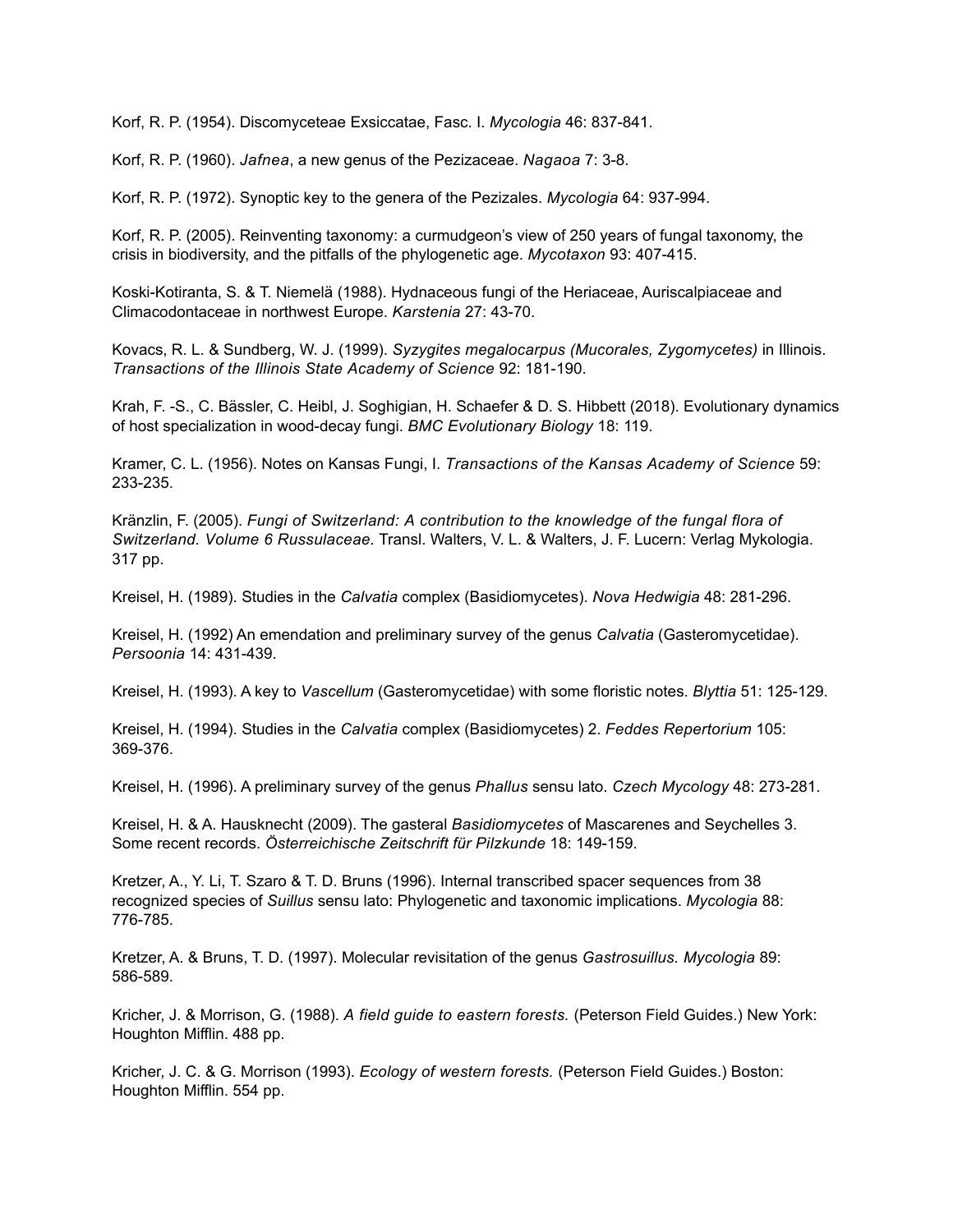Korf, R. P. (1954). Discomyceteae Exsiccatae, Fasc. I. *Mycologia* 46: 837-841.

Korf, R. P. (1960). *Jafnea*, a new genus of the Pezizaceae. *Nagaoa* 7: 3-8.

Korf, R. P. (1972). Synoptic key to the genera of the Pezizales. *Mycologia* 64: 937-994.

Korf, R. P. (2005). Reinventing taxonomy: a curmudgeon's view of 250 years of fungal taxonomy, the crisis in biodiversity, and the pitfalls of the phylogenetic age. *Mycotaxon* 93: 407-415.

Koski-Kotiranta, S. & T. Niemelä (1988). Hydnaceous fungi of the Heriaceae, Auriscalpiaceae and Climacodontaceae in northwest Europe. *Karstenia* 27: 43-70.

Kovacs, R. L. & Sundberg, W. J. (1999). *Syzygites megalocarpus (Mucorales, Zygomycetes)* in Illinois. *Transactions of the Illinois State Academy of Science* 92: 181-190.

Krah, F. -S., C. Bässler, C. Heibl, J. Soghigian, H. Schaefer & D. S. Hibbett (2018). Evolutionary dynamics of host specialization in wood-decay fungi. *BMC Evolutionary Biology* 18: 119.

Kramer, C. L. (1956). Notes on Kansas Fungi, I. *Transactions of the Kansas Academy of Science* 59: 233-235.

Kränzlin, F. (2005). *Fungi of Switzerland: A contribution to the knowledge of the fungal flora of Switzerland. Volume 6 Russulaceae.* Transl. Walters, V. L. & Walters, J. F. Lucern: Verlag Mykologia. 317 pp.

Kreisel, H. (1989). Studies in the *Calvatia* complex (Basidiomycetes). *Nova Hedwigia* 48: 281-296.

Kreisel, H. (1992) An emendation and preliminary survey of the genus *Calvatia* (Gasteromycetidae). *Persoonia* 14: 431-439.

Kreiosel, H. (1993). A key to *Vascellum* (Gasteromycetidae) with some floristic notes. *Blyttia* 51: 125-129.

Kreisel, H. (1994). Studies in the *Calvatia* complex (Basidiomycetes) 2. *Feddes Repertorium* 105: 369-376.

Kreisel, H. (1996). A preliminary survey of the genus *Phallus* sensu lato. *Czech Mycology* 48: 273-281.

Kreisel, H. & A. Hausknecht (2009). The gasteral *Basidiomycetes* of Mascarenes and Seychelles 3. Some recent records. *Österreichische Zeitschrift für Pilzkunde* 18: 149-159.

Kretzer, A., Y. Li, T. Szaro & T. D. Bruns (1996). Internal transcribed spacer sequences from 38 recognized species of *Suillus* sensu lato: Phylogenetic and taxonomic implications. *Mycologia* 88: 776-785.

Kretzer, A. & Bruns, T. D. (1997). Molecular revisitation of the genus *Gastrosuillus. Mycologia* 89: 586-589.

Kricher, J. & Morrison, G. (1988). *A field guide to eastern forests.* (Peterson Field Guides.) New York: Houghton Mifflin. 488 pp.

Kricher, J. C. & G. Morrison (1993). *Ecology of western forests.* (Peterson Field Guides.) Boston: Houghton Mifflin. 554 pp.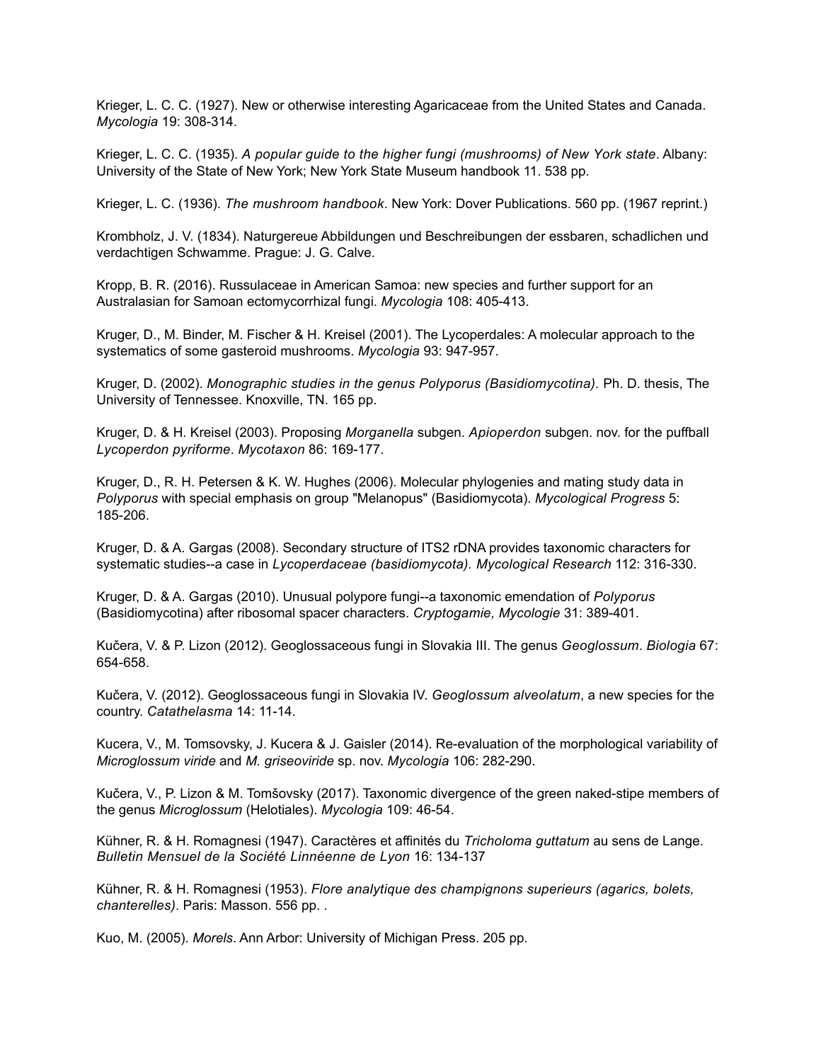Krieger, L. C. C. (1927). New or otherwise interesting Agaricaceae from the United States and Canada. *Mycologia* 19: 308-314.

Krieger, L. C. C. (1935). *A popular guide to the higher fungi (mushrooms) of New York state*. Albany: University of the State of New York; New York State Museum handbook 11. 538 pp.

Krieger, L. C. (1936). *The mushroom handbook*. New York: Dover Publications. 560 pp. (1967 reprint.)

Krombholz, J. V. (1834). Naturgereue Abbildungen und Beschreibungen der essbaren, schadlichen und verdachtigen Schwamme. Prague: J. G. Calve.

Kropp, B. R. (2016). Russulaceae in American Samoa: new species and further support for an Australasian for Samoan ectomycorrhizal fungi. *Mycologia* 108: 405-413.

Kruger, D., M. Binder, M. Fischer & H. Kreisel (2001). The Lycoperdales: A molecular approach to the systematics of some gasteroid mushrooms. *Mycologia* 93: 947-957.

Kruger, D. (2002). *Monographic studies in the genus Polyporus (Basidiomycotina).* Ph. D. thesis, The University of Tennessee. Knoxville, TN. 165 pp.

Kruger, D. & H. Kreisel (2003). Proposing *Morganella* subgen. *Apioperdon* subgen. nov. for the puffball *Lycoperdon pyriforme*. *Mycotaxon* 86: 169-177.

Kruger, D., R. H. Petersen & K. W. Hughes (2006). Molecular phylogenies and mating study data in *Polyporus* with special emphasis on group "Melanopus" (Basidiomycota). *Mycological Progress* 5: 185-206.

Kruger, D. & A. Gargas (2008). Secondary structure of ITS2 rDNA provides taxonomic characters for systematic studies--a case in *Lycoperdaceae (basidiomycota). Mycological Research* 112: 316-330.

Kruger, D. & A. Gargas (2010). Unusual polypore fungi--a taxonomic emendation of *Polyporus* (Basidiomycotina) after ribosomal spacer characters. *Cryptogamie, Mycologie* 31: 389-401.

Kučera, V. & P. Lizon (2012). Geoglossaceous fungi in Slovakia III. The genus *Geoglossum*. *Biologia* 67: 654-658.

Kučera, V. (2012). Geoglossaceous fungi in Slovakia IV. *Geoglossum alveolatum*, a new species for the country. *Catathelasma* 14: 11-14.

Kucera, V., M. Tomsovsky, J. Kucera & J. Gaisler (2014). Re-evaluation of the morphological variability of *Microglossum viride* and *M. griseoviride* sp. nov. *Mycologia* 106: 282-290.

Kučera, V., P. Lizon & M. Tomšovsky (2017). Taxonomic divergence of the green naked-stipe members of the genus *Microglossum* (Helotiales). *Mycologia* 109: 46-54.

Kühner, R. & H. Romagnesi (1947). Caractères et affinités du *Tricholoma guttatum* au sens de Lange. *Bulletin Mensuel de la Société Linnéenne de Lyon* 16: 134-137

Kühner, R. & H. Romagnesi (1953). *Flore analytique des champignons superieurs (agarics, bolets, chanterelles)*. Paris: Masson. 556 pp. .

Kuo, M. (2005). *Morels*. Ann Arbor: University of Michigan Press. 205 pp.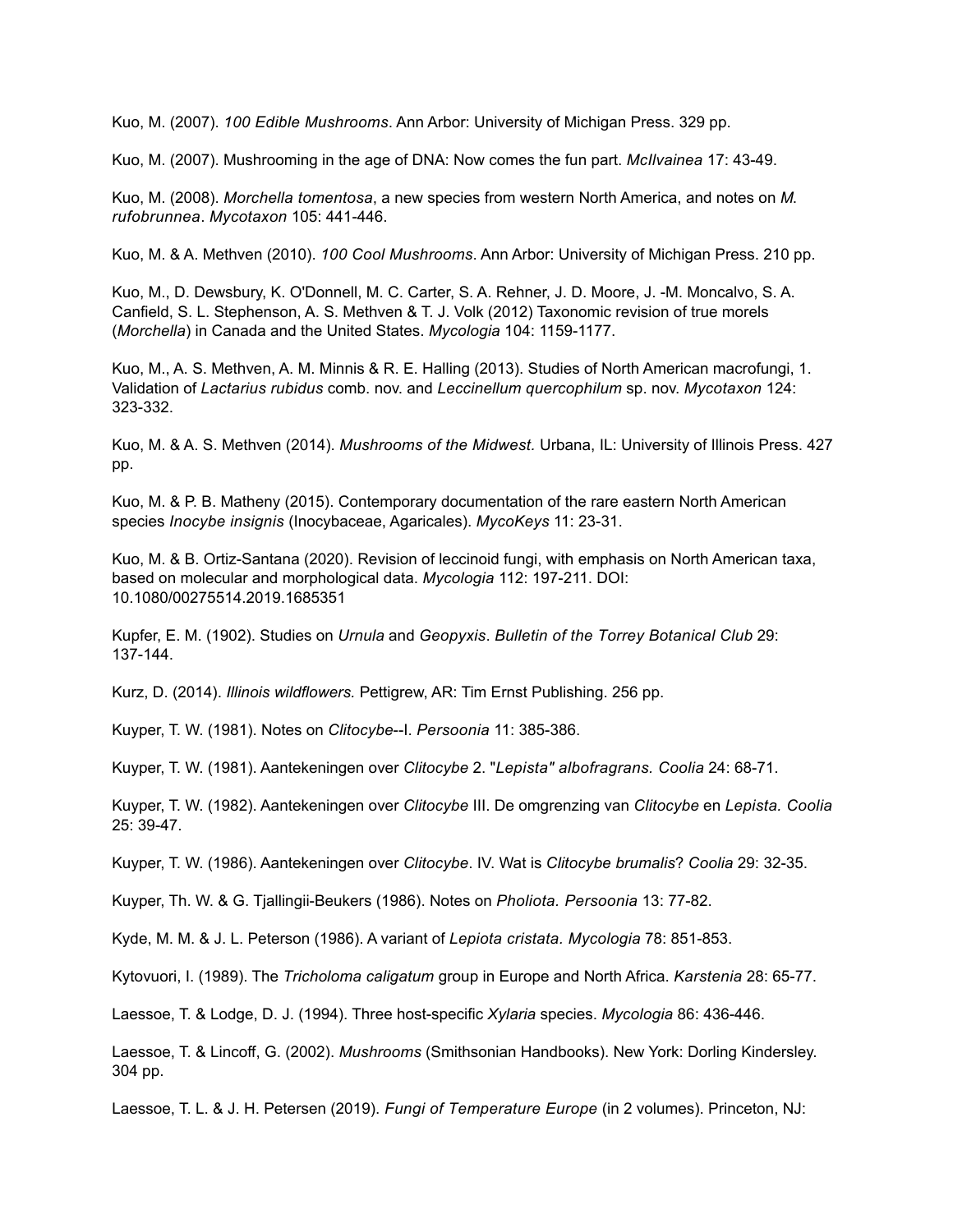Kuo, M. (2007). *100 Edible Mushrooms*. Ann Arbor: University of Michigan Press. 329 pp.

Kuo, M. (2007). Mushrooming in the age of DNA: Now comes the fun part. *McIlvainea* 17: 43-49.

Kuo, M. (2008). *Morchella tomentosa*, a new species from western North America, and notes on *M. rufobrunnea*. *Mycotaxon* 105: 441-446.

Kuo, M. & A. Methven (2010). *100 Cool Mushrooms*. Ann Arbor: University of Michigan Press. 210 pp.

Kuo, M., D. Dewsbury, K. O'Donnell, M. C. Carter, S. A. Rehner, J. D. Moore, J. -M. Moncalvo, S. A. Canfield, S. L. Stephenson, A. S. Methven & T. J. Volk (2012) Taxonomic revision of true morels (*Morchella*) in Canada and the United States. *Mycologia* 104: 1159-1177.

Kuo, M., A. S. Methven, A. M. Minnis & R. E. Halling (2013). Studies of North American macrofungi, 1. Validation of *Lactarius rubidus* comb. nov. and *Leccinellum quercophilum* sp. nov. *Mycotaxon* 124: 323-332.

Kuo, M. & A. S. Methven (2014). *Mushrooms of the Midwest.* Urbana, IL: University of Illinois Press. 427 pp.

Kuo, M. & P. B. Matheny (2015). Contemporary documentation of the rare eastern North American species *Inocybe insignis* (Inocybaceae, Agaricales). *MycoKeys* 11: 23-31.

Kuo, M. & B. Ortiz-Santana (2020). Revision of leccinoid fungi, with emphasis on North American taxa, based on molecular and morphological data. *Mycologia* 112: 197-211. DOI: 10.1080/00275514.2019.1685351

Kupfer, E. M. (1902). Studies on *Urnula* and *Geopyxis*. *Bulletin of the Torrey Botanical Club* 29: 137-144.

Kurz, D. (2014). *Illinois wildflowers.* Pettigrew, AR: Tim Ernst Publishing. 256 pp.

Kuyper, T. W. (1981). Notes on *Clitocybe*--I. *Persoonia* 11: 385-386.

Kuyper, T. W. (1981). Aantekeningen over *Clitocybe* 2. "*Lepista" albofragrans. Coolia* 24: 68-71.

Kuyper, T. W. (1982). Aantekeningen over *Clitocybe* III. De omgrenzing van *Clitocybe* en *Lepista. Coolia* 25: 39-47.

Kuyper, T. W. (1986). Aantekeningen over *Clitocybe*. IV. Wat is *Clitocybe brumalis*? *Coolia* 29: 32-35.

Kuyper, Th. W. & G. Tjallingii-Beukers (1986). Notes on *Pholiota. Persoonia* 13: 77-82.

Kyde, M. M. & J. L. Peterson (1986). A variant of *Lepiota cristata*. *Mycologia* 78: 851-853.

Kytovuori, I. (1989). The *Tricholoma caligatum* group in Europe and North Africa. *Karstenia* 28: 65-77.

Laessoe, T. & Lodge, D. J. (1994). Three host-specific *Xylaria* species. *Mycologia* 86: 436-446.

Laessoe, T. & Lincoff, G. (2002). *Mushrooms* (Smithsonian Handbooks). New York: Dorling Kindersley. 304 pp.

Laessoe, T. L. & J. H. Petersen (2019). *Fungi of Temperature Europe* (in 2 volumes). Princeton, NJ: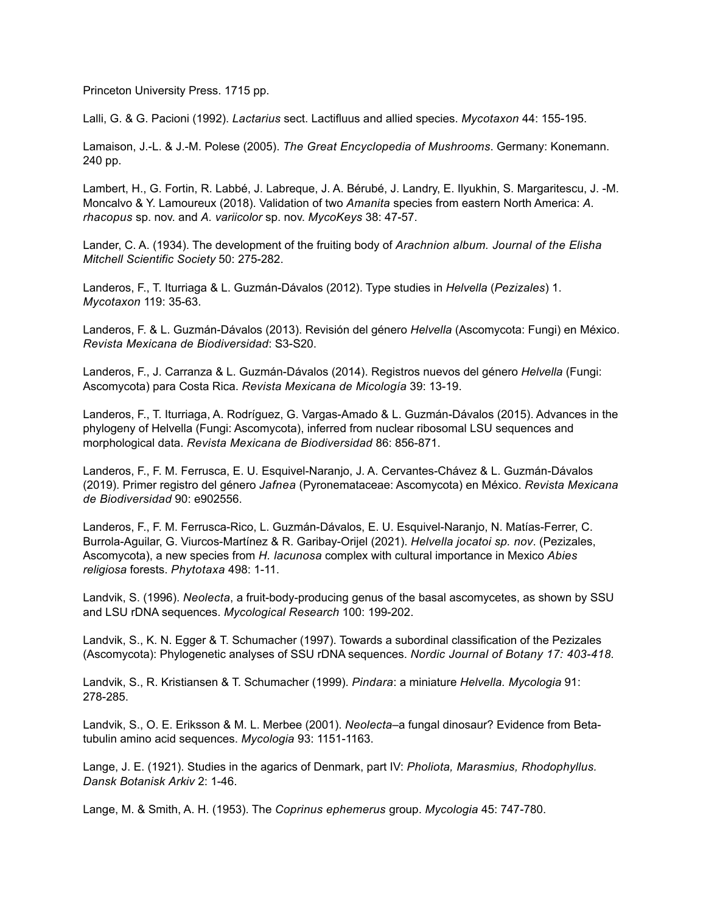Princeton University Press. 1715 pp.

Lalli, G. & G. Pacioni (1992). *Lactarius* sect. Lactifluus and allied species. *Mycotaxon* 44: 155-195.

Lamaison, J.-L. & J.-M. Polese (2005). *The Great Encyclopedia of Mushrooms*. Germany: Konemann. 240 pp.

Lambert, H., G. Fortin, R. Labbé, J. Labreque, J. A. Bérubé, J. Landry, E. Ilyukhin, S. Margaritescu, J. -M. Moncalvo & Y. Lamoureux (2018). Validation of two *Amanita* species from eastern North America: *A. rhacopus* sp. nov. and *A. variicolor* sp. nov. *MycoKeys* 38: 47-57.

Lander, C. A. (1934). The development of the fruiting body of *Arachnion album. Journal of the Elisha Mitchell Scientific Society* 50: 275-282.

Landeros, F., T. Iturriaga & L. Guzmán-Dávalos (2012). Type studies in *Helvella* (*Pezizales*) 1. *Mycotaxon* 119: 35-63.

Landeros, F. & L. Guzmán-Dávalos (2013). Revisión del género *Helvella* (Ascomycota: Fungi) en México. *Revista Mexicana de Biodiversidad*: S3-S20.

Landeros, F., J. Carranza & L. Guzmán-Dávalos (2014). Registros nuevos del género *Helvella* (Fungi: Ascomycota) para Costa Rica. *Revista Mexicana de Micología* 39: 13-19.

Landeros, F., T. Iturriaga, A. Rodríguez, G. Vargas-Amado & L. Guzmán-Dávalos (2015). Advances in the phylogeny of Helvella (Fungi: Ascomycota), inferred from nuclear ribosomal LSU sequences and morphological data. *Revista Mexicana de Biodiversidad* 86: 856-871.

Landeros, F., F. M. Ferrusca, E. U. Esquivel-Naranjo, J. A. Cervantes-Chávez & L. Guzmán-Dávalos (2019). Primer registro del género *Jafnea* (Pyronemataceae: Ascomycota) en México. *Revista Mexicana de Biodiversidad* 90: e902556.

Landeros, F., F. M. Ferrusca-Rico, L. Guzmán-Dávalos, E. U. Esquivel-Naranjo, N. Matías-Ferrer, C. Burrola-Aguilar, G. Viurcos-Martínez & R. Garibay-Orijel (2021). *Helvella jocatoi sp. nov*. (Pezizales, Ascomycota), a new species from *H. lacunosa* complex with cultural importance in Mexico *Abies religiosa* forests. *Phytotaxa* 498: 1-11.

Landvik, S. (1996). *Neolecta*, a fruit-body-producing genus of the basal ascomycetes, as shown by SSU and LSU rDNA sequences. *Mycological Research* 100: 199-202.

Landvik, S., K. N. Egger & T. Schumacher (1997). Towards a subordinal classification of the Pezizales (Ascomycota): Phylogenetic analyses of SSU rDNA sequences. *Nordic Journal of Botany 17: 403-418.*

Landvik, S., R. Kristiansen & T. Schumacher (1999). *Pindara*: a miniature *Helvella. Mycologia* 91: 278-285.

Landvik, S., O. E. Eriksson & M. L. Merbee (2001). *Neolecta*–a fungal dinosaur? Evidence from Beta-tubulin amino acid sequences. *Mycologia* 93: 1151-1163.

Lange, J. E. (1921). Studies in the agarics of Denmark, part IV: *Pholiota, Marasmius, Rhodophyllus. Dansk Botanisk Arkiv* 2: 1-46.

Lange, M. & Smith, A. H. (1953). The *Coprinus ephemerus* group. *Mycologia* 45: 747-780.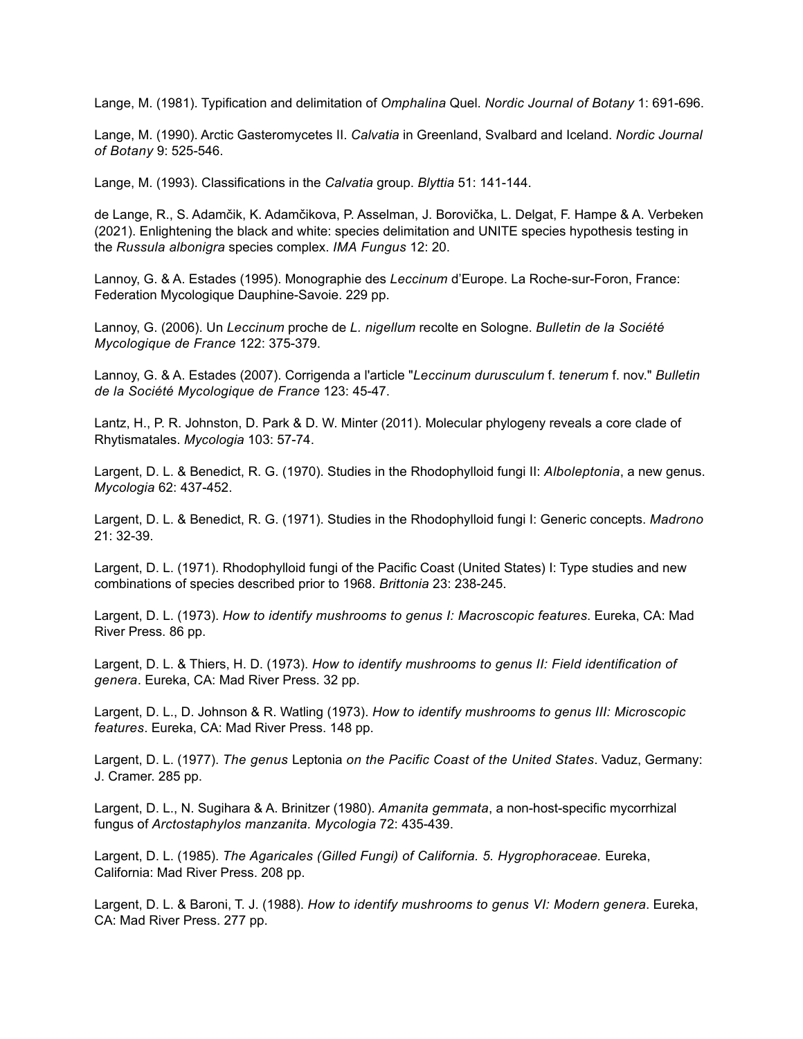Lange, M. (1981). Typification and delimitation of *Omphalina* Quel. *Nordic Journal of Botany* 1: 691-696.

Lange, M. (1990). Arctic Gasteromycetes II. *Calvatia* in Greenland, Svalbard and Iceland. *Nordic Journal of Botany* 9: 525-546.

Lange, M. (1993). Classifications in the *Calvatia* group. *Blyttia* 51: 141-144.

de Lange, R., S. Adamčik, K. Adamčikova, P. Asselman, J. Borovička, L. Delgat, F. Hampe & A. Verbeken (2021). Enlightening the black and white: species delimitation and UNITE species hypothesis testing in the *Russula albonigra* species complex. *IMA Fungus* 12: 20.

Lannoy, G. & A. Estades (1995). Monographie des *Leccinum* d'Europe. La Roche-sur-Foron, France: Federation Mycologique Dauphine-Savoie. 229 pp.

Lannoy, G. (2006). Un *Leccinum* proche de *L. nigellum* recolte en Sologne. *Bulletin de la Société Mycologique de France* 122: 375-379.

Lannoy, G. & A. Estades (2007). Corrigenda a l'article "*Leccinum durusculum* f. *tenerum* f. nov." *Bulletin de la Société Mycologique de France* 123: 45-47.

Lantz, H., P. R. Johnston, D. Park & D. W. Minter (2011). Molecular phylogeny reveals a core clade of Rhytismatales. *Mycologia* 103: 57-74.

Largent, D. L. & Benedict, R. G. (1970). Studies in the Rhodophylloid fungi II: *Alboleptonia*, a new genus. *Mycologia* 62: 437-452.

Largent, D. L. & Benedict, R. G. (1971). Studies in the Rhodophylloid fungi I: Generic concepts. *Madrono* 21: 32-39.

Largent, D. L. (1971). Rhodophylloid fungi of the Pacific Coast (United States) I: Type studies and new combinations of species described prior to 1968. *Brittonia* 23: 238-245.

Largent, D. L. (1973). *How to identify mushrooms to genus I: Macroscopic features.* Eureka, CA: Mad River Press. 86 pp.

Largent, D. L. & Thiers, H. D. (1973). *How to identify mushrooms to genus II: Field identification of genera*. Eureka, CA: Mad River Press. 32 pp.

Largent, D. L., D. Johnson & R. Watling (1973). *How to identify mushrooms to genus III: Microscopic features*. Eureka, CA: Mad River Press. 148 pp.

Largent, D. L. (1977). *The genus* Leptonia *on the Pacific Coast of the United States*. Vaduz, Germany: J. Cramer. 285 pp.

Largent, D. L., N. Sugihara & A. Brinitzer (1980). *Amanita gemmata*, a non-host-specific mycorrhizal fungus of *Arctostaphylos manzanita. Mycologia* 72: 435-439.

Largent, D. L. (1985). *The Agaricales (Gilled Fungi) of California. 5. Hygrophoraceae.* Eureka, California: Mad River Press. 208 pp.

Largent, D. L. & Baroni, T. J. (1988). *How to identify mushrooms to genus VI: Modern genera*. Eureka, CA: Mad River Press. 277 pp.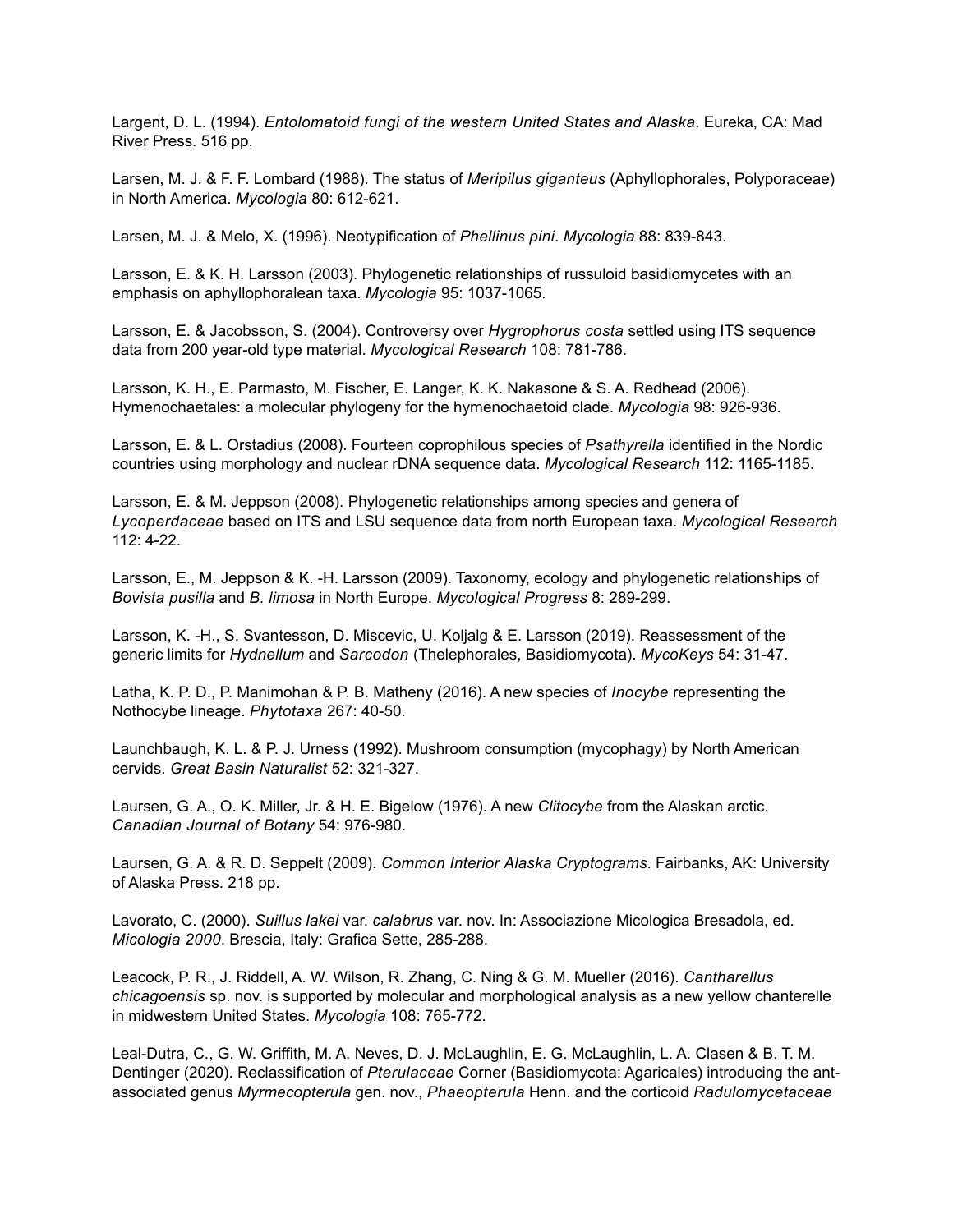Largent, D. L. (1994). *Entolomatoid fungi of the western United States and Alaska*. Eureka, CA: Mad River Press. 516 pp.

Larsen, M. J. & F. F. Lombard (1988). The status of *Meripilus giganteus* (Aphyllophorales, Polyporaceae) in North America. *Mycologia* 80: 612-621.

Larsen, M. J. & Melo, X. (1996). Neotypification of *Phellinus pini*. *Mycologia* 88: 839-843.

Larsson, E. & K. H. Larsson (2003). Phylogenetic relationships of russuloid basidiomycetes with an emphasis on aphyllophoralean taxa. *Mycologia* 95: 1037-1065.

Larsson, E. & Jacobsson, S. (2004). Controversy over *Hygrophorus costa* settled using ITS sequence data from 200 year-old type material. *Mycological Research* 108: 781-786.

Larsson, K. H., E. Parmasto, M. Fischer, E. Langer, K. K. Nakasone & S. A. Redhead (2006). Hymenochaetales: a molecular phylogeny for the hymenochaetoid clade. *Mycologia* 98: 926-936.

Larsson, E. & L. Orstadius (2008). Fourteen coprophilous species of *Psathyrella* identified in the Nordic countries using morphology and nuclear rDNA sequence data. *Mycological Research* 112: 1165-1185.

Larsson, E. & M. Jeppson (2008). Phylogenetic relationships among species and genera of *Lycoperdaceae* based on ITS and LSU sequence data from north European taxa. *Mycological Research* 112: 4-22.

Larsson, E., M. Jeppson & K. -H. Larsson (2009). Taxonomy, ecology and phylogenetic relationships of *Bovista pusilla* and *B. limosa* in North Europe. *Mycological Progress* 8: 289-299.

Larsson, K. -H., S. Svantesson, D. Miscevic, U. Koljalg & E. Larsson (2019). Reassessment of the generic limits for *Hydnellum* and *Sarcodon* (Thelephorales, Basidiomycota). *MycoKeys* 54: 31-47.

Latha, K. P. D., P. Manimohan & P. B. Matheny (2016). A new species of *Inocybe* representing the Nothocybe lineage. *Phytotaxa* 267: 40-50.

Launchbaugh, K. L. & P. J. Urness (1992). Mushroom consumption (mycophagy) by North American cervids. *Great Basin Naturalist* 52: 321-327.

Laursen, G. A., O. K. Miller, Jr. & H. E. Bigelow (1976). A new *Clitocybe* from the Alaskan arctic. *Canadian Journal of Botany* 54: 976-980.

Laursen, G. A. & R. D. Seppelt (2009). *Common Interior Alaska Cryptograms*. Fairbanks, AK: University of Alaska Press. 218 pp.

Lavorato, C. (2000). *Suillus lakei* var. *calabrus* var. nov. In: Associazione Micologica Bresadola, ed. *Micologia 2000*. Brescia, Italy: Grafica Sette, 285-288.

Leacock, P. R., J. Riddell, A. W. Wilson, R. Zhang, C. Ning & G. M. Mueller (2016). *Cantharellus chicagoensis* sp. nov. is supported by molecular and morphological analysis as a new yellow chanterelle in midwestern United States. *Mycologia* 108: 765-772.

Leal-Dutra, C., G. W. Griffith, M. A. Neves, D. J. McLaughlin, E. G. McLaughlin, L. A. Clasen & B. T. M. Dentinger (2020). Reclassification of *Pterulaceae* Corner (Basidiomycota: Agaricales) introducing the ant-associated genus *Myrmecopterula* gen. nov., *Phaeopterula* Henn. and the corticoid *Radulomycetaceae*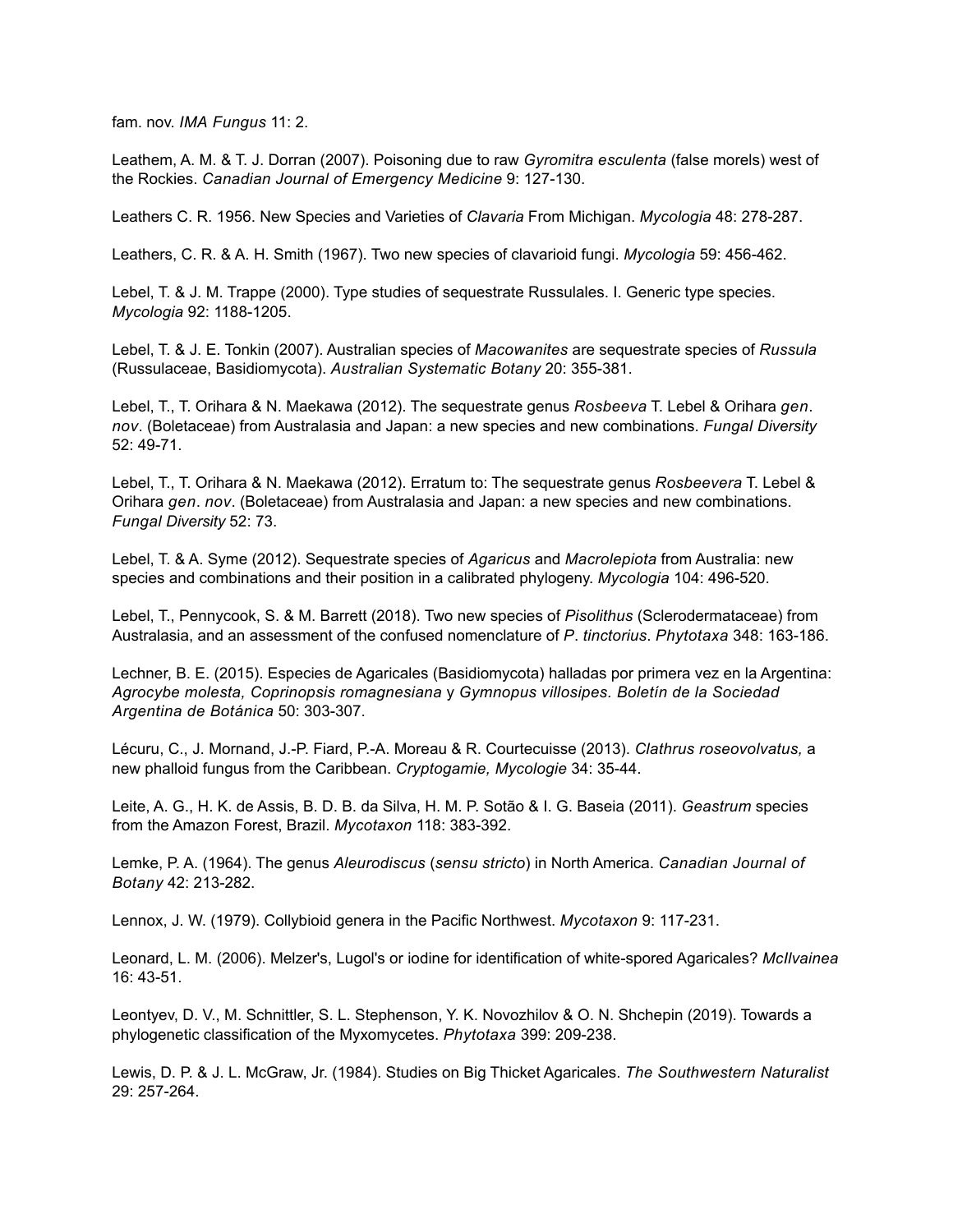fam. nov. *IMA Fungus* 11: 2.

Leathem, A. M. & T. J. Dorran (2007). Poisoning due to raw *Gyromitra esculenta* (false morels) west of the Rockies. *Canadian Journal of Emergency Medicine* 9: 127-130.

Leathers C. R. 1956. New Species and Varieties of *Clavaria* From Michigan. *Mycologia* 48: 278-287.

Leathers, C. R. & A. H. Smith (1967). Two new species of clavarioid fungi. *Mycologia* 59: 456-462.

Lebel, T. & J. M. Trappe (2000). Type studies of sequestrate Russulales. I. Generic type species. *Mycologia* 92: 1188-1205.

Lebel, T. & J. E. Tonkin (2007). Australian species of *Macowanites* are sequestrate species of *Russula* (Russulaceae, Basidiomycota). *Australian Systematic Botany* 20: 355-381.

Lebel, T., T. Orihara & N. Maekawa (2012). The sequestrate genus *Rosbeeva* T. Lebel & Orihara *gen. nov*. (Boletaceae) from Australasia and Japan: a new species and new combinations. *Fungal Diversity* 52: 49-71.

Lebel, T., T. Orihara & N. Maekawa (2012). Erratum to: The sequestrate genus *Rosbeevera* T. Lebel & Orihara *gen. nov*. (Boletaceae) from Australasia and Japan: a new species and new combinations. *Fungal Diversity* 52: 73.

Lebel, T. & A. Syme (2012). Sequestrate species of *Agaricus* and *Macrolepiota* from Australia: new species and combinations and their position in a calibrated phylogeny. *Mycologia* 104: 496-520.

Lebel, T., Pennycook, S. & M. Barrett (2018). Two new species of *Pisolithus* (Sclerodermataceae) from Australasia, and an assessment of the confused nomenclature of *P. tinctorius*. *Phytotaxa* 348: 163-186.

Lechner, B. E. (2015). Especies de Agaricales (Basidiomycota) halladas por primera vez en la Argentina: *Agrocybe molesta, Coprinopsis romagnesiana* y *Gymnopus villosipes. Boletín de la Sociedad Argentina de Botánica* 50: 303-307.

Lécuru, C., J. Mornand, J.-P. Fiard, P.-A. Moreau & R. Courtecuisse (2013). *Clathrus roseovolvatus,* a new phalloid fungus from the Caribbean. *Cryptogamie, Mycologie* 34: 35-44.

Leite, A. G., H. K. de Assis, B. D. B. da Silva, H. M. P. Sotão & I. G. Baseia (2011). *Geastrum* species from the Amazon Forest, Brazil. *Mycotaxon* 118: 383-392.

Lemke, P. A. (1964). The genus *Aleurodiscus* (*sensu stricto*) in North America. *Canadian Journal of Botany* 42: 213-282.

Lennox, J. W. (1979). Collybioid genera in the Pacific Northwest. *Mycotaxon* 9: 117-231.

Leonard, L. M. (2006). Melzer's, Lugol's or iodine for identification of white-spored Agaricales? *McIlvainea* 16: 43-51.

Leontyev, D. V., M. Schnittler, S. L. Stephenson, Y. K. Novozhilov & O. N. Shchepin (2019). Towards a phylogenetic classification of the Myxomycetes. *Phytotaxa* 399: 209-238.

Lewis, D. P. & J. L. McGraw, Jr. (1984). Studies on Big Thicket Agaricales. *The Southwestern Naturalist* 29: 257-264.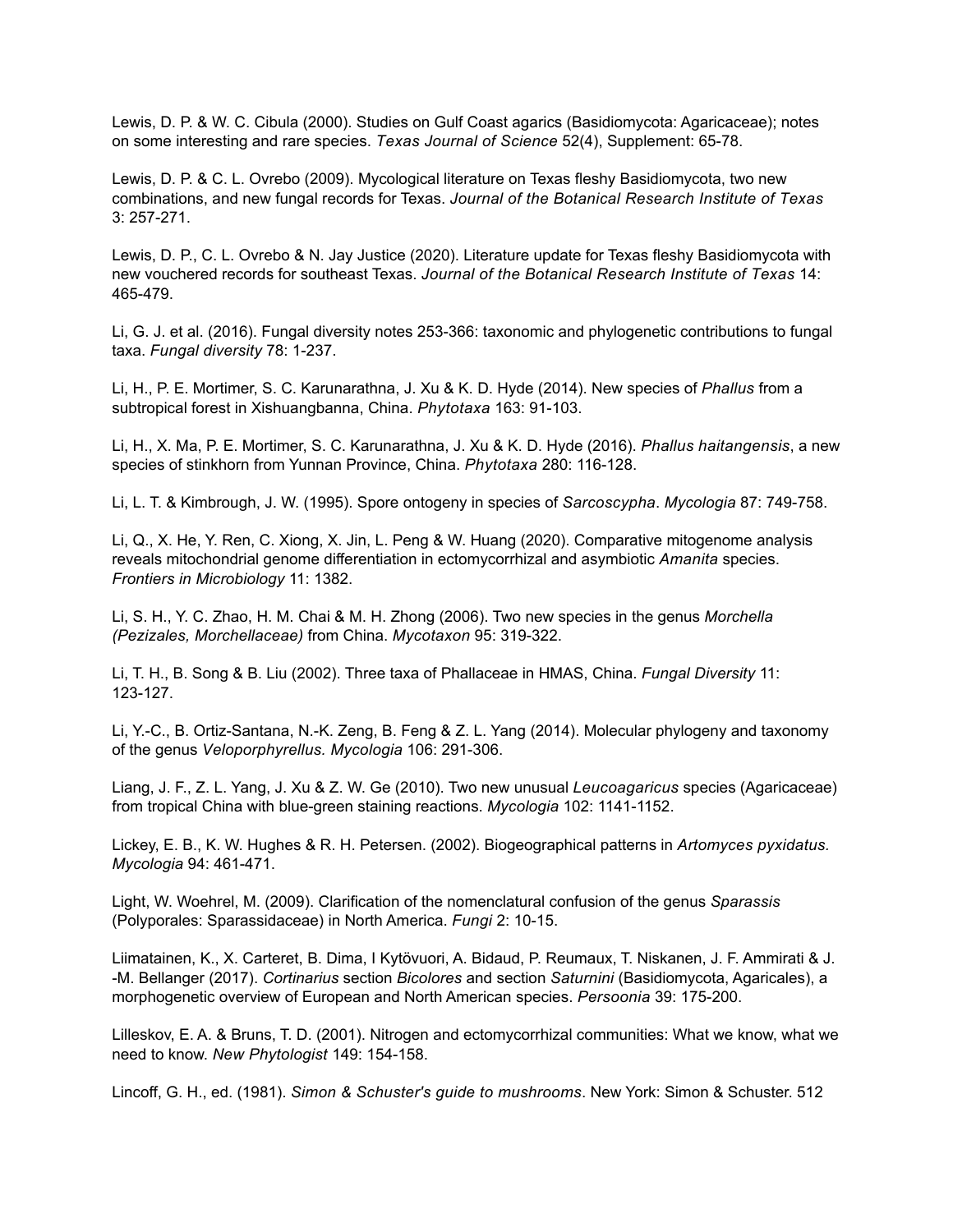Lewis, D. P. & W. C. Cibula (2000). Studies on Gulf Coast agarics (Basidiomycota: Agaricaceae); notes on some interesting and rare species. *Texas Journal of Science* 52(4), Supplement: 65-78.

Lewis, D. P. & C. L. Ovrebo (2009). Mycological literature on Texas fleshy Basidiomycota, two new combinations, and new fungal records for Texas. *Journal of the Botanical Research Institute of Texas* 3: 257-271.

Lewis, D. P., C. L. Ovrebo & N. Jay Justice (2020). Literature update for Texas fleshy Basidiomycota with new vouchered records for southeast Texas. *Journal of the Botanical Research Institute of Texas* 14: 465-479.

Li, G. J. et al. (2016). Fungal diversity notes 253-366: taxonomic and phylogenetic contributions to fungal taxa. *Fungal diversity* 78: 1-237.

Li, H., P. E. Mortimer, S. C. Karunarathna, J. Xu & K. D. Hyde (2014). New species of *Phallus* from a subtropical forest in Xishuangbanna, China. *Phytotaxa* 163: 91-103.

Li, H., X. Ma, P. E. Mortimer, S. C. Karunarathna, J. Xu & K. D. Hyde (2016). *Phallus haitangensis*, a new species of stinkhorn from Yunnan Province, China. *Phytotaxa* 280: 116-128.

Li, L. T. & Kimbrough, J. W. (1995). Spore ontogeny in species of *Sarcoscypha*. *Mycologia* 87: 749-758.

Li, Q., X. He, Y. Ren, C. Xiong, X. Jin, L. Peng & W. Huang (2020). Comparative mitogenome analysis reveals mitochondrial genome differentiation in ectomycorrhizal and asymbiotic *Amanita* species. *Frontiers in Microbiology* 11: 1382.

Li, S. H., Y. C. Zhao, H. M. Chai & M. H. Zhong (2006). Two new species in the genus *Morchella (Pezizales, Morchellaceae)* from China. *Mycotaxon* 95: 319-322.

Li, T. H., B. Song & B. Liu (2002). Three taxa of Phallaceae in HMAS, China. *Fungal Diversity* 11: 123-127.

Li, Y.-C., B. Ortiz-Santana, N.-K. Zeng, B. Feng & Z. L. Yang (2014). Molecular phylogeny and taxonomy of the genus *Veloporphyrellus. Mycologia* 106: 291-306.

Liang, J. F., Z. L. Yang, J. Xu & Z. W. Ge (2010). Two new unusual *Leucoagaricus* species (Agaricaceae) from tropical China with blue-green staining reactions. *Mycologia* 102: 1141-1152.

Lickey, E. B., K. W. Hughes & R. H. Petersen. (2002). Biogeographical patterns in *Artomyces pyxidatus. Mycologia* 94: 461-471.

Light, W. Woehrel, M. (2009). Clarification of the nomenclatural confusion of the genus *Sparassis* (Polyporales: Sparassidaceae) in North America. *Fungi* 2: 10-15.

Liimatainen, K., X. Carteret, B. Dima, I Kytövuori, A. Bidaud, P. Reumaux, T. Niskanen, J. F. Ammirati & J. -M. Bellanger (2017). *Cortinarius* section *Bicolores* and section *Saturnini* (Basidiomycota, Agaricales), a morphogenetic overview of European and North American species. *Persoonia* 39: 175-200.

Lilleskov, E. A. & Bruns, T. D. (2001). Nitrogen and ectomycorrhizal communities: What we know, what we need to know. *New Phytologist* 149: 154-158.

Lincoff, G. H., ed. (1981). *Simon & Schuster's guide to mushrooms*. New York: Simon & Schuster. 512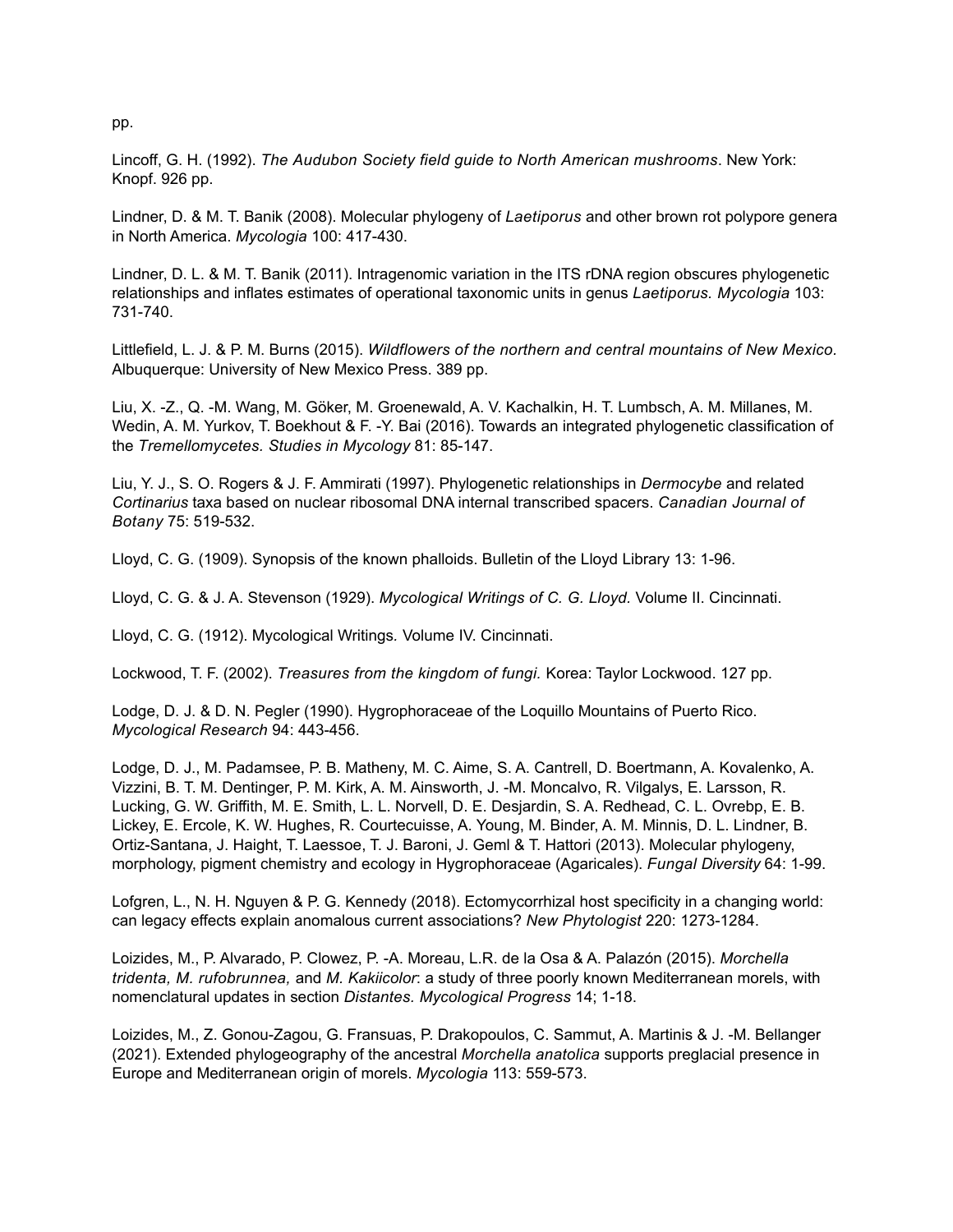pp.

Lincoff, G. H. (1992). *The Audubon Society field guide to North American mushrooms*. New York: Knopf. 926 pp.

Lindner, D. & M. T. Banik (2008). Molecular phylogeny of *Laetiporus* and other brown rot polypore genera in North America. *Mycologia* 100: 417-430.

Lindner, D. L. & M. T. Banik (2011). Intragenomic variation in the ITS rDNA region obscures phylogenetic relationships and inflates estimates of operational taxonomic units in genus *Laetiporus. Mycologia* 103: 731-740.

Littlefield, L. J. & P. M. Burns (2015). *Wildflowers of the northern and central mountains of New Mexico.* Albuquerque: University of New Mexico Press. 389 pp.

Liu, X. -Z., Q. -M. Wang, M. Göker, M. Groenewald, A. V. Kachalkin, H. T. Lumbsch, A. M. Millanes, M. Wedin, A. M. Yurkov, T. Boekhout & F. -Y. Bai (2016). Towards an integrated phylogenetic classification of the *Tremellomycetes. Studies in Mycology* 81: 85-147.

Liu, Y. J., S. O. Rogers & J. F. Ammirati (1997). Phylogenetic relationships in *Dermocybe* and related *Cortinarius* taxa based on nuclear ribosomal DNA internal transcribed spacers. *Canadian Journal of Botany* 75: 519-532.

Lloyd, C. G. (1909). Synopsis of the known phalloids. Bulletin of the Lloyd Library 13: 1-96.

Lloyd, C. G. & J. A. Stevenson (1929). *Mycological Writings of C. G. Lloyd*. Volume II. Cincinnati.

Lloyd, C. G. (1912). Mycological Writings*.* Volume IV. Cincinnati.

Lockwood, T. F. (2002). *Treasures from the kingdom of fungi.* Korea: Taylor Lockwood. 127 pp.

Lodge, D. J. & D. N. Pegler (1990). Hygrophoraceae of the Loquillo Mountains of Puerto Rico. *Mycological Research* 94: 443-456.

Lodge, D. J., M. Padamsee, P. B. Matheny, M. C. Aime, S. A. Cantrell, D. Boertmann, A. Kovalenko, A. Vizzini, B. T. M. Dentinger, P. M. Kirk, A. M. Ainsworth, J. -M. Moncalvo, R. Vilgalys, E. Larsson, R. Lucking, G. W. Griffith, M. E. Smith, L. L. Norvell, D. E. Desjardin, S. A. Redhead, C. L. Ovrebp, E. B. Lickey, E. Ercole, K. W. Hughes, R. Courtecuisse, A. Young, M. Binder, A. M. Minnis, D. L. Lindner, B. Ortiz-Santana, J. Haight, T. Laessoe, T. J. Baroni, J. Geml & T. Hattori (2013). Molecular phylogeny, morphology, pigment chemistry and ecology in Hygrophoraceae (Agaricales). *Fungal Diversity* 64: 1-99.

Lofgren, L., N. H. Nguyen & P. G. Kennedy (2018). Ectomycorrhizal host specificity in a changing world: can legacy effects explain anomalous current associations? *New Phytologist* 220: 1273-1284.

Loizides, M., P. Alvarado, P. Clowez, P. -A. Moreau, L.R. de la Osa & A. Palazón (2015). *Morchella tridenta, M. rufobrunnea,* and *M. Kakiicolor*: a study of three poorly known Mediterranean morels, with nomenclatural updates in section *Distantes. Mycological Progress* 14; 1-18.

Loizides, M., Z. Gonou-Zagou, G. Fransuas, P. Drakopoulos, C. Sammut, A. Martinis & J. -M. Bellanger (2021). Extended phylogeography of the ancestral *Morchella anatolica* supports preglacial presence in Europe and Mediterranean origin of morels. *Mycologia* 113: 559-573.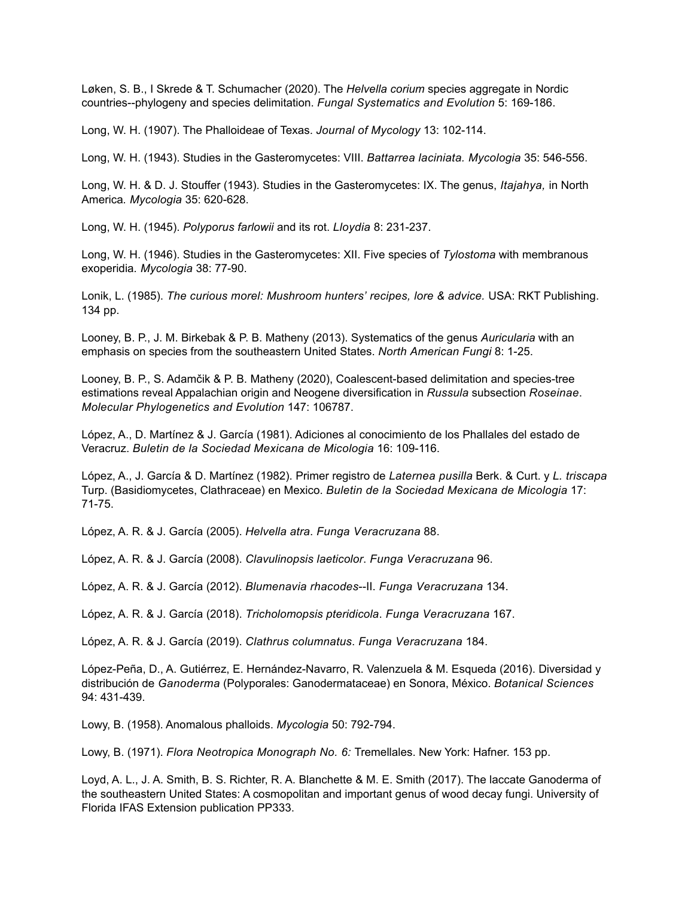Løken, S. B., I Skrede & T. Schumacher (2020). The *Helvella corium* species aggregate in Nordic countries--phylogeny and species delimitation. *Fungal Systematics and Evolution* 5: 169-186.

Long, W. H. (1907). The Phalloideae of Texas. *Journal of Mycology* 13: 102-114.

Long, W. H. (1943). Studies in the Gasteromycetes: VIII. *Battarrea laciniata. Mycologia* 35: 546-556.

Long, W. H. & D. J. Stouffer (1943). Studies in the Gasteromycetes: IX. The genus, *Itajahya,* in North America. *Mycologia* 35: 620-628.

Long, W. H. (1945). *Polyporus farlowii* and its rot. *Lloydia* 8: 231-237.

Long, W. H. (1946). Studies in the Gasteromycetes: XII. Five species of *Tylostoma* with membranous exoperidia. *Mycologia* 38: 77-90.

Lonik, L. (1985). *The curious morel: Mushroom hunters' recipes, lore & advice.* USA: RKT Publishing. 134 pp.

Looney, B. P., J. M. Birkebak & P. B. Matheny (2013). Systematics of the genus *Auricularia* with an emphasis on species from the southeastern United States. *North American Fungi* 8: 1-25.

Looney, B. P., S. Adamčik & P. B. Matheny (2020), Coalescent-based delimitation and species-tree estimations reveal Appalachian origin and Neogene diversification in *Russula* subsection *Roseinae*. *Molecular Phylogenetics and Evolution* 147: 106787.

López, A., D. Martínez & J. García (1981). Adiciones al conocimiento de los Phallales del estado de Veracruz. *Buletin de la Sociedad Mexicana de Micologia* 16: 109-116.

López, A., J. García & D. Martínez (1982). Primer registro de *Laternea pusilla* Berk. & Curt. y *L. triscapa* Turp. (Basidiomycetes, Clathraceae) en Mexico. *Buletin de la Sociedad Mexicana de Micologia* 17: 71-75.

López, A. R. & J. García (2005). *Helvella atra*. *Funga Veracruzana* 88.

López, A. R. & J. García (2008). *Clavulinopsis laeticolor*. *Funga Veracruzana* 96.

López, A. R. & J. García (2012). *Blumenavia rhacodes*--II. *Funga Veracruzana* 134.

López, A. R. & J. García (2018). *Tricholomopsis pteridicola*. *Funga Veracruzana* 167.

López, A. R. & J. García (2019). *Clathrus columnatus*. *Funga Veracruzana* 184.

López-Peña, D., A. Gutiérrez, E. Hernández-Navarro, R. Valenzuela & M. Esqueda (2016). Diversidad y distribución de *Ganoderma* (Polyporales: Ganodermataceae) en Sonora, México. *Botanical Sciences* 94: 431-439.

Lowy, B. (1958). Anomalous phalloids. *Mycologia* 50: 792-794.

Lowy, B. (1971). *Flora Neotropica Monograph No. 6:* Tremellales. New York: Hafner. 153 pp.

Loyd, A. L., J. A. Smith, B. S. Richter, R. A. Blanchette & M. E. Smith (2017). The laccate Ganoderma of the southeastern United States: A cosmopolitan and important genus of wood decay fungi. University of Florida IFAS Extension publication PP333.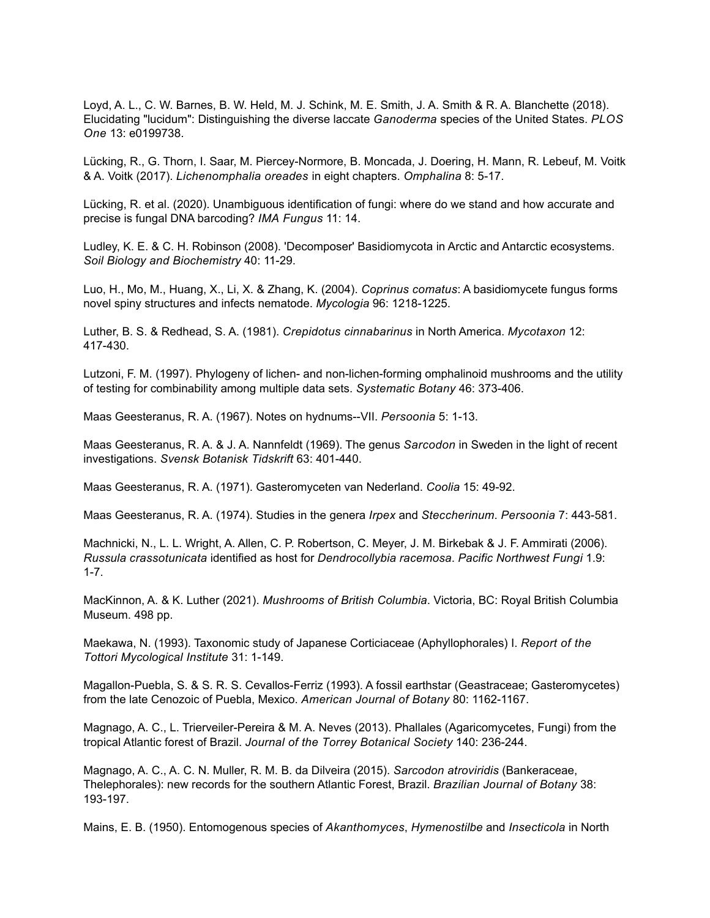Loyd, A. L., C. W. Barnes, B. W. Held, M. J. Schink, M. E. Smith, J. A. Smith & R. A. Blanchette (2018). Elucidating "lucidum": Distinguishing the diverse laccate *Ganoderma* species of the United States. *PLOS One* 13: e0199738.

Lücking, R., G. Thorn, I. Saar, M. Piercey-Normore, B. Moncada, J. Doering, H. Mann, R. Lebeuf, M. Voitk & A. Voitk (2017). *Lichenomphalia oreades* in eight chapters. *Omphalina* 8: 5-17.

Lücking, R. et al. (2020). Unambiguous identification of fungi: where do we stand and how accurate and precise is fungal DNA barcoding? *IMA Fungus* 11: 14.

Ludley, K. E. & C. H. Robinson (2008). 'Decomposer' Basidiomycota in Arctic and Antarctic ecosystems. *Soil Biology and Biochemistry* 40: 11-29.

Luo, H., Mo, M., Huang, X., Li, X. & Zhang, K. (2004). *Coprinus comatus*: A basidiomycete fungus forms novel spiny structures and infects nematode. *Mycologia* 96: 1218-1225.

Luther, B. S. & Redhead, S. A. (1981). *Crepidotus cinnabarinus* in North America. *Mycotaxon* 12: 417-430.

Lutzoni, F. M. (1997). Phylogeny of lichen- and non-lichen-forming omphalinoid mushrooms and the utility of testing for combinability among multiple data sets. *Systematic Botany* 46: 373-406.

Maas Geesteranus, R. A. (1967). Notes on hydnums--VII. *Persoonia* 5: 1-13.

Maas Geesteranus, R. A. & J. A. Nannfeldt (1969). The genus *Sarcodon* in Sweden in the light of recent investigations. *Svensk Botanisk Tidskrift* 63: 401-440.

Maas Geesteranus, R. A. (1971). Gasteromyceten van Nederland. *Coolia* 15: 49-92.

Maas Geesteranus, R. A. (1974). Studies in the genera *Irpex* and *Steccherinum*. *Persoonia* 7: 443-581.

Machnicki, N., L. L. Wright, A. Allen, C. P. Robertson, C. Meyer, J. M. Birkebak & J. F. Ammirati (2006). *Russula crassotunicata* identified as host for *Dendrocollybia racemosa*. *Pacific Northwest Fungi* 1.9: 1-7.

MacKinnon, A. & K. Luther (2021). *Mushrooms of British Columbia*. Victoria, BC: Royal British Columbia Museum. 498 pp.

Maekawa, N. (1993). Taxonomic study of Japanese Corticiaceae (Aphyllophorales) I. *Report of the Tottori Mycological Institute* 31: 1-149.

Magallon-Puebla, S. & S. R. S. Cevallos-Ferriz (1993). A fossil earthstar (Geastraceae; Gasteromycetes) from the late Cenozoic of Puebla, Mexico. *American Journal of Botany* 80: 1162-1167.

Magnago, A. C., L. Trierveiler-Pereira & M. A. Neves (2013). Phallales (Agaricomycetes, Fungi) from the tropical Atlantic forest of Brazil. *Journal of the Torrey Botanical Society* 140: 236-244.

Magnago, A. C., A. C. N. Muller, R. M. B. da Dilveira (2015). *Sarcodon atroviridis* (Bankeraceae, Thelephorales): new records for the southern Atlantic Forest, Brazil. *Brazilian Journal of Botany* 38: 193-197.

Mains, E. B. (1950). Entomogenous species of *Akanthomyces*, *Hymenostilbe* and *Insecticola* in North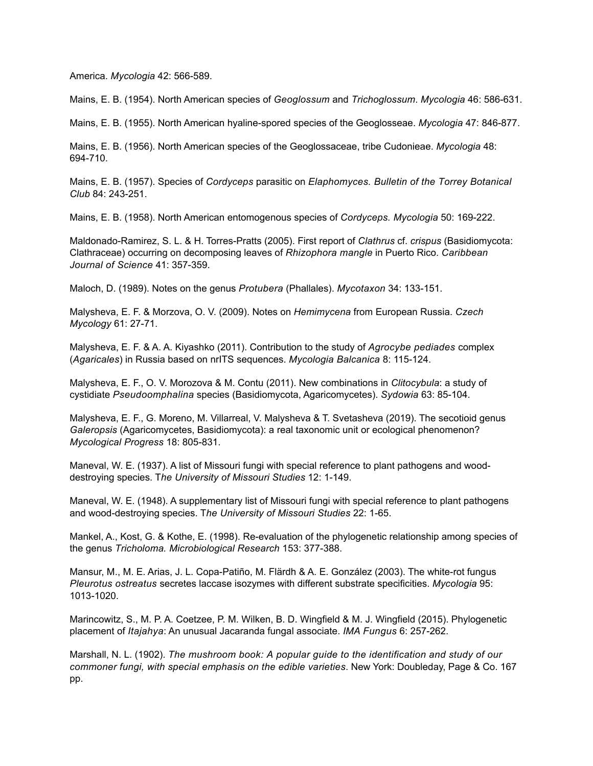America. *Mycologia* 42: 566-589.

Mains, E. B. (1954). North American species of *Geoglossum* and *Trichoglossum*. *Mycologia* 46: 586-631.

Mains, E. B. (1955). North American hyaline-spored species of the Geoglosseae. *Mycologia* 47: 846-877.

Mains, E. B. (1956). North American species of the Geoglossaceae, tribe Cudonieae. *Mycologia* 48: 694-710.

Mains, E. B. (1957). Species of *Cordyceps* parasitic on *Elaphomyces. Bulletin of the Torrey Botanical Club* 84: 243-251.

Mains, E. B. (1958). North American entomogenous species of *Cordyceps. Mycologia* 50: 169-222.

Maldonado-Ramirez, S. L. & H. Torres-Pratts (2005). First report of *Clathrus* cf. *crispus* (Basidiomycota: Clathraceae) occurring on decomposing leaves of *Rhizophora mangle* in Puerto Rico. *Caribbean Journal of Science* 41: 357-359.

Maloch, D. (1989). Notes on the genus *Protubera* (Phallales). *Mycotaxon* 34: 133-151.

Malysheva, E. F. & Morzova, O. V. (2009). Notes on *Hemimycena* from European Russia. *Czech Mycology* 61: 27-71.

Malysheva, E. F. & A. A. Kiyashko (2011). Contribution to the study of *Agrocybe pediades* complex (*Agaricales*) in Russia based on nrITS sequences. *Mycologia Balcanica* 8: 115-124.

Malysheva, E. F., O. V. Morozova & M. Contu (2011). New combinations in *Clitocybula*: a study of cystidiate *Pseudoomphalina* species (Basidiomycota, Agaricomycetes). *Sydowia* 63: 85-104.

Malysheva, E. F., G. Moreno, M. Villarreal, V. Malysheva & T. Svetasheva (2019). The secotioid genus *Galeropsis* (Agaricomycetes, Basidiomycota): a real taxonomic unit or ecological phenomenon? *Mycological Progress* 18: 805-831.

Maneval, W. E. (1937). A list of Missouri fungi with special reference to plant pathogens and wood-destroying species. T*he University of Missouri Studies* 12: 1-149.

Maneval, W. E. (1948). A supplementary list of Missouri fungi with special reference to plant pathogens and wood-destroying species. T*he University of Missouri Studies* 22: 1-65.

Mankel, A., Kost, G. & Kothe, E. (1998). Re-evaluation of the phylogenetic relationship among species of the genus *Tricholoma. Microbiological Research* 153: 377-388.

Mansur, M., M. E. Arias, J. L. Copa-Patiño, M. Flärdh & A. E. González (2003). The white-rot fungus *Pleurotus ostreatus* secretes laccase isozymes with different substrate specificities. *Mycologia* 95: 1013-1020.

Marincowitz, S., M. P. A. Coetzee, P. M. Wilken, B. D. Wingfield & M. J. Wingfield (2015). Phylogenetic placement of *Itajahya*: An unusual Jacaranda fungal associate. *IMA Fungus* 6: 257-262.

Marshall, N. L. (1902). *The mushroom book: A popular guide to the identification and study of our commoner fungi, with special emphasis on the edible varieties*. New York: Doubleday, Page & Co. 167 pp.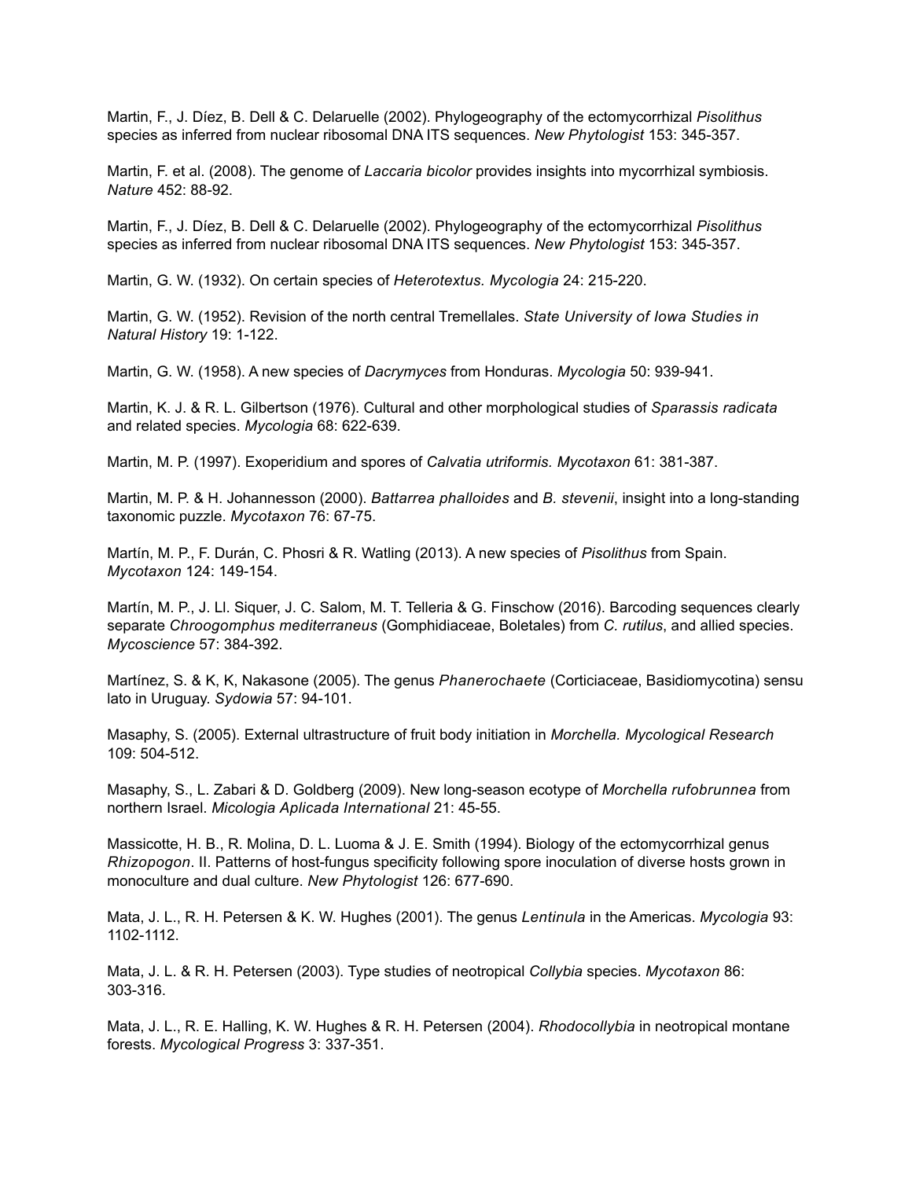Martin, F., J. Díez, B. Dell & C. Delaruelle (2002). Phylogeography of the ectomycorrhizal *Pisolithus* species as inferred from nuclear ribosomal DNA ITS sequences. *New Phytologist* 153: 345-357.

Martin, F. et al. (2008). The genome of *Laccaria bicolor* provides insights into mycorrhizal symbiosis. *Nature* 452: 88-92.

Martin, F., J. Díez, B. Dell & C. Delaruelle (2002). Phylogeography of the ectomycorrhizal *Pisolithus* species as inferred from nuclear ribosomal DNA ITS sequences. *New Phytologist* 153: 345-357.

Martin, G. W. (1932). On certain species of *Heterotextus. Mycologia* 24: 215-220.

Martin, G. W. (1952). Revision of the north central Tremellales. *State University of Iowa Studies in Natural History* 19: 1-122.

Martin, G. W. (1958). A new species of *Dacrymyces* from Honduras. *Mycologia* 50: 939-941.

Martin, K. J. & R. L. Gilbertson (1976). Cultural and other morphological studies of *Sparassis radicata* and related species. *Mycologia* 68: 622-639.

Martin, M. P. (1997). Exoperidium and spores of *Calvatia utriformis. Mycotaxon* 61: 381-387.

Martin, M. P. & H. Johannesson (2000). *Battarrea phalloides* and *B. stevenii*, insight into a long-standing taxonomic puzzle. *Mycotaxon* 76: 67-75.

Martín, M. P., F. Durán, C. Phosri & R. Watling (2013). A new species of *Pisolithus* from Spain. *Mycotaxon* 124: 149-154.

Martín, M. P., J. Ll. Siquer, J. C. Salom, M. T. Telleria & G. Finschow (2016). Barcoding sequences clearly separate *Chroogomphus mediterraneus* (Gomphidiaceae, Boletales) from *C. rutilus*, and allied species. *Mycoscience* 57: 384-392.

Martínez, S. & K, K, Nakasone (2005). The genus *Phanerochaete* (Corticiaceae, Basidiomycotina) sensu lato in Uruguay. *Sydowia* 57: 94-101.

Masaphy, S. (2005). External ultrastructure of fruit body initiation in *Morchella. Mycological Research* 109: 504-512.

Masaphy, S., L. Zabari & D. Goldberg (2009). New long-season ecotype of *Morchella rufobrunnea* from northern Israel. *Micologia Aplicada International* 21: 45-55.

Massicotte, H. B., R. Molina, D. L. Luoma & J. E. Smith (1994). Biology of the ectomycorrhizal genus *Rhizopogon*. II. Patterns of host-fungus specificity following spore inoculation of diverse hosts grown in monoculture and dual culture. *New Phytologist* 126: 677-690.

Mata, J. L., R. H. Petersen & K. W. Hughes (2001). The genus *Lentinula* in the Americas. *Mycologia* 93: 1102-1112.

Mata, J. L. & R. H. Petersen (2003). Type studies of neotropical *Collybia* species. *Mycotaxon* 86: 303-316.

Mata, J. L., R. E. Halling, K. W. Hughes & R. H. Petersen (2004). *Rhodocollybia* in neotropical montane forests. *Mycological Progress* 3: 337-351.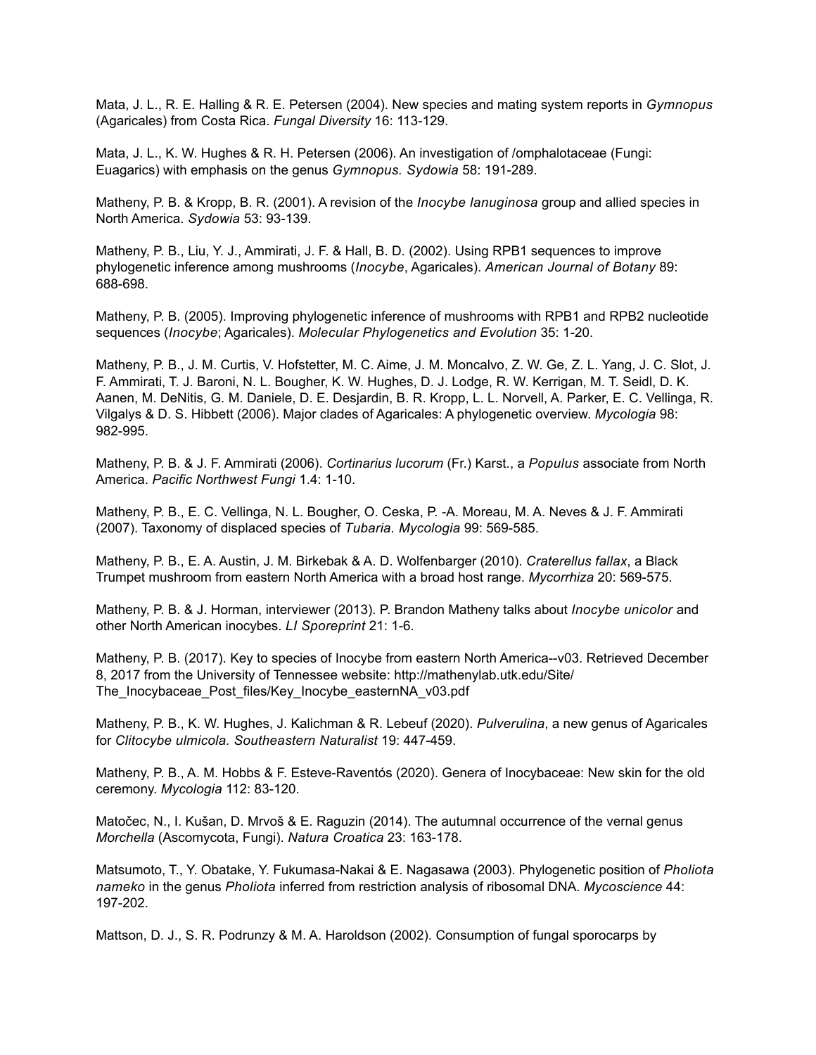Mata, J. L., R. E. Halling & R. E. Petersen (2004). New species and mating system reports in *Gymnopus* (Agaricales) from Costa Rica. *Fungal Diversity* 16: 113-129.

Mata, J. L., K. W. Hughes & R. H. Petersen (2006). An investigation of /omphalotaceae (Fungi: Euagarics) with emphasis on the genus *Gymnopus. Sydowia* 58: 191-289.

Matheny, P. B. & Kropp, B. R. (2001). A revision of the *Inocybe lanuginosa* group and allied species in North America. *Sydowia* 53: 93-139.

Matheny, P. B., Liu, Y. J., Ammirati, J. F. & Hall, B. D. (2002). Using RPB1 sequences to improve phylogenetic inference among mushrooms (*Inocybe*, Agaricales). *American Journal of Botany* 89: 688-698.

Matheny, P. B. (2005). Improving phylogenetic inference of mushrooms with RPB1 and RPB2 nucleotide sequences (*Inocybe*; Agaricales). *Molecular Phylogenetics and Evolution* 35: 1-20.

Matheny, P. B., J. M. Curtis, V. Hofstetter, M. C. Aime, J. M. Moncalvo, Z. W. Ge, Z. L. Yang, J. C. Slot, J. F. Ammirati, T. J. Baroni, N. L. Bougher, K. W. Hughes, D. J. Lodge, R. W. Kerrigan, M. T. Seidl, D. K. Aanen, M. DeNitis, G. M. Daniele, D. E. Desjardin, B. R. Kropp, L. L. Norvell, A. Parker, E. C. Vellinga, R. Vilgalys & D. S. Hibbett (2006). Major clades of Agaricales: A phylogenetic overview. *Mycologia* 98: 982-995.

Matheny, P. B. & J. F. Ammirati (2006). *Cortinarius lucorum* (Fr.) Karst., a *Populus* associate from North America. *Pacific Northwest Fungi* 1.4: 1-10.

Matheny, P. B., E. C. Vellinga, N. L. Bougher, O. Ceska, P. -A. Moreau, M. A. Neves & J. F. Ammirati (2007). Taxonomy of displaced species of *Tubaria. Mycologia* 99: 569-585.

Matheny, P. B., E. A. Austin, J. M. Birkebak & A. D. Wolfenbarger (2010). *Craterellus fallax*, a Black Trumpet mushroom from eastern North America with a broad host range. *Mycorrhiza* 20: 569-575.

Matheny, P. B. & J. Horman, interviewer (2013). P. Brandon Matheny talks about *Inocybe unicolor* and other North American inocybes. *LI Sporeprint* 21: 1-6.

Matheny, P. B. (2017). Key to species of Inocybe from eastern North America--v03. Retrieved December 8, 2017 from the University of Tennessee website: http://mathenylab.utk.edu/Site/The_Inocybaceae_Post_files/Key_Inocybe_easternNA_v03.pdf

Matheny, P. B., K. W. Hughes, J. Kalichman & R. Lebeuf (2020). *Pulverulina*, a new genus of Agaricales for *Clitocybe ulmicola. Southeastern Naturalist* 19: 447-459.

Matheny, P. B., A. M. Hobbs & F. Esteve-Raventós (2020). Genera of Inocybaceae: New skin for the old ceremony. *Mycologia* 112: 83-120.

Matočec, N., I. Kušan, D. Mrvoš & E. Raguzin (2014). The autumnal occurrence of the vernal genus *Morchella* (Ascomycota, Fungi). *Natura Croatica* 23: 163-178.

Matsumoto, T., Y. Obatake, Y. Fukumasa-Nakai & E. Nagasawa (2003). Phylogenetic position of *Pholiota nameko* in the genus *Pholiota* inferred from restriction analysis of ribosomal DNA. *Mycoscience* 44: 197-202.

Mattson, D. J., S. R. Podrunzy & M. A. Haroldson (2002). Consumption of fungal sporocarps by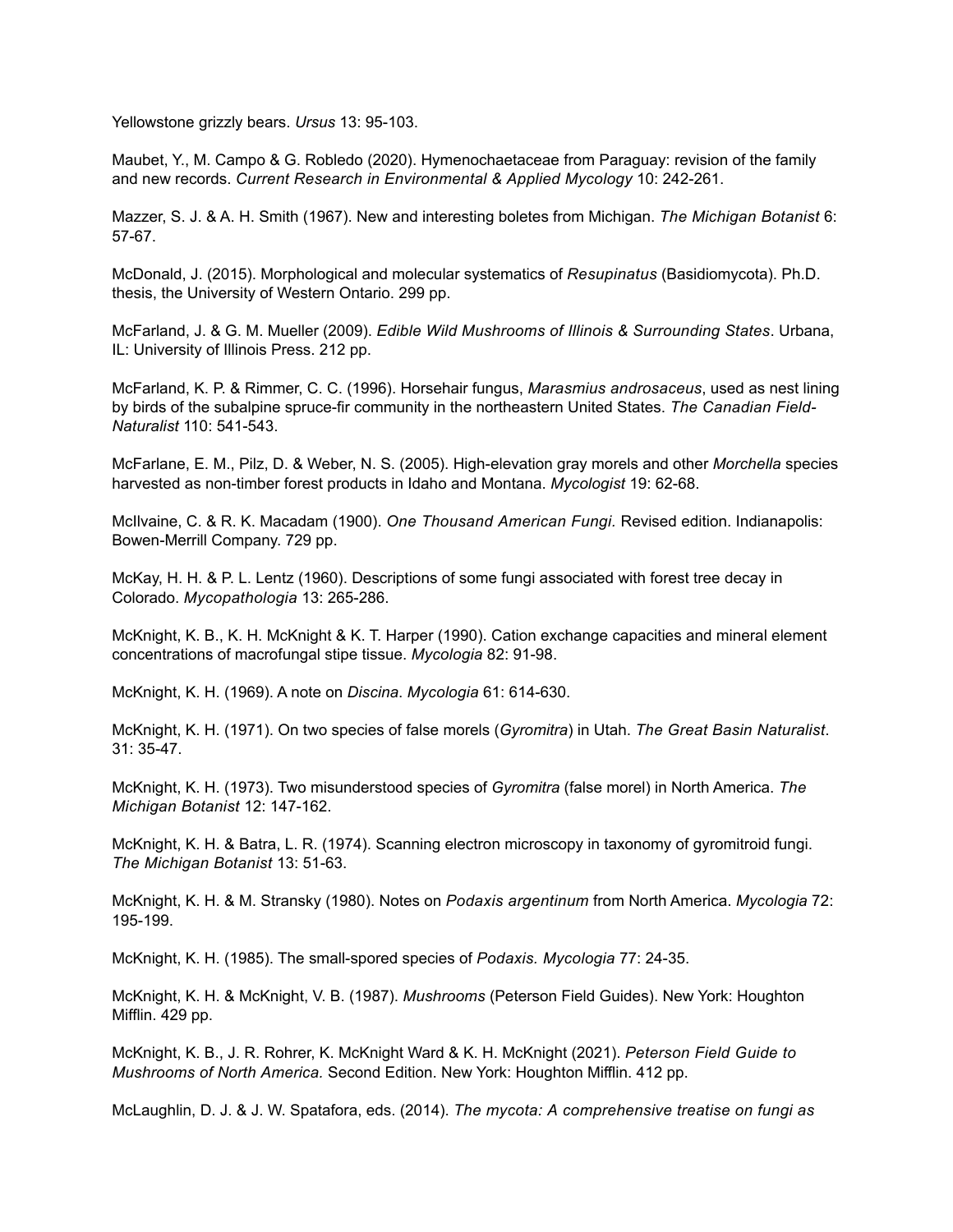Yellowstone grizzly bears. *Ursus* 13: 95-103.

Maubet, Y., M. Campo & G. Robledo (2020). Hymenochaetaceae from Paraguay: revision of the family and new records. *Current Research in Environmental & Applied Mycology* 10: 242-261.

Mazzer, S. J. & A. H. Smith (1967). New and interesting boletes from Michigan. *The Michigan Botanist* 6: 57-67.

McDonald, J. (2015). Morphological and molecular systematics of *Resupinatus* (Basidiomycota). Ph.D. thesis, the University of Western Ontario. 299 pp.

McFarland, J. & G. M. Mueller (2009). *Edible Wild Mushrooms of Illinois & Surrounding States*. Urbana, IL: University of Illinois Press. 212 pp.

McFarland, K. P. & Rimmer, C. C. (1996). Horsehair fungus, *Marasmius androsaceus*, used as nest lining by birds of the subalpine spruce-fir community in the northeastern United States. *The Canadian Field-Naturalist* 110: 541-543.

McFarlane, E. M., Pilz, D. & Weber, N. S. (2005). High-elevation gray morels and other *Morchella* species harvested as non-timber forest products in Idaho and Montana. *Mycologist* 19: 62-68.

McIlvaine, C. & R. K. Macadam (1900). *One Thousand American Fungi.* Revised edition. Indianapolis: Bowen-Merrill Company. 729 pp.

McKay, H. H. & P. L. Lentz (1960). Descriptions of some fungi associated with forest tree decay in Colorado. *Mycopathologia* 13: 265-286.

McKnight, K. B., K. H. McKnight & K. T. Harper (1990). Cation exchange capacities and mineral element concentrations of macrofungal stipe tissue. *Mycologia* 82: 91-98.

McKnight, K. H. (1969). A note on *Discina*. *Mycologia* 61: 614-630.

McKnight, K. H. (1971). On two species of false morels (*Gyromitra*) in Utah. *The Great Basin Naturalist*. 31: 35-47.

McKnight, K. H. (1973). Two misunderstood species of *Gyromitra* (false morel) in North America. *The Michigan Botanist* 12: 147-162.

McKnight, K. H. & Batra, L. R. (1974). Scanning electron microscopy in taxonomy of gyromitroid fungi. *The Michigan Botanist* 13: 51-63.

McKnight, K. H. & M. Stransky (1980). Notes on *Podaxis argentinum* from North America. *Mycologia* 72: 195-199.

McKnight, K. H. (1985). The small-spored species of *Podaxis. Mycologia* 77: 24-35.

McKnight, K. H. & McKnight, V. B. (1987). *Mushrooms* (Peterson Field Guides). New York: Houghton Mifflin. 429 pp.

McKnight, K. B., J. R. Rohrer, K. McKnight Ward & K. H. McKnight (2021). *Peterson Field Guide to Mushrooms of North America.* Second Edition. New York: Houghton Mifflin. 412 pp.

McLaughlin, D. J. & J. W. Spatafora, eds. (2014). *The mycota: A comprehensive treatise on fungi as*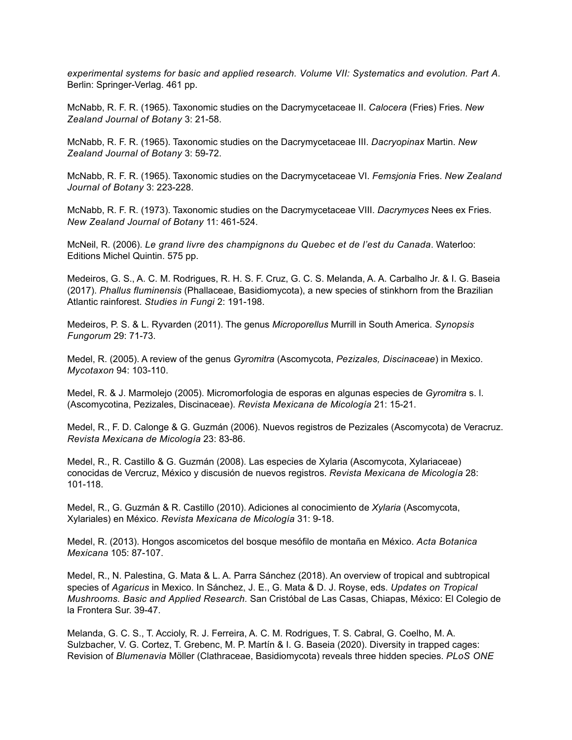*experimental systems for basic and applied research. Volume VII: Systematics and evolution. Part A*. Berlin: Springer-Verlag. 461 pp.

McNabb, R. F. R. (1965). Taxonomic studies on the Dacrymycetaceae II. *Calocera* (Fries) Fries. *New Zealand Journal of Botany* 3: 21-58.

McNabb, R. F. R. (1965). Taxonomic studies on the Dacrymycetaceae III. *Dacryopinax* Martin. *New Zealand Journal of Botany* 3: 59-72.

McNabb, R. F. R. (1965). Taxonomic studies on the Dacrymycetaceae VI. *Femsjonia* Fries. *New Zealand Journal of Botany* 3: 223-228.

McNabb, R. F. R. (1973). Taxonomic studies on the Dacrymycetaceae VIII. *Dacrymyces* Nees ex Fries. *New Zealand Journal of Botany* 11: 461-524.

McNeil, R. (2006). *Le grand livre des champignons du Quebec et de l'est du Canada*. Waterloo: Editions Michel Quintin. 575 pp.

Medeiros, G. S., A. C. M. Rodrigues, R. H. S. F. Cruz, G. C. S. Melanda, A. A. Carbalho Jr. & I. G. Baseia (2017). *Phallus fluminensis* (Phallaceae, Basidiomycota), a new species of stinkhorn from the Brazilian Atlantic rainforest. *Studies in Fungi* 2: 191-198.

Medeiros, P. S. & L. Ryvarden (2011). The genus *Microporellus* Murrill in South America. *Synopsis Fungorum* 29: 71-73.

Medel, R. (2005). A review of the genus *Gyromitra* (Ascomycota, *Pezizales, Discinaceae*) in Mexico. *Mycotaxon* 94: 103-110.

Medel, R. & J. Marmolejo (2005). Micromorfologia de esporas en algunas especies de *Gyromitra* s. l. (Ascomycotina, Pezizales, Discinaceae). *Revista Mexicana de Micología* 21: 15-21.

Medel, R., F. D. Calonge & G. Guzmán (2006). Nuevos registros de Pezizales (Ascomycota) de Veracruz. *Revista Mexicana de Micología* 23: 83-86.

Medel, R., R. Castillo & G. Guzmán (2008). Las especies de Xylaria (Ascomycota, Xylariaceae) conocidas de Vercruz, México y discusión de nuevos registros. *Revista Mexicana de Micología* 28: 101-118.

Medel, R., G. Guzmán & R. Castillo (2010). Adiciones al conocimiento de *Xylaria* (Ascomycota, Xylariales) en México. *Revista Mexicana de Micología* 31: 9-18.

Medel, R. (2013). Hongos ascomicetos del bosque mesófilo de montaña en México. *Acta Botanica Mexicana* 105: 87-107.

Medel, R., N. Palestina, G. Mata & L. A. Parra Sánchez (2018). An overview of tropical and subtropical species of *Agaricus* in Mexico. In Sánchez, J. E., G. Mata & D. J. Royse, eds. *Updates on Tropical Mushrooms. Basic and Applied Research.* San Cristóbal de Las Casas, Chiapas, México: El Colegio de la Frontera Sur. 39-47.

Melanda, G. C. S., T. Accioly, R. J. Ferreira, A. C. M. Rodrigues, T. S. Cabral, G. Coelho, M. A. Sulzbacher, V. G. Cortez, T. Grebenc, M. P. Martín & I. G. Baseia (2020). Diversity in trapped cages: Revision of *Blumenavia* Möller (Clathraceae, Basidiomycota) reveals three hidden species. *PLoS ONE*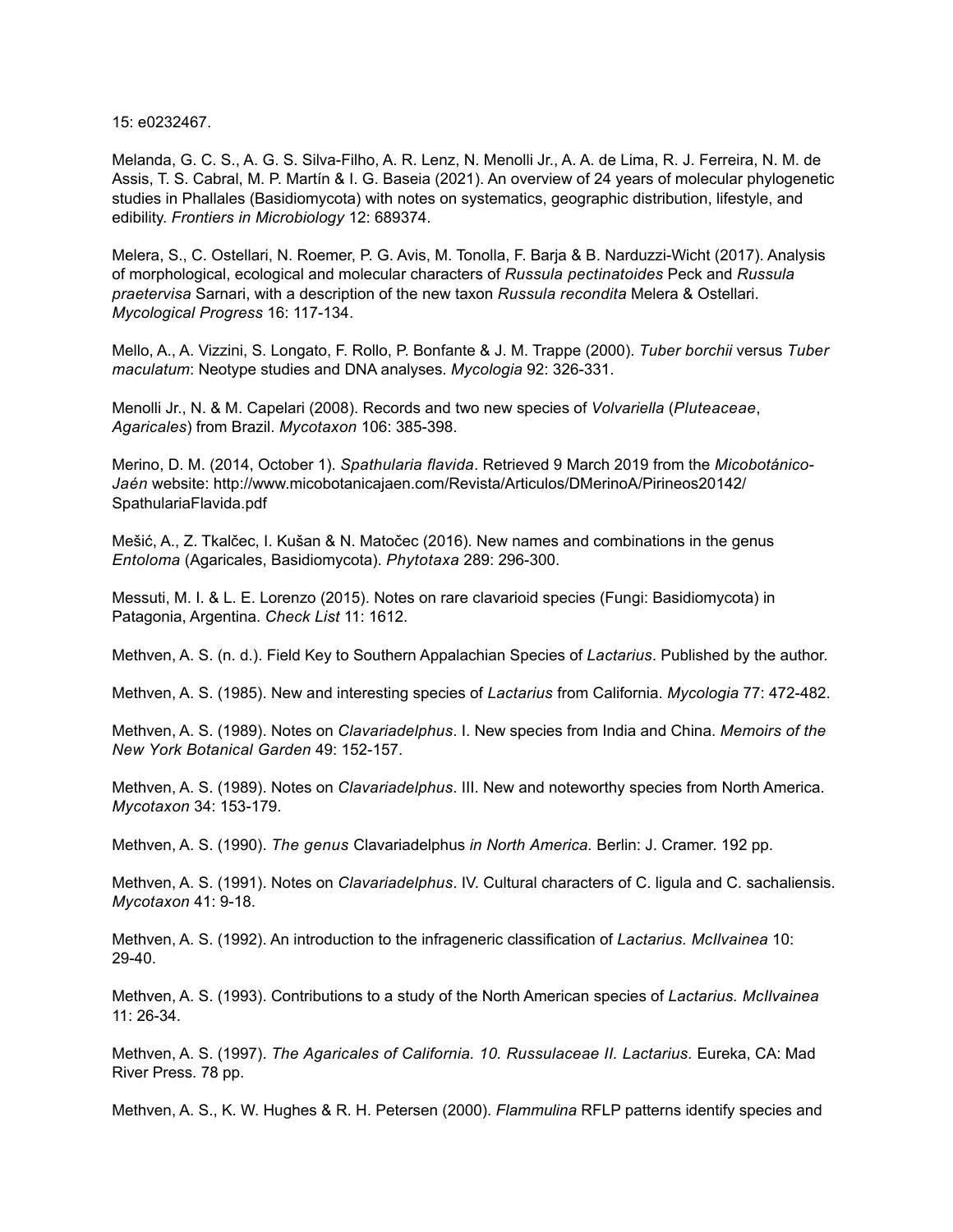15: e0232467.

Melanda, G. C. S., A. G. S. Silva-Filho, A. R. Lenz, N. Menolli Jr., A. A. de Lima, R. J. Ferreira, N. M. de Assis, T. S. Cabral, M. P. Martín & I. G. Baseia (2021). An overview of 24 years of molecular phylogenetic studies in Phallales (Basidiomycota) with notes on systematics, geographic distribution, lifestyle, and edibility. *Frontiers in Microbiology* 12: 689374.

Melera, S., C. Ostellari, N. Roemer, P. G. Avis, M. Tonolla, F. Barja & B. Narduzzi-Wicht (2017). Analysis of morphological, ecological and molecular characters of *Russula pectinatoides* Peck and *Russula praetervisa* Sarnari, with a description of the new taxon *Russula recondita* Melera & Ostellari. *Mycological Progress* 16: 117-134.

Mello, A., A. Vizzini, S. Longato, F. Rollo, P. Bonfante & J. M. Trappe (2000). *Tuber borchii* versus *Tuber maculatum*: Neotype studies and DNA analyses. *Mycologia* 92: 326-331.

Menolli Jr., N. & M. Capelari (2008). Records and two new species of *Volvariella* (*Pluteaceae*, *Agaricales*) from Brazil. *Mycotaxon* 106: 385-398.

Merino, D. M. (2014, October 1). *Spathularia flavida*. Retrieved 9 March 2019 from the *Micobotánico-Jaén* website: http://www.micobotanicajaen.com/Revista/Articulos/DMerinoA/Pirineos20142/SpathulariaFlavida.pdf

Mešić, A., Z. Tkalčec, I. Kušan & N. Matočec (2016). New names and combinations in the genus *Entoloma* (Agaricales, Basidiomycota). *Phytotaxa* 289: 296-300.

Messuti, M. I. & L. E. Lorenzo (2015). Notes on rare clavarioid species (Fungi: Basidiomycota) in Patagonia, Argentina. *Check List* 11: 1612.

Methven, A. S. (n. d.). Field Key to Southern Appalachian Species of *Lactarius*. Published by the author.

Methven, A. S. (1985). New and interesting species of *Lactarius* from California. *Mycologia* 77: 472-482.

Methven, A. S. (1989). Notes on *Clavariadelphus*. I. New species from India and China. *Memoirs of the New York Botanical Garden* 49: 152-157.

Methven, A. S. (1989). Notes on *Clavariadelphus*. III. New and noteworthy species from North America. *Mycotaxon* 34: 153-179.

Methven, A. S. (1990). *The genus* Clavariadelphus *in North America.* Berlin: J. Cramer. 192 pp.

Methven, A. S. (1991). Notes on *Clavariadelphus*. IV. Cultural characters of C. ligula and C. sachaliensis. *Mycotaxon* 41: 9-18.

Methven, A. S. (1992). An introduction to the infrageneric classification of *Lactarius. McIlvainea* 10: 29-40.

Methven, A. S. (1993). Contributions to a study of the North American species of *Lactarius. McIlvainea* 11: 26-34.

Methven, A. S. (1997). *The Agaricales of California. 10. Russulaceae II. Lactarius.* Eureka, CA: Mad River Press. 78 pp.

Methven, A. S., K. W. Hughes & R. H. Petersen (2000). *Flammulina* RFLP patterns identify species and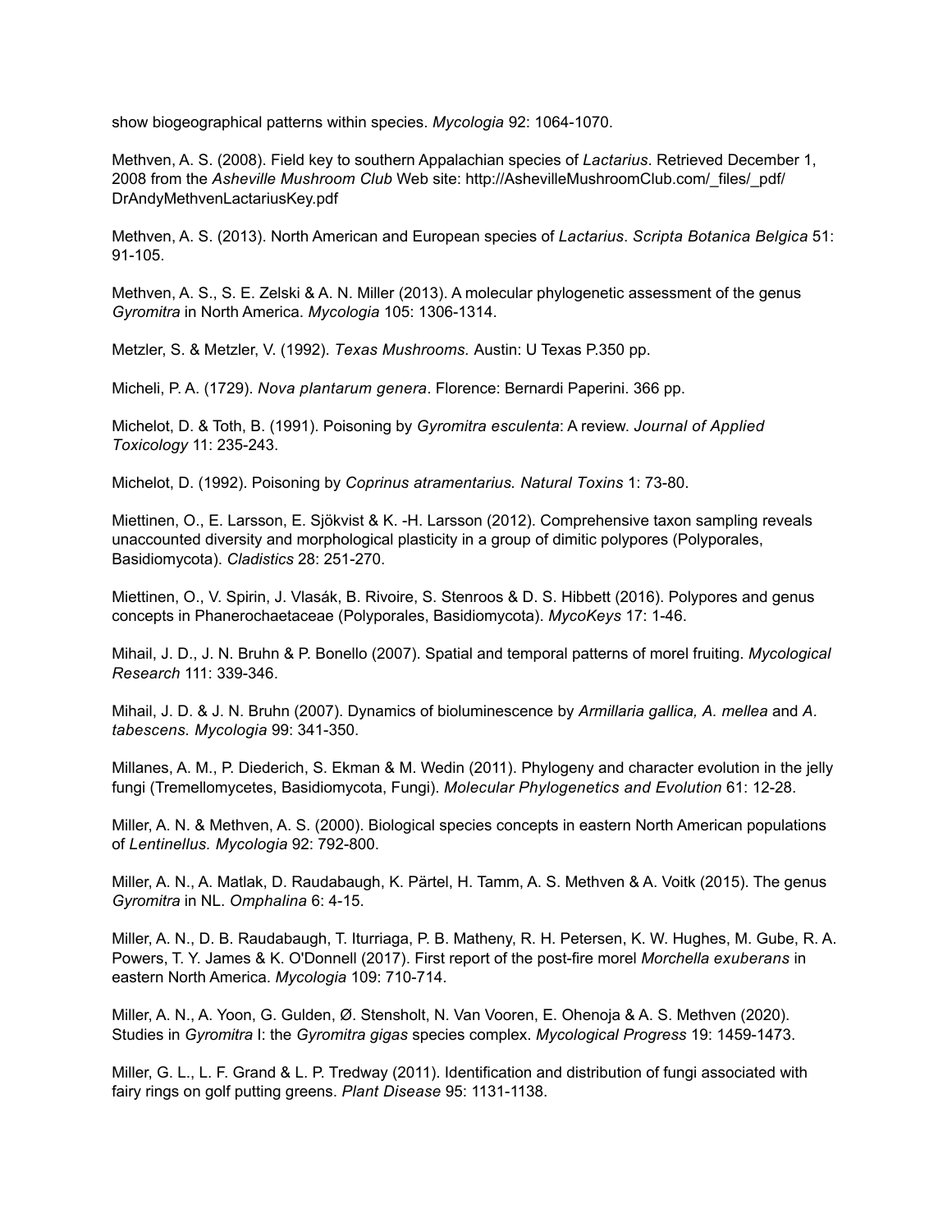show biogeographical patterns within species. *Mycologia* 92: 1064-1070.

Methven, A. S. (2008). Field key to southern Appalachian species of *Lactarius*. Retrieved December 1, 2008 from the *Asheville Mushroom Club* Web site: http://AshevilleMushroomClub.com/_files/_pdf/DrAndyMethvenLactariusKey.pdf

Methven, A. S. (2013). North American and European species of *Lactarius*. *Scripta Botanica Belgica* 51: 91-105.

Methven, A. S., S. E. Zelski & A. N. Miller (2013). A molecular phylogenetic assessment of the genus *Gyromitra* in North America. *Mycologia* 105: 1306-1314.

Metzler, S. & Metzler, V. (1992). *Texas Mushrooms.* Austin: U Texas P.350 pp.

Micheli, P. A. (1729). *Nova plantarum genera*. Florence: Bernardi Paperini. 366 pp.

Michelot, D. & Toth, B. (1991). Poisoning by *Gyromitra esculenta*: A review. *Journal of Applied Toxicology* 11: 235-243.

Michelot, D. (1992). Poisoning by *Coprinus atramentarius. Natural Toxins* 1: 73-80.

Miettinen, O., E. Larsson, E. Sjökvist & K. -H. Larsson (2012). Comprehensive taxon sampling reveals unaccounted diversity and morphological plasticity in a group of dimitic polypores (Polyporales, Basidiomycota). *Cladistics* 28: 251-270.

Miettinen, O., V. Spirin, J. Vlasák, B. Rivoire, S. Stenroos & D. S. Hibbett (2016). Polypores and genus concepts in Phanerochaetaceae (Polyporales, Basidiomycota). *MycoKeys* 17: 1-46.

Mihail, J. D., J. N. Bruhn & P. Bonello (2007). Spatial and temporal patterns of morel fruiting. *Mycological Research* 111: 339-346.

Mihail, J. D. & J. N. Bruhn (2007). Dynamics of bioluminescence by *Armillaria gallica, A. mellea* and *A. tabescens. Mycologia* 99: 341-350.

Millanes, A. M., P. Diederich, S. Ekman & M. Wedin (2011). Phylogeny and character evolution in the jelly fungi (Tremellomycetes, Basidiomycota, Fungi). *Molecular Phylogenetics and Evolution* 61: 12-28.

Miller, A. N. & Methven, A. S. (2000). Biological species concepts in eastern North American populations of *Lentinellus. Mycologia* 92: 792-800.

Miller, A. N., A. Matlak, D. Raudabaugh, K. Pärtel, H. Tamm, A. S. Methven & A. Voitk (2015). The genus *Gyromitra* in NL. *Omphalina* 6: 4-15.

Miller, A. N., D. B. Raudabaugh, T. Iturriaga, P. B. Matheny, R. H. Petersen, K. W. Hughes, M. Gube, R. A. Powers, T. Y. James & K. O'Donnell (2017). First report of the post-fire morel *Morchella exuberans* in eastern North America. *Mycologia* 109: 710-714.

Miller, A. N., A. Yoon, G. Gulden, Ø. Stensholt, N. Van Vooren, E. Ohenoja & A. S. Methven (2020). Studies in *Gyromitra* I: the *Gyromitra gigas* species complex. *Mycological Progress* 19: 1459-1473.

Miller, G. L., L. F. Grand & L. P. Tredway (2011). Identification and distribution of fungi associated with fairy rings on golf putting greens. *Plant Disease* 95: 1131-1138.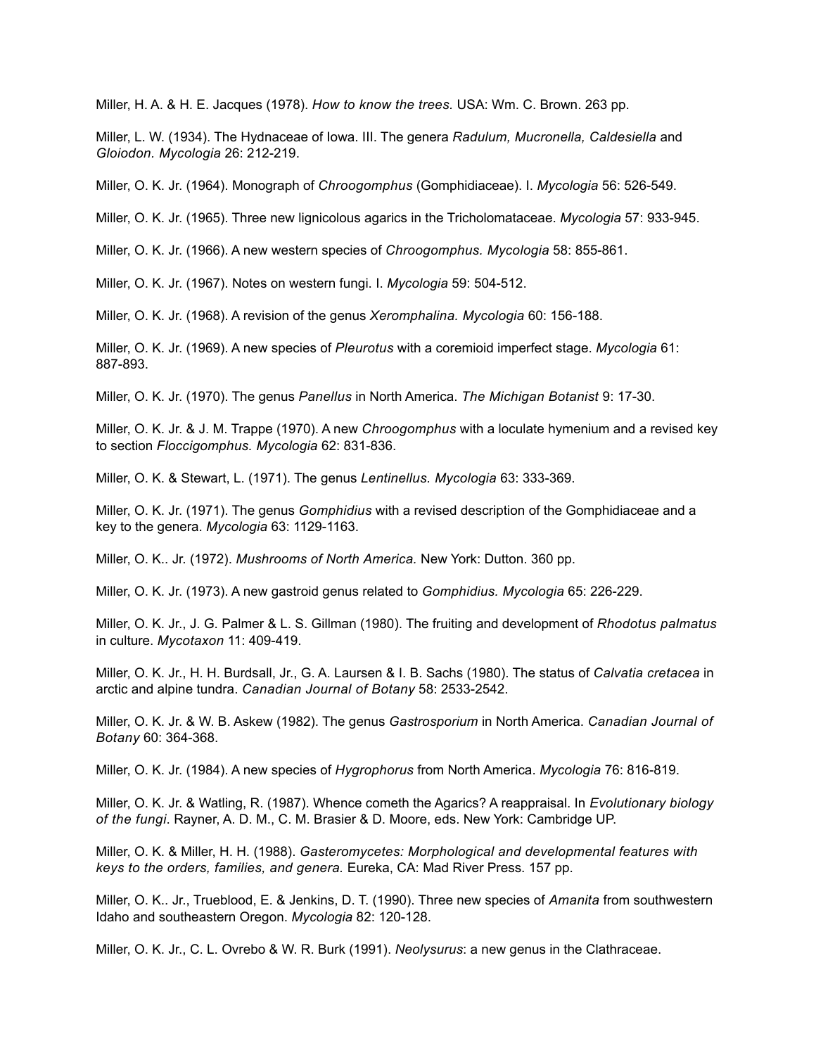Miller, H. A. & H. E. Jacques (1978). *How to know the trees.* USA: Wm. C. Brown. 263 pp.

Miller, L. W. (1934). The Hydnaceae of Iowa. III. The genera *Radulum, Mucronella, Caldesiella* and *Gloiodon. Mycologia* 26: 212-219.

Miller, O. K. Jr. (1964). Monograph of *Chroogomphus* (Gomphidiaceae). I. *Mycologia* 56: 526-549.

Miller, O. K. Jr. (1965). Three new lignicolous agarics in the Tricholomataceae. *Mycologia* 57: 933-945.

Miller, O. K. Jr. (1966). A new western species of *Chroogomphus. Mycologia* 58: 855-861.

Miller, O. K. Jr. (1967). Notes on western fungi. I. *Mycologia* 59: 504-512.

Miller, O. K. Jr. (1968). A revision of the genus *Xeromphalina. Mycologia* 60: 156-188.

Miller, O. K. Jr. (1969). A new species of *Pleurotus* with a coremioid imperfect stage. *Mycologia* 61: 887-893.

Miller, O. K. Jr. (1970). The genus *Panellus* in North America. *The Michigan Botanist* 9: 17-30.

Miller, O. K. Jr. & J. M. Trappe (1970). A new *Chroogomphus* with a loculate hymenium and a revised key to section *Floccigomphus. Mycologia* 62: 831-836.

Miller, O. K. & Stewart, L. (1971). The genus *Lentinellus. Mycologia* 63: 333-369.

Miller, O. K. Jr. (1971). The genus *Gomphidius* with a revised description of the Gomphidiaceae and a key to the genera. *Mycologia* 63: 1129-1163.

Miller, O. K.. Jr. (1972). *Mushrooms of North America.* New York: Dutton. 360 pp.

Miller, O. K. Jr. (1973). A new gastroid genus related to *Gomphidius. Mycologia* 65: 226-229.

Miller, O. K. Jr., J. G. Palmer & L. S. Gillman (1980). The fruiting and development of *Rhodotus palmatus* in culture. *Mycotaxon* 11: 409-419.

Miller, O. K. Jr., H. H. Burdsall, Jr., G. A. Laursen & I. B. Sachs (1980). The status of *Calvatia cretacea* in arctic and alpine tundra. *Canadian Journal of Botany* 58: 2533-2542.

Miller, O. K. Jr. & W. B. Askew (1982). The genus *Gastrosporium* in North America. *Canadian Journal of Botany* 60: 364-368.

Miller, O. K. Jr. (1984). A new species of *Hygrophorus* from North America. *Mycologia* 76: 816-819.

Miller, O. K. Jr. & Watling, R. (1987). Whence cometh the Agarics? A reappraisal. In *Evolutionary biology of the fungi.* Rayner, A. D. M., C. M. Brasier & D. Moore, eds. New York: Cambridge UP.

Miller, O. K. & Miller, H. H. (1988). *Gasteromycetes: Morphological and developmental features with keys to the orders, families, and genera.* Eureka, CA: Mad River Press. 157 pp.

Miller, O. K.. Jr., Trueblood, E. & Jenkins, D. T. (1990). Three new species of *Amanita* from southwestern Idaho and southeastern Oregon. *Mycologia* 82: 120-128.

Miller, O. K. Jr., C. L. Ovrebo & W. R. Burk (1991). *Neolysurus*: a new genus in the Clathraceae.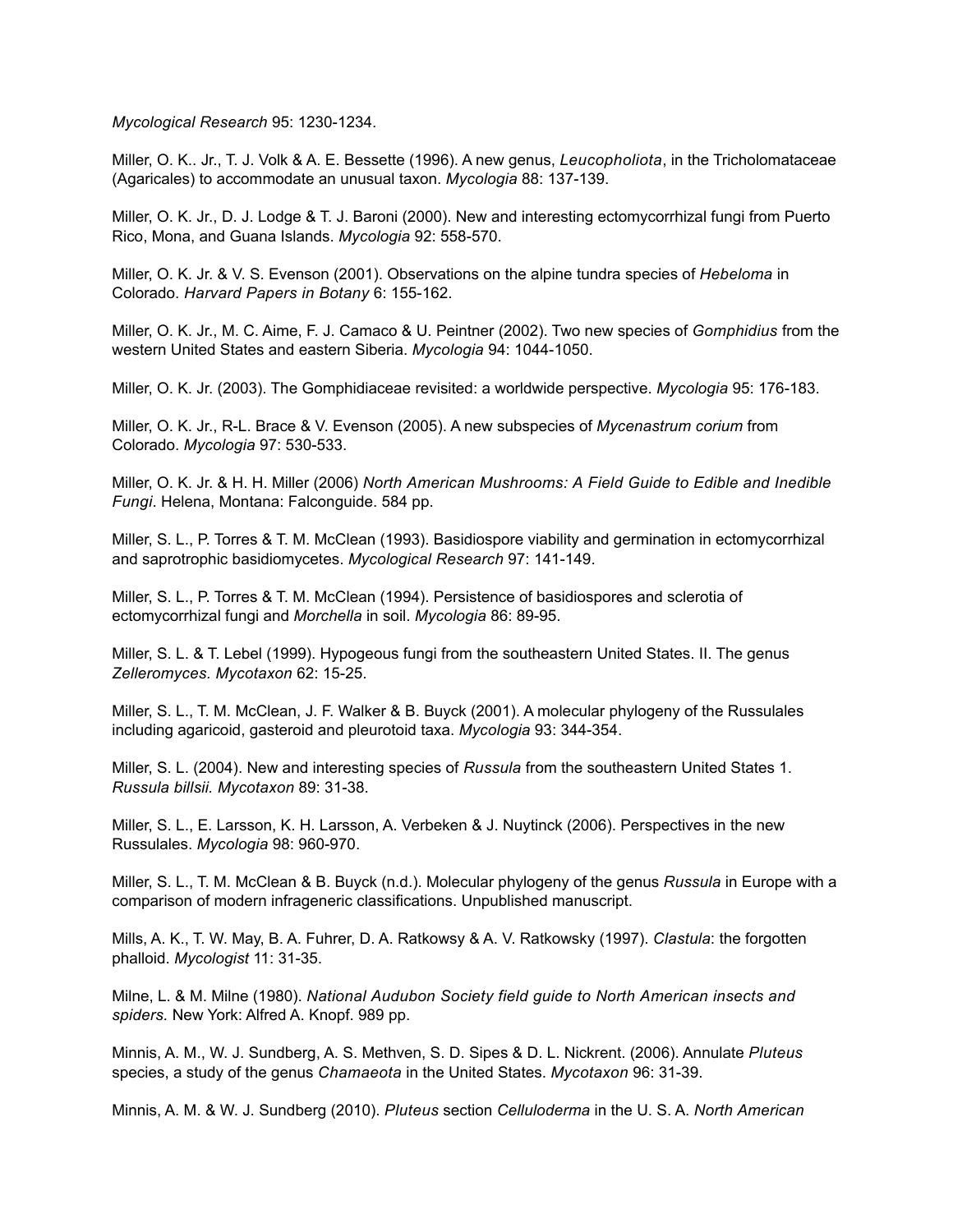*Mycological Research* 95: 1230-1234.

Miller, O. K.. Jr., T. J. Volk & A. E. Bessette (1996). A new genus, *Leucopholiota*, in the Tricholomataceae (Agaricales) to accommodate an unusual taxon. *Mycologia* 88: 137-139.

Miller, O. K. Jr., D. J. Lodge & T. J. Baroni (2000). New and interesting ectomycorrhizal fungi from Puerto Rico, Mona, and Guana Islands. *Mycologia* 92: 558-570.

Miller, O. K. Jr. & V. S. Evenson (2001). Observations on the alpine tundra species of *Hebeloma* in Colorado. *Harvard Papers in Botany* 6: 155-162.

Miller, O. K. Jr., M. C. Aime, F. J. Camaco & U. Peintner (2002). Two new species of *Gomphidius* from the western United States and eastern Siberia. *Mycologia* 94: 1044-1050.

Miller, O. K. Jr. (2003). The Gomphidiaceae revisited: a worldwide perspective. *Mycologia* 95: 176-183.

Miller, O. K. Jr., R-L. Brace & V. Evenson (2005). A new subspecies of *Mycenastrum corium* from Colorado. *Mycologia* 97: 530-533.

Miller, O. K. Jr. & H. H. Miller (2006) *North American Mushrooms: A Field Guide to Edible and Inedible Fungi*. Helena, Montana: Falconguide. 584 pp.

Miller, S. L., P. Torres & T. M. McClean (1993). Basidiospore viability and germination in ectomycorrhizal and saprotrophic basidiomycetes. *Mycological Research* 97: 141-149.

Miller, S. L., P. Torres & T. M. McClean (1994). Persistence of basidiospores and sclerotia of ectomycorrhizal fungi and *Morchella* in soil. *Mycologia* 86: 89-95.

Miller, S. L. & T. Lebel (1999). Hypogeous fungi from the southeastern United States. II. The genus *Zelleromyces. Mycotaxon* 62: 15-25.

Miller, S. L., T. M. McClean, J. F. Walker & B. Buyck (2001). A molecular phylogeny of the Russulales including agaricoid, gasteroid and pleurotoid taxa. *Mycologia* 93: 344-354.

Miller, S. L. (2004). New and interesting species of *Russula* from the southeastern United States 1. *Russula billsii. Mycotaxon* 89: 31-38.

Miller, S. L., E. Larsson, K. H. Larsson, A. Verbeken & J. Nuytinck (2006). Perspectives in the new Russulales. *Mycologia* 98: 960-970.

Miller, S. L., T. M. McClean & B. Buyck (n.d.). Molecular phylogeny of the genus *Russula* in Europe with a comparison of modern infrageneric classifications. Unpublished manuscript.

Mills, A. K., T. W. May, B. A. Fuhrer, D. A. Ratkowsy & A. V. Ratkowsky (1997). *Clastula*: the forgotten phalloid. *Mycologist* 11: 31-35.

Milne, L. & M. Milne (1980). *National Audubon Society field guide to North American insects and spiders.* New York: Alfred A. Knopf. 989 pp.

Minnis, A. M., W. J. Sundberg, A. S. Methven, S. D. Sipes & D. L. Nickrent. (2006). Annulate *Pluteus* species, a study of the genus *Chamaeota* in the United States. *Mycotaxon* 96: 31-39.

Minnis, A. M. & W. J. Sundberg (2010). *Pluteus* section *Celluloderma* in the U. S. A. *North American*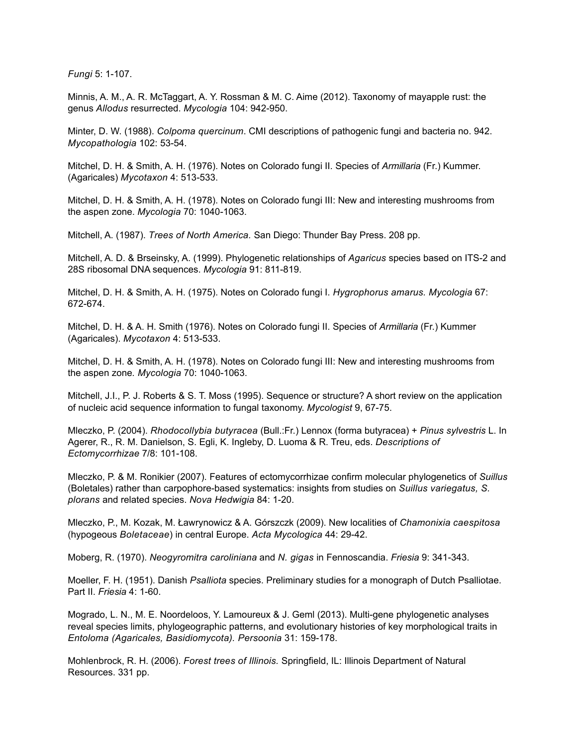*Fungi* 5: 1-107.

Minnis, A. M., A. R. McTaggart, A. Y. Rossman & M. C. Aime (2012). Taxonomy of mayapple rust: the genus *Allodus* resurrected. *Mycologia* 104: 942-950.

Minter, D. W. (1988). *Colpoma quercinum*. CMI descriptions of pathogenic fungi and bacteria no. 942. *Mycopathologia* 102: 53-54.

Mitchel, D. H. & Smith, A. H. (1976). Notes on Colorado fungi II. Species of *Armillaria* (Fr.) Kummer. (Agaricales) *Mycotaxon* 4: 513-533.

Mitchel, D. H. & Smith, A. H. (1978). Notes on Colorado fungi III: New and interesting mushrooms from the aspen zone. *Mycologia* 70: 1040-1063.

Mitchell, A. (1987). *Trees of North America.* San Diego: Thunder Bay Press. 208 pp.

Mitchell, A. D. & Brseinsky, A. (1999). Phylogenetic relationships of *Agaricus* species based on ITS-2 and 28S ribosomal DNA sequences. *Mycologia* 91: 811-819.

Mitchel, D. H. & Smith, A. H. (1975). Notes on Colorado fungi I. *Hygrophorus amarus. Mycologia* 67: 672-674.

Mitchel, D. H. & A. H. Smith (1976). Notes on Colorado fungi II. Species of *Armillaria* (Fr.) Kummer (Agaricales). *Mycotaxon* 4: 513-533.

Mitchel, D. H. & Smith, A. H. (1978). Notes on Colorado fungi III: New and interesting mushrooms from the aspen zone. *Mycologia* 70: 1040-1063.

Mitchell, J.I., P. J. Roberts & S. T. Moss (1995). Sequence or structure? A short review on the application of nucleic acid sequence information to fungal taxonomy. *Mycologist* 9, 67-75.

Mleczko, P. (2004). *Rhodocollybia butyracea* (Bull.:Fr.) Lennox (forma butyracea) + *Pinus sylvestris* L. In Agerer, R., R. M. Danielson, S. Egli, K. Ingleby, D. Luoma & R. Treu, eds. *Descriptions of Ectomycorrhizae* 7/8: 101-108.

Mleczko, P. & M. Ronikier (2007). Features of ectomycorrhizae confirm molecular phylogenetics of *Suillus* (Boletales) rather than carpophore-based systematics: insights from studies on *Suillus variegatus, S. plorans* and related species. *Nova Hedwigia* 84: 1-20.

Mleczko, P., M. Kozak, M. Ławrynowicz & A. Górszczk (2009). New localities of *Chamonixia caespitosa* (hypogeous *Boletaceae*) in central Europe. *Acta Mycologica* 44: 29-42.

Moberg, R. (1970). *Neogyromitra caroliniana* and *N. gigas* in Fennoscandia. *Friesia* 9: 341-343.

Moeller, F. H. (1951). Danish *Psalliota* species. Preliminary studies for a monograph of Dutch Psalliotae. Part II. *Friesia* 4: 1-60.

Mogrado, L. N., M. E. Noordeloos, Y. Lamoureux & J. Geml (2013). Multi-gene phylogenetic analyses reveal species limits, phylogeographic patterns, and evolutionary histories of key morphological traits in *Entoloma (Agaricales, Basidiomycota). Persoonia* 31: 159-178.

Mohlenbrock, R. H. (2006). *Forest trees of Illinois.* Springfield, IL: Illinois Department of Natural Resources. 331 pp.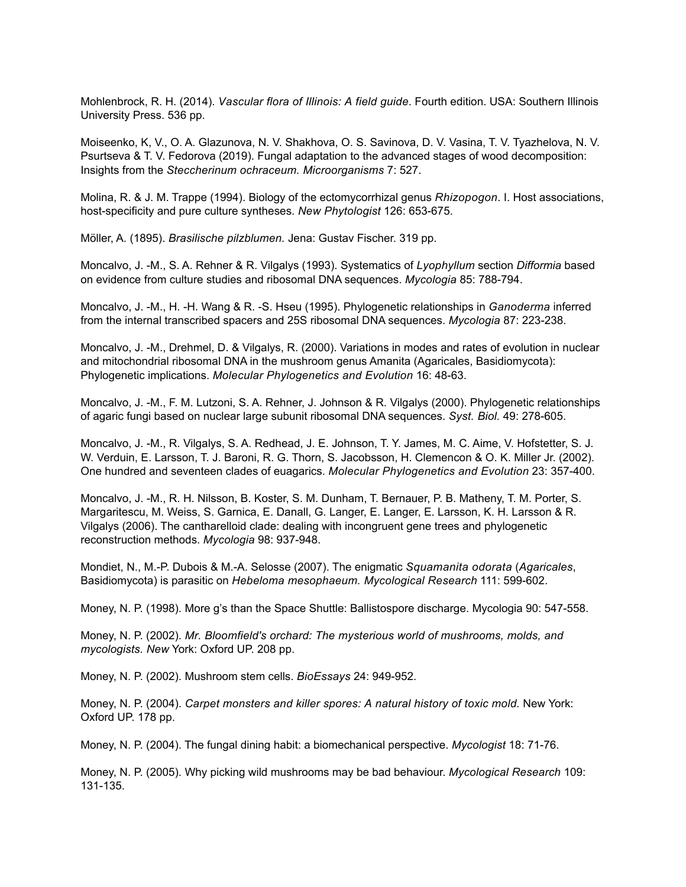Mohlenbrock, R. H. (2014). *Vascular flora of Illinois: A field guide*. Fourth edition. USA: Southern Illinois University Press. 536 pp.

Moiseenko, K, V., O. A. Glazunova, N. V. Shakhova, O. S. Savinova, D. V. Vasina, T. V. Tyazhelova, N. V. Psurtseva & T. V. Fedorova (2019). Fungal adaptation to the advanced stages of wood decomposition: Insights from the *Steccherinum ochraceum. Microorganisms* 7: 527.

Molina, R. & J. M. Trappe (1994). Biology of the ectomycorrhizal genus *Rhizopogon*. I. Host associations, host-specificity and pure culture syntheses. *New Phytologist* 126: 653-675.

Möller, A. (1895). *Brasilische pilzblumen.* Jena: Gustav Fischer. 319 pp.

Moncalvo, J. -M., S. A. Rehner & R. Vilgalys (1993). Systematics of *Lyophyllum* section *Difformia* based on evidence from culture studies and ribosomal DNA sequences. *Mycologia* 85: 788-794.

Moncalvo, J. -M., H. -H. Wang & R. -S. Hseu (1995). Phylogenetic relationships in *Ganoderma* inferred from the internal transcribed spacers and 25S ribosomal DNA sequences. *Mycologia* 87: 223-238.

Moncalvo, J. -M., Drehmel, D. & Vilgalys, R. (2000). Variations in modes and rates of evolution in nuclear and mitochondrial ribosomal DNA in the mushroom genus Amanita (Agaricales, Basidiomycota): Phylogenetic implications. *Molecular Phylogenetics and Evolution* 16: 48-63.

Moncalvo, J. -M., F. M. Lutzoni, S. A. Rehner, J. Johnson & R. Vilgalys (2000). Phylogenetic relationships of agaric fungi based on nuclear large subunit ribosomal DNA sequences. *Syst. Biol.* 49: 278-605.

Moncalvo, J. -M., R. Vilgalys, S. A. Redhead, J. E. Johnson, T. Y. James, M. C. Aime, V. Hofstetter, S. J. W. Verduin, E. Larsson, T. J. Baroni, R. G. Thorn, S. Jacobsson, H. Clemencon & O. K. Miller Jr. (2002). One hundred and seventeen clades of euagarics. *Molecular Phylogenetics and Evolution* 23: 357-400.

Moncalvo, J. -M., R. H. Nilsson, B. Koster, S. M. Dunham, T. Bernauer, P. B. Matheny, T. M. Porter, S. Margaritescu, M. Weiss, S. Garnica, E. Danall, G. Langer, E. Langer, E. Larsson, K. H. Larsson & R. Vilgalys (2006). The cantharelloid clade: dealing with incongruent gene trees and phylogenetic reconstruction methods. *Mycologia* 98: 937-948.

Mondiet, N., M.-P. Dubois & M.-A. Selosse (2007). The enigmatic *Squamanita odorata* (*Agaricales*, Basidiomycota) is parasitic on *Hebeloma mesophaeum. Mycological Research* 111: 599-602.

Money, N. P. (1998). More g's than the Space Shuttle: Ballistospore discharge. Mycologia 90: 547-558.

Money, N. P. (2002). *Mr. Bloomfield's orchard: The mysterious world of mushrooms, molds, and mycologists. New* York: Oxford UP. 208 pp.

Money, N. P. (2002). Mushroom stem cells. *BioEssays* 24: 949-952.

Money, N. P. (2004). *Carpet monsters and killer spores: A natural history of toxic mold.* New York: Oxford UP. 178 pp.

Money, N. P. (2004). The fungal dining habit: a biomechanical perspective. *Mycologist* 18: 71-76.

Money, N. P. (2005). Why picking wild mushrooms may be bad behaviour. *Mycological Research* 109: 131-135.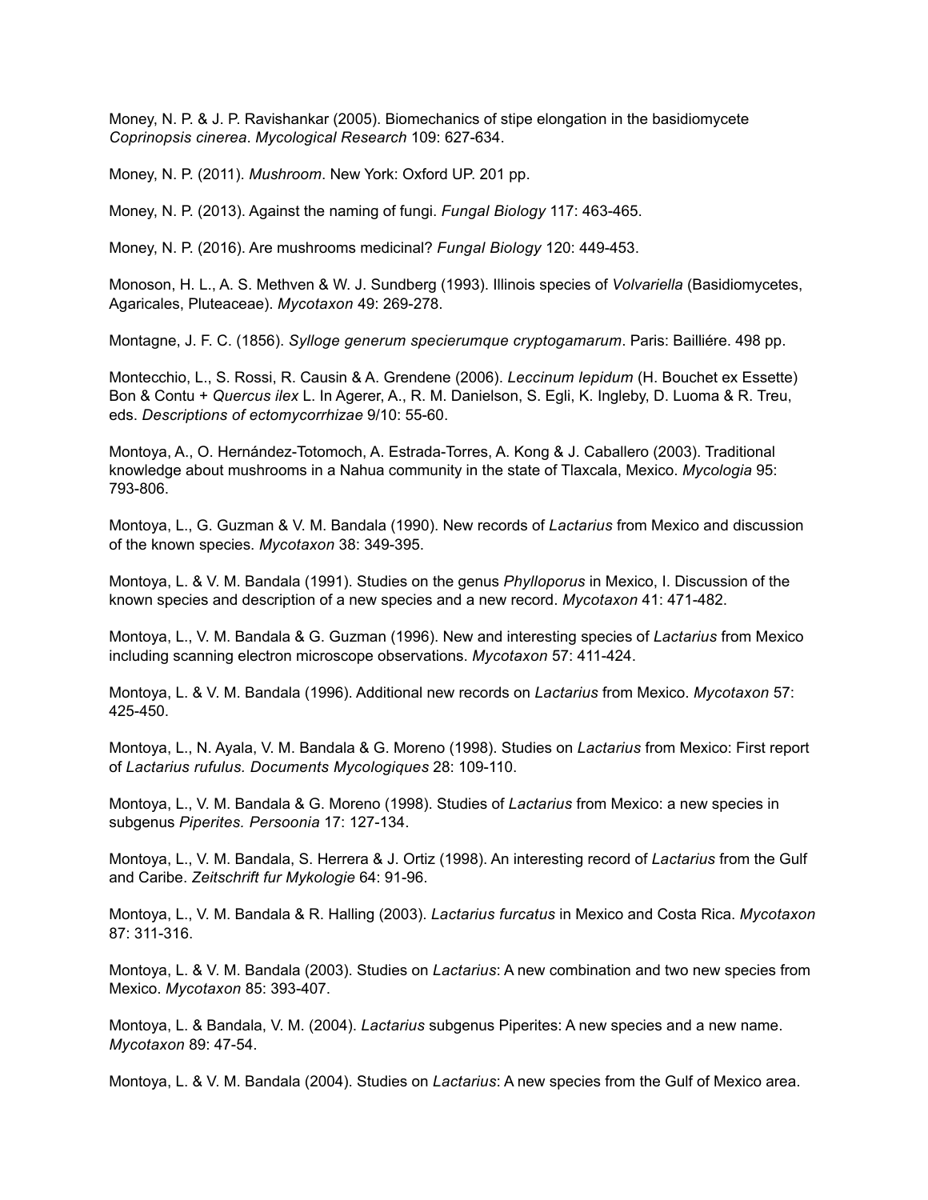Money, N. P. & J. P. Ravishankar (2005). Biomechanics of stipe elongation in the basidiomycete *Coprinopsis cinerea*. *Mycological Research* 109: 627-634.

Money, N. P. (2011). *Mushroom*. New York: Oxford UP. 201 pp.

Money, N. P. (2013). Against the naming of fungi. *Fungal Biology* 117: 463-465.

Money, N. P. (2016). Are mushrooms medicinal? *Fungal Biology* 120: 449-453.

Monoson, H. L., A. S. Methven & W. J. Sundberg (1993). Illinois species of *Volvariella* (Basidiomycetes, Agaricales, Pluteaceae). *Mycotaxon* 49: 269-278.

Montagne, J. F. C. (1856). *Sylloge generum specierumque cryptogamarum*. Paris: Bailliére. 498 pp.

Montecchio, L., S. Rossi, R. Causin & A. Grendene (2006). *Leccinum lepidum* (H. Bouchet ex Essette) Bon & Contu + *Quercus ilex* L. In Agerer, A., R. M. Danielson, S. Egli, K. Ingleby, D. Luoma & R. Treu, eds. *Descriptions of ectomycorrhizae* 9/10: 55-60.

Montoya, A., O. Hernández-Totomoch, A. Estrada-Torres, A. Kong & J. Caballero (2003). Traditional knowledge about mushrooms in a Nahua community in the state of Tlaxcala, Mexico. *Mycologia* 95: 793-806.

Montoya, L., G. Guzman & V. M. Bandala (1990). New records of *Lactarius* from Mexico and discussion of the known species. *Mycotaxon* 38: 349-395.

Montoya, L. & V. M. Bandala (1991). Studies on the genus *Phylloporus* in Mexico, I. Discussion of the known species and description of a new species and a new record. *Mycotaxon* 41: 471-482.

Montoya, L., V. M. Bandala & G. Guzman (1996). New and interesting species of *Lactarius* from Mexico including scanning electron microscope observations. *Mycotaxon* 57: 411-424.

Montoya, L. & V. M. Bandala (1996). Additional new records on *Lactarius* from Mexico. *Mycotaxon* 57: 425-450.

Montoya, L., N. Ayala, V. M. Bandala & G. Moreno (1998). Studies on *Lactarius* from Mexico: First report of *Lactarius rufulus. Documents Mycologiques* 28: 109-110.

Montoya, L., V. M. Bandala & G. Moreno (1998). Studies of *Lactarius* from Mexico: a new species in subgenus *Piperites. Persoonia* 17: 127-134.

Montoya, L., V. M. Bandala, S. Herrera & J. Ortiz (1998). An interesting record of *Lactarius* from the Gulf and Caribe. *Zeitschrift fur Mykologie* 64: 91-96.

Montoya, L., V. M. Bandala & R. Halling (2003). *Lactarius furcatus* in Mexico and Costa Rica. *Mycotaxon* 87: 311-316.

Montoya, L. & V. M. Bandala (2003). Studies on *Lactarius*: A new combination and two new species from Mexico. *Mycotaxon* 85: 393-407.

Montoya, L. & Bandala, V. M. (2004). *Lactarius* subgenus Piperites: A new species and a new name. *Mycotaxon* 89: 47-54.

Montoya, L. & V. M. Bandala (2004). Studies on *Lactarius*: A new species from the Gulf of Mexico area.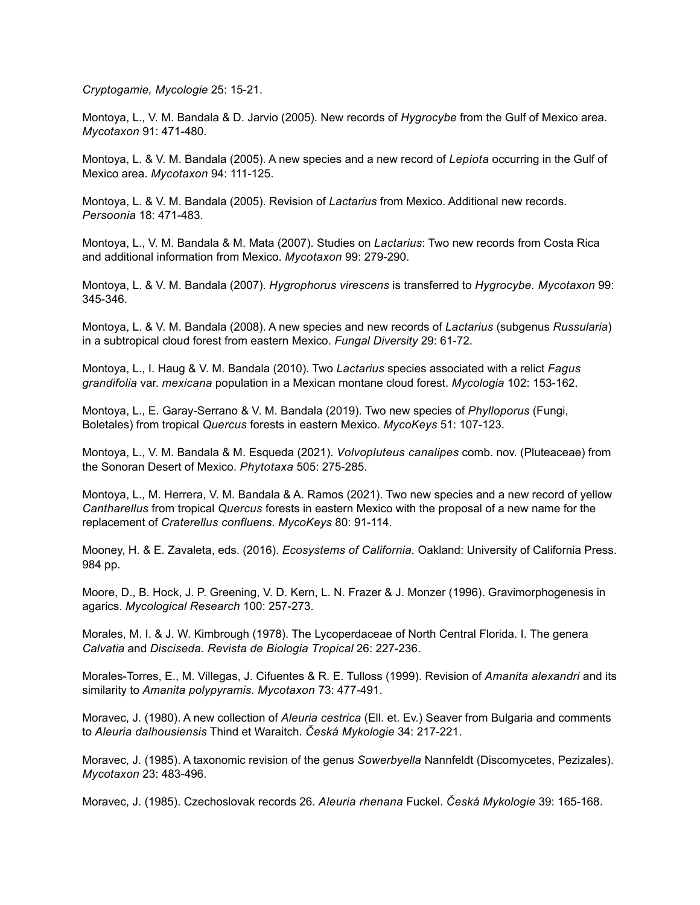*Cryptogamie, Mycologie* 25: 15-21.

Montoya, L., V. M. Bandala & D. Jarvio (2005). New records of *Hygrocybe* from the Gulf of Mexico area. *Mycotaxon* 91: 471-480.

Montoya, L. & V. M. Bandala (2005). A new species and a new record of *Lepiota* occurring in the Gulf of Mexico area. *Mycotaxon* 94: 111-125.

Montoya, L. & V. M. Bandala (2005). Revision of *Lactarius* from Mexico. Additional new records. *Persoonia* 18: 471-483.

Montoya, L., V. M. Bandala & M. Mata (2007). Studies on *Lactarius*: Two new records from Costa Rica and additional information from Mexico. *Mycotaxon* 99: 279-290.

Montoya, L. & V. M. Bandala (2007). *Hygrophorus virescens* is transferred to *Hygrocybe. Mycotaxon* 99: 345-346.

Montoya, L. & V. M. Bandala (2008). A new species and new records of *Lactarius* (subgenus *Russularia*) in a subtropical cloud forest from eastern Mexico. *Fungal Diversity* 29: 61-72.

Montoya, L., I. Haug & V. M. Bandala (2010). Two *Lactarius* species associated with a relict *Fagus grandifolia* var. *mexicana* population in a Mexican montane cloud forest. *Mycologia* 102: 153-162.

Montoya, L., E. Garay-Serrano & V. M. Bandala (2019). Two new species of *Phylloporus* (Fungi, Boletales) from tropical *Quercus* forests in eastern Mexico. *MycoKeys* 51: 107-123.

Montoya, L., V. M. Bandala & M. Esqueda (2021). *Volvopluteus canalipes* comb. nov. (Pluteaceae) from the Sonoran Desert of Mexico. *Phytotaxa* 505: 275-285.

Montoya, L., M. Herrera, V. M. Bandala & A. Ramos (2021). Two new species and a new record of yellow *Cantharellus* from tropical *Quercus* forests in eastern Mexico with the proposal of a new name for the replacement of *Craterellus confluens*. *MycoKeys* 80: 91-114.

Mooney, H. & E. Zavaleta, eds. (2016). *Ecosystems of California.* Oakland: University of California Press. 984 pp.

Moore, D., B. Hock, J. P. Greening, V. D. Kern, L. N. Frazer & J. Monzer (1996). Gravimorphogenesis in agarics. *Mycological Research* 100: 257-273.

Morales, M. I. & J. W. Kimbrough (1978). The Lycoperdaceae of North Central Florida. I. The genera *Calvatia* and *Disciseda. Revista de Biologia Tropical* 26: 227-236.

Morales-Torres, E., M. Villegas, J. Cifuentes & R. E. Tulloss (1999). Revision of *Amanita alexandri* and its similarity to *Amanita polypyramis. Mycotaxon* 73: 477-491.

Moravec, J. (1980). A new collection of *Aleuria cestrica* (Ell. et. Ev.) Seaver from Bulgaria and comments to *Aleuria dalhousiensis* Thind et Waraitch. *Česká Mykologie* 34: 217-221.

Moravec, J. (1985). A taxonomic revision of the genus *Sowerbyella* Nannfeldt (Discomycetes, Pezizales). *Mycotaxon* 23: 483-496.

Moravec, J. (1985). Czechoslovak records 26. *Aleuria rhenana* Fuckel. *Česká Mykologie* 39: 165-168.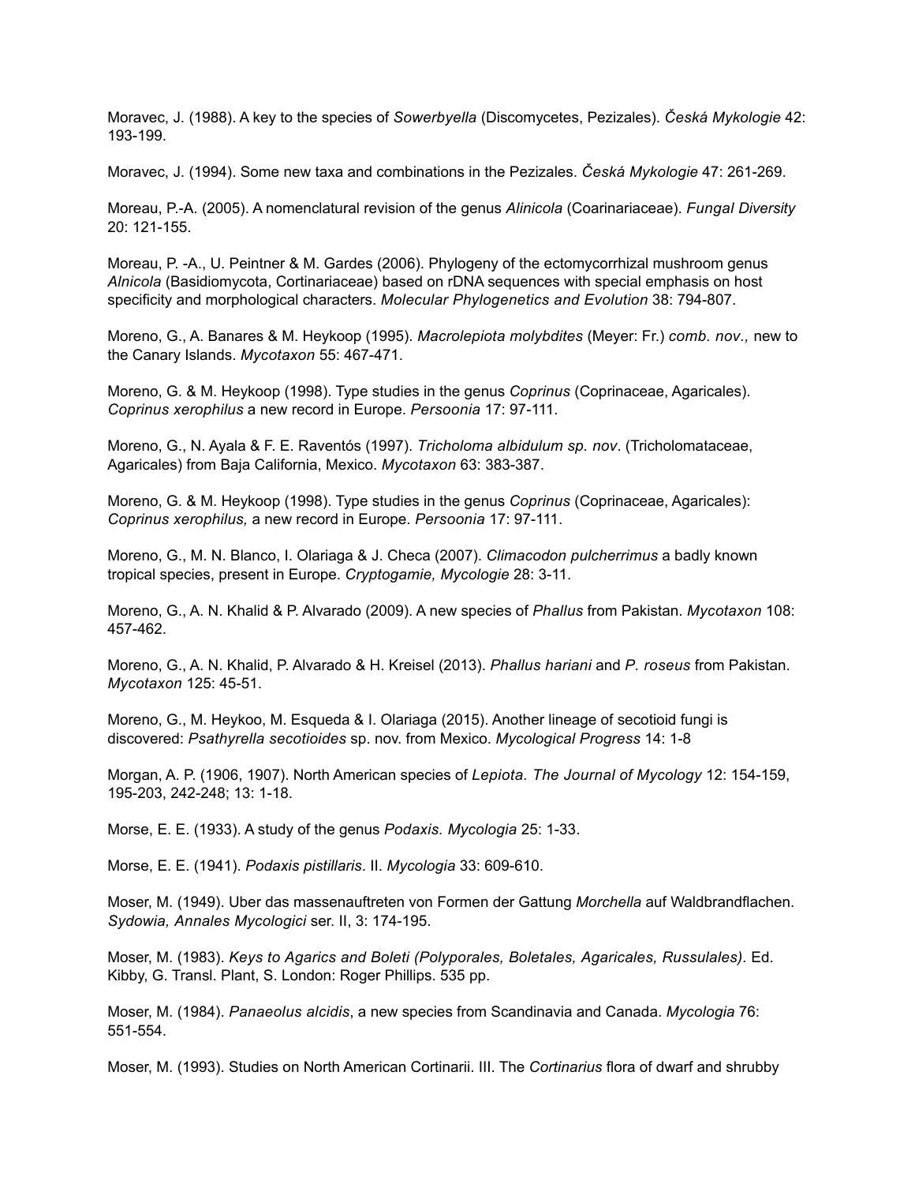Moravec, J. (1988). A key to the species of *Sowerbyella* (Discomycetes, Pezizales). *Česká Mykologie* 42: 193-199.

Moravec, J. (1994). Some new taxa and combinations in the Pezizales. *Česká Mykologie* 47: 261-269.

Moreau, P.-A. (2005). A nomenclatural revision of the genus *Alinicola* (Coarinariaceae). *Fungal Diversity* 20: 121-155.

Moreau, P. -A., U. Peintner & M. Gardes (2006). Phylogeny of the ectomycorrhizal mushroom genus *Alnicola* (Basidiomycota, Cortinariaceae) based on rDNA sequences with special emphasis on host specificity and morphological characters. *Molecular Phylogenetics and Evolution* 38: 794-807.

Moreno, G., A. Banares & M. Heykoop (1995). *Macrolepiota molybdites* (Meyer: Fr.) *comb. nov.,* new to the Canary Islands. *Mycotaxon* 55: 467-471.

Moreno, G. & M. Heykoop (1998). Type studies in the genus *Coprinus* (Coprinaceae, Agaricales). *Coprinus xerophilus* a new record in Europe. *Persoonia* 17: 97-111.

Moreno, G., N. Ayala & F. E. Raventós (1997). *Tricholoma albidulum sp. nov*. (Tricholomataceae, Agaricales) from Baja California, Mexico. *Mycotaxon* 63: 383-387.

Moreno, G. & M. Heykoop (1998). Type studies in the genus *Coprinus* (Coprinaceae, Agaricales): *Coprinus xerophilus,* a new record in Europe. *Persoonia* 17: 97-111.

Moreno, G., M. N. Blanco, I. Olariaga & J. Checa (2007). *Climacodon pulcherrimus* a badly known tropical species, present in Europe. *Cryptogamie, Mycologie* 28: 3-11.

Moreno, G., A. N. Khalid & P. Alvarado (2009). A new species of *Phallus* from Pakistan. *Mycotaxon* 108: 457-462.

Moreno, G., A. N. Khalid, P. Alvarado & H. Kreisel (2013). *Phallus hariani* and *P. roseus* from Pakistan. *Mycotaxon* 125: 45-51.

Moreno, G., M. Heykoo, M. Esqueda & I. Olariaga (2015). Another lineage of secotioid fungi is discovered: *Psathyrella secotioides* sp. nov. from Mexico. *Mycological Progress* 14: 1-8

Morgan, A. P. (1906, 1907). North American species of *Lepiota. The Journal of Mycology* 12: 154-159, 195-203, 242-248; 13: 1-18.

Morse, E. E. (1933). A study of the genus *Podaxis. Mycologia* 25: 1-33.

Morse, E. E. (1941). *Podaxis pistillaris*. II. *Mycologia* 33: 609-610.

Moser, M. (1949). Uber das massenauftreten von Formen der Gattung *Morchella* auf Waldbrandflachen. *Sydowia, Annales Mycologici* ser. II, 3: 174-195.

Moser, M. (1983). *Keys to Agarics and Boleti (Polyporales, Boletales, Agaricales, Russulales).* Ed. Kibby, G. Transl. Plant, S. London: Roger Phillips. 535 pp.

Moser, M. (1984). *Panaeolus alcidis*, a new species from Scandinavia and Canada. *Mycologia* 76: 551-554.

Moser, M. (1993). Studies on North American Cortinarii. III. The *Cortinarius* flora of dwarf and shrubby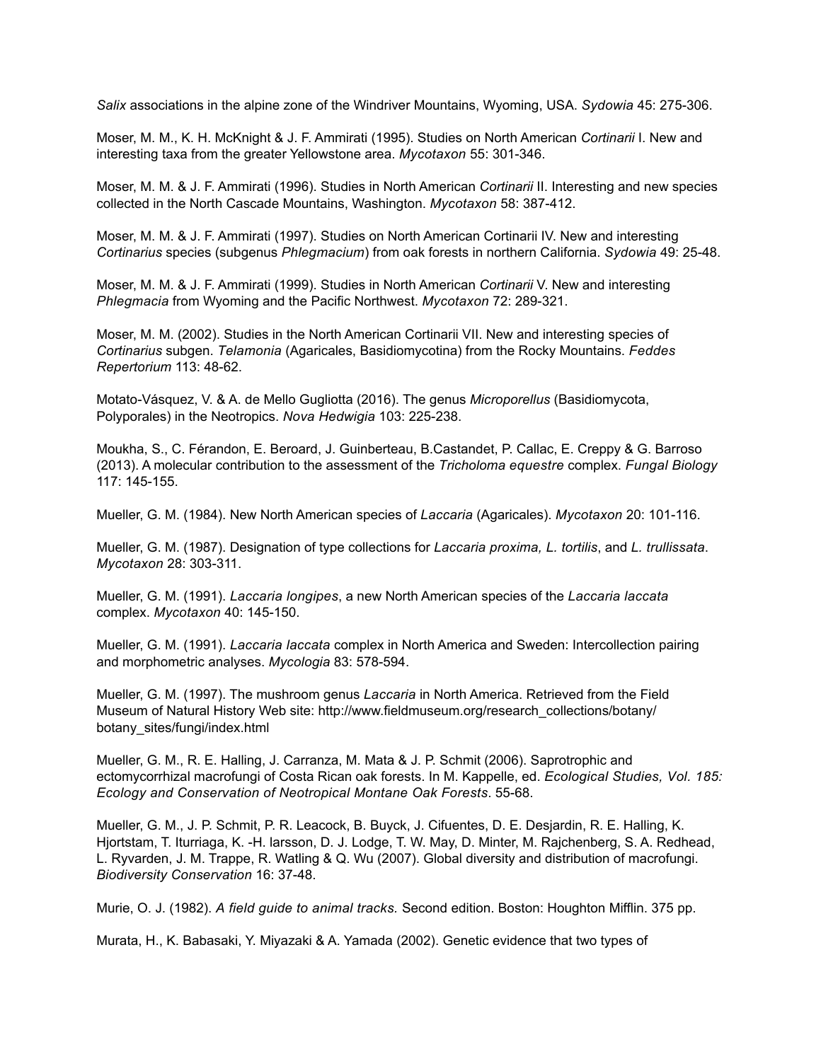*Salix* associations in the alpine zone of the Windriver Mountains, Wyoming, USA. *Sydowia* 45: 275-306.

Moser, M. M., K. H. McKnight & J. F. Ammirati (1995). Studies on North American *Cortinarii* I. New and interesting taxa from the greater Yellowstone area. *Mycotaxon* 55: 301-346.

Moser, M. M. & J. F. Ammirati (1996). Studies in North American *Cortinarii* II. Interesting and new species collected in the North Cascade Mountains, Washington. *Mycotaxon* 58: 387-412.

Moser, M. M. & J. F. Ammirati (1997). Studies on North American Cortinarii IV. New and interesting *Cortinarius* species (subgenus *Phlegmacium*) from oak forests in northern California. *Sydowia* 49: 25-48.

Moser, M. M. & J. F. Ammirati (1999). Studies in North American *Cortinarii* V. New and interesting *Phlegmacia* from Wyoming and the Pacific Northwest. *Mycotaxon* 72: 289-321.

Moser, M. M. (2002). Studies in the North American Cortinarii VII. New and interesting species of *Cortinarius* subgen. *Telamonia* (Agaricales, Basidiomycotina) from the Rocky Mountains. *Feddes Repertorium* 113: 48-62.

Motato-Vásquez, V. & A. de Mello Gugliotta (2016). The genus *Microporellus* (Basidiomycota, Polyporales) in the Neotropics. *Nova Hedwigia* 103: 225-238.

Moukha, S., C. Férandon, E. Beroard, J. Guinberteau, B.Castandet, P. Callac, E. Creppy & G. Barroso (2013). A molecular contribution to the assessment of the *Tricholoma equestre* complex. *Fungal Biology* 117: 145-155.

Mueller, G. M. (1984). New North American species of *Laccaria* (Agaricales). *Mycotaxon* 20: 101-116.

Mueller, G. M. (1987). Designation of type collections for *Laccaria proxima, L. tortilis*, and *L. trullissata*. *Mycotaxon* 28: 303-311.

Mueller, G. M. (1991). *Laccaria longipes*, a new North American species of the *Laccaria laccata* complex. *Mycotaxon* 40: 145-150.

Mueller, G. M. (1991). *Laccaria laccata* complex in North America and Sweden: Intercollection pairing and morphometric analyses. *Mycologia* 83: 578-594.

Mueller, G. M. (1997). The mushroom genus *Laccaria* in North America. Retrieved from the Field Museum of Natural History Web site: http://www.fieldmuseum.org/research_collections/botany/botany_sites/fungi/index.html

Mueller, G. M., R. E. Halling, J. Carranza, M. Mata & J. P. Schmit (2006). Saprotrophic and ectomycorrhizal macrofungi of Costa Rican oak forests. In M. Kappelle, ed. *Ecological Studies, Vol. 185: Ecology and Conservation of Neotropical Montane Oak Forests*. 55-68.

Mueller, G. M., J. P. Schmit, P. R. Leacock, B. Buyck, J. Cifuentes, D. E. Desjardin, R. E. Halling, K. Hjortstam, T. Iturriaga, K. -H. larsson, D. J. Lodge, T. W. May, D. Minter, M. Rajchenberg, S. A. Redhead, L. Ryvarden, J. M. Trappe, R. Watling & Q. Wu (2007). Global diversity and distribution of macrofungi. *Biodiversity Conservation* 16: 37-48.

Murie, O. J. (1982). *A field guide to animal tracks.* Second edition. Boston: Houghton Mifflin. 375 pp.

Murata, H., K. Babasaki, Y. Miyazaki & A. Yamada (2002). Genetic evidence that two types of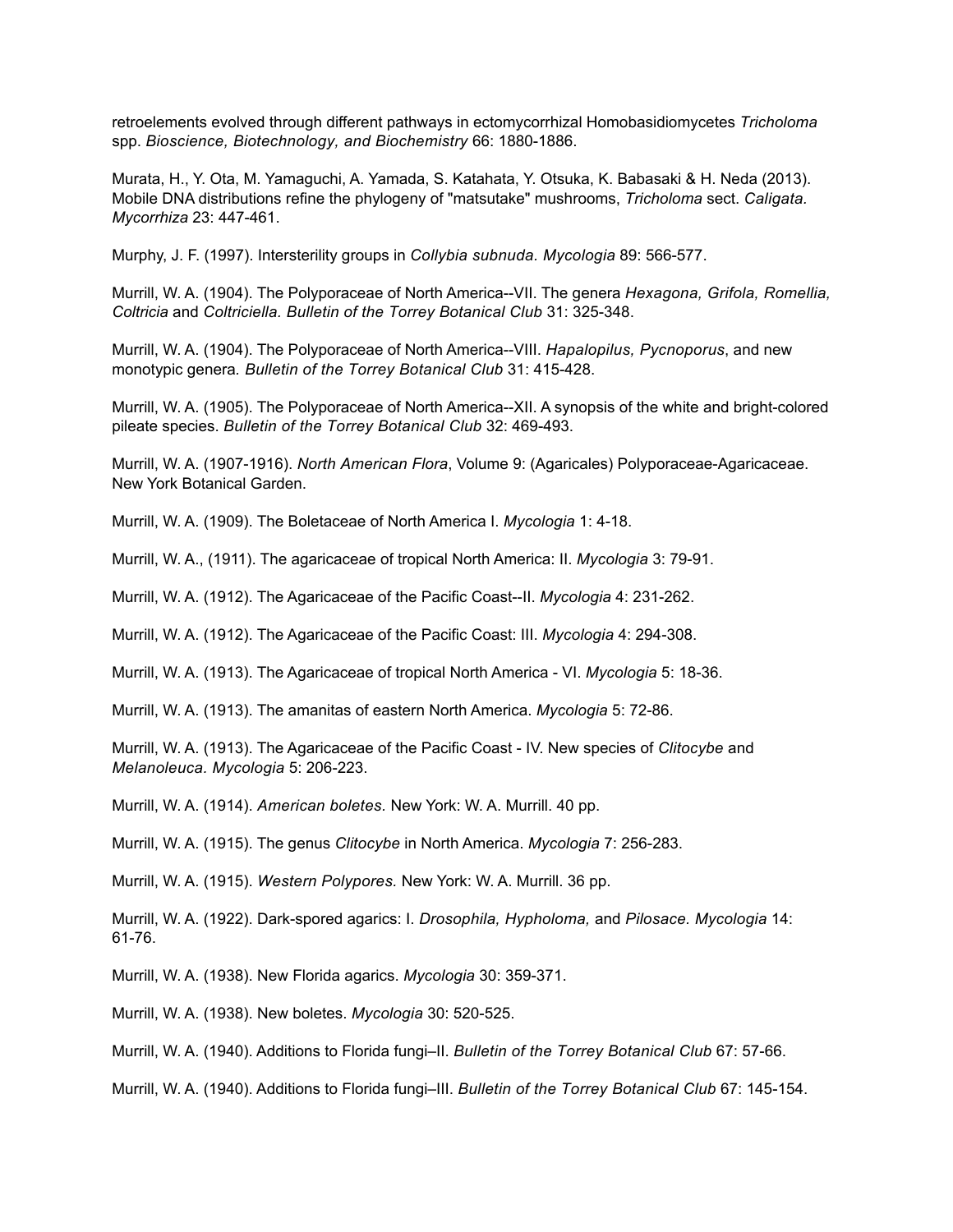retroelements evolved through different pathways in ectomycorrhizal Homobasidiomycetes *Tricholoma* spp. *Bioscience, Biotechnology, and Biochemistry* 66: 1880-1886.

Murata, H., Y. Ota, M. Yamaguchi, A. Yamada, S. Katahata, Y. Otsuka, K. Babasaki & H. Neda (2013). Mobile DNA distributions refine the phylogeny of "matsutake" mushrooms, *Tricholoma* sect. *Caligata. Mycorrhiza* 23: 447-461.

Murphy, J. F. (1997). Intersterility groups in *Collybia subnuda. Mycologia* 89: 566-577.

Murrill, W. A. (1904). The Polyporaceae of North America--VII. The genera *Hexagona, Grifola, Romellia, Coltricia* and *Coltriciella. Bulletin of the Torrey Botanical Club* 31: 325-348.

Murrill, W. A. (1904). The Polyporaceae of North America--VIII. *Hapalopilus, Pycnoporus*, and new monotypic genera. *Bulletin of the Torrey Botanical Club* 31: 415-428.

Murrill, W. A. (1905). The Polyporaceae of North America--XII. A synopsis of the white and bright-colored pileate species. *Bulletin of the Torrey Botanical Club* 32: 469-493.

Murrill, W. A. (1907-1916). *North American Flora*, Volume 9: (Agaricales) Polyporaceae-Agaricaceae. New York Botanical Garden.

Murrill, W. A. (1909). The Boletaceae of North America I. *Mycologia* 1: 4-18.

Murrill, W. A., (1911). The agaricaceae of tropical North America: II. *Mycologia* 3: 79-91.

Murrill, W. A. (1912). The Agaricaceae of the Pacific Coast--II. *Mycologia* 4: 231-262.

Murrill, W. A. (1912). The Agaricaceae of the Pacific Coast: III. *Mycologia* 4: 294-308.

Murrill, W. A. (1913). The Agaricaceae of tropical North America - VI. *Mycologia* 5: 18-36.

Murrill, W. A. (1913). The amanitas of eastern North America. *Mycologia* 5: 72-86.

Murrill, W. A. (1913). The Agaricaceae of the Pacific Coast - IV. New species of *Clitocybe* and *Melanoleuca*. *Mycologia* 5: 206-223.

Murrill, W. A. (1914). *American boletes*. New York: W. A. Murrill. 40 pp.

Murrill, W. A. (1915). The genus *Clitocybe* in North America. *Mycologia* 7: 256-283.

Murrill, W. A. (1915). *Western Polypores.* New York: W. A. Murrill. 36 pp.

Murrill, W. A. (1922). Dark-spored agarics: I. *Drosophila, Hypholoma,* and *Pilosace*. *Mycologia* 14: 61-76.

Murrill, W. A. (1938). New Florida agarics. *Mycologia* 30: 359-371.

Murrill, W. A. (1938). New boletes. *Mycologia* 30: 520-525.

Murrill, W. A. (1940). Additions to Florida fungi–II. *Bulletin of the Torrey Botanical Club* 67: 57-66.

Murrill, W. A. (1940). Additions to Florida fungi–III. *Bulletin of the Torrey Botanical Club* 67: 145-154.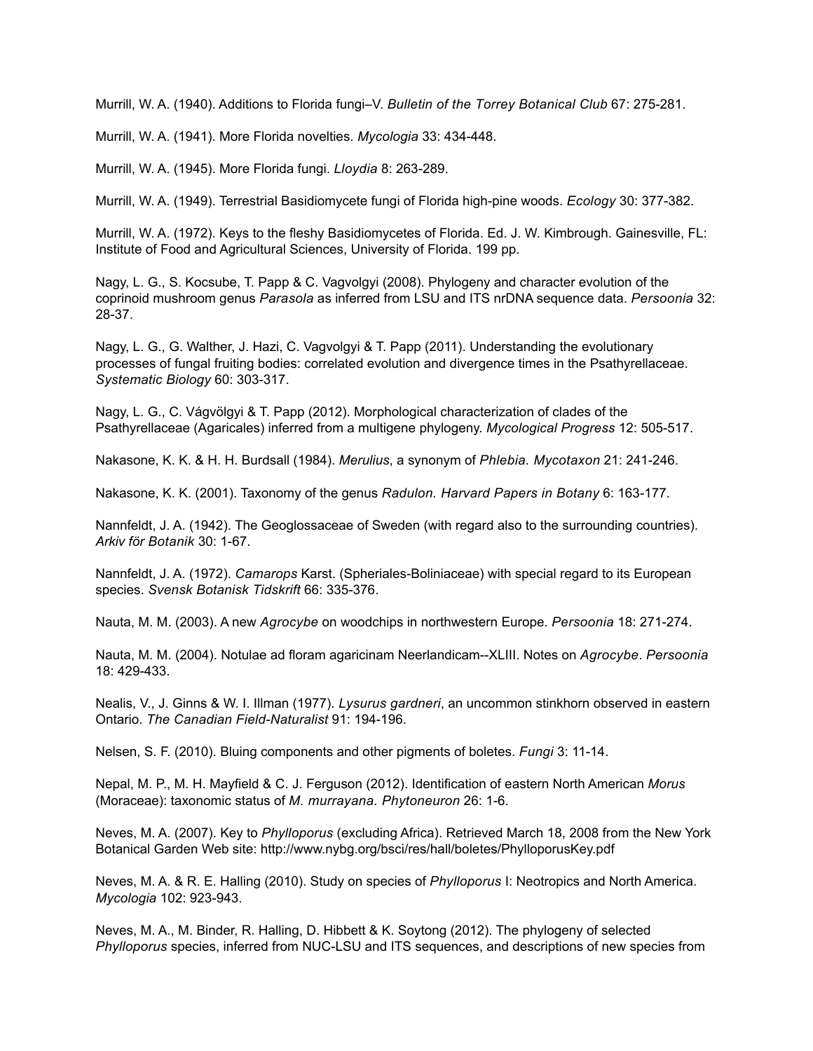Murrill, W. A. (1940). Additions to Florida fungi–V. *Bulletin of the Torrey Botanical Club* 67: 275-281.

Murrill, W. A. (1941). More Florida novelties. *Mycologia* 33: 434-448.

Murrill, W. A. (1945). More Florida fungi. *Lloydia* 8: 263-289.

Murrill, W. A. (1949). Terrestrial Basidiomycete fungi of Florida high-pine woods. *Ecology* 30: 377-382.

Murrill, W. A. (1972). Keys to the fleshy Basidiomycetes of Florida. Ed. J. W. Kimbrough. Gainesville, FL: Institute of Food and Agricultural Sciences, University of Florida. 199 pp.

Nagy, L. G., S. Kocsube, T. Papp & C. Vagvolgyi (2008). Phylogeny and character evolution of the coprinoid mushroom genus *Parasola* as inferred from LSU and ITS nrDNA sequence data. *Persoonia* 32: 28-37.

Nagy, L. G., G. Walther, J. Hazi, C. Vagvolgyi & T. Papp (2011). Understanding the evolutionary processes of fungal fruiting bodies: correlated evolution and divergence times in the Psathyrellaceae. *Systematic Biology* 60: 303-317.

Nagy, L. G., C. Vágvölgyi & T. Papp (2012). Morphological characterization of clades of the Psathyrellaceae (Agaricales) inferred from a multigene phylogeny. *Mycological Progress* 12: 505-517.

Nakasone, K. K. & H. H. Burdsall (1984). *Merulius*, a synonym of *Phlebia. Mycotaxon* 21: 241-246.

Nakasone, K. K. (2001). Taxonomy of the genus *Radulon. Harvard Papers in Botany* 6: 163-177.

Nannfeldt, J. A. (1942). The Geoglossaceae of Sweden (with regard also to the surrounding countries). *Arkiv för Botanik* 30: 1-67.

Nannfeldt, J. A. (1972). *Camarops* Karst. (Spheriales-Boliniaceae) with special regard to its European species. *Svensk Botanisk Tidskrift* 66: 335-376.

Nauta, M. M. (2003). A new *Agrocybe* on woodchips in northwestern Europe. *Persoonia* 18: 271-274.

Nauta, M. M. (2004). Notulae ad floram agaricinam Neerlandicam--XLIII. Notes on *Agrocybe*. *Persoonia* 18: 429-433.

Nealis, V., J. Ginns & W. I. Illman (1977). *Lysurus gardneri*, an uncommon stinkhorn observed in eastern Ontario. *The Canadian Field-Naturalist* 91: 194-196.

Nelsen, S. F. (2010). Bluing components and other pigments of boletes. *Fungi* 3: 11-14.

Nepal, M. P., M. H. Mayfield & C. J. Ferguson (2012). Identification of eastern North American *Morus* (Moraceae): taxonomic status of *M. murrayana. Phytoneuron* 26: 1-6.

Neves, M. A. (2007). Key to *Phylloporus* (excluding Africa). Retrieved March 18, 2008 from the New York Botanical Garden Web site: http://www.nybg.org/bsci/res/hall/boletes/PhylloporusKey.pdf

Neves, M. A. & R. E. Halling (2010). Study on species of *Phylloporus* I: Neotropics and North America. *Mycologia* 102: 923-943.

Neves, M. A., M. Binder, R. Halling, D. Hibbett & K. Soytong (2012). The phylogeny of selected *Phylloporus* species, inferred from NUC-LSU and ITS sequences, and descriptions of new species from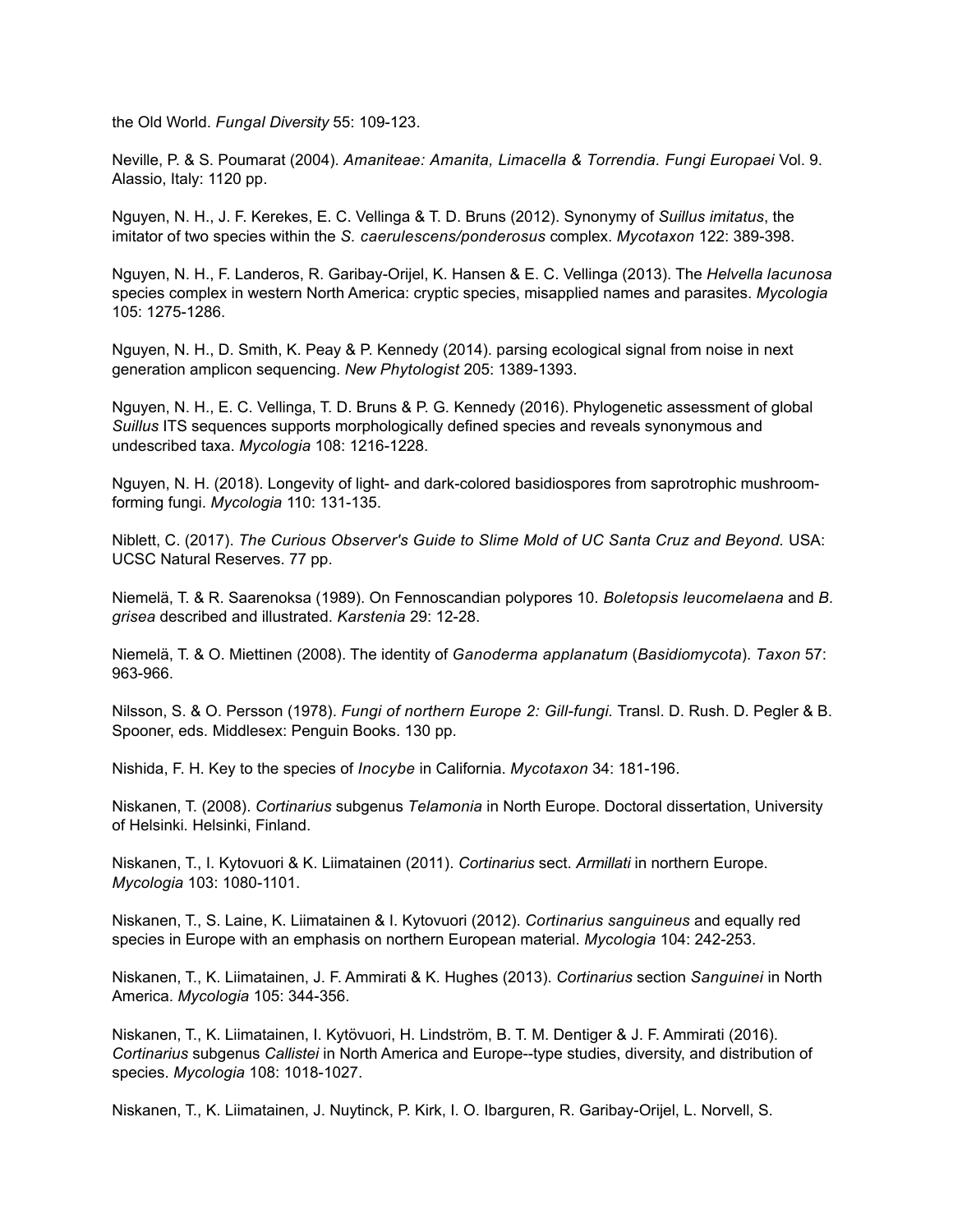the Old World. *Fungal Diversity* 55: 109-123.

Neville, P. & S. Poumarat (2004). *Amaniteae: Amanita, Limacella & Torrendia. Fungi Europaei* Vol. 9. Alassio, Italy: 1120 pp.

Nguyen, N. H., J. F. Kerekes, E. C. Vellinga & T. D. Bruns (2012). Synonymy of *Suillus imitatus*, the imitator of two species within the *S. caerulescens/ponderosus* complex. *Mycotaxon* 122: 389-398.

Nguyen, N. H., F. Landeros, R. Garibay-Orijel, K. Hansen & E. C. Vellinga (2013). The *Helvella lacunosa* species complex in western North America: cryptic species, misapplied names and parasites. *Mycologia* 105: 1275-1286.

Nguyen, N. H., D. Smith, K. Peay & P. Kennedy (2014). parsing ecological signal from noise in next generation amplicon sequencing. *New Phytologist* 205: 1389-1393.

Nguyen, N. H., E. C. Vellinga, T. D. Bruns & P. G. Kennedy (2016). Phylogenetic assessment of global *Suillus* ITS sequences supports morphologically defined species and reveals synonymous and undescribed taxa. *Mycologia* 108: 1216-1228.

Nguyen, N. H. (2018). Longevity of light- and dark-colored basidiospores from saprotrophic mushroom-forming fungi. *Mycologia* 110: 131-135.

Niblett, C. (2017). *The Curious Observer's Guide to Slime Mold of UC Santa Cruz and Beyond.* USA: UCSC Natural Reserves. 77 pp.

Niemelä, T. & R. Saarenoksa (1989). On Fennoscandian polypores 10. *Boletopsis leucomelaena* and *B. grisea* described and illustrated. *Karstenia* 29: 12-28.

Niemelä, T. & O. Miettinen (2008). The identity of *Ganoderma applanatum* (*Basidiomycota*). *Taxon* 57: 963-966.

Nilsson, S. & O. Persson (1978). *Fungi of northern Europe 2: Gill-fungi.* Transl. D. Rush. D. Pegler & B. Spooner, eds. Middlesex: Penguin Books. 130 pp.

Nishida, F. H. Key to the species of *Inocybe* in California. *Mycotaxon* 34: 181-196.

Niskanen, T. (2008). *Cortinarius* subgenus *Telamonia* in North Europe. Doctoral dissertation, University of Helsinki. Helsinki, Finland.

Niskanen, T., I. Kytovuori & K. Liimatainen (2011). *Cortinarius* sect. *Armillati* in northern Europe. *Mycologia* 103: 1080-1101.

Niskanen, T., S. Laine, K. Liimatainen & I. Kytovuori (2012). *Cortinarius sanguineus* and equally red species in Europe with an emphasis on northern European material. *Mycologia* 104: 242-253.

Niskanen, T., K. Liimatainen, J. F. Ammirati & K. Hughes (2013). *Cortinarius* section *Sanguinei* in North America. *Mycologia* 105: 344-356.

Niskanen, T., K. Liimatainen, I. Kytövuori, H. Lindström, B. T. M. Dentiger & J. F. Ammirati (2016). *Cortinarius* subgenus *Callistei* in North America and Europe--type studies, diversity, and distribution of species. *Mycologia* 108: 1018-1027.

Niskanen, T., K. Liimatainen, J. Nuytinck, P. Kirk, I. O. Ibarguren, R. Garibay-Orijel, L. Norvell, S.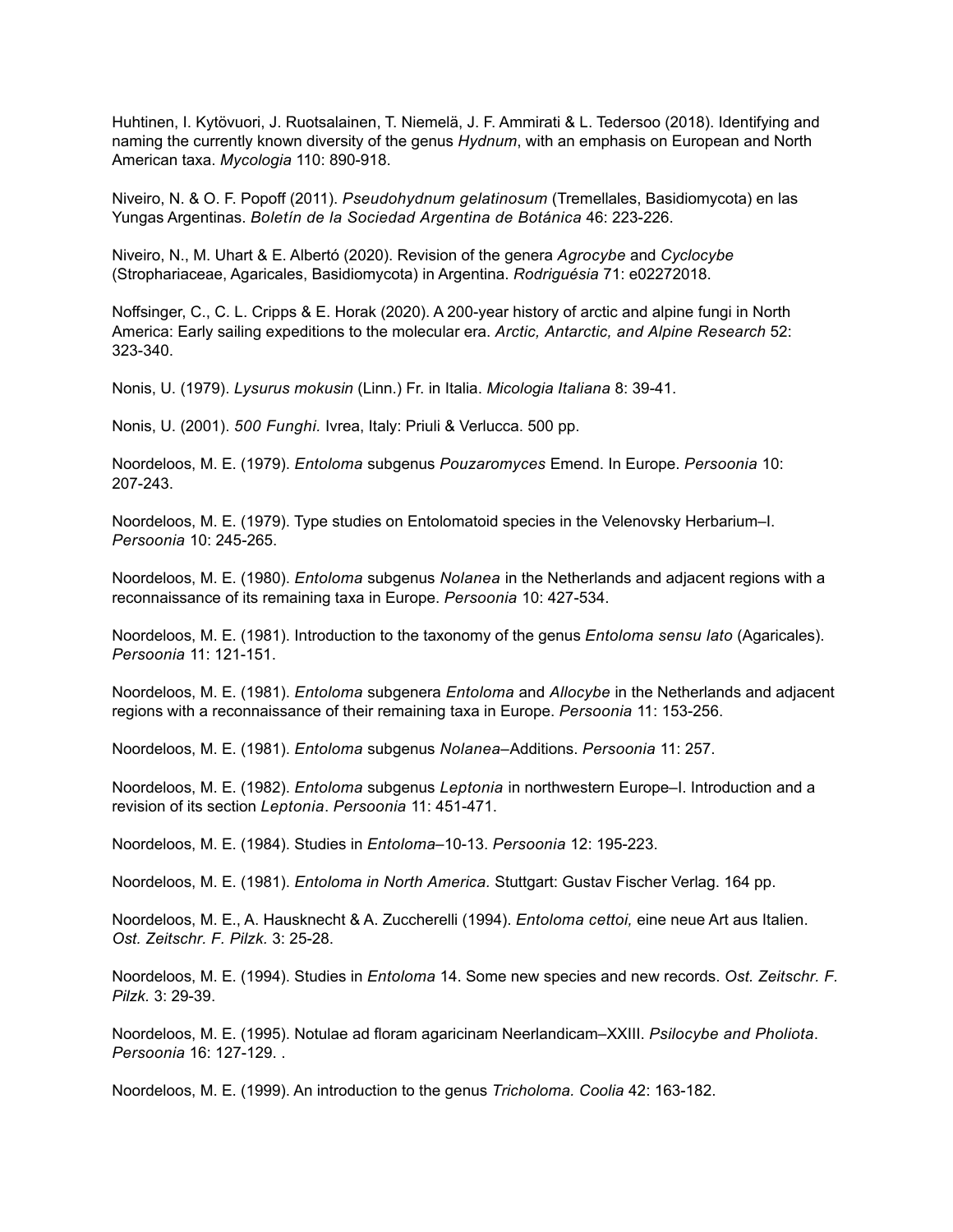Huhtinen, I. Kytövuori, J. Ruotsalainen, T. Niemelä, J. F. Ammirati & L. Tedersoo (2018). Identifying and naming the currently known diversity of the genus *Hydnum*, with an emphasis on European and North American taxa. *Mycologia* 110: 890-918.

Niveiro, N. & O. F. Popoff (2011). *Pseudohydnum gelatinosum* (Tremellales, Basidiomycota) en las Yungas Argentinas. *Boletín de la Sociedad Argentina de Botánica* 46: 223-226.

Niveiro, N., M. Uhart & E. Albertó (2020). Revision of the genera *Agrocybe* and *Cyclocybe* (Strophariaceae, Agaricales, Basidiomycota) in Argentina. *Rodriguésia* 71: e02272018.

Noffsinger, C., C. L. Cripps & E. Horak (2020). A 200-year history of arctic and alpine fungi in North America: Early sailing expeditions to the molecular era. *Arctic, Antarctic, and Alpine Research* 52: 323-340.

Nonis, U. (1979). *Lysurus mokusin* (Linn.) Fr. in Italia. *Micologia Italiana* 8: 39-41.

Nonis, U. (2001). *500 Funghi.* Ivrea, Italy: Priuli & Verlucca. 500 pp.

Noordeloos, M. E. (1979). *Entoloma* subgenus *Pouzaromyces* Emend. In Europe. *Persoonia* 10: 207-243.

Noordeloos, M. E. (1979). Type studies on Entolomatoid species in the Velenovsky Herbarium–I. *Persoonia* 10: 245-265.

Noordeloos, M. E. (1980). *Entoloma* subgenus *Nolanea* in the Netherlands and adjacent regions with a reconnaissance of its remaining taxa in Europe. *Persoonia* 10: 427-534.

Noordeloos, M. E. (1981). Introduction to the taxonomy of the genus *Entoloma sensu lato* (Agaricales). *Persoonia* 11: 121-151.

Noordeloos, M. E. (1981). *Entoloma* subgenera *Entoloma* and *Allocybe* in the Netherlands and adjacent regions with a reconnaissance of their remaining taxa in Europe. *Persoonia* 11: 153-256.

Noordeloos, M. E. (1981). *Entoloma* subgenus *Nolanea*–Additions. *Persoonia* 11: 257.

Noordeloos, M. E. (1982). *Entoloma* subgenus *Leptonia* in northwestern Europe–I. Introduction and a revision of its section *Leptonia*. *Persoonia* 11: 451-471.

Noordeloos, M. E. (1984). Studies in *Entoloma*–10-13. *Persoonia* 12: 195-223.

Noordeloos, M. E. (1981). *Entoloma in North America.* Stuttgart: Gustav Fischer Verlag. 164 pp.

Noordeloos, M. E., A. Hausknecht & A. Zuccherelli (1994). *Entoloma cettoi,* eine neue Art aus Italien. *Ost. Zeitschr. F. Pilzk.* 3: 25-28.

Noordeloos, M. E. (1994). Studies in *Entoloma* 14. Some new species and new records. *Ost. Zeitschr. F. Pilzk.* 3: 29-39.

Noordeloos, M. E. (1995). Notulae ad floram agaricinam Neerlandicam–XXIII. *Psilocybe and Pholiota*. *Persoonia* 16: 127-129. .

Noordeloos, M. E. (1999). An introduction to the genus *Tricholoma. Coolia* 42: 163-182.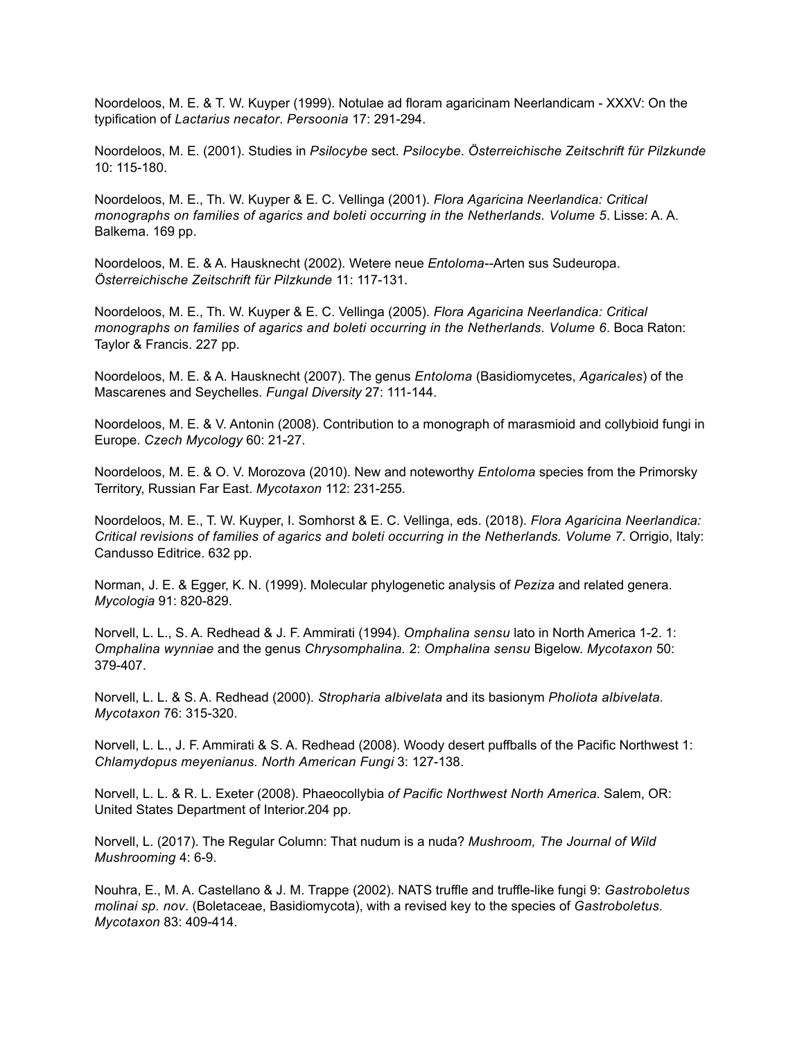Noordeloos, M. E. & T. W. Kuyper (1999). Notulae ad floram agaricinam Neerlandicam - XXXV: On the typification of *Lactarius necator*. *Persoonia* 17: 291-294.

Noordeloos, M. E. (2001). Studies in *Psilocybe* sect. *Psilocybe*. *Österreichische Zeitschrift für Pilzkunde* 10: 115-180.

Noordeloos, M. E., Th. W. Kuyper & E. C. Vellinga (2001). *Flora Agaricina Neerlandica: Critical monographs on families of agarics and boleti occurring in the Netherlands. Volume 5*. Lisse: A. A. Balkema. 169 pp.

Noordeloos, M. E. & A. Hausknecht (2002). Wetere neue *Entoloma*--Arten sus Sudeuropa. *Österreichische Zeitschrift für Pilzkunde* 11: 117-131.

Noordeloos, M. E., Th. W. Kuyper & E. C. Vellinga (2005). *Flora Agaricina Neerlandica: Critical monographs on families of agarics and boleti occurring in the Netherlands. Volume 6*. Boca Raton: Taylor & Francis. 227 pp.

Noordeloos, M. E. & A. Hausknecht (2007). The genus *Entoloma* (Basidiomycetes, *Agaricales*) of the Mascarenes and Seychelles. *Fungal Diversity* 27: 111-144.

Noordeloos, M. E. & V. Antonin (2008). Contribution to a monograph of marasmioid and collybioid fungi in Europe. *Czech Mycology* 60: 21-27.

Noordeloos, M. E. & O. V. Morozova (2010). New and noteworthy *Entoloma* species from the Primorsky Territory, Russian Far East. *Mycotaxon* 112: 231-255.

Noordeloos, M. E., T. W. Kuyper, I. Somhorst & E. C. Vellinga, eds. (2018). *Flora Agaricina Neerlandica: Critical revisions of families of agarics and boleti occurring in the Netherlands. Volume 7*. Orrigio, Italy: Candusso Editrice. 632 pp.

Norman, J. E. & Egger, K. N. (1999). Molecular phylogenetic analysis of *Peziza* and related genera. *Mycologia* 91: 820-829.

Norvell, L. L., S. A. Redhead & J. F. Ammirati (1994). *Omphalina sensu* lato in North America 1-2. 1: *Omphalina wynniae* and the genus *Chrysomphalina.* 2: *Omphalina sensu* Bigelow. *Mycotaxon* 50: 379-407.

Norvell, L. L. & S. A. Redhead (2000). *Stropharia albivelata* and its basionym *Pholiota albivelata. Mycotaxon* 76: 315-320.

Norvell, L. L., J. F. Ammirati & S. A. Redhead (2008). Woody desert puffballs of the Pacific Northwest 1: *Chlamydopus meyenianus. North American Fungi* 3: 127-138.

Norvell, L. L. & R. L. Exeter (2008). Phaeocollybia *of Pacific Northwest North America*. Salem, OR: United States Department of Interior.204 pp.

Norvell, L. (2017). The Regular Column: That nudum is a nuda? *Mushroom, The Journal of Wild Mushrooming* 4: 6-9.

Nouhra, E., M. A. Castellano & J. M. Trappe (2002). NATS truffle and truffle-like fungi 9: *Gastroboletus molinai sp. nov*. (Boletaceae, Basidiomycota), with a revised key to the species of *Gastroboletus. Mycotaxon* 83: 409-414.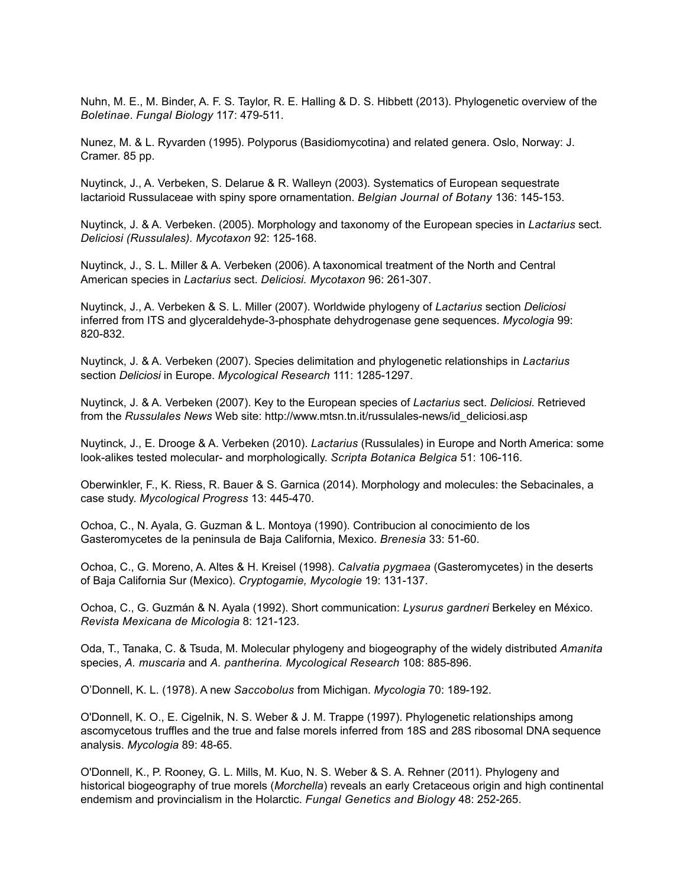Nuhn, M. E., M. Binder, A. F. S. Taylor, R. E. Halling & D. S. Hibbett (2013). Phylogenetic overview of the *Boletinae*. *Fungal Biology* 117: 479-511.

Nunez, M. & L. Ryvarden (1995). Polyporus (Basidiomycotina) and related genera. Oslo, Norway: J. Cramer. 85 pp.

Nuytinck, J., A. Verbeken, S. Delarue & R. Walleyn (2003). Systematics of European sequestrate lactarioid Russulaceae with spiny spore ornamentation. *Belgian Journal of Botany* 136: 145-153.

Nuytinck, J. & A. Verbeken. (2005). Morphology and taxonomy of the European species in *Lactarius* sect. *Deliciosi (Russulales). Mycotaxon* 92: 125-168.

Nuytinck, J., S. L. Miller & A. Verbeken (2006). A taxonomical treatment of the North and Central American species in *Lactarius* sect. *Deliciosi. Mycotaxon* 96: 261-307.

Nuytinck, J., A. Verbeken & S. L. Miller (2007). Worldwide phylogeny of *Lactarius* section *Deliciosi* inferred from ITS and glyceraldehyde-3-phosphate dehydrogenase gene sequences. *Mycologia* 99: 820-832.

Nuytinck, J. & A. Verbeken (2007). Species delimitation and phylogenetic relationships in *Lactarius* section *Deliciosi* in Europe. *Mycological Research* 111: 1285-1297.

Nuytinck, J. & A. Verbeken (2007). Key to the European species of *Lactarius* sect. *Deliciosi*. Retrieved from the *Russulales News* Web site: http://www.mtsn.tn.it/russulales-news/id_deliciosi.asp

Nuytinck, J., E. Drooge & A. Verbeken (2010). *Lactarius* (Russulales) in Europe and North America: some look-alikes tested molecular- and morphologically. *Scripta Botanica Belgica* 51: 106-116.

Oberwinkler, F., K. Riess, R. Bauer & S. Garnica (2014). Morphology and molecules: the Sebacinales, a case study. *Mycological Progress* 13: 445-470.

Ochoa, C., N. Ayala, G. Guzman & L. Montoya (1990). Contribucion al conocimiento de los Gasteromycetes de la peninsula de Baja California, Mexico. *Brenesia* 33: 51-60.

Ochoa, C., G. Moreno, A. Altes & H. Kreisel (1998). *Calvatia pygmaea* (Gasteromycetes) in the deserts of Baja California Sur (Mexico). *Cryptogamie, Mycologie* 19: 131-137.

Ochoa, C., G. Guzmán & N. Ayala (1992). Short communication: *Lysurus gardneri* Berkeley en México. *Revista Mexicana de Micologia* 8: 121-123.

Oda, T., Tanaka, C. & Tsuda, M. Molecular phylogeny and biogeography of the widely distributed *Amanita* species, *A. muscaria* and *A. pantherina. Mycological Research* 108: 885-896.

O'Donnell, K. L. (1978). A new *Saccobolus* from Michigan. *Mycologia* 70: 189-192.

O'Donnell, K. O., E. Cigelnik, N. S. Weber & J. M. Trappe (1997). Phylogenetic relationships among ascomycetous truffles and the true and false morels inferred from 18S and 28S ribosomal DNA sequence analysis. *Mycologia* 89: 48-65.

O'Donnell, K., P. Rooney, G. L. Mills, M. Kuo, N. S. Weber & S. A. Rehner (2011). Phylogeny and historical biogeography of true morels (*Morchella*) reveals an early Cretaceous origin and high continental endemism and provincialism in the Holarctic. *Fungal Genetics and Biology* 48: 252-265.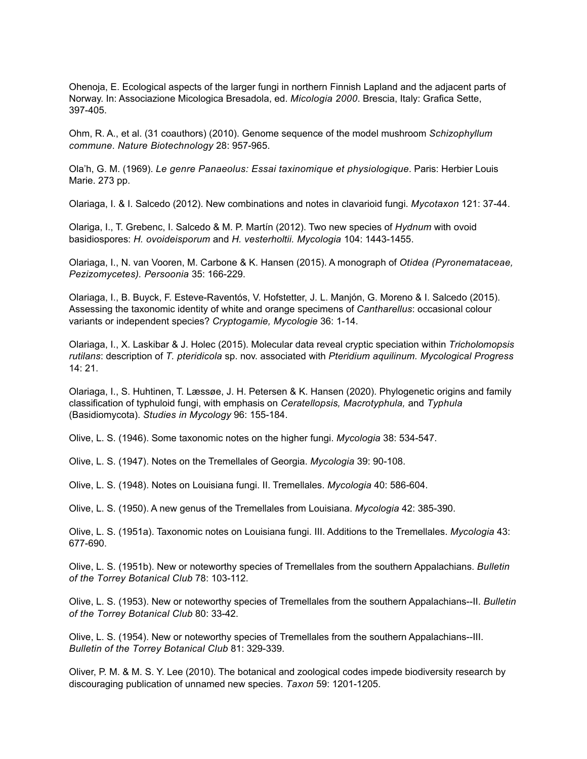Ohenoja, E. Ecological aspects of the larger fungi in northern Finnish Lapland and the adjacent parts of Norway. In: Associazione Micologica Bresadola, ed. *Micologia 2000*. Brescia, Italy: Grafica Sette, 397-405.

Ohm, R. A., et al. (31 coauthors) (2010). Genome sequence of the model mushroom *Schizophyllum commune*. *Nature Biotechnology* 28: 957-965.

Ola'h, G. M. (1969). *Le genre Panaeolus: Essai taxinomique et physiologique*. Paris: Herbier Louis Marie. 273 pp.

Olariaga, I. & I. Salcedo (2012). New combinations and notes in clavarioid fungi. *Mycotaxon* 121: 37-44.

Olariga, I., T. Grebenc, I. Salcedo & M. P. Martín (2012). Two new species of *Hydnum* with ovoid basidiospores: *H. ovoideisporum* and *H. vesterholtii. Mycologia* 104: 1443-1455.

Olariaga, I., N. van Vooren, M. Carbone & K. Hansen (2015). A monograph of *Otidea (Pyronemataceae, Pezizomycetes). Persoonia* 35: 166-229.

Olariaga, I., B. Buyck, F. Esteve-Raventós, V. Hofstetter, J. L. Manjón, G. Moreno & I. Salcedo (2015). Assessing the taxonomic identity of white and orange specimens of *Cantharellus*: occasional colour variants or independent species? *Cryptogamie, Mycologie* 36: 1-14.

Olariaga, I., X. Laskibar & J. Holec (2015). Molecular data reveal cryptic speciation within *Tricholomopsis rutilans*: description of *T. pteridicola* sp. nov. associated with *Pteridium aquilinum. Mycological Progress* 14: 21.

Olariaga, I., S. Huhtinen, T. Læssøe, J. H. Petersen & K. Hansen (2020). Phylogenetic origins and family classification of typhuloid fungi, with emphasis on *Ceratellopsis, Macrotyphula,* and *Typhula* (Basidiomycota). *Studies in Mycology* 96: 155-184.

Olive, L. S. (1946). Some taxonomic notes on the higher fungi. *Mycologia* 38: 534-547.

Olive, L. S. (1947). Notes on the Tremellales of Georgia. *Mycologia* 39: 90-108.

Olive, L. S. (1948). Notes on Louisiana fungi. II. Tremellales. *Mycologia* 40: 586-604.

Olive, L. S. (1950). A new genus of the Tremellales from Louisiana. *Mycologia* 42: 385-390.

Olive, L. S. (1951a). Taxonomic notes on Louisiana fungi. III. Additions to the Tremellales. *Mycologia* 43: 677-690.

Olive, L. S. (1951b). New or noteworthy species of Tremellales from the southern Appalachians. *Bulletin of the Torrey Botanical Club* 78: 103-112.

Olive, L. S. (1953). New or noteworthy species of Tremellales from the southern Appalachians--II. *Bulletin of the Torrey Botanical Club* 80: 33-42.

Olive, L. S. (1954). New or noteworthy species of Tremellales from the southern Appalachians--III. *Bulletin of the Torrey Botanical Club* 81: 329-339.

Oliver, P. M. & M. S. Y. Lee (2010). The botanical and zoological codes impede biodiversity research by discouraging publication of unnamed new species. *Taxon* 59: 1201-1205.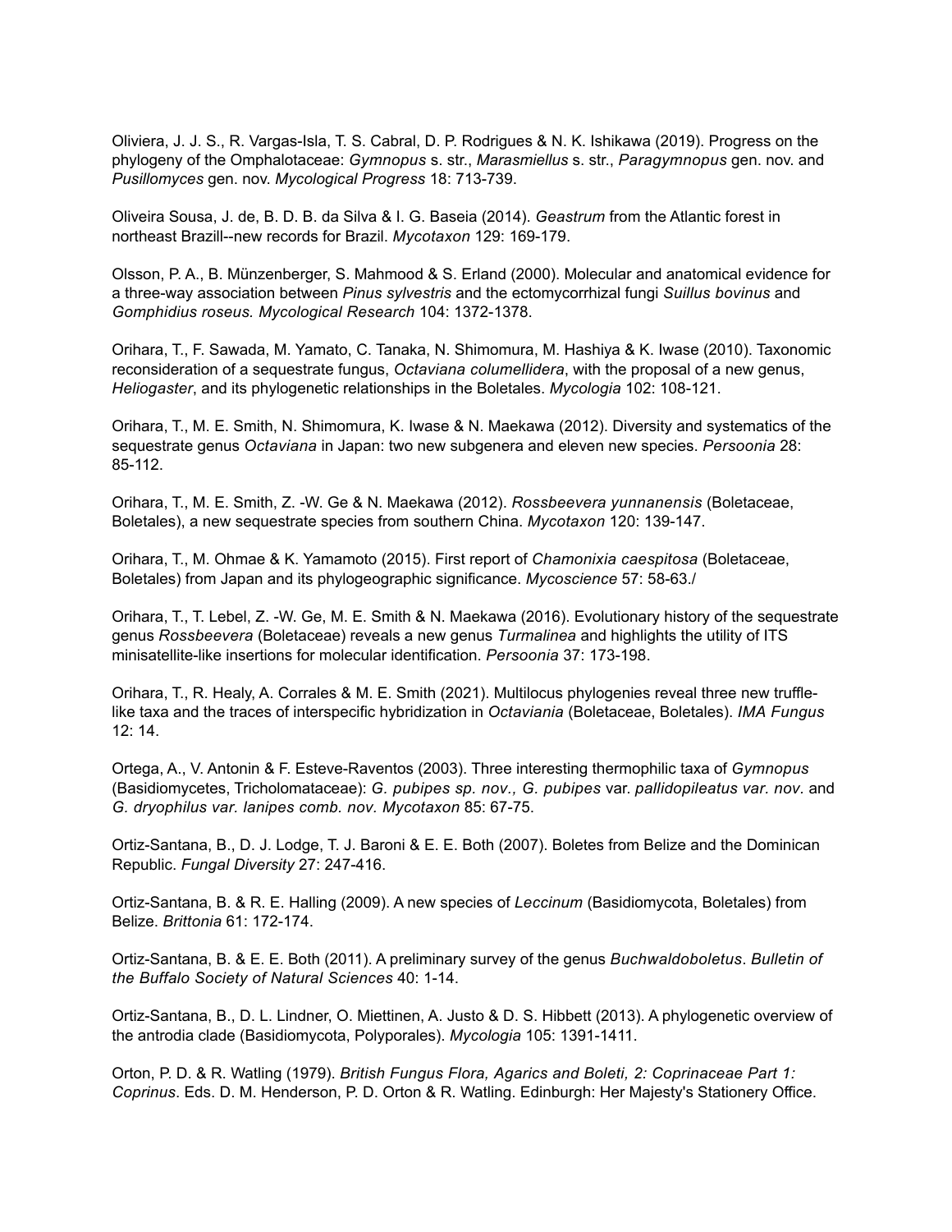Oliviera, J. J. S., R. Vargas-Isla, T. S. Cabral, D. P. Rodrigues & N. K. Ishikawa (2019). Progress on the phylogeny of the Omphalotaceae: *Gymnopus* s. str., *Marasmiellus* s. str., *Paragymnopus* gen. nov. and *Pusillomyces* gen. nov. *Mycological Progress* 18: 713-739.

Oliveira Sousa, J. de, B. D. B. da Silva & I. G. Baseia (2014). *Geastrum* from the Atlantic forest in northeast Brazill--new records for Brazil. *Mycotaxon* 129: 169-179.

Olsson, P. A., B. Münzenberger, S. Mahmood & S. Erland (2000). Molecular and anatomical evidence for a three-way association between *Pinus sylvestris* and the ectomycorrhizal fungi *Suillus bovinus* and *Gomphidius roseus. Mycological Research* 104: 1372-1378.

Orihara, T., F. Sawada, M. Yamato, C. Tanaka, N. Shimomura, M. Hashiya & K. Iwase (2010). Taxonomic reconsideration of a sequestrate fungus, *Octaviana columellidera*, with the proposal of a new genus, *Heliogaster*, and its phylogenetic relationships in the Boletales. *Mycologia* 102: 108-121.

Orihara, T., M. E. Smith, N. Shimomura, K. Iwase & N. Maekawa (2012). Diversity and systematics of the sequestrate genus *Octaviana* in Japan: two new subgenera and eleven new species. *Persoonia* 28: 85-112.

Orihara, T., M. E. Smith, Z. -W. Ge & N. Maekawa (2012). *Rossbeevera yunnanensis* (Boletaceae, Boletales), a new sequestrate species from southern China. *Mycotaxon* 120: 139-147.

Orihara, T., M. Ohmae & K. Yamamoto (2015). First report of *Chamonixia caespitosa* (Boletaceae, Boletales) from Japan and its phylogeographic significance. *Mycoscience* 57: 58-63./

Orihara, T., T. Lebel, Z. -W. Ge, M. E. Smith & N. Maekawa (2016). Evolutionary history of the sequestrate genus *Rossbeevera* (Boletaceae) reveals a new genus *Turmalinea* and highlights the utility of ITS minisatellite-like insertions for molecular identification. *Persoonia* 37: 173-198.

Orihara, T., R. Healy, A. Corrales & M. E. Smith (2021). Multilocus phylogenies reveal three new truffle-like taxa and the traces of interspecific hybridization in *Octaviania* (Boletaceae, Boletales). *IMA Fungus* 12: 14.

Ortega, A., V. Antonin & F. Esteve-Raventos (2003). Three interesting thermophilic taxa of *Gymnopus* (Basidiomycetes, Tricholomataceae): *G. pubipes sp. nov., G. pubipes* var. *pallidopileatus var. nov*. and *G. dryophilus var. lanipes comb. nov*. *Mycotaxon* 85: 67-75.

Ortiz-Santana, B., D. J. Lodge, T. J. Baroni & E. E. Both (2007). Boletes from Belize and the Dominican Republic. *Fungal Diversity* 27: 247-416.

Ortiz-Santana, B. & R. E. Halling (2009). A new species of *Leccinum* (Basidiomycota, Boletales) from Belize. *Brittonia* 61: 172-174.

Ortiz-Santana, B. & E. E. Both (2011). A preliminary survey of the genus *Buchwaldoboletus*. *Bulletin of the Buffalo Society of Natural Sciences* 40: 1-14.

Ortiz-Santana, B., D. L. Lindner, O. Miettinen, A. Justo & D. S. Hibbett (2013). A phylogenetic overview of the antrodia clade (Basidiomycota, Polyporales). *Mycologia* 105: 1391-1411.

Orton, P. D. & R. Watling (1979). *British Fungus Flora, Agarics and Boleti, 2: Coprinaceae Part 1: Coprinus*. Eds. D. M. Henderson, P. D. Orton & R. Watling. Edinburgh: Her Majesty's Stationery Office.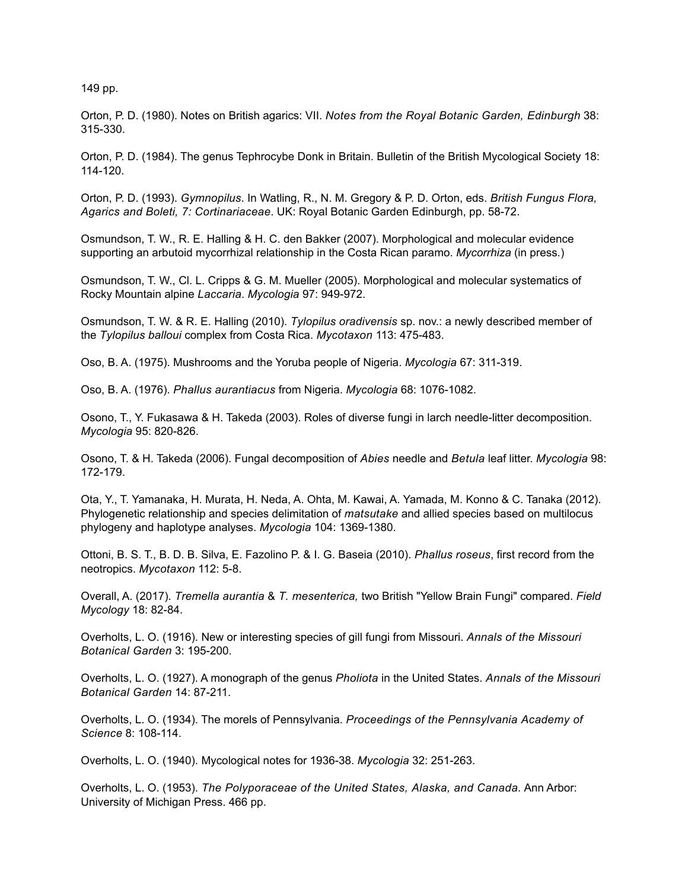149 pp.

Orton, P. D. (1980). Notes on British agarics: VII. *Notes from the Royal Botanic Garden, Edinburgh* 38: 315-330.

Orton, P. D. (1984). The genus Tephrocybe Donk in Britain. Bulletin of the British Mycological Society 18: 114-120.

Orton, P. D. (1993). *Gymnopilus*. In Watling, R., N. M. Gregory & P. D. Orton, eds. *British Fungus Flora, Agarics and Boleti, 7: Cortinariaceae*. UK: Royal Botanic Garden Edinburgh, pp. 58-72.

Osmundson, T. W., R. E. Halling & H. C. den Bakker (2007). Morphological and molecular evidence supporting an arbutoid mycorrhizal relationship in the Costa Rican paramo. *Mycorrhiza* (in press.)

Osmundson, T. W., Cl. L. Cripps & G. M. Mueller (2005). Morphological and molecular systematics of Rocky Mountain alpine *Laccaria*. *Mycologia* 97: 949-972.

Osmundson, T. W. & R. E. Halling (2010). *Tylopilus oradivensis* sp. nov.: a newly described member of the *Tylopilus balloui* complex from Costa Rica. *Mycotaxon* 113: 475-483.

Oso, B. A. (1975). Mushrooms and the Yoruba people of Nigeria. *Mycologia* 67: 311-319.

Oso, B. A. (1976). *Phallus aurantiacus* from Nigeria. *Mycologia* 68: 1076-1082.

Osono, T., Y. Fukasawa & H. Takeda (2003). Roles of diverse fungi in larch needle-litter decomposition. *Mycologia* 95: 820-826.

Osono, T. & H. Takeda (2006). Fungal decomposition of *Abies* needle and *Betula* leaf litter. *Mycologia* 98: 172-179.

Ota, Y., T. Yamanaka, H. Murata, H. Neda, A. Ohta, M. Kawai, A. Yamada, M. Konno & C. Tanaka (2012). Phylogenetic relationship and species delimitation of *matsutake* and allied species based on multilocus phylogeny and haplotype analyses. *Mycologia* 104: 1369-1380.

Ottoni, B. S. T., B. D. B. Silva, E. Fazolino P. & I. G. Baseia (2010). *Phallus roseus*, first record from the neotropics. *Mycotaxon* 112: 5-8.

Overall, A. (2017). *Tremella aurantia* & *T. mesenterica,* two British "Yellow Brain Fungi" compared. *Field Mycology* 18: 82-84.

Overholts, L. O. (1916). New or interesting species of gill fungi from Missouri. *Annals of the Missouri Botanical Garden* 3: 195-200.

Overholts, L. O. (1927). A monograph of the genus *Pholiota* in the United States. *Annals of the Missouri Botanical Garden* 14: 87-211.

Overholts, L. O. (1934). The morels of Pennsylvania. *Proceedings of the Pennsylvania Academy of Science* 8: 108-114.

Overholts, L. O. (1940). Mycological notes for 1936-38. *Mycologia* 32: 251-263.

Overholts, L. O. (1953). *The Polyporaceae of the United States, Alaska, and Canada.* Ann Arbor: University of Michigan Press. 466 pp.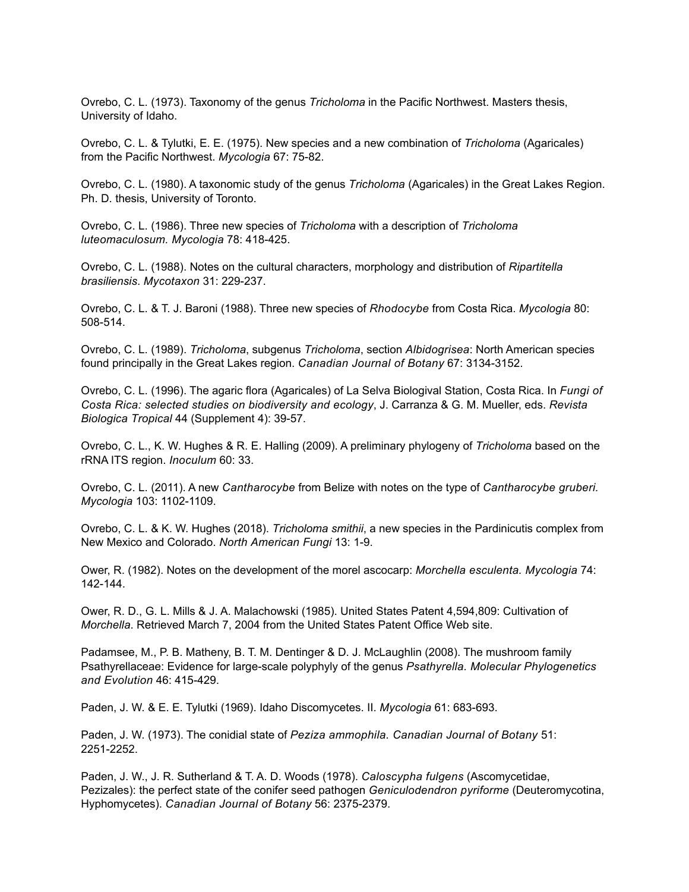Ovrebo, C. L. (1973). Taxonomy of the genus *Tricholoma* in the Pacific Northwest. Masters thesis, University of Idaho.

Ovrebo, C. L. & Tylutki, E. E. (1975). New species and a new combination of *Tricholoma* (Agaricales) from the Pacific Northwest. *Mycologia* 67: 75-82.

Ovrebo, C. L. (1980). A taxonomic study of the genus *Tricholoma* (Agaricales) in the Great Lakes Region. Ph. D. thesis, University of Toronto.

Ovrebo, C. L. (1986). Three new species of *Tricholoma* with a description of *Tricholoma luteomaculosum. Mycologia* 78: 418-425.

Ovrebo, C. L. (1988). Notes on the cultural characters, morphology and distribution of *Ripartitella brasiliensis*. *Mycotaxon* 31: 229-237.

Ovrebo, C. L. & T. J. Baroni (1988). Three new species of *Rhodocybe* from Costa Rica. *Mycologia* 80: 508-514.

Ovrebo, C. L. (1989). *Tricholoma*, subgenus *Tricholoma*, section *Albidogrisea*: North American species found principally in the Great Lakes region. *Canadian Journal of Botany* 67: 3134-3152.

Ovrebo, C. L. (1996). The agaric flora (Agaricales) of La Selva Biologival Station, Costa Rica. In *Fungi of Costa Rica: selected studies on biodiversity and ecology*, J. Carranza & G. M. Mueller, eds. *Revista Biologica Tropical* 44 (Supplement 4): 39-57.

Ovrebo, C. L., K. W. Hughes & R. E. Halling (2009). A preliminary phylogeny of *Tricholoma* based on the rRNA ITS region. *Inoculum* 60: 33.

Ovrebo, C. L. (2011). A new *Cantharocybe* from Belize with notes on the type of *Cantharocybe gruberi. Mycologia* 103: 1102-1109.

Ovrebo, C. L. & K. W. Hughes (2018). *Tricholoma smithii*, a new species in the Pardinicutis complex from New Mexico and Colorado. *North American Fungi* 13: 1-9.

Ower, R. (1982). Notes on the development of the morel ascocarp: *Morchella esculenta. Mycologia* 74: 142-144.

Ower, R. D., G. L. Mills & J. A. Malachowski (1985). United States Patent 4,594,809: Cultivation of *Morchella*. Retrieved March 7, 2004 from the United States Patent Office Web site.

Padamsee, M., P. B. Matheny, B. T. M. Dentinger & D. J. McLaughlin (2008). The mushroom family Psathyrellaceae: Evidence for large-scale polyphyly of the genus *Psathyrella. Molecular Phylogenetics and Evolution* 46: 415-429.

Paden, J. W. & E. E. Tylutki (1969). Idaho Discomycetes. II. *Mycologia* 61: 683-693.

Paden, J. W. (1973). The conidial state of *Peziza ammophila*. *Canadian Journal of Botany* 51: 2251-2252.

Paden, J. W., J. R. Sutherland & T. A. D. Woods (1978). *Caloscypha fulgens* (Ascomycetidae, Pezizales): the perfect state of the conifer seed pathogen *Geniculodendron pyriforme* (Deuteromycotina, Hyphomycetes). *Canadian Journal of Botany* 56: 2375-2379.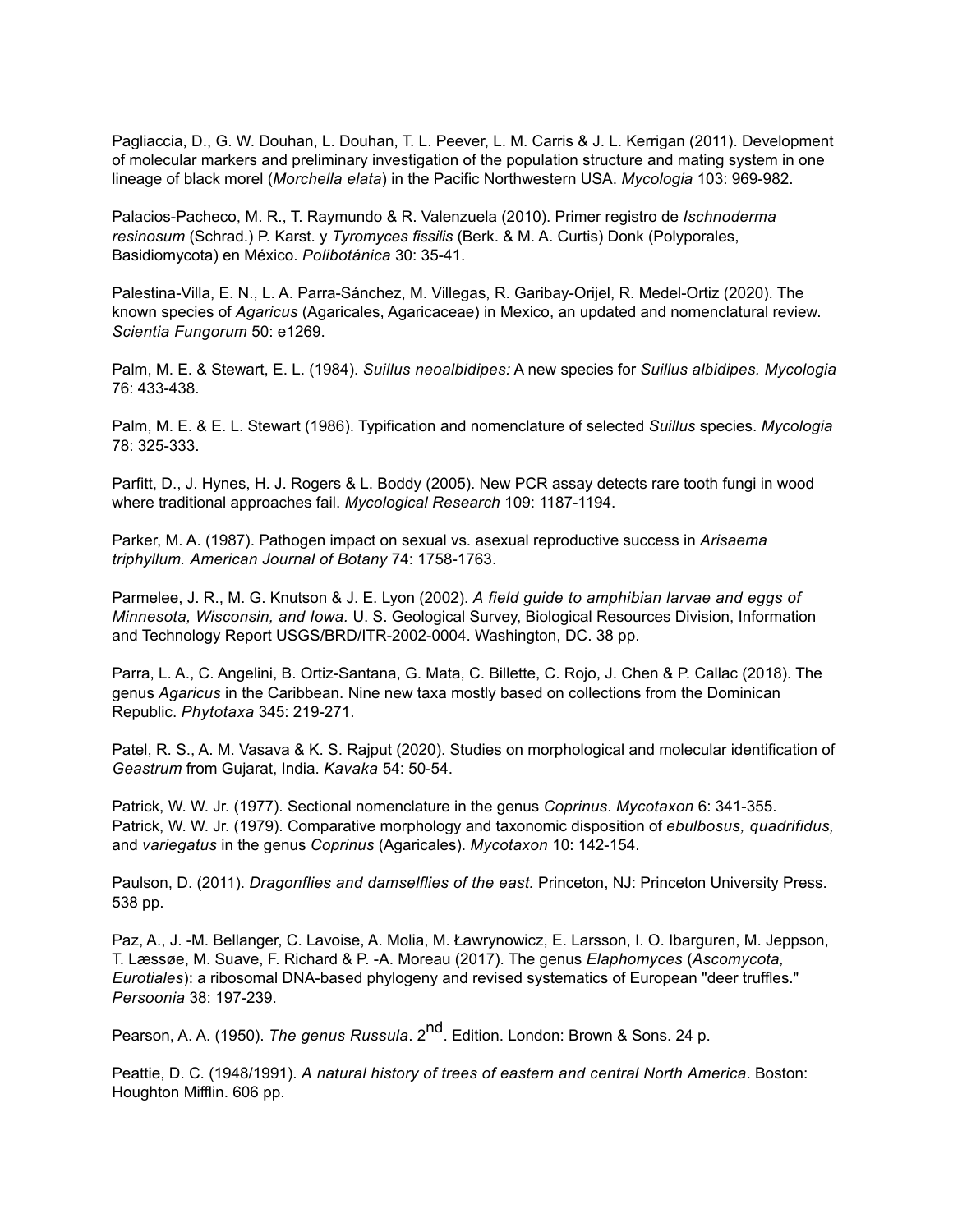Pagliaccia, D., G. W. Douhan, L. Douhan, T. L. Peever, L. M. Carris & J. L. Kerrigan (2011). Development of molecular markers and preliminary investigation of the population structure and mating system in one lineage of black morel (*Morchella elata*) in the Pacific Northwestern USA. *Mycologia* 103: 969-982.

Palacios-Pacheco, M. R., T. Raymundo & R. Valenzuela (2010). Primer registro de *Ischnoderma resinosum* (Schrad.) P. Karst. y *Tyromyces fissilis* (Berk. & M. A. Curtis) Donk (Polyporales, Basidiomycota) en México. *Polibotánica* 30: 35-41.

Palestina-Villa, E. N., L. A. Parra-Sánchez, M. Villegas, R. Garibay-Orijel, R. Medel-Ortiz (2020). The known species of *Agaricus* (Agaricales, Agaricaceae) in Mexico, an updated and nomenclatural review. *Scientia Fungorum* 50: e1269.

Palm, M. E. & Stewart, E. L. (1984). *Suillus neoalbidipes:* A new species for *Suillus albidipes. Mycologia* 76: 433-438.

Palm, M. E. & E. L. Stewart (1986). Typification and nomenclature of selected *Suillus* species. *Mycologia* 78: 325-333.

Parfitt, D., J. Hynes, H. J. Rogers & L. Boddy (2005). New PCR assay detects rare tooth fungi in wood where traditional approaches fail. *Mycological Research* 109: 1187-1194.

Parker, M. A. (1987). Pathogen impact on sexual vs. asexual reproductive success in *Arisaema triphyllum. American Journal of Botany* 74: 1758-1763.

Parmelee, J. R., M. G. Knutson & J. E. Lyon (2002). *A field guide to amphibian larvae and eggs of Minnesota, Wisconsin, and Iowa.* U. S. Geological Survey, Biological Resources Division, Information and Technology Report USGS/BRD/ITR-2002-0004. Washington, DC. 38 pp.

Parra, L. A., C. Angelini, B. Ortiz-Santana, G. Mata, C. Billette, C. Rojo, J. Chen & P. Callac (2018). The genus *Agaricus* in the Caribbean. Nine new taxa mostly based on collections from the Dominican Republic. *Phytotaxa* 345: 219-271.

Patel, R. S., A. M. Vasava & K. S. Rajput (2020). Studies on morphological and molecular identification of *Geastrum* from Gujarat, India. *Kavaka* 54: 50-54.

Patrick, W. W. Jr. (1977). Sectional nomenclature in the genus *Coprinus*. *Mycotaxon* 6: 341-355.
Patrick, W. W. Jr. (1979). Comparative morphology and taxonomic disposition of *ebulbosus, quadrifidus,* and *variegatus* in the genus *Coprinus* (Agaricales). *Mycotaxon* 10: 142-154.

Paulson, D. (2011). *Dragonflies and damselflies of the east.* Princeton, NJ: Princeton University Press. 538 pp.

Paz, A., J. -M. Bellanger, C. Lavoise, A. Molia, M. Ławrynowicz, E. Larsson, I. O. Ibarguren, M. Jeppson, T. Læssøe, M. Suave, F. Richard & P. -A. Moreau (2017). The genus *Elaphomyces* (*Ascomycota, Eurotiales*): a ribosomal DNA-based phylogeny and revised systematics of European "deer truffles." *Persoonia* 38: 197-239.

Pearson, A. A. (1950). *The genus Russula*. 2nd. Edition. London: Brown & Sons. 24 p.

Peattie, D. C. (1948/1991). *A natural history of trees of eastern and central North America*. Boston: Houghton Mifflin. 606 pp.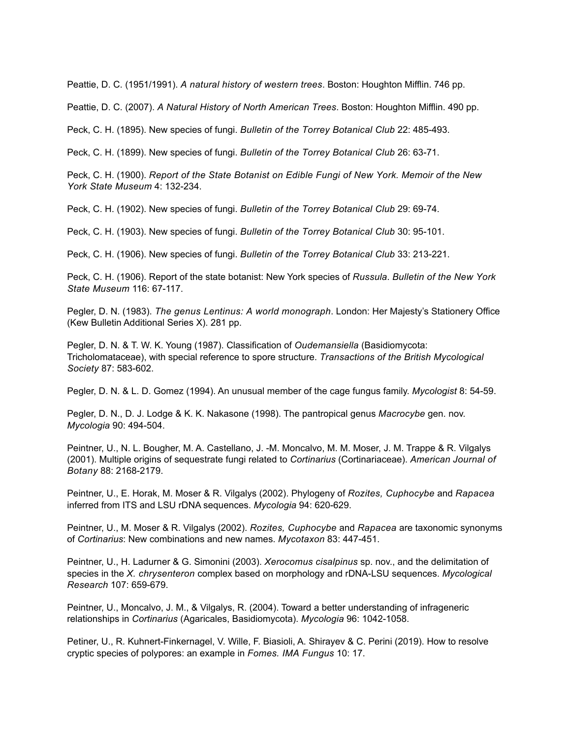Peattie, D. C. (1951/1991). *A natural history of western trees*. Boston: Houghton Mifflin. 746 pp.

Peattie, D. C. (2007). *A Natural History of North American Trees*. Boston: Houghton Mifflin. 490 pp.

Peck, C. H. (1895). New species of fungi. *Bulletin of the Torrey Botanical Club* 22: 485-493.

Peck, C. H. (1899). New species of fungi. *Bulletin of the Torrey Botanical Club* 26: 63-71.

Peck, C. H. (1900). *Report of the State Botanist on Edible Fungi of New York. Memoir of the New York State Museum* 4: 132-234.

Peck, C. H. (1902). New species of fungi. *Bulletin of the Torrey Botanical Club* 29: 69-74.

Peck, C. H. (1903). New species of fungi. *Bulletin of the Torrey Botanical Club* 30: 95-101.

Peck, C. H. (1906). New species of fungi. *Bulletin of the Torrey Botanical Club* 33: 213-221.

Peck, C. H. (1906). Report of the state botanist: New York species of *Russula*. *Bulletin of the New York State Museum* 116: 67-117.

Pegler, D. N. (1983). *The genus Lentinus: A world monograph*. London: Her Majesty's Stationery Office (Kew Bulletin Additional Series X). 281 pp.

Pegler, D. N. & T. W. K. Young (1987). Classification of *Oudemansiella* (Basidiomycota: Tricholomataceae), with special reference to spore structure. *Transactions of the British Mycological Society* 87: 583-602.

Pegler, D. N. & L. D. Gomez (1994). An unusual member of the cage fungus family. *Mycologist* 8: 54-59.

Pegler, D. N., D. J. Lodge & K. K. Nakasone (1998). The pantropical genus *Macrocybe* gen. nov. *Mycologia* 90: 494-504.

Peintner, U., N. L. Bougher, M. A. Castellano, J. -M. Moncalvo, M. M. Moser, J. M. Trappe & R. Vilgalys (2001). Multiple origins of sequestrate fungi related to *Cortinarius* (Cortinariaceae). *American Journal of Botany* 88: 2168-2179.

Peintner, U., E. Horak, M. Moser & R. Vilgalys (2002). Phylogeny of *Rozites, Cuphocybe* and *Rapacea* inferred from ITS and LSU rDNA sequences. *Mycologia* 94: 620-629.

Peintner, U., M. Moser & R. Vilgalys (2002). *Rozites, Cuphocybe* and *Rapacea* are taxonomic synonyms of *Cortinarius*: New combinations and new names. *Mycotaxon* 83: 447-451.

Peintner, U., H. Ladurner & G. Simonini (2003). *Xerocomus cisalpinus* sp. nov., and the delimitation of species in the *X. chrysenteron* complex based on morphology and rDNA-LSU sequences. *Mycological Research* 107: 659-679.

Peintner, U., Moncalvo, J. M., & Vilgalys, R. (2004). Toward a better understanding of infrageneric relationships in *Cortinarius* (Agaricales, Basidiomycota). *Mycologia* 96: 1042-1058.

Petiner, U., R. Kuhnert-Finkernagel, V. Wille, F. Biasioli, A. Shirayev & C. Perini (2019). How to resolve cryptic species of polypores: an example in *Fomes. IMA Fungus* 10: 17.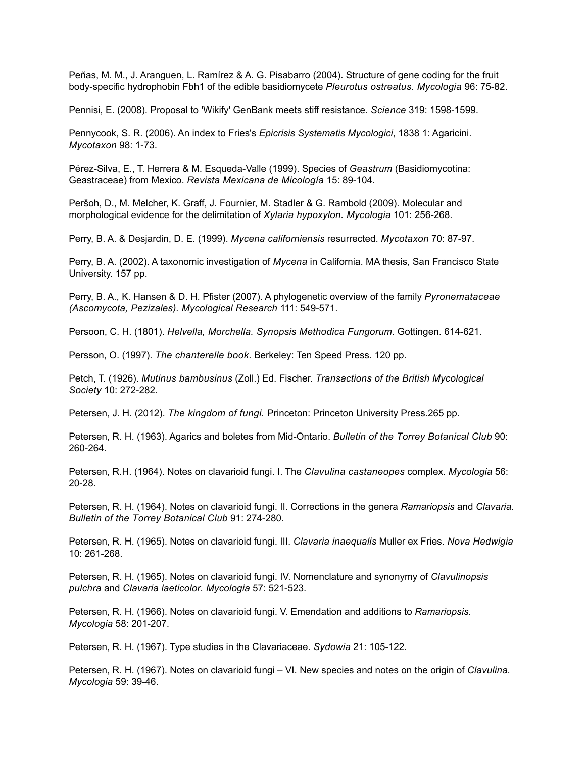Peñas, M. M., J. Aranguen, L. Ramírez & A. G. Pisabarro (2004). Structure of gene coding for the fruit body-specific hydrophobin Fbh1 of the edible basidiomycete *Pleurotus ostreatus. Mycologia* 96: 75-82.

Pennisi, E. (2008). Proposal to 'Wikify' GenBank meets stiff resistance. *Science* 319: 1598-1599.

Pennycook, S. R. (2006). An index to Fries's *Epicrisis Systematis Mycologici*, 1838 1: Agaricini. *Mycotaxon* 98: 1-73.

Pérez-Silva, E., T. Herrera & M. Esqueda-Valle (1999). Species of *Geastrum* (Basidiomycotina: Geastraceae) from Mexico. *Revista Mexicana de Micología* 15: 89-104.

Peršoh, D., M. Melcher, K. Graff, J. Fournier, M. Stadler & G. Rambold (2009). Molecular and morphological evidence for the delimitation of *Xylaria hypoxylon. Mycologia* 101: 256-268.

Perry, B. A. & Desjardin, D. E. (1999). *Mycena californiensis* resurrected. *Mycotaxon* 70: 87-97.

Perry, B. A. (2002). A taxonomic investigation of *Mycena* in California. MA thesis, San Francisco State University. 157 pp.

Perry, B. A., K. Hansen & D. H. Pfister (2007). A phylogenetic overview of the family *Pyronemataceae (Ascomycota, Pezizales). Mycological Research* 111: 549-571.

Persoon, C. H. (1801). *Helvella, Morchella. Synopsis Methodica Fungorum*. Gottingen. 614-621.

Persson, O. (1997). *The chanterelle book*. Berkeley: Ten Speed Press. 120 pp.

Petch, T. (1926). *Mutinus bambusinus* (Zoll.) Ed. Fischer. *Transactions of the British Mycological Society* 10: 272-282.

Petersen, J. H. (2012). *The kingdom of fungi.* Princeton: Princeton University Press.265 pp.

Petersen, R. H. (1963). Agarics and boletes from Mid-Ontario. *Bulletin of the Torrey Botanical Club* 90: 260-264.

Petersen, R.H. (1964). Notes on clavarioid fungi. I. The *Clavulina castaneopes* complex. *Mycologia* 56: 20-28.

Petersen, R. H. (1964). Notes on clavarioid fungi. II. Corrections in the genera *Ramariopsis* and *Clavaria. Bulletin of the Torrey Botanical Club* 91: 274-280.

Petersen, R. H. (1965). Notes on clavarioid fungi. III. *Clavaria inaequalis* Muller ex Fries. *Nova Hedwigia* 10: 261-268.

Petersen, R. H. (1965). Notes on clavarioid fungi. IV. Nomenclature and synonymy of *Clavulinopsis pulchra* and *Clavaria laeticolor. Mycologia* 57: 521-523.

Petersen, R. H. (1966). Notes on clavarioid fungi. V. Emendation and additions to *Ramariopsis. Mycologia* 58: 201-207.

Petersen, R. H. (1967). Type studies in the Clavariaceae. *Sydowia* 21: 105-122.

Petersen, R. H. (1967). Notes on clavarioid fungi – VI. New species and notes on the origin of *Clavulina. Mycologia* 59: 39-46.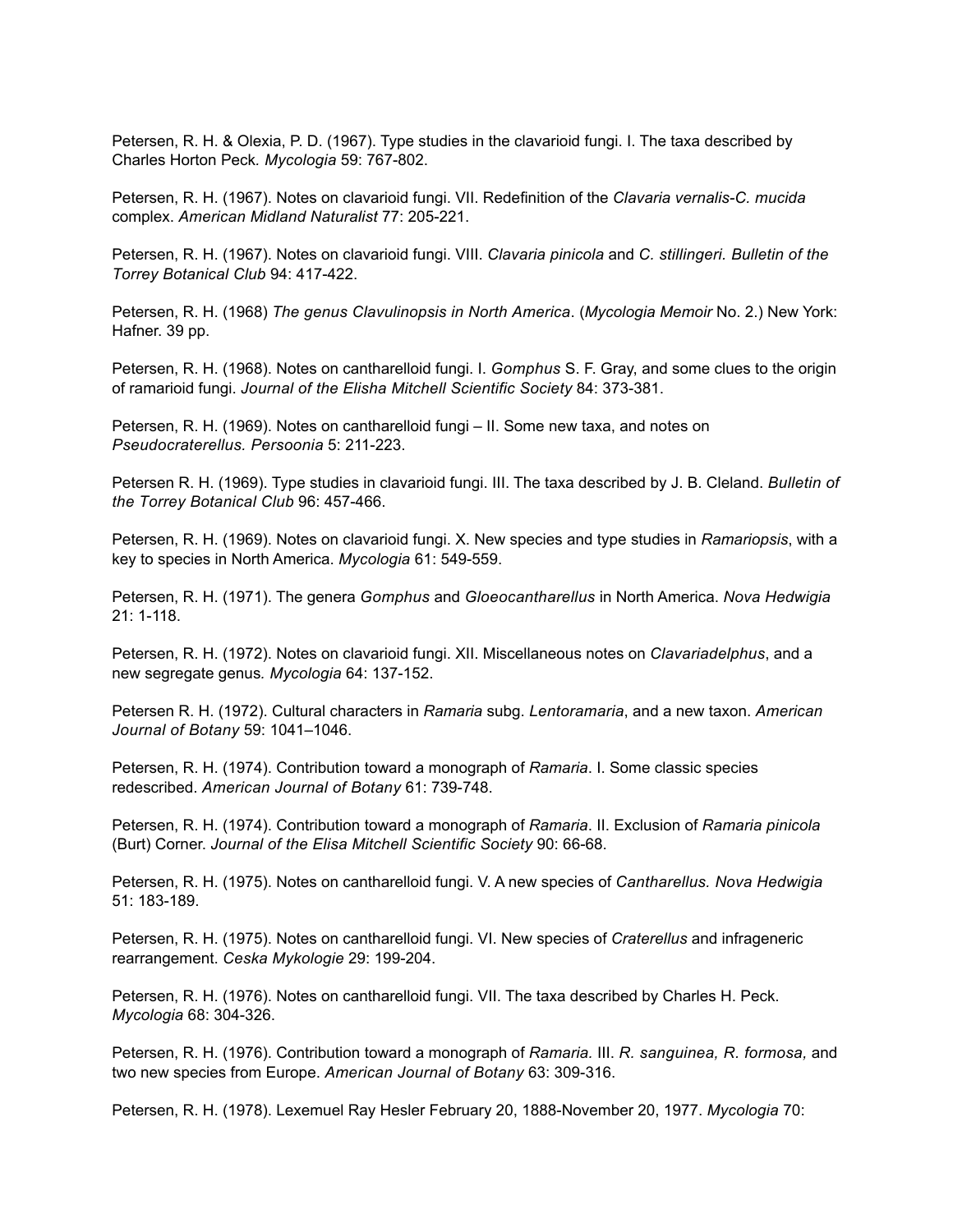Petersen, R. H. & Olexia, P. D. (1967). Type studies in the clavarioid fungi. I. The taxa described by Charles Horton Peck. *Mycologia* 59: 767-802.

Petersen, R. H. (1967). Notes on clavarioid fungi. VII. Redefinition of the *Clavaria vernalis-C. mucida* complex. *American Midland Naturalist* 77: 205-221.

Petersen, R. H. (1967). Notes on clavarioid fungi. VIII. *Clavaria pinicola* and *C. stillingeri. Bulletin of the Torrey Botanical Club* 94: 417-422.

Petersen, R. H. (1968) *The genus Clavulinopsis in North America*. (*Mycologia Memoir* No. 2.) New York: Hafner. 39 pp.

Petersen, R. H. (1968). Notes on cantharelloid fungi. I. *Gomphus* S. F. Gray, and some clues to the origin of ramarioid fungi. *Journal of the Elisha Mitchell Scientific Society* 84: 373-381.

Petersen, R. H. (1969). Notes on cantharelloid fungi – II. Some new taxa, and notes on *Pseudocraterellus. Persoonia* 5: 211-223.

Petersen R. H. (1969). Type studies in clavarioid fungi. III. The taxa described by J. B. Cleland. *Bulletin of the Torrey Botanical Club* 96: 457-466.

Petersen, R. H. (1969). Notes on clavarioid fungi. X. New species and type studies in *Ramariopsis*, with a key to species in North America. *Mycologia* 61: 549-559.

Petersen, R. H. (1971). The genera *Gomphus* and *Gloeocantharellus* in North America. *Nova Hedwigia* 21: 1-118.

Petersen, R. H. (1972). Notes on clavarioid fungi. XII. Miscellaneous notes on *Clavariadelphus*, and a new segregate genus. *Mycologia* 64: 137-152.

Petersen R. H. (1972). Cultural characters in *Ramaria* subg. *Lentoramaria*, and a new taxon. *American Journal of Botany* 59: 1041–1046.

Petersen, R. H. (1974). Contribution toward a monograph of *Ramaria*. I. Some classic species redescribed. *American Journal of Botany* 61: 739-748.

Petersen, R. H. (1974). Contribution toward a monograph of *Ramaria*. II. Exclusion of *Ramaria pinicola* (Burt) Corner. *Journal of the Elisa Mitchell Scientific Society* 90: 66-68.

Petersen, R. H. (1975). Notes on cantharelloid fungi. V. A new species of *Cantharellus. Nova Hedwigia* 51: 183-189.

Petersen, R. H. (1975). Notes on cantharelloid fungi. VI. New species of *Craterellus* and infrageneric rearrangement. *Ceska Mykologie* 29: 199-204.

Petersen, R. H. (1976). Notes on cantharelloid fungi. VII. The taxa described by Charles H. Peck. *Mycologia* 68: 304-326.

Petersen, R. H. (1976). Contribution toward a monograph of *Ramaria.* III. *R. sanguinea, R. formosa,* and two new species from Europe. *American Journal of Botany* 63: 309-316.

Petersen, R. H. (1978). Lexemuel Ray Hesler February 20, 1888-November 20, 1977. *Mycologia* 70: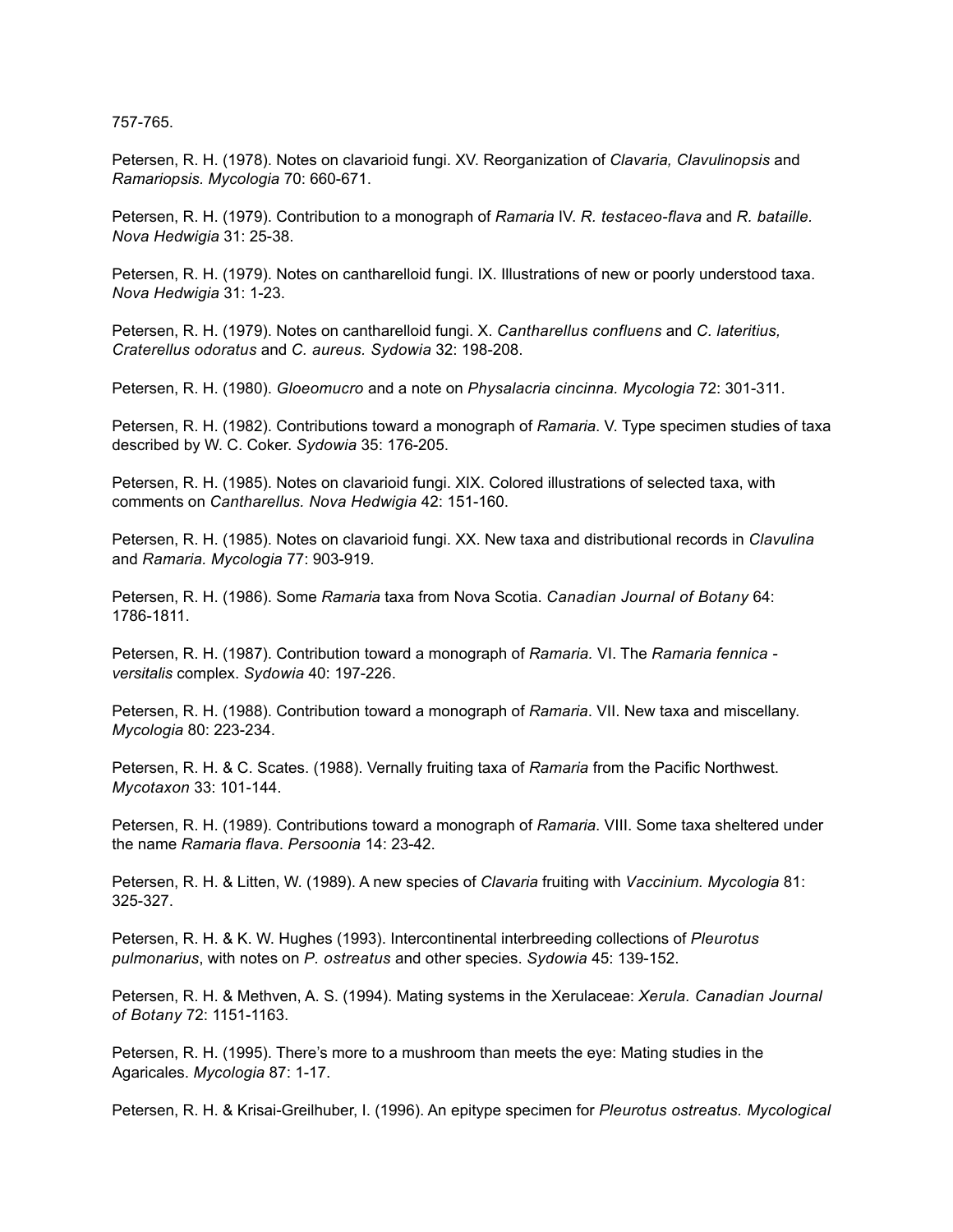757-765.

Petersen, R. H. (1978). Notes on clavarioid fungi. XV. Reorganization of *Clavaria, Clavulinopsis* and *Ramariopsis. Mycologia* 70: 660-671.

Petersen, R. H. (1979). Contribution to a monograph of *Ramaria* IV. *R. testaceo-flava* and *R. bataille*. *Nova Hedwigia* 31: 25-38.

Petersen, R. H. (1979). Notes on cantharelloid fungi. IX. Illustrations of new or poorly understood taxa. *Nova Hedwigia* 31: 1-23.

Petersen, R. H. (1979). Notes on cantharelloid fungi. X. *Cantharellus confluens* and *C. lateritius, Craterellus odoratus* and *C. aureus. Sydowia* 32: 198-208.

Petersen, R. H. (1980). *Gloeomucro* and a note on *Physalacria cincinna. Mycologia* 72: 301-311.

Petersen, R. H. (1982). Contributions toward a monograph of *Ramaria*. V. Type specimen studies of taxa described by W. C. Coker. *Sydowia* 35: 176-205.

Petersen, R. H. (1985). Notes on clavarioid fungi. XIX. Colored illustrations of selected taxa, with comments on *Cantharellus. Nova Hedwigia* 42: 151-160.

Petersen, R. H. (1985). Notes on clavarioid fungi. XX. New taxa and distributional records in *Clavulina* and *Ramaria. Mycologia* 77: 903-919.

Petersen, R. H. (1986). Some *Ramaria* taxa from Nova Scotia. *Canadian Journal of Botany* 64: 1786-1811.

Petersen, R. H. (1987). Contribution toward a monograph of *Ramaria.* VI. The *Ramaria fennica - versitalis* complex. *Sydowia* 40: 197-226.

Petersen, R. H. (1988). Contribution toward a monograph of *Ramaria*. VII. New taxa and miscellany. *Mycologia* 80: 223-234.

Petersen, R. H. & C. Scates. (1988). Vernally fruiting taxa of *Ramaria* from the Pacific Northwest. *Mycotaxon* 33: 101-144.

Petersen, R. H. (1989). Contributions toward a monograph of *Ramaria*. VIII. Some taxa sheltered under the name *Ramaria flava*. *Persoonia* 14: 23-42.

Petersen, R. H. & Litten, W. (1989). A new species of *Clavaria* fruiting with *Vaccinium. Mycologia* 81: 325-327.

Petersen, R. H. & K. W. Hughes (1993). Intercontinental interbreeding collections of *Pleurotus pulmonarius*, with notes on *P. ostreatus* and other species. *Sydowia* 45: 139-152.

Petersen, R. H. & Methven, A. S. (1994). Mating systems in the Xerulaceae: *Xerula. Canadian Journal of Botany* 72: 1151-1163.

Petersen, R. H. (1995). There's more to a mushroom than meets the eye: Mating studies in the Agaricales. *Mycologia* 87: 1-17.

Petersen, R. H. & Krisai-Greilhuber, I. (1996). An epitype specimen for *Pleurotus ostreatus. Mycological*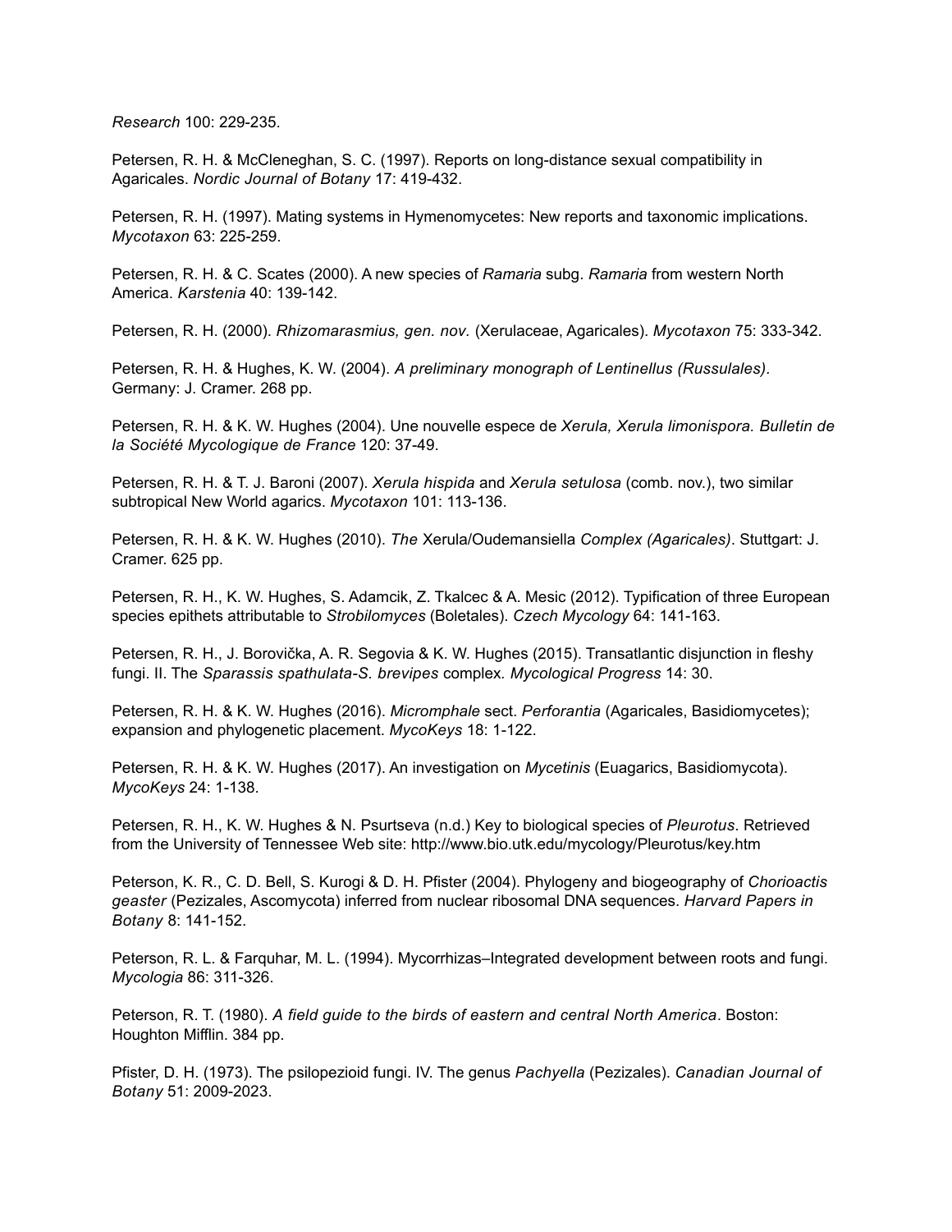*Research* 100: 229-235.

Petersen, R. H. & McCleneghan, S. C. (1997). Reports on long-distance sexual compatibility in Agaricales. *Nordic Journal of Botany* 17: 419-432.

Petersen, R. H. (1997). Mating systems in Hymenomycetes: New reports and taxonomic implications. *Mycotaxon* 63: 225-259.

Petersen, R. H. & C. Scates (2000). A new species of *Ramaria* subg. *Ramaria* from western North America. *Karstenia* 40: 139-142.

Petersen, R. H. (2000). *Rhizomarasmius, gen. nov.* (Xerulaceae, Agaricales). *Mycotaxon* 75: 333-342.

Petersen, R. H. & Hughes, K. W. (2004). *A preliminary monograph of Lentinellus (Russulales).* Germany: J. Cramer. 268 pp.

Petersen, R. H. & K. W. Hughes (2004). Une nouvelle espece de *Xerula, Xerula limonispora. Bulletin de la Société Mycologique de France* 120: 37-49.

Petersen, R. H. & T. J. Baroni (2007). *Xerula hispida* and *Xerula setulosa* (comb. nov.), two similar subtropical New World agarics. *Mycotaxon* 101: 113-136.

Petersen, R. H. & K. W. Hughes (2010). *The* Xerula/Oudemansiella *Complex (Agaricales)*. Stuttgart: J. Cramer. 625 pp.

Petersen, R. H., K. W. Hughes, S. Adamcik, Z. Tkalcec & A. Mesic (2012). Typification of three European species epithets attributable to *Strobilomyces* (Boletales). *Czech Mycology* 64: 141-163.

Petersen, R. H., J. Borovička, A. R. Segovia & K. W. Hughes (2015). Transatlantic disjunction in fleshy fungi. II. The *Sparassis spathulata-S. brevipes* complex. *Mycological Progress* 14: 30.

Petersen, R. H. & K. W. Hughes (2016). *Micromphale* sect. *Perforantia* (Agaricales, Basidiomycetes); expansion and phylogenetic placement. *MycoKeys* 18: 1-122.

Petersen, R. H. & K. W. Hughes (2017). An investigation on *Mycetinis* (Euagarics, Basidiomycota). *MycoKeys* 24: 1-138.

Petersen, R. H., K. W. Hughes & N. Psurtseva (n.d.) Key to biological species of *Pleurotus*. Retrieved from the University of Tennessee Web site: http://www.bio.utk.edu/mycology/Pleurotus/key.htm

Peterson, K. R., C. D. Bell, S. Kurogi & D. H. Pfister (2004). Phylogeny and biogeography of *Chorioactis geaster* (Pezizales, Ascomycota) inferred from nuclear ribosomal DNA sequences. *Harvard Papers in Botany* 8: 141-152.

Peterson, R. L. & Farquhar, M. L. (1994). Mycorrhizas–Integrated development between roots and fungi. *Mycologia* 86: 311-326.

Peterson, R. T. (1980). *A field guide to the birds of eastern and central North America*. Boston: Houghton Mifflin. 384 pp.

Pfister, D. H. (1973). The psilopezioid fungi. IV. The genus *Pachyella* (Pezizales). *Canadian Journal of Botany* 51: 2009-2023.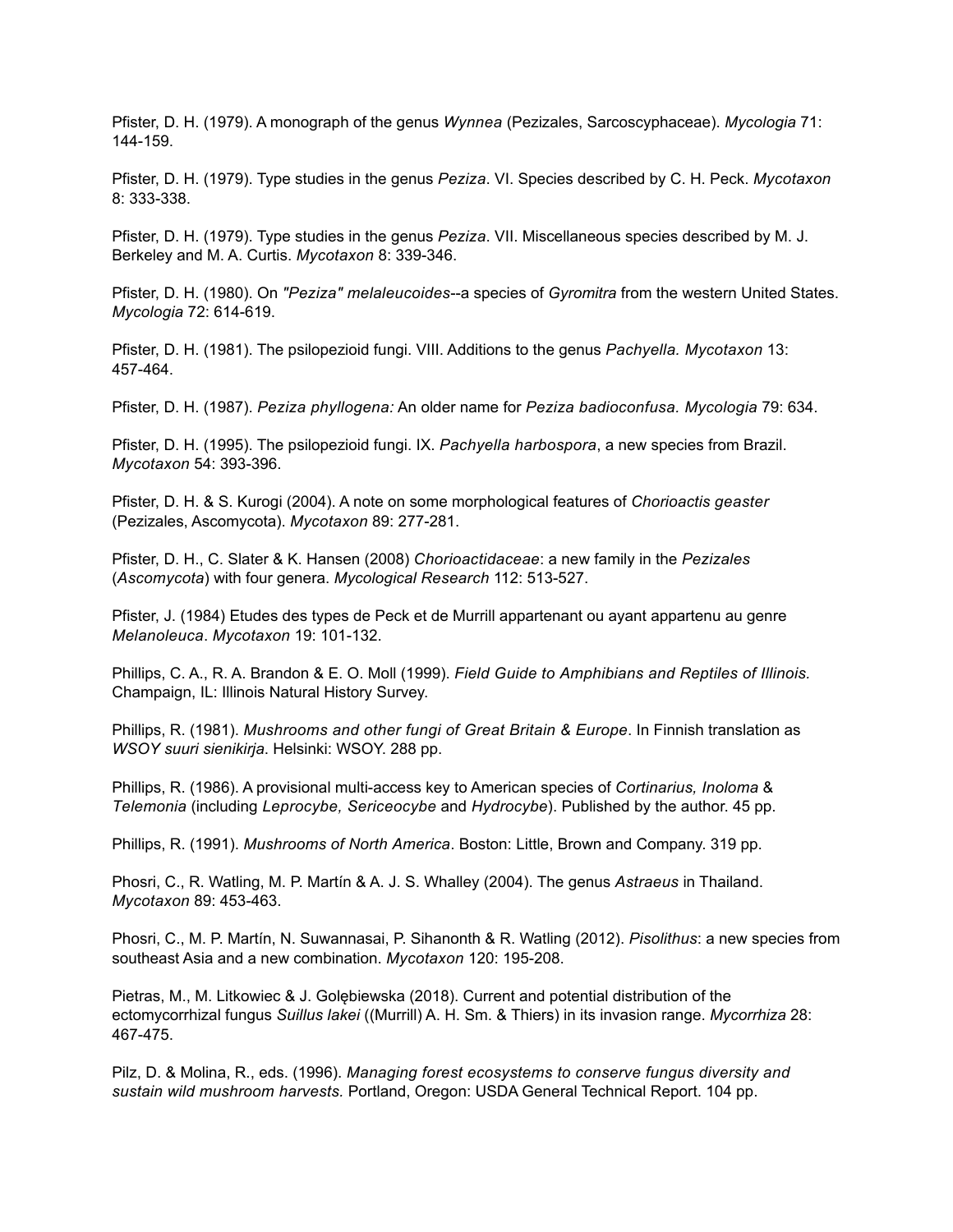Pfister, D. H. (1979). A monograph of the genus *Wynnea* (Pezizales, Sarcoscyphaceae). *Mycologia* 71: 144-159.

Pfister, D. H. (1979). Type studies in the genus *Peziza*. VI. Species described by C. H. Peck. *Mycotaxon* 8: 333-338.

Pfister, D. H. (1979). Type studies in the genus *Peziza*. VII. Miscellaneous species described by M. J. Berkeley and M. A. Curtis. *Mycotaxon* 8: 339-346.

Pfister, D. H. (1980). On *"Peziza" melaleucoides*--a species of *Gyromitra* from the western United States. *Mycologia* 72: 614-619.

Pfister, D. H. (1981). The psilopezioid fungi. VIII. Additions to the genus *Pachyella. Mycotaxon* 13: 457-464.

Pfister, D. H. (1987). *Peziza phyllogena:* An older name for *Peziza badioconfusa. Mycologia* 79: 634.

Pfister, D. H. (1995). The psilopezioid fungi. IX. *Pachyella harbospora*, a new species from Brazil. *Mycotaxon* 54: 393-396.

Pfister, D. H. & S. Kurogi (2004). A note on some morphological features of *Chorioactis geaster* (Pezizales, Ascomycota). *Mycotaxon* 89: 277-281.

Pfister, D. H., C. Slater & K. Hansen (2008) *Chorioactidaceae*: a new family in the *Pezizales* (*Ascomycota*) with four genera. *Mycological Research* 112: 513-527.

Pfister, J. (1984) Etudes des types de Peck et de Murrill appartenant ou ayant appartenu au genre *Melanoleuca*. *Mycotaxon* 19: 101-132.

Phillips, C. A., R. A. Brandon & E. O. Moll (1999). *Field Guide to Amphibians and Reptiles of Illinois.* Champaign, IL: Illinois Natural History Survey.

Phillips, R. (1981). *Mushrooms and other fungi of Great Britain & Europe*. In Finnish translation as *WSOY suuri sienikirja*. Helsinki: WSOY. 288 pp.

Phillips, R. (1986). A provisional multi-access key to American species of *Cortinarius, Inoloma* & *Telemonia* (including *Leprocybe, Sericeocybe* and *Hydrocybe*). Published by the author. 45 pp.

Phillips, R. (1991). *Mushrooms of North America*. Boston: Little, Brown and Company. 319 pp.

Phosri, C., R. Watling, M. P. Martín & A. J. S. Whalley (2004). The genus *Astraeus* in Thailand. *Mycotaxon* 89: 453-463.

Phosri, C., M. P. Martín, N. Suwannasai, P. Sihanonth & R. Watling (2012). *Pisolithus*: a new species from southeast Asia and a new combination. *Mycotaxon* 120: 195-208.

Pietras, M., M. Litkowiec & J. Gołębiewska (2018). Current and potential distribution of the ectomycorrhizal fungus *Suillus lakei* ((Murrill) A. H. Sm. & Thiers) in its invasion range. *Mycorrhiza* 28: 467-475.

Pilz, D. & Molina, R., eds. (1996). *Managing forest ecosystems to conserve fungus diversity and sustain wild mushroom harvests.* Portland, Oregon: USDA General Technical Report. 104 pp.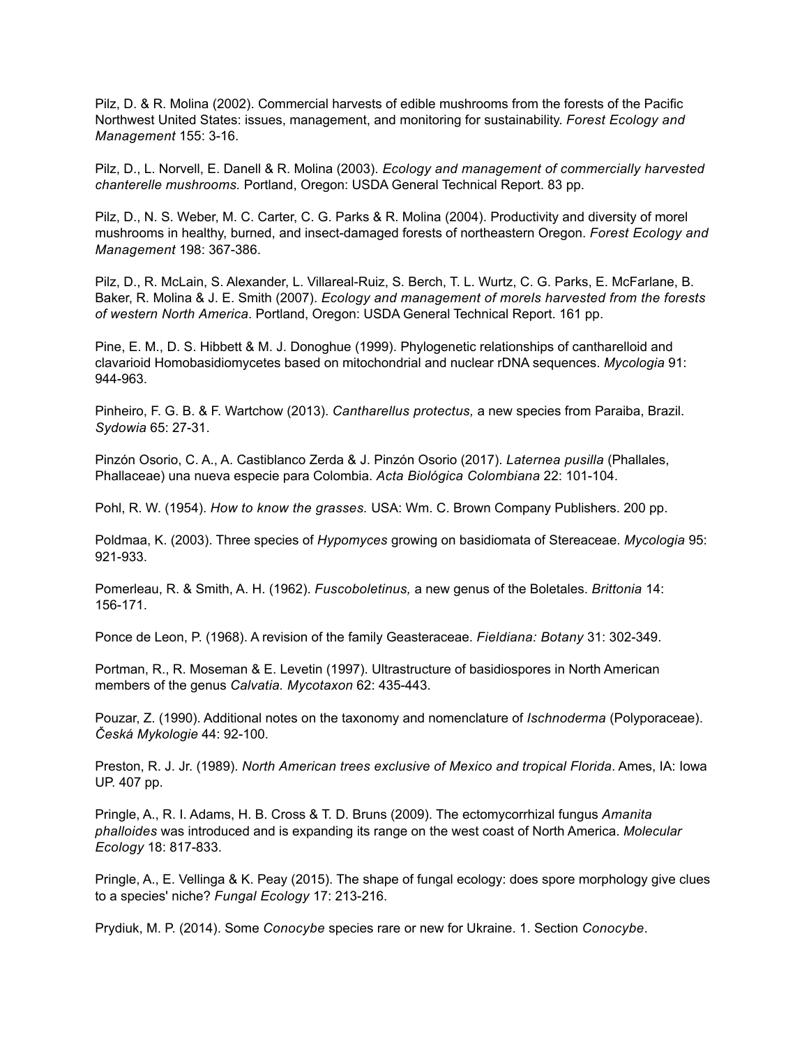Pilz, D. & R. Molina (2002). Commercial harvests of edible mushrooms from the forests of the Pacific Northwest United States: issues, management, and monitoring for sustainability. *Forest Ecology and Management* 155: 3-16.

Pilz, D., L. Norvell, E. Danell & R. Molina (2003). *Ecology and management of commercially harvested chanterelle mushrooms.* Portland, Oregon: USDA General Technical Report. 83 pp.

Pilz, D., N. S. Weber, M. C. Carter, C. G. Parks & R. Molina (2004). Productivity and diversity of morel mushrooms in healthy, burned, and insect-damaged forests of northeastern Oregon. *Forest Ecology and Management* 198: 367-386.

Pilz, D., R. McLain, S. Alexander, L. Villareal-Ruiz, S. Berch, T. L. Wurtz, C. G. Parks, E. McFarlane, B. Baker, R. Molina & J. E. Smith (2007). *Ecology and management of morels harvested from the forests of western North America*. Portland, Oregon: USDA General Technical Report. 161 pp.

Pine, E. M., D. S. Hibbett & M. J. Donoghue (1999). Phylogenetic relationships of cantharelloid and clavarioid Homobasidiomycetes based on mitochondrial and nuclear rDNA sequences. *Mycologia* 91: 944-963.

Pinheiro, F. G. B. & F. Wartchow (2013). *Cantharellus protectus,* a new species from Paraiba, Brazil. *Sydowia* 65: 27-31.

Pinzón Osorio, C. A., A. Castiblanco Zerda & J. Pinzón Osorio (2017). *Laternea pusilla* (Phallales, Phallaceae) una nueva especie para Colombia. *Acta Biológica Colombiana* 22: 101-104.

Pohl, R. W. (1954). *How to know the grasses.* USA: Wm. C. Brown Company Publishers. 200 pp.

Poldmaa, K. (2003). Three species of *Hypomyces* growing on basidiomata of Stereaceae. *Mycologia* 95: 921-933.

Pomerleau, R. & Smith, A. H. (1962). *Fuscoboletinus,* a new genus of the Boletales. *Brittonia* 14: 156-171.

Ponce de Leon, P. (1968). A revision of the family Geasteraceae. *Fieldiana: Botany* 31: 302-349.

Portman, R., R. Moseman & E. Levetin (1997). Ultrastructure of basidiospores in North American members of the genus *Calvatia*. *Mycotaxon* 62: 435-443.

Pouzar, Z. (1990). Additional notes on the taxonomy and nomenclature of *Ischnoderma* (Polyporaceae). *Česká Mykologie* 44: 92-100.

Preston, R. J. Jr. (1989). *North American trees exclusive of Mexico and tropical Florida*. Ames, IA: Iowa UP. 407 pp.

Pringle, A., R. I. Adams, H. B. Cross & T. D. Bruns (2009). The ectomycorrhizal fungus *Amanita phalloides* was introduced and is expanding its range on the west coast of North America. *Molecular Ecology* 18: 817-833.

Pringle, A., E. Vellinga & K. Peay (2015). The shape of fungal ecology: does spore morphology give clues to a species' niche? *Fungal Ecology* 17: 213-216.

Prydiuk, M. P. (2014). Some *Conocybe* species rare or new for Ukraine. 1. Section *Conocybe*.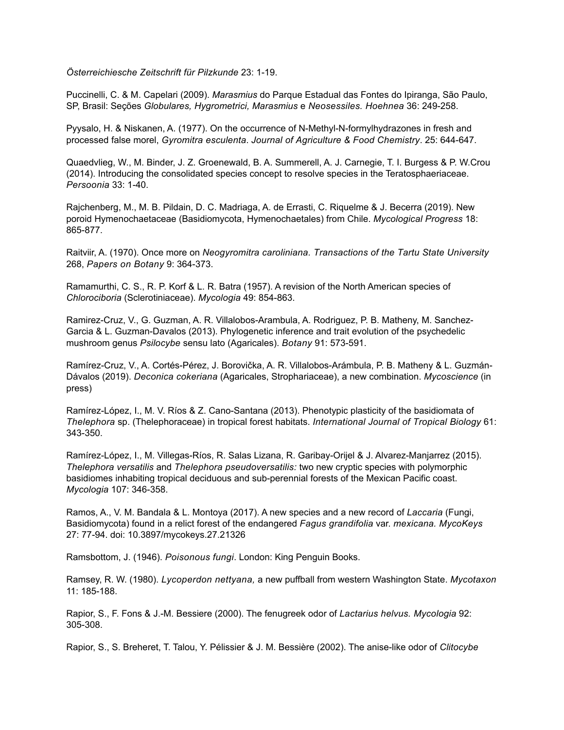*Österreichiesche Zeitschrift für Pilzkunde* 23: 1-19.

Puccinelli, C. & M. Capelari (2009). *Marasmius* do Parque Estadual das Fontes do Ipiranga, São Paulo, SP, Brasil: Seções *Globulares, Hygrometrici, Marasmius* e *Neosessiles. Hoehnea* 36: 249-258.

Pyysalo, H. & Niskanen, A. (1977). On the occurrence of N-Methyl-N-formylhydrazones in fresh and processed false morel, *Gyromitra esculenta*. *Journal of Agriculture & Food Chemistry*. 25: 644-647.

Quaedvlieg, W., M. Binder, J. Z. Groenewald, B. A. Summerell, A. J. Carnegie, T. I. Burgess & P. W.Crou (2014). Introducing the consolidated species concept to resolve species in the Teratosphaeriaceae. *Persoonia* 33: 1-40.

Rajchenberg, M., M. B. Pildain, D. C. Madriaga, A. de Errasti, C. Riquelme & J. Becerra (2019). New poroid Hymenochaetaceae (Basidiomycota, Hymenochaetales) from Chile. *Mycological Progress* 18: 865-877.

Raitviir, A. (1970). Once more on *Neogyromitra caroliniana. Transactions of the Tartu State University* 268, *Papers on Botany* 9: 364-373.

Ramamurthi, C. S., R. P. Korf & L. R. Batra (1957). A revision of the North American species of *Chlorociboria* (Sclerotiniaceae). *Mycologia* 49: 854-863.

Ramirez-Cruz, V., G. Guzman, A. R. Villalobos-Arambula, A. Rodriguez, P. B. Matheny, M. Sanchez-Garcia & L. Guzman-Davalos (2013). Phylogenetic inference and trait evolution of the psychedelic mushroom genus *Psilocybe* sensu lato (Agaricales). *Botany* 91: 573-591.

Ramírez-Cruz, V., A. Cortés-Pérez, J. Borovička, A. R. Villalobos-Arámbula, P. B. Matheny & L. Guzmán-Dávalos (2019). *Deconica cokeriana* (Agaricales, Strophariaceae), a new combination. *Mycoscience* (in press)

Ramírez-López, I., M. V. Ríos & Z. Cano-Santana (2013). Phenotypic plasticity of the basidiomata of *Thelephora* sp. (Thelephoraceae) in tropical forest habitats. *International Journal of Tropical Biology* 61: 343-350.

Ramírez-López, I., M. Villegas-Ríos, R. Salas Lizana, R. Garibay-Orijel & J. Alvarez-Manjarrez (2015). *Thelephora versatilis* and *Thelephora pseudoversatilis:* two new cryptic species with polymorphic basidiomes inhabiting tropical deciduous and sub-perennial forests of the Mexican Pacific coast. *Mycologia* 107: 346-358.

Ramos, A., V. M. Bandala & L. Montoya (2017). A new species and a new record of *Laccaria* (Fungi, Basidiomycota) found in a relict forest of the endangered *Fagus grandifolia* var. *mexicana. MycoKeys* 27: 77-94. doi: 10.3897/mycokeys.27.21326

Ramsbottom, J. (1946). *Poisonous fungi*. London: King Penguin Books.

Ramsey, R. W. (1980). *Lycoperdon nettyana,* a new puffball from western Washington State. *Mycotaxon* 11: 185-188.

Rapior, S., F. Fons & J.-M. Bessiere (2000). The fenugreek odor of *Lactarius helvus. Mycologia* 92: 305-308.

Rapior, S., S. Breheret, T. Talou, Y. Pélissier & J. M. Bessière (2002). The anise-like odor of *Clitocybe*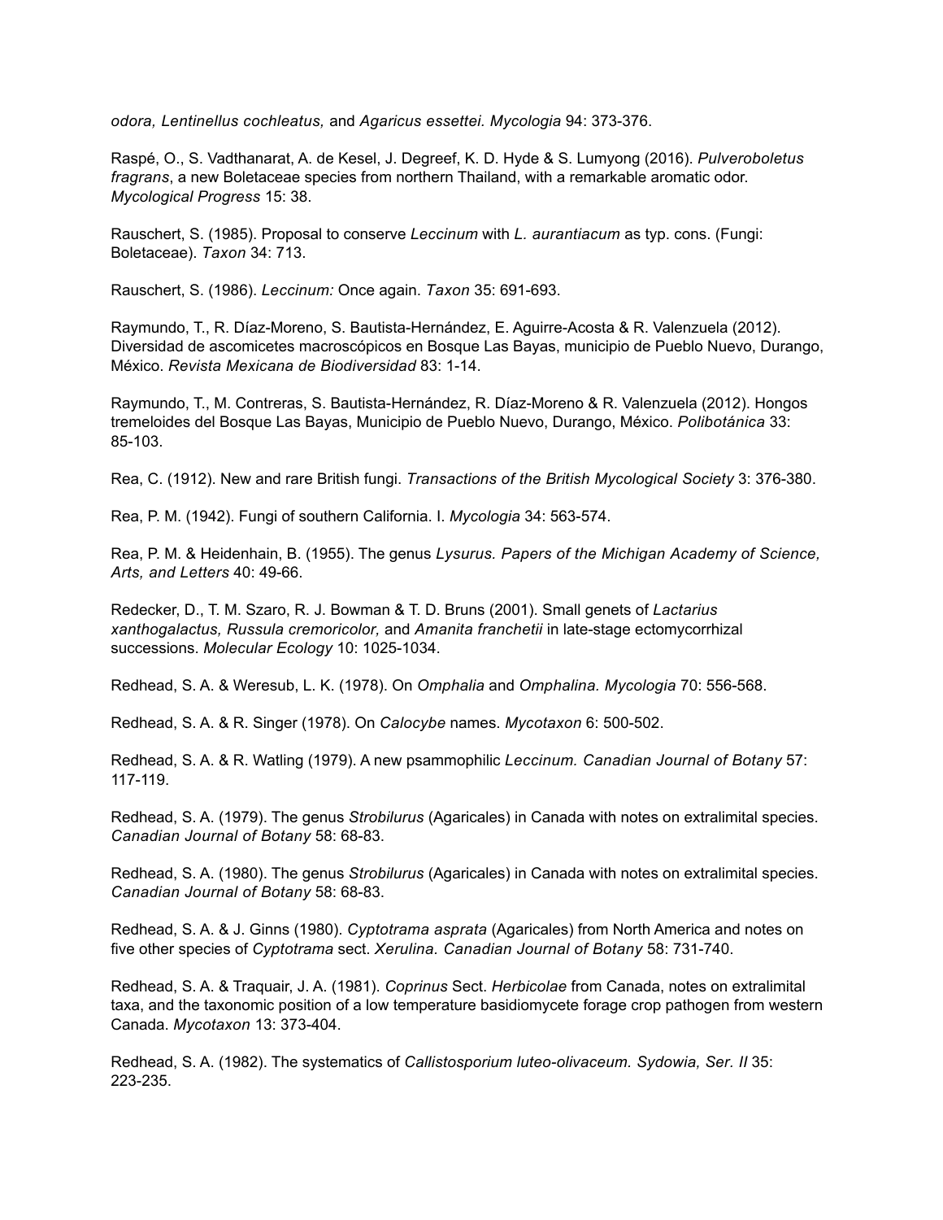*odora, Lentinellus cochleatus,* and *Agaricus essettei. Mycologia* 94: 373-376.

Raspé, O., S. Vadthanarat, A. de Kesel, J. Degreef, K. D. Hyde & S. Lumyong (2016). *Pulveroboletus fragrans*, a new Boletaceae species from northern Thailand, with a remarkable aromatic odor. *Mycological Progress* 15: 38.

Rauschert, S. (1985). Proposal to conserve *Leccinum* with *L. aurantiacum* as typ. cons. (Fungi: Boletaceae). *Taxon* 34: 713.

Rauschert, S. (1986). *Leccinum:* Once again. *Taxon* 35: 691-693.

Raymundo, T., R. Díaz-Moreno, S. Bautista-Hernández, E. Aguirre-Acosta & R. Valenzuela (2012). Diversidad de ascomicetes macroscópicos en Bosque Las Bayas, municipio de Pueblo Nuevo, Durango, México. *Revista Mexicana de Biodiversidad* 83: 1-14.

Raymundo, T., M. Contreras, S. Bautista-Hernández, R. Díaz-Moreno & R. Valenzuela (2012). Hongos tremeloides del Bosque Las Bayas, Municipio de Pueblo Nuevo, Durango, México. *Polibotánica* 33: 85-103.

Rea, C. (1912). New and rare British fungi. *Transactions of the British Mycological Society* 3: 376-380.

Rea, P. M. (1942). Fungi of southern California. I. *Mycologia* 34: 563-574.

Rea, P. M. & Heidenhain, B. (1955). The genus *Lysurus. Papers of the Michigan Academy of Science, Arts, and Letters* 40: 49-66.

Redecker, D., T. M. Szaro, R. J. Bowman & T. D. Bruns (2001). Small genets of *Lactarius xanthogalactus, Russula cremoricolor,* and *Amanita franchetii* in late-stage ectomycorrhizal successions. *Molecular Ecology* 10: 1025-1034.

Redhead, S. A. & Weresub, L. K. (1978). On *Omphalia* and *Omphalina. Mycologia* 70: 556-568.

Redhead, S. A. & R. Singer (1978). On *Calocybe* names. *Mycotaxon* 6: 500-502.

Redhead, S. A. & R. Watling (1979). A new psammophilic *Leccinum. Canadian Journal of Botany* 57: 117-119.

Redhead, S. A. (1979). The genus *Strobilurus* (Agaricales) in Canada with notes on extralimital species. *Canadian Journal of Botany* 58: 68-83.

Redhead, S. A. (1980). The genus *Strobilurus* (Agaricales) in Canada with notes on extralimital species. *Canadian Journal of Botany* 58: 68-83.

Redhead, S. A. & J. Ginns (1980). *Cyptotrama asprata* (Agaricales) from North America and notes on five other species of *Cyptotrama* sect. *Xerulina. Canadian Journal of Botany* 58: 731-740.

Redhead, S. A. & Traquair, J. A. (1981). *Coprinus* Sect. *Herbicolae* from Canada, notes on extralimital taxa, and the taxonomic position of a low temperature basidiomycete forage crop pathogen from western Canada. *Mycotaxon* 13: 373-404.

Redhead, S. A. (1982). The systematics of *Callistosporium luteo-olivaceum. Sydowia, Ser. II* 35: 223-235.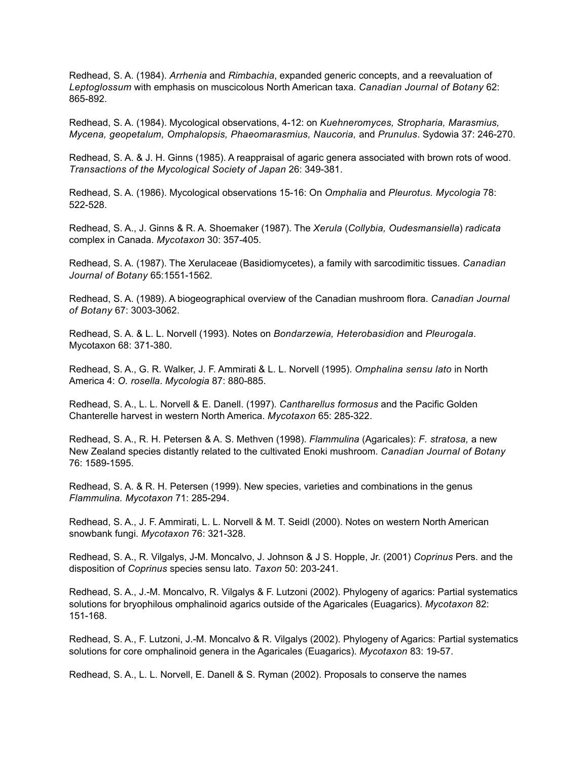Redhead, S. A. (1984). *Arrhenia* and *Rimbachia*, expanded generic concepts, and a reevaluation of *Leptoglossum* with emphasis on muscicolous North American taxa. *Canadian Journal of Botany* 62: 865-892.

Redhead, S. A. (1984). Mycological observations, 4-12: on *Kuehneromyces, Stropharia, Marasmius, Mycena, geopetalum, Omphalopsis, Phaeomarasmius, Naucoria,* and *Prunulus*. Sydowia 37: 246-270.

Redhead, S. A. & J. H. Ginns (1985). A reappraisal of agaric genera associated with brown rots of wood. *Transactions of the Mycological Society of Japan* 26: 349-381.

Redhead, S. A. (1986). Mycological observations 15-16: On *Omphalia* and *Pleurotus. Mycologia* 78: 522-528.

Redhead, S. A., J. Ginns & R. A. Shoemaker (1987). The *Xerula* (*Collybia, Oudesmansiella*) *radicata* complex in Canada. *Mycotaxon* 30: 357-405.

Redhead, S. A. (1987). The Xerulaceae (Basidiomycetes), a family with sarcodimitic tissues. *Canadian Journal of Botany* 65:1551-1562.

Redhead, S. A. (1989). A biogeographical overview of the Canadian mushroom flora. *Canadian Journal of Botany* 67: 3003-3062.

Redhead, S. A. & L. L. Norvell (1993). Notes on *Bondarzewia, Heterobasidion* and *Pleurogala*. Mycotaxon 68: 371-380.

Redhead, S. A., G. R. Walker, J. F. Ammirati & L. L. Norvell (1995). *Omphalina sensu lato* in North America 4: *O. rosella*. *Mycologia* 87: 880-885.

Redhead, S. A., L. L. Norvell & E. Danell. (1997). *Cantharellus formosus* and the Pacific Golden Chanterelle harvest in western North America. *Mycotaxon* 65: 285-322.

Redhead, S. A., R. H. Petersen & A. S. Methven (1998). *Flammulina* (Agaricales): *F. stratosa,* a new New Zealand species distantly related to the cultivated Enoki mushroom. *Canadian Journal of Botany* 76: 1589-1595.

Redhead, S. A. & R. H. Petersen (1999). New species, varieties and combinations in the genus *Flammulina. Mycotaxon* 71: 285-294.

Redhead, S. A., J. F. Ammirati, L. L. Norvell & M. T. Seidl (2000). Notes on western North American snowbank fungi. *Mycotaxon* 76: 321-328.

Redhead, S. A., R. Vilgalys, J-M. Moncalvo, J. Johnson & J S. Hopple, Jr. (2001) *Coprinus* Pers. and the disposition of *Coprinus* species sensu lato. *Taxon* 50: 203-241.

Redhead, S. A., J.-M. Moncalvo, R. Vilgalys & F. Lutzoni (2002). Phylogeny of agarics: Partial systematics solutions for bryophilous omphalinoid agarics outside of the Agaricales (Euagarics). *Mycotaxon* 82: 151-168.

Redhead, S. A., F. Lutzoni, J.-M. Moncalvo & R. Vilgalys (2002). Phylogeny of Agarics: Partial systematics solutions for core omphalinoid genera in the Agaricales (Euagarics). *Mycotaxon* 83: 19-57.

Redhead, S. A., L. L. Norvell, E. Danell & S. Ryman (2002). Proposals to conserve the names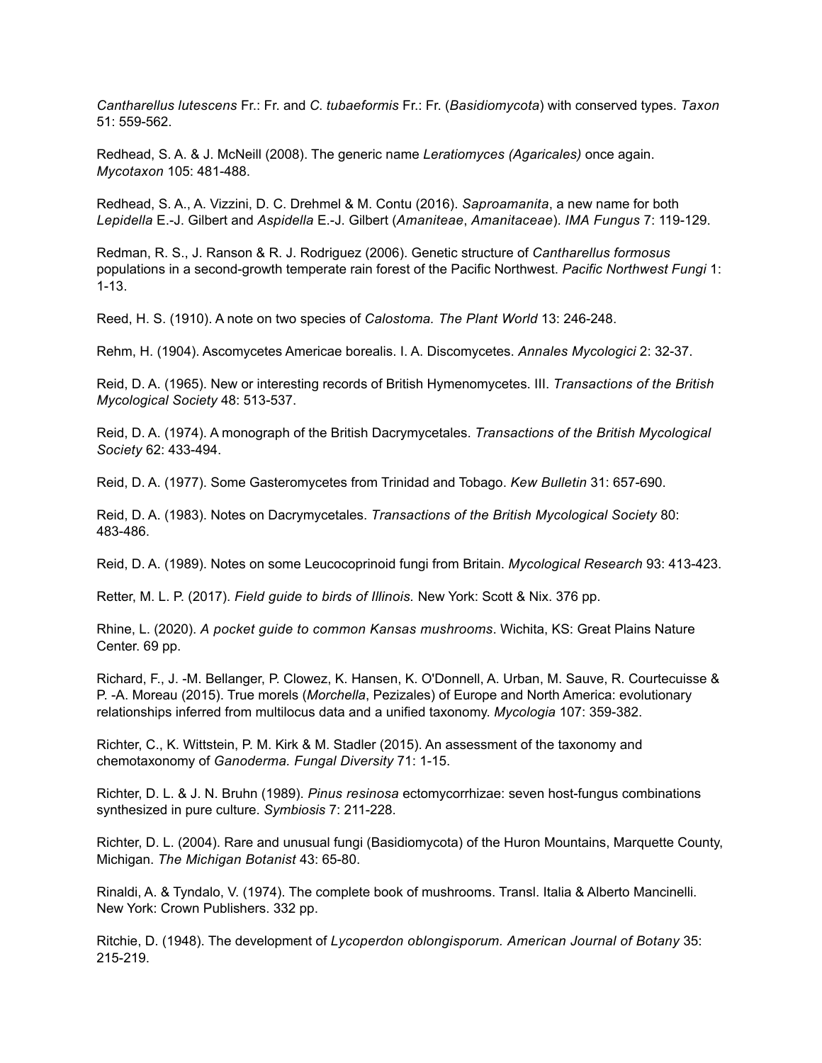*Cantharellus lutescens* Fr.: Fr. and *C. tubaeformis* Fr.: Fr. (*Basidiomycota*) with conserved types. *Taxon* 51: 559-562.

Redhead, S. A. & J. McNeill (2008). The generic name *Leratiomyces (Agaricales)* once again. *Mycotaxon* 105: 481-488.

Redhead, S. A., A. Vizzini, D. C. Drehmel & M. Contu (2016). *Saproamanita*, a new name for both *Lepidella* E.-J. Gilbert and *Aspidella* E.-J. Gilbert (*Amaniteae*, *Amanitaceae*). *IMA Fungus* 7: 119-129.

Redman, R. S., J. Ranson & R. J. Rodriguez (2006). Genetic structure of *Cantharellus formosus* populations in a second-growth temperate rain forest of the Pacific Northwest. *Pacific Northwest Fungi* 1: 1-13.

Reed, H. S. (1910). A note on two species of *Calostoma. The Plant World* 13: 246-248.

Rehm, H. (1904). Ascomycetes Americae borealis. I. A. Discomycetes. *Annales Mycologici* 2: 32-37.

Reid, D. A. (1965). New or interesting records of British Hymenomycetes. III. *Transactions of the British Mycological Society* 48: 513-537.

Reid, D. A. (1974). A monograph of the British Dacrymycetales. *Transactions of the British Mycological Society* 62: 433-494.

Reid, D. A. (1977). Some Gasteromycetes from Trinidad and Tobago. *Kew Bulletin* 31: 657-690.

Reid, D. A. (1983). Notes on Dacrymycetales. *Transactions of the British Mycological Society* 80: 483-486.

Reid, D. A. (1989). Notes on some Leucocoprinoid fungi from Britain. *Mycological Research* 93: 413-423.

Retter, M. L. P. (2017). *Field guide to birds of Illinois.* New York: Scott & Nix. 376 pp.

Rhine, L. (2020). *A pocket guide to common Kansas mushrooms*. Wichita, KS: Great Plains Nature Center. 69 pp.

Richard, F., J. -M. Bellanger, P. Clowez, K. Hansen, K. O'Donnell, A. Urban, M. Sauve, R. Courtecuisse & P. -A. Moreau (2015). True morels (*Morchella*, Pezizales) of Europe and North America: evolutionary relationships inferred from multilocus data and a unified taxonomy. *Mycologia* 107: 359-382.

Richter, C., K. Wittstein, P. M. Kirk & M. Stadler (2015). An assessment of the taxonomy and chemotaxonomy of *Ganoderma. Fungal Diversity* 71: 1-15.

Richter, D. L. & J. N. Bruhn (1989). *Pinus resinosa* ectomycorrhizae: seven host-fungus combinations synthesized in pure culture. *Symbiosis* 7: 211-228.

Richter, D. L. (2004). Rare and unusual fungi (Basidiomycota) of the Huron Mountains, Marquette County, Michigan. *The Michigan Botanist* 43: 65-80.

Rinaldi, A. & Tyndalo, V. (1974). The complete book of mushrooms. Transl. Italia & Alberto Mancinelli. New York: Crown Publishers. 332 pp.

Ritchie, D. (1948). The development of *Lycoperdon oblongisporum. American Journal of Botany* 35: 215-219.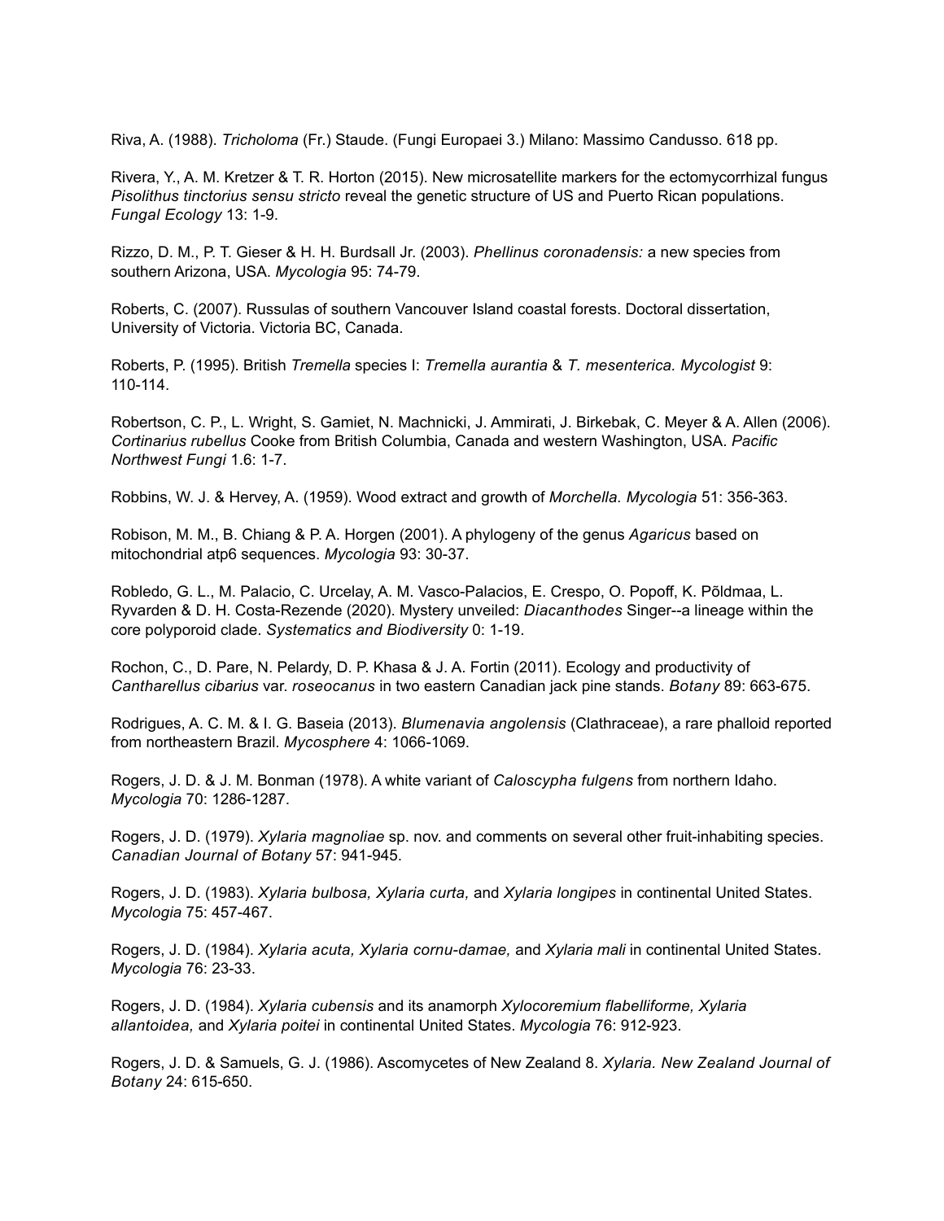Riva, A. (1988). *Tricholoma* (Fr.) Staude. (Fungi Europaei 3.) Milano: Massimo Candusso. 618 pp.

Rivera, Y., A. M. Kretzer & T. R. Horton (2015). New microsatellite markers for the ectomycorrhizal fungus *Pisolithus tinctorius sensu stricto* reveal the genetic structure of US and Puerto Rican populations. *Fungal Ecology* 13: 1-9.

Rizzo, D. M., P. T. Gieser & H. H. Burdsall Jr. (2003). *Phellinus coronadensis:* a new species from southern Arizona, USA. *Mycologia* 95: 74-79.

Roberts, C. (2007). Russulas of southern Vancouver Island coastal forests. Doctoral dissertation, University of Victoria. Victoria BC, Canada.

Roberts, P. (1995). British *Tremella* species I: *Tremella aurantia* & *T. mesenterica. Mycologist* 9: 110-114.

Robertson, C. P., L. Wright, S. Gamiet, N. Machnicki, J. Ammirati, J. Birkebak, C. Meyer & A. Allen (2006). *Cortinarius rubellus* Cooke from British Columbia, Canada and western Washington, USA. *Pacific Northwest Fungi* 1.6: 1-7.

Robbins, W. J. & Hervey, A. (1959). Wood extract and growth of *Morchella. Mycologia* 51: 356-363.

Robison, M. M., B. Chiang & P. A. Horgen (2001). A phylogeny of the genus *Agaricus* based on mitochondrial atp6 sequences. *Mycologia* 93: 30-37.

Robledo, G. L., M. Palacio, C. Urcelay, A. M. Vasco-Palacios, E. Crespo, O. Popoff, K. Põldmaa, L. Ryvarden & D. H. Costa-Rezende (2020). Mystery unveiled: *Diacanthodes* Singer--a lineage within the core polyporoid clade. *Systematics and Biodiversity* 0: 1-19.

Rochon, C., D. Pare, N. Pelardy, D. P. Khasa & J. A. Fortin (2011). Ecology and productivity of *Cantharellus cibarius* var. *roseocanus* in two eastern Canadian jack pine stands. *Botany* 89: 663-675.

Rodrigues, A. C. M. & I. G. Baseia (2013). *Blumenavia angolensis* (Clathraceae), a rare phalloid reported from northeastern Brazil. *Mycosphere* 4: 1066-1069.

Rogers, J. D. & J. M. Bonman (1978). A white variant of *Caloscypha fulgens* from northern Idaho. *Mycologia* 70: 1286-1287.

Rogers, J. D. (1979). *Xylaria magnoliae* sp. nov. and comments on several other fruit-inhabiting species. *Canadian Journal of Botany* 57: 941-945.

Rogers, J. D. (1983). *Xylaria bulbosa, Xylaria curta,* and *Xylaria longipes* in continental United States. *Mycologia* 75: 457-467.

Rogers, J. D. (1984). *Xylaria acuta, Xylaria cornu-damae,* and *Xylaria mali* in continental United States. *Mycologia* 76: 23-33.

Rogers, J. D. (1984). *Xylaria cubensis* and its anamorph *Xylocoremium flabelliforme, Xylaria allantoidea,* and *Xylaria poitei* in continental United States. *Mycologia* 76: 912-923.

Rogers, J. D. & Samuels, G. J. (1986). Ascomycetes of New Zealand 8. *Xylaria. New Zealand Journal of Botany* 24: 615-650.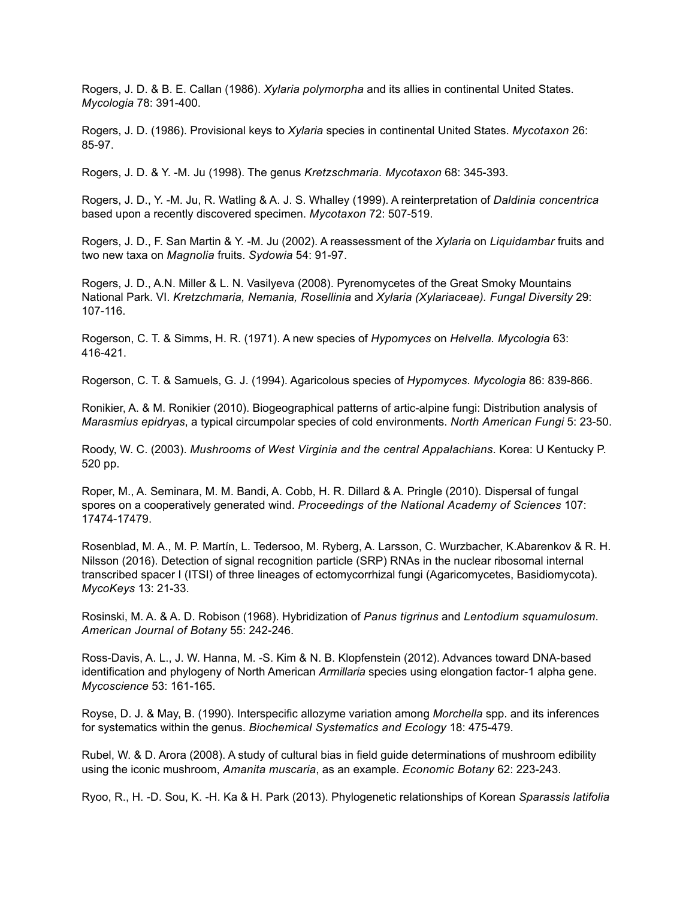Rogers, J. D. & B. E. Callan (1986). *Xylaria polymorpha* and its allies in continental United States. *Mycologia* 78: 391-400.

Rogers, J. D. (1986). Provisional keys to *Xylaria* species in continental United States. *Mycotaxon* 26: 85-97.

Rogers, J. D. & Y. -M. Ju (1998). The genus *Kretzschmaria*. *Mycotaxon* 68: 345-393.

Rogers, J. D., Y. -M. Ju, R. Watling & A. J. S. Whalley (1999). A reinterpretation of *Daldinia concentrica* based upon a recently discovered specimen. *Mycotaxon* 72: 507-519.

Rogers, J. D., F. San Martin & Y. -M. Ju (2002). A reassessment of the *Xylaria* on *Liquidambar* fruits and two new taxa on *Magnolia* fruits. *Sydowia* 54: 91-97.

Rogers, J. D., A.N. Miller & L. N. Vasilyeva (2008). Pyrenomycetes of the Great Smoky Mountains National Park. VI. *Kretzchmaria, Nemania, Rosellinia* and *Xylaria (Xylariaceae). Fungal Diversity* 29: 107-116.

Rogerson, C. T. & Simms, H. R. (1971). A new species of *Hypomyces* on *Helvella. Mycologia* 63: 416-421.

Rogerson, C. T. & Samuels, G. J. (1994). Agaricolous species of *Hypomyces. Mycologia* 86: 839-866.

Ronikier, A. & M. Ronikier (2010). Biogeographical patterns of artic-alpine fungi: Distribution analysis of *Marasmius epidryas*, a typical circumpolar species of cold environments. *North American Fungi* 5: 23-50.

Roody, W. C. (2003). *Mushrooms of West Virginia and the central Appalachians*. Korea: U Kentucky P. 520 pp.

Roper, M., A. Seminara, M. M. Bandi, A. Cobb, H. R. Dillard & A. Pringle (2010). Dispersal of fungal spores on a cooperatively generated wind. *Proceedings of the National Academy of Sciences* 107: 17474-17479.

Rosenblad, M. A., M. P. Martín, L. Tedersoo, M. Ryberg, A. Larsson, C. Wurzbacher, K.Abarenkov & R. H. Nilsson (2016). Detection of signal recognition particle (SRP) RNAs in the nuclear ribosomal internal transcribed spacer I (ITSI) of three lineages of ectomycorrhizal fungi (Agaricomycetes, Basidiomycota). *MycoKeys* 13: 21-33.

Rosinski, M. A. & A. D. Robison (1968). Hybridization of *Panus tigrinus* and *Lentodium squamulosum. American Journal of Botany* 55: 242-246.

Ross-Davis, A. L., J. W. Hanna, M. -S. Kim & N. B. Klopfenstein (2012). Advances toward DNA-based identification and phylogeny of North American *Armillaria* species using elongation factor-1 alpha gene. *Mycoscience* 53: 161-165.

Royse, D. J. & May, B. (1990). Interspecific allozyme variation among *Morchella* spp. and its inferences for systematics within the genus. *Biochemical Systematics and Ecology* 18: 475-479.

Rubel, W. & D. Arora (2008). A study of cultural bias in field guide determinations of mushroom edibility using the iconic mushroom, *Amanita muscaria*, as an example. *Economic Botany* 62: 223-243.

Ryoo, R., H. -D. Sou, K. -H. Ka & H. Park (2013). Phylogenetic relationships of Korean *Sparassis latifolia*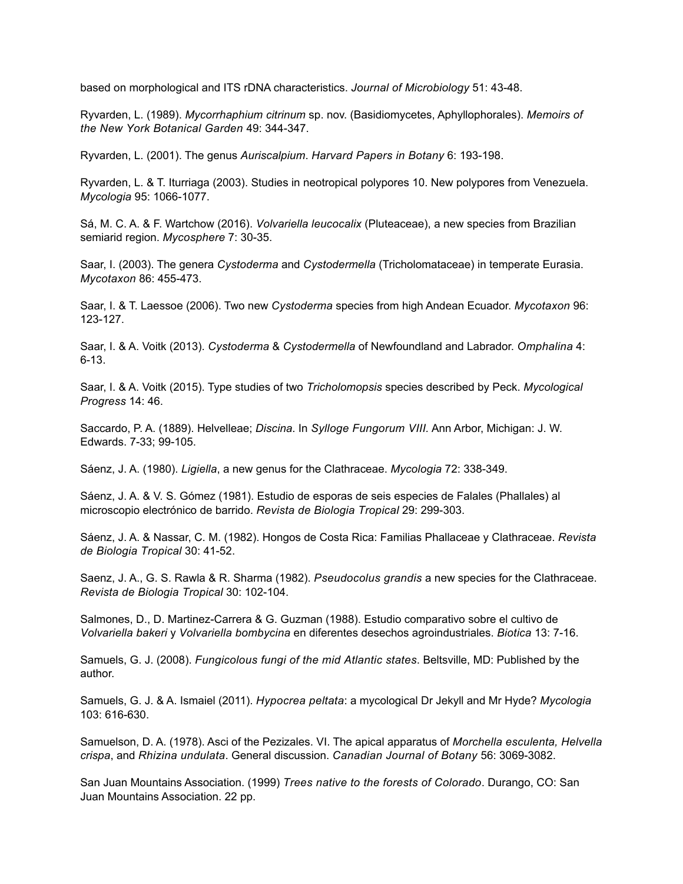based on morphological and ITS rDNA characteristics. *Journal of Microbiology* 51: 43-48.

Ryvarden, L. (1989). *Mycorrhaphium citrinum* sp. nov. (Basidiomycetes, Aphyllophorales). *Memoirs of the New York Botanical Garden* 49: 344-347.

Ryvarden, L. (2001). The genus *Auriscalpium*. *Harvard Papers in Botany* 6: 193-198.

Ryvarden, L. & T. Iturriaga (2003). Studies in neotropical polypores 10. New polypores from Venezuela. *Mycologia* 95: 1066-1077.

Sá, M. C. A. & F. Wartchow (2016). *Volvariella leucocalix* (Pluteaceae), a new species from Brazilian semiarid region. *Mycosphere* 7: 30-35.

Saar, I. (2003). The genera *Cystoderma* and *Cystodermella* (Tricholomataceae) in temperate Eurasia. *Mycotaxon* 86: 455-473.

Saar, I. & T. Laessoe (2006). Two new *Cystoderma* species from high Andean Ecuador. *Mycotaxon* 96: 123-127.

Saar, I. & A. Voitk (2013). *Cystoderma* & *Cystodermella* of Newfoundland and Labrador. *Omphalina* 4: 6-13.

Saar, I. & A. Voitk (2015). Type studies of two *Tricholomopsis* species described by Peck. *Mycological Progress* 14: 46.

Saccardo, P. A. (1889). Helvelleae; *Discina*. In *Sylloge Fungorum VIII*. Ann Arbor, Michigan: J. W. Edwards. 7-33; 99-105.

Sáenz, J. A. (1980). *Ligiella*, a new genus for the Clathraceae. *Mycologia* 72: 338-349.

Sáenz, J. A. & V. S. Gómez (1981). Estudio de esporas de seis especies de Falales (Phallales) al microscopio electrónico de barrido. *Revista de Biologia Tropical* 29: 299-303.

Sáenz, J. A. & Nassar, C. M. (1982). Hongos de Costa Rica: Familias Phallaceae y Clathraceae. *Revista de Biologia Tropical* 30: 41-52.

Saenz, J. A., G. S. Rawla & R. Sharma (1982). *Pseudocolus grandis* a new species for the Clathraceae. *Revista de Biologia Tropical* 30: 102-104.

Salmones, D., D. Martinez-Carrera & G. Guzman (1988). Estudio comparativo sobre el cultivo de *Volvariella bakeri* y *Volvariella bombycina* en diferentes desechos agroindustriales. *Biotica* 13: 7-16.

Samuels, G. J. (2008). *Fungicolous fungi of the mid Atlantic states*. Beltsville, MD: Published by the author.

Samuels, G. J. & A. Ismaiel (2011). *Hypocrea peltata*: a mycological Dr Jekyll and Mr Hyde? *Mycologia* 103: 616-630.

Samuelson, D. A. (1978). Asci of the Pezizales. VI. The apical apparatus of *Morchella esculenta, Helvella crispa*, and *Rhizina undulata*. General discussion. *Canadian Journal of Botany* 56: 3069-3082.

San Juan Mountains Association. (1999) *Trees native to the forests of Colorado*. Durango, CO: San Juan Mountains Association. 22 pp.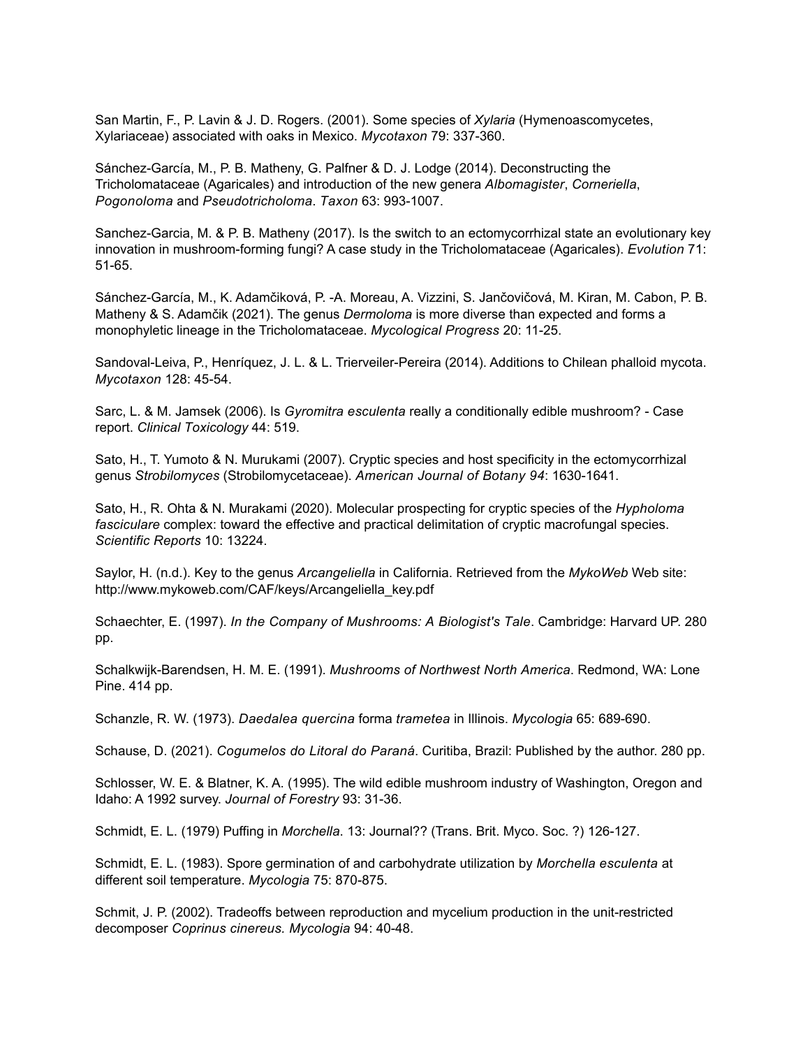San Martin, F., P. Lavin & J. D. Rogers. (2001). Some species of *Xylaria* (Hymenoascomycetes, Xylariaceae) associated with oaks in Mexico. *Mycotaxon* 79: 337-360.

Sánchez-García, M., P. B. Matheny, G. Palfner & D. J. Lodge (2014). Deconstructing the Tricholomataceae (Agaricales) and introduction of the new genera *Albomagister*, *Corneriella*, *Pogonoloma* and *Pseudotricholoma*. *Taxon* 63: 993-1007.

Sanchez-Garcia, M. & P. B. Matheny (2017). Is the switch to an ectomycorrhizal state an evolutionary key innovation in mushroom-forming fungi? A case study in the Tricholomataceae (Agaricales). *Evolution* 71: 51-65.

Sánchez-García, M., K. Adamčiková, P. -A. Moreau, A. Vizzini, S. Jančovičová, M. Kiran, M. Cabon, P. B. Matheny & S. Adamčik (2021). The genus *Dermoloma* is more diverse than expected and forms a monophyletic lineage in the Tricholomataceae. *Mycological Progress* 20: 11-25.

Sandoval-Leiva, P., Henríquez, J. L. & L. Trierveiler-Pereira (2014). Additions to Chilean phalloid mycota. *Mycotaxon* 128: 45-54.

Sarc, L. & M. Jamsek (2006). Is *Gyromitra esculenta* really a conditionally edible mushroom? - Case report. *Clinical Toxicology* 44: 519.

Sato, H., T. Yumoto & N. Murukami (2007). Cryptic species and host specificity in the ectomycorrhizal genus *Strobilomyces* (Strobilomycetaceae). *American Journal of Botany 94*: 1630-1641.

Sato, H., R. Ohta & N. Murakami (2020). Molecular prospecting for cryptic species of the *Hypholoma fasciculare* complex: toward the effective and practical delimitation of cryptic macrofungal species. *Scientific Reports* 10: 13224.

Saylor, H. (n.d.). Key to the genus *Arcangeliella* in California. Retrieved from the *MykoWeb* Web site: http://www.mykoweb.com/CAF/keys/Arcangeliella_key.pdf

Schaechter, E. (1997). *In the Company of Mushrooms: A Biologist's Tale*. Cambridge: Harvard UP. 280 pp.

Schalkwijk-Barendsen, H. M. E. (1991). *Mushrooms of Northwest North America*. Redmond, WA: Lone Pine. 414 pp.

Schanzle, R. W. (1973). *Daedalea quercina* forma *trametea* in Illinois. *Mycologia* 65: 689-690.

Schause, D. (2021). *Cogumelos do Litoral do Paraná*. Curitiba, Brazil: Published by the author. 280 pp.

Schlosser, W. E. & Blatner, K. A. (1995). The wild edible mushroom industry of Washington, Oregon and Idaho: A 1992 survey. *Journal of Forestry* 93: 31-36.

Schmidt, E. L. (1979) Puffing in *Morchella*. 13: Journal?? (Trans. Brit. Myco. Soc. ?) 126-127.

Schmidt, E. L. (1983). Spore germination of and carbohydrate utilization by *Morchella esculenta* at different soil temperature. *Mycologia* 75: 870-875.

Schmit, J. P. (2002). Tradeoffs between reproduction and mycelium production in the unit-restricted decomposer *Coprinus cinereus*. *Mycologia* 94: 40-48.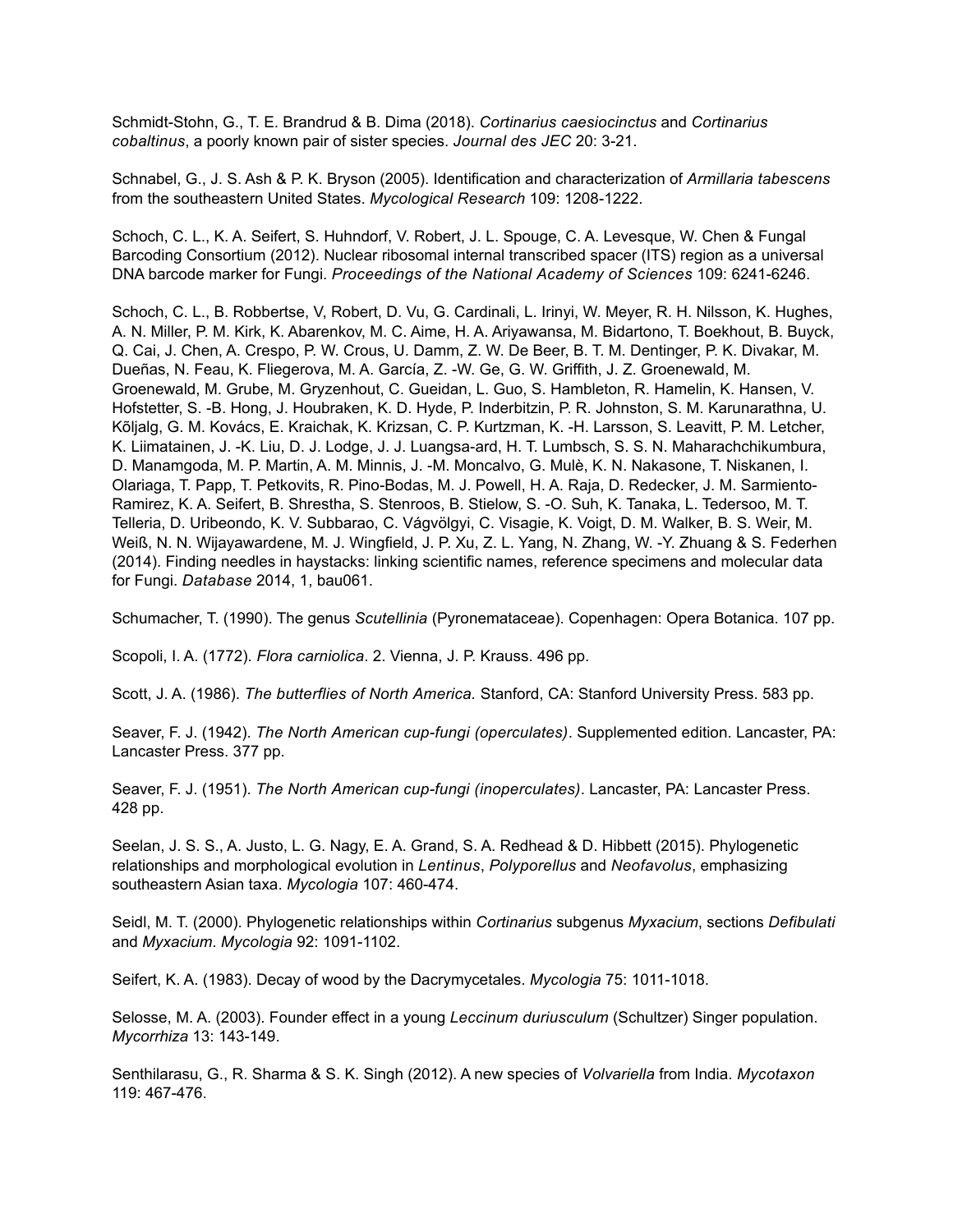Schmidt-Stohn, G., T. E. Brandrud & B. Dima (2018). *Cortinarius caesiocinctus* and *Cortinarius cobaltinus*, a poorly known pair of sister species. *Journal des JEC* 20: 3-21.

Schnabel, G., J. S. Ash & P. K. Bryson (2005). Identification and characterization of *Armillaria tabescens* from the southeastern United States. *Mycological Research* 109: 1208-1222.

Schoch, C. L., K. A. Seifert, S. Huhndorf, V. Robert, J. L. Spouge, C. A. Levesque, W. Chen & Fungal Barcoding Consortium (2012). Nuclear ribosomal internal transcribed spacer (ITS) region as a universal DNA barcode marker for Fungi. *Proceedings of the National Academy of Sciences* 109: 6241-6246.

Schoch, C. L., B. Robbertse, V, Robert, D. Vu, G. Cardinali, L. Irinyi, W. Meyer, R. H. Nilsson, K. Hughes, A. N. Miller, P. M. Kirk, K. Abarenkov, M. C. Aime, H. A. Ariyawansa, M. Bidartono, T. Boekhout, B. Buyck, Q. Cai, J. Chen, A. Crespo, P. W. Crous, U. Damm, Z. W. De Beer, B. T. M. Dentinger, P. K. Divakar, M. Dueñas, N. Feau, K. Fliegerova, M. A. García, Z. -W. Ge, G. W. Griffith, J. Z. Groenewald, M. Groenewald, M. Grube, M. Gryzenhout, C. Gueidan, L. Guo, S. Hambleton, R. Hamelin, K. Hansen, V. Hofstetter, S. -B. Hong, J. Houbraken, K. D. Hyde, P. Inderbitzin, P. R. Johnston, S. M. Karunarathna, U. Kõljalg, G. M. Kovács, E. Kraichak, K. Krizsan, C. P. Kurtzman, K. -H. Larsson, S. Leavitt, P. M. Letcher, K. Liimatainen, J. -K. Liu, D. J. Lodge, J. J. Luangsa-ard, H. T. Lumbsch, S. S. N. Maharachchikumbura, D. Manamgoda, M. P. Martin, A. M. Minnis, J. -M. Moncalvo, G. Mulè, K. N. Nakasone, T. Niskanen, I. Olariaga, T. Papp, T. Petkovits, R. Pino-Bodas, M. J. Powell, H. A. Raja, D. Redecker, J. M. Sarmiento-Ramirez, K. A. Seifert, B. Shrestha, S. Stenroos, B. Stielow, S. -O. Suh, K. Tanaka, L. Tedersoo, M. T. Telleria, D. Uribeondo, K. V. Subbarao, C. Vágvölgyi, C. Visagie, K. Voigt, D. M. Walker, B. S. Weir, M. Weiß, N. N. Wijayawardene, M. J. Wingfield, J. P. Xu, Z. L. Yang, N. Zhang, W. -Y. Zhuang & S. Federhen (2014). Finding needles in haystacks: linking scientific names, reference specimens and molecular data for Fungi. *Database* 2014, 1, bau061.

Schumacher, T. (1990). The genus *Scutellinia* (Pyronemataceae). Copenhagen: Opera Botanica. 107 pp.

Scopoli, I. A. (1772). *Flora carniolica*. 2. Vienna, J. P. Krauss. 496 pp.

Scott, J. A. (1986). *The butterflies of North America.* Stanford, CA: Stanford University Press. 583 pp.

Seaver, F. J. (1942). *The North American cup-fungi (operculates)*. Supplemented edition. Lancaster, PA: Lancaster Press. 377 pp.

Seaver, F. J. (1951). *The North American cup-fungi (inoperculates)*. Lancaster, PA: Lancaster Press. 428 pp.

Seelan, J. S. S., A. Justo, L. G. Nagy, E. A. Grand, S. A. Redhead & D. Hibbett (2015). Phylogenetic relationships and morphological evolution in *Lentinus*, *Polyporellus* and *Neofavolus*, emphasizing southeastern Asian taxa. *Mycologia* 107: 460-474.

Seidl, M. T. (2000). Phylogenetic relationships within *Cortinarius* subgenus *Myxacium*, sections *Defibulati* and *Myxacium*. *Mycologia* 92: 1091-1102.

Seifert, K. A. (1983). Decay of wood by the Dacrymycetales. *Mycologia* 75: 1011-1018.

Selosse, M. A. (2003). Founder effect in a young *Leccinum duriusculum* (Schultzer) Singer population. *Mycorrhiza* 13: 143-149.

Senthilarasu, G., R. Sharma & S. K. Singh (2012). A new species of *Volvariella* from India. *Mycotaxon* 119: 467-476.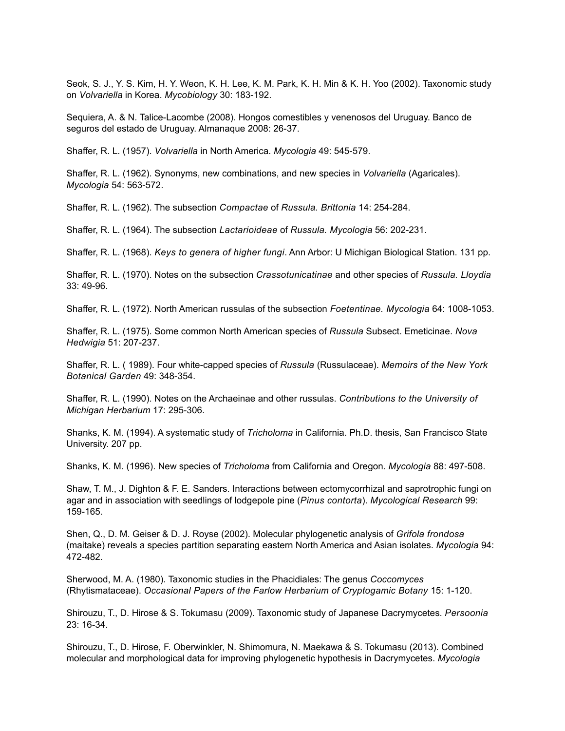Seok, S. J., Y. S. Kim, H. Y. Weon, K. H. Lee, K. M. Park, K. H. Min & K. H. Yoo (2002). Taxonomic study on *Volvariella* in Korea. *Mycobiology* 30: 183-192.

Sequiera, A. & N. Talice-Lacombe (2008). Hongos comestibles y venenosos del Uruguay. Banco de seguros del estado de Uruguay. Almanaque 2008: 26-37.

Shaffer, R. L. (1957). *Volvariella* in North America. *Mycologia* 49: 545-579.

Shaffer, R. L. (1962). Synonyms, new combinations, and new species in *Volvariella* (Agaricales). *Mycologia* 54: 563-572.

Shaffer, R. L. (1962). The subsection *Compactae* of *Russula. Brittonia* 14: 254-284.

Shaffer, R. L. (1964). The subsection *Lactarioideae* of *Russula. Mycologia* 56: 202-231.

Shaffer, R. L. (1968). *Keys to genera of higher fungi*. Ann Arbor: U Michigan Biological Station. 131 pp.

Shaffer, R. L. (1970). Notes on the subsection *Crassotunicatinae* and other species of *Russula. Lloydia* 33: 49-96.

Shaffer, R. L. (1972). North American russulas of the subsection *Foetentinae. Mycologia* 64: 1008-1053.

Shaffer, R. L. (1975). Some common North American species of *Russula* Subsect. Emeticinae. *Nova Hedwigia* 51: 207-237.

Shaffer, R. L. ( 1989). Four white-capped species of *Russula* (Russulaceae). *Memoirs of the New York Botanical Garden* 49: 348-354.

Shaffer, R. L. (1990). Notes on the Archaeinae and other russulas. *Contributions to the University of Michigan Herbarium* 17: 295-306.

Shanks, K. M. (1994). A systematic study of *Tricholoma* in California. Ph.D. thesis, San Francisco State University. 207 pp.

Shanks, K. M. (1996). New species of *Tricholoma* from California and Oregon. *Mycologia* 88: 497-508.

Shaw, T. M., J. Dighton & F. E. Sanders. Interactions between ectomycorrhizal and saprotrophic fungi on agar and in association with seedlings of lodgepole pine (*Pinus contorta*). *Mycological Research* 99: 159-165.

Shen, Q., D. M. Geiser & D. J. Royse (2002). Molecular phylogenetic analysis of *Grifola frondosa* (maitake) reveals a species partition separating eastern North America and Asian isolates. *Mycologia* 94: 472-482.

Sherwood, M. A. (1980). Taxonomic studies in the Phacidiales: The genus *Coccomyces* (Rhytismataceae). *Occasional Papers of the Farlow Herbarium of Cryptogamic Botany* 15: 1-120.

Shirouzu, T., D. Hirose & S. Tokumasu (2009). Taxonomic study of Japanese Dacrymycetes. *Persoonia* 23: 16-34.

Shirouzu, T., D. Hirose, F. Oberwinkler, N. Shimomura, N. Maekawa & S. Tokumasu (2013). Combined molecular and morphological data for improving phylogenetic hypothesis in Dacrymycetes. *Mycologia*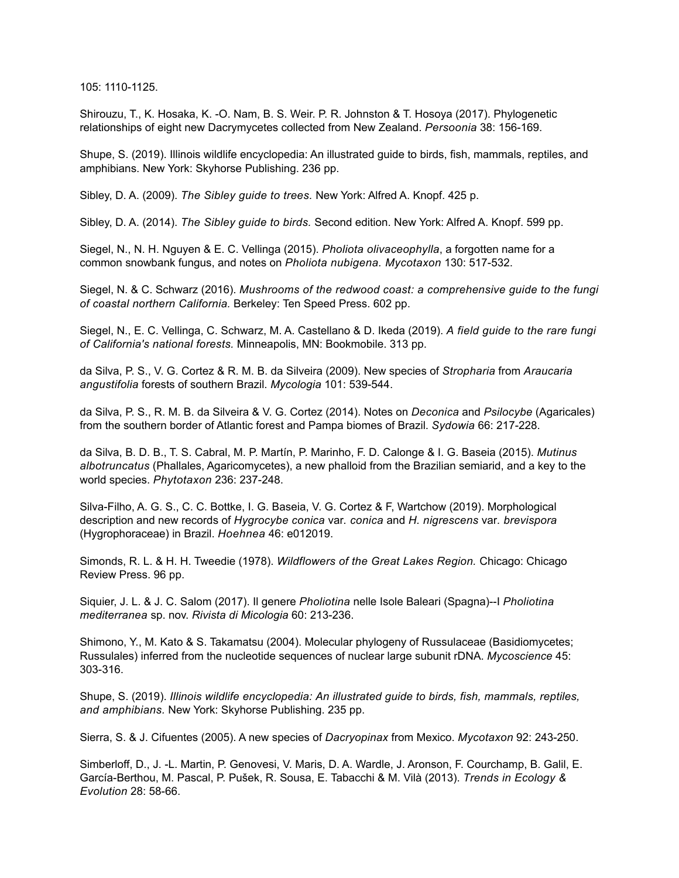105: 1110-1125.

Shirouzu, T., K. Hosaka, K. -O. Nam, B. S. Weir. P. R. Johnston & T. Hosoya (2017). Phylogenetic relationships of eight new Dacrymycetes collected from New Zealand. *Persoonia* 38: 156-169.

Shupe, S. (2019). Illinois wildlife encyclopedia: An illustrated guide to birds, fish, mammals, reptiles, and amphibians. New York: Skyhorse Publishing. 236 pp.

Sibley, D. A. (2009). *The Sibley guide to trees.* New York: Alfred A. Knopf. 425 p.

Sibley, D. A. (2014). *The Sibley guide to birds.* Second edition. New York: Alfred A. Knopf. 599 pp.

Siegel, N., N. H. Nguyen & E. C. Vellinga (2015). *Pholiota olivaceophylla*, a forgotten name for a common snowbank fungus, and notes on *Pholiota nubigena. Mycotaxon* 130: 517-532.

Siegel, N. & C. Schwarz (2016). *Mushrooms of the redwood coast: a comprehensive guide to the fungi of coastal northern California.* Berkeley: Ten Speed Press. 602 pp.

Siegel, N., E. C. Vellinga, C. Schwarz, M. A. Castellano & D. Ikeda (2019). *A field guide to the rare fungi of California's national forests.* Minneapolis, MN: Bookmobile. 313 pp.

da Silva, P. S., V. G. Cortez & R. M. B. da Silveira (2009). New species of *Stropharia* from *Araucaria angustifolia* forests of southern Brazil. *Mycologia* 101: 539-544.

da Silva, P. S., R. M. B. da Silveira & V. G. Cortez (2014). Notes on *Deconica* and *Psilocybe* (Agaricales) from the southern border of Atlantic forest and Pampa biomes of Brazil. *Sydowia* 66: 217-228.

da Silva, B. D. B., T. S. Cabral, M. P. Martín, P. Marinho, F. D. Calonge & I. G. Baseia (2015). *Mutinus albotruncatus* (Phallales, Agaricomycetes), a new phalloid from the Brazilian semiarid, and a key to the world species. *Phytotaxon* 236: 237-248.

Silva-Filho, A. G. S., C. C. Bottke, I. G. Baseia, V. G. Cortez & F, Wartchow (2019). Morphological description and new records of *Hygrocybe conica* var. *conica* and *H. nigrescens* var. *brevispora* (Hygrophoraceae) in Brazil. *Hoehnea* 46: e012019.

Simonds, R. L. & H. H. Tweedie (1978). *Wildflowers of the Great Lakes Region.* Chicago: Chicago Review Press. 96 pp.

Siquier, J. L. & J. C. Salom (2017). Il genere *Pholiotina* nelle Isole Baleari (Spagna)--I *Pholiotina mediterranea* sp. nov. *Rivista di Micologia* 60: 213-236.

Shimono, Y., M. Kato & S. Takamatsu (2004). Molecular phylogeny of Russulaceae (Basidiomycetes; Russulales) inferred from the nucleotide sequences of nuclear large subunit rDNA. *Mycoscience* 45: 303-316.

Shupe, S. (2019). *Illinois wildlife encyclopedia: An illustrated guide to birds, fish, mammals, reptiles, and amphibians.* New York: Skyhorse Publishing. 235 pp.

Sierra, S. & J. Cifuentes (2005). A new species of *Dacryopinax* from Mexico. *Mycotaxon* 92: 243-250.

Simberloff, D., J. -L. Martin, P. Genovesi, V. Maris, D. A. Wardle, J. Aronson, F. Courchamp, B. Galil, E. García-Berthou, M. Pascal, P. Pušek, R. Sousa, E. Tabacchi & M. Vilà (2013). *Trends in Ecology & Evolution* 28: 58-66.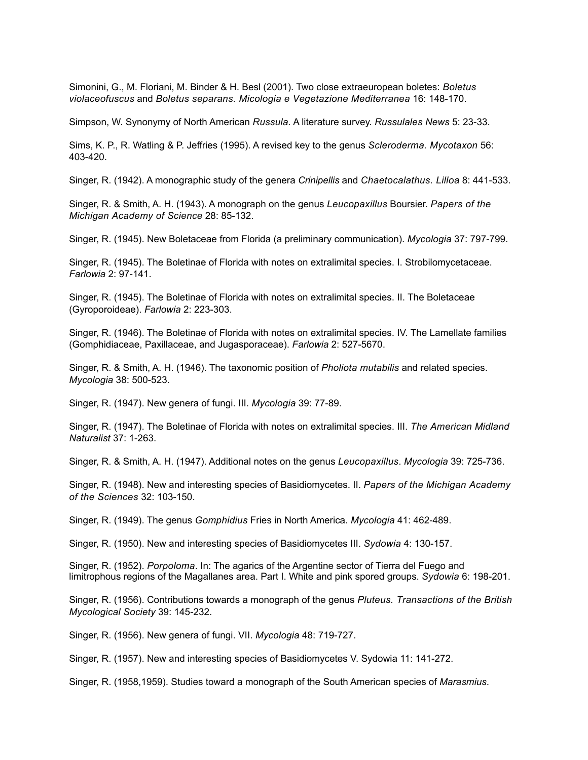Simonini, G., M. Floriani, M. Binder & H. Besl (2001). Two close extraeuropean boletes: *Boletus violaceofuscus* and *Boletus separans. Micologia e Vegetazione Mediterranea* 16: 148-170.

Simpson, W. Synonymy of North American *Russula*. A literature survey. *Russulales News* 5: 23-33.

Sims, K. P., R. Watling & P. Jeffries (1995). A revised key to the genus *Scleroderma. Mycotaxon* 56: 403-420.

Singer, R. (1942). A monographic study of the genera *Crinipellis* and *Chaetocalathus. Lilloa* 8: 441-533.

Singer, R. & Smith, A. H. (1943). A monograph on the genus *Leucopaxillus* Boursier. *Papers of the Michigan Academy of Science* 28: 85-132.

Singer, R. (1945). New Boletaceae from Florida (a preliminary communication). *Mycologia* 37: 797-799.

Singer, R. (1945). The Boletinae of Florida with notes on extralimital species. I. Strobilomycetaceae. *Farlowia* 2: 97-141.

Singer, R. (1945). The Boletinae of Florida with notes on extralimital species. II. The Boletaceae (Gyroporoideae). *Farlowia* 2: 223-303.

Singer, R. (1946). The Boletinae of Florida with notes on extralimital species. IV. The Lamellate families (Gomphidiaceae, Paxillaceae, and Jugasporaceae). *Farlowia* 2: 527-5670.

Singer, R. & Smith, A. H. (1946). The taxonomic position of *Pholiota mutabilis* and related species. *Mycologia* 38: 500-523.

Singer, R. (1947). New genera of fungi. III. *Mycologia* 39: 77-89.

Singer, R. (1947). The Boletinae of Florida with notes on extralimital species. III. *The American Midland Naturalist* 37: 1-263.

Singer, R. & Smith, A. H. (1947). Additional notes on the genus *Leucopaxillus*. *Mycologia* 39: 725-736.

Singer, R. (1948). New and interesting species of Basidiomycetes. II. *Papers of the Michigan Academy of the Sciences* 32: 103-150.

Singer, R. (1949). The genus *Gomphidius* Fries in North America. *Mycologia* 41: 462-489.

Singer, R. (1950). New and interesting species of Basidiomycetes III. *Sydowia* 4: 130-157.

Singer, R. (1952). *Porpoloma*. In: The agarics of the Argentine sector of Tierra del Fuego and limitrophous regions of the Magallanes area. Part I. White and pink spored groups. *Sydowia* 6: 198-201.

Singer, R. (1956). Contributions towards a monograph of the genus *Pluteus. Transactions of the British Mycological Society* 39: 145-232.

Singer, R. (1956). New genera of fungi. VII. *Mycologia* 48: 719-727.

Singer, R. (1957). New and interesting species of Basidiomycetes V. Sydowia 11: 141-272.

Singer, R. (1958,1959). Studies toward a monograph of the South American species of *Marasmius*.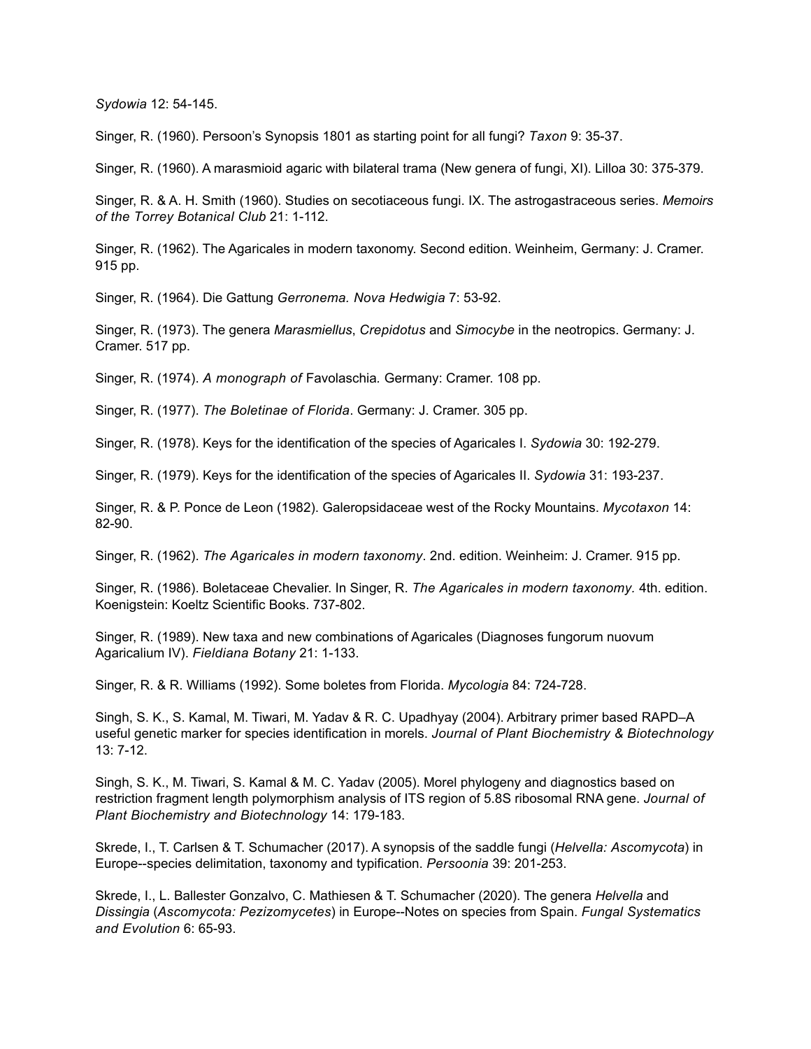*Sydowia* 12: 54-145.

Singer, R. (1960). Persoon's Synopsis 1801 as starting point for all fungi? *Taxon* 9: 35-37.

Singer, R. (1960). A marasmioid agaric with bilateral trama (New genera of fungi, XI). Lilloa 30: 375-379.

Singer, R. & A. H. Smith (1960). Studies on secotiaceous fungi. IX. The astrogastraceous series. *Memoirs of the Torrey Botanical Club* 21: 1-112.

Singer, R. (1962). The Agaricales in modern taxonomy. Second edition. Weinheim, Germany: J. Cramer. 915 pp.

Singer, R. (1964). Die Gattung *Gerronema. Nova Hedwigia* 7: 53-92.

Singer, R. (1973). The genera *Marasmiellus*, *Crepidotus* and *Simocybe* in the neotropics. Germany: J. Cramer. 517 pp.

Singer, R. (1974). *A monograph of* Favolaschia*.* Germany: Cramer. 108 pp.

Singer, R. (1977). *The Boletinae of Florida*. Germany: J. Cramer. 305 pp.

Singer, R. (1978). Keys for the identification of the species of Agaricales I. *Sydowia* 30: 192-279.

Singer, R. (1979). Keys for the identification of the species of Agaricales II. *Sydowia* 31: 193-237.

Singer, R. & P. Ponce de Leon (1982). Galeropsidaceae west of the Rocky Mountains. *Mycotaxon* 14: 82-90.

Singer, R. (1962). *The Agaricales in modern taxonomy*. 2nd. edition. Weinheim: J. Cramer. 915 pp.

Singer, R. (1986). Boletaceae Chevalier. In Singer, R. *The Agaricales in modern taxonomy.* 4th. edition. Koenigstein: Koeltz Scientific Books. 737-802.

Singer, R. (1989). New taxa and new combinations of Agaricales (Diagnoses fungorum nuovum Agaricalium IV). *Fieldiana Botany* 21: 1-133.

Singer, R. & R. Williams (1992). Some boletes from Florida. *Mycologia* 84: 724-728.

Singh, S. K., S. Kamal, M. Tiwari, M. Yadav & R. C. Upadhyay (2004). Arbitrary primer based RAPD–A useful genetic marker for species identification in morels. *Journal of Plant Biochemistry & Biotechnology* 13: 7-12.

Singh, S. K., M. Tiwari, S. Kamal & M. C. Yadav (2005). Morel phylogeny and diagnostics based on restriction fragment length polymorphism analysis of ITS region of 5.8S ribosomal RNA gene. *Journal of Plant Biochemistry and Biotechnology* 14: 179-183.

Skrede, I., T. Carlsen & T. Schumacher (2017). A synopsis of the saddle fungi (*Helvella: Ascomycota*) in Europe--species delimitation, taxonomy and typification. *Persoonia* 39: 201-253.

Skrede, I., L. Ballester Gonzalvo, C. Mathiesen & T. Schumacher (2020). The genera *Helvella* and *Dissingia* (*Ascomycota: Pezizomycetes*) in Europe--Notes on species from Spain. *Fungal Systematics and Evolution* 6: 65-93.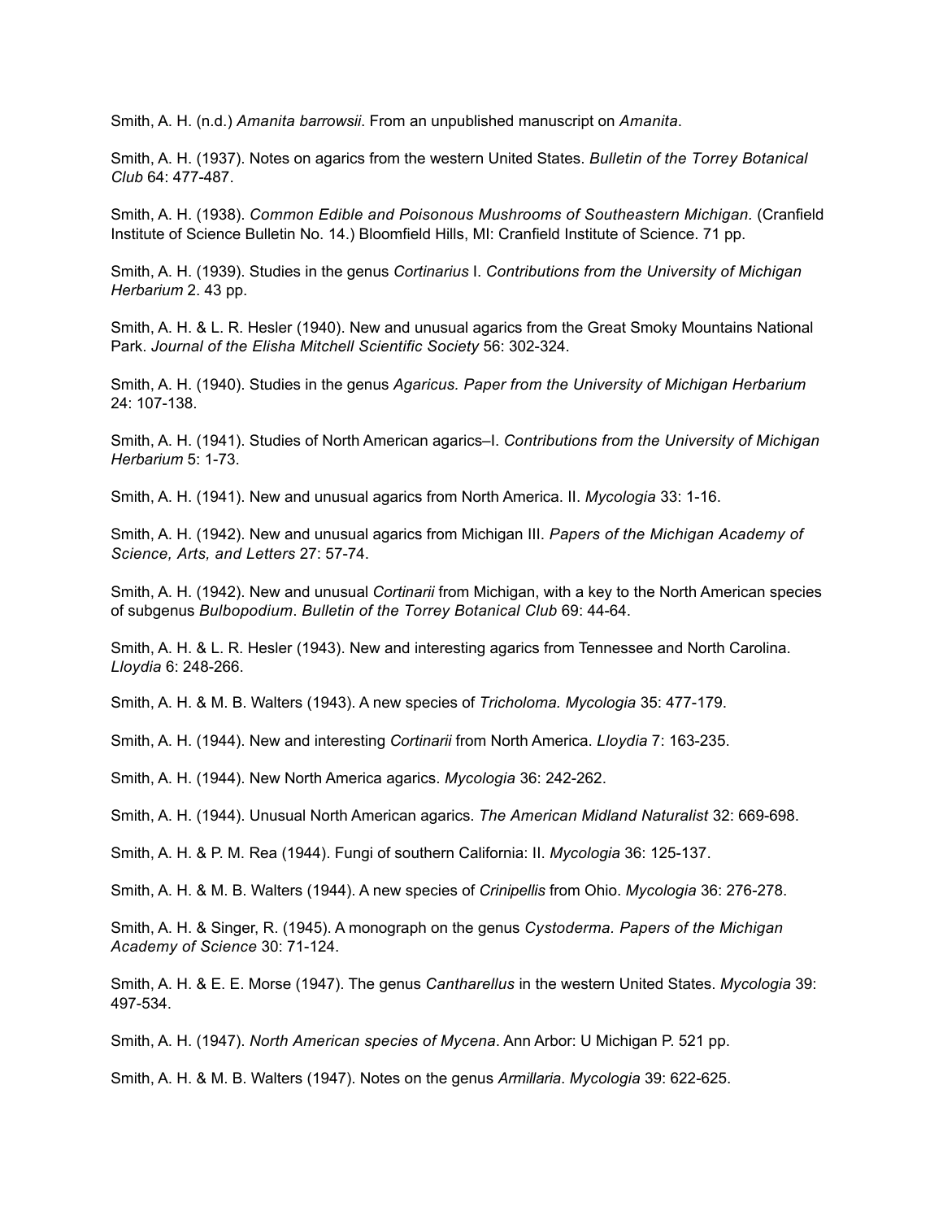Smith, A. H. (n.d.) *Amanita barrowsii*. From an unpublished manuscript on *Amanita*.

Smith, A. H. (1937). Notes on agarics from the western United States. *Bulletin of the Torrey Botanical Club* 64: 477-487.

Smith, A. H. (1938). *Common Edible and Poisonous Mushrooms of Southeastern Michigan*. (Cranfield Institute of Science Bulletin No. 14.) Bloomfield Hills, MI: Cranfield Institute of Science. 71 pp.

Smith, A. H. (1939). Studies in the genus *Cortinarius* I. *Contributions from the University of Michigan Herbarium* 2. 43 pp.

Smith, A. H. & L. R. Hesler (1940). New and unusual agarics from the Great Smoky Mountains National Park. *Journal of the Elisha Mitchell Scientific Society* 56: 302-324.

Smith, A. H. (1940). Studies in the genus *Agaricus. Paper from the University of Michigan Herbarium* 24: 107-138.

Smith, A. H. (1941). Studies of North American agarics–I. *Contributions from the University of Michigan Herbarium* 5: 1-73.

Smith, A. H. (1941). New and unusual agarics from North America. II. *Mycologia* 33: 1-16.

Smith, A. H. (1942). New and unusual agarics from Michigan III. *Papers of the Michigan Academy of Science, Arts, and Letters* 27: 57-74.

Smith, A. H. (1942). New and unusual *Cortinarii* from Michigan, with a key to the North American species of subgenus *Bulbopodium*. *Bulletin of the Torrey Botanical Club* 69: 44-64.

Smith, A. H. & L. R. Hesler (1943). New and interesting agarics from Tennessee and North Carolina. *Lloydia* 6: 248-266.

Smith, A. H. & M. B. Walters (1943). A new species of *Tricholoma. Mycologia* 35: 477-179.

Smith, A. H. (1944). New and interesting *Cortinarii* from North America. *Lloydia* 7: 163-235.

Smith, A. H. (1944). New North America agarics. *Mycologia* 36: 242-262.

Smith, A. H. (1944). Unusual North American agarics. *The American Midland Naturalist* 32: 669-698.

Smith, A. H. & P. M. Rea (1944). Fungi of southern California: II. *Mycologia* 36: 125-137.

Smith, A. H. & M. B. Walters (1944). A new species of *Crinipellis* from Ohio. *Mycologia* 36: 276-278.

Smith, A. H. & Singer, R. (1945). A monograph on the genus *Cystoderma*. *Papers of the Michigan Academy of Science* 30: 71-124.

Smith, A. H. & E. E. Morse (1947). The genus *Cantharellus* in the western United States. *Mycologia* 39: 497-534.

Smith, A. H. (1947). *North American species of Mycena*. Ann Arbor: U Michigan P. 521 pp.

Smith, A. H. & M. B. Walters (1947). Notes on the genus *Armillaria*. *Mycologia* 39: 622-625.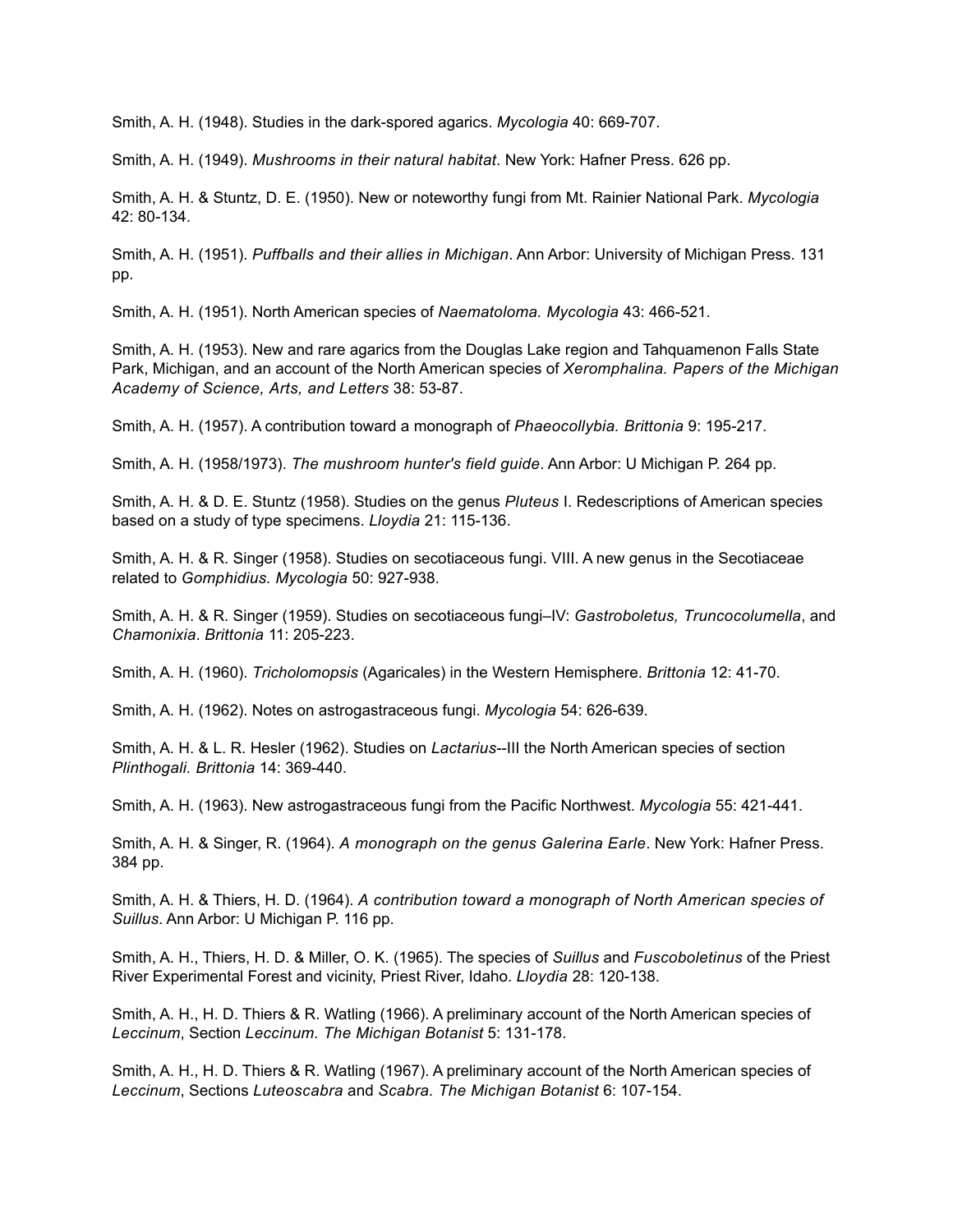Smith, A. H. (1948). Studies in the dark-spored agarics. *Mycologia* 40: 669-707.

Smith, A. H. (1949). *Mushrooms in their natural habitat*. New York: Hafner Press. 626 pp.

Smith, A. H. & Stuntz, D. E. (1950). New or noteworthy fungi from Mt. Rainier National Park. *Mycologia* 42: 80-134.

Smith, A. H. (1951). *Puffballs and their allies in Michigan*. Ann Arbor: University of Michigan Press. 131 pp.

Smith, A. H. (1951). North American species of *Naematoloma. Mycologia* 43: 466-521.

Smith, A. H. (1953). New and rare agarics from the Douglas Lake region and Tahquamenon Falls State Park, Michigan, and an account of the North American species of *Xeromphalina. Papers of the Michigan Academy of Science, Arts, and Letters* 38: 53-87.

Smith, A. H. (1957). A contribution toward a monograph of *Phaeocollybia. Brittonia* 9: 195-217.

Smith, A. H. (1958/1973). *The mushroom hunter's field guide*. Ann Arbor: U Michigan P. 264 pp.

Smith, A. H. & D. E. Stuntz (1958). Studies on the genus *Pluteus* I. Redescriptions of American species based on a study of type specimens. *Lloydia* 21: 115-136.

Smith, A. H. & R. Singer (1958). Studies on secotiaceous fungi. VIII. A new genus in the Secotiaceae related to *Gomphidius. Mycologia* 50: 927-938.

Smith, A. H. & R. Singer (1959). Studies on secotiaceous fungi–IV: *Gastroboletus, Truncocolumella*, and *Chamonixia*. *Brittonia* 11: 205-223.

Smith, A. H. (1960). *Tricholomopsis* (Agaricales) in the Western Hemisphere. *Brittonia* 12: 41-70.

Smith, A. H. (1962). Notes on astrogastraceous fungi. *Mycologia* 54: 626-639.

Smith, A. H. & L. R. Hesler (1962). Studies on *Lactarius*--III the North American species of section *Plinthogali. Brittonia* 14: 369-440.

Smith, A. H. (1963). New astrogastraceous fungi from the Pacific Northwest. *Mycologia* 55: 421-441.

Smith, A. H. & Singer, R. (1964). *A monograph on the genus Galerina Earle*. New York: Hafner Press. 384 pp.

Smith, A. H. & Thiers, H. D. (1964). *A contribution toward a monograph of North American species of Suillus*. Ann Arbor: U Michigan P. 116 pp.

Smith, A. H., Thiers, H. D. & Miller, O. K. (1965). The species of *Suillus* and *Fuscoboletinus* of the Priest River Experimental Forest and vicinity, Priest River, Idaho. *Lloydia* 28: 120-138.

Smith, A. H., H. D. Thiers & R. Watling (1966). A preliminary account of the North American species of *Leccinum*, Section *Leccinum. The Michigan Botanist* 5: 131-178.

Smith, A. H., H. D. Thiers & R. Watling (1967). A preliminary account of the North American species of *Leccinum*, Sections *Luteoscabra* and *Scabra. The Michigan Botanist* 6: 107-154.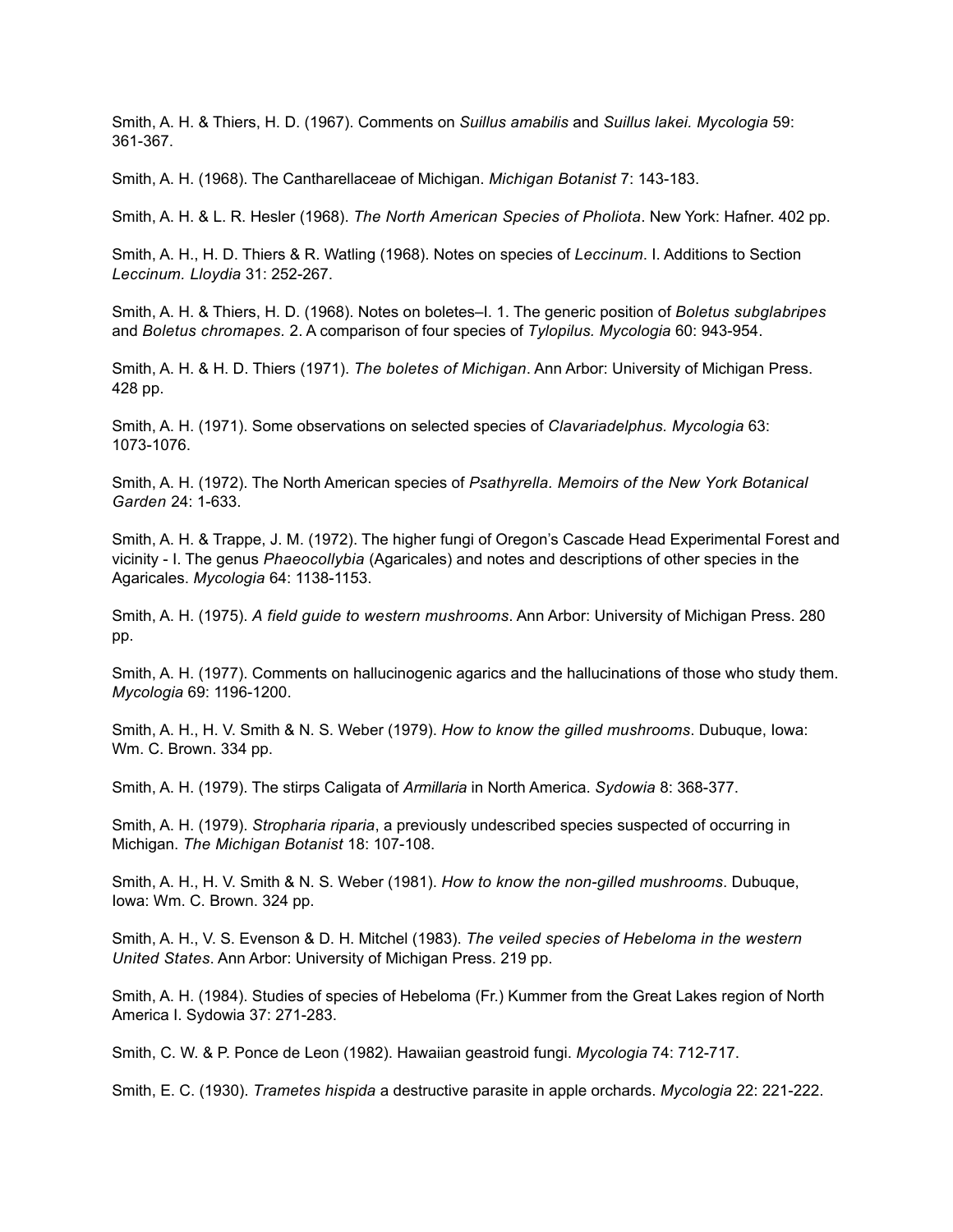Smith, A. H. & Thiers, H. D. (1967). Comments on *Suillus amabilis* and *Suillus lakei. Mycologia* 59: 361-367.

Smith, A. H. (1968). The Cantharellaceae of Michigan. *Michigan Botanist* 7: 143-183.

Smith, A. H. & L. R. Hesler (1968). *The North American Species of Pholiota*. New York: Hafner. 402 pp.

Smith, A. H., H. D. Thiers & R. Watling (1968). Notes on species of *Leccinum*. I. Additions to Section *Leccinum*. *Lloydia* 31: 252-267.

Smith, A. H. & Thiers, H. D. (1968). Notes on boletes–I. 1. The generic position of *Boletus subglabripes* and *Boletus chromapes.* 2. A comparison of four species of *Tylopilus. Mycologia* 60: 943-954.

Smith, A. H. & H. D. Thiers (1971). *The boletes of Michigan*. Ann Arbor: University of Michigan Press. 428 pp.

Smith, A. H. (1971). Some observations on selected species of *Clavariadelphus. Mycologia* 63: 1073-1076.

Smith, A. H. (1972). The North American species of *Psathyrella. Memoirs of the New York Botanical Garden* 24: 1-633.

Smith, A. H. & Trappe, J. M. (1972). The higher fungi of Oregon's Cascade Head Experimental Forest and vicinity - I. The genus *Phaeocollybia* (Agaricales) and notes and descriptions of other species in the Agaricales. *Mycologia* 64: 1138-1153.

Smith, A. H. (1975). *A field guide to western mushrooms*. Ann Arbor: University of Michigan Press. 280 pp.

Smith, A. H. (1977). Comments on hallucinogenic agarics and the hallucinations of those who study them. *Mycologia* 69: 1196-1200.

Smith, A. H., H. V. Smith & N. S. Weber (1979). *How to know the gilled mushrooms*. Dubuque, Iowa: Wm. C. Brown. 334 pp.

Smith, A. H. (1979). The stirps Caligata of *Armillaria* in North America. *Sydowia* 8: 368-377.

Smith, A. H. (1979). *Stropharia riparia*, a previously undescribed species suspected of occurring in Michigan. *The Michigan Botanist* 18: 107-108.

Smith, A. H., H. V. Smith & N. S. Weber (1981). *How to know the non-gilled mushrooms*. Dubuque, Iowa: Wm. C. Brown. 324 pp.

Smith, A. H., V. S. Evenson & D. H. Mitchel (1983). *The veiled species of Hebeloma in the western United States*. Ann Arbor: University of Michigan Press. 219 pp.

Smith, A. H. (1984). Studies of species of Hebeloma (Fr.) Kummer from the Great Lakes region of North America I. Sydowia 37: 271-283.

Smith, C. W. & P. Ponce de Leon (1982). Hawaiian geastroid fungi. *Mycologia* 74: 712-717.

Smith, E. C. (1930). *Trametes hispida* a destructive parasite in apple orchards. *Mycologia* 22: 221-222.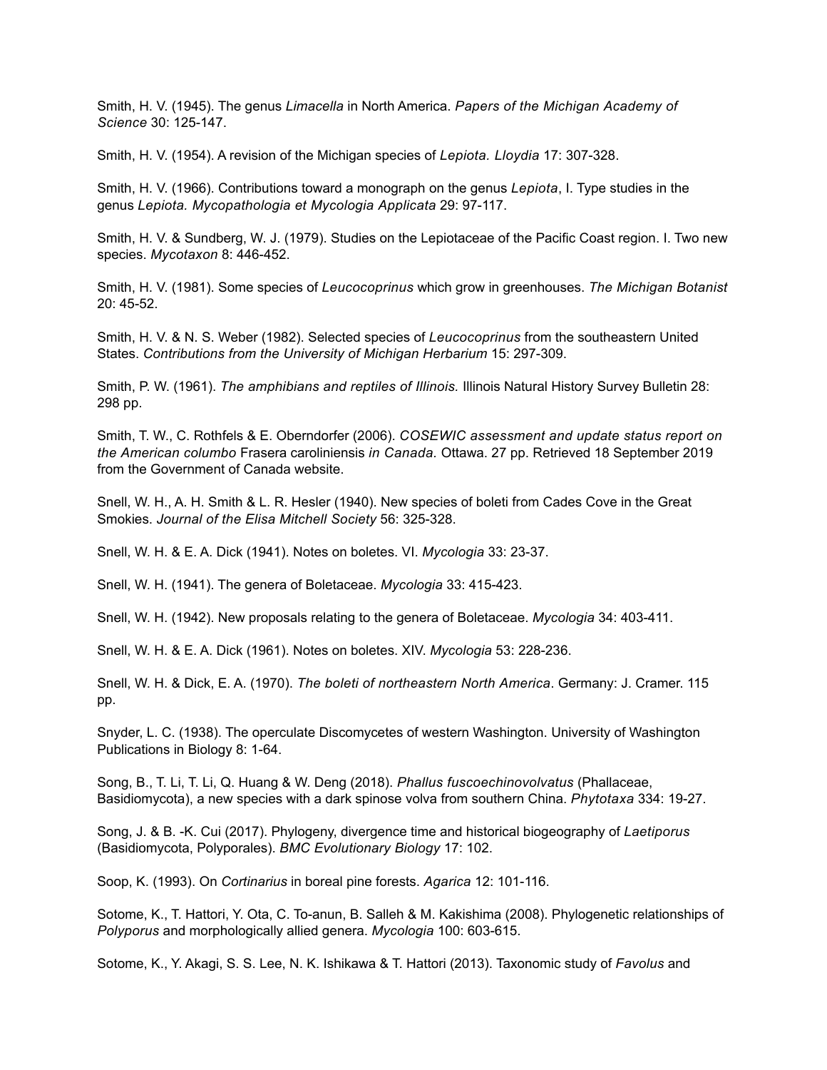Smith, H. V. (1945). The genus *Limacella* in North America. *Papers of the Michigan Academy of Science* 30: 125-147.

Smith, H. V. (1954). A revision of the Michigan species of *Lepiota. Lloydia* 17: 307-328.

Smith, H. V. (1966). Contributions toward a monograph on the genus *Lepiota*, I. Type studies in the genus *Lepiota. Mycopathologia et Mycologia Applicata* 29: 97-117.

Smith, H. V. & Sundberg, W. J. (1979). Studies on the Lepiotaceae of the Pacific Coast region. I. Two new species. *Mycotaxon* 8: 446-452.

Smith, H. V. (1981). Some species of *Leucocoprinus* which grow in greenhouses. *The Michigan Botanist* 20: 45-52.

Smith, H. V. & N. S. Weber (1982). Selected species of *Leucocoprinus* from the southeastern United States. *Contributions from the University of Michigan Herbarium* 15: 297-309.

Smith, P. W. (1961). *The amphibians and reptiles of Illinois.* Illinois Natural History Survey Bulletin 28: 298 pp.

Smith, T. W., C. Rothfels & E. Oberndorfer (2006). *COSEWIC assessment and update status report on the American columbo* Frasera caroliniensis *in Canada.* Ottawa. 27 pp. Retrieved 18 September 2019 from the Government of Canada website.

Snell, W. H., A. H. Smith & L. R. Hesler (1940). New species of boleti from Cades Cove in the Great Smokies. *Journal of the Elisa Mitchell Society* 56: 325-328.

Snell, W. H. & E. A. Dick (1941). Notes on boletes. VI. *Mycologia* 33: 23-37.

Snell, W. H. (1941). The genera of Boletaceae. *Mycologia* 33: 415-423.

Snell, W. H. (1942). New proposals relating to the genera of Boletaceae. *Mycologia* 34: 403-411.

Snell, W. H. & E. A. Dick (1961). Notes on boletes. XIV. *Mycologia* 53: 228-236.

Snell, W. H. & Dick, E. A. (1970). *The boleti of northeastern North America*. Germany: J. Cramer. 115 pp.

Snyder, L. C. (1938). The operculate Discomycetes of western Washington. University of Washington Publications in Biology 8: 1-64.

Song, B., T. Li, T. Li, Q. Huang & W. Deng (2018). *Phallus fuscoechinovolvatus* (Phallaceae, Basidiomycota), a new species with a dark spinose volva from southern China. *Phytotaxa* 334: 19-27.

Song, J. & B. -K. Cui (2017). Phylogeny, divergence time and historical biogeography of *Laetiporus* (Basidiomycota, Polyporales). *BMC Evolutionary Biology* 17: 102.

Soop, K. (1993). On *Cortinarius* in boreal pine forests. *Agarica* 12: 101-116.

Sotome, K., T. Hattori, Y. Ota, C. To-anun, B. Salleh & M. Kakishima (2008). Phylogenetic relationships of *Polyporus* and morphologically allied genera. *Mycologia* 100: 603-615.

Sotome, K., Y. Akagi, S. S. Lee, N. K. Ishikawa & T. Hattori (2013). Taxonomic study of *Favolus* and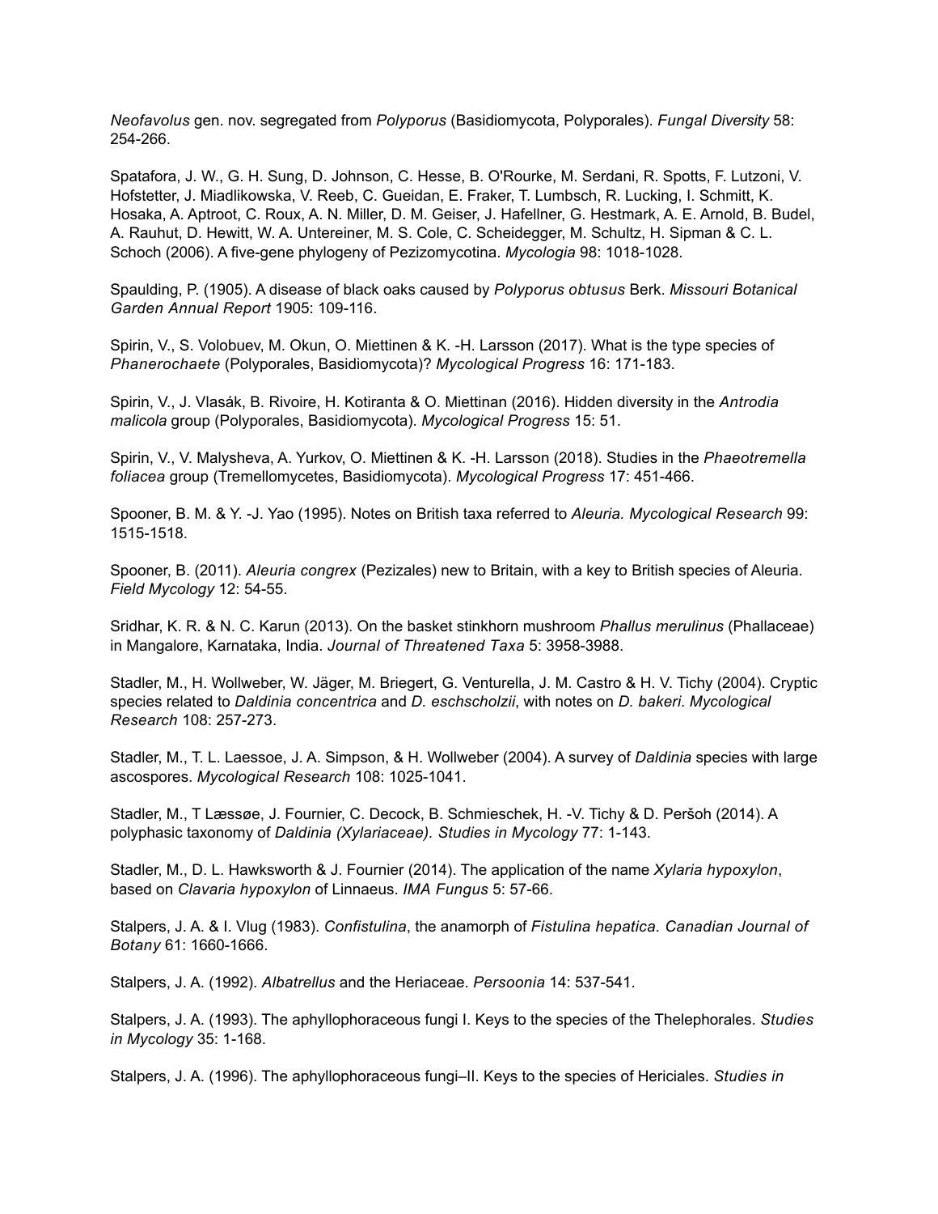*Neofavolus* gen. nov. segregated from *Polyporus* (Basidiomycota, Polyporales). *Fungal Diversity* 58: 254-266.

Spatafora, J. W., G. H. Sung, D. Johnson, C. Hesse, B. O'Rourke, M. Serdani, R. Spotts, F. Lutzoni, V. Hofstetter, J. Miadlikowska, V. Reeb, C. Gueidan, E. Fraker, T. Lumbsch, R. Lucking, I. Schmitt, K. Hosaka, A. Aptroot, C. Roux, A. N. Miller, D. M. Geiser, J. Hafellner, G. Hestmark, A. E. Arnold, B. Budel, A. Rauhut, D. Hewitt, W. A. Untereiner, M. S. Cole, C. Scheidegger, M. Schultz, H. Sipman & C. L. Schoch (2006). A five-gene phylogeny of Pezizomycotina. *Mycologia* 98: 1018-1028.

Spaulding, P. (1905). A disease of black oaks caused by *Polyporus obtusus* Berk. *Missouri Botanical Garden Annual Report* 1905: 109-116.

Spirin, V., S. Volobuev, M. Okun, O. Miettinen & K. -H. Larsson (2017). What is the type species of *Phanerochaete* (Polyporales, Basidiomycota)? *Mycological Progress* 16: 171-183.

Spirin, V., J. Vlasák, B. Rivoire, H. Kotiranta & O. Miettinan (2016). Hidden diversity in the *Antrodia malicola* group (Polyporales, Basidiomycota). *Mycological Progress* 15: 51.

Spirin, V., V. Malysheva, A. Yurkov, O. Miettinen & K. -H. Larsson (2018). Studies in the *Phaeotremella foliacea* group (Tremellomycetes, Basidiomycota). *Mycological Progress* 17: 451-466.

Spooner, B. M. & Y. -J. Yao (1995). Notes on British taxa referred to *Aleuria. Mycological Research* 99: 1515-1518.

Spooner, B. (2011). *Aleuria congrex* (Pezizales) new to Britain, with a key to British species of Aleuria. *Field Mycology* 12: 54-55.

Sridhar, K. R. & N. C. Karun (2013). On the basket stinkhorn mushroom *Phallus merulinus* (Phallaceae) in Mangalore, Karnataka, India. *Journal of Threatened Taxa* 5: 3958-3988.

Stadler, M., H. Wollweber, W. Jäger, M. Briegert, G. Venturella, J. M. Castro & H. V. Tichy (2004). Cryptic species related to *Daldinia concentrica* and *D. eschscholzii*, with notes on *D. bakeri*. *Mycological Research* 108: 257-273.

Stadler, M., T. L. Laessoe, J. A. Simpson, & H. Wollweber (2004). A survey of *Daldinia* species with large ascospores. *Mycological Research* 108: 1025-1041.

Stadler, M., T Læssøe, J. Fournier, C. Decock, B. Schmieschek, H. -V. Tichy & D. Peršoh (2014). A polyphasic taxonomy of *Daldinia (Xylariaceae). Studies in Mycology* 77: 1-143.

Stadler, M., D. L. Hawksworth & J. Fournier (2014). The application of the name *Xylaria hypoxylon*, based on *Clavaria hypoxylon* of Linnaeus. *IMA Fungus* 5: 57-66.

Stalpers, J. A. & I. Vlug (1983). *Confistulina*, the anamorph of *Fistulina hepatica. Canadian Journal of Botany* 61: 1660-1666.

Stalpers, J. A. (1992). *Albatrellus* and the Heriaceae. *Persoonia* 14: 537-541.

Stalpers, J. A. (1993). The aphyllophoraceous fungi I. Keys to the species of the Thelephorales. *Studies in Mycology* 35: 1-168.

Stalpers, J. A. (1996). The aphyllophoraceous fungi–II. Keys to the species of Hericiales. *Studies in*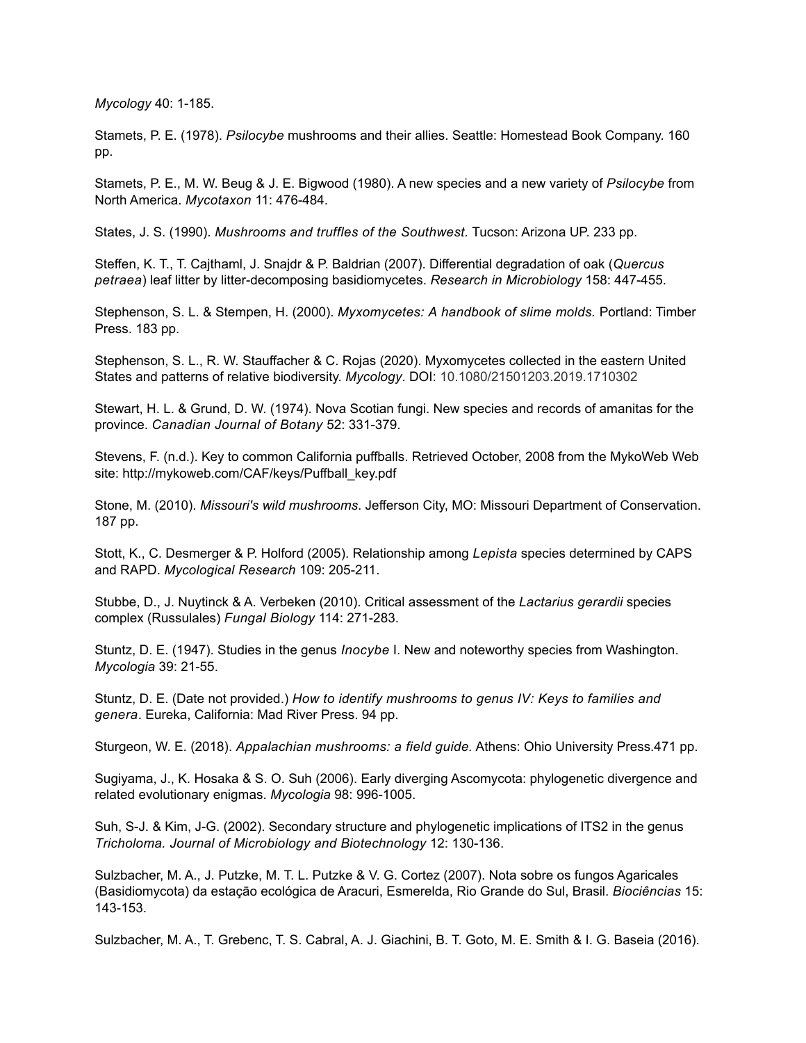*Mycology* 40: 1-185.

Stamets, P. E. (1978). *Psilocybe* mushrooms and their allies. Seattle: Homestead Book Company. 160 pp.

Stamets, P. E., M. W. Beug & J. E. Bigwood (1980). A new species and a new variety of *Psilocybe* from North America. *Mycotaxon* 11: 476-484.

States, J. S. (1990). *Mushrooms and truffles of the Southwest.* Tucson: Arizona UP. 233 pp.

Steffen, K. T., T. Cajthaml, J. Snajdr & P. Baldrian (2007). Differential degradation of oak (*Quercus petraea*) leaf litter by litter-decomposing basidiomycetes. *Research in Microbiology* 158: 447-455.

Stephenson, S. L. & Stempen, H. (2000). *Myxomycetes: A handbook of slime molds.* Portland: Timber Press. 183 pp.

Stephenson, S. L., R. W. Stauffacher & C. Rojas (2020). Myxomycetes collected in the eastern United States and patterns of relative biodiversity. *Mycology*. DOI: 10.1080/21501203.2019.1710302

Stewart, H. L. & Grund, D. W. (1974). Nova Scotian fungi. New species and records of amanitas for the province. *Canadian Journal of Botany* 52: 331-379.

Stevens, F. (n.d.). Key to common California puffballs. Retrieved October, 2008 from the MykoWeb Web site: http://mykoweb.com/CAF/keys/Puffball_key.pdf

Stone, M. (2010). *Missouri's wild mushrooms*. Jefferson City, MO: Missouri Department of Conservation. 187 pp.

Stott, K., C. Desmerger & P. Holford (2005). Relationship among *Lepista* species determined by CAPS and RAPD. *Mycological Research* 109: 205-211.

Stubbe, D., J. Nuytinck & A. Verbeken (2010). Critical assessment of the *Lactarius gerardii* species complex (Russulales) *Fungal Biology* 114: 271-283.

Stuntz, D. E. (1947). Studies in the genus *Inocybe* I. New and noteworthy species from Washington. *Mycologia* 39: 21-55.

Stuntz, D. E. (Date not provided.) *How to identify mushrooms to genus IV: Keys to families and genera*. Eureka, California: Mad River Press. 94 pp.

Sturgeon, W. E. (2018). *Appalachian mushrooms: a field guide.* Athens: Ohio University Press.471 pp.

Sugiyama, J., K. Hosaka & S. O. Suh (2006). Early diverging Ascomycota: phylogenetic divergence and related evolutionary enigmas. *Mycologia* 98: 996-1005.

Suh, S-J. & Kim, J-G. (2002). Secondary structure and phylogenetic implications of ITS2 in the genus *Tricholoma. Journal of Microbiology and Biotechnology* 12: 130-136.

Sulzbacher, M. A., J. Putzke, M. T. L. Putzke & V. G. Cortez (2007). Nota sobre os fungos Agaricales (Basidiomycota) da estação ecológica de Aracuri, Esmerelda, Rio Grande do Sul, Brasil. *Biociências* 15: 143-153.

Sulzbacher, M. A., T. Grebenc, T. S. Cabral, A. J. Giachini, B. T. Goto, M. E. Smith & I. G. Baseia (2016).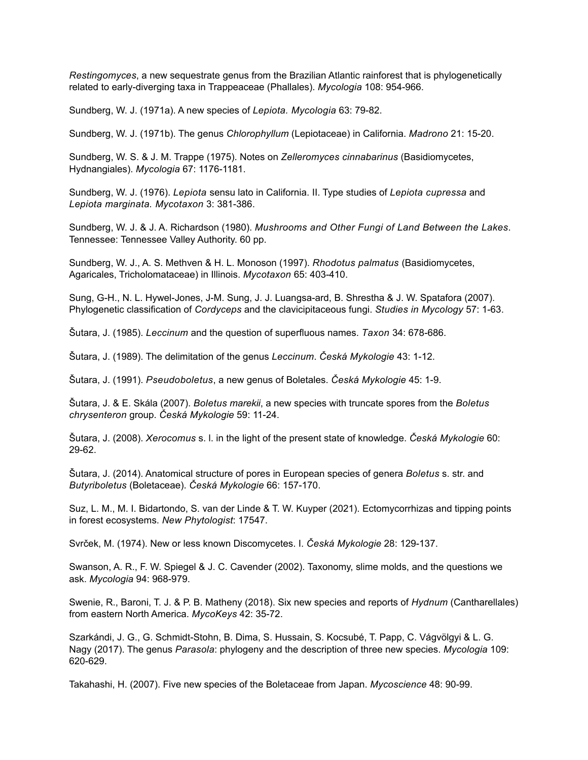*Restingomyces*, a new sequestrate genus from the Brazilian Atlantic rainforest that is phylogenetically related to early-diverging taxa in Trappeaceae (Phallales). *Mycologia* 108: 954-966.

Sundberg, W. J. (1971a). A new species of *Lepiota. Mycologia* 63: 79-82.

Sundberg, W. J. (1971b). The genus *Chlorophyllum* (Lepiotaceae) in California. *Madrono* 21: 15-20.

Sundberg, W. S. & J. M. Trappe (1975). Notes on *Zelleromyces cinnabarinus* (Basidiomycetes, Hydnangiales). *Mycologia* 67: 1176-1181.

Sundberg, W. J. (1976). *Lepiota* sensu lato in California. II. Type studies of *Lepiota cupressa* and *Lepiota marginata. Mycotaxon* 3: 381-386.

Sundberg, W. J. & J. A. Richardson (1980). *Mushrooms and Other Fungi of Land Between the Lakes*. Tennessee: Tennessee Valley Authority. 60 pp.

Sundberg, W. J., A. S. Methven & H. L. Monoson (1997). *Rhodotus palmatus* (Basidiomycetes, Agaricales, Tricholomataceae) in Illinois. *Mycotaxon* 65: 403-410.

Sung, G-H., N. L. Hywel-Jones, J-M. Sung, J. J. Luangsa-ard, B. Shrestha & J. W. Spatafora (2007). Phylogenetic classification of *Cordyceps* and the clavicipitaceous fungi. *Studies in Mycology* 57: 1-63.

Šutara, J. (1985). *Leccinum* and the question of superfluous names. *Taxon* 34: 678-686.

Šutara, J. (1989). The delimitation of the genus *Leccinum*. *Česká Mykologie* 43: 1-12.

Šutara, J. (1991). *Pseudoboletus*, a new genus of Boletales. *Česká Mykologie* 45: 1-9.

Šutara, J. & E. Skála (2007). *Boletus marekii*, a new species with truncate spores from the *Boletus chrysenteron* group. *Česká Mykologie* 59: 11-24.

Šutara, J. (2008). *Xerocomus* s. l. in the light of the present state of knowledge. *Česká Mykologie* 60: 29-62.

Šutara, J. (2014). Anatomical structure of pores in European species of genera *Boletus* s. str. and *Butyriboletus* (Boletaceae). *Česká Mykologie* 66: 157-170.

Suz, L. M., M. I. Bidartondo, S. van der Linde & T. W. Kuyper (2021). Ectomycorrhizas and tipping points in forest ecosystems. *New Phytologist*: 17547.

Svrček, M. (1974). New or less known Discomycetes. I. *Česká Mykologie* 28: 129-137.

Swanson, A. R., F. W. Spiegel & J. C. Cavender (2002). Taxonomy, slime molds, and the questions we ask. *Mycologia* 94: 968-979.

Swenie, R., Baroni, T. J. & P. B. Matheny (2018). Six new species and reports of *Hydnum* (Cantharellales) from eastern North America. *MycoKeys* 42: 35-72.

Szarkándi, J. G., G. Schmidt-Stohn, B. Dima, S. Hussain, S. Kocsubé, T. Papp, C. Vágvölgyi & L. G. Nagy (2017). The genus *Parasola*: phylogeny and the description of three new species. *Mycologia* 109: 620-629.

Takahashi, H. (2007). Five new species of the Boletaceae from Japan. *Mycoscience* 48: 90-99.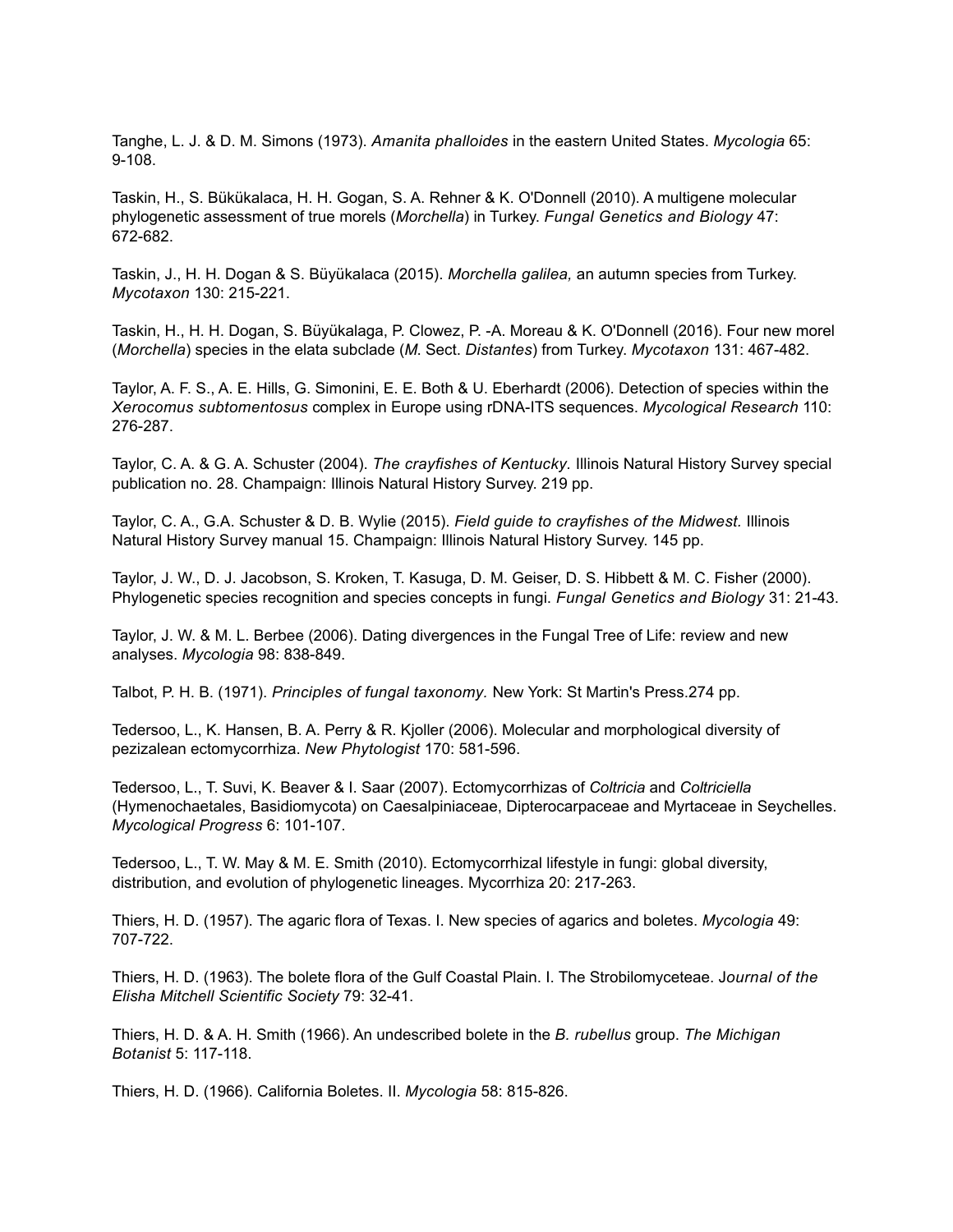Tanghe, L. J. & D. M. Simons (1973). *Amanita phalloides* in the eastern United States. *Mycologia* 65: 9-108.

Taskin, H., S. Bükükalaca, H. H. Gogan, S. A. Rehner & K. O'Donnell (2010). A multigene molecular phylogenetic assessment of true morels (*Morchella*) in Turkey. *Fungal Genetics and Biology* 47: 672-682.

Taskin, J., H. H. Dogan & S. Büyükalaca (2015). *Morchella galilea,* an autumn species from Turkey. *Mycotaxon* 130: 215-221.

Taskin, H., H. H. Dogan, S. Büyükalaga, P. Clowez, P. -A. Moreau & K. O'Donnell (2016). Four new morel (*Morchella*) species in the elata subclade (*M.* Sect. *Distantes*) from Turkey. *Mycotaxon* 131: 467-482.

Taylor, A. F. S., A. E. Hills, G. Simonini, E. E. Both & U. Eberhardt (2006). Detection of species within the *Xerocomus subtomentosus* complex in Europe using rDNA-ITS sequences. *Mycological Research* 110: 276-287.

Taylor, C. A. & G. A. Schuster (2004). *The crayfishes of Kentucky.* Illinois Natural History Survey special publication no. 28. Champaign: Illinois Natural History Survey. 219 pp.

Taylor, C. A., G.A. Schuster & D. B. Wylie (2015). *Field guide to crayfishes of the Midwest.* Illinois Natural History Survey manual 15. Champaign: Illinois Natural History Survey. 145 pp.

Taylor, J. W., D. J. Jacobson, S. Kroken, T. Kasuga, D. M. Geiser, D. S. Hibbett & M. C. Fisher (2000). Phylogenetic species recognition and species concepts in fungi. *Fungal Genetics and Biology* 31: 21-43.

Taylor, J. W. & M. L. Berbee (2006). Dating divergences in the Fungal Tree of Life: review and new analyses. *Mycologia* 98: 838-849.

Talbot, P. H. B. (1971). *Principles of fungal taxonomy.* New York: St Martin's Press.274 pp.

Tedersoo, L., K. Hansen, B. A. Perry & R. Kjoller (2006). Molecular and morphological diversity of pezizalean ectomycorrhiza. *New Phytologist* 170: 581-596.

Tedersoo, L., T. Suvi, K. Beaver & I. Saar (2007). Ectomycorrhizas of *Coltricia* and *Coltriciella* (Hymenochaetales, Basidiomycota) on Caesalpiniaceae, Dipterocarpaceae and Myrtaceae in Seychelles. *Mycological Progress* 6: 101-107.

Tedersoo, L., T. W. May & M. E. Smith (2010). Ectomycorrhizal lifestyle in fungi: global diversity, distribution, and evolution of phylogenetic lineages. Mycorrhiza 20: 217-263.

Thiers, H. D. (1957). The agaric flora of Texas. I. New species of agarics and boletes. *Mycologia* 49: 707-722.

Thiers, H. D. (1963). The bolete flora of the Gulf Coastal Plain. I. The Strobilomyceteae. J*ournal of the Elisha Mitchell Scientific Society* 79: 32-41.

Thiers, H. D. & A. H. Smith (1966). An undescribed bolete in the *B. rubellus* group. *The Michigan Botanist* 5: 117-118.

Thiers, H. D. (1966). California Boletes. II. *Mycologia* 58: 815-826.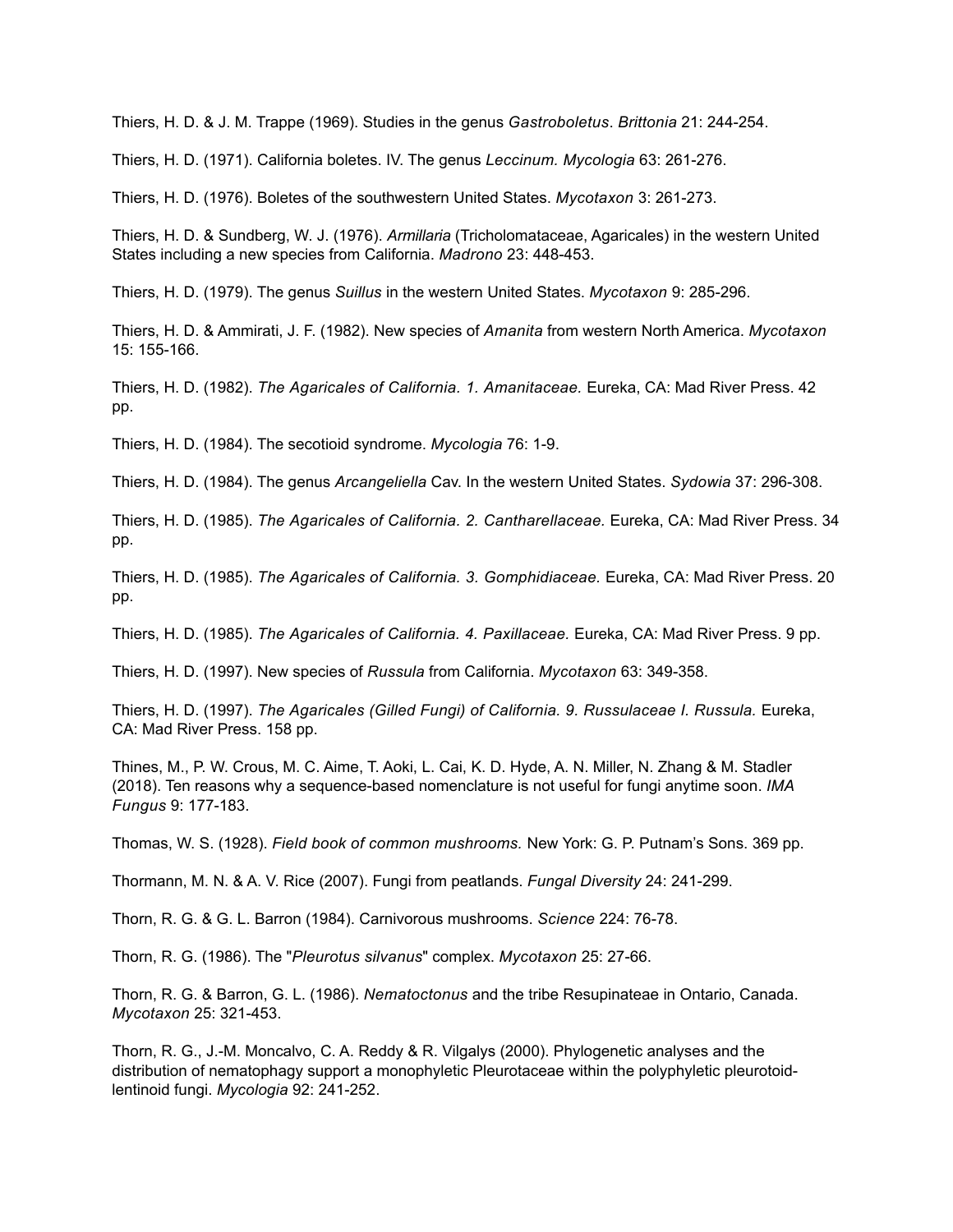Thiers, H. D. & J. M. Trappe (1969). Studies in the genus *Gastroboletus*. *Brittonia* 21: 244-254.

Thiers, H. D. (1971). California boletes. IV. The genus *Leccinum. Mycologia* 63: 261-276.

Thiers, H. D. (1976). Boletes of the southwestern United States. *Mycotaxon* 3: 261-273.

Thiers, H. D. & Sundberg, W. J. (1976). *Armillaria* (Tricholomataceae, Agaricales) in the western United States including a new species from California. *Madrono* 23: 448-453.

Thiers, H. D. (1979). The genus *Suillus* in the western United States. *Mycotaxon* 9: 285-296.

Thiers, H. D. & Ammirati, J. F. (1982). New species of *Amanita* from western North America. *Mycotaxon* 15: 155-166.

Thiers, H. D. (1982). *The Agaricales of California. 1. Amanitaceae.* Eureka, CA: Mad River Press. 42 pp.

Thiers, H. D. (1984). The secotioid syndrome. *Mycologia* 76: 1-9.

Thiers, H. D. (1984). The genus *Arcangeliella* Cav. In the western United States. *Sydowia* 37: 296-308.

Thiers, H. D. (1985). *The Agaricales of California. 2. Cantharellaceae.* Eureka, CA: Mad River Press. 34 pp.

Thiers, H. D. (1985). *The Agaricales of California. 3. Gomphidiaceae.* Eureka, CA: Mad River Press. 20 pp.

Thiers, H. D. (1985). *The Agaricales of California. 4. Paxillaceae.* Eureka, CA: Mad River Press. 9 pp.

Thiers, H. D. (1997). New species of *Russula* from California. *Mycotaxon* 63: 349-358.

Thiers, H. D. (1997). *The Agaricales (Gilled Fungi) of California. 9. Russulaceae I. Russula.* Eureka, CA: Mad River Press. 158 pp.

Thines, M., P. W. Crous, M. C. Aime, T. Aoki, L. Cai, K. D. Hyde, A. N. Miller, N. Zhang & M. Stadler (2018). Ten reasons why a sequence-based nomenclature is not useful for fungi anytime soon. *IMA Fungus* 9: 177-183.

Thomas, W. S. (1928). *Field book of common mushrooms.* New York: G. P. Putnam's Sons. 369 pp.

Thormann, M. N. & A. V. Rice (2007). Fungi from peatlands. *Fungal Diversity* 24: 241-299.

Thorn, R. G. & G. L. Barron (1984). Carnivorous mushrooms. *Science* 224: 76-78.

Thorn, R. G. (1986). The "*Pleurotus silvanus*" complex. *Mycotaxon* 25: 27-66.

Thorn, R. G. & Barron, G. L. (1986). *Nematoctonus* and the tribe Resupinateae in Ontario, Canada. *Mycotaxon* 25: 321-453.

Thorn, R. G., J.-M. Moncalvo, C. A. Reddy & R. Vilgalys (2000). Phylogenetic analyses and the distribution of nematophagy support a monophyletic Pleurotaceae within the polyphyletic pleurotoid-lentinoid fungi. *Mycologia* 92: 241-252.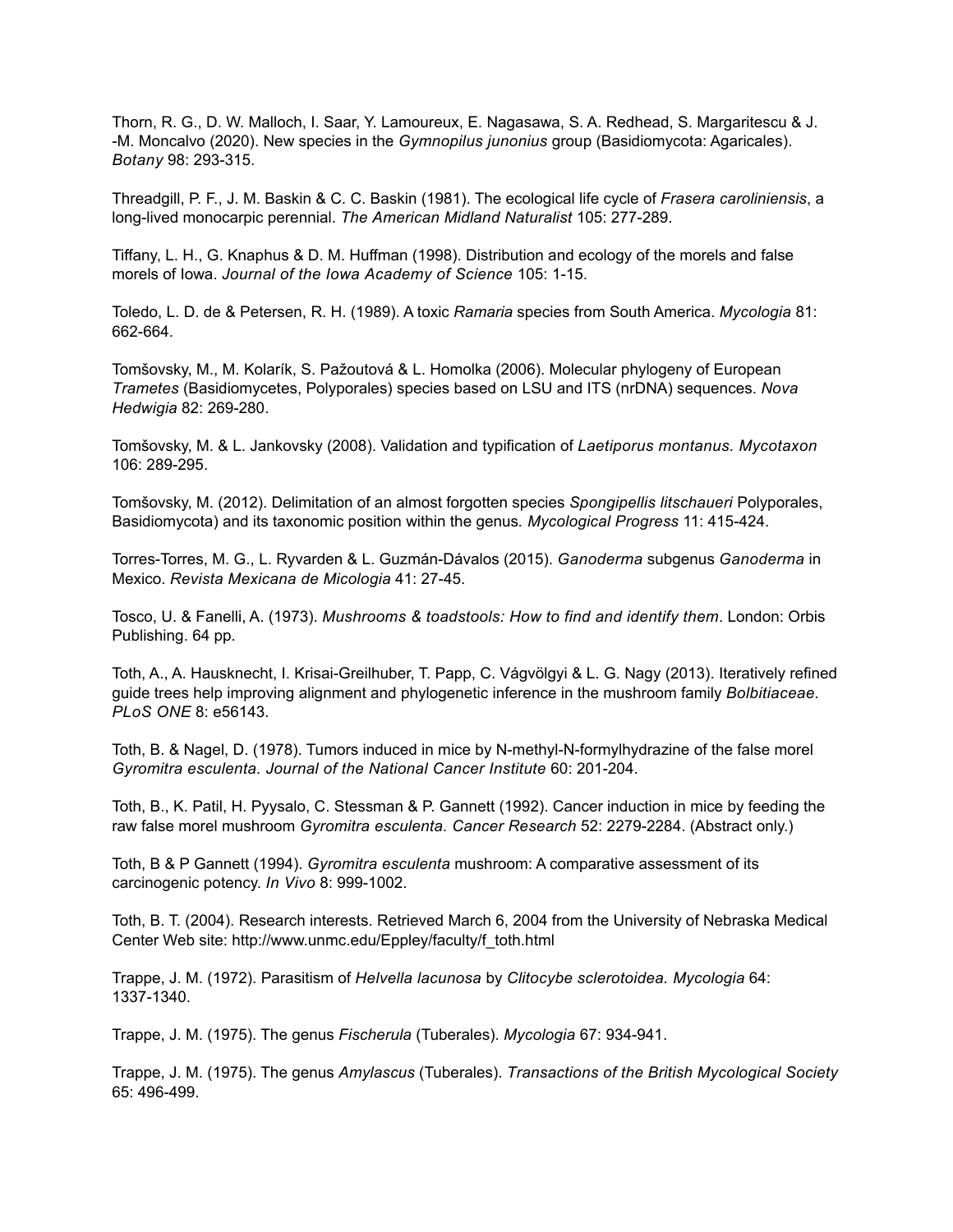Thorn, R. G., D. W. Malloch, I. Saar, Y. Lamoureux, E. Nagasawa, S. A. Redhead, S. Margaritescu & J. -M. Moncalvo (2020). New species in the *Gymnopilus junonius* group (Basidiomycota: Agaricales). *Botany* 98: 293-315.

Threadgill, P. F., J. M. Baskin & C. C. Baskin (1981). The ecological life cycle of *Frasera caroliniensis*, a long-lived monocarpic perennial. *The American Midland Naturalist* 105: 277-289.

Tiffany, L. H., G. Knaphus & D. M. Huffman (1998). Distribution and ecology of the morels and false morels of Iowa. *Journal of the Iowa Academy of Science* 105: 1-15.

Toledo, L. D. de & Petersen, R. H. (1989). A toxic *Ramaria* species from South America. *Mycologia* 81: 662-664.

Tomšovsky, M., M. Kolarík, S. Pažoutová & L. Homolka (2006). Molecular phylogeny of European *Trametes* (Basidiomycetes, Polyporales) species based on LSU and ITS (nrDNA) sequences. *Nova Hedwigia* 82: 269-280.

Tomšovsky, M. & L. Jankovsky (2008). Validation and typification of *Laetiporus montanus*. *Mycotaxon* 106: 289-295.

Tomšovsky, M. (2012). Delimitation of an almost forgotten species *Spongipellis litschaueri* Polyporales, Basidiomycota) and its taxonomic position within the genus. *Mycological Progress* 11: 415-424.

Torres-Torres, M. G., L. Ryvarden & L. Guzmán-Dávalos (2015). *Ganoderma* subgenus *Ganoderma* in Mexico. *Revista Mexicana de Micologia* 41: 27-45.

Tosco, U. & Fanelli, A. (1973). *Mushrooms & toadstools: How to find and identify them*. London: Orbis Publishing. 64 pp.

Toth, A., A. Hausknecht, I. Krisai-Greilhuber, T. Papp, C. Vágvölgyi & L. G. Nagy (2013). Iteratively refined guide trees help improving alignment and phylogenetic inference in the mushroom family *Bolbitiaceae. PLoS ONE* 8: e56143.

Toth, B. & Nagel, D. (1978). Tumors induced in mice by N-methyl-N-formylhydrazine of the false morel *Gyromitra esculenta*. *Journal of the National Cancer Institute* 60: 201-204.

Toth, B., K. Patil, H. Pyysalo, C. Stessman & P. Gannett (1992). Cancer induction in mice by feeding the raw false morel mushroom *Gyromitra esculenta. Cancer Research* 52: 2279-2284. (Abstract only.)

Toth, B & P Gannett (1994). *Gyromitra esculenta* mushroom: A comparative assessment of its carcinogenic potency. *In Vivo* 8: 999-1002.

Toth, B. T. (2004). Research interests. Retrieved March 6, 2004 from the University of Nebraska Medical Center Web site: http://www.unmc.edu/Eppley/faculty/f_toth.html

Trappe, J. M. (1972). Parasitism of *Helvella lacunosa* by *Clitocybe sclerotoidea*. *Mycologia* 64: 1337-1340.

Trappe, J. M. (1975). The genus *Fischerula* (Tuberales). *Mycologia* 67: 934-941.

Trappe, J. M. (1975). The genus *Amylascus* (Tuberales). *Transactions of the British Mycological Society* 65: 496-499.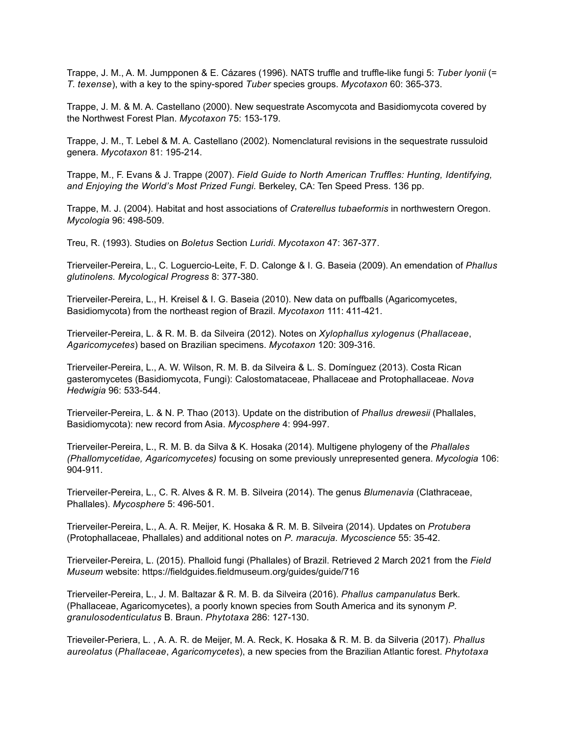Trappe, J. M., A. M. Jumpponen & E. Cázares (1996). NATS truffle and truffle-like fungi 5: *Tuber lyonii* (= *T. texense*), with a key to the spiny-spored *Tuber* species groups. *Mycotaxon* 60: 365-373.

Trappe, J. M. & M. A. Castellano (2000). New sequestrate Ascomycota and Basidiomycota covered by the Northwest Forest Plan. *Mycotaxon* 75: 153-179.

Trappe, J. M., T. Lebel & M. A. Castellano (2002). Nomenclatural revisions in the sequestrate russuloid genera. *Mycotaxon* 81: 195-214.

Trappe, M., F. Evans & J. Trappe (2007). *Field Guide to North American Truffles: Hunting, Identifying, and Enjoying the World's Most Prized Fungi.* Berkeley, CA: Ten Speed Press. 136 pp.

Trappe, M. J. (2004). Habitat and host associations of *Craterellus tubaeformis* in northwestern Oregon. *Mycologia* 96: 498-509.

Treu, R. (1993). Studies on *Boletus* Section *Luridi*. *Mycotaxon* 47: 367-377.

Trierveiler-Pereira, L., C. Loguercio-Leite, F. D. Calonge & I. G. Baseia (2009). An emendation of *Phallus glutinolens. Mycological Progress* 8: 377-380.

Trierveiler-Pereira, L., H. Kreisel & I. G. Baseia (2010). New data on puffballs (Agaricomycetes, Basidiomycota) from the northeast region of Brazil. *Mycotaxon* 111: 411-421.

Trierveiler-Pereira, L. & R. M. B. da Silveira (2012). Notes on *Xylophallus xylogenus* (*Phallaceae*, *Agaricomycetes*) based on Brazilian specimens. *Mycotaxon* 120: 309-316.

Trierveiler-Pereira, L., A. W. Wilson, R. M. B. da Silveira & L. S. Domínguez (2013). Costa Rican gasteromycetes (Basidiomycota, Fungi): Calostomataceae, Phallaceae and Protophallaceae. *Nova Hedwigia* 96: 533-544.

Trierveiler-Pereira, L. & N. P. Thao (2013). Update on the distribution of *Phallus drewesii* (Phallales, Basidiomycota): new record from Asia. *Mycosphere* 4: 994-997.

Trierveiler-Pereira, L., R. M. B. da Silva & K. Hosaka (2014). Multigene phylogeny of the *Phallales (Phallomycetidae, Agaricomycetes)* focusing on some previously unrepresented genera. *Mycologia* 106: 904-911.

Trierveiler-Pereira, L., C. R. Alves & R. M. B. Silveira (2014). The genus *Blumenavia* (Clathraceae, Phallales). *Mycosphere* 5: 496-501.

Trierveiler-Pereira, L., A. A. R. Meijer, K. Hosaka & R. M. B. Silveira (2014). Updates on *Protubera* (Protophallaceae, Phallales) and additional notes on *P. maracuja. Mycoscience* 55: 35-42.

Trierveiler-Pereira, L. (2015). Phalloid fungi (Phallales) of Brazil. Retrieved 2 March 2021 from the *Field Museum* website: https://fieldguides.fieldmuseum.org/guides/guide/716

Trierveiler-Pereira, L., J. M. Baltazar & R. M. B. da Silveira (2016). *Phallus campanulatus* Berk. (Phallaceae, Agaricomycetes), a poorly known species from South America and its synonym *P. granulosodenticulatus* B. Braun. *Phytotaxa* 286: 127-130.

Trieveiler-Periera, L. , A. A. R. de Meijer, M. A. Reck, K. Hosaka & R. M. B. da Silveria (2017). *Phallus aureolatus* (*Phallaceae*, *Agaricomycetes*), a new species from the Brazilian Atlantic forest. *Phytotaxa*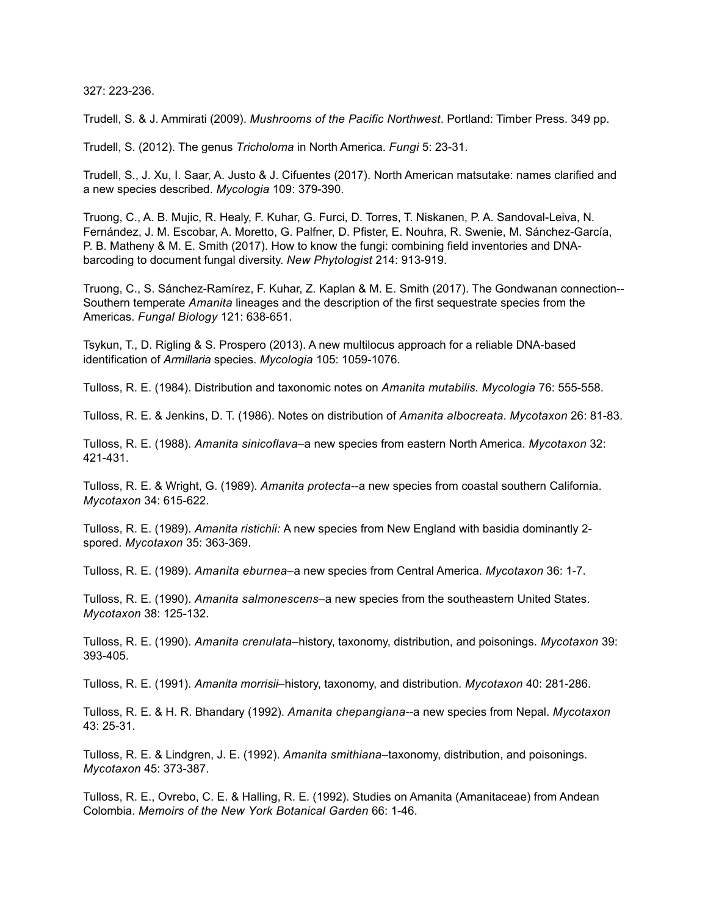327: 223-236.

Trudell, S. & J. Ammirati (2009). *Mushrooms of the Pacific Northwest*. Portland: Timber Press. 349 pp.

Trudell, S. (2012). The genus *Tricholoma* in North America. *Fungi* 5: 23-31.

Trudell, S., J. Xu, I. Saar, A. Justo & J. Cifuentes (2017). North American matsutake: names clarified and a new species described. *Mycologia* 109: 379-390.

Truong, C., A. B. Mujic, R. Healy, F. Kuhar, G. Furci, D. Torres, T. Niskanen, P. A. Sandoval-Leiva, N. Fernández, J. M. Escobar, A. Moretto, G. Palfner, D. Pfister, E. Nouhra, R. Swenie, M. Sánchez-García, P. B. Matheny & M. E. Smith (2017). How to know the fungi: combining field inventories and DNA-barcoding to document fungal diversity. *New Phytologist* 214: 913-919.

Truong, C., S. Sánchez-Ramírez, F. Kuhar, Z. Kaplan & M. E. Smith (2017). The Gondwanan connection--Southern temperate *Amanita* lineages and the description of the first sequestrate species from the Americas. *Fungal Biology* 121: 638-651.

Tsykun, T., D. Rigling & S. Prospero (2013). A new multilocus approach for a reliable DNA-based identification of *Armillaria* species. *Mycologia* 105: 1059-1076.

Tulloss, R. E. (1984). Distribution and taxonomic notes on *Amanita mutabilis. Mycologia* 76: 555-558.

Tulloss, R. E. & Jenkins, D. T. (1986). Notes on distribution of *Amanita albocreata*. *Mycotaxon* 26: 81-83.

Tulloss, R. E. (1988). *Amanita sinicoflava*–a new species from eastern North America. *Mycotaxon* 32: 421-431.

Tulloss, R. E. & Wright, G. (1989). *Amanita protecta*--a new species from coastal southern California. *Mycotaxon* 34: 615-622.

Tulloss, R. E. (1989). *Amanita ristichii:* A new species from New England with basidia dominantly 2-spored. *Mycotaxon* 35: 363-369.

Tulloss, R. E. (1989). *Amanita eburnea*–a new species from Central America. *Mycotaxon* 36: 1-7.

Tulloss, R. E. (1990). *Amanita salmonescens*–a new species from the southeastern United States. *Mycotaxon* 38: 125-132.

Tulloss, R. E. (1990). *Amanita crenulata*–history, taxonomy, distribution, and poisonings. *Mycotaxon* 39: 393-405.

Tulloss, R. E. (1991). *Amanita morrisii*–history, taxonomy, and distribution. *Mycotaxon* 40: 281-286.

Tulloss, R. E. & H. R. Bhandary (1992). *Amanita chepangiana*--a new species from Nepal. *Mycotaxon* 43: 25-31.

Tulloss, R. E. & Lindgren, J. E. (1992). *Amanita smithiana*–taxonomy, distribution, and poisonings. *Mycotaxon* 45: 373-387.

Tulloss, R. E., Ovrebo, C. E. & Halling, R. E. (1992). Studies on Amanita (Amanitaceae) from Andean Colombia. *Memoirs of the New York Botanical Garden* 66: 1-46.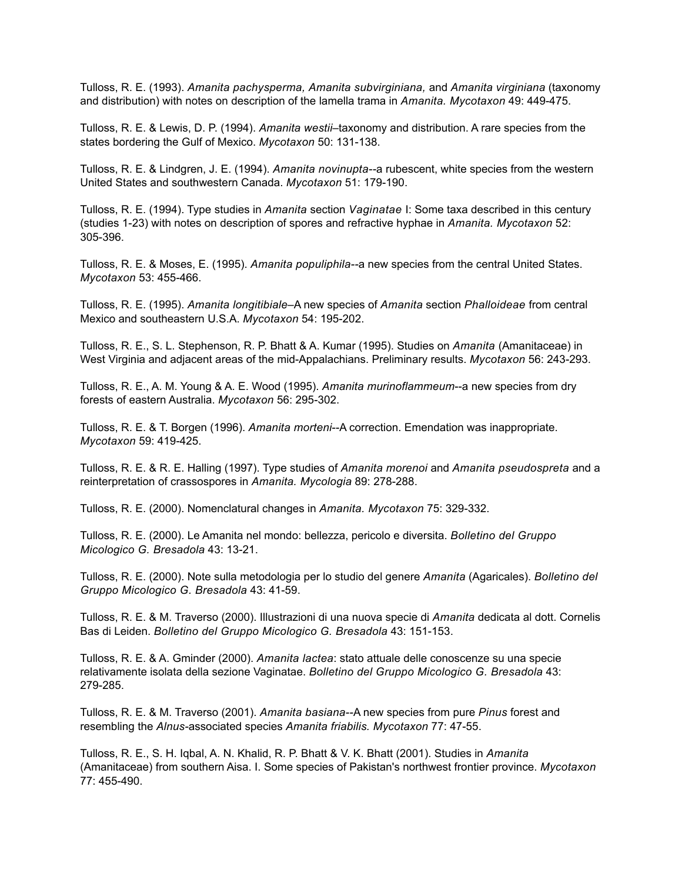Tulloss, R. E. (1993). *Amanita pachysperma, Amanita subvirginiana,* and *Amanita virginiana* (taxonomy and distribution) with notes on description of the lamella trama in *Amanita. Mycotaxon* 49: 449-475.

Tulloss, R. E. & Lewis, D. P. (1994). *Amanita westii*–taxonomy and distribution. A rare species from the states bordering the Gulf of Mexico. *Mycotaxon* 50: 131-138.

Tulloss, R. E. & Lindgren, J. E. (1994). *Amanita novinupta*--a rubescent, white species from the western United States and southwestern Canada. *Mycotaxon* 51: 179-190.

Tulloss, R. E. (1994). Type studies in *Amanita* section *Vaginatae* I: Some taxa described in this century (studies 1-23) with notes on description of spores and refractive hyphae in *Amanita. Mycotaxon* 52: 305-396.

Tulloss, R. E. & Moses, E. (1995). *Amanita populiphila*--a new species from the central United States. *Mycotaxon* 53: 455-466.

Tulloss, R. E. (1995). *Amanita longitibiale*–A new species of *Amanita* section *Phalloideae* from central Mexico and southeastern U.S.A. *Mycotaxon* 54: 195-202.

Tulloss, R. E., S. L. Stephenson, R. P. Bhatt & A. Kumar (1995). Studies on *Amanita* (Amanitaceae) in West Virginia and adjacent areas of the mid-Appalachians. Preliminary results. *Mycotaxon* 56: 243-293.

Tulloss, R. E., A. M. Young & A. E. Wood (1995). *Amanita murinoflammeum*--a new species from dry forests of eastern Australia. *Mycotaxon* 56: 295-302.

Tulloss, R. E. & T. Borgen (1996). *Amanita morteni*--A correction. Emendation was inappropriate. *Mycotaxon* 59: 419-425.

Tulloss, R. E. & R. E. Halling (1997). Type studies of *Amanita morenoi* and *Amanita pseudospreta* and a reinterpretation of crassospores in *Amanita. Mycologia* 89: 278-288.

Tulloss, R. E. (2000). Nomenclatural changes in *Amanita. Mycotaxon* 75: 329-332.

Tulloss, R. E. (2000). Le Amanita nel mondo: bellezza, pericolo e diversita. *Bolletino del Gruppo Micologico G. Bresadola* 43: 13-21.

Tulloss, R. E. (2000). Note sulla metodologia per lo studio del genere *Amanita* (Agaricales). *Bolletino del Gruppo Micologico G. Bresadola* 43: 41-59.

Tulloss, R. E. & M. Traverso (2000). Illustrazioni di una nuova specie di *Amanita* dedicata al dott. Cornelis Bas di Leiden. *Bolletino del Gruppo Micologico G. Bresadola* 43: 151-153.

Tulloss, R. E. & A. Gminder (2000). *Amanita lactea*: stato attuale delle conoscenze su una specie relativamente isolata della sezione Vaginatae. *Bolletino del Gruppo Micologico G. Bresadola* 43: 279-285.

Tulloss, R. E. & M. Traverso (2001). *Amanita basiana*--A new species from pure *Pinus* forest and resembling the *Alnus*-associated species *Amanita friabilis. Mycotaxon* 77: 47-55.

Tulloss, R. E., S. H. Iqbal, A. N. Khalid, R. P. Bhatt & V. K. Bhatt (2001). Studies in *Amanita* (Amanitaceae) from southern Aisa. I. Some species of Pakistan's northwest frontier province. *Mycotaxon* 77: 455-490.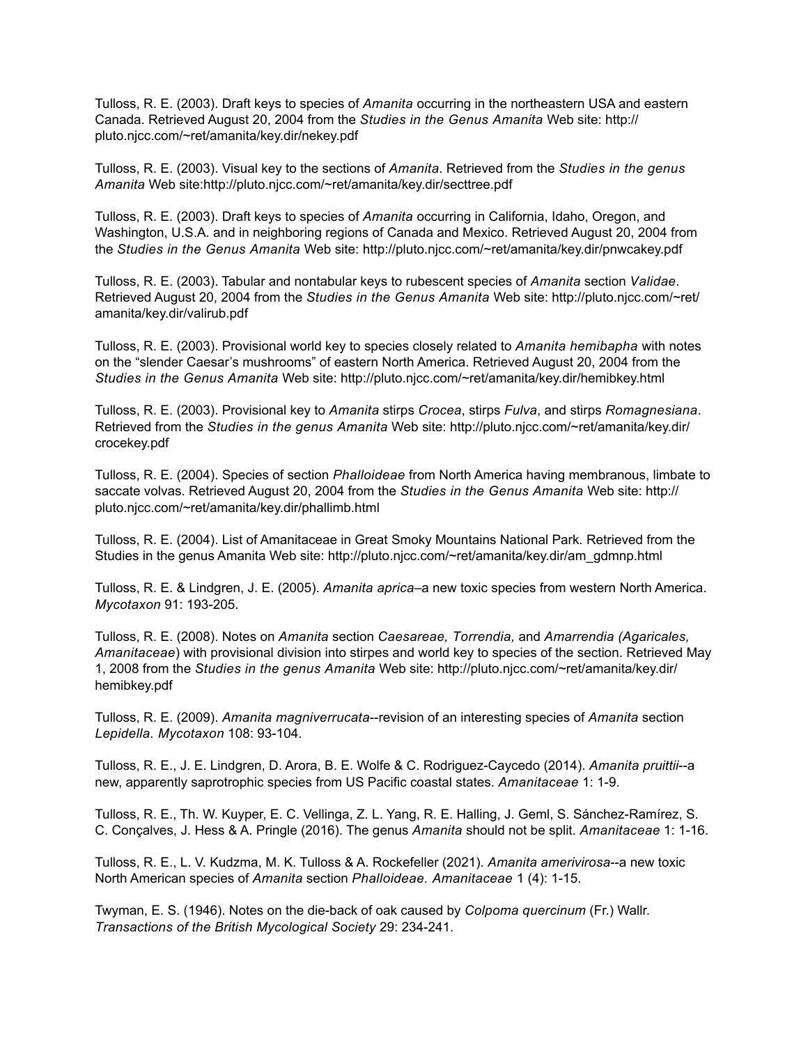Tulloss, R. E. (2003). Draft keys to species of *Amanita* occurring in the northeastern USA and eastern Canada. Retrieved August 20, 2004 from the *Studies in the Genus Amanita* Web site: http://pluto.njcc.com/~ret/amanita/key.dir/nekey.pdf

Tulloss, R. E. (2003). Visual key to the sections of *Amanita*. Retrieved from the *Studies in the genus Amanita* Web site:http://pluto.njcc.com/~ret/amanita/key.dir/secttree.pdf

Tulloss, R. E. (2003). Draft keys to species of *Amanita* occurring in California, Idaho, Oregon, and Washington, U.S.A. and in neighboring regions of Canada and Mexico. Retrieved August 20, 2004 from the *Studies in the Genus Amanita* Web site: http://pluto.njcc.com/~ret/amanita/key.dir/pnwcakey.pdf

Tulloss, R. E. (2003). Tabular and nontabular keys to rubescent species of *Amanita* section *Validae*. Retrieved August 20, 2004 from the *Studies in the Genus Amanita* Web site: http://pluto.njcc.com/~ret/amanita/key.dir/valirub.pdf

Tulloss, R. E. (2003). Provisional world key to species closely related to *Amanita hemibapha* with notes on the "slender Caesar's mushrooms" of eastern North America. Retrieved August 20, 2004 from the *Studies in the Genus Amanita* Web site: http://pluto.njcc.com/~ret/amanita/key.dir/hemibkey.html

Tulloss, R. E. (2003). Provisional key to *Amanita* stirps *Crocea*, stirps *Fulva*, and stirps *Romagnesiana*. Retrieved from the *Studies in the genus Amanita* Web site: http://pluto.njcc.com/~ret/amanita/key.dir/crocekey.pdf

Tulloss, R. E. (2004). Species of section *Phalloideae* from North America having membranous, limbate to saccate volvas. Retrieved August 20, 2004 from the *Studies in the Genus Amanita* Web site: http://pluto.njcc.com/~ret/amanita/key.dir/phallimb.html

Tulloss, R. E. (2004). List of Amanitaceae in Great Smoky Mountains National Park. Retrieved from the Studies in the genus Amanita Web site: http://pluto.njcc.com/~ret/amanita/key.dir/am_gdmnp.html

Tulloss, R. E. & Lindgren, J. E. (2005). *Amanita aprica*–a new toxic species from western North America. *Mycotaxon* 91: 193-205.

Tulloss, R. E. (2008). Notes on *Amanita* section *Caesareae, Torrendia,* and *Amarrendia (Agaricales, Amanitaceae*) with provisional division into stirpes and world key to species of the section. Retrieved May 1, 2008 from the *Studies in the genus Amanita* Web site: http://pluto.njcc.com/~ret/amanita/key.dir/hemibkey.pdf

Tulloss, R. E. (2009). *Amanita magniverrucata*--revision of an interesting species of *Amanita* section *Lepidella. Mycotaxon* 108: 93-104.

Tulloss, R. E., J. E. Lindgren, D. Arora, B. E. Wolfe & C. Rodriguez-Caycedo (2014). *Amanita pruittii*--a new, apparently saprotrophic species from US Pacific coastal states. *Amanitaceae* 1: 1-9.

Tulloss, R. E., Th. W. Kuyper, E. C. Vellinga, Z. L. Yang, R. E. Halling, J. Geml, S. Sánchez-Ramírez, S. C. Conçalves, J. Hess & A. Pringle (2016). The genus *Amanita* should not be split. *Amanitaceae* 1: 1-16.

Tulloss, R. E., L. V. Kudzma, M. K. Tulloss & A. Rockefeller (2021). *Amanita amerivirosa*--a new toxic North American species of *Amanita* section *Phalloideae. Amanitaceae* 1 (4): 1-15.

Twyman, E. S. (1946). Notes on the die-back of oak caused by *Colpoma quercinum* (Fr.) Wallr. *Transactions of the British Mycological Society* 29: 234-241.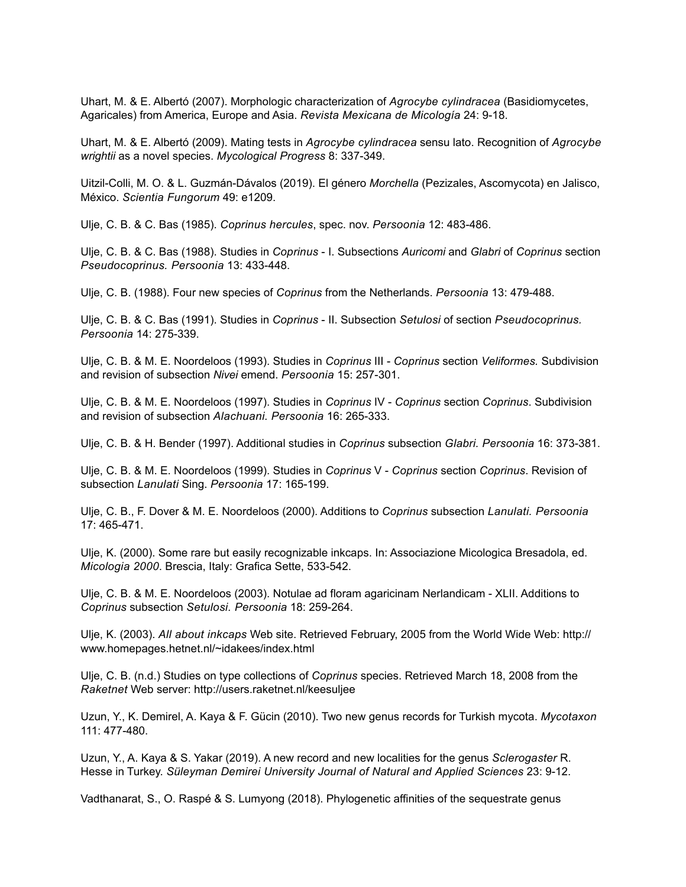Uhart, M. & E. Albertó (2007). Morphologic characterization of *Agrocybe cylindracea* (Basidiomycetes, Agaricales) from America, Europe and Asia. *Revista Mexicana de Micología* 24: 9-18.

Uhart, M. & E. Albertó (2009). Mating tests in *Agrocybe cylindracea* sensu lato. Recognition of *Agrocybe wrightii* as a novel species. *Mycological Progress* 8: 337-349.

Uitzil-Colli, M. O. & L. Guzmán-Dávalos (2019). El género *Morchella* (Pezizales, Ascomycota) en Jalisco, México. *Scientia Fungorum* 49: e1209.

Ulje, C. B. & C. Bas (1985). *Coprinus hercules*, spec. nov. *Persoonia* 12: 483-486.

Ulje, C. B. & C. Bas (1988). Studies in *Coprinus* - I. Subsections *Auricomi* and *Glabri* of *Coprinus* section *Pseudocoprinus. Persoonia* 13: 433-448.

Ulje, C. B. (1988). Four new species of *Coprinus* from the Netherlands. *Persoonia* 13: 479-488.

Ulje, C. B. & C. Bas (1991). Studies in *Coprinus* - II. Subsection *Setulosi* of section *Pseudocoprinus. Persoonia* 14: 275-339.

Ulje, C. B. & M. E. Noordeloos (1993). Studies in *Coprinus* III - *Coprinus* section *Veliformes.* Subdivision and revision of subsection *Nivei* emend. *Persoonia* 15: 257-301.

Ulje, C. B. & M. E. Noordeloos (1997). Studies in *Coprinus* IV - *Coprinus* section *Coprinus*. Subdivision and revision of subsection *Alachuani. Persoonia* 16: 265-333.

Ulje, C. B. & H. Bender (1997). Additional studies in *Coprinus* subsection *Glabri. Persoonia* 16: 373-381.

Ulje, C. B. & M. E. Noordeloos (1999). Studies in *Coprinus* V - *Coprinus* section *Coprinus*. Revision of subsection *Lanulati* Sing. *Persoonia* 17: 165-199.

Ulje, C. B., F. Dover & M. E. Noordeloos (2000). Additions to *Coprinus* subsection *Lanulati. Persoonia* 17: 465-471.

Ulje, K. (2000). Some rare but easily recognizable inkcaps. In: Associazione Micologica Bresadola, ed. *Micologia 2000*. Brescia, Italy: Grafica Sette, 533-542.

Ulje, C. B. & M. E. Noordeloos (2003). Notulae ad floram agaricinam Nerlandicam - XLII. Additions to *Coprinus* subsection *Setulosi. Persoonia* 18: 259-264.

Ulje, K. (2003). *All about inkcaps* Web site. Retrieved February, 2005 from the World Wide Web: http://www.homepages.hetnet.nl/~idakees/index.html

Ulje, C. B. (n.d.) Studies on type collections of *Coprinus* species. Retrieved March 18, 2008 from the *Raketnet* Web server: http://users.raketnet.nl/keesuljee

Uzun, Y., K. Demirel, A. Kaya & F. Gücin (2010). Two new genus records for Turkish mycota. *Mycotaxon* 111: 477-480.

Uzun, Y., A. Kaya & S. Yakar (2019). A new record and new localities for the genus *Sclerogaster* R. Hesse in Turkey. *Süleyman Demirei University Journal of Natural and Applied Sciences* 23: 9-12.

Vadthanarat, S., O. Raspé & S. Lumyong (2018). Phylogenetic affinities of the sequestrate genus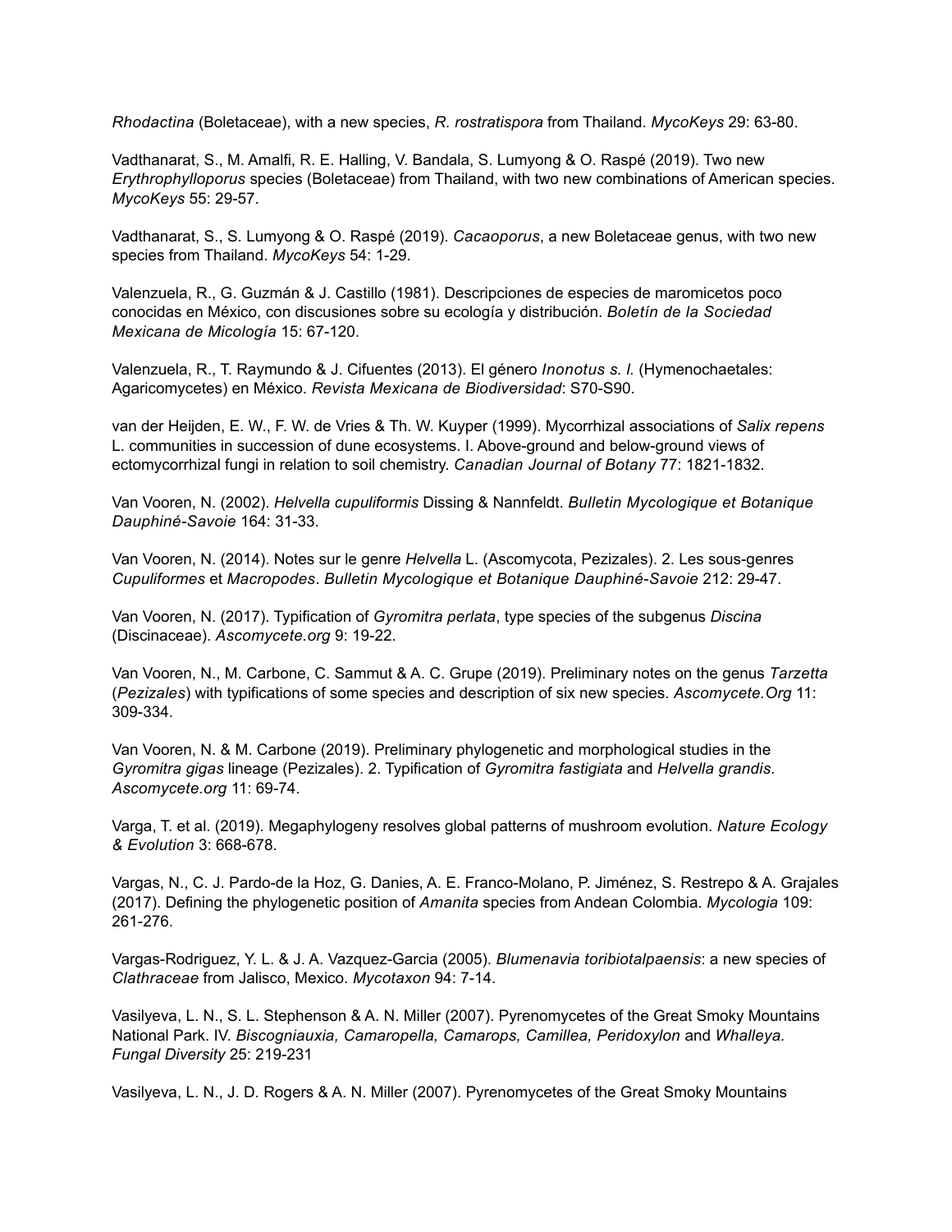*Rhodactina* (Boletaceae), with a new species, *R. rostratispora* from Thailand. *MycoKeys* 29: 63-80.

Vadthanarat, S., M. Amalfi, R. E. Halling, V. Bandala, S. Lumyong & O. Raspé (2019). Two new *Erythrophylloporus* species (Boletaceae) from Thailand, with two new combinations of American species. *MycoKeys* 55: 29-57.

Vadthanarat, S., S. Lumyong & O. Raspé (2019). *Cacaoporus*, a new Boletaceae genus, with two new species from Thailand. *MycoKeys* 54: 1-29.

Valenzuela, R., G. Guzmán & J. Castillo (1981). Descripciones de especies de maromicetos poco conocidas en México, con discusiones sobre su ecología y distribución. *Boletín de la Sociedad Mexicana de Micología* 15: 67-120.

Valenzuela, R., T. Raymundo & J. Cifuentes (2013). El género *Inonotus s. l.* (Hymenochaetales: Agaricomycetes) en México. *Revista Mexicana de Biodiversidad*: S70-S90.

van der Heijden, E. W., F. W. de Vries & Th. W. Kuyper (1999). Mycorrhizal associations of *Salix repens* L. communities in succession of dune ecosystems. I. Above-ground and below-ground views of ectomycorrhizal fungi in relation to soil chemistry. *Canadian Journal of Botany* 77: 1821-1832.

Van Vooren, N. (2002). *Helvella cupuliformis* Dissing & Nannfeldt. *Bulletin Mycologique et Botanique Dauphiné-Savoie* 164: 31-33.

Van Vooren, N. (2014). Notes sur le genre *Helvella* L. (Ascomycota, Pezizales). 2. Les sous-genres *Cupuliformes* et *Macropodes*. *Bulletin Mycologique et Botanique Dauphiné-Savoie* 212: 29-47.

Van Vooren, N. (2017). Typification of *Gyromitra perlata*, type species of the subgenus *Discina* (Discinaceae). *Ascomycete.org* 9: 19-22.

Van Vooren, N., M. Carbone, C. Sammut & A. C. Grupe (2019). Preliminary notes on the genus *Tarzetta* (*Pezizales*) with typifications of some species and description of six new species. *Ascomycete.Org* 11: 309-334.

Van Vooren, N. & M. Carbone (2019). Preliminary phylogenetic and morphological studies in the *Gyromitra gigas* lineage (Pezizales). 2. Typification of *Gyromitra fastigiata* and *Helvella grandis*. *Ascomycete.org* 11: 69-74.

Varga, T. et al. (2019). Megaphylogeny resolves global patterns of mushroom evolution. *Nature Ecology & Evolution* 3: 668-678.

Vargas, N., C. J. Pardo-de la Hoz, G. Danies, A. E. Franco-Molano, P. Jiménez, S. Restrepo & A. Grajales (2017). Defining the phylogenetic position of *Amanita* species from Andean Colombia. *Mycologia* 109: 261-276.

Vargas-Rodriguez, Y. L. & J. A. Vazquez-Garcia (2005). *Blumenavia toribiotalpaensis*: a new species of *Clathraceae* from Jalisco, Mexico. *Mycotaxon* 94: 7-14.

Vasilyeva, L. N., S. L. Stephenson & A. N. Miller (2007). Pyrenomycetes of the Great Smoky Mountains National Park. IV. *Biscogniauxia, Camaropella, Camarops, Camillea, Peridoxylon* and *Whalleya. Fungal Diversity* 25: 219-231

Vasilyeva, L. N., J. D. Rogers & A. N. Miller (2007). Pyrenomycetes of the Great Smoky Mountains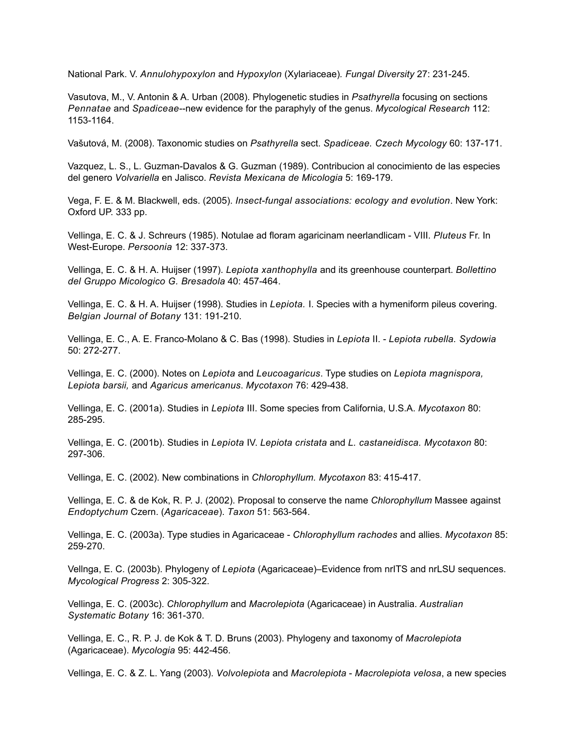National Park. V. *Annulohypoxylon* and *Hypoxylon* (Xylariaceae). *Fungal Diversity* 27: 231-245.

Vasutova, M., V. Antonin & A. Urban (2008). Phylogenetic studies in *Psathyrella* focusing on sections *Pennatae* and *Spadiceae*--new evidence for the paraphyly of the genus. *Mycological Research* 112: 1153-1164.

Vašutová, M. (2008). Taxonomic studies on *Psathyrella* sect. *Spadiceae. Czech Mycology* 60: 137-171.

Vazquez, L. S., L. Guzman-Davalos & G. Guzman (1989). Contribucion al conocimiento de las especies del genero *Volvariella* en Jalisco. *Revista Mexicana de Micologia* 5: 169-179.

Vega, F. E. & M. Blackwell, eds. (2005). *Insect-fungal associations: ecology and evolution*. New York: Oxford UP. 333 pp.

Vellinga, E. C. & J. Schreurs (1985). Notulae ad floram agaricinam neerlandlicam - VIII. *Pluteus* Fr. In West-Europe. *Persoonia* 12: 337-373.

Vellinga, E. C. & H. A. Huijser (1997). *Lepiota xanthophylla* and its greenhouse counterpart. *Bollettino del Gruppo Micologico G. Bresadola* 40: 457-464.

Vellinga, E. C. & H. A. Huijser (1998). Studies in *Lepiota.* I. Species with a hymeniform pileus covering. *Belgian Journal of Botany* 131: 191-210.

Vellinga, E. C., A. E. Franco-Molano & C. Bas (1998). Studies in *Lepiota* II. - *Lepiota rubella. Sydowia* 50: 272-277.

Vellinga, E. C. (2000). Notes on *Lepiota* and *Leucoagaricus*. Type studies on *Lepiota magnispora, Lepiota barsii,* and *Agaricus americanus*. *Mycotaxon* 76: 429-438.

Vellinga, E. C. (2001a). Studies in *Lepiota* III. Some species from California, U.S.A. *Mycotaxon* 80: 285-295.

Vellinga, E. C. (2001b). Studies in *Lepiota* IV. *Lepiota cristata* and *L. castaneidisca. Mycotaxon* 80: 297-306.

Vellinga, E. C. (2002). New combinations in *Chlorophyllum. Mycotaxon* 83: 415-417.

Vellinga, E. C. & de Kok, R. P. J. (2002). Proposal to conserve the name *Chlorophyllum* Massee against *Endoptychum* Czern. (*Agaricaceae*). *Taxon* 51: 563-564.

Vellinga, E. C. (2003a). Type studies in Agaricaceae - *Chlorophyllum rachodes* and allies. *Mycotaxon* 85: 259-270.

Vellnga, E. C. (2003b). Phylogeny of *Lepiota* (Agaricaceae)–Evidence from nrITS and nrLSU sequences. *Mycological Progress* 2: 305-322.

Vellinga, E. C. (2003c). *Chlorophyllum* and *Macrolepiota* (Agaricaceae) in Australia. *Australian Systematic Botany* 16: 361-370.

Vellinga, E. C., R. P. J. de Kok & T. D. Bruns (2003). Phylogeny and taxonomy of *Macrolepiota* (Agaricaceae). *Mycologia* 95: 442-456.

Vellinga, E. C. & Z. L. Yang (2003). *Volvolepiota* and *Macrolepiota* - *Macrolepiota velosa*, a new species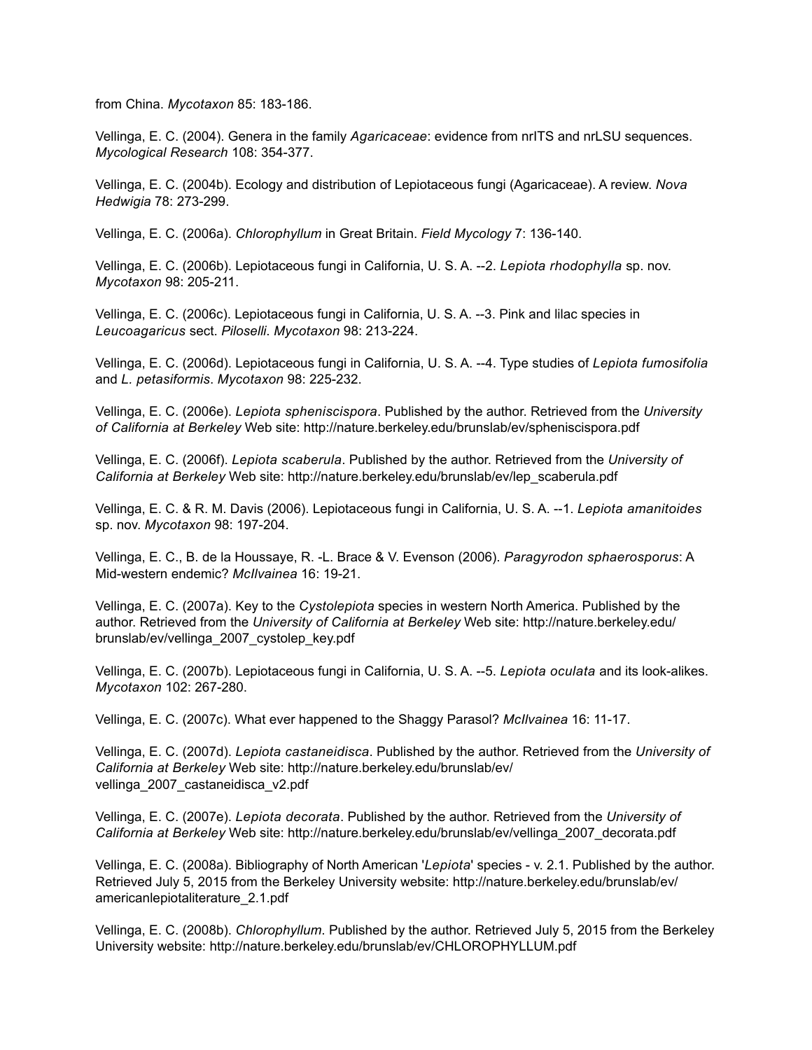from China. *Mycotaxon* 85: 183-186.

Vellinga, E. C. (2004). Genera in the family *Agaricaceae*: evidence from nrITS and nrLSU sequences. *Mycological Research* 108: 354-377.

Vellinga, E. C. (2004b). Ecology and distribution of Lepiotaceous fungi (Agaricaceae). A review. *Nova Hedwigia* 78: 273-299.

Vellinga, E. C. (2006a). *Chlorophyllum* in Great Britain. *Field Mycology* 7: 136-140.

Vellinga, E. C. (2006b). Lepiotaceous fungi in California, U. S. A. --2. *Lepiota rhodophylla* sp. nov. *Mycotaxon* 98: 205-211.

Vellinga, E. C. (2006c). Lepiotaceous fungi in California, U. S. A. --3. Pink and lilac species in *Leucoagaricus* sect. *Piloselli*. *Mycotaxon* 98: 213-224.

Vellinga, E. C. (2006d). Lepiotaceous fungi in California, U. S. A. --4. Type studies of *Lepiota fumosifolia* and *L. petasiformis*. *Mycotaxon* 98: 225-232.

Vellinga, E. C. (2006e). *Lepiota spheniscispora*. Published by the author. Retrieved from the *University of California at Berkeley* Web site: http://nature.berkeley.edu/brunslab/ev/spheniscispora.pdf

Vellinga, E. C. (2006f). *Lepiota scaberula*. Published by the author. Retrieved from the *University of California at Berkeley* Web site: http://nature.berkeley.edu/brunslab/ev/lep_scaberula.pdf

Vellinga, E. C. & R. M. Davis (2006). Lepiotaceous fungi in California, U. S. A. --1. *Lepiota amanitoides* sp. nov. *Mycotaxon* 98: 197-204.

Vellinga, E. C., B. de la Houssaye, R. -L. Brace & V. Evenson (2006). *Paragyrodon sphaerosporus*: A Mid-western endemic? *McIlvainea* 16: 19-21.

Vellinga, E. C. (2007a). Key to the *Cystolepiota* species in western North America. Published by the author. Retrieved from the *University of California at Berkeley* Web site: http://nature.berkeley.edu/brunslab/ev/vellinga_2007_cystolep_key.pdf

Vellinga, E. C. (2007b). Lepiotaceous fungi in California, U. S. A. --5. *Lepiota oculata* and its look-alikes. *Mycotaxon* 102: 267-280.

Vellinga, E. C. (2007c). What ever happened to the Shaggy Parasol? *McIlvainea* 16: 11-17.

Vellinga, E. C. (2007d). *Lepiota castaneidisca*. Published by the author. Retrieved from the *University of California at Berkeley* Web site: http://nature.berkeley.edu/brunslab/ev/vellinga_2007_castaneidisca_v2.pdf

Vellinga, E. C. (2007e). *Lepiota decorata*. Published by the author. Retrieved from the *University of California at Berkeley* Web site: http://nature.berkeley.edu/brunslab/ev/vellinga_2007_decorata.pdf

Vellinga, E. C. (2008a). Bibliography of North American '*Lepiota*' species - v. 2.1. Published by the author. Retrieved July 5, 2015 from the Berkeley University website: http://nature.berkeley.edu/brunslab/ev/americanlepiotaliterature_2.1.pdf

Vellinga, E. C. (2008b). *Chlorophyllum*. Published by the author. Retrieved July 5, 2015 from the Berkeley University website: http://nature.berkeley.edu/brunslab/ev/CHLOROPHYLLUM.pdf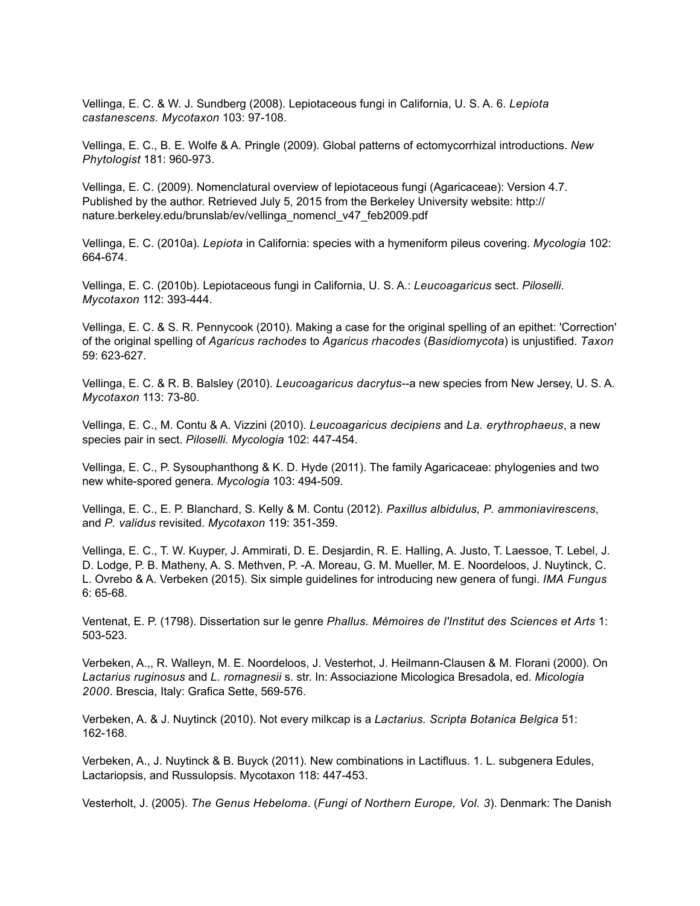Vellinga, E. C. & W. J. Sundberg (2008). Lepiotaceous fungi in California, U. S. A. 6. *Lepiota castanescens. Mycotaxon* 103: 97-108.

Vellinga, E. C., B. E. Wolfe & A. Pringle (2009). Global patterns of ectomycorrhizal introductions. *New Phytologist* 181: 960-973.

Vellinga, E. C. (2009). Nomenclatural overview of lepiotaceous fungi (Agaricaceae): Version 4.7. Published by the author. Retrieved July 5, 2015 from the Berkeley University website: http://nature.berkeley.edu/brunslab/ev/vellinga_nomencl_v47_feb2009.pdf

Vellinga, E. C. (2010a). *Lepiota* in California: species with a hymeniform pileus covering. *Mycologia* 102: 664-674.

Vellinga, E. C. (2010b). Lepiotaceous fungi in California, U. S. A.: *Leucoagaricus* sect. *Piloselli*. *Mycotaxon* 112: 393-444.

Vellinga, E. C. & S. R. Pennycook (2010). Making a case for the original spelling of an epithet: 'Correction' of the original spelling of *Agaricus rachodes* to *Agaricus rhacodes* (*Basidiomycota*) is unjustified. *Taxon* 59: 623-627.

Vellinga, E. C. & R. B. Balsley (2010). *Leucoagaricus dacrytus*--a new species from New Jersey, U. S. A. *Mycotaxon* 113: 73-80.

Vellinga, E. C., M. Contu & A. Vizzini (2010). *Leucoagaricus decipiens* and *La. erythrophaeus*, a new species pair in sect. *Piloselli. Mycologia* 102: 447-454.

Vellinga, E. C., P. Sysouphanthong & K. D. Hyde (2011). The family Agaricaceae: phylogenies and two new white-spored genera. *Mycologia* 103: 494-509.

Vellinga, E. C., E. P. Blanchard, S. Kelly & M. Contu (2012). *Paxillus albidulus, P. ammoniavirescens*, and *P. validus* revisited. *Mycotaxon* 119: 351-359.

Vellinga, E. C., T. W. Kuyper, J. Ammirati, D. E. Desjardin, R. E. Halling, A. Justo, T. Laessoe, T. Lebel, J. D. Lodge, P. B. Matheny, A. S. Methven, P. -A. Moreau, G. M. Mueller, M. E. Noordeloos, J. Nuytinck, C. L. Ovrebo & A. Verbeken (2015). Six simple guidelines for introducing new genera of fungi. *IMA Fungus* 6: 65-68.

Ventenat, E. P. (1798). Dissertation sur le genre *Phallus. Mémoires de l'Institut des Sciences et Arts* 1: 503-523.

Verbeken, A.,, R. Walleyn, M. E. Noordeloos, J. Vesterhot, J. Heilmann-Clausen & M. Florani (2000). On *Lactarius ruginosus* and *L. romagnesii* s. str. In: Associazione Micologica Bresadola, ed. *Micologia 2000*. Brescia, Italy: Grafica Sette, 569-576.

Verbeken, A. & J. Nuytinck (2010). Not every milkcap is a *Lactarius. Scripta Botanica Belgica* 51: 162-168.

Verbeken, A., J. Nuytinck & B. Buyck (2011). New combinations in Lactifluus. 1. L. subgenera Edules, Lactariopsis, and Russulopsis. Mycotaxon 118: 447-453.

Vesterholt, J. (2005). *The Genus Hebeloma*. (*Fungi of Northern Europe, Vol. 3*). Denmark: The Danish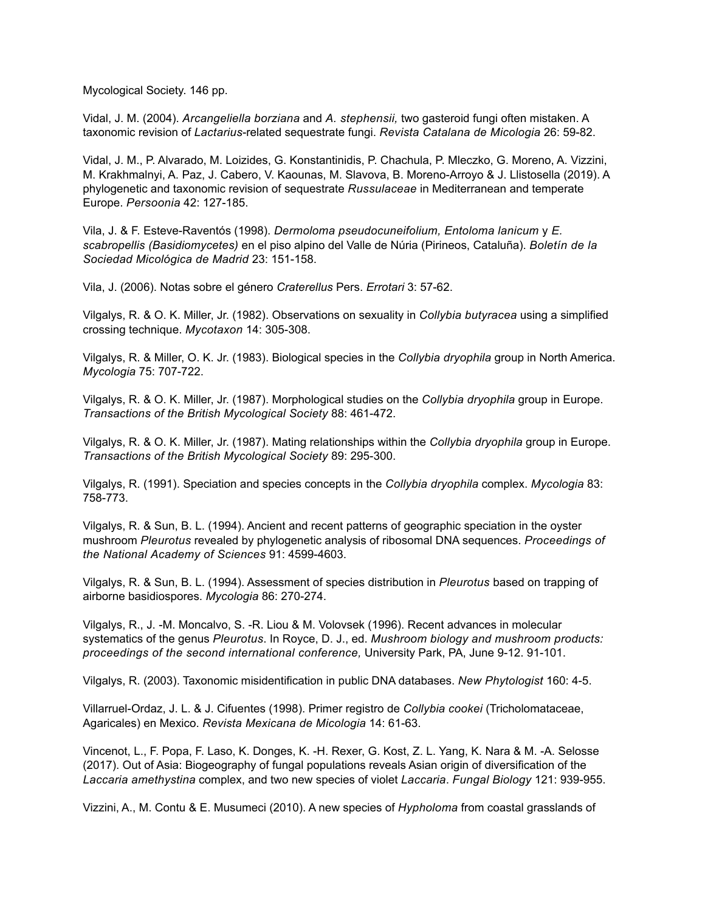Mycological Society. 146 pp.

Vidal, J. M. (2004). *Arcangeliella borziana* and *A. stephensii,* two gasteroid fungi often mistaken. A taxonomic revision of *Lactarius*-related sequestrate fungi. *Revista Catalana de Micologia* 26: 59-82.

Vidal, J. M., P. Alvarado, M. Loizides, G. Konstantinidis, P. Chachula, P. Mleczko, G. Moreno, A. Vizzini, M. Krakhmalnyi, A. Paz, J. Cabero, V. Kaounas, M. Slavova, B. Moreno-Arroyo & J. Llistosella (2019). A phylogenetic and taxonomic revision of sequestrate *Russulaceae* in Mediterranean and temperate Europe. *Persoonia* 42: 127-185.

Vila, J. & F. Esteve-Raventós (1998). *Dermoloma pseudocuneifolium, Entoloma lanicum* y *E. scabropellis (Basidiomycetes)* en el piso alpino del Valle de Núria (Pirineos, Cataluña). *Boletín de la Sociedad Micológica de Madrid* 23: 151-158.

Vila, J. (2006). Notas sobre el género *Craterellus* Pers. *Errotari* 3: 57-62.

Vilgalys, R. & O. K. Miller, Jr. (1982). Observations on sexuality in *Collybia butyracea* using a simplified crossing technique. *Mycotaxon* 14: 305-308.

Vilgalys, R. & Miller, O. K. Jr. (1983). Biological species in the *Collybia dryophila* group in North America. *Mycologia* 75: 707-722.

Vilgalys, R. & O. K. Miller, Jr. (1987). Morphological studies on the *Collybia dryophila* group in Europe. *Transactions of the British Mycological Society* 88: 461-472.

Vilgalys, R. & O. K. Miller, Jr. (1987). Mating relationships within the *Collybia dryophila* group in Europe. *Transactions of the British Mycological Society* 89: 295-300.

Vilgalys, R. (1991). Speciation and species concepts in the *Collybia dryophila* complex. *Mycologia* 83: 758-773.

Vilgalys, R. & Sun, B. L. (1994). Ancient and recent patterns of geographic speciation in the oyster mushroom *Pleurotus* revealed by phylogenetic analysis of ribosomal DNA sequences. *Proceedings of the National Academy of Sciences* 91: 4599-4603.

Vilgalys, R. & Sun, B. L. (1994). Assessment of species distribution in *Pleurotus* based on trapping of airborne basidiospores. *Mycologia* 86: 270-274.

Vilgalys, R., J. -M. Moncalvo, S. -R. Liou & M. Volovsek (1996). Recent advances in molecular systematics of the genus *Pleurotus*. In Royce, D. J., ed. *Mushroom biology and mushroom products: proceedings of the second international conference,* University Park, PA, June 9-12. 91-101.

Vilgalys, R. (2003). Taxonomic misidentification in public DNA databases. *New Phytologist* 160: 4-5.

Villarruel-Ordaz, J. L. & J. Cifuentes (1998). Primer registro de *Collybia cookei* (Tricholomataceae, Agaricales) en Mexico. *Revista Mexicana de Micologia* 14: 61-63.

Vincenot, L., F. Popa, F. Laso, K. Donges, K. -H. Rexer, G. Kost, Z. L. Yang, K. Nara & M. -A. Selosse (2017). Out of Asia: Biogeography of fungal populations reveals Asian origin of diversification of the *Laccaria amethystina* complex, and two new species of violet *Laccaria*. *Fungal Biology* 121: 939-955.

Vizzini, A., M. Contu & E. Musumeci (2010). A new species of *Hypholoma* from coastal grasslands of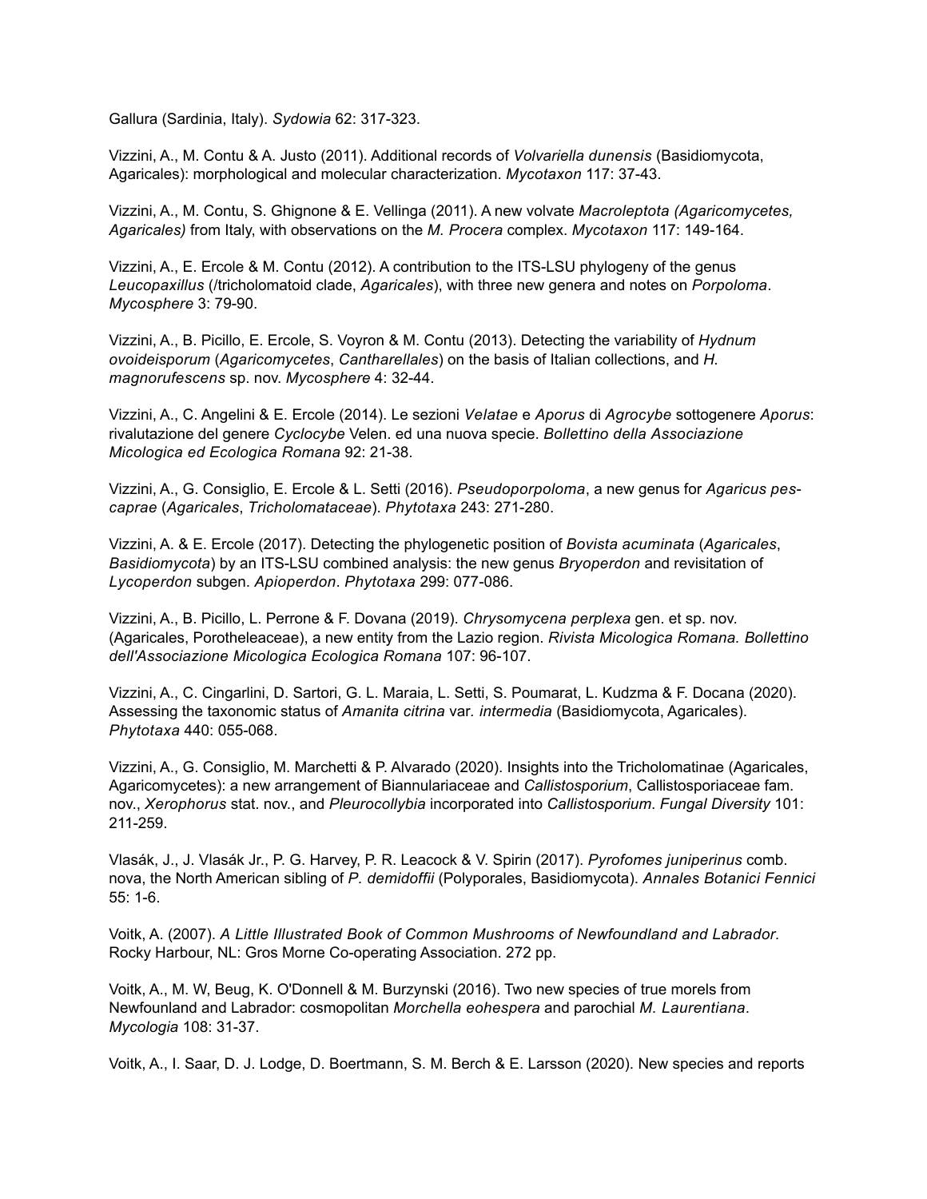Gallura (Sardinia, Italy). *Sydowia* 62: 317-323.

Vizzini, A., M. Contu & A. Justo (2011). Additional records of *Volvariella dunensis* (Basidiomycota, Agaricales): morphological and molecular characterization. *Mycotaxon* 117: 37-43.

Vizzini, A., M. Contu, S. Ghignone & E. Vellinga (2011). A new volvate *Macroleptota (Agaricomycetes, Agaricales)* from Italy, with observations on the *M. Procera* complex. *Mycotaxon* 117: 149-164.

Vizzini, A., E. Ercole & M. Contu (2012). A contribution to the ITS-LSU phylogeny of the genus *Leucopaxillus* (/tricholomatoid clade, *Agaricales*), with three new genera and notes on *Porpoloma*. *Mycosphere* 3: 79-90.

Vizzini, A., B. Picillo, E. Ercole, S. Voyron & M. Contu (2013). Detecting the variability of *Hydnum ovoideisporum* (*Agaricomycetes*, *Cantharellales*) on the basis of Italian collections, and *H. magnorufescens* sp. nov. *Mycosphere* 4: 32-44.

Vizzini, A., C. Angelini & E. Ercole (2014). Le sezioni *Velatae* e *Aporus* di *Agrocybe* sottogenere *Aporus*: rivalutazione del genere *Cyclocybe* Velen. ed una nuova specie. *Bollettino della Associazione Micologica ed Ecologica Romana* 92: 21-38.

Vizzini, A., G. Consiglio, E. Ercole & L. Setti (2016). *Pseudoporpoloma*, a new genus for *Agaricus pes-caprae* (*Agaricales*, *Tricholomataceae*). *Phytotaxa* 243: 271-280.

Vizzini, A. & E. Ercole (2017). Detecting the phylogenetic position of *Bovista acuminata* (*Agaricales*, *Basidiomycota*) by an ITS-LSU combined analysis: the new genus *Bryoperdon* and revisitation of *Lycoperdon* subgen. *Apioperdon*. *Phytotaxa* 299: 077-086.

Vizzini, A., B. Picillo, L. Perrone & F. Dovana (2019). *Chrysomycena perplexa* gen. et sp. nov. (Agaricales, Porotheleaceae), a new entity from the Lazio region. *Rivista Micologica Romana. Bollettino dell'Associazione Micologica Ecologica Romana* 107: 96-107.

Vizzini, A., C. Cingarlini, D. Sartori, G. L. Maraia, L. Setti, S. Poumarat, L. Kudzma & F. Docana (2020). Assessing the taxonomic status of *Amanita citrina* var*. intermedia* (Basidiomycota, Agaricales). *Phytotaxa* 440: 055-068.

Vizzini, A., G. Consiglio, M. Marchetti & P. Alvarado (2020). Insights into the Tricholomatinae (Agaricales, Agaricomycetes): a new arrangement of Biannulariaceae and *Callistosporium*, Callistosporiaceae fam. nov., *Xerophorus* stat. nov., and *Pleurocollybia* incorporated into *Callistosporium*. *Fungal Diversity* 101: 211-259.

Vlasák, J., J. Vlasák Jr., P. G. Harvey, P. R. Leacock & V. Spirin (2017). *Pyrofomes juniperinus* comb. nova, the North American sibling of *P. demidoffii* (Polyporales, Basidiomycota). *Annales Botanici Fennici* 55: 1-6.

Voitk, A. (2007). *A Little Illustrated Book of Common Mushrooms of Newfoundland and Labrador*. Rocky Harbour, NL: Gros Morne Co-operating Association. 272 pp.

Voitk, A., M. W, Beug, K. O'Donnell & M. Burzynski (2016). Two new species of true morels from Newfounland and Labrador: cosmopolitan *Morchella eohespera* and parochial *M. Laurentiana*. *Mycologia* 108: 31-37.

Voitk, A., I. Saar, D. J. Lodge, D. Boertmann, S. M. Berch & E. Larsson (2020). New species and reports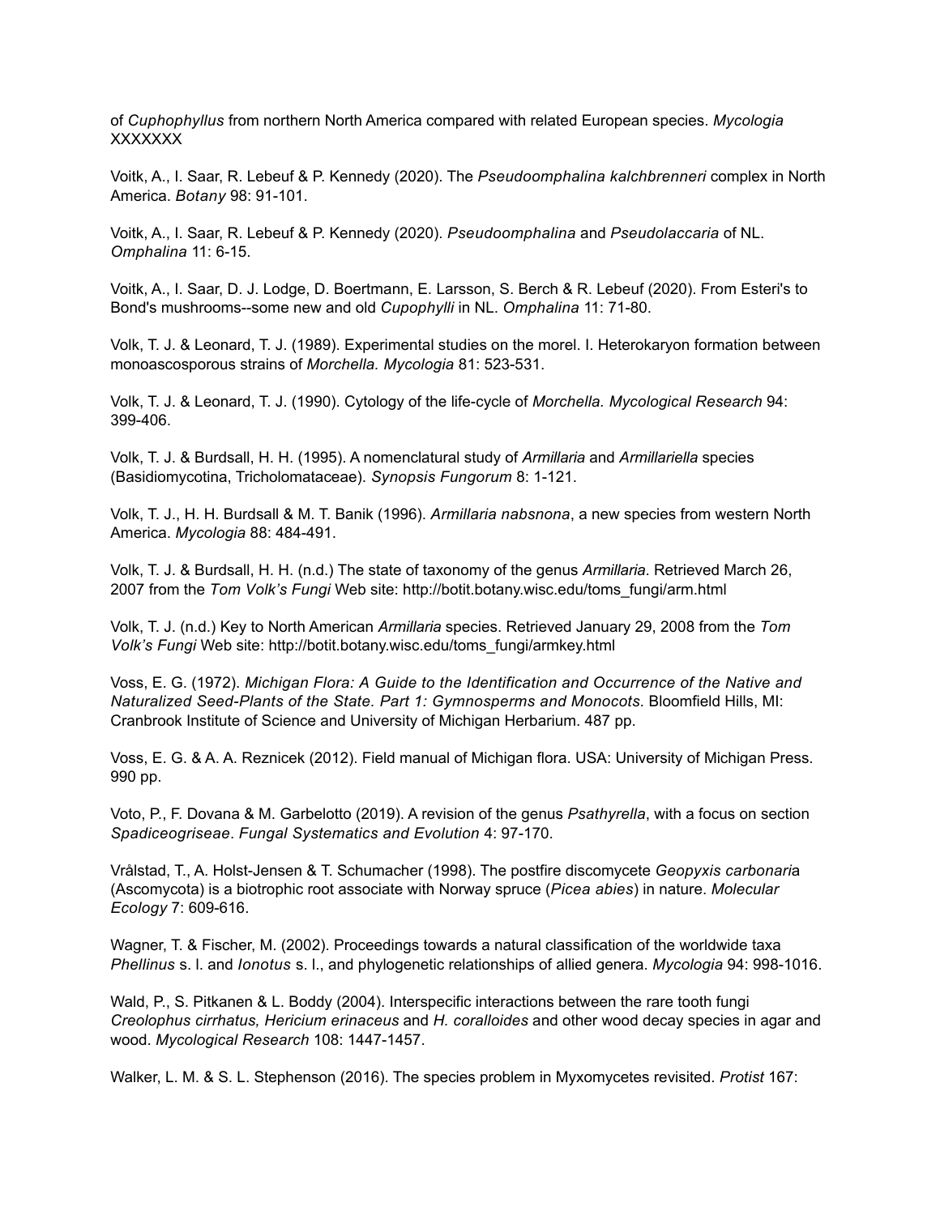of *Cuphophyllus* from northern North America compared with related European species. *Mycologia* XXXXXXX

Voitk, A., I. Saar, R. Lebeuf & P. Kennedy (2020). The *Pseudoomphalina kalchbrenneri* complex in North America. *Botany* 98: 91-101.

Voitk, A., I. Saar, R. Lebeuf & P. Kennedy (2020). *Pseudoomphalina* and *Pseudolaccaria* of NL. *Omphalina* 11: 6-15.

Voitk, A., I. Saar, D. J. Lodge, D. Boertmann, E. Larsson, S. Berch & R. Lebeuf (2020). From Esteri's to Bond's mushrooms--some new and old *Cupophylli* in NL. *Omphalina* 11: 71-80.

Volk, T. J. & Leonard, T. J. (1989). Experimental studies on the morel. I. Heterokaryon formation between monoascosporous strains of *Morchella. Mycologia* 81: 523-531.

Volk, T. J. & Leonard, T. J. (1990). Cytology of the life-cycle of *Morchella. Mycological Research* 94: 399-406.

Volk, T. J. & Burdsall, H. H. (1995). A nomenclatural study of *Armillaria* and *Armillariella* species (Basidiomycotina, Tricholomataceae). *Synopsis Fungorum* 8: 1-121.

Volk, T. J., H. H. Burdsall & M. T. Banik (1996). *Armillaria nabsnona*, a new species from western North America. *Mycologia* 88: 484-491.

Volk, T. J. & Burdsall, H. H. (n.d.) The state of taxonomy of the genus *Armillaria*. Retrieved March 26, 2007 from the *Tom Volk's Fungi* Web site: http://botit.botany.wisc.edu/toms_fungi/arm.html

Volk, T. J. (n.d.) Key to North American *Armillaria* species. Retrieved January 29, 2008 from the *Tom Volk's Fungi* Web site: http://botit.botany.wisc.edu/toms_fungi/armkey.html

Voss, E. G. (1972). *Michigan Flora: A Guide to the Identification and Occurrence of the Native and Naturalized Seed-Plants of the State. Part 1: Gymnosperms and Monocots.* Bloomfield Hills, MI: Cranbrook Institute of Science and University of Michigan Herbarium. 487 pp.

Voss, E. G. & A. A. Reznicek (2012). Field manual of Michigan flora. USA: University of Michigan Press. 990 pp.

Voto, P., F. Dovana & M. Garbelotto (2019). A revision of the genus *Psathyrella*, with a focus on section *Spadiceogriseae*. *Fungal Systematics and Evolution* 4: 97-170.

Vrålstad, T., A. Holst-Jensen & T. Schumacher (1998). The postfire discomycete *Geopyxis carbonaria* (Ascomycota) is a biotrophic root associate with Norway spruce (*Picea abies*) in nature. *Molecular Ecology* 7: 609-616.

Wagner, T. & Fischer, M. (2002). Proceedings towards a natural classification of the worldwide taxa *Phellinus* s. l. and *Ionotus* s. l., and phylogenetic relationships of allied genera. *Mycologia* 94: 998-1016.

Wald, P., S. Pitkanen & L. Boddy (2004). Interspecific interactions between the rare tooth fungi *Creolophus cirrhatus, Hericium erinaceus* and *H. coralloides* and other wood decay species in agar and wood. *Mycological Research* 108: 1447-1457.

Walker, L. M. & S. L. Stephenson (2016). The species problem in Myxomycetes revisited. *Protist* 167: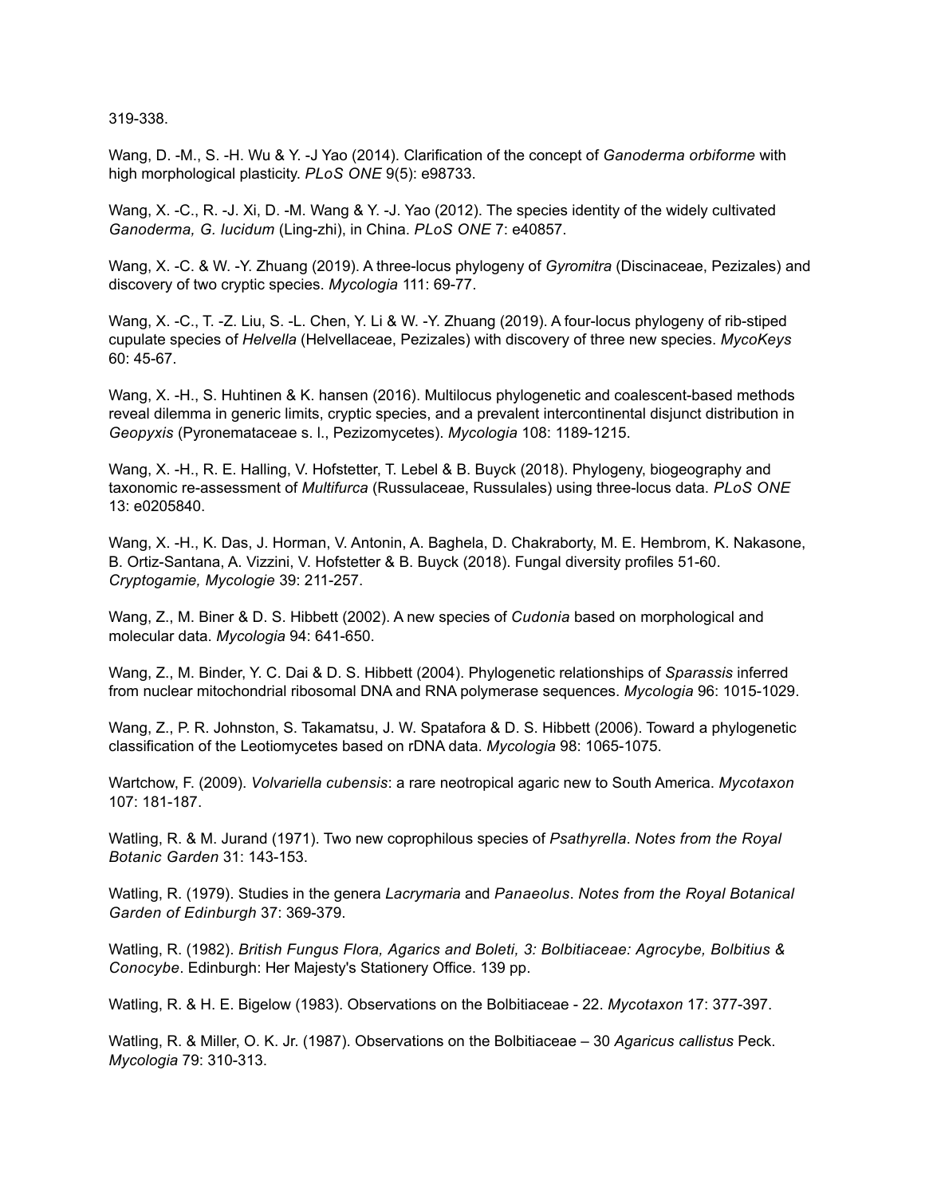319-338.

Wang, D. -M., S. -H. Wu & Y. -J Yao (2014). Clarification of the concept of *Ganoderma orbiforme* with high morphological plasticity. *PLoS ONE* 9(5): e98733.

Wang, X. -C., R. -J. Xi, D. -M. Wang & Y. -J. Yao (2012). The species identity of the widely cultivated *Ganoderma, G. lucidum* (Ling-zhi), in China. *PLoS ONE* 7: e40857.

Wang, X. -C. & W. -Y. Zhuang (2019). A three-locus phylogeny of *Gyromitra* (Discinaceae, Pezizales) and discovery of two cryptic species. *Mycologia* 111: 69-77.

Wang, X. -C., T. -Z. Liu, S. -L. Chen, Y. Li & W. -Y. Zhuang (2019). A four-locus phylogeny of rib-stiped cupulate species of *Helvella* (Helvellaceae, Pezizales) with discovery of three new species. *MycoKeys* 60: 45-67.

Wang, X. -H., S. Huhtinen & K. hansen (2016). Multilocus phylogenetic and coalescent-based methods reveal dilemma in generic limits, cryptic species, and a prevalent intercontinental disjunct distribution in *Geopyxis* (Pyronemataceae s. l., Pezizomycetes). *Mycologia* 108: 1189-1215.

Wang, X. -H., R. E. Halling, V. Hofstetter, T. Lebel & B. Buyck (2018). Phylogeny, biogeography and taxonomic re-assessment of *Multifurca* (Russulaceae, Russulales) using three-locus data. *PLoS ONE* 13: e0205840.

Wang, X. -H., K. Das, J. Horman, V. Antonin, A. Baghela, D. Chakraborty, M. E. Hembrom, K. Nakasone, B. Ortiz-Santana, A. Vizzini, V. Hofstetter & B. Buyck (2018). Fungal diversity profiles 51-60. *Cryptogamie, Mycologie* 39: 211-257.

Wang, Z., M. Biner & D. S. Hibbett (2002). A new species of *Cudonia* based on morphological and molecular data. *Mycologia* 94: 641-650.

Wang, Z., M. Binder, Y. C. Dai & D. S. Hibbett (2004). Phylogenetic relationships of *Sparassis* inferred from nuclear mitochondrial ribosomal DNA and RNA polymerase sequences. *Mycologia* 96: 1015-1029.

Wang, Z., P. R. Johnston, S. Takamatsu, J. W. Spatafora & D. S. Hibbett (2006). Toward a phylogenetic classification of the Leotiomycetes based on rDNA data. *Mycologia* 98: 1065-1075.

Wartchow, F. (2009). *Volvariella cubensis*: a rare neotropical agaric new to South America. *Mycotaxon* 107: 181-187.

Watling, R. & M. Jurand (1971). Two new coprophilous species of *Psathyrella*. *Notes from the Royal Botanic Garden* 31: 143-153.

Watling, R. (1979). Studies in the genera *Lacrymaria* and *Panaeolus*. *Notes from the Royal Botanical Garden of Edinburgh* 37: 369-379.

Watling, R. (1982). *British Fungus Flora, Agarics and Boleti, 3: Bolbitiaceae: Agrocybe, Bolbitius & Conocybe*. Edinburgh: Her Majesty's Stationery Office. 139 pp.

Watling, R. & H. E. Bigelow (1983). Observations on the Bolbitiaceae - 22. *Mycotaxon* 17: 377-397.

Watling, R. & Miller, O. K. Jr. (1987). Observations on the Bolbitiaceae – 30 *Agaricus callistus* Peck. *Mycologia* 79: 310-313.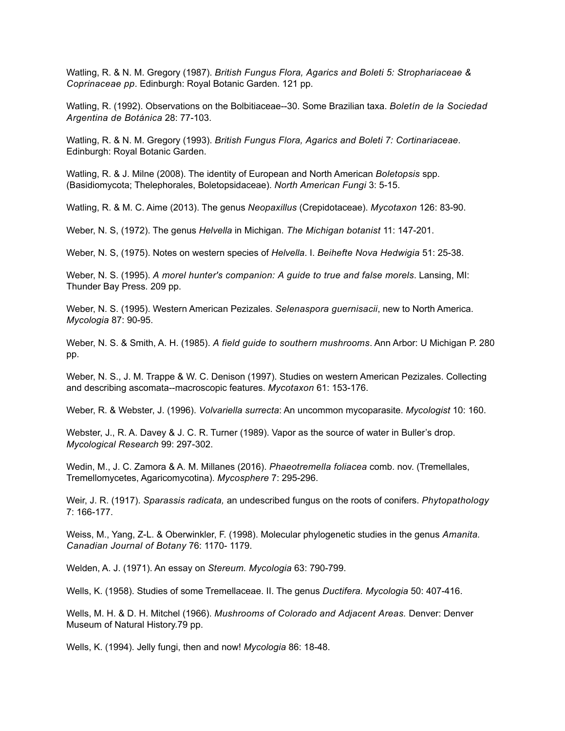Watling, R. & N. M. Gregory (1987). *British Fungus Flora, Agarics and Boleti 5: Strophariaceae & Coprinaceae pp*. Edinburgh: Royal Botanic Garden. 121 pp.

Watling, R. (1992). Observations on the Bolbitiaceae--30. Some Brazilian taxa. *Boletín de la Sociedad Argentina de Botánica* 28: 77-103.

Watling, R. & N. M. Gregory (1993). *British Fungus Flora, Agarics and Boleti 7: Cortinariaceae*. Edinburgh: Royal Botanic Garden.

Watling, R. & J. Milne (2008). The identity of European and North American *Boletopsis* spp. (Basidiomycota; Thelephorales, Boletopsidaceae). *North American Fungi* 3: 5-15.

Watling, R. & M. C. Aime (2013). The genus *Neopaxillus* (Crepidotaceae). *Mycotaxon* 126: 83-90.

Weber, N. S, (1972). The genus *Helvella* in Michigan. *The Michigan botanist* 11: 147-201.

Weber, N. S, (1975). Notes on western species of *Helvella*. I. *Beihefte Nova Hedwigia* 51: 25-38.

Weber, N. S. (1995). *A morel hunter's companion: A guide to true and false morels*. Lansing, MI: Thunder Bay Press. 209 pp.

Weber, N. S. (1995). Western American Pezizales. *Selenaspora guernisacii*, new to North America. *Mycologia* 87: 90-95.

Weber, N. S. & Smith, A. H. (1985). *A field guide to southern mushrooms*. Ann Arbor: U Michigan P. 280 pp.

Weber, N. S., J. M. Trappe & W. C. Denison (1997). Studies on western American Pezizales. Collecting and describing ascomata--macroscopic features. *Mycotaxon* 61: 153-176.

Weber, R. & Webster, J. (1996). *Volvariella surrecta*: An uncommon mycoparasite. *Mycologist* 10: 160.

Webster, J., R. A. Davey & J. C. R. Turner (1989). Vapor as the source of water in Buller's drop. *Mycological Research* 99: 297-302.

Wedin, M., J. C. Zamora & A. M. Millanes (2016). *Phaeotremella foliacea* comb. nov. (Tremellales, Tremellomycetes, Agaricomycotina). *Mycosphere* 7: 295-296.

Weir, J. R. (1917). *Sparassis radicata,* an undescribed fungus on the roots of conifers. *Phytopathology* 7: 166-177.

Weiss, M., Yang, Z-L. & Oberwinkler, F. (1998). Molecular phylogenetic studies in the genus *Amanita. Canadian Journal of Botany* 76: 1170- 1179.

Welden, A. J. (1971). An essay on *Stereum. Mycologia* 63: 790-799.

Wells, K. (1958). Studies of some Tremellaceae. II. The genus *Ductifera. Mycologia* 50: 407-416.

Wells, M. H. & D. H. Mitchel (1966). *Mushrooms of Colorado and Adjacent Areas.* Denver: Denver Museum of Natural History.79 pp.

Wells, K. (1994). Jelly fungi, then and now! *Mycologia* 86: 18-48.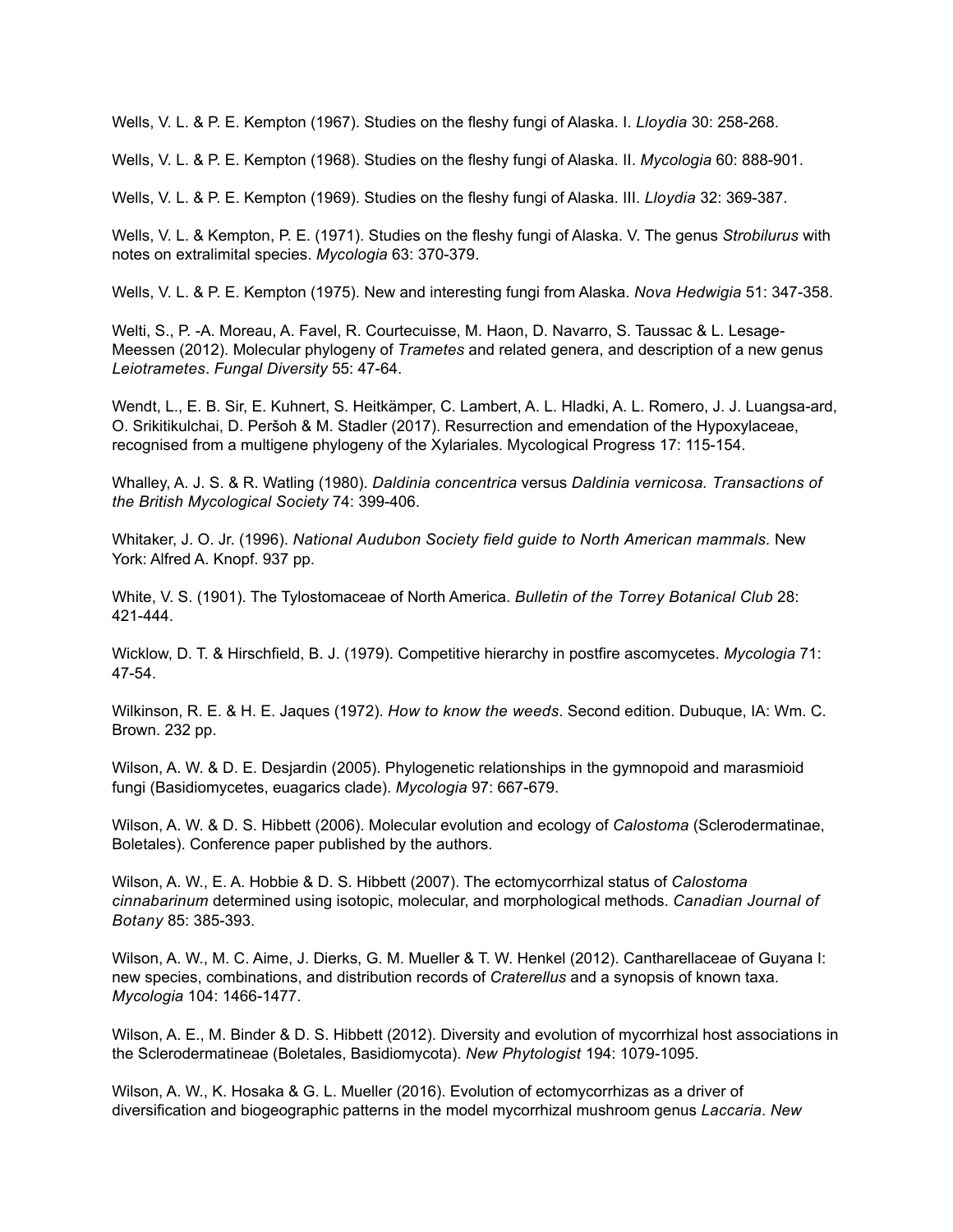Wells, V. L. & P. E. Kempton (1967). Studies on the fleshy fungi of Alaska. I. *Lloydia* 30: 258-268.

Wells, V. L. & P. E. Kempton (1968). Studies on the fleshy fungi of Alaska. II. *Mycologia* 60: 888-901.

Wells, V. L. & P. E. Kempton (1969). Studies on the fleshy fungi of Alaska. III. *Lloydia* 32: 369-387.

Wells, V. L. & Kempton, P. E. (1971). Studies on the fleshy fungi of Alaska. V. The genus *Strobilurus* with notes on extralimital species. *Mycologia* 63: 370-379.

Wells, V. L. & P. E. Kempton (1975). New and interesting fungi from Alaska. *Nova Hedwigia* 51: 347-358.

Welti, S., P. -A. Moreau, A. Favel, R. Courtecuisse, M. Haon, D. Navarro, S. Taussac & L. Lesage-Meessen (2012). Molecular phylogeny of *Trametes* and related genera, and description of a new genus *Leiotrametes*. *Fungal Diversity* 55: 47-64.

Wendt, L., E. B. Sir, E. Kuhnert, S. Heitkämper, C. Lambert, A. L. Hladki, A. L. Romero, J. J. Luangsa-ard, O. Srikitikulchai, D. Peršoh & M. Stadler (2017). Resurrection and emendation of the Hypoxylaceae, recognised from a multigene phylogeny of the Xylariales. Mycological Progress 17: 115-154.

Whalley, A. J. S. & R. Watling (1980). *Daldinia concentrica* versus *Daldinia vernicosa. Transactions of the British Mycological Society* 74: 399-406.

Whitaker, J. O. Jr. (1996). *National Audubon Society field guide to North American mammals*. New York: Alfred A. Knopf. 937 pp.

White, V. S. (1901). The Tylostomaceae of North America. *Bulletin of the Torrey Botanical Club* 28: 421-444.

Wicklow, D. T. & Hirschfield, B. J. (1979). Competitive hierarchy in postfire ascomycetes. *Mycologia* 71: 47-54.

Wilkinson, R. E. & H. E. Jaques (1972). *How to know the weeds*. Second edition. Dubuque, IA: Wm. C. Brown. 232 pp.

Wilson, A. W. & D. E. Desjardin (2005). Phylogenetic relationships in the gymnopoid and marasmioid fungi (Basidiomycetes, euagarics clade). *Mycologia* 97: 667-679.

Wilson, A. W. & D. S. Hibbett (2006). Molecular evolution and ecology of *Calostoma* (Sclerodermatinae, Boletales). Conference paper published by the authors.

Wilson, A. W., E. A. Hobbie & D. S. Hibbett (2007). The ectomycorrhizal status of *Calostoma cinnabarinum* determined using isotopic, molecular, and morphological methods. *Canadian Journal of Botany* 85: 385-393.

Wilson, A. W., M. C. Aime, J. Dierks, G. M. Mueller & T. W. Henkel (2012). Cantharellaceae of Guyana I: new species, combinations, and distribution records of *Craterellus* and a synopsis of known taxa. *Mycologia* 104: 1466-1477.

Wilson, A. E., M. Binder & D. S. Hibbett (2012). Diversity and evolution of mycorrhizal host associations in the Sclerodermatineae (Boletales, Basidiomycota). *New Phytologist* 194: 1079-1095.

Wilson, A. W., K. Hosaka & G. L. Mueller (2016). Evolution of ectomycorrhizas as a driver of diversification and biogeographic patterns in the model mycorrhizal mushroom genus *Laccaria*. *New*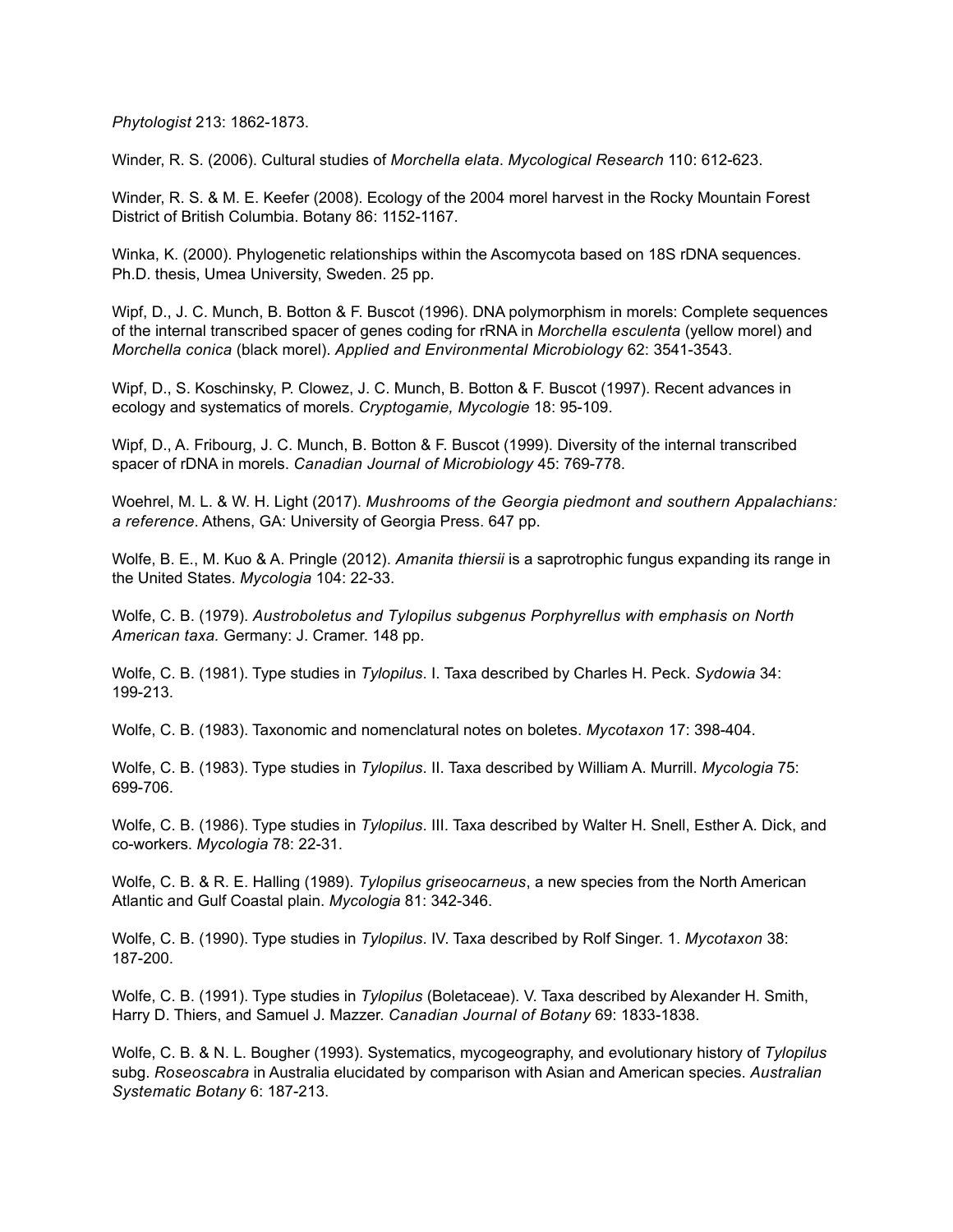*Phytologist* 213: 1862-1873.

Winder, R. S. (2006). Cultural studies of *Morchella elata*. *Mycological Research* 110: 612-623.

Winder, R. S. & M. E. Keefer (2008). Ecology of the 2004 morel harvest in the Rocky Mountain Forest District of British Columbia. Botany 86: 1152-1167.

Winka, K. (2000). Phylogenetic relationships within the Ascomycota based on 18S rDNA sequences. Ph.D. thesis, Umea University, Sweden. 25 pp.

Wipf, D., J. C. Munch, B. Botton & F. Buscot (1996). DNA polymorphism in morels: Complete sequences of the internal transcribed spacer of genes coding for rRNA in *Morchella esculenta* (yellow morel) and *Morchella conica* (black morel). *Applied and Environmental Microbiology* 62: 3541-3543.

Wipf, D., S. Koschinsky, P. Clowez, J. C. Munch, B. Botton & F. Buscot (1997). Recent advances in ecology and systematics of morels. *Cryptogamie, Mycologie* 18: 95-109.

Wipf, D., A. Fribourg, J. C. Munch, B. Botton & F. Buscot (1999). Diversity of the internal transcribed spacer of rDNA in morels. *Canadian Journal of Microbiology* 45: 769-778.

Woehrel, M. L. & W. H. Light (2017). *Mushrooms of the Georgia piedmont and southern Appalachians: a reference*. Athens, GA: University of Georgia Press. 647 pp.

Wolfe, B. E., M. Kuo & A. Pringle (2012). *Amanita thiersii* is a saprotrophic fungus expanding its range in the United States. *Mycologia* 104: 22-33.

Wolfe, C. B. (1979). *Austroboletus and Tylopilus subgenus Porphyrellus with emphasis on North American taxa.* Germany: J. Cramer. 148 pp.

Wolfe, C. B. (1981). Type studies in *Tylopilus*. I. Taxa described by Charles H. Peck. *Sydowia* 34: 199-213.

Wolfe, C. B. (1983). Taxonomic and nomenclatural notes on boletes. *Mycotaxon* 17: 398-404.

Wolfe, C. B. (1983). Type studies in *Tylopilus*. II. Taxa described by William A. Murrill. *Mycologia* 75: 699-706.

Wolfe, C. B. (1986). Type studies in *Tylopilus*. III. Taxa described by Walter H. Snell, Esther A. Dick, and co-workers. *Mycologia* 78: 22-31.

Wolfe, C. B. & R. E. Halling (1989). *Tylopilus griseocarneus*, a new species from the North American Atlantic and Gulf Coastal plain. *Mycologia* 81: 342-346.

Wolfe, C. B. (1990). Type studies in *Tylopilus*. IV. Taxa described by Rolf Singer. 1. *Mycotaxon* 38: 187-200.

Wolfe, C. B. (1991). Type studies in *Tylopilus* (Boletaceae). V. Taxa described by Alexander H. Smith, Harry D. Thiers, and Samuel J. Mazzer. *Canadian Journal of Botany* 69: 1833-1838.

Wolfe, C. B. & N. L. Bougher (1993). Systematics, mycogeography, and evolutionary history of *Tylopilus* subg. *Roseoscabra* in Australia elucidated by comparison with Asian and American species. *Australian Systematic Botany* 6: 187-213.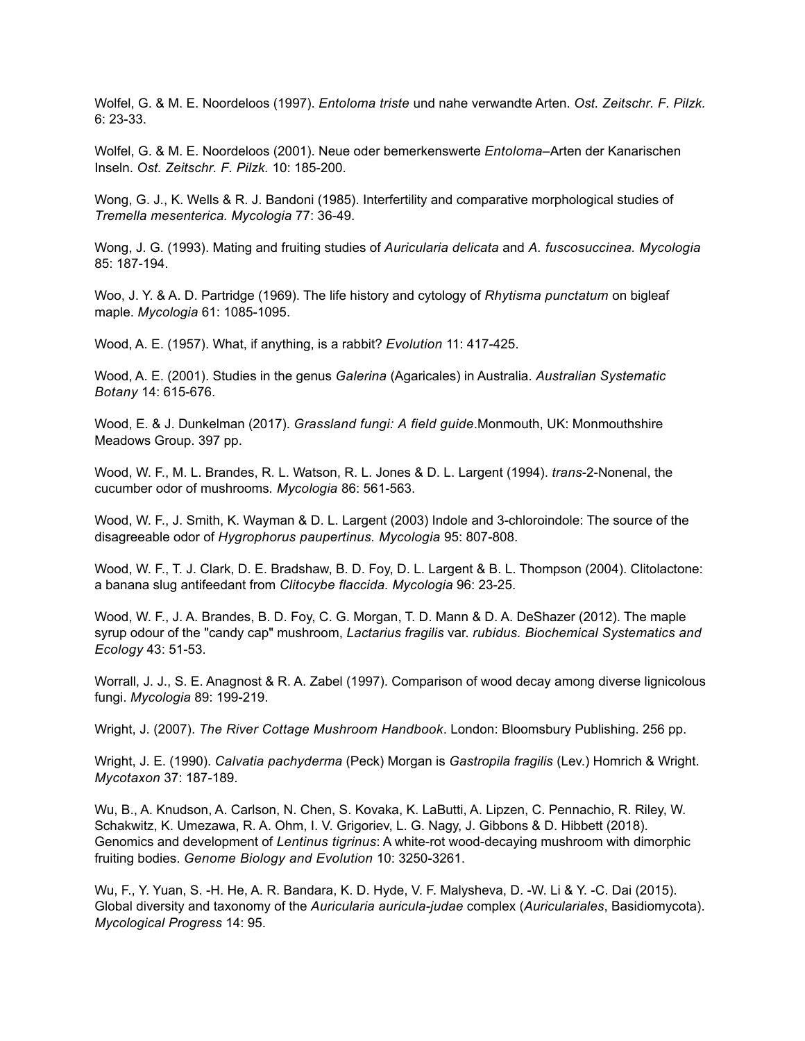Wolfel, G. & M. E. Noordeloos (1997). *Entoloma triste* und nahe verwandte Arten. *Ost. Zeitschr. F. Pilzk.* 6: 23-33.

Wolfel, G. & M. E. Noordeloos (2001). Neue oder bemerkenswerte *Entoloma*–Arten der Kanarischen Inseln. *Ost. Zeitschr. F. Pilzk.* 10: 185-200.

Wong, G. J., K. Wells & R. J. Bandoni (1985). Interfertility and comparative morphological studies of *Tremella mesenterica. Mycologia* 77: 36-49.

Wong, J. G. (1993). Mating and fruiting studies of *Auricularia delicata* and *A. fuscosuccinea. Mycologia* 85: 187-194.

Woo, J. Y. & A. D. Partridge (1969). The life history and cytology of *Rhytisma punctatum* on bigleaf maple. *Mycologia* 61: 1085-1095.

Wood, A. E. (1957). What, if anything, is a rabbit? *Evolution* 11: 417-425.

Wood, A. E. (2001). Studies in the genus *Galerina* (Agaricales) in Australia. *Australian Systematic Botany* 14: 615-676.

Wood, E. & J. Dunkelman (2017). *Grassland fungi: A field guide*.Monmouth, UK: Monmouthshire Meadows Group. 397 pp.

Wood, W. F., M. L. Brandes, R. L. Watson, R. L. Jones & D. L. Largent (1994). *trans*-2-Nonenal, the cucumber odor of mushrooms. *Mycologia* 86: 561-563.

Wood, W. F., J. Smith, K. Wayman & D. L. Largent (2003) Indole and 3-chloroindole: The source of the disagreeable odor of *Hygrophorus paupertinus. Mycologia* 95: 807-808.

Wood, W. F., T. J. Clark, D. E. Bradshaw, B. D. Foy, D. L. Largent & B. L. Thompson (2004). Clitolactone: a banana slug antifeedant from *Clitocybe flaccida. Mycologia* 96: 23-25.

Wood, W. F., J. A. Brandes, B. D. Foy, C. G. Morgan, T. D. Mann & D. A. DeShazer (2012). The maple syrup odour of the "candy cap" mushroom, *Lactarius fragilis* var. *rubidus. Biochemical Systematics and Ecology* 43: 51-53.

Worrall, J. J., S. E. Anagnost & R. A. Zabel (1997). Comparison of wood decay among diverse lignicolous fungi. *Mycologia* 89: 199-219.

Wright, J. (2007). *The River Cottage Mushroom Handbook*. London: Bloomsbury Publishing. 256 pp.

Wright, J. E. (1990). *Calvatia pachyderma* (Peck) Morgan is *Gastropila fragilis* (Lev.) Homrich & Wright. *Mycotaxon* 37: 187-189.

Wu, B., A. Knudson, A. Carlson, N. Chen, S. Kovaka, K. LaButti, A. Lipzen, C. Pennachio, R. Riley, W. Schakwitz, K. Umezawa, R. A. Ohm, I. V. Grigoriev, L. G. Nagy, J. Gibbons & D. Hibbett (2018). Genomics and development of *Lentinus tigrinus*: A white-rot wood-decaying mushroom with dimorphic fruiting bodies. *Genome Biology and Evolution* 10: 3250-3261.

Wu, F., Y. Yuan, S. -H. He, A. R. Bandara, K. D. Hyde, V. F. Malysheva, D. -W. Li & Y. -C. Dai (2015). Global diversity and taxonomy of the *Auricularia auricula-judae* complex (*Auriculariales*, Basidiomycota). *Mycological Progress* 14: 95.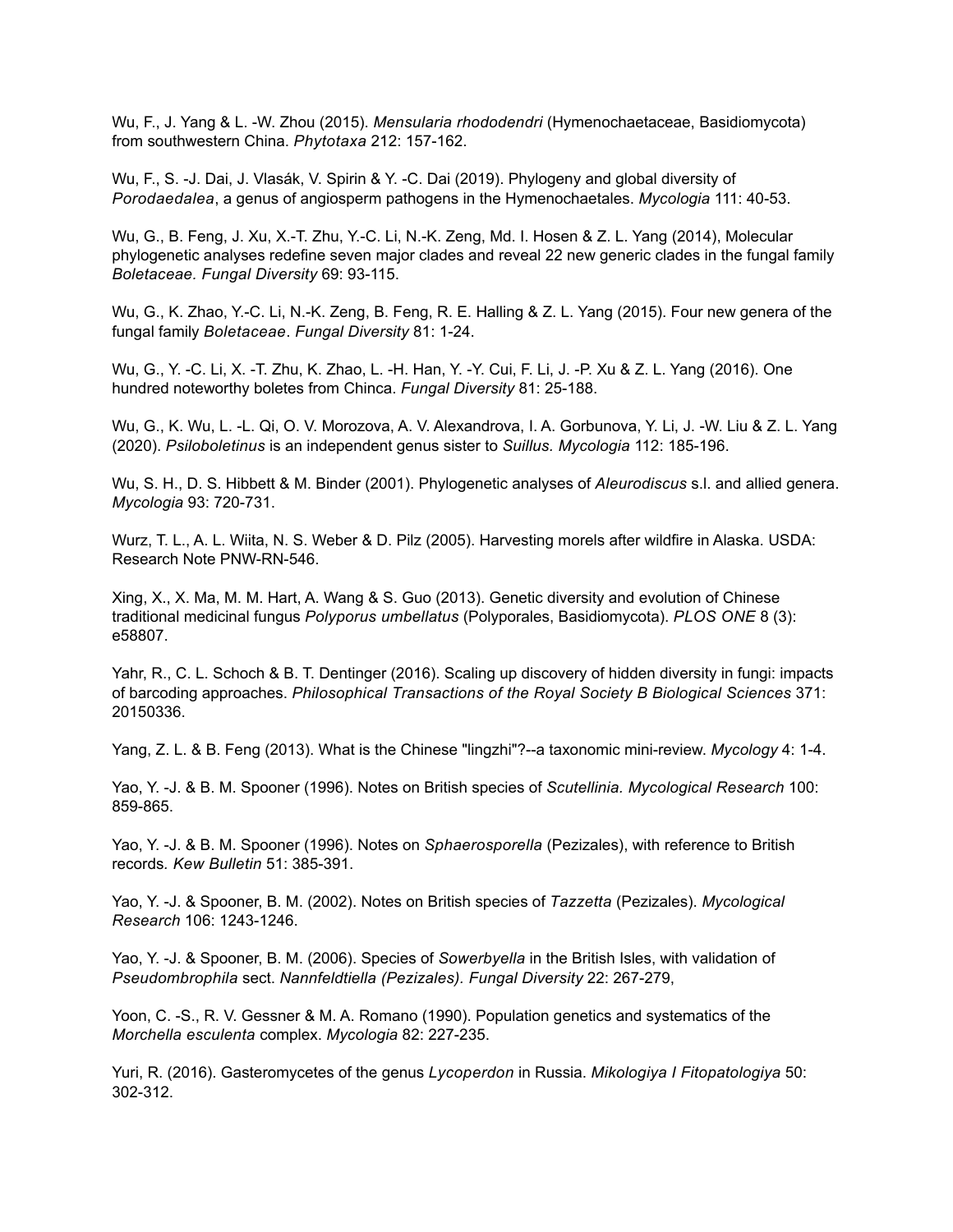Wu, F., J. Yang & L. -W. Zhou (2015). *Mensularia rhododendri* (Hymenochaetaceae, Basidiomycota) from southwestern China. *Phytotaxa* 212: 157-162.

Wu, F., S. -J. Dai, J. Vlasák, V. Spirin & Y. -C. Dai (2019). Phylogeny and global diversity of *Porodaedalea*, a genus of angiosperm pathogens in the Hymenochaetales. *Mycologia* 111: 40-53.

Wu, G., B. Feng, J. Xu, X.-T. Zhu, Y.-C. Li, N.-K. Zeng, Md. I. Hosen & Z. L. Yang (2014), Molecular phylogenetic analyses redefine seven major clades and reveal 22 new generic clades in the fungal family *Boletaceae. Fungal Diversity* 69: 93-115.

Wu, G., K. Zhao, Y.-C. Li, N.-K. Zeng, B. Feng, R. E. Halling & Z. L. Yang (2015). Four new genera of the fungal family *Boletaceae*. *Fungal Diversity* 81: 1-24.

Wu, G., Y. -C. Li, X. -T. Zhu, K. Zhao, L. -H. Han, Y. -Y. Cui, F. Li, J. -P. Xu & Z. L. Yang (2016). One hundred noteworthy boletes from Chinca. *Fungal Diversity* 81: 25-188.

Wu, G., K. Wu, L. -L. Qi, O. V. Morozova, A. V. Alexandrova, I. A. Gorbunova, Y. Li, J. -W. Liu & Z. L. Yang (2020). *Psiloboletinus* is an independent genus sister to *Suillus. Mycologia* 112: 185-196.

Wu, S. H., D. S. Hibbett & M. Binder (2001). Phylogenetic analyses of *Aleurodiscus* s.l. and allied genera. *Mycologia* 93: 720-731.

Wurz, T. L., A. L. Wiita, N. S. Weber & D. Pilz (2005). Harvesting morels after wildfire in Alaska. USDA: Research Note PNW-RN-546.

Xing, X., X. Ma, M. M. Hart, A. Wang & S. Guo (2013). Genetic diversity and evolution of Chinese traditional medicinal fungus *Polyporus umbellatus* (Polyporales, Basidiomycota). *PLOS ONE* 8 (3): e58807.

Yahr, R., C. L. Schoch & B. T. Dentinger (2016). Scaling up discovery of hidden diversity in fungi: impacts of barcoding approaches. *Philosophical Transactions of the Royal Society B Biological Sciences* 371: 20150336.

Yang, Z. L. & B. Feng (2013). What is the Chinese "lingzhi"?--a taxonomic mini-review. *Mycology* 4: 1-4.

Yao, Y. -J. & B. M. Spooner (1996). Notes on British species of *Scutellinia. Mycological Research* 100: 859-865.

Yao, Y. -J. & B. M. Spooner (1996). Notes on *Sphaerosporella* (Pezizales), with reference to British records*. Kew Bulletin* 51: 385-391.

Yao, Y. -J. & Spooner, B. M. (2002). Notes on British species of *Tazzetta* (Pezizales). *Mycological Research* 106: 1243-1246.

Yao, Y. -J. & Spooner, B. M. (2006). Species of *Sowerbyella* in the British Isles, with validation of *Pseudombrophila* sect. *Nannfeldtiella (Pezizales). Fungal Diversity* 22: 267-279,

Yoon, C. -S., R. V. Gessner & M. A. Romano (1990). Population genetics and systematics of the *Morchella esculenta* complex. *Mycologia* 82: 227-235.

Yuri, R. (2016). Gasteromycetes of the genus *Lycoperdon* in Russia. *Mikologiya I Fitopatologiya* 50: 302-312.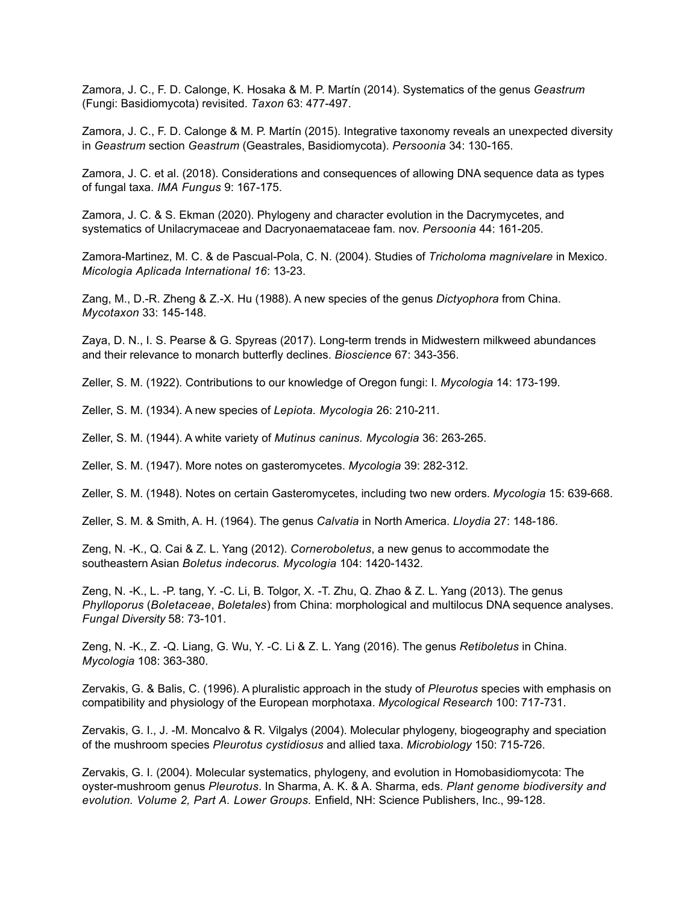Zamora, J. C., F. D. Calonge, K. Hosaka & M. P. Martín (2014). Systematics of the genus *Geastrum* (Fungi: Basidiomycota) revisited. *Taxon* 63: 477-497.

Zamora, J. C., F. D. Calonge & M. P. Martín (2015). Integrative taxonomy reveals an unexpected diversity in *Geastrum* section *Geastrum* (Geastrales, Basidiomycota). *Persoonia* 34: 130-165.

Zamora, J. C. et al. (2018). Considerations and consequences of allowing DNA sequence data as types of fungal taxa. *IMA Fungus* 9: 167-175.

Zamora, J. C. & S. Ekman (2020). Phylogeny and character evolution in the Dacrymycetes, and systematics of Unilacrymaceae and Dacryonaemataceae fam. nov. *Persoonia* 44: 161-205.

Zamora-Martinez, M. C. & de Pascual-Pola, C. N. (2004). Studies of *Tricholoma magnivelare* in Mexico. *Micologia Aplicada International 16*: 13-23.

Zang, M., D.-R. Zheng & Z.-X. Hu (1988). A new species of the genus *Dictyophora* from China. *Mycotaxon* 33: 145-148.

Zaya, D. N., I. S. Pearse & G. Spyreas (2017). Long-term trends in Midwestern milkweed abundances and their relevance to monarch butterfly declines. *Bioscience* 67: 343-356.

Zeller, S. M. (1922). Contributions to our knowledge of Oregon fungi: I. *Mycologia* 14: 173-199.

Zeller, S. M. (1934). A new species of *Lepiota. Mycologia* 26: 210-211.

Zeller, S. M. (1944). A white variety of *Mutinus caninus. Mycologia* 36: 263-265.

Zeller, S. M. (1947). More notes on gasteromycetes. *Mycologia* 39: 282-312.

Zeller, S. M. (1948). Notes on certain Gasteromycetes, including two new orders. *Mycologia* 15: 639-668.

Zeller, S. M. & Smith, A. H. (1964). The genus *Calvatia* in North America. *Lloydia* 27: 148-186.

Zeng, N. -K., Q. Cai & Z. L. Yang (2012). *Corneroboletus*, a new genus to accommodate the southeastern Asian *Boletus indecorus. Mycologia* 104: 1420-1432.

Zeng, N. -K., L. -P. tang, Y. -C. Li, B. Tolgor, X. -T. Zhu, Q. Zhao & Z. L. Yang (2013). The genus *Phylloporus* (*Boletaceae*, *Boletales*) from China: morphological and multilocus DNA sequence analyses. *Fungal Diversity* 58: 73-101.

Zeng, N. -K., Z. -Q. Liang, G. Wu, Y. -C. Li & Z. L. Yang (2016). The genus *Retiboletus* in China. *Mycologia* 108: 363-380.

Zervakis, G. & Balis, C. (1996). A pluralistic approach in the study of *Pleurotus* species with emphasis on compatibility and physiology of the European morphotaxa. *Mycological Research* 100: 717-731.

Zervakis, G. I., J. -M. Moncalvo & R. Vilgalys (2004). Molecular phylogeny, biogeography and speciation of the mushroom species *Pleurotus cystidiosus* and allied taxa. *Microbiology* 150: 715-726.

Zervakis, G. I. (2004). Molecular systematics, phylogeny, and evolution in Homobasidiomycota: The oyster-mushroom genus *Pleurotus*. In Sharma, A. K. & A. Sharma, eds. *Plant genome biodiversity and evolution. Volume 2, Part A. Lower Groups.* Enfield, NH: Science Publishers, Inc., 99-128.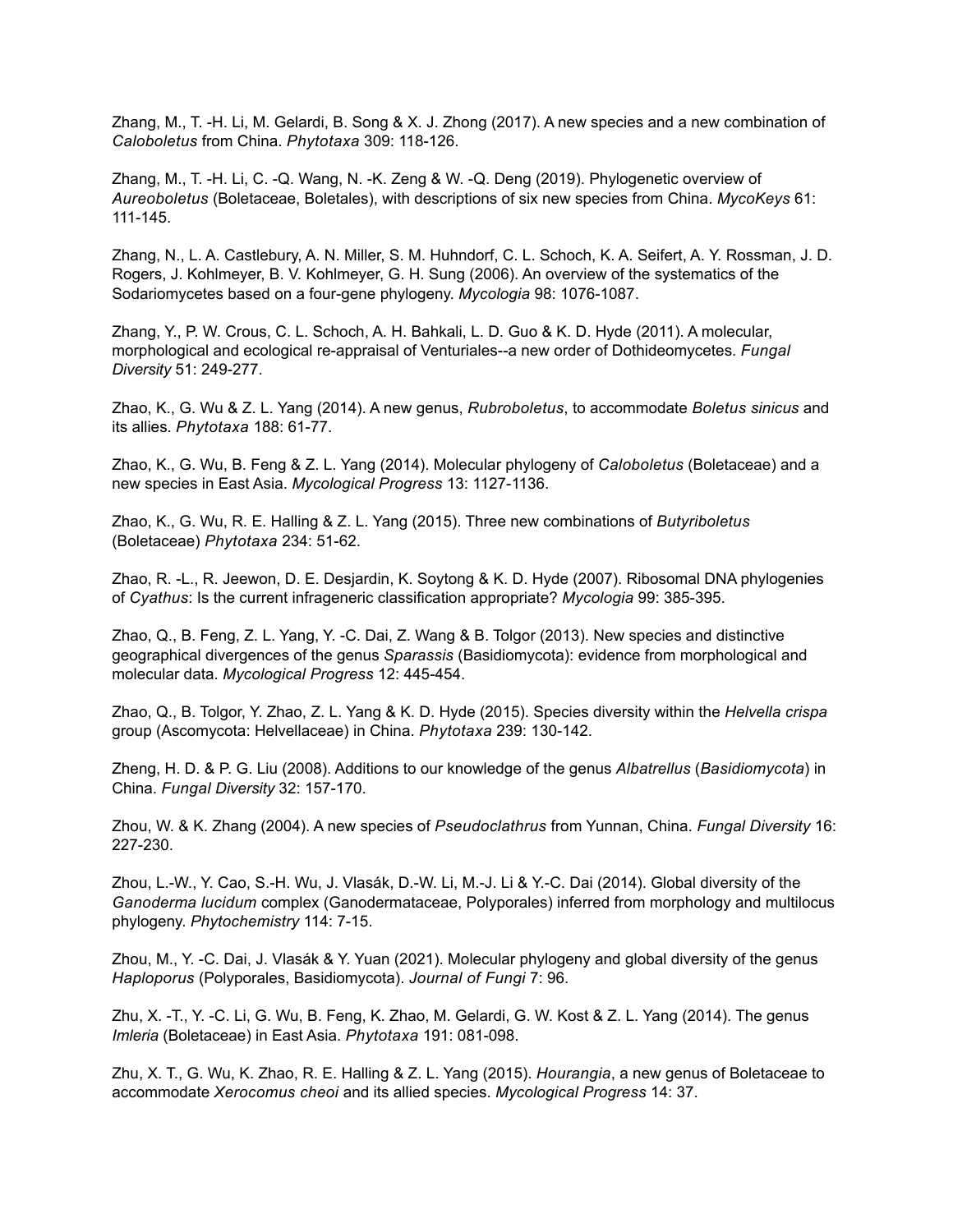Zhang, M., T. -H. Li, M. Gelardi, B. Song & X. J. Zhong (2017). A new species and a new combination of *Caloboletus* from China. *Phytotaxa* 309: 118-126.

Zhang, M., T. -H. Li, C. -Q. Wang, N. -K. Zeng & W. -Q. Deng (2019). Phylogenetic overview of *Aureoboletus* (Boletaceae, Boletales), with descriptions of six new species from China. *MycoKeys* 61: 111-145.

Zhang, N., L. A. Castlebury, A. N. Miller, S. M. Huhndorf, C. L. Schoch, K. A. Seifert, A. Y. Rossman, J. D. Rogers, J. Kohlmeyer, B. V. Kohlmeyer, G. H. Sung (2006). An overview of the systematics of the Sodariomycetes based on a four-gene phylogeny. *Mycologia* 98: 1076-1087.

Zhang, Y., P. W. Crous, C. L. Schoch, A. H. Bahkali, L. D. Guo & K. D. Hyde (2011). A molecular, morphological and ecological re-appraisal of Venturiales--a new order of Dothideomycetes. *Fungal Diversity* 51: 249-277.

Zhao, K., G. Wu & Z. L. Yang (2014). A new genus, *Rubroboletus*, to accommodate *Boletus sinicus* and its allies. *Phytotaxa* 188: 61-77.

Zhao, K., G. Wu, B. Feng & Z. L. Yang (2014). Molecular phylogeny of *Caloboletus* (Boletaceae) and a new species in East Asia. *Mycological Progress* 13: 1127-1136.

Zhao, K., G. Wu, R. E. Halling & Z. L. Yang (2015). Three new combinations of *Butyriboletus* (Boletaceae) *Phytotaxa* 234: 51-62.

Zhao, R. -L., R. Jeewon, D. E. Desjardin, K. Soytong & K. D. Hyde (2007). Ribosomal DNA phylogenies of *Cyathus*: Is the current infrageneric classification appropriate? *Mycologia* 99: 385-395.

Zhao, Q., B. Feng, Z. L. Yang, Y. -C. Dai, Z. Wang & B. Tolgor (2013). New species and distinctive geographical divergences of the genus *Sparassis* (Basidiomycota): evidence from morphological and molecular data. *Mycological Progress* 12: 445-454.

Zhao, Q., B. Tolgor, Y. Zhao, Z. L. Yang & K. D. Hyde (2015). Species diversity within the *Helvella crispa* group (Ascomycota: Helvellaceae) in China. *Phytotaxa* 239: 130-142.

Zheng, H. D. & P. G. Liu (2008). Additions to our knowledge of the genus *Albatrellus* (*Basidiomycota*) in China. *Fungal Diversity* 32: 157-170.

Zhou, W. & K. Zhang (2004). A new species of *Pseudoclathrus* from Yunnan, China. *Fungal Diversity* 16: 227-230.

Zhou, L.-W., Y. Cao, S.-H. Wu, J. Vlasák, D.-W. Li, M.-J. Li & Y.-C. Dai (2014). Global diversity of the *Ganoderma lucidum* complex (Ganodermataceae, Polyporales) inferred from morphology and multilocus phylogeny. *Phytochemistry* 114: 7-15.

Zhou, M., Y. -C. Dai, J. Vlasák & Y. Yuan (2021). Molecular phylogeny and global diversity of the genus *Haploporus* (Polyporales, Basidiomycota). *Journal of Fungi* 7: 96.

Zhu, X. -T., Y. -C. Li, G. Wu, B. Feng, K. Zhao, M. Gelardi, G. W. Kost & Z. L. Yang (2014). The genus *Imleria* (Boletaceae) in East Asia. *Phytotaxa* 191: 081-098.

Zhu, X. T., G. Wu, K. Zhao, R. E. Halling & Z. L. Yang (2015). *Hourangia*, a new genus of Boletaceae to accommodate *Xerocomus cheoi* and its allied species. *Mycological Progress* 14: 37.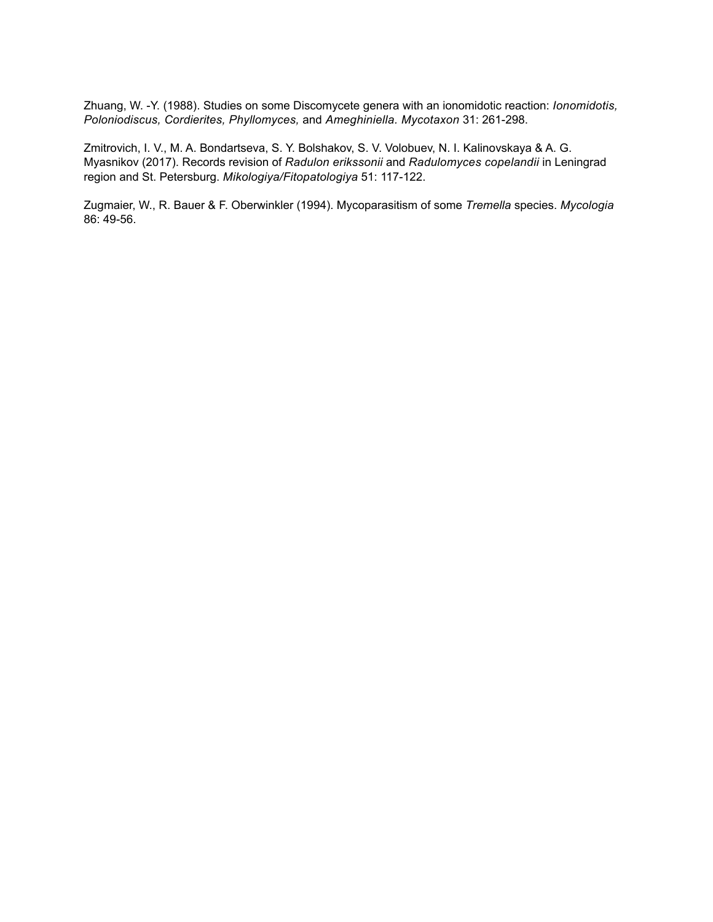Zhuang, W. -Y. (1988). Studies on some Discomycete genera with an ionomidotic reaction: *Ionomidotis, Poloniodiscus, Cordierites, Phyllomyces,* and *Ameghiniella. Mycotaxon* 31: 261-298.

Zmitrovich, I. V., M. A. Bondartseva, S. Y. Bolshakov, S. V. Volobuev, N. I. Kalinovskaya & A. G. Myasnikov (2017). Records revision of *Radulon erikssonii* and *Radulomyces copelandii* in Leningrad region and St. Petersburg. *Mikologiya/Fitopatologiya* 51: 117-122.

Zugmaier, W., R. Bauer & F. Oberwinkler (1994). Mycoparasitism of some *Tremella* species. *Mycologia* 86: 49-56.